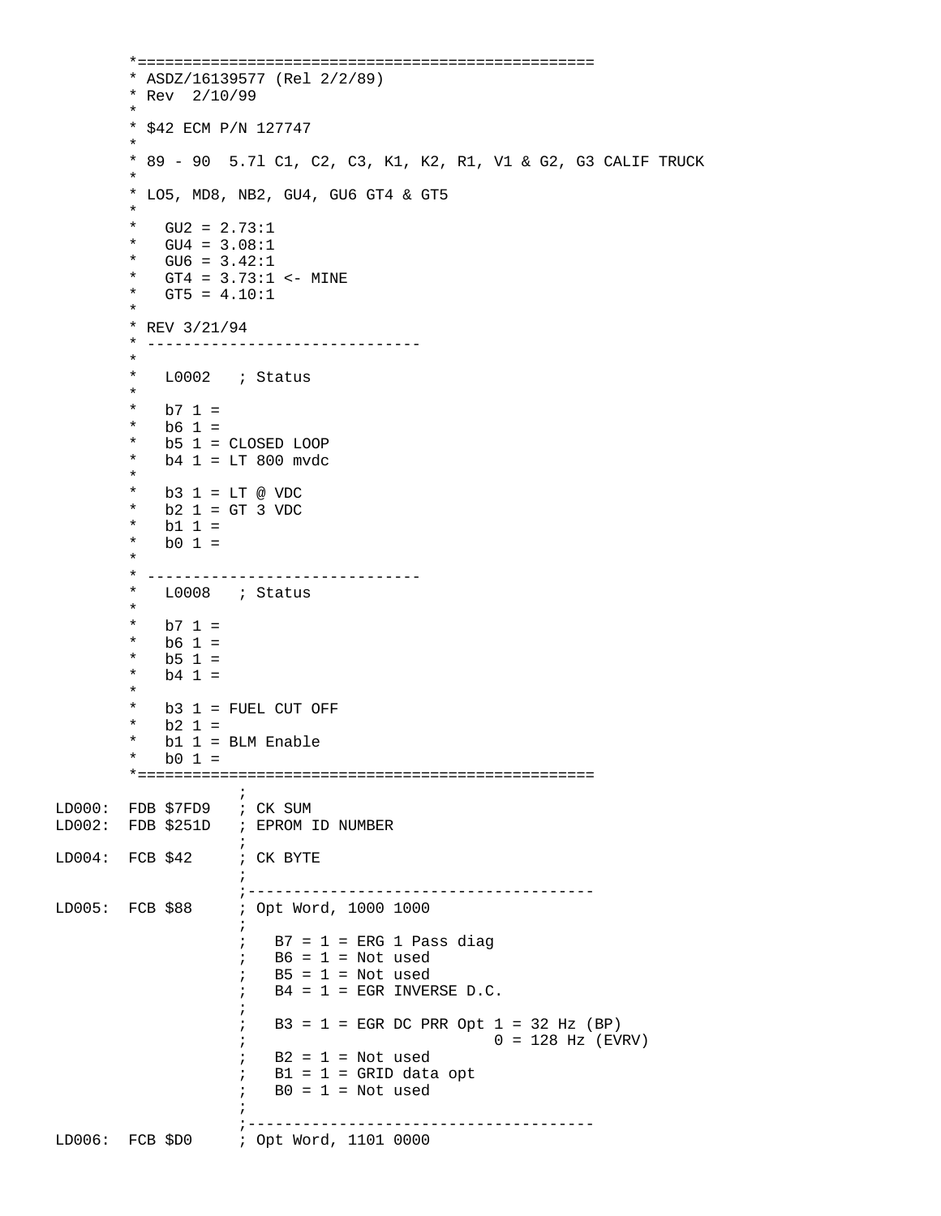```
        *==================================================
        * ASDZ/16139577 (Rel 2/2/89)
        * Rev  2/10/99
        *
        * $42 ECM P/N 127747
        *
        * 89 - 90  5.7l C1, C2, C3, K1, K2, R1, V1 & G2, G3 CALIF TRUCK
        *
        * LO5, MD8, NB2, GU4, GU6 GT4 & GT5
        *
        *   GU2 = 2.73:1
        *   GU4 = 3.08:1
        *   GU6 = 3.42:1
        *   GT4 = 3.73:1 <- MINE
        *   GT5 = 4.10:1
        *
        * REV 3/21/94
        * -----------------------------
        *
        *   L0002   ; Status
        *
        *   b7 1 =
        *   b6 1 =
        *   b5 1 = CLOSED LOOP
        *   b4 1 = LT 800 mvdc
        *
        *   b3 1 = LT @ VDC
        *   b2 1 = GT 3 VDC
        *   b1 1 =
        *   b0 1 =
        *
        * -----------------------------
        *   L0008   ; Status
        *
        *   b7 1 =
        *   b6 1 =
        *   b5 1 =
        *   b4 1 =
        *
        *   b3 1 = FUEL CUT OFF
        *   b2 1 =
        *   b1 1 = BLM Enable
        *   b0 1 =
        *==================================================
                    ;
LD000:  FDB $7FD9   ; CK SUM
LD002:  FDB $251D   ; EPROM ID NUMBER
                    ;
LD004:  FCB $42     ; CK BYTE
                    ;
                    ;-------------------------------------
LD005:  FCB $88     ; Opt Word, 1000 1000
                    ;
                    ;   B7 = 1 = ERG 1 Pass diag
                    ;   B6 = 1 = Not used
                    ;   B5 = 1 = Not used
                    ;   B4 = 1 = EGR INVERSE D.C.
                    ;
                    ;   B3 = 1 = EGR DC PRR Opt 1 = 32 Hz (BP)
                    ;                           0 = 128 Hz (EVRV)
                    ;   B2 = 1 = Not used
                    ;   B1 = 1 = GRID data opt
                    ;   B0 = 1 = Not used
                    ;
                    ;-------------------------------------
LD006:  FCB $D0     ; Opt Word, 1101 0000
```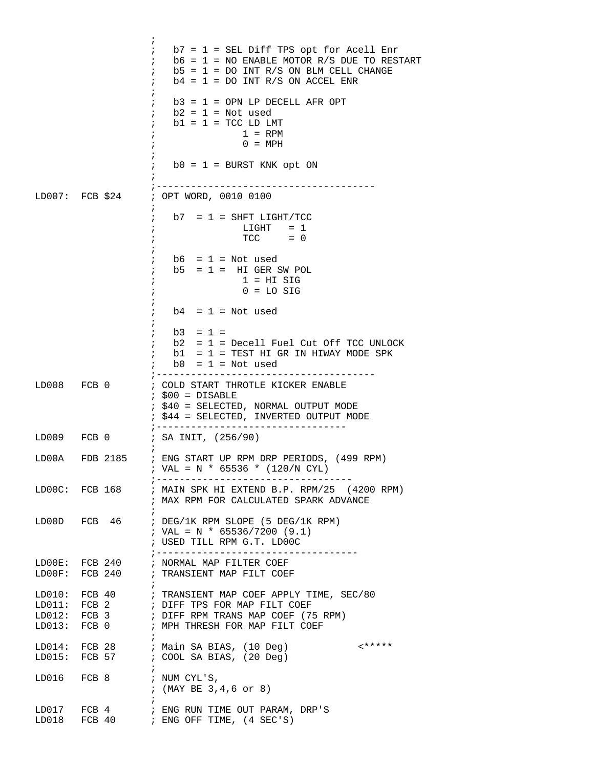```
                    ;
                    ;   b7 = 1 = SEL Diff TPS opt for Acell Enr
                    ;   b6 = 1 = NO ENABLE MOTOR R/S DUE TO RESTART
                    ;   b5 = 1 = DO INT R/S ON BLM CELL CHANGE
                    ;   b4 = 1 = DO INT R/S ON ACCEL ENR
                    ;
                    ;   b3 = 1 = OPN LP DECELL AFR OPT
                    ;   b2 = 1 = Not used
                    ;   b1 = 1 = TCC LD LMT
                    ;               1 = RPM
                    ;               0 = MPH
                    ;
                    ;   b0 = 1 = BURST KNK opt ON
                    ;
                    ;-------------------------------------
LD007:  FCB $24     ; OPT WORD, 0010 0100
                    ;
                    ;   b7  = 1 = SHFT LIGHT/TCC
                    ;               LIGHT   = 1
                    ;               TCC     = 0
                    ;
                    ;   b6  = 1 = Not used
                    ;   b5  = 1 =  HI GER SW POL
                    ;               1 = HI SIG
                    ;               0 = LO SIG
                    ;
                    ;   b4  = 1 = Not used
                    ;
                    ;   b3  = 1 =
                    ;   b2  = 1 = Decell Fuel Cut Off TCC UNLOCK
                    ;   b1  = 1 = TEST HI GR IN HIWAY MODE SPK
                    ;   b0  = 1 = Not used
                    ;-------------------------------------
LD008   FCB 0       ; COLD START THROTLE KICKER ENABLE
                    ; $00 = DISABLE
                    ; $40 = SELECTED, NORMAL OUTPUT MODE
                    ; $44 = SELECTED, INVERTED OUTPUT MODE
                    ;--------------------------------
LD009   FCB 0       ; SA INIT, (256/90)
                    ;
LD00A   FDB 2185    ; ENG START UP RPM DRP PERIODS, (499 RPM)
                    ; VAL = N * 65536 * (120/N CYL)
                    ;--------------------------------
LD00C:  FCB 168     ; MAIN SPK HI EXTEND B.P. RPM/25  (4200 RPM)
                    ; MAX RPM FOR CALCULATED SPARK ADVANCE
                    ;
LD00D   FCB  46     ; DEG/1K RPM SLOPE (5 DEG/1K RPM)
                    ; VAL = N * 65536/7200 (9.1)
                    ; USED TILL RPM G.T. LD00C
                    ;---------------------------------
LD00E:  FCB 240     ; NORMAL MAP FILTER COEF
LD00F:  FCB 240     ; TRANSIENT MAP FILT COEF
                    ;
LD010:  FCB 40      ; TRANSIENT MAP COEF APPLY TIME, SEC/80
LD011:  FCB 2       ; DIFF TPS FOR MAP FILT COEF
LD012:  FCB 3       ; DIFF RPM TRANS MAP COEF (75 RPM)
LD013:  FCB 0       ; MPH THRESH FOR MAP FILT COEF
                    ;
LD014:  FCB 28      ; Main SA BIAS, (10 Deg)           <*****
LD015:  FCB 57      ; COOL SA BIAS, (20 Deg)
                    ;
LD016   FCB 8       ; NUM CYL'S,
                    ; (MAY BE 3,4,6 or 8)
                    ;
LD017   FCB 4       ; ENG RUN TIME OUT PARAM, DRP'S
LD018   FCB 40      ; ENG OFF TIME, (4 SEC'S)
```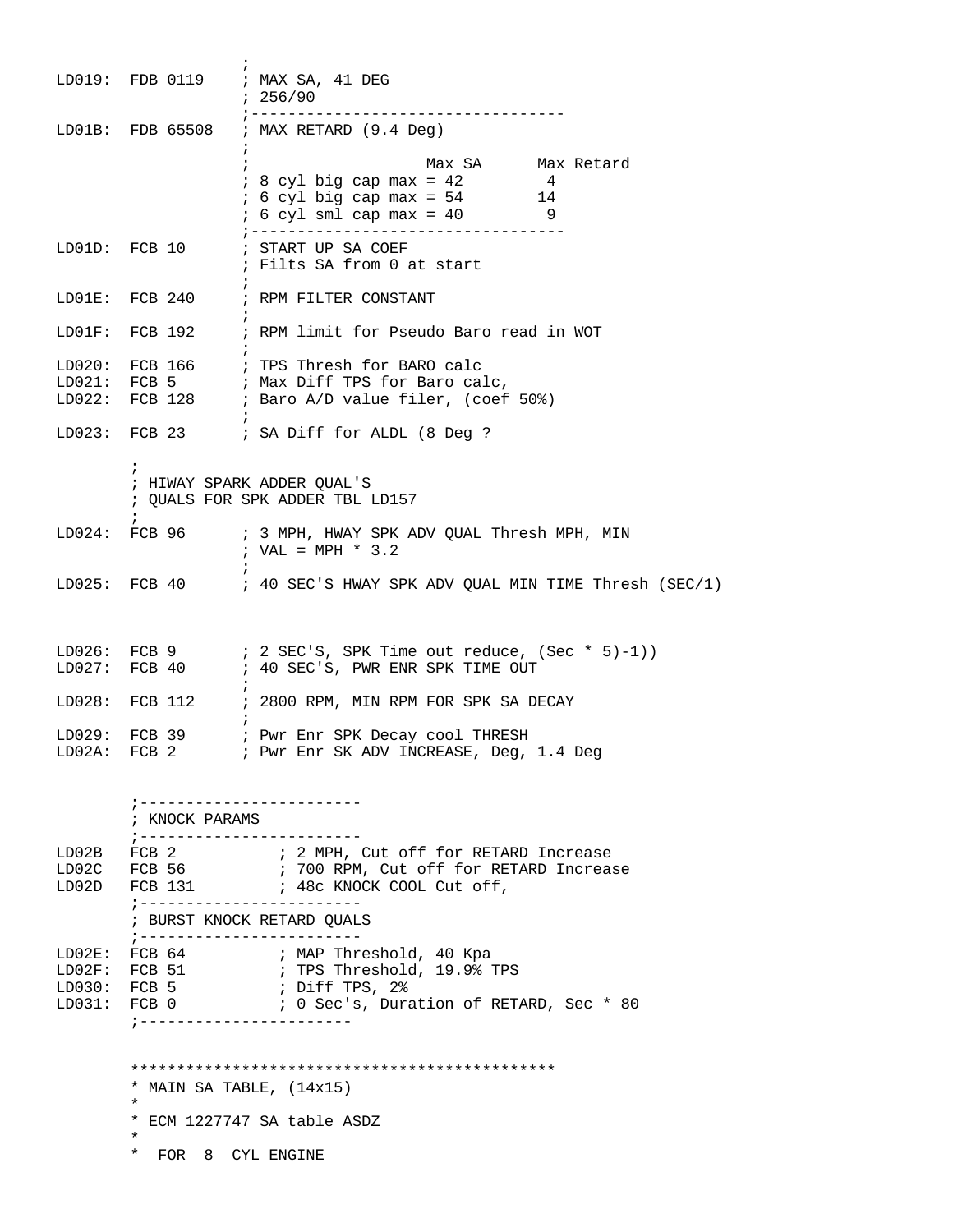```
                  ;
LD019:  FDB 0119    ; MAX SA, 41 DEG
                    ; 256/90
                    ;----------------------------------
LD01B:  FDB 65508   ; MAX RETARD (9.4 Deg)
                    ;
                    ;                   Max SA      Max Retard
                    ; 8 cyl big cap max = 42         4
                    ; 6 cyl big cap max = 54        14
                    ; 6 cyl sml cap max = 40         9
                    ;----------------------------------
LD01D:  FCB 10      ; START UP SA COEF
                    ; Filts SA from 0 at start
                    ;
LD01E:  FCB 240     ; RPM FILTER CONSTANT
                    ;
LD01F:  FCB 192     ; RPM limit for Pseudo Baro read in WOT
                    ;
LD020:  FCB 166     ; TPS Thresh for BARO calc
LD021:  FCB 5       ; Max Diff TPS for Baro calc,
LD022:  FCB 128     ; Baro A/D value filer, (coef 50%)
                    ;
LD023:  FCB 23      ; SA Diff for ALDL (8 Deg ?

        ;
        ; HIWAY SPARK ADDER QUAL'S
        ; QUALS FOR SPK ADDER TBL LD157
        ;
LD024:  FCB 96      ; 3 MPH, HWAY SPK ADV QUAL Thresh MPH, MIN
                    ; VAL = MPH * 3.2
                    ;
LD025:  FCB 40      ; 40 SEC'S HWAY SPK ADV QUAL MIN TIME Thresh (SEC/1)



LD026:  FCB 9       ; 2 SEC'S, SPK Time out reduce, (Sec * 5)-1))
LD027:  FCB 40      ; 40 SEC'S, PWR ENR SPK TIME OUT
                    ;
LD028:  FCB 112     ; 2800 RPM, MIN RPM FOR SPK SA DECAY
                    ;
LD029:  FCB 39      ; Pwr Enr SPK Decay cool THRESH
LD02A:  FCB 2       ; Pwr Enr SK ADV INCREASE, Deg, 1.4 Deg


        ;------------------------
        ; KNOCK PARAMS
        ;------------------------
LD02B   FCB 2           ; 2 MPH, Cut off for RETARD Increase
LD02C   FCB 56          ; 700 RPM, Cut off for RETARD Increase
LD02D   FCB 131         ; 48c KNOCK COOL Cut off,
        ;------------------------
        ; BURST KNOCK RETARD QUALS
        ;------------------------
LD02E:  FCB 64          ; MAP Threshold, 40 Kpa
LD02F:  FCB 51          ; TPS Threshold, 19.9% TPS
LD030:  FCB 5           ; Diff TPS, 2%
LD031:  FCB 0           ; 0 Sec's, Duration of RETARD, Sec * 80
        ;-----------------------


        **********************************************
        * MAIN SA TABLE, (14x15)
        *
        * ECM 1227747 SA table ASDZ
        *
        *  FOR  8  CYL ENGINE
```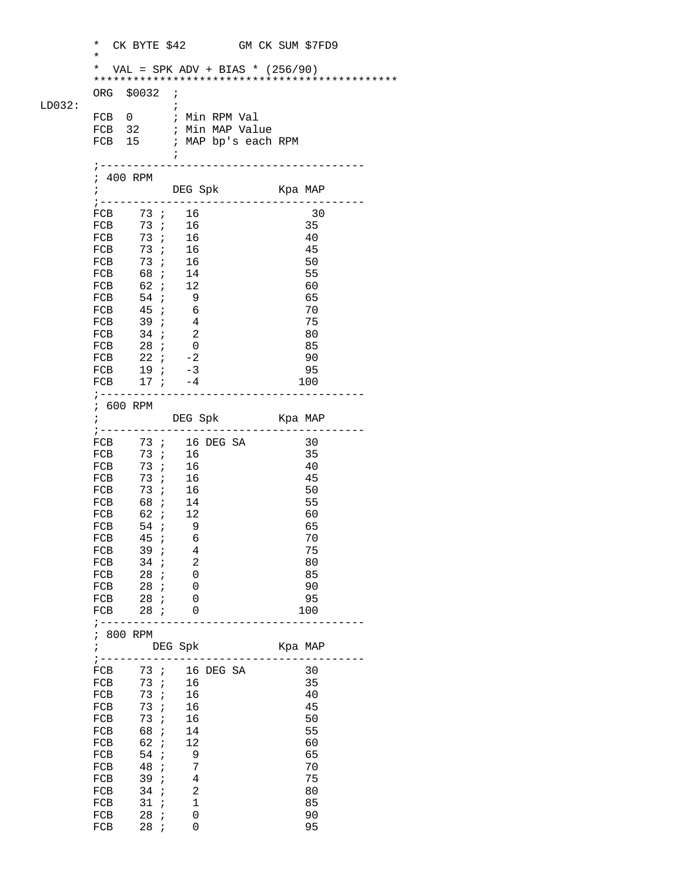```
        *  CK BYTE $42        GM CK SUM $7FD9
        *
        *  VAL = SPK ADV + BIAS * (256/90)
        **********************************************
        ORG  $0032  ;
LD032:              ;
        FCB  0      ; Min RPM Val
        FCB  32     ; Min MAP Value
        FCB  15     ; MAP bp's each RPM
                    ;
        ;----------------------------------------
        ; 400 RPM
        ;          DEG Spk         Kpa MAP
        ;----------------------------------------
        FCB    73 ;   16                30
        FCB    73 ;   16               35
        FCB    73 ;   16               40
        FCB    73 ;   16               45
        FCB    73 ;   16               50
        FCB    68 ;   14               55
        FCB    62 ;   12               60
        FCB    54 ;    9               65
        FCB    45 ;    6               70
        FCB    39 ;    4               75
        FCB    34 ;    2               80
        FCB    28 ;    0               85
        FCB    22 ;   -2               90
        FCB    19 ;   -3               95
        FCB    17 ;   -4              100
        ;----------------------------------------
        ; 600 RPM
        ;          DEG Spk         Kpa MAP
        ;----------------------------------------
        FCB    73 ;   16 DEG SA        30
        FCB    73 ;   16               35
        FCB    73 ;   16               40
        FCB    73 ;   16               45
        FCB    73 ;   16               50
        FCB    68 ;   14               55
        FCB    62 ;   12               60
        FCB    54 ;    9               65
        FCB    45 ;    6               70
        FCB    39 ;    4               75
        FCB    34 ;    2               80
        FCB    28 ;    0               85
        FCB    28 ;    0               90
        FCB    28 ;    0               95
        FCB    28 ;    0              100
        ;----------------------------------------
        ; 800 RPM
        ;       DEG Spk            Kpa MAP
        ;----------------------------------------
        FCB    73 ;   16 DEG SA        30
        FCB    73 ;   16               35
        FCB    73 ;   16               40
        FCB    73 ;   16               45
        FCB    73 ;   16               50
        FCB    68 ;   14               55
        FCB    62 ;   12               60
        FCB    54 ;    9               65
        FCB    48 ;    7               70
        FCB    39 ;    4               75
        FCB    34 ;    2               80
        FCB    31 ;    1               85
        FCB    28 ;    0               90
        FCB    28 ;    0               95
```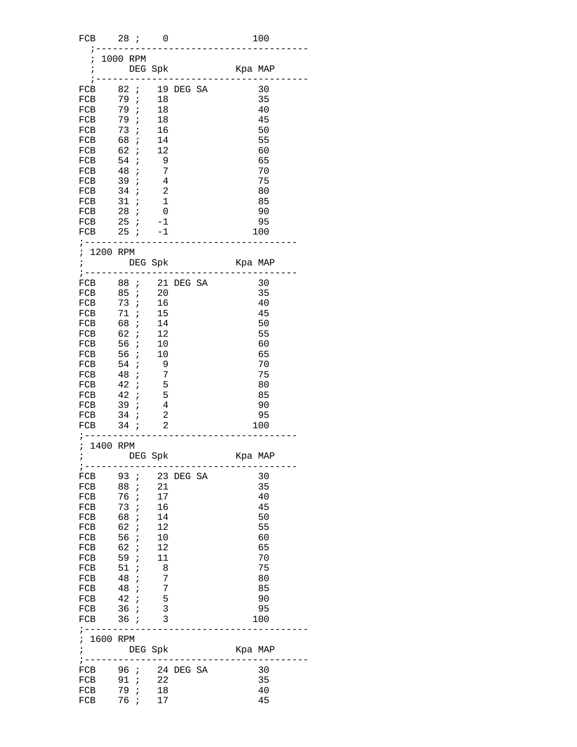```
FCB    28 ;    0              100
  ;--------------------------------------
  ; 1000 RPM
  ;      DEG Spk            Kpa MAP
  ;--------------------------------------
FCB    82 ;   19 DEG SA         30
FCB    79 ;   18                35
FCB    79 ;   18                40
FCB    79 ;   18                45
FCB    73 ;   16                50
FCB    68 ;   14                55
FCB    62 ;   12                60
FCB    54 ;    9                65
FCB    48 ;    7                70
FCB    39 ;    4                75
FCB    34 ;    2                80
FCB    31 ;    1                85
FCB    28 ;    0                90
FCB    25 ;   -1                95
FCB    25 ;   -1               100
;--------------------------------------
; 1200 RPM
;        DEG Spk            Kpa MAP
;--------------------------------------
FCB    88 ;   21 DEG SA         30
FCB    85 ;   20                35
FCB    73 ;   16                40
FCB    71 ;   15                45
FCB    68 ;   14                50
FCB    62 ;   12                55
FCB    56 ;   10                60
FCB    56 ;   10                65
FCB    54 ;    9                70
FCB    48 ;    7                75
FCB    42 ;    5                80
FCB    42 ;    5                85
FCB    39 ;    4                90
FCB    34 ;    2                95
FCB    34 ;    2               100
;----------------------------------------
; 1400 RPM
;        DEG Spk            Kpa MAP
;--------------------------------------
FCB    93 ;   23 DEG SA         30
FCB    88 ;   21                35
FCB    76 ;   17                40
FCB    73 ;   16                45
FCB    68 ;   14                50
FCB    62 ;   12                55
FCB    56 ;   10                60
FCB    62 ;   12                65
FCB    59 ;   11                70
FCB    51 ;    8                75
FCB    48 ;    7                80
FCB    48 ;    7                85
FCB    42 ;    5                90
FCB    36 ;    3                95
FCB    36 ;    3               100
;----------------------------------------
; 1600 RPM
;        DEG Spk            Kpa MAP
;----------------------------------------
FCB    96 ;   24 DEG SA         30
FCB    91 ;   22                35
FCB    79 ;   18                40
FCB    76 ;   17                45
```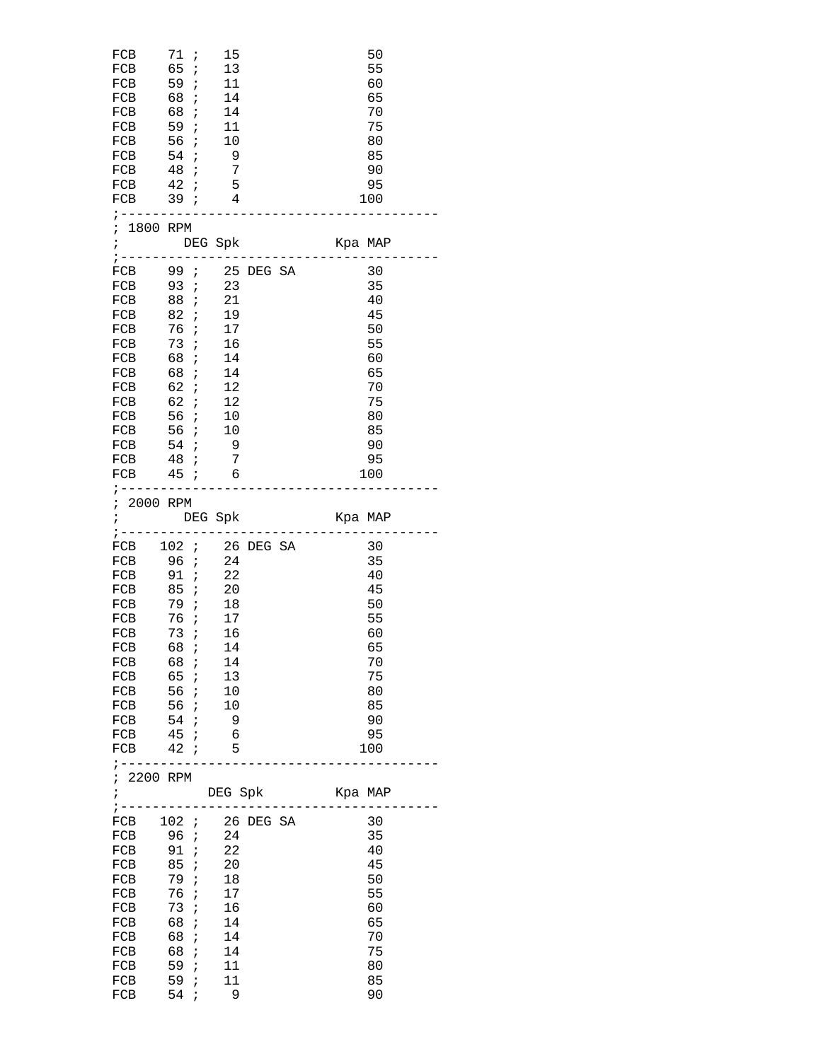```
FCB    71 ;   15                 50
FCB    65 ;   13                 55
FCB    59 ;   11                 60
FCB    68 ;   14                 65
FCB    68 ;   14                 70
FCB    59 ;   11                 75
FCB    56 ;   10                 80
FCB    54 ;    9                 85
FCB    48 ;    7                 90
FCB    42 ;    5                 95
FCB    39 ;    4                100
;-----------------------------------------
; 1800 RPM
;        DEG Spk            Kpa MAP
;-----------------------------------------
FCB    99 ;   25 DEG SA          30
FCB    93 ;   23                 35
FCB    88 ;   21                 40
FCB    82 ;   19                 45
FCB    76 ;   17                 50
FCB    73 ;   16                 55
FCB    68 ;   14                 60
FCB    68 ;   14                 65
FCB    62 ;   12                 70
FCB    62 ;   12                 75
FCB    56 ;   10                 80
FCB    56 ;   10                 85
FCB    54 ;    9                 90
FCB    48 ;    7                 95
FCB    45 ;    6                100
;-----------------------------------------
; 2000 RPM
;        DEG Spk            Kpa MAP
;-----------------------------------------
FCB   102 ;   26 DEG SA          30
FCB    96 ;   24                 35
FCB    91 ;   22                 40
FCB    85 ;   20                 45
FCB    79 ;   18                 50
FCB    76 ;   17                 55
FCB    73 ;   16                 60
FCB    68 ;   14                 65
FCB    68 ;   14                 70
FCB    65 ;   13                 75
FCB    56 ;   10                 80
FCB    56 ;   10                 85
FCB    54 ;    9                 90
FCB    45 ;    6                 95
FCB    42 ;    5                100
;-----------------------------------------
; 2200 RPM
;           DEG Spk         Kpa MAP
;-----------------------------------------
FCB   102 ;   26 DEG SA          30
FCB    96 ;   24                 35
FCB    91 ;   22                 40
FCB    85 ;   20                 45
FCB    79 ;   18                 50
FCB    76 ;   17                 55
FCB    73 ;   16                 60
FCB    68 ;   14                 65
FCB    68 ;   14                 70
FCB    68 ;   14                 75
FCB    59 ;   11                 80
FCB    59 ;   11                 85
FCB    54 ;    9                 90
```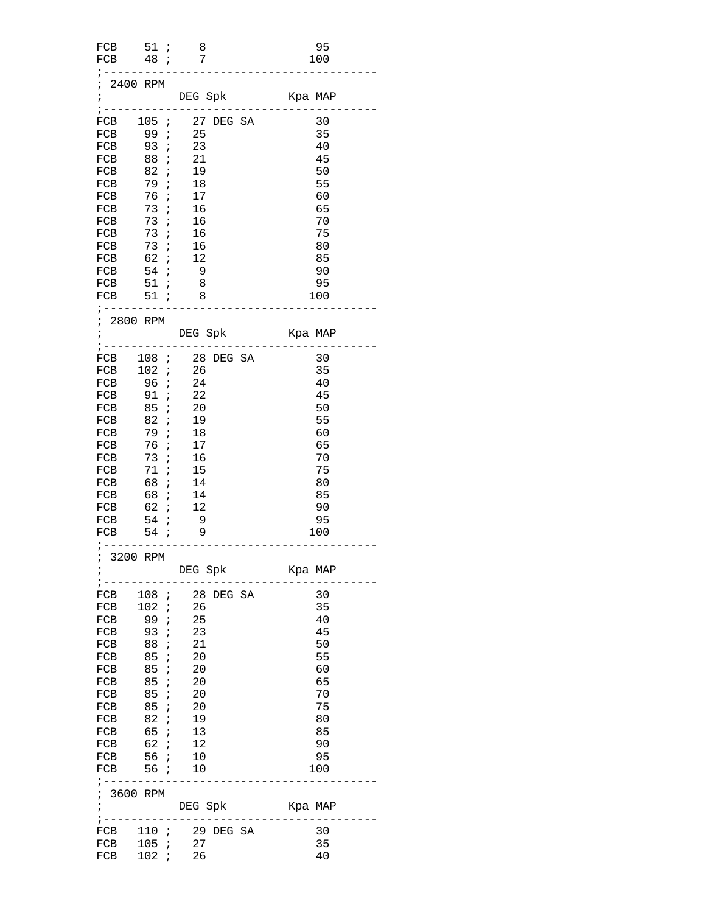```
FCB    51 ;    8                95
FCB    48 ;    7               100
;----------------------------------------
; 2400 RPM
;           DEG Spk         Kpa MAP
;----------------------------------------
FCB   105 ;   27 DEG SA         30
FCB    99 ;   25                35
FCB    93 ;   23                40
FCB    88 ;   21                45
FCB    82 ;   19                50
FCB    79 ;   18                55
FCB    76 ;   17                60
FCB    73 ;   16                65
FCB    73 ;   16                70
FCB    73 ;   16                75
FCB    73 ;   16                80
FCB    62 ;   12                85
FCB    54 ;    9                90
FCB    51 ;    8                95
FCB    51 ;    8               100
;----------------------------------------
; 2800 RPM
;           DEG Spk         Kpa MAP
;----------------------------------------
FCB   108 ;   28 DEG SA         30
FCB   102 ;   26                35
FCB    96 ;   24                40
FCB    91 ;   22                45
FCB    85 ;   20                50
FCB    82 ;   19                55
FCB    79 ;   18                60
FCB    76 ;   17                65
FCB    73 ;   16                70
FCB    71 ;   15                75
FCB    68 ;   14                80
FCB    68 ;   14                85
FCB    62 ;   12                90
FCB    54 ;    9                95
FCB    54 ;    9               100
;----------------------------------------
; 3200 RPM
;           DEG Spk         Kpa MAP
;----------------------------------------
FCB   108 ;   28 DEG SA         30
FCB   102 ;   26                35
FCB    99 ;   25                40
FCB    93 ;   23                45
FCB    88 ;   21                50
FCB    85 ;   20                55
FCB    85 ;   20                60
FCB    85 ;   20                65
FCB    85 ;   20                70
FCB    85 ;   20                75
FCB    82 ;   19                80
FCB    65 ;   13                85
FCB    62 ;   12                90
FCB    56 ;   10                95
FCB    56 ;   10               100
;----------------------------------------
; 3600 RPM
;           DEG Spk         Kpa MAP
;----------------------------------------
FCB   110 ;   29 DEG SA         30
FCB   105 ;   27                35
FCB   102 ;   26                40
```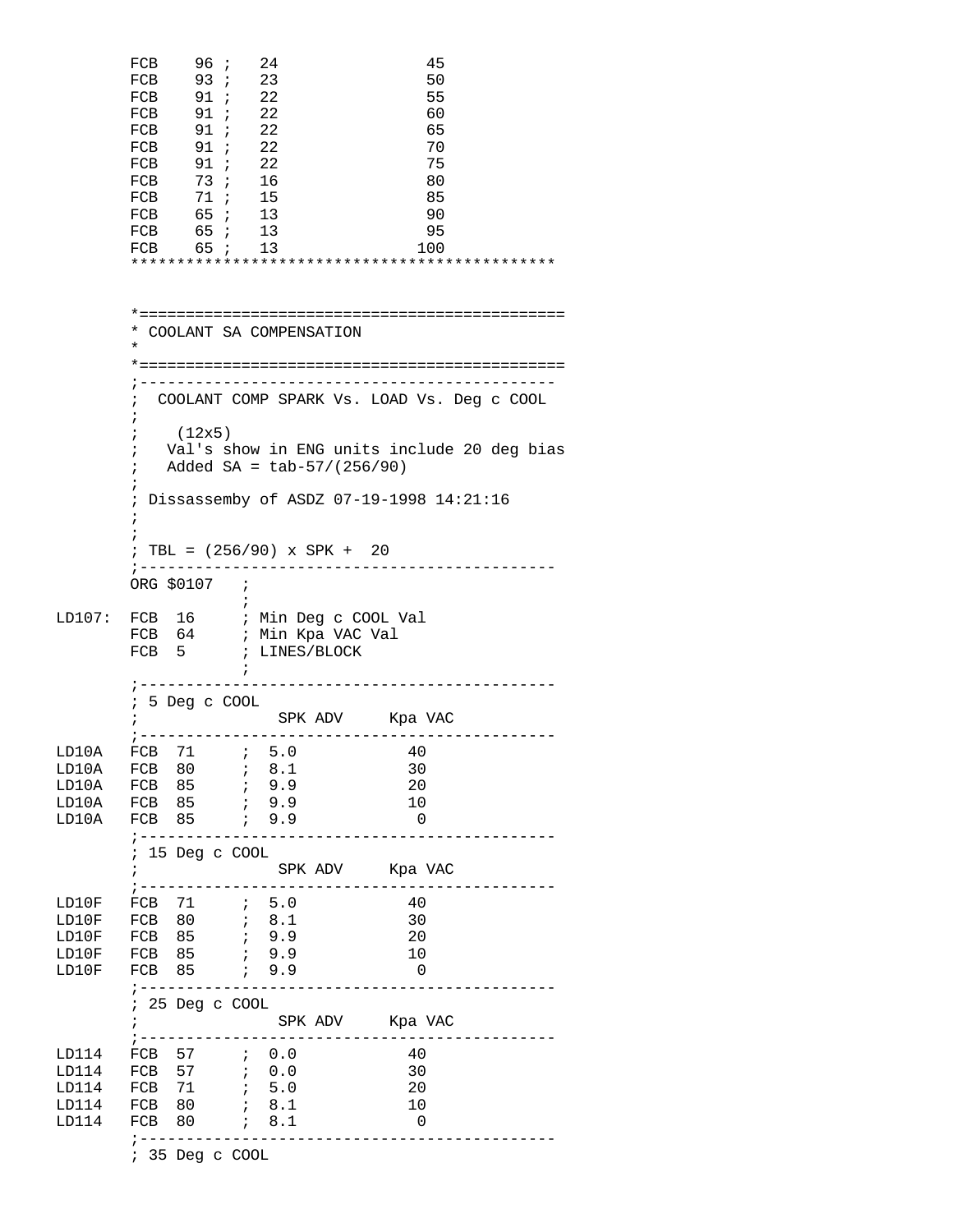```
        FCB    96 ;   24                45
        FCB    93 ;   23                50
        FCB    91 ;   22                55
        FCB    91 ;   22                60
        FCB    91 ;   22                65
        FCB    91 ;   22                70
        FCB    91 ;   22                75
        FCB    73 ;   16                80
        FCB    71 ;   15                85
        FCB    65 ;   13                90
        FCB    65 ;   13                95
        FCB    65 ;   13               100
        *********************************************


        *=============================================
        * COOLANT SA COMPENSATION
        *
        *=============================================
        ;--------------------------------------------
        ;  COOLANT COMP SPARK Vs. LOAD Vs. Deg c COOL
        ;
        ;    (12x5)
        ;   Val's show in ENG units include 20 deg bias
        ;   Added SA = tab-57/(256/90)
        ;
        ; Dissassemby of ASDZ 07-19-1998 14:21:16
        ;
        ;
        ; TBL = (256/90) x SPK +  20
        ;--------------------------------------------
        ORG $0107   ;
                    ;
LD107:  FCB  16     ; Min Deg c COOL Val
        FCB  64     ; Min Kpa VAC Val
        FCB  5      ; LINES/BLOCK
                    ;
        ;--------------------------------------------
        ; 5 Deg c COOL
        ;              SPK ADV     Kpa VAC
        ;--------------------------------------------
LD10A   FCB  71     ;  5.0           40
LD10A   FCB  80     ;  8.1           30
LD10A   FCB  85     ;  9.9           20
LD10A   FCB  85     ;  9.9           10
LD10A   FCB  85     ;  9.9            0
        ;--------------------------------------------
        ; 15 Deg c COOL
        ;              SPK ADV     Kpa VAC
        ;--------------------------------------------
LD10F   FCB  71     ;  5.0           40
LD10F   FCB  80     ;  8.1           30
LD10F   FCB  85     ;  9.9           20
LD10F   FCB  85     ;  9.9           10
LD10F   FCB  85     ;  9.9            0
        ;--------------------------------------------
        ; 25 Deg c COOL
        ;              SPK ADV     Kpa VAC
        ;--------------------------------------------
LD114   FCB  57     ;  0.0           40
LD114   FCB  57     ;  0.0           30
LD114   FCB  71     ;  5.0           20
LD114   FCB  80     ;  8.1           10
LD114   FCB  80     ;  8.1            0
        ;--------------------------------------------
        ; 35 Deg c COOL
```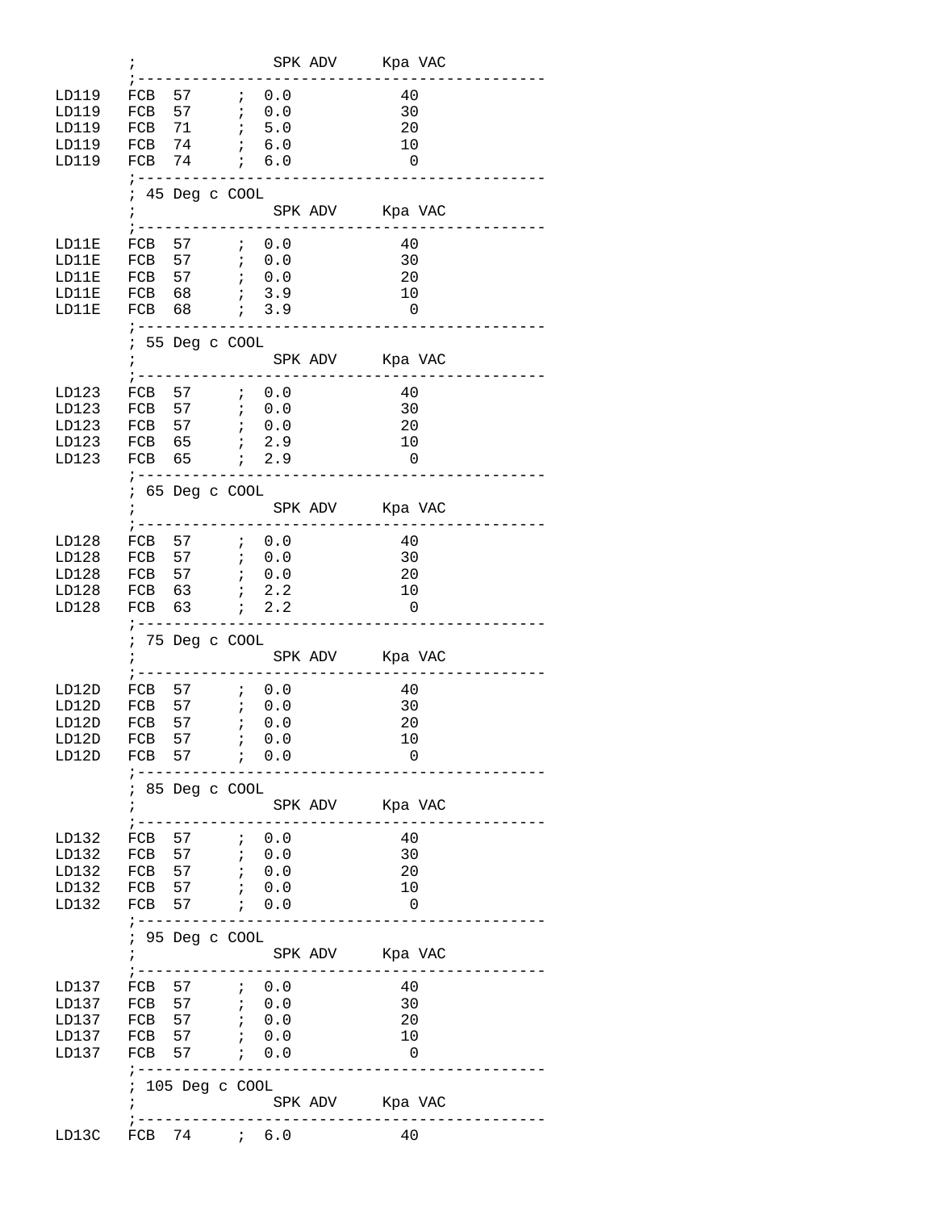```
        ;               SPK ADV     Kpa VAC
        ;---------------------------------------------
LD119   FCB  57     ;  0.0           40
LD119   FCB  57     ;  0.0           30
LD119   FCB  71     ;  5.0           20
LD119   FCB  74     ;  6.0           10
LD119   FCB  74     ;  6.0            0
        ;---------------------------------------------
        ; 45 Deg c COOL
        ;               SPK ADV     Kpa VAC
        ;---------------------------------------------
LD11E   FCB  57     ;  0.0           40
LD11E   FCB  57     ;  0.0           30
LD11E   FCB  57     ;  0.0           20
LD11E   FCB  68     ;  3.9           10
LD11E   FCB  68     ;  3.9            0
        ;---------------------------------------------
        ; 55 Deg c COOL
        ;               SPK ADV     Kpa VAC
        ;---------------------------------------------
LD123   FCB  57     ;  0.0           40
LD123   FCB  57     ;  0.0           30
LD123   FCB  57     ;  0.0           20
LD123   FCB  65     ;  2.9           10
LD123   FCB  65     ;  2.9            0
        ;---------------------------------------------
        ; 65 Deg c COOL
        ;               SPK ADV     Kpa VAC
        ;---------------------------------------------
LD128   FCB  57     ;  0.0           40
LD128   FCB  57     ;  0.0           30
LD128   FCB  57     ;  0.0           20
LD128   FCB  63     ;  2.2           10
LD128   FCB  63     ;  2.2            0
        ;---------------------------------------------
        ; 75 Deg c COOL
        ;               SPK ADV     Kpa VAC
        ;---------------------------------------------
LD12D   FCB  57     ;  0.0           40
LD12D   FCB  57     ;  0.0           30
LD12D   FCB  57     ;  0.0           20
LD12D   FCB  57     ;  0.0           10
LD12D   FCB  57     ;  0.0            0
        ;---------------------------------------------
        ; 85 Deg c COOL
        ;               SPK ADV     Kpa VAC
        ;---------------------------------------------
LD132   FCB  57     ;  0.0           40
LD132   FCB  57     ;  0.0           30
LD132   FCB  57     ;  0.0           20
LD132   FCB  57     ;  0.0           10
LD132   FCB  57     ;  0.0            0
        ;---------------------------------------------
        ; 95 Deg c COOL
        ;               SPK ADV     Kpa VAC
        ;---------------------------------------------
LD137   FCB  57     ;  0.0           40
LD137   FCB  57     ;  0.0           30
LD137   FCB  57     ;  0.0           20
LD137   FCB  57     ;  0.0           10
LD137   FCB  57     ;  0.0            0
        ;---------------------------------------------
        ; 105 Deg c COOL
        ;               SPK ADV     Kpa VAC
        ;---------------------------------------------
LD13C   FCB  74     ;  6.0           40
```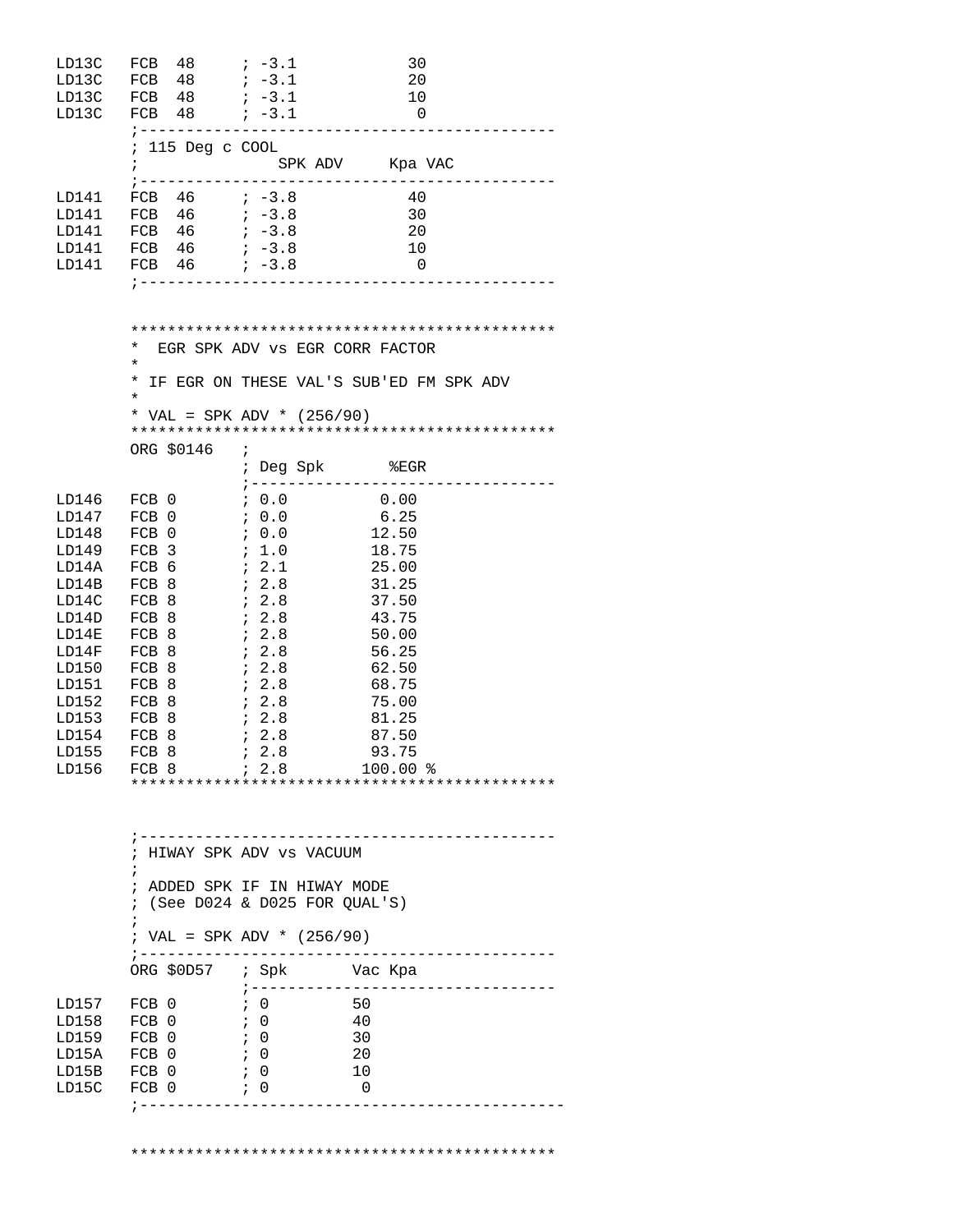```
LD13C   FCB  48     ; -3.1            30
LD13C   FCB  48     ; -3.1            20
LD13C   FCB  48     ; -3.1            10
LD13C   FCB  48     ; -3.1             0
        ;---------------------------------------------
        ; 115 Deg c COOL
        ;               SPK ADV     Kpa VAC
        ;---------------------------------------------
LD141   FCB  46     ; -3.8            40
LD141   FCB  46     ; -3.8            30
LD141   FCB  46     ; -3.8            20
LD141   FCB  46     ; -3.8            10
LD141   FCB  46     ; -3.8             0
        ;---------------------------------------------


        **********************************************
        *  EGR SPK ADV vs EGR CORR FACTOR
        *
        * IF EGR ON THESE VAL'S SUB'ED FM SPK ADV
        *
        * VAL = SPK ADV * (256/90)
        **********************************************
        ORG $0146   ;
                    ; Deg Spk       %EGR
                    ;--------------------------------
LD146   FCB 0       ; 0.0          0.00
LD147   FCB 0       ; 0.0          6.25
LD148   FCB 0       ; 0.0         12.50
LD149   FCB 3       ; 1.0         18.75
LD14A   FCB 6       ; 2.1         25.00
LD14B   FCB 8       ; 2.8         31.25
LD14C   FCB 8       ; 2.8         37.50
LD14D   FCB 8       ; 2.8         43.75
LD14E   FCB 8       ; 2.8         50.00
LD14F   FCB 8       ; 2.8         56.25
LD150   FCB 8       ; 2.8         62.50
LD151   FCB 8       ; 2.8         68.75
LD152   FCB 8       ; 2.8         75.00
LD153   FCB 8       ; 2.8         81.25
LD154   FCB 8       ; 2.8         87.50
LD155   FCB 8       ; 2.8         93.75
LD156   FCB 8       ; 2.8        100.00 %
        **********************************************


        ;---------------------------------------------
        ; HIWAY SPK ADV vs VACUUM
        ;
        ; ADDED SPK IF IN HIWAY MODE
        ; (See D024 & D025 FOR QUAL'S)
        ;
        ; VAL = SPK ADV * (256/90)
        ;---------------------------------------------
        ORG $0D57   ; Spk       Vac Kpa
                    ;--------------------------------
LD157   FCB 0       ; 0         50
LD158   FCB 0       ; 0         40
LD159   FCB 0       ; 0         30
LD15A   FCB 0       ; 0         20
LD15B   FCB 0       ; 0         10
LD15C   FCB 0       ; 0          0
        ;---------------------------------------------


        **********************************************
```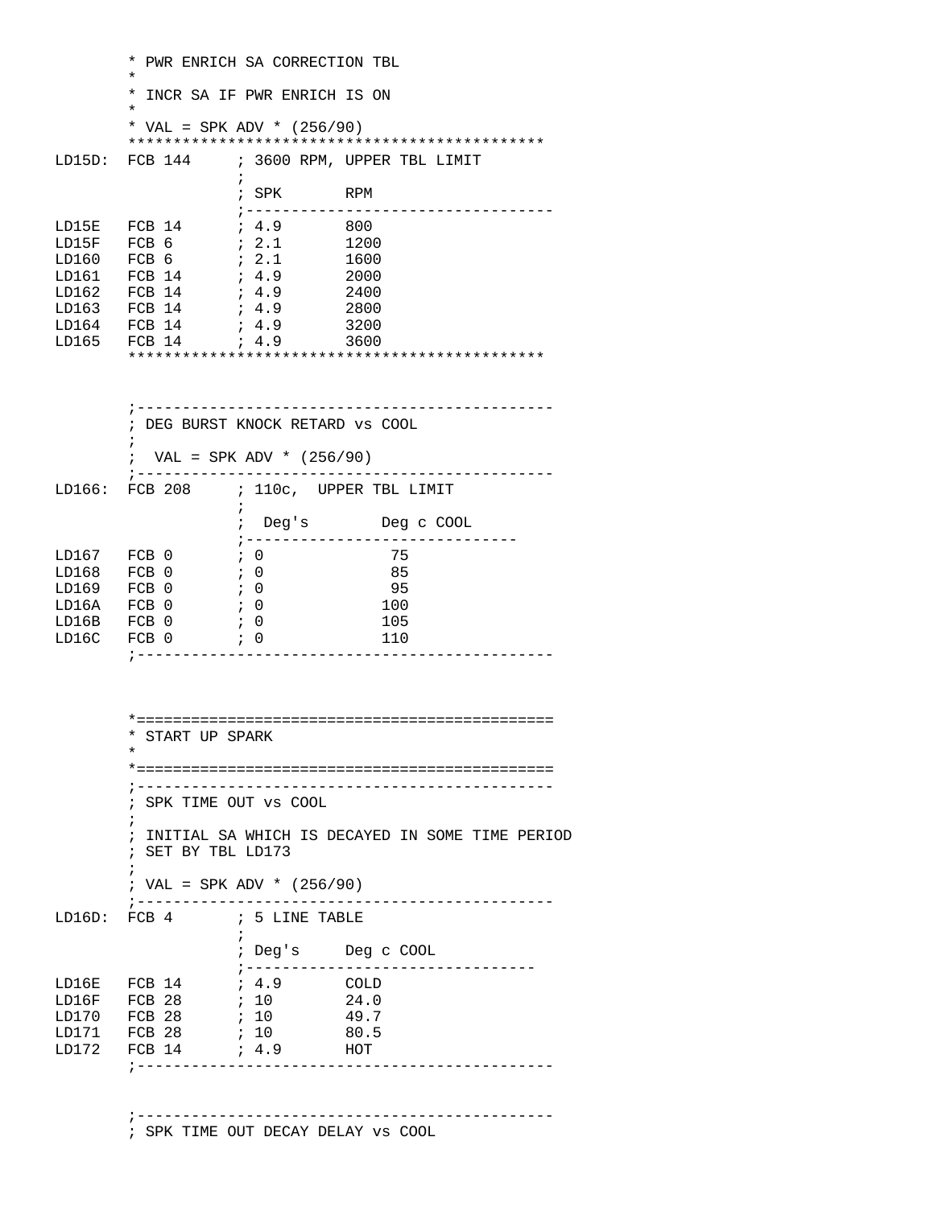```
        * PWR ENRICH SA CORRECTION TBL
        *
        * INCR SA IF PWR ENRICH IS ON
        *
        * VAL = SPK ADV * (256/90)
        *********************************************
LD15D:  FCB 144     ; 3600 RPM, UPPER TBL LIMIT
                    ;
                    ; SPK       RPM
                    ;-----------------------------------
LD15E   FCB 14      ; 4.9       800
LD15F   FCB 6       ; 2.1       1200
LD160   FCB 6       ; 2.1       1600
LD161   FCB 14      ; 4.9       2000
LD162   FCB 14      ; 4.9       2400
LD163   FCB 14      ; 4.9       2800
LD164   FCB 14      ; 4.9       3200
LD165   FCB 14      ; 4.9       3600
        *********************************************


        ;---------------------------------------------
        ; DEG BURST KNOCK RETARD vs COOL
        ;
        ;  VAL = SPK ADV * (256/90)
        ;---------------------------------------------
LD166:  FCB 208     ; 110c,  UPPER TBL LIMIT
                    ;
                    ;  Deg's        Deg c COOL
                    ;------------------------------
LD167   FCB 0       ; 0              75
LD168   FCB 0       ; 0              85
LD169   FCB 0       ; 0              95
LD16A   FCB 0       ; 0             100
LD16B   FCB 0       ; 0             105
LD16C   FCB 0       ; 0             110
        ;---------------------------------------------



        *=============================================
        * START UP SPARK
        *
        *=============================================
        ;---------------------------------------------
        ; SPK TIME OUT vs COOL
        ;
        ; INITIAL SA WHICH IS DECAYED IN SOME TIME PERIOD
        ; SET BY TBL LD173
        ;
        ; VAL = SPK ADV * (256/90)
        ;---------------------------------------------
LD16D:  FCB 4       ; 5 LINE TABLE
                    ;
                    ; Deg's     Deg c COOL
                    ;--------------------------------
LD16E   FCB 14      ; 4.9       COLD
LD16F   FCB 28      ; 10        24.0
LD170   FCB 28      ; 10        49.7
LD171   FCB 28      ; 10        80.5
LD172   FCB 14      ; 4.9       HOT
        ;---------------------------------------------


        ;---------------------------------------------
        ; SPK TIME OUT DECAY DELAY vs COOL
```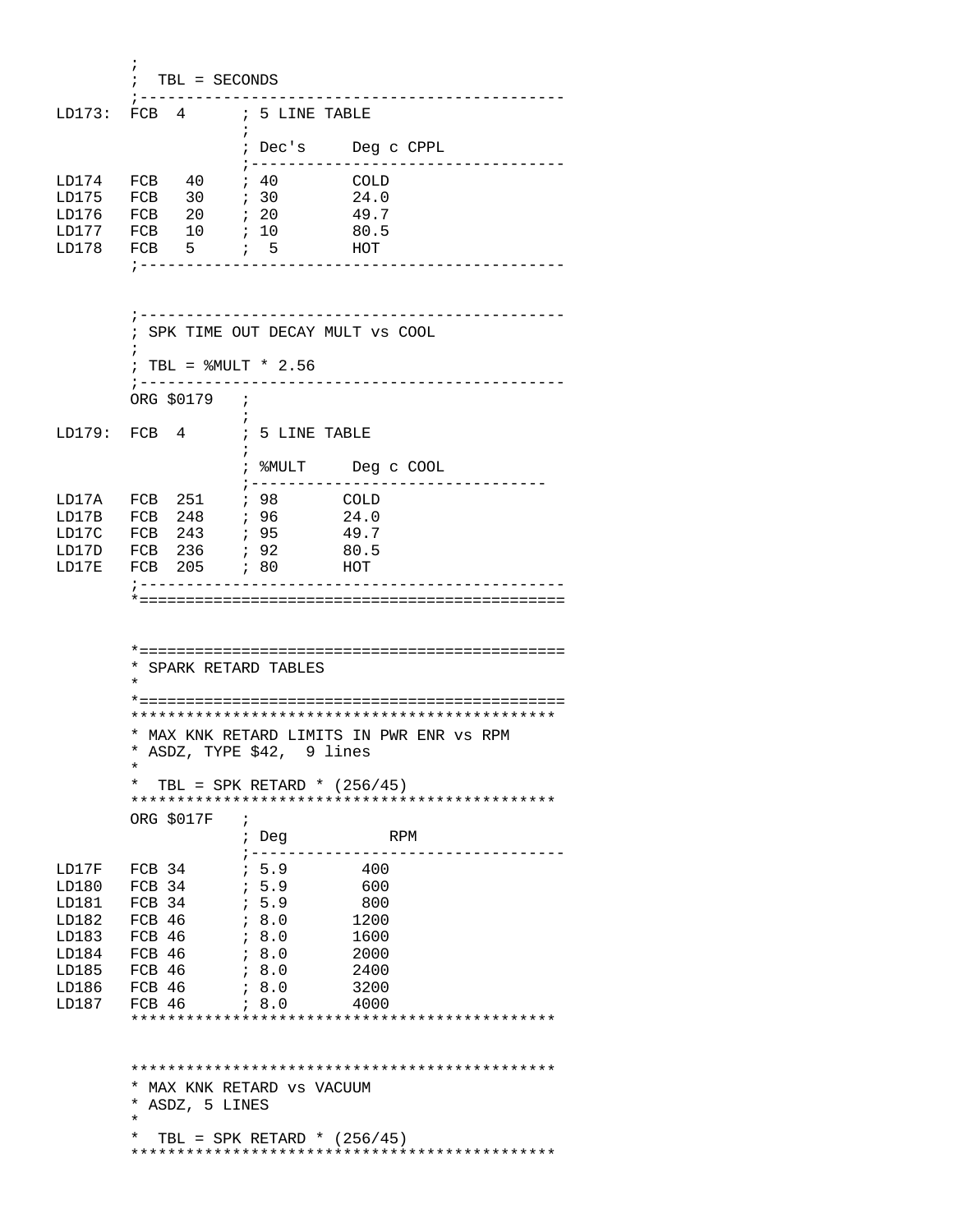```
        ;
        ;  TBL = SECONDS
        ;---------------------------------------------
LD173:  FCB  4      ; 5 LINE TABLE
                    ;
                    ; Dec's     Deg c CPPL
                    ;-----------------------------------
LD174   FCB   40    ; 40        COLD
LD175   FCB   30    ; 30        24.0
LD176   FCB   20    ; 20        49.7
LD177   FCB   10    ; 10        80.5
LD178   FCB   5     ;  5        HOT
        ;---------------------------------------------


        ;---------------------------------------------
        ; SPK TIME OUT DECAY MULT vs COOL
        ;
        ; TBL = %MULT * 2.56
        ;---------------------------------------------
        ORG $0179   ;
                    ;
LD179:  FCB  4      ; 5 LINE TABLE
                    ;
                    ; %MULT     Deg c COOL
                    ;---------------------------------
LD17A   FCB  251    ; 98       COLD
LD17B   FCB  248    ; 96       24.0
LD17C   FCB  243    ; 95       49.7
LD17D   FCB  236    ; 92       80.5
LD17E   FCB  205    ; 80       HOT
        ;---------------------------------------------
        *=============================================


        *=============================================
        * SPARK RETARD TABLES
        *
        *=============================================
        **********************************************
        * MAX KNK RETARD LIMITS IN PWR ENR vs RPM
        * ASDZ, TYPE $42,  9 lines
        *
        *  TBL = SPK RETARD * (256/45)
        **********************************************
        ORG $017F   ;
                    ; Deg           RPM
                    ;-----------------------------------
LD17F   FCB 34      ; 5.9        400
LD180   FCB 34      ; 5.9        600
LD181   FCB 34      ; 5.9        800
LD182   FCB 46      ; 8.0       1200
LD183   FCB 46      ; 8.0       1600
LD184   FCB 46      ; 8.0       2000
LD185   FCB 46      ; 8.0       2400
LD186   FCB 46      ; 8.0       3200
LD187   FCB 46      ; 8.0       4000
        **********************************************


        **********************************************
        * MAX KNK RETARD vs VACUUM
        * ASDZ, 5 LINES
        *
        *  TBL = SPK RETARD * (256/45)
        **********************************************
```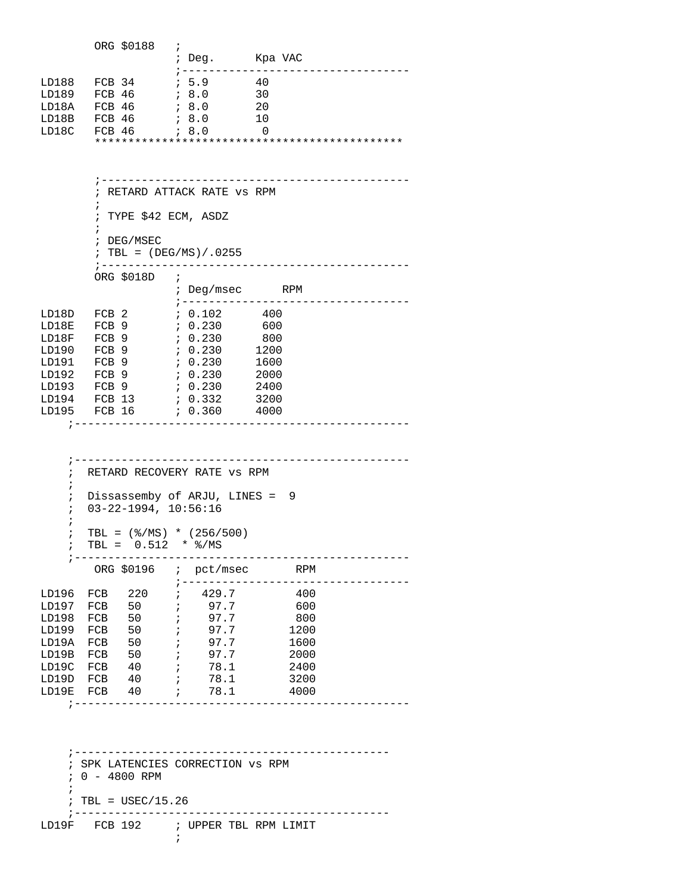```
        ORG $0188   ;
                    ; Deg.      Kpa VAC
                    ;----------------------------------
LD188   FCB 34      ; 5.9       40
LD189   FCB 46      ; 8.0       30
LD18A   FCB 46      ; 8.0       20
LD18B   FCB 46      ; 8.0       10
LD18C   FCB 46      ; 8.0        0
        *********************************************



        ;---------------------------------------------
        ; RETARD ATTACK RATE vs RPM
        ;
        ; TYPE $42 ECM, ASDZ
        ;
        ; DEG/MSEC
        ; TBL = (DEG/MS)/.0255
        ;---------------------------------------------
        ORG $018D   ;
                    ; Deg/msec      RPM
                    ;----------------------------------
LD18D   FCB 2       ; 0.102      400
LD18E   FCB 9       ; 0.230      600
LD18F   FCB 9       ; 0.230      800
LD190   FCB 9       ; 0.230     1200
LD191   FCB 9       ; 0.230     1600
LD192   FCB 9       ; 0.230     2000
LD193   FCB 9       ; 0.230     2400
LD194   FCB 13      ; 0.332     3200
LD195   FCB 16      ; 0.360     4000
    ;-------------------------------------------------



    ;-------------------------------------------------
    ;  RETARD RECOVERY RATE vs RPM
    ;
    ;  Dissassemby of ARJU, LINES =  9
    ;  03-22-1994, 10:56:16
    ;
    ;  TBL = (%/MS) * (256/500)
    ;  TBL =  0.512  * %/MS
    ;-------------------------------------------------
        ORG $0196   ;  pct/msec       RPM
                    ;----------------------------------
LD196  FCB   220    ;   429.7         400
LD197  FCB   50     ;    97.7         600
LD198  FCB   50     ;    97.7         800
LD199  FCB   50     ;    97.7        1200
LD19A  FCB   50     ;    97.7        1600
LD19B  FCB   50     ;    97.7        2000
LD19C  FCB   40     ;    78.1        2400
LD19D  FCB   40     ;    78.1        3200
LD19E  FCB   40     ;    78.1        4000
    ;-------------------------------------------------



    ;----------------------------------------------
    ; SPK LATENCIES CORRECTION vs RPM
    ; 0 - 4800 RPM
    ;
    ; TBL = USEC/15.26
    ;----------------------------------------------
LD19F   FCB 192     ; UPPER TBL RPM LIMIT
                    ;
```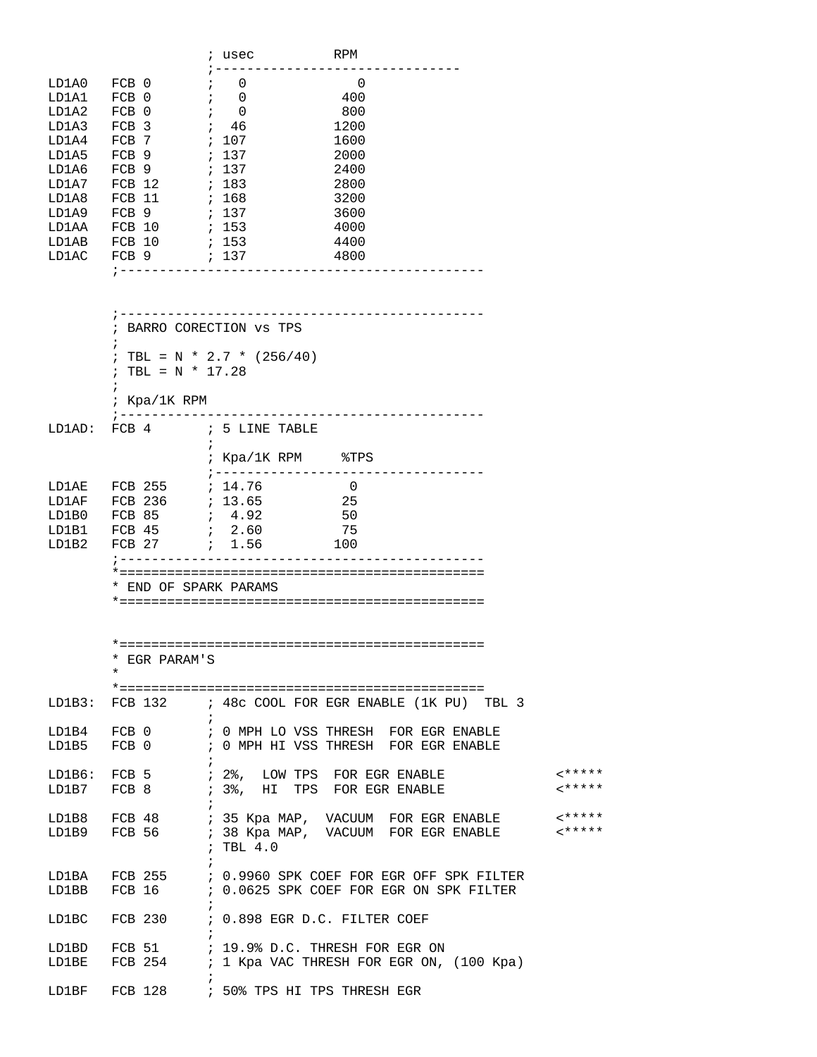```
                    ; usec          RPM
                    ;------------------------------
LD1A0   FCB 0       ;   0             0
LD1A1   FCB 0       ;   0           400
LD1A2   FCB 0       ;   0           800
LD1A3   FCB 3       ;  46          1200
LD1A4   FCB 7       ; 107          1600
LD1A5   FCB 9       ; 137          2000
LD1A6   FCB 9       ; 137          2400
LD1A7   FCB 12      ; 183          2800
LD1A8   FCB 11      ; 168          3200
LD1A9   FCB 9       ; 137          3600
LD1AA   FCB 10      ; 153          4000
LD1AB   FCB 10      ; 153          4400
LD1AC   FCB 9       ; 137          4800
        ;---------------------------------------------


        ;---------------------------------------------
        ; BARRO CORECTION vs TPS
        ;
        ; TBL = N * 2.7 * (256/40)
        ; TBL = N * 17.28
        ;
        ; Kpa/1K RPM
        ;---------------------------------------------
LD1AD:  FCB 4       ; 5 LINE TABLE
                    ;
                    ; Kpa/1K RPM     %TPS
                    ;-------------------------------
LD1AE   FCB 255     ; 14.76           0
LD1AF   FCB 236     ; 13.65          25
LD1B0   FCB 85      ;  4.92          50
LD1B1   FCB 45      ;  2.60          75
LD1B2   FCB 27      ;  1.56         100
        ;---------------------------------------------
        *=============================================
        * END OF SPARK PARAMS
        *=============================================


        *=============================================
        * EGR PARAM'S
        *
        *=============================================
LD1B3:  FCB 132     ; 48c COOL FOR EGR ENABLE (1K PU)  TBL 3
                    ;
LD1B4   FCB 0       ; 0 MPH LO VSS THRESH  FOR EGR ENABLE
LD1B5   FCB 0       ; 0 MPH HI VSS THRESH  FOR EGR ENABLE
                    ;
LD1B6:  FCB 5       ; 2%,  LOW TPS  FOR EGR ENABLE              <*****
LD1B7   FCB 8       ; 3%,  HI  TPS  FOR EGR ENABLE              <*****
                    ;
LD1B8   FCB 48      ; 35 Kpa MAP,  VACUUM  FOR EGR ENABLE       <*****
LD1B9   FCB 56      ; 38 Kpa MAP,  VACUUM  FOR EGR ENABLE       <*****
                    ; TBL 4.0
                    ;
LD1BA   FCB 255     ; 0.9960 SPK COEF FOR EGR OFF SPK FILTER
LD1BB   FCB 16      ; 0.0625 SPK COEF FOR EGR ON SPK FILTER
                    ;
LD1BC   FCB 230     ; 0.898 EGR D.C. FILTER COEF
                    ;
LD1BD   FCB 51      ; 19.9% D.C. THRESH FOR EGR ON
LD1BE   FCB 254     ; 1 Kpa VAC THRESH FOR EGR ON, (100 Kpa)
                    ;
LD1BF   FCB 128     ; 50% TPS HI TPS THRESH EGR
```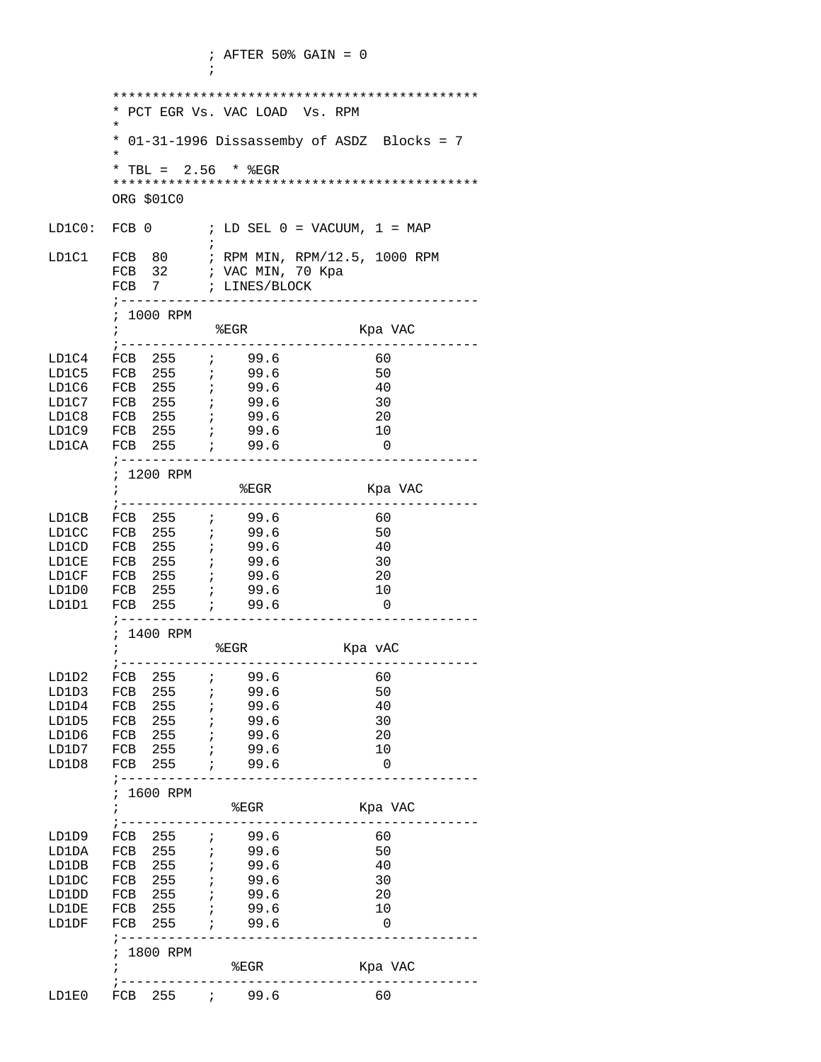```
                ; AFTER 50% GAIN = 0
                ;

        **********************************************
        * PCT EGR Vs. VAC LOAD  Vs. RPM
        *
        * 01-31-1996 Dissassemby of ASDZ  Blocks = 7
        *
        * TBL =  2.56  * %EGR
        **********************************************
        ORG $01C0

LD1C0:  FCB 0       ; LD SEL 0 = VACUUM, 1 = MAP
                    ;
LD1C1   FCB  80     ; RPM MIN, RPM/12.5, 1000 RPM
        FCB  32     ; VAC MIN, 70 Kpa
        FCB  7      ; LINES/BLOCK
        ;---------------------------------------------
        ; 1000 RPM
        ;            %EGR             Kpa VAC
        ;---------------------------------------------
LD1C4   FCB  255    ;    99.6           60
LD1C5   FCB  255    ;    99.6           50
LD1C6   FCB  255    ;    99.6           40
LD1C7   FCB  255    ;    99.6           30
LD1C8   FCB  255    ;    99.6           20
LD1C9   FCB  255    ;    99.6           10
LD1CA   FCB  255    ;    99.6            0
        ;---------------------------------------------
        ; 1200 RPM
        ;               %EGR            Kpa VAC
        ;---------------------------------------------
LD1CB   FCB  255    ;    99.6           60
LD1CC   FCB  255    ;    99.6           50
LD1CD   FCB  255    ;    99.6           40
LD1CE   FCB  255    ;    99.6           30
LD1CF   FCB  255    ;    99.6           20
LD1D0   FCB  255    ;    99.6           10
LD1D1   FCB  255    ;    99.6            0
        ;---------------------------------------------
        ; 1400 RPM
        ;            %EGR            Kpa vAC
        ;---------------------------------------------
LD1D2   FCB  255    ;    99.6           60
LD1D3   FCB  255    ;    99.6           50
LD1D4   FCB  255    ;    99.6           40
LD1D5   FCB  255    ;    99.6           30
LD1D6   FCB  255    ;    99.6           20
LD1D7   FCB  255    ;    99.6           10
LD1D8   FCB  255    ;    99.6            0
        ;---------------------------------------------
        ; 1600 RPM
        ;              %EGR            Kpa VAC
        ;---------------------------------------------
LD1D9   FCB  255    ;    99.6           60
LD1DA   FCB  255    ;    99.6           50
LD1DB   FCB  255    ;    99.6           40
LD1DC   FCB  255    ;    99.6           30
LD1DD   FCB  255    ;    99.6           20
LD1DE   FCB  255    ;    99.6           10
LD1DF   FCB  255    ;    99.6            0
        ;---------------------------------------------
        ; 1800 RPM
        ;              %EGR            Kpa VAC
        ;---------------------------------------------
LD1E0   FCB  255    ;    99.6           60
```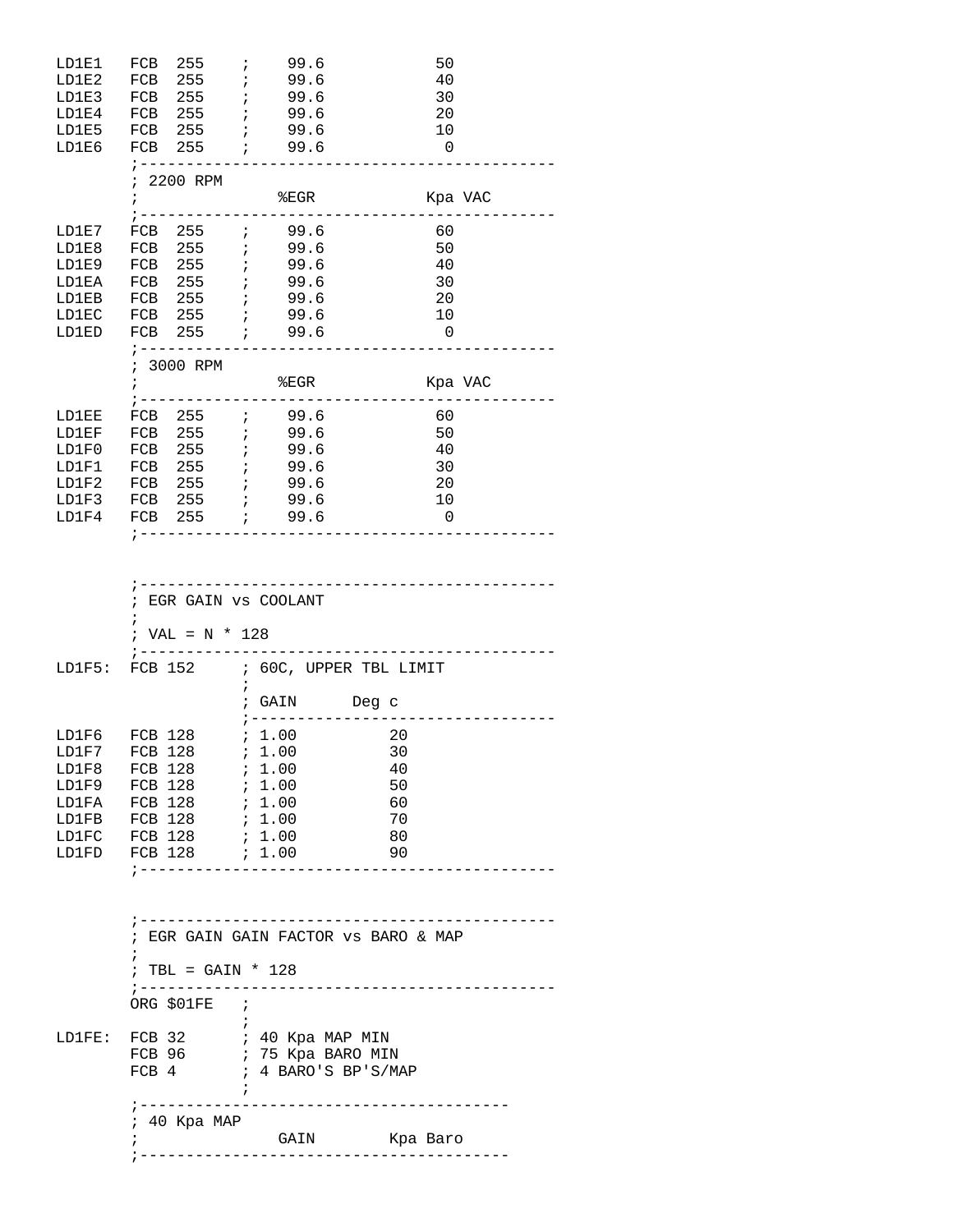```
LD1E1   FCB  255    ;    99.6            50
LD1E2   FCB  255    ;    99.6            40
LD1E3   FCB  255    ;    99.6            30
LD1E4   FCB  255    ;    99.6            20
LD1E5   FCB  255    ;    99.6            10
LD1E6   FCB  255    ;    99.6             0
        ;---------------------------------------------
        ; 2200 RPM
        ;              %EGR            Kpa VAC
        ;---------------------------------------------
LD1E7   FCB  255    ;    99.6            60
LD1E8   FCB  255    ;    99.6            50
LD1E9   FCB  255    ;    99.6            40
LD1EA   FCB  255    ;    99.6            30
LD1EB   FCB  255    ;    99.6            20
LD1EC   FCB  255    ;    99.6            10
LD1ED   FCB  255    ;    99.6             0
        ;---------------------------------------------
        ; 3000 RPM
        ;              %EGR            Kpa VAC
        ;---------------------------------------------
LD1EE   FCB  255    ;    99.6            60
LD1EF   FCB  255    ;    99.6            50
LD1F0   FCB  255    ;    99.6            40
LD1F1   FCB  255    ;    99.6            30
LD1F2   FCB  255    ;    99.6            20
LD1F3   FCB  255    ;    99.6            10
LD1F4   FCB  255    ;    99.6             0
        ;---------------------------------------------


        ;---------------------------------------------
        ; EGR GAIN vs COOLANT
        ;
        ; VAL = N * 128
        ;---------------------------------------------
LD1F5:  FCB 152     ; 60C, UPPER TBL LIMIT
                    ;
                    ; GAIN      Deg c
                    ;---------------------------------
LD1F6   FCB 128     ; 1.00          20
LD1F7   FCB 128     ; 1.00          30
LD1F8   FCB 128     ; 1.00          40
LD1F9   FCB 128     ; 1.00          50
LD1FA   FCB 128     ; 1.00          60
LD1FB   FCB 128     ; 1.00          70
LD1FC   FCB 128     ; 1.00          80
LD1FD   FCB 128     ; 1.00          90
        ;---------------------------------------------


        ;---------------------------------------------
        ; EGR GAIN GAIN FACTOR vs BARO & MAP
        ;
        ; TBL = GAIN * 128
        ;---------------------------------------------
        ORG $01FE   ;
                    ;
LD1FE:  FCB 32      ; 40 Kpa MAP MIN
        FCB 96      ; 75 Kpa BARO MIN
        FCB 4       ; 4 BARO'S BP'S/MAP
                    ;
        ;---------------------------------------
        ; 40 Kpa MAP
        ;              GAIN        Kpa Baro
        ;---------------------------------------
```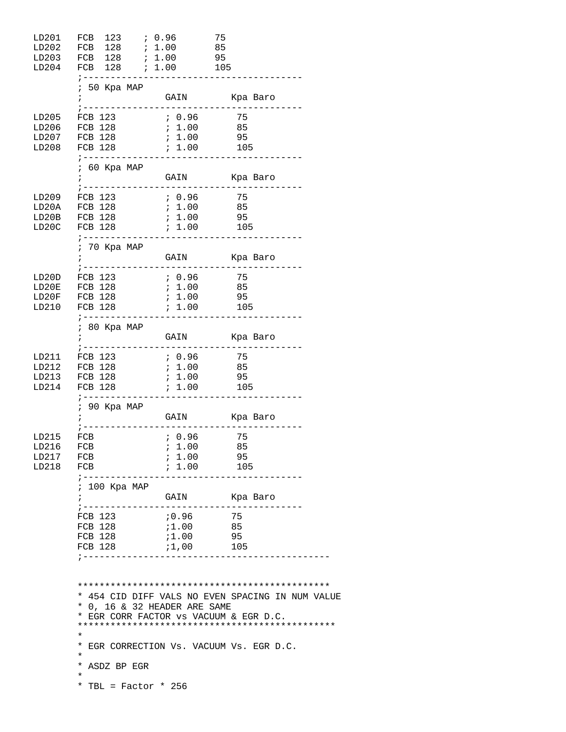```
LD201   FCB  123    ; 0.96       75
LD202   FCB  128    ; 1.00       85
LD203   FCB  128    ; 1.00       95
LD204   FCB  128    ; 1.00       105
        ;----------------------------------------
        ; 50 Kpa MAP
        ;               GAIN        Kpa Baro
        ;----------------------------------------
LD205   FCB 123         ; 0.96       75
LD206   FCB 128         ; 1.00       85
LD207   FCB 128         ; 1.00       95
LD208   FCB 128         ; 1.00       105
        ;----------------------------------------
        ; 60 Kpa MAP
        ;               GAIN        Kpa Baro
        ;----------------------------------------
LD209   FCB 123         ; 0.96       75
LD20A   FCB 128         ; 1.00       85
LD20B   FCB 128         ; 1.00       95
LD20C   FCB 128         ; 1.00       105
        ;----------------------------------------
        ; 70 Kpa MAP
        ;               GAIN        Kpa Baro
        ;----------------------------------------
LD20D   FCB 123         ; 0.96       75
LD20E   FCB 128         ; 1.00       85
LD20F   FCB 128         ; 1.00       95
LD210   FCB 128         ; 1.00       105
        ;----------------------------------------
        ; 80 Kpa MAP
        ;               GAIN        Kpa Baro
        ;----------------------------------------
LD211   FCB 123         ; 0.96       75
LD212   FCB 128         ; 1.00       85
LD213   FCB 128         ; 1.00       95
LD214   FCB 128         ; 1.00       105
        ;----------------------------------------
        ; 90 Kpa MAP
        ;               GAIN        Kpa Baro
        ;----------------------------------------
LD215   FCB             ; 0.96       75
LD216   FCB             ; 1.00       85
LD217   FCB             ; 1.00       95
LD218   FCB             ; 1.00       105
        ;----------------------------------------
        ; 100 Kpa MAP
        ;               GAIN        Kpa Baro
        ;----------------------------------------
        FCB 123         ;0.96       75
        FCB 128         ;1.00       85
        FCB 128         ;1.00       95
        FCB 128         ;1,00       105
        ;--------------------------------------------


        ***********************************************
        * 454 CID DIFF VALS NO EVEN SPACING IN NUM VALUE
        * 0, 16 & 32 HEADER ARE SAME
        * EGR CORR FACTOR vs VACUUM & EGR D.C.
        ***********************************************
        *
        * EGR CORRECTION Vs. VACUUM Vs. EGR D.C.
        *
        * ASDZ BP EGR
        *
        * TBL = Factor * 256
```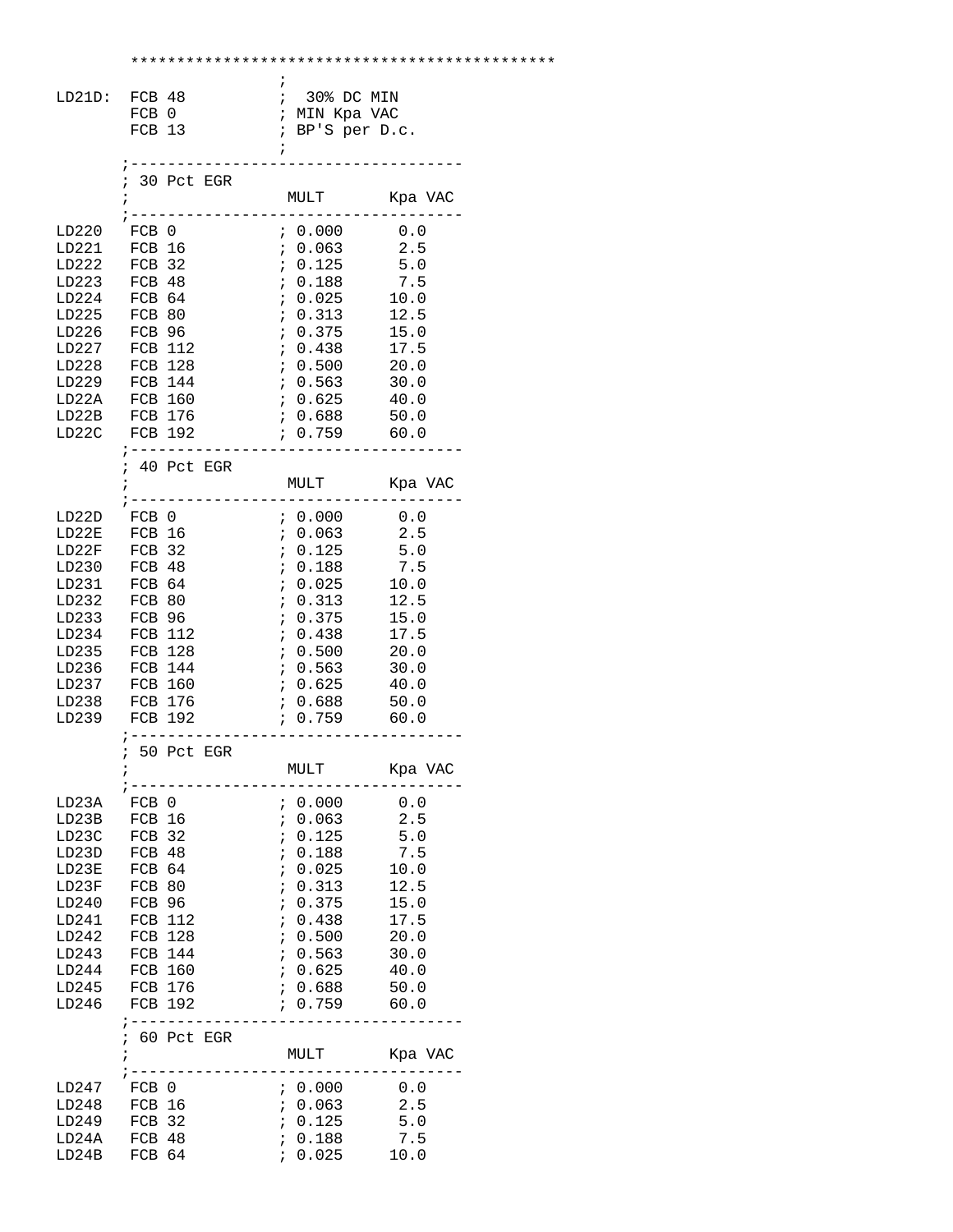```
        **********************************************
                            ;
LD21D:  FCB 48              ;  30% DC MIN
        FCB 0               ; MIN Kpa VAC
        FCB 13              ; BP'S per D.c.
                            ;
       ;-----------------------------------
       ; 30 Pct EGR
       ;                     MULT       Kpa VAC
       ;-----------------------------------
LD220   FCB 0               ; 0.000      0.0
LD221   FCB 16              ; 0.063      2.5
LD222   FCB 32              ; 0.125      5.0
LD223   FCB 48              ; 0.188      7.5
LD224   FCB 64              ; 0.025     10.0
LD225   FCB 80              ; 0.313     12.5
LD226   FCB 96              ; 0.375     15.0
LD227   FCB 112             ; 0.438     17.5
LD228   FCB 128             ; 0.500     20.0
LD229   FCB 144             ; 0.563     30.0
LD22A   FCB 160             ; 0.625     40.0
LD22B   FCB 176             ; 0.688     50.0
LD22C   FCB 192             ; 0.759     60.0
       ;-----------------------------------
       ; 40 Pct EGR
       ;                     MULT       Kpa VAC
       ;-----------------------------------
LD22D   FCB 0               ; 0.000      0.0
LD22E   FCB 16              ; 0.063      2.5
LD22F   FCB 32              ; 0.125      5.0
LD230   FCB 48              ; 0.188      7.5
LD231   FCB 64              ; 0.025     10.0
LD232   FCB 80              ; 0.313     12.5
LD233   FCB 96              ; 0.375     15.0
LD234   FCB 112             ; 0.438     17.5
LD235   FCB 128             ; 0.500     20.0
LD236   FCB 144             ; 0.563     30.0
LD237   FCB 160             ; 0.625     40.0
LD238   FCB 176             ; 0.688     50.0
LD239   FCB 192             ; 0.759     60.0
       ;-----------------------------------
       ; 50 Pct EGR
       ;                     MULT       Kpa VAC
       ;-----------------------------------
LD23A   FCB 0               ; 0.000      0.0
LD23B   FCB 16              ; 0.063      2.5
LD23C   FCB 32              ; 0.125      5.0
LD23D   FCB 48              ; 0.188      7.5
LD23E   FCB 64              ; 0.025     10.0
LD23F   FCB 80              ; 0.313     12.5
LD240   FCB 96              ; 0.375     15.0
LD241   FCB 112             ; 0.438     17.5
LD242   FCB 128             ; 0.500     20.0
LD243   FCB 144             ; 0.563     30.0
LD244   FCB 160             ; 0.625     40.0
LD245   FCB 176             ; 0.688     50.0
LD246   FCB 192             ; 0.759     60.0
       ;-----------------------------------
       ; 60 Pct EGR
       ;                     MULT       Kpa VAC
       ;-----------------------------------
LD247   FCB 0               ; 0.000      0.0
LD248   FCB 16              ; 0.063      2.5
LD249   FCB 32              ; 0.125      5.0
LD24A   FCB 48              ; 0.188      7.5
LD24B   FCB 64              ; 0.025     10.0
```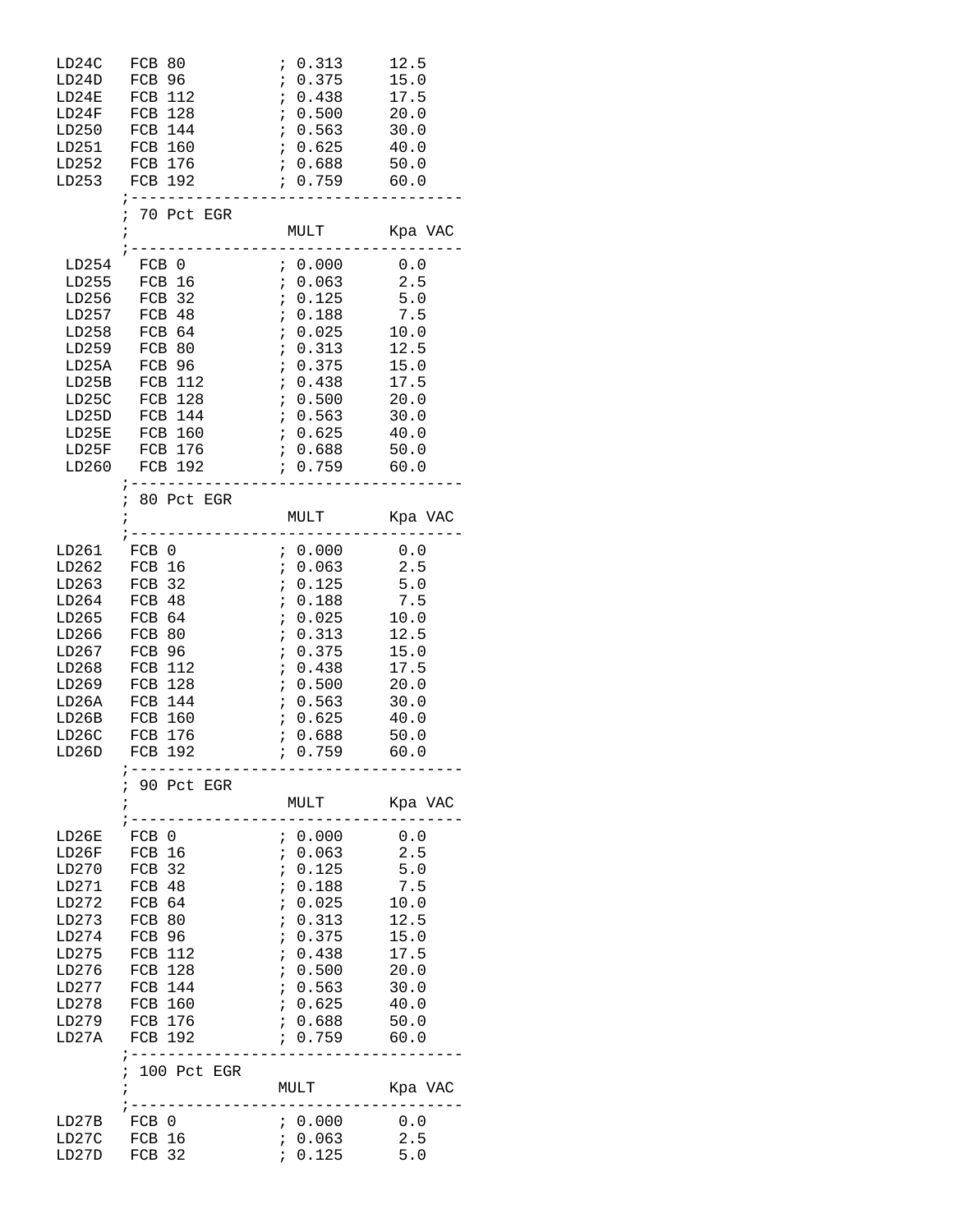```
LD24C   FCB 80          ; 0.313     12.5
LD24D   FCB 96          ; 0.375     15.0
LD24E   FCB 112         ; 0.438     17.5
LD24F   FCB 128         ; 0.500     20.0
LD250   FCB 144         ; 0.563     30.0
LD251   FCB 160         ; 0.625     40.0
LD252   FCB 176         ; 0.688     50.0
LD253   FCB 192         ; 0.759     60.0
        ;-----------------------------------
        ; 70 Pct EGR
        ;                 MULT       Kpa VAC
        ;-----------------------------------
 LD254   FCB 0          ; 0.000      0.0
 LD255   FCB 16         ; 0.063      2.5
 LD256   FCB 32         ; 0.125      5.0
 LD257   FCB 48         ; 0.188      7.5
 LD258   FCB 64         ; 0.025     10.0
 LD259   FCB 80         ; 0.313     12.5
 LD25A   FCB 96         ; 0.375     15.0
 LD25B   FCB 112        ; 0.438     17.5
 LD25C   FCB 128        ; 0.500     20.0
 LD25D   FCB 144        ; 0.563     30.0
 LD25E   FCB 160        ; 0.625     40.0
 LD25F   FCB 176        ; 0.688     50.0
 LD260   FCB 192        ; 0.759     60.0
        ;-----------------------------------
        ; 80 Pct EGR
        ;                 MULT       Kpa VAC
        ;-----------------------------------
LD261   FCB 0           ; 0.000      0.0
LD262   FCB 16          ; 0.063      2.5
LD263   FCB 32          ; 0.125      5.0
LD264   FCB 48          ; 0.188      7.5
LD265   FCB 64          ; 0.025     10.0
LD266   FCB 80          ; 0.313     12.5
LD267   FCB 96          ; 0.375     15.0
LD268   FCB 112         ; 0.438     17.5
LD269   FCB 128         ; 0.500     20.0
LD26A   FCB 144         ; 0.563     30.0
LD26B   FCB 160         ; 0.625     40.0
LD26C   FCB 176         ; 0.688     50.0
LD26D   FCB 192         ; 0.759     60.0
        ;-----------------------------------
        ; 90 Pct EGR
        ;                 MULT       Kpa VAC
        ;-----------------------------------
LD26E   FCB 0           ; 0.000      0.0
LD26F   FCB 16          ; 0.063      2.5
LD270   FCB 32          ; 0.125      5.0
LD271   FCB 48          ; 0.188      7.5
LD272   FCB 64          ; 0.025     10.0
LD273   FCB 80          ; 0.313     12.5
LD274   FCB 96          ; 0.375     15.0
LD275   FCB 112         ; 0.438     17.5
LD276   FCB 128         ; 0.500     20.0
LD277   FCB 144         ; 0.563     30.0
LD278   FCB 160         ; 0.625     40.0
LD279   FCB 176         ; 0.688     50.0
LD27A   FCB 192         ; 0.759     60.0
        ;-----------------------------------
        ; 100 Pct EGR
        ;                MULT        Kpa VAC
        ;-----------------------------------
LD27B   FCB 0           ; 0.000      0.0
LD27C   FCB 16          ; 0.063      2.5
LD27D   FCB 32          ; 0.125      5.0
```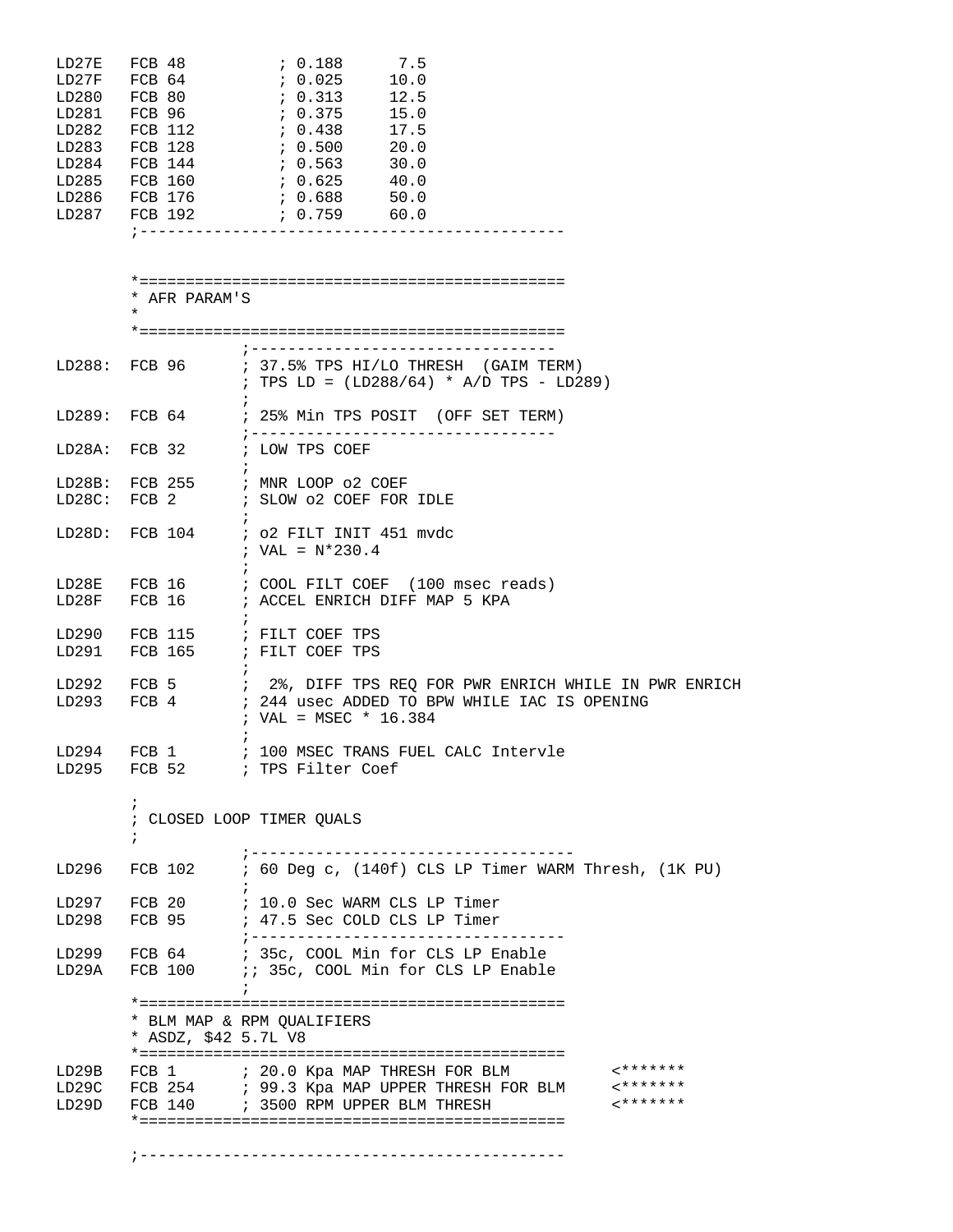```
LD27E   FCB 48          ; 0.188      7.5
LD27F   FCB 64          ; 0.025     10.0
LD280   FCB 80          ; 0.313     12.5
LD281   FCB 96          ; 0.375     15.0
LD282   FCB 112         ; 0.438     17.5
LD283   FCB 128         ; 0.500     20.0
LD284   FCB 144         ; 0.563     30.0
LD285   FCB 160         ; 0.625     40.0
LD286   FCB 176         ; 0.688     50.0
LD287   FCB 192         ; 0.759     60.0
        ;---------------------------------------------


        *=============================================
        * AFR PARAM'S
        *
        *=============================================
                    ;---------------------------------
LD288:  FCB 96      ; 37.5% TPS HI/LO THRESH  (GAIM TERM)
                    ; TPS LD = (LD288/64) * A/D TPS - LD289)
                    ;
LD289:  FCB 64      ; 25% Min TPS POSIT  (OFF SET TERM)
                    ;---------------------------------
LD28A:  FCB 32      ; LOW TPS COEF
                    ;
LD28B:  FCB 255     ; MNR LOOP o2 COEF
LD28C:  FCB 2       ; SLOW o2 COEF FOR IDLE
                    ;
LD28D:  FCB 104     ; o2 FILT INIT 451 mvdc
                    ; VAL = N*230.4
                    ;
LD28E   FCB 16      ; COOL FILT COEF  (100 msec reads)
LD28F   FCB 16      ; ACCEL ENRICH DIFF MAP 5 KPA
                    ;
LD290   FCB 115     ; FILT COEF TPS
LD291   FCB 165     ; FILT COEF TPS
                    ;
LD292   FCB 5       ;  2%, DIFF TPS REQ FOR PWR ENRICH WHILE IN PWR ENRICH
LD293   FCB 4       ; 244 usec ADDED TO BPW WHILE IAC IS OPENING
                    ; VAL = MSEC * 16.384
                    ;
LD294   FCB 1       ; 100 MSEC TRANS FUEL CALC Intervle
LD295   FCB 52      ; TPS Filter Coef

        ;
        ; CLOSED LOOP TIMER QUALS
        ;
                    ;-----------------------------------
LD296   FCB 102     ; 60 Deg c, (140f) CLS LP Timer WARM Thresh, (1K PU)
                    ;
LD297   FCB 20      ; 10.0 Sec WARM CLS LP Timer
LD298   FCB 95      ; 47.5 Sec COLD CLS LP Timer
                    ;-----------------------------------
LD299   FCB 64      ; 35c, COOL Min for CLS LP Enable
LD29A   FCB 100     ;; 35c, COOL Min for CLS LP Enable
                    ;
        *=============================================
        * BLM MAP & RPM QUALIFIERS
        * ASDZ, $42 5.7L V8
        *=============================================
LD29B   FCB 1       ; 20.0 Kpa MAP THRESH FOR BLM          <*******
LD29C   FCB 254     ; 99.3 Kpa MAP UPPER THRESH FOR BLM    <*******
LD29D   FCB 140     ; 3500 RPM UPPER BLM THRESH            <*******
        *=============================================

        ;---------------------------------------------
```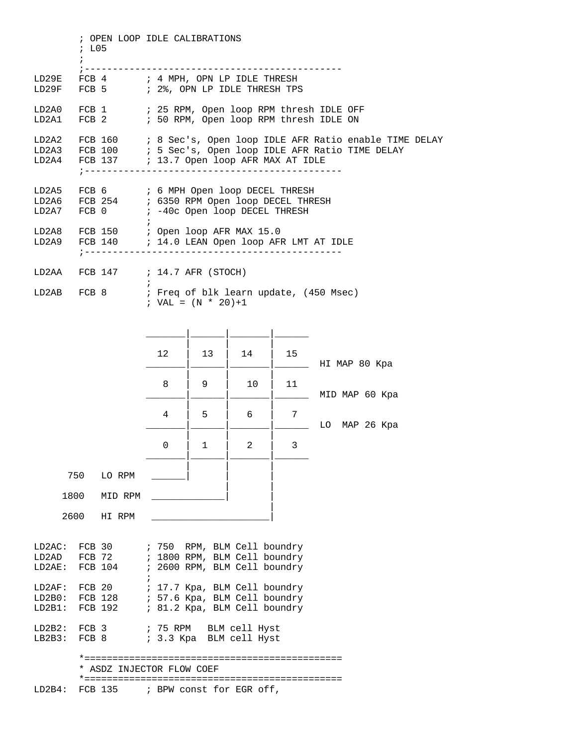```
        ; OPEN LOOP IDLE CALIBRATIONS
        ; L05
        ;
        ;---------------------------------------------
LD29E   FCB 4       ; 4 MPH, OPN LP IDLE THRESH
LD29F   FCB 5       ; 2%, OPN LP IDLE THRESH TPS

LD2A0   FCB 1       ; 25 RPM, Open loop RPM thresh IDLE OFF
LD2A1   FCB 2       ; 50 RPM, Open loop RPM thresh IDLE ON

LD2A2   FCB 160     ; 8 Sec's, Open loop IDLE AFR Ratio enable TIME DELAY
LD2A3   FCB 100     ; 5 Sec's, Open loop IDLE AFR Ratio TIME DELAY
LD2A4   FCB 137     ; 13.7 Open loop AFR MAX AT IDLE
        ;---------------------------------------------

LD2A5   FCB 6       ; 6 MPH Open loop DECEL THRESH
LD2A6   FCB 254     ; 6350 RPM Open loop DECEL THRESH
LD2A7   FCB 0       ; -40c Open loop DECEL THRESH
                    ;
LD2A8   FCB 150     ; Open loop AFR MAX 15.0
LD2A9   FCB 140     ; 14.0 LEAN Open loop AFR LMT AT IDLE
        ;---------------------------------------------

LD2AA   FCB 147     ; 14.7 AFR (STOCH)
                    ;
LD2AB   FCB 8       ; Freq of blk learn update, (450 Msec)
                    ; VAL = (N * 20)+1


                    _______|______|_______|______
                           |      |       |
                      12   |  13  |  14   |  15
                    _______|______|_______|______  HI MAP 80 Kpa
                           |      |       |
                      8    |  9   |   10  |  11
                    _______|______|_______|______  MID MAP 60 Kpa
                           |      |       |
                      4    |  5   |  6    |   7
                    _______|______|_______|______  LO  MAP 26 Kpa
                           |      |       |
                      0    |  1   |  2    |  3
                    _______|______|_______|______
                           |      |       |
      750   LO RPM   ______|      |       |
                                  |       |
     1800   MID RPM  _____________|       |
                                          |
     2600   HI RPM   _____________________|


LD2AC:  FCB 30      ; 750  RPM, BLM Cell boundry
LD2AD   FCB 72      ; 1800 RPM, BLM Cell boundry
LD2AE:  FCB 104     ; 2600 RPM, BLM Cell boundry
                    ;
LD2AF:  FCB 20      ; 17.7 Kpa, BLM Cell boundry
LD2B0:  FCB 128     ; 57.6 Kpa, BLM Cell boundry
LD2B1:  FCB 192     ; 81.2 Kpa, BLM Cell boundry

LD2B2:  FCB 3       ; 75 RPM   BLM cell Hyst
LB2B3:  FCB 8       ; 3.3 Kpa  BLM cell Hyst

        *=============================================
        * ASDZ INJECTOR FLOW COEF
        *=============================================
LD2B4:  FCB 135     ; BPW const for EGR off,
```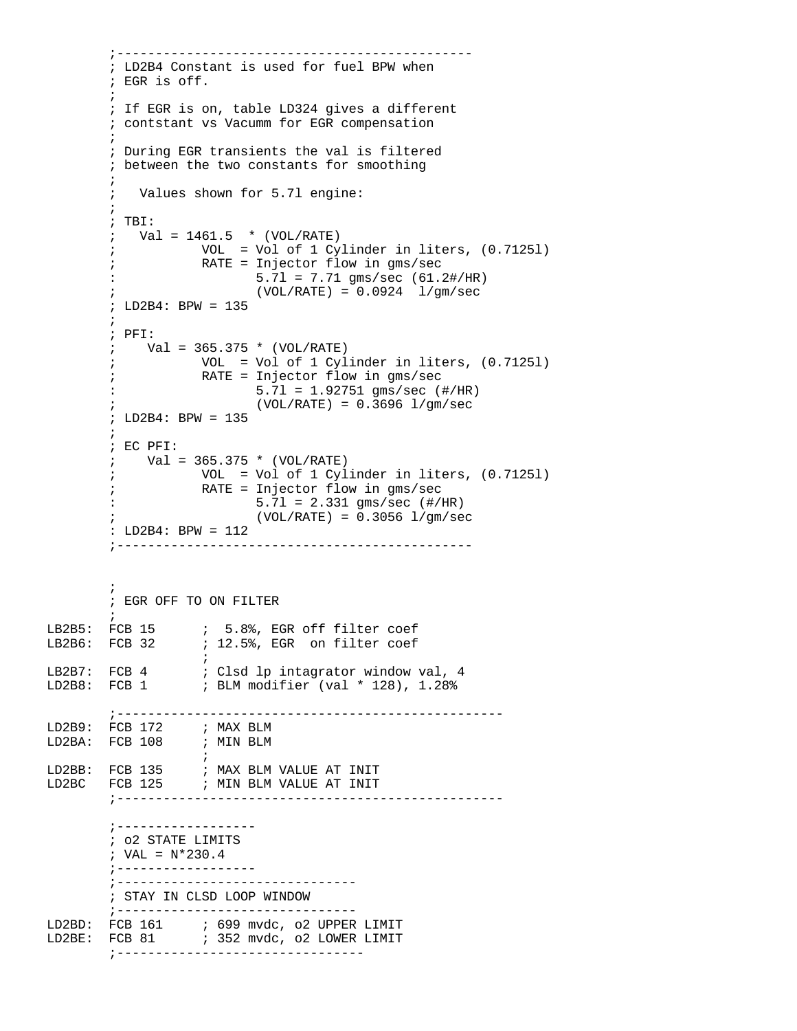```
        ;---------------------------------------------
        ; LD2B4 Constant is used for fuel BPW when
        ; EGR is off.
        ;
        ; If EGR is on, table LD324 gives a different
        ; contstant vs Vacumm for EGR compensation
        ;
        ; During EGR transients the val is filtered
        ; between the two constants for smoothing
        ;
        ;   Values shown for 5.7l engine:
        ;
        ; TBI:
        ;   Val = 1461.5  * (VOL/RATE)
        ;           VOL  = Vol of 1 Cylinder in liters, (0.7125l)
        ;           RATE = Injector flow in gms/sec
        :                  5.7l = 7.71 gms/sec (61.2#/HR)
        ;                  (VOL/RATE) = 0.0924  l/gm/sec
        ; LD2B4: BPW = 135
        ;
        ; PFI:
        ;    Val = 365.375 * (VOL/RATE)
        ;           VOL  = Vol of 1 Cylinder in liters, (0.7125l)
        ;           RATE = Injector flow in gms/sec
        :                  5.7l = 1.92751 gms/sec (#/HR)
        ;                  (VOL/RATE) = 0.3696 l/gm/sec
        ; LD2B4: BPW = 135
        ;
        ; EC PFI:
        ;    Val = 365.375 * (VOL/RATE)
        ;           VOL  = Vol of 1 Cylinder in liters, (0.7125l)
        ;           RATE = Injector flow in gms/sec
        :                  5.7l = 2.331 gms/sec (#/HR)
        ;                  (VOL/RATE) = 0.3056 l/gm/sec
        : LD2B4: BPW = 112
        ;---------------------------------------------


        ;
        ; EGR OFF TO ON FILTER
        ;
LB2B5:  FCB 15      ;  5.8%, EGR off filter coef
LB2B6:  FCB 32      ; 12.5%, EGR  on filter coef
                    ;
LB2B7:  FCB 4       ; Clsd lp intagrator window val, 4
LD2B8:  FCB 1       ; BLM modifier (val * 128), 1.28%

        ;-------------------------------------------------
LD2B9:  FCB 172     ; MAX BLM
LD2BA:  FCB 108     ; MIN BLM
                    ;
LD2BB:  FCB 135     ; MAX BLM VALUE AT INIT
LD2BC   FCB 125     ; MIN BLM VALUE AT INIT
        ;-------------------------------------------------

        ;------------------
        ; o2 STATE LIMITS
        ; VAL = N*230.4
        ;------------------
        ;-------------------------------
        ; STAY IN CLSD LOOP WINDOW
        ;-------------------------------
LD2BD:  FCB 161     ; 699 mvdc, o2 UPPER LIMIT
LD2BE:  FCB 81      ; 352 mvdc, o2 LOWER LIMIT
        ;--------------------------------
```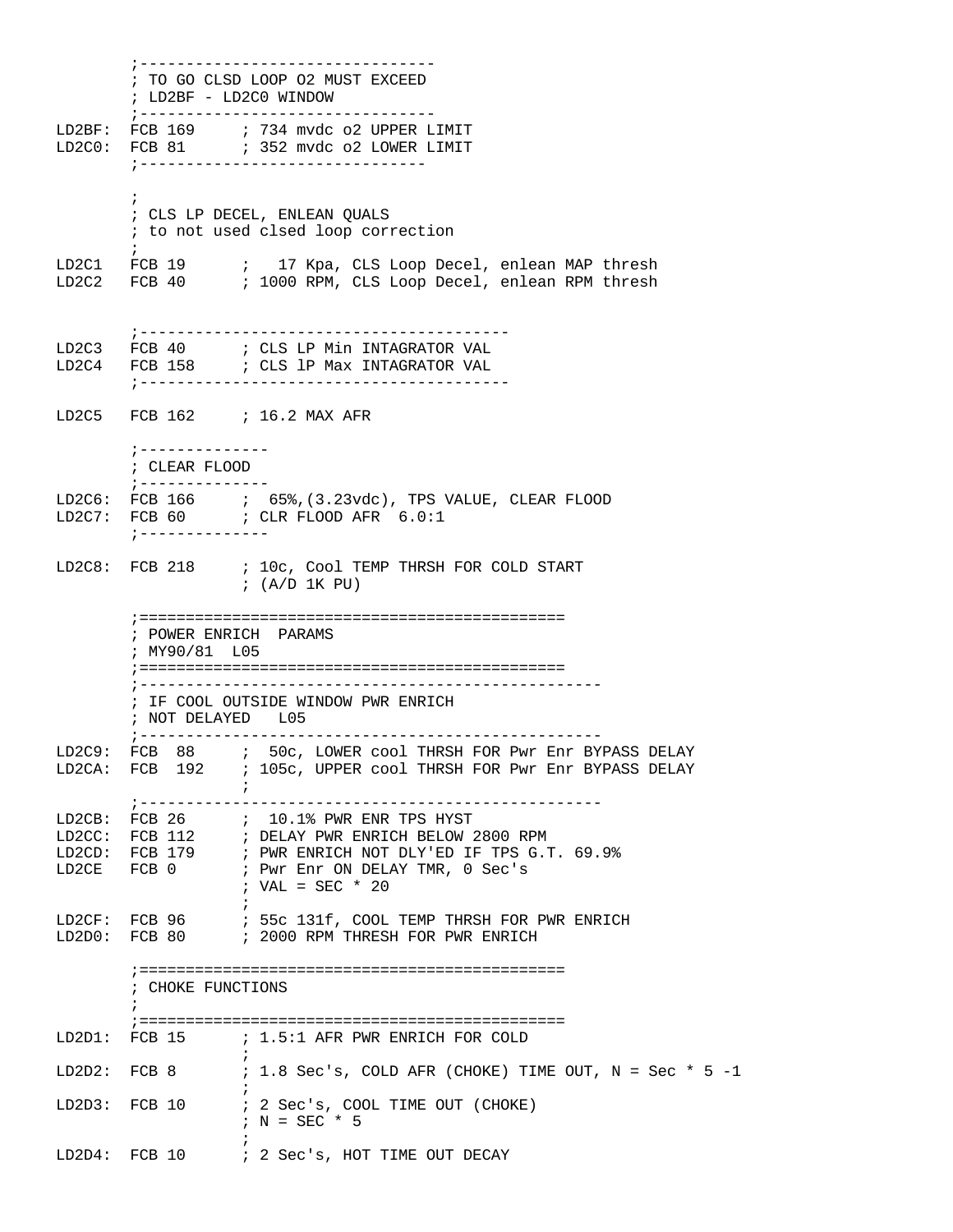```
        ;--------------------------------
        ; TO GO CLSD LOOP O2 MUST EXCEED
        ; LD2BF - LD2C0 WINDOW
        ;--------------------------------
LD2BF:  FCB 169     ; 734 mvdc o2 UPPER LIMIT
LD2C0:  FCB 81      ; 352 mvdc o2 LOWER LIMIT
        ;------------------------------

        ;
        ; CLS LP DECEL, ENLEAN QUALS
        ; to not used clsed loop correction
        ;
LD2C1   FCB 19      ;   17 Kpa, CLS Loop Decel, enlean MAP thresh
LD2C2   FCB 40      ; 1000 RPM, CLS Loop Decel, enlean RPM thresh


        ;---------------------------------------
LD2C3   FCB 40      ; CLS LP Min INTAGRATOR VAL
LD2C4   FCB 158     ; CLS lP Max INTAGRATOR VAL
        ;---------------------------------------

LD2C5   FCB 162     ; 16.2 MAX AFR

        ;--------------
        ; CLEAR FLOOD
        ;--------------
LD2C6:  FCB 166     ;  65%,(3.23vdc), TPS VALUE, CLEAR FLOOD
LD2C7:  FCB 60      ; CLR FLOOD AFR  6.0:1
        ;--------------

LD2C8:  FCB 218     ; 10c, Cool TEMP THRSH FOR COLD START
                    ; (A/D 1K PU)

        ;=============================================
        ; POWER ENRICH  PARAMS
        ; MY90/81  L05
        ;=============================================
        ;--------------------------------------------------
        ; IF COOL OUTSIDE WINDOW PWR ENRICH
        ; NOT DELAYED   L05
        ;--------------------------------------------------
LD2C9:  FCB  88     ;  50c, LOWER cool THRSH FOR Pwr Enr BYPASS DELAY
LD2CA:  FCB  192    ; 105c, UPPER cool THRSH FOR Pwr Enr BYPASS DELAY
                    ;
        ;--------------------------------------------------
LD2CB:  FCB 26      ;  10.1% PWR ENR TPS HYST
LD2CC:  FCB 112     ; DELAY PWR ENRICH BELOW 2800 RPM
LD2CD:  FCB 179     ; PWR ENRICH NOT DLY'ED IF TPS G.T. 69.9%
LD2CE   FCB 0       ; Pwr Enr ON DELAY TMR, 0 Sec's
                    ; VAL = SEC * 20
                    ;
LD2CF:  FCB 96      ; 55c 131f, COOL TEMP THRSH FOR PWR ENRICH
LD2D0:  FCB 80      ; 2000 RPM THRESH FOR PWR ENRICH

        ;=============================================
        ; CHOKE FUNCTIONS
        ;
        ;=============================================
LD2D1:  FCB 15      ; 1.5:1 AFR PWR ENRICH FOR COLD
                    ;
LD2D2:  FCB 8       ; 1.8 Sec's, COLD AFR (CHOKE) TIME OUT, N = Sec * 5 -1
                    ;
LD2D3:  FCB 10      ; 2 Sec's, COOL TIME OUT (CHOKE)
                    ; N = SEC * 5
                    ;
LD2D4:  FCB 10      ; 2 Sec's, HOT TIME OUT DECAY
```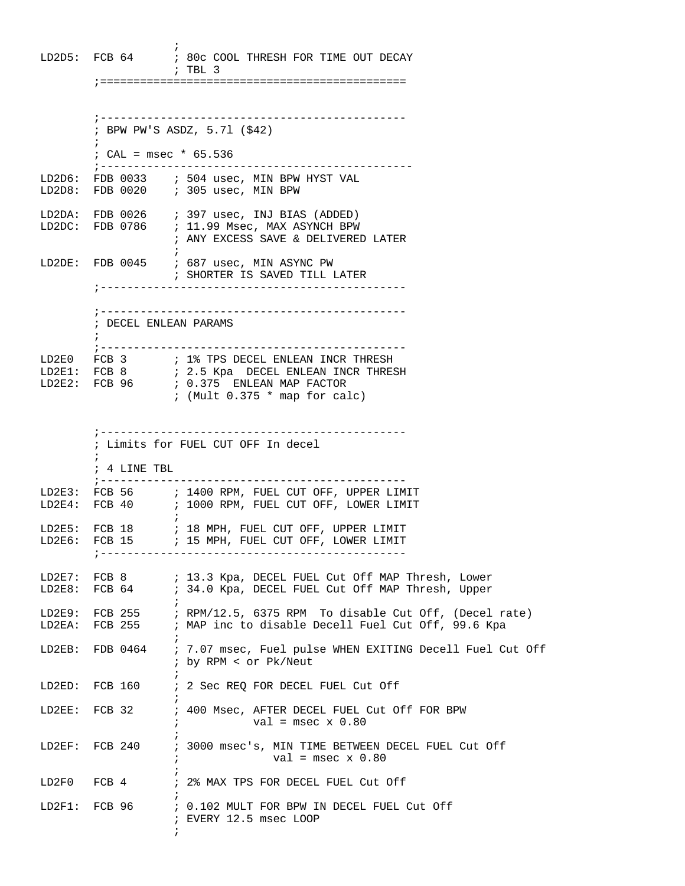```
                  ;
LD2D5:  FCB 64      ; 80c COOL THRESH FOR TIME OUT DECAY
                  ; TBL 3
        ;=============================================


        ;---------------------------------------------
        ; BPW PW'S ASDZ, 5.7l ($42)
        ;
        ; CAL = msec * 65.536
        ;----------------------------------------------
LD2D6:  FDB 0033    ; 504 usec, MIN BPW HYST VAL
LD2D8:  FDB 0020    ; 305 usec, MIN BPW

LD2DA:  FDB 0026    ; 397 usec, INJ BIAS (ADDED)
LD2DC:  FDB 0786    ; 11.99 Msec, MAX ASYNCH BPW
                  ; ANY EXCESS SAVE & DELIVERED LATER
                  ;
LD2DE:  FDB 0045    ; 687 usec, MIN ASYNC PW
                  ; SHORTER IS SAVED TILL LATER
        ;---------------------------------------------

        ;---------------------------------------------
        ; DECEL ENLEAN PARAMS
        ;
        ;---------------------------------------------
LD2E0   FCB 3       ; 1% TPS DECEL ENLEAN INCR THRESH
LD2E1:  FCB 8       ; 2.5 Kpa  DECEL ENLEAN INCR THRESH
LD2E2:  FCB 96      ; 0.375  ENLEAN MAP FACTOR
                  ; (Mult 0.375 * map for calc)


        ;---------------------------------------------
        ; Limits for FUEL CUT OFF In decel
        ;
        ; 4 LINE TBL
        ;---------------------------------------------
LD2E3:  FCB 56      ; 1400 RPM, FUEL CUT OFF, UPPER LIMIT
LD2E4:  FCB 40      ; 1000 RPM, FUEL CUT OFF, LOWER LIMIT
                  ;
LD2E5:  FCB 18      ; 18 MPH, FUEL CUT OFF, UPPER LIMIT
LD2E6:  FCB 15      ; 15 MPH, FUEL CUT OFF, LOWER LIMIT
        ;---------------------------------------------

LD2E7:  FCB 8       ; 13.3 Kpa, DECEL FUEL Cut Off MAP Thresh, Lower
LD2E8:  FCB 64      ; 34.0 Kpa, DECEL FUEL Cut Off MAP Thresh, Upper
                  ;
LD2E9:  FCB 255     ; RPM/12.5, 6375 RPM  To disable Cut Off, (Decel rate)
LD2EA:  FCB 255     ; MAP inc to disable Decell Fuel Cut Off, 99.6 Kpa
                  ;
LD2EB:  FDB 0464    ; 7.07 msec, Fuel pulse WHEN EXITING Decell Fuel Cut Off
                  ; by RPM < or Pk/Neut
                  ;
LD2ED:  FCB 160     ; 2 Sec REQ FOR DECEL FUEL Cut Off
                  ;
LD2EE:  FCB 32      ; 400 Msec, AFTER DECEL FUEL Cut Off FOR BPW
                  ;           val = msec x 0.80
                  ;
LD2EF:  FCB 240     ; 3000 msec's, MIN TIME BETWEEN DECEL FUEL Cut Off
                  ;              val = msec x 0.80
                  ;
LD2F0   FCB 4       ; 2% MAX TPS FOR DECEL FUEL Cut Off
                  ;
LD2F1:  FCB 96      ; 0.102 MULT FOR BPW IN DECEL FUEL Cut Off
                  ; EVERY 12.5 msec LOOP
                  ;
```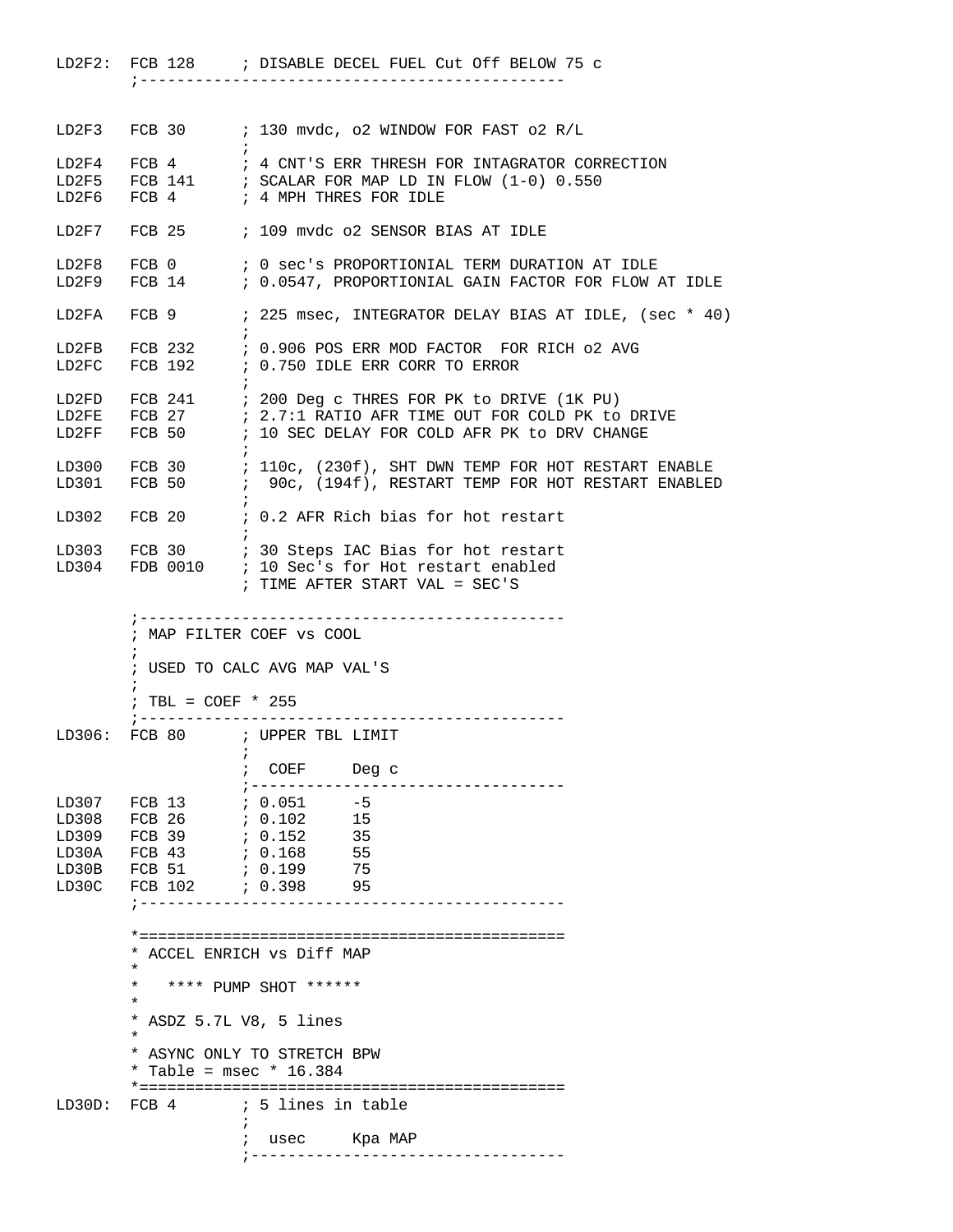```
LD2F2:  FCB 128     ; DISABLE DECEL FUEL Cut Off BELOW 75 c
        ;---------------------------------------------


LD2F3   FCB 30      ; 130 mvdc, o2 WINDOW FOR FAST o2 R/L
                    ;
LD2F4   FCB 4       ; 4 CNT'S ERR THRESH FOR INTAGRATOR CORRECTION
LD2F5   FCB 141     ; SCALAR FOR MAP LD IN FLOW (1-0) 0.550
LD2F6   FCB 4       ; 4 MPH THRES FOR IDLE

LD2F7   FCB 25      ; 109 mvdc o2 SENSOR BIAS AT IDLE

LD2F8   FCB 0       ; 0 sec's PROPORTIONIAL TERM DURATION AT IDLE
LD2F9   FCB 14      ; 0.0547, PROPORTIONIAL GAIN FACTOR FOR FLOW AT IDLE

LD2FA   FCB 9       ; 225 msec, INTEGRATOR DELAY BIAS AT IDLE, (sec * 40)
                    ;
LD2FB   FCB 232     ; 0.906 POS ERR MOD FACTOR  FOR RICH o2 AVG
LD2FC   FCB 192     ; 0.750 IDLE ERR CORR TO ERROR
                    ;
LD2FD   FCB 241     ; 200 Deg c THRES FOR PK to DRIVE (1K PU)
LD2FE   FCB 27      ; 2.7:1 RATIO AFR TIME OUT FOR COLD PK to DRIVE
LD2FF   FCB 50      ; 10 SEC DELAY FOR COLD AFR PK to DRV CHANGE
                    ;
LD300   FCB 30      ; 110c, (230f), SHT DWN TEMP FOR HOT RESTART ENABLE
LD301   FCB 50      ;  90c, (194f), RESTART TEMP FOR HOT RESTART ENABLED
                    ;
LD302   FCB 20      ; 0.2 AFR Rich bias for hot restart
                    ;
LD303   FCB 30      ; 30 Steps IAC Bias for hot restart
LD304   FDB 0010    ; 10 Sec's for Hot restart enabled
                    ; TIME AFTER START VAL = SEC'S

        ;---------------------------------------------
        ; MAP FILTER COEF vs COOL
        ;
        ; USED TO CALC AVG MAP VAL'S
        ;
        ; TBL = COEF * 255
        ;---------------------------------------------
LD306:  FCB 80      ; UPPER TBL LIMIT
                    ;
                    ;  COEF     Deg c
                    ;----------------------------------
LD307   FCB 13      ; 0.051     -5
LD308   FCB 26      ; 0.102     15
LD309   FCB 39      ; 0.152     35
LD30A   FCB 43      ; 0.168     55
LD30B   FCB 51      ; 0.199     75
LD30C   FCB 102     ; 0.398     95
        ;---------------------------------------------

        *=============================================
        * ACCEL ENRICH vs Diff MAP
        *
        *   **** PUMP SHOT ******
        *
        * ASDZ 5.7L V8, 5 lines
        *
        * ASYNC ONLY TO STRETCH BPW
        * Table = msec * 16.384
        *=============================================
LD30D:  FCB 4       ; 5 lines in table
                    ;
                    ;  usec     Kpa MAP
                    ;----------------------------------
```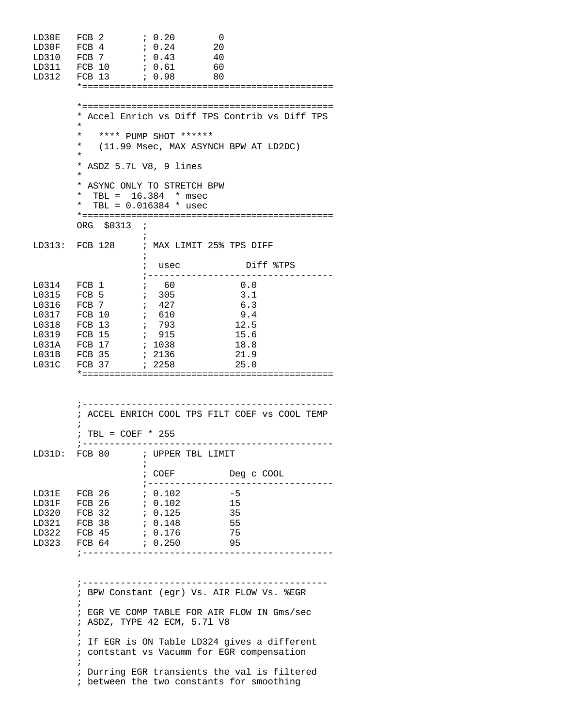```
LD30E   FCB 2       ; 0.20        0
LD30F   FCB 4       ; 0.24       20
LD310   FCB 7       ; 0.43       40
LD311   FCB 10      ; 0.61       60
LD312   FCB 13      ; 0.98       80
        *==============================================

        *==============================================
        * Accel Enrich vs Diff TPS Contrib vs Diff TPS
        *
        *   **** PUMP SHOT ******
        *   (11.99 Msec, MAX ASYNCH BPW AT LD2DC)
        *
        * ASDZ 5.7L V8, 9 lines
        *
        * ASYNC ONLY TO STRETCH BPW
        *  TBL =  16.384  * msec
        *  TBL = 0.016384 * usec
        *==============================================
        ORG  $0313  ;
                    ;
LD313:  FCB 128     ; MAX LIMIT 25% TPS DIFF
                    ;
                    ;  usec            Diff %TPS
                    ;----------------------------------
L0314   FCB 1       ;   60            0.0
L0315   FCB 5       ;  305            3.1
L0316   FCB 7       ;  427            6.3
L0317   FCB 10      ;  610            9.4
L0318   FCB 13      ;  793           12.5
L0319   FCB 15      ;  915           15.6
L031A   FCB 17      ; 1038           18.8
L031B   FCB 35      ; 2136           21.9
L031C   FCB 37      ; 2258           25.0
        *==============================================


        ;----------------------------------------------
        ; ACCEL ENRICH COOL TPS FILT COEF vs COOL TEMP
        ;
        ; TBL = COEF * 255
        ;----------------------------------------------
LD31D:  FCB 80      ; UPPER TBL LIMIT
                    ;
                    ; COEF          Deg c COOL
                    ;----------------------------------
LD31E   FCB 26      ; 0.102         -5
LD31F   FCB 26      ; 0.102         15
LD320   FCB 32      ; 0.125         35
LD321   FCB 38      ; 0.148         55
LD322   FCB 45      ; 0.176         75
LD323   FCB 64      ; 0.250         95
        ;----------------------------------------------


        ;---------------------------------------------
        ; BPW Constant (egr) Vs. AIR FLOW Vs. %EGR
        ;
        ; EGR VE COMP TABLE FOR AIR FLOW IN Gms/sec
        ; ASDZ, TYPE 42 ECM, 5.7l V8
        ;
        ; If EGR is ON Table LD324 gives a different
        ; contstant vs Vacumm for EGR compensation
        ;
        ; Durring EGR transients the val is filtered
        ; between the two constants for smoothing
```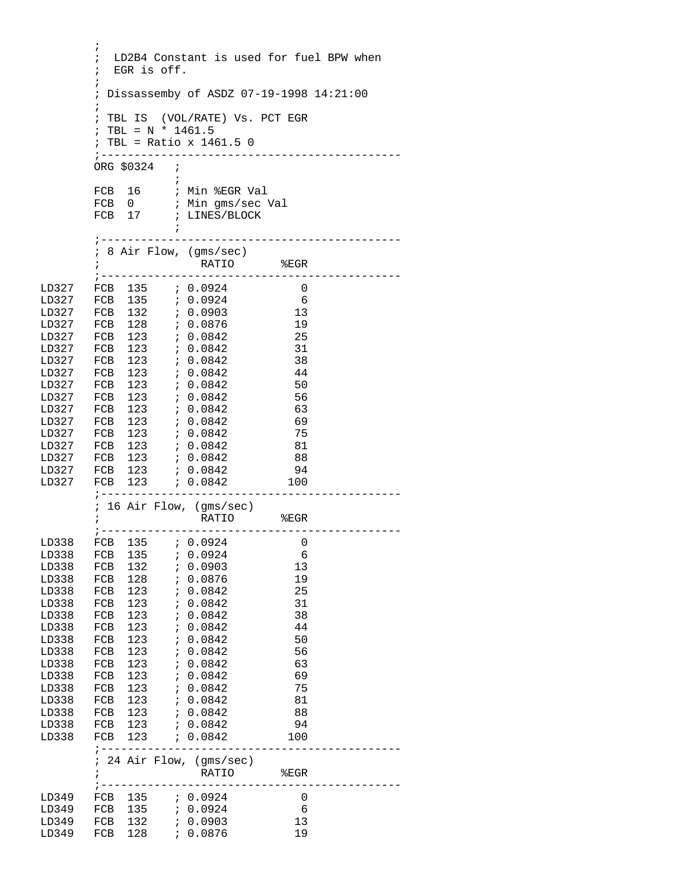```
        ;
        ;  LD2B4 Constant is used for fuel BPW when
        ;  EGR is off.
        ;
        ; Dissassemby of ASDZ 07-19-1998 14:21:00
        ;
        ; TBL IS  (VOL/RATE) Vs. PCT EGR
        ; TBL = N * 1461.5
        ; TBL = Ratio x 1461.5 0
        ;--------------------------------------------
        ORG $0324   ;
                    ;
        FCB  16     ; Min %EGR Val
        FCB  0      ; Min gms/sec Val
        FCB  17     ; LINES/BLOCK
                    ;
        ;--------------------------------------------
        ; 8 Air Flow, (gms/sec)
        ;               RATIO       %EGR
        ;--------------------------------------------
LD327   FCB  135    ; 0.0924          0
LD327   FCB  135    ; 0.0924          6
LD327   FCB  132    ; 0.0903         13
LD327   FCB  128    ; 0.0876         19
LD327   FCB  123    ; 0.0842         25
LD327   FCB  123    ; 0.0842         31
LD327   FCB  123    ; 0.0842         38
LD327   FCB  123    ; 0.0842         44
LD327   FCB  123    ; 0.0842         50
LD327   FCB  123    ; 0.0842         56
LD327   FCB  123    ; 0.0842         63
LD327   FCB  123    ; 0.0842         69
LD327   FCB  123    ; 0.0842         75
LD327   FCB  123    ; 0.0842         81
LD327   FCB  123    ; 0.0842         88
LD327   FCB  123    ; 0.0842         94
LD327   FCB  123    ; 0.0842        100
        ;--------------------------------------------
        ; 16 Air Flow, (gms/sec)
        ;               RATIO       %EGR
        ;--------------------------------------------
LD338   FCB  135    ; 0.0924          0
LD338   FCB  135    ; 0.0924          6
LD338   FCB  132    ; 0.0903         13
LD338   FCB  128    ; 0.0876         19
LD338   FCB  123    ; 0.0842         25
LD338   FCB  123    ; 0.0842         31
LD338   FCB  123    ; 0.0842         38
LD338   FCB  123    ; 0.0842         44
LD338   FCB  123    ; 0.0842         50
LD338   FCB  123    ; 0.0842         56
LD338   FCB  123    ; 0.0842         63
LD338   FCB  123    ; 0.0842         69
LD338   FCB  123    ; 0.0842         75
LD338   FCB  123    ; 0.0842         81
LD338   FCB  123    ; 0.0842         88
LD338   FCB  123    ; 0.0842         94
LD338   FCB  123    ; 0.0842        100
        ;--------------------------------------------
        ; 24 Air Flow, (gms/sec)
        ;               RATIO       %EGR
        ;--------------------------------------------
LD349   FCB  135    ; 0.0924          0
LD349   FCB  135    ; 0.0924          6
LD349   FCB  132    ; 0.0903         13
LD349   FCB  128    ; 0.0876         19
```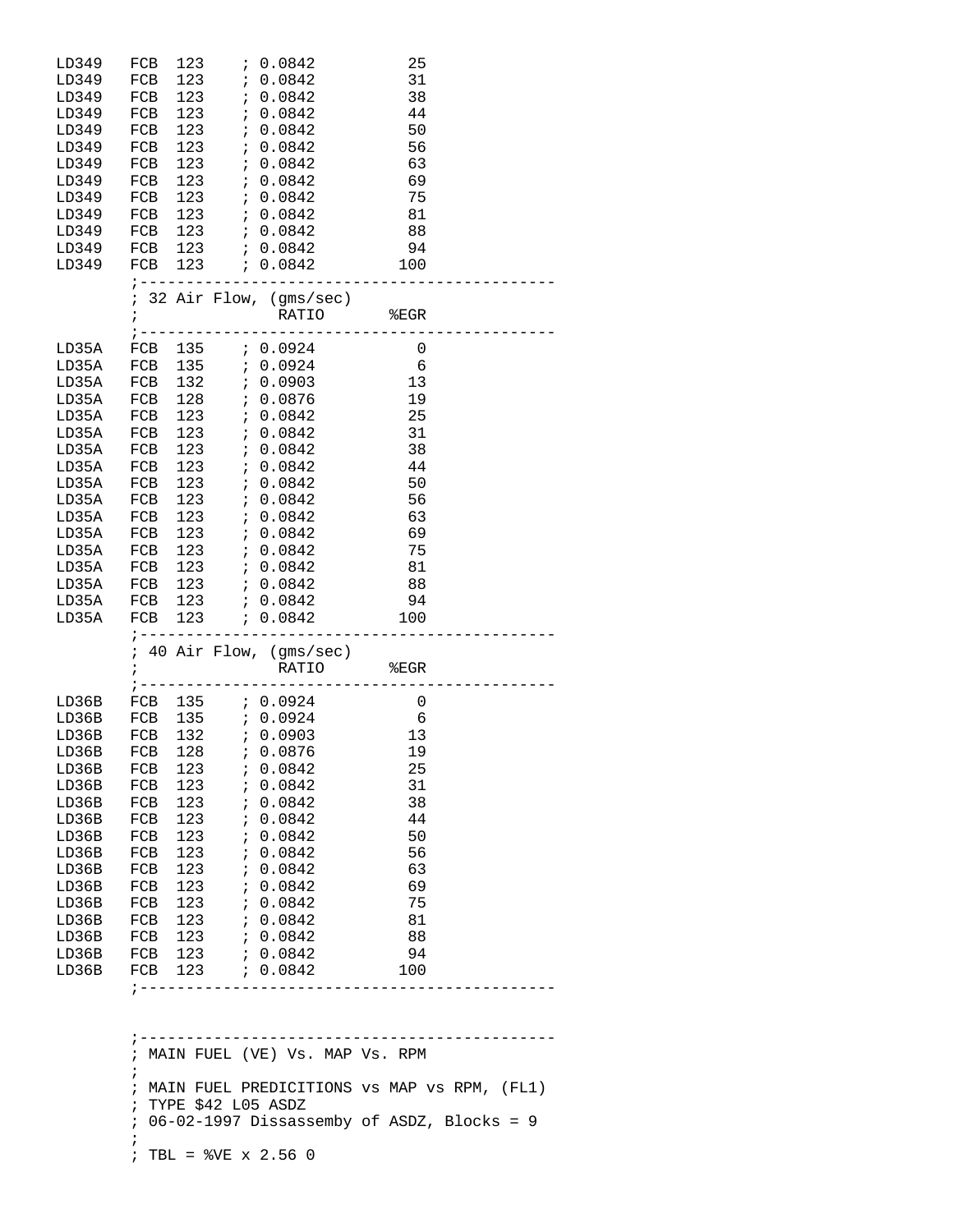```
LD349   FCB  123    ; 0.0842          25
LD349   FCB  123    ; 0.0842          31
LD349   FCB  123    ; 0.0842          38
LD349   FCB  123    ; 0.0842          44
LD349   FCB  123    ; 0.0842          50
LD349   FCB  123    ; 0.0842          56
LD349   FCB  123    ; 0.0842          63
LD349   FCB  123    ; 0.0842          69
LD349   FCB  123    ; 0.0842          75
LD349   FCB  123    ; 0.0842          81
LD349   FCB  123    ; 0.0842          88
LD349   FCB  123    ; 0.0842          94
LD349   FCB  123    ; 0.0842         100
        ;--------------------------------------------
        ; 32 Air Flow, (gms/sec)
        ;              RATIO       %EGR
        ;--------------------------------------------
LD35A   FCB  135    ; 0.0924           0
LD35A   FCB  135    ; 0.0924           6
LD35A   FCB  132    ; 0.0903          13
LD35A   FCB  128    ; 0.0876          19
LD35A   FCB  123    ; 0.0842          25
LD35A   FCB  123    ; 0.0842          31
LD35A   FCB  123    ; 0.0842          38
LD35A   FCB  123    ; 0.0842          44
LD35A   FCB  123    ; 0.0842          50
LD35A   FCB  123    ; 0.0842          56
LD35A   FCB  123    ; 0.0842          63
LD35A   FCB  123    ; 0.0842          69
LD35A   FCB  123    ; 0.0842          75
LD35A   FCB  123    ; 0.0842          81
LD35A   FCB  123    ; 0.0842          88
LD35A   FCB  123    ; 0.0842          94
LD35A   FCB  123    ; 0.0842         100
        ;--------------------------------------------
        ; 40 Air Flow, (gms/sec)
        ;              RATIO       %EGR
        ;--------------------------------------------
LD36B   FCB  135    ; 0.0924           0
LD36B   FCB  135    ; 0.0924           6
LD36B   FCB  132    ; 0.0903          13
LD36B   FCB  128    ; 0.0876          19
LD36B   FCB  123    ; 0.0842          25
LD36B   FCB  123    ; 0.0842          31
LD36B   FCB  123    ; 0.0842          38
LD36B   FCB  123    ; 0.0842          44
LD36B   FCB  123    ; 0.0842          50
LD36B   FCB  123    ; 0.0842          56
LD36B   FCB  123    ; 0.0842          63
LD36B   FCB  123    ; 0.0842          69
LD36B   FCB  123    ; 0.0842          75
LD36B   FCB  123    ; 0.0842          81
LD36B   FCB  123    ; 0.0842          88
LD36B   FCB  123    ; 0.0842          94
LD36B   FCB  123    ; 0.0842         100
        ;--------------------------------------------


        ;--------------------------------------------
        ; MAIN FUEL (VE) Vs. MAP Vs. RPM
        ;
        ; MAIN FUEL PREDICITIONS vs MAP vs RPM, (FL1)
        ; TYPE $42 L05 ASDZ
        ; 06-02-1997 Dissassemby of ASDZ, Blocks = 9
        ;
        ; TBL = %VE x 2.56 0
```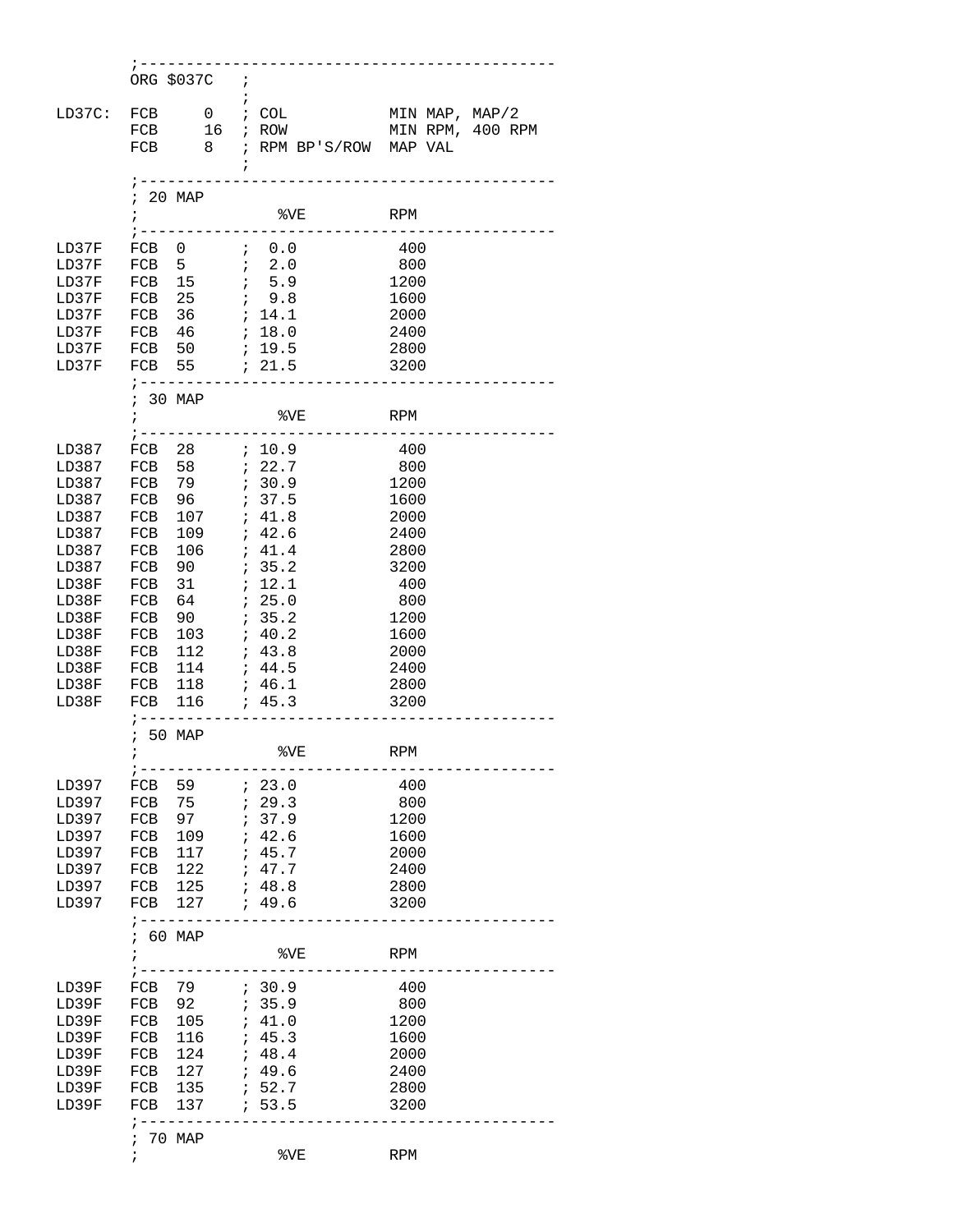```
        ;---------------------------------------------
        ORG $037C   ;
                    ;
LD37C:  FCB     0   ; COL           MIN MAP, MAP/2
        FCB    16   ; ROW           MIN RPM, 400 RPM
        FCB     8   ; RPM BP'S/ROW  MAP VAL
                    ;
        ;---------------------------------------------
        ; 20 MAP
        ;              %VE         RPM
        ;---------------------------------------------
LD37F   FCB  0      ;  0.0          400
LD37F   FCB  5      ;  2.0          800
LD37F   FCB  15     ;  5.9         1200
LD37F   FCB  25     ;  9.8         1600
LD37F   FCB  36     ; 14.1         2000
LD37F   FCB  46     ; 18.0         2400
LD37F   FCB  50     ; 19.5         2800
LD37F   FCB  55     ; 21.5         3200
        ;---------------------------------------------
        ; 30 MAP
        ;              %VE         RPM
        ;---------------------------------------------
LD387   FCB  28     ; 10.9          400
LD387   FCB  58     ; 22.7          800
LD387   FCB  79     ; 30.9         1200
LD387   FCB  96     ; 37.5         1600
LD387   FCB  107    ; 41.8         2000
LD387   FCB  109    ; 42.6         2400
LD387   FCB  106    ; 41.4         2800
LD387   FCB  90     ; 35.2         3200
LD38F   FCB  31     ; 12.1          400
LD38F   FCB  64     ; 25.0          800
LD38F   FCB  90     ; 35.2         1200
LD38F   FCB  103    ; 40.2         1600
LD38F   FCB  112    ; 43.8         2000
LD38F   FCB  114    ; 44.5         2400
LD38F   FCB  118    ; 46.1         2800
LD38F   FCB  116    ; 45.3         3200
        ;---------------------------------------------
        ; 50 MAP
        ;              %VE         RPM
        ;---------------------------------------------
LD397   FCB  59     ; 23.0          400
LD397   FCB  75     ; 29.3          800
LD397   FCB  97     ; 37.9         1200
LD397   FCB  109    ; 42.6         1600
LD397   FCB  117    ; 45.7         2000
LD397   FCB  122    ; 47.7         2400
LD397   FCB  125    ; 48.8         2800
LD397   FCB  127    ; 49.6         3200
        ;---------------------------------------------
        ; 60 MAP
        ;              %VE         RPM
        ;---------------------------------------------
LD39F   FCB  79     ; 30.9          400
LD39F   FCB  92     ; 35.9          800
LD39F   FCB  105    ; 41.0         1200
LD39F   FCB  116    ; 45.3         1600
LD39F   FCB  124    ; 48.4         2000
LD39F   FCB  127    ; 49.6         2400
LD39F   FCB  135    ; 52.7         2800
LD39F   FCB  137    ; 53.5         3200
        ;---------------------------------------------
        ; 70 MAP
        ;              %VE         RPM
```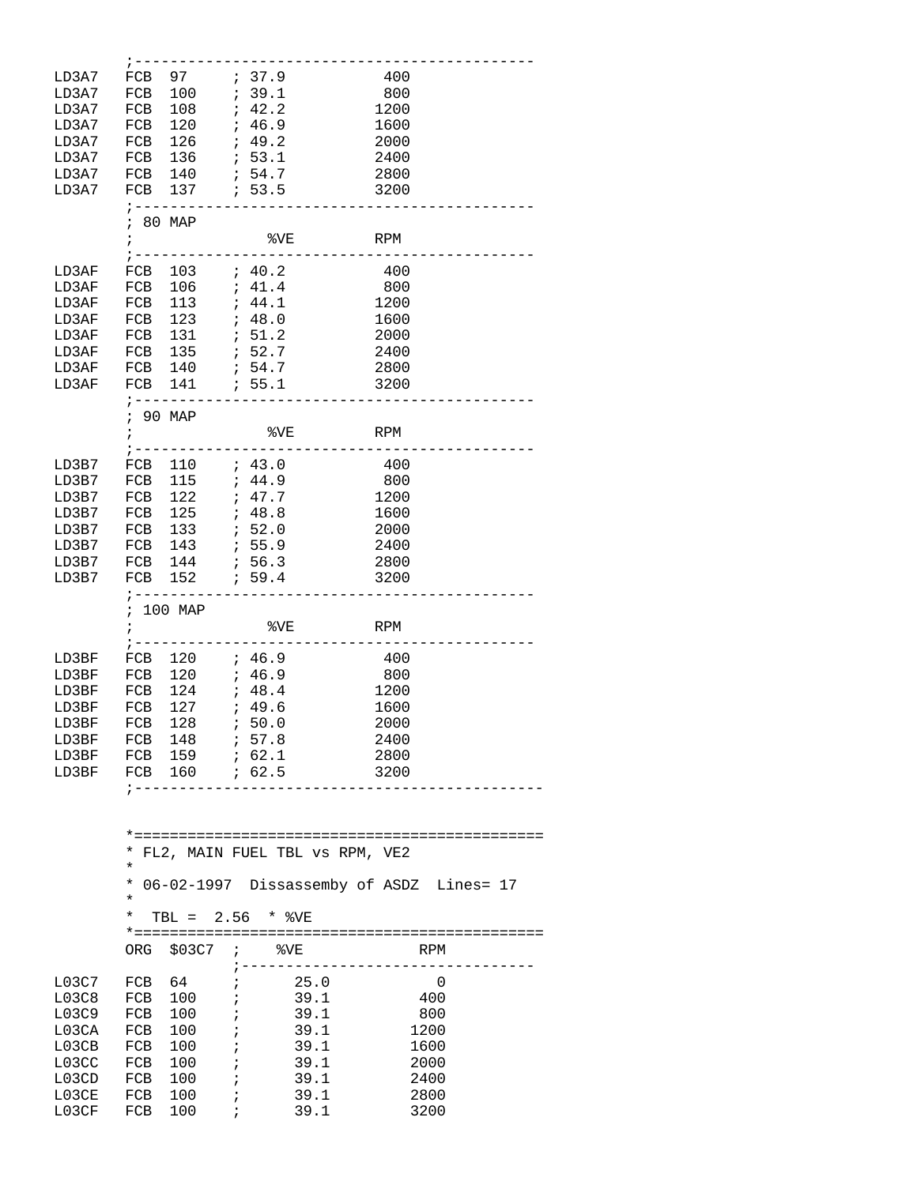```
        ;---------------------------------------------
LD3A7   FCB  97     ; 37.9           400
LD3A7   FCB  100    ; 39.1           800
LD3A7   FCB  108    ; 42.2          1200
LD3A7   FCB  120    ; 46.9          1600
LD3A7   FCB  126    ; 49.2          2000
LD3A7   FCB  136    ; 53.1          2400
LD3A7   FCB  140    ; 54.7          2800
LD3A7   FCB  137    ; 53.5          3200
        ;---------------------------------------------
        ; 80 MAP
        ;              %VE         RPM
        ;---------------------------------------------
LD3AF   FCB  103    ; 40.2           400
LD3AF   FCB  106    ; 41.4           800
LD3AF   FCB  113    ; 44.1          1200
LD3AF   FCB  123    ; 48.0          1600
LD3AF   FCB  131    ; 51.2          2000
LD3AF   FCB  135    ; 52.7          2400
LD3AF   FCB  140    ; 54.7          2800
LD3AF   FCB  141    ; 55.1          3200
        ;---------------------------------------------
        ; 90 MAP
        ;              %VE         RPM
        ;---------------------------------------------
LD3B7   FCB  110    ; 43.0           400
LD3B7   FCB  115    ; 44.9           800
LD3B7   FCB  122    ; 47.7          1200
LD3B7   FCB  125    ; 48.8          1600
LD3B7   FCB  133    ; 52.0          2000
LD3B7   FCB  143    ; 55.9          2400
LD3B7   FCB  144    ; 56.3          2800
LD3B7   FCB  152    ; 59.4          3200
        ;---------------------------------------------
        ; 100 MAP
        ;              %VE         RPM
        ;---------------------------------------------
LD3BF   FCB  120    ; 46.9           400
LD3BF   FCB  120    ; 46.9           800
LD3BF   FCB  124    ; 48.4          1200
LD3BF   FCB  127    ; 49.6          1600
LD3BF   FCB  128    ; 50.0          2000
LD3BF   FCB  148    ; 57.8          2400
LD3BF   FCB  159    ; 62.1          2800
LD3BF   FCB  160    ; 62.5          3200
        ;----------------------------------------------


        *==============================================
        * FL2, MAIN FUEL TBL vs RPM, VE2
        *
        * 06-02-1997  Dissassemby of ASDZ  Lines= 17
        *
        *  TBL =  2.56  * %VE
        *==============================================
        ORG  $03C7  ;    %VE            RPM
                    ;---------------------------------
L03C7   FCB  64     ;      25.0            0
L03C8   FCB  100    ;      39.1          400
L03C9   FCB  100    ;      39.1          800
L03CA   FCB  100    ;      39.1         1200
L03CB   FCB  100    ;      39.1         1600
L03CC   FCB  100    ;      39.1         2000
L03CD   FCB  100    ;      39.1         2400
L03CE   FCB  100    ;      39.1         2800
L03CF   FCB  100    ;      39.1         3200
```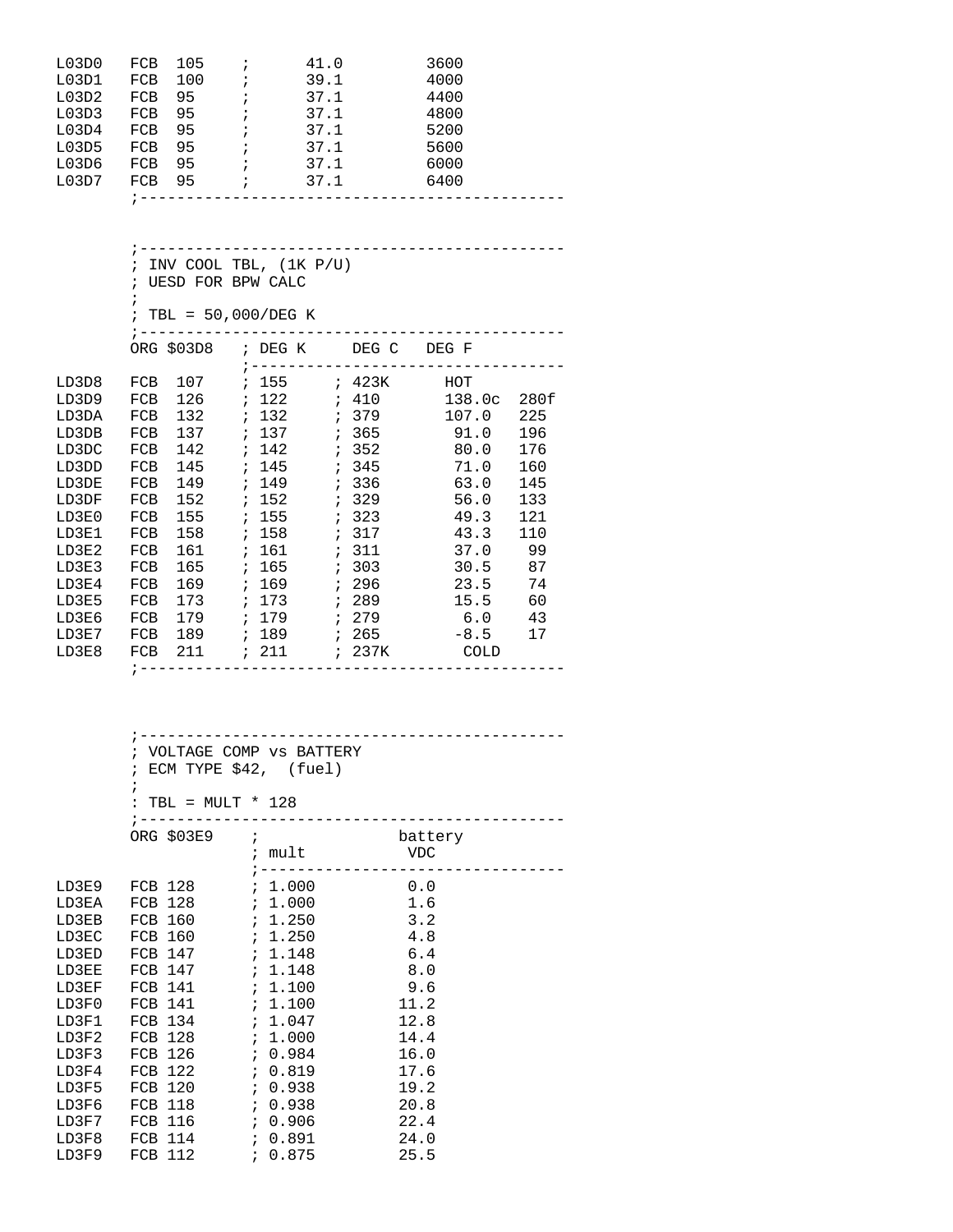```
L03D0   FCB  105    ;      41.0         3600
L03D1   FCB  100    ;      39.1         4000
L03D2   FCB  95     ;      37.1         4400
L03D3   FCB  95     ;      37.1         4800
L03D4   FCB  95     ;      37.1         5200
L03D5   FCB  95     ;      37.1         5600
L03D6   FCB  95     ;      37.1         6000
L03D7   FCB  95     ;      37.1         6400
        ;--------------------------------------------


        ;--------------------------------------------
        ; INV COOL TBL, (1K P/U)
        ; UESD FOR BPW CALC
        ;
        ; TBL = 50,000/DEG K
        ;--------------------------------------------
        ORG $03D8   ; DEG K     DEG C   DEG F
                    ;-------------------------------
LD3D8   FCB  107    ; 155     ; 423K      HOT
LD3D9   FCB  126    ; 122     ; 410       138.0c  280f
LD3DA   FCB  132    ; 132     ; 379       107.0   225
LD3DB   FCB  137    ; 137     ; 365        91.0   196
LD3DC   FCB  142    ; 142     ; 352        80.0   176
LD3DD   FCB  145    ; 145     ; 345        71.0   160
LD3DE   FCB  149    ; 149     ; 336        63.0   145
LD3DF   FCB  152    ; 152     ; 329        56.0   133
LD3E0   FCB  155    ; 155     ; 323        49.3   121
LD3E1   FCB  158    ; 158     ; 317        43.3   110
LD3E2   FCB  161    ; 161     ; 311        37.0    99
LD3E3   FCB  165    ; 165     ; 303        30.5    87
LD3E4   FCB  169    ; 169     ; 296        23.5    74
LD3E5   FCB  173    ; 173     ; 289        15.5    60
LD3E6   FCB  179    ; 179     ; 279         6.0    43
LD3E7   FCB  189    ; 189     ; 265        -8.5    17
LD3E8   FCB  211    ; 211     ; 237K        COLD
        ;--------------------------------------------



        ;--------------------------------------------
        ; VOLTAGE COMP vs BATTERY
        ; ECM TYPE $42,  (fuel)
        ;
        : TBL = MULT * 128
        ;--------------------------------------------
        ORG $03E9    ;              battery
                     ; mult           VDC
                     ;-------------------------------
LD3E9   FCB 128      ; 1.000          0.0
LD3EA   FCB 128      ; 1.000          1.6
LD3EB   FCB 160      ; 1.250          3.2
LD3EC   FCB 160      ; 1.250          4.8
LD3ED   FCB 147      ; 1.148          6.4
LD3EE   FCB 147      ; 1.148          8.0
LD3EF   FCB 141      ; 1.100          9.6
LD3F0   FCB 141      ; 1.100         11.2
LD3F1   FCB 134      ; 1.047         12.8
LD3F2   FCB 128      ; 1.000         14.4
LD3F3   FCB 126      ; 0.984         16.0
LD3F4   FCB 122      ; 0.819         17.6
LD3F5   FCB 120      ; 0.938         19.2
LD3F6   FCB 118      ; 0.938         20.8
LD3F7   FCB 116      ; 0.906         22.4
LD3F8   FCB 114      ; 0.891         24.0
LD3F9   FCB 112      ; 0.875         25.5
```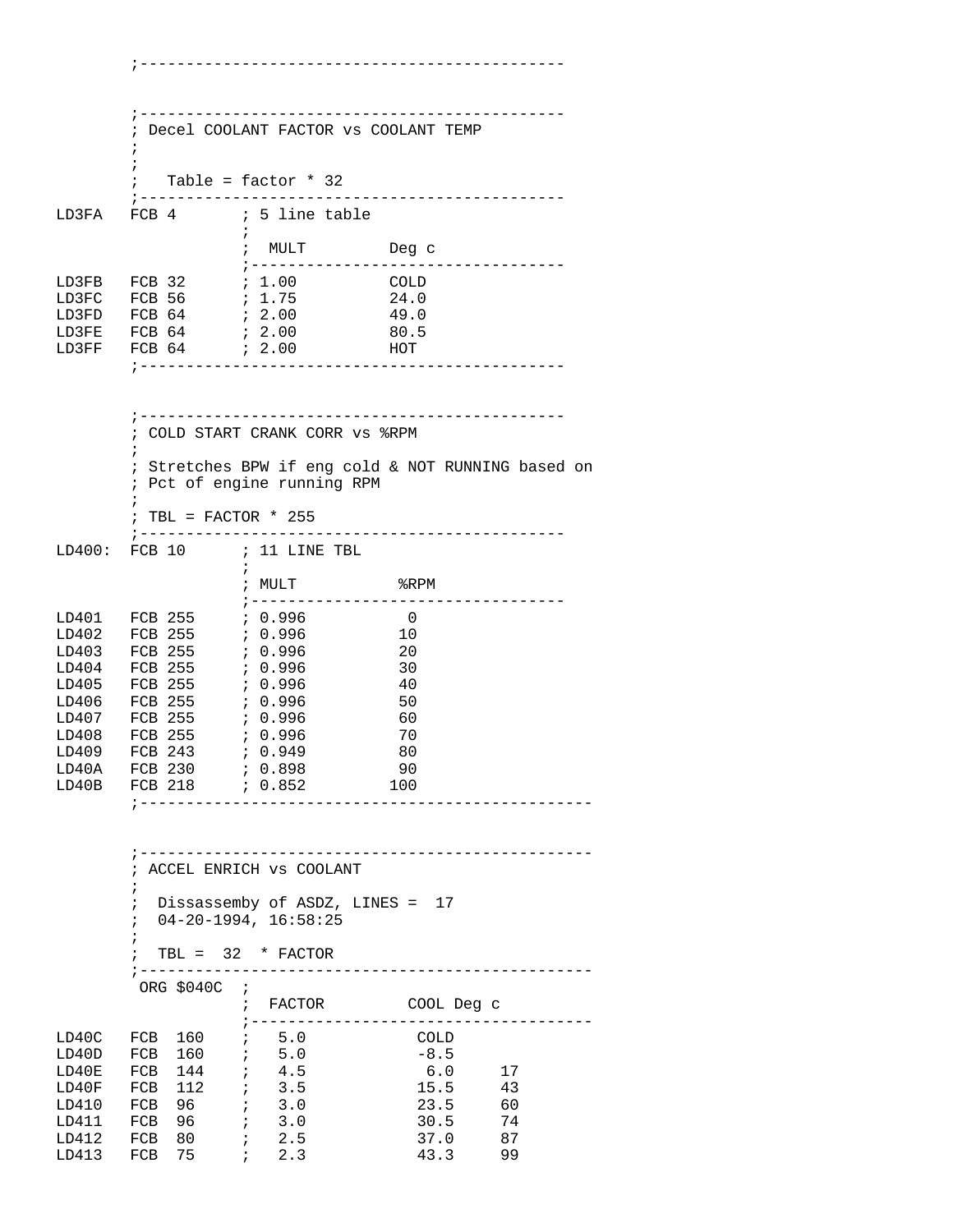```
        ;---------------------------------------------


        ;---------------------------------------------
        ; Decel COOLANT FACTOR vs COOLANT TEMP
        ;
        ;
        ;   Table = factor * 32
        ;---------------------------------------------
LD3FA   FCB 4       ; 5 line table
                    ;
                    ;  MULT         Deg c
                    ;----------------------------------
LD3FB   FCB 32      ; 1.00          COLD
LD3FC   FCB 56      ; 1.75          24.0
LD3FD   FCB 64      ; 2.00          49.0
LD3FE   FCB 64      ; 2.00          80.5
LD3FF   FCB 64      ; 2.00          HOT
        ;---------------------------------------------


        ;---------------------------------------------
        ; COLD START CRANK CORR vs %RPM
        ;
        ; Stretches BPW if eng cold & NOT RUNNING based on
        ; Pct of engine running RPM
        ;
        ; TBL = FACTOR * 255
        ;---------------------------------------------
LD400:  FCB 10      ; 11 LINE TBL
                    ;
                    ; MULT           %RPM
                    ;----------------------------------
LD401   FCB 255     ; 0.996           0
LD402   FCB 255     ; 0.996          10
LD403   FCB 255     ; 0.996          20
LD404   FCB 255     ; 0.996          30
LD405   FCB 255     ; 0.996          40
LD406   FCB 255     ; 0.996          50
LD407   FCB 255     ; 0.996          60
LD408   FCB 255     ; 0.996          70
LD409   FCB 243     ; 0.949          80
LD40A   FCB 230     ; 0.898          90
LD40B   FCB 218     ; 0.852         100
        ;------------------------------------------------


        ;------------------------------------------------
        ; ACCEL ENRICH vs COOLANT
        ;
        ;  Dissassemby of ASDZ, LINES =  17
        ;  04-20-1994, 16:58:25
        ;
        ;  TBL =  32  * FACTOR
        ;------------------------------------------------
         ORG $040C  ;
                    ;  FACTOR         COOL Deg c
                    ;------------------------------------
LD40C   FCB  160    ;   5.0           COLD
LD40D   FCB  160    ;   5.0           -8.5
LD40E   FCB  144    ;   4.5            6.0     17
LD40F   FCB  112    ;   3.5           15.5     43
LD410   FCB  96     ;   3.0           23.5     60
LD411   FCB  96     ;   3.0           30.5     74
LD412   FCB  80     ;   2.5           37.0     87
LD413   FCB  75     ;   2.3           43.3     99
```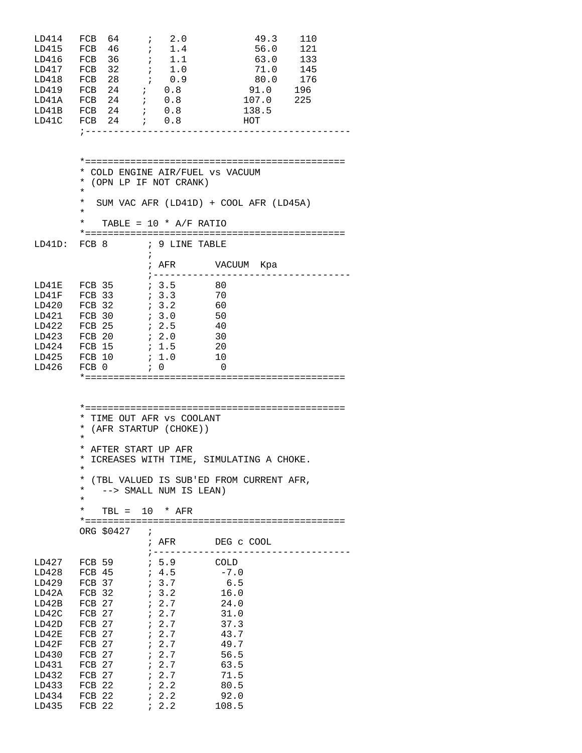```
LD414   FCB  64     ;   2.0           49.3    110
LD415   FCB  46     ;   1.4           56.0    121
LD416   FCB  36     ;   1.1           63.0    133
LD417   FCB  32     ;   1.0           71.0    145
LD418   FCB  28     ;   0.9           80.0    176
LD419   FCB  24    ;   0.8           91.0    196
LD41A   FCB  24    ;   0.8          107.0    225
LD41B   FCB  24    ;   0.8          138.5
LD41C   FCB  24    ;   0.8          HOT
        ;---------------------------------------------


        *=============================================
        * COLD ENGINE AIR/FUEL vs VACUUM
        * (OPN LP IF NOT CRANK)
        *
        *  SUM VAC AFR (LD41D) + COOL AFR (LD45A)
        *
        *   TABLE = 10 * A/F RATIO
        *=============================================
LD41D:  FCB 8       ; 9 LINE TABLE
                    ;
                    ; AFR       VACUUM  Kpa
                    ;-----------------------------------
LD41E   FCB 35      ; 3.5       80
LD41F   FCB 33      ; 3.3       70
LD420   FCB 32      ; 3.2       60
LD421   FCB 30      ; 3.0       50
LD422   FCB 25      ; 2.5       40
LD423   FCB 20      ; 2.0       30
LD424   FCB 15      ; 1.5       20
LD425   FCB 10      ; 1.0       10
LD426   FCB 0       ; 0          0
        *=============================================


        *=============================================
        * TIME OUT AFR vs COOLANT
        * (AFR STARTUP (CHOKE))
        *
        * AFTER START UP AFR
        * ICREASES WITH TIME, SIMULATING A CHOKE.
        *
        * (TBL VALUED IS SUB'ED FROM CURRENT AFR,
        *   --> SMALL NUM IS LEAN)
        *
        *   TBL =  10  * AFR
        *=============================================
        ORG $0427   ;
                    ; AFR       DEG c COOL
                    ;-----------------------------------
LD427   FCB 59      ; 5.9       COLD
LD428   FCB 45      ; 4.5        -7.0
LD429   FCB 37      ; 3.7         6.5
LD42A   FCB 32      ; 3.2        16.0
LD42B   FCB 27      ; 2.7        24.0
LD42C   FCB 27      ; 2.7        31.0
LD42D   FCB 27      ; 2.7        37.3
LD42E   FCB 27      ; 2.7        43.7
LD42F   FCB 27      ; 2.7        49.7
LD430   FCB 27      ; 2.7        56.5
LD431   FCB 27      ; 2.7        63.5
LD432   FCB 27      ; 2.7        71.5
LD433   FCB 22      ; 2.2        80.5
LD434   FCB 22      ; 2.2        92.0
LD435   FCB 22      ; 2.2       108.5
```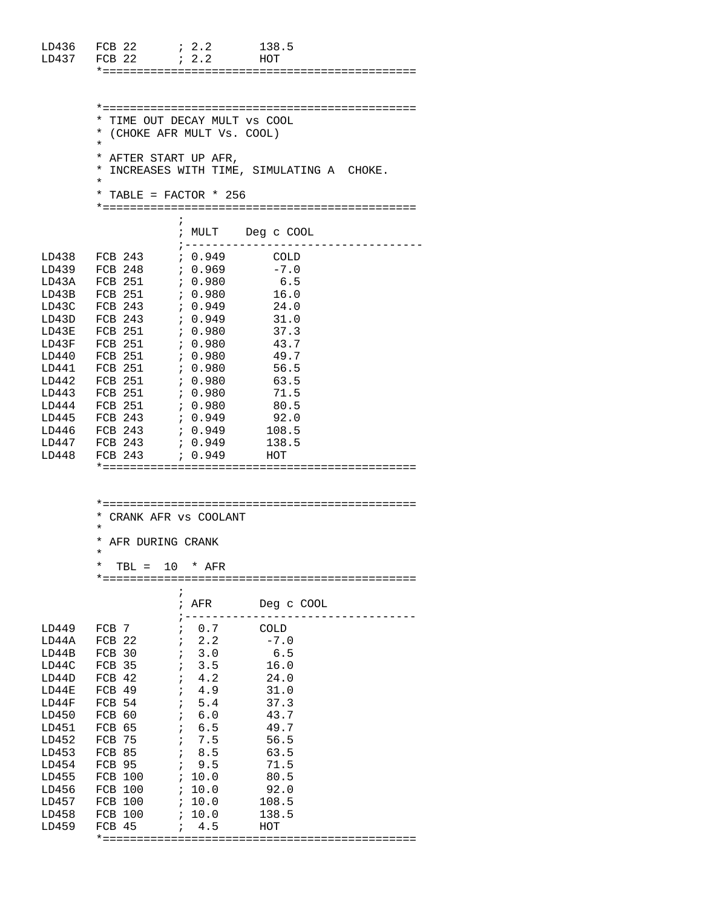```
LD436   FCB 22      ; 2.2       138.5
LD437   FCB 22      ; 2.2       HOT
        *============================================


        *============================================
        * TIME OUT DECAY MULT vs COOL
        * (CHOKE AFR MULT Vs. COOL)
        *
        * AFTER START UP AFR,
        * INCREASES WITH TIME, SIMULATING A  CHOKE.
        *
        * TABLE = FACTOR * 256
        *============================================
                    ;
                    ; MULT    Deg c COOL
                    ;-----------------------------------
LD438   FCB 243     ; 0.949      COLD
LD439   FCB 248     ; 0.969      -7.0
LD43A   FCB 251     ; 0.980       6.5
LD43B   FCB 251     ; 0.980      16.0
LD43C   FCB 243     ; 0.949      24.0
LD43D   FCB 243     ; 0.949      31.0
LD43E   FCB 251     ; 0.980      37.3
LD43F   FCB 251     ; 0.980      43.7
LD440   FCB 251     ; 0.980      49.7
LD441   FCB 251     ; 0.980      56.5
LD442   FCB 251     ; 0.980      63.5
LD443   FCB 251     ; 0.980      71.5
LD444   FCB 251     ; 0.980      80.5
LD445   FCB 243     ; 0.949      92.0
LD446   FCB 243     ; 0.949     108.5
LD447   FCB 243     ; 0.949     138.5
LD448   FCB 243     ; 0.949     HOT
        *============================================


        *============================================
        * CRANK AFR vs COOLANT
        *
        * AFR DURING CRANK
        *
        *  TBL =  10  * AFR
        *============================================
                    ;
                    ; AFR       Deg c COOL
                    ;----------------------------------
LD449   FCB 7       ;  0.7      COLD
LD44A   FCB 22      ;  2.2       -7.0
LD44B   FCB 30      ;  3.0        6.5
LD44C   FCB 35      ;  3.5       16.0
LD44D   FCB 42      ;  4.2       24.0
LD44E   FCB 49      ;  4.9       31.0
LD44F   FCB 54      ;  5.4       37.3
LD450   FCB 60      ;  6.0       43.7
LD451   FCB 65      ;  6.5       49.7
LD452   FCB 75      ;  7.5       56.5
LD453   FCB 85      ;  8.5       63.5
LD454   FCB 95      ;  9.5       71.5
LD455   FCB 100     ; 10.0       80.5
LD456   FCB 100     ; 10.0       92.0
LD457   FCB 100     ; 10.0      108.5
LD458   FCB 100     ; 10.0      138.5
LD459   FCB 45      ;  4.5      HOT
        *============================================
```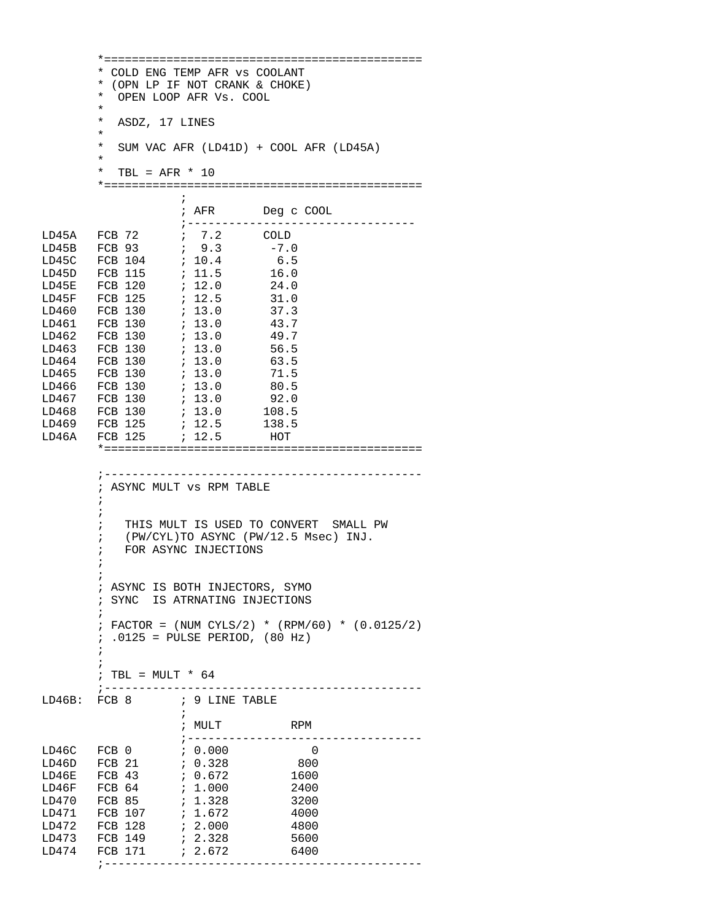```
        *==============================================
        * COLD ENG TEMP AFR vs COOLANT
        * (OPN LP IF NOT CRANK & CHOKE)
        *  OPEN LOOP AFR Vs. COOL
        *
        *  ASDZ, 17 LINES
        *
        *  SUM VAC AFR (LD41D) + COOL AFR (LD45A)
        *
        *  TBL = AFR * 10
        *==============================================
                    ;
                    ; AFR       Deg c COOL
                    ;---------------------------------
LD45A   FCB 72      ;  7.2      COLD
LD45B   FCB 93      ;  9.3       -7.0
LD45C   FCB 104     ; 10.4        6.5
LD45D   FCB 115     ; 11.5       16.0
LD45E   FCB 120     ; 12.0       24.0
LD45F   FCB 125     ; 12.5       31.0
LD460   FCB 130     ; 13.0       37.3
LD461   FCB 130     ; 13.0       43.7
LD462   FCB 130     ; 13.0       49.7
LD463   FCB 130     ; 13.0       56.5
LD464   FCB 130     ; 13.0       63.5
LD465   FCB 130     ; 13.0       71.5
LD466   FCB 130     ; 13.0       80.5
LD467   FCB 130     ; 13.0       92.0
LD468   FCB 130     ; 13.0      108.5
LD469   FCB 125     ; 12.5      138.5
LD46A   FCB 125     ; 12.5       HOT
        *==============================================

        ;----------------------------------------------
        ; ASYNC MULT vs RPM TABLE
        ;
        ;
        ;   THIS MULT IS USED TO CONVERT  SMALL PW
        ;   (PW/CYL)TO ASYNC (PW/12.5 Msec) INJ.
        ;   FOR ASYNC INJECTIONS
        ;
        ;
        ; ASYNC IS BOTH INJECTORS, SYMO
        ; SYNC  IS ATRNATING INJECTIONS
        ;
        ; FACTOR = (NUM CYLS/2) * (RPM/60) * (0.0125/2)
        ; .0125 = PULSE PERIOD, (80 Hz)
        ;
        ;
        ; TBL = MULT * 64
        ;----------------------------------------------
LD46B:  FCB 8       ; 9 LINE TABLE
                    ;
                    ; MULT          RPM
                    ;---------------------------------
LD46C   FCB 0       ; 0.000            0
LD46D   FCB 21      ; 0.328          800
LD46E   FCB 43      ; 0.672         1600
LD46F   FCB 64      ; 1.000         2400
LD470   FCB 85      ; 1.328         3200
LD471   FCB 107     ; 1.672         4000
LD472   FCB 128     ; 2.000         4800
LD473   FCB 149     ; 2.328         5600
LD474   FCB 171     ; 2.672         6400
        ;----------------------------------------------
```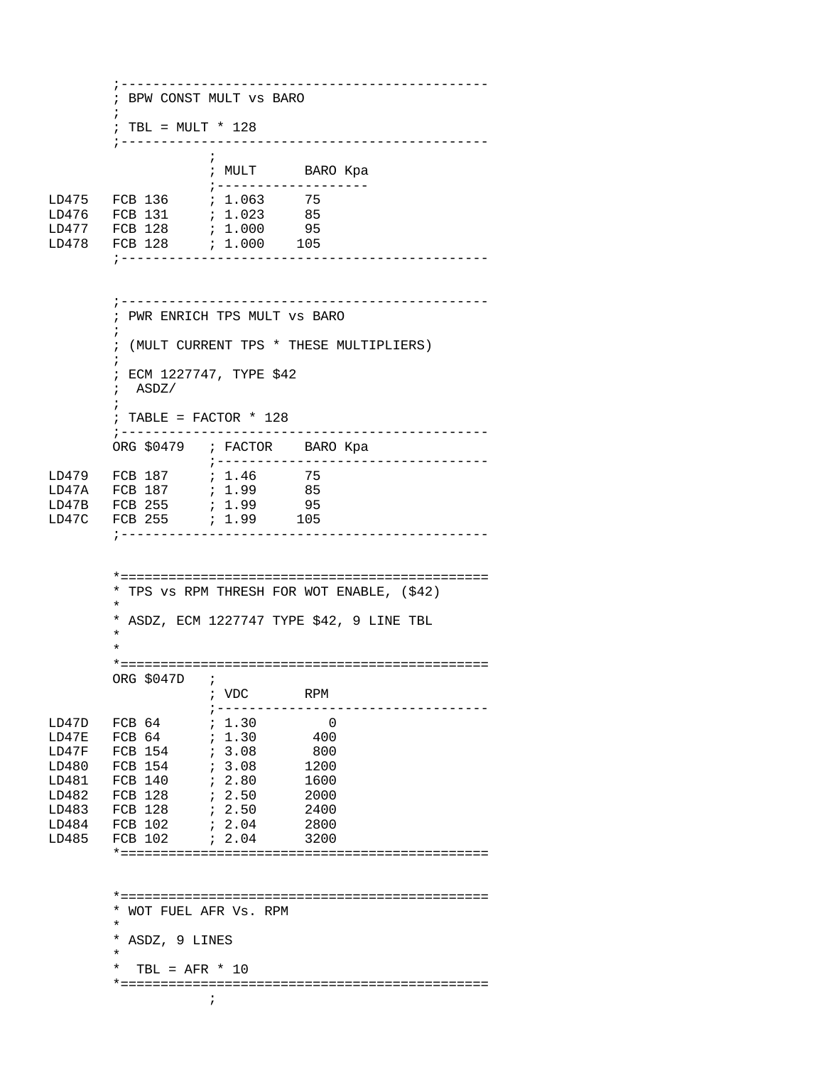```
        ;---------------------------------------------
        ; BPW CONST MULT vs BARO
        ;
        ; TBL = MULT * 128
        ;---------------------------------------------
                    ;
                    ; MULT      BARO Kpa
                    ;-------------------
LD475   FCB 136     ; 1.063     75
LD476   FCB 131     ; 1.023     85
LD477   FCB 128     ; 1.000     95
LD478   FCB 128     ; 1.000    105
        ;---------------------------------------------


        ;---------------------------------------------
        ; PWR ENRICH TPS MULT vs BARO
        ;
        ; (MULT CURRENT TPS * THESE MULTIPLIERS)
        ;
        ; ECM 1227747, TYPE $42
        ;  ASDZ/
        ;
        ; TABLE = FACTOR * 128
        ;---------------------------------------------
        ORG $0479   ; FACTOR    BARO Kpa
                    ;---------------------------------
LD479   FCB 187     ; 1.46      75
LD47A   FCB 187     ; 1.99      85
LD47B   FCB 255     ; 1.99      95
LD47C   FCB 255     ; 1.99     105
        ;---------------------------------------------


        *=============================================
        * TPS vs RPM THRESH FOR WOT ENABLE, ($42)
        *
        * ASDZ, ECM 1227747 TYPE $42, 9 LINE TBL
        *
        *
        *=============================================
        ORG $047D   ;
                    ; VDC       RPM
                    ;---------------------------------
LD47D   FCB 64      ; 1.30         0
LD47E   FCB 64      ; 1.30       400
LD47F   FCB 154     ; 3.08       800
LD480   FCB 154     ; 3.08      1200
LD481   FCB 140     ; 2.80      1600
LD482   FCB 128     ; 2.50      2000
LD483   FCB 128     ; 2.50      2400
LD484   FCB 102     ; 2.04      2800
LD485   FCB 102     ; 2.04      3200
        *=============================================


        *=============================================
        * WOT FUEL AFR Vs. RPM
        *
        * ASDZ, 9 LINES
        *
        *  TBL = AFR * 10
        *=============================================
                    ;
```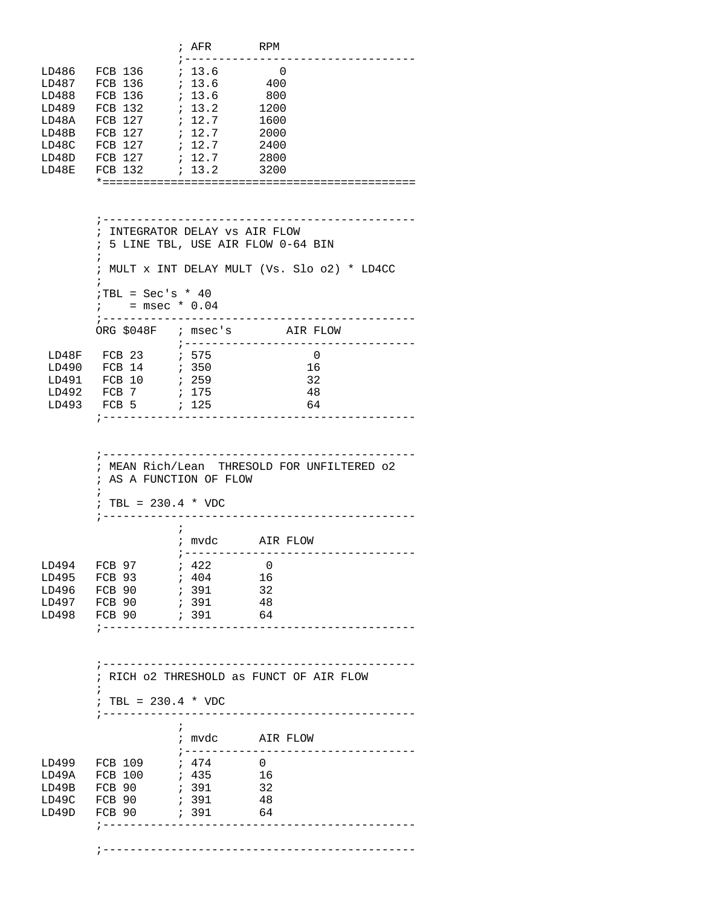```
                    ; AFR       RPM
                    ;----------------------------------
LD486   FCB 136     ; 13.6        0
LD487   FCB 136     ; 13.6       400
LD488   FCB 136     ; 13.6       800
LD489   FCB 132     ; 13.2      1200
LD48A   FCB 127     ; 12.7      1600
LD48B   FCB 127     ; 12.7      2000
LD48C   FCB 127     ; 12.7      2400
LD48D   FCB 127     ; 12.7      2800
LD48E   FCB 132     ; 13.2      3200
        *==============================================


        ;----------------------------------------------
        ; INTEGRATOR DELAY vs AIR FLOW
        ; 5 LINE TBL, USE AIR FLOW 0-64 BIN
        ;
        ; MULT x INT DELAY MULT (Vs. Slo o2) * LD4CC
        ;
        ;TBL = Sec's * 40
        ;    = msec * 0.04
        ;----------------------------------------------
        ORG $048F   ; msec's        AIR FLOW
                    ;----------------------------------
 LD48F   FCB 23     ; 575              0
 LD490   FCB 14     ; 350             16
 LD491   FCB 10     ; 259             32
 LD492   FCB 7      ; 175             48
 LD493   FCB 5      ; 125             64
        ;----------------------------------------------


        ;----------------------------------------------
        ; MEAN Rich/Lean  THRESOLD FOR UNFILTERED o2
        ; AS A FUNCTION OF FLOW
        ;
        ; TBL = 230.4 * VDC
        ;----------------------------------------------
                    ;
                    ; mvdc      AIR FLOW
                    ;----------------------------------
LD494   FCB 97      ; 422        0
LD495   FCB 93      ; 404       16
LD496   FCB 90      ; 391       32
LD497   FCB 90      ; 391       48
LD498   FCB 90      ; 391       64
        ;----------------------------------------------


        ;----------------------------------------------
        ; RICH o2 THRESHOLD as FUNCT OF AIR FLOW
        ;
        ; TBL = 230.4 * VDC
        ;----------------------------------------------
                    ;
                    ; mvdc      AIR FLOW
                    ;----------------------------------
LD499   FCB 109     ; 474       0
LD49A   FCB 100     ; 435       16
LD49B   FCB 90      ; 391       32
LD49C   FCB 90      ; 391       48
LD49D   FCB 90      ; 391       64
        ;----------------------------------------------

        ;----------------------------------------------
```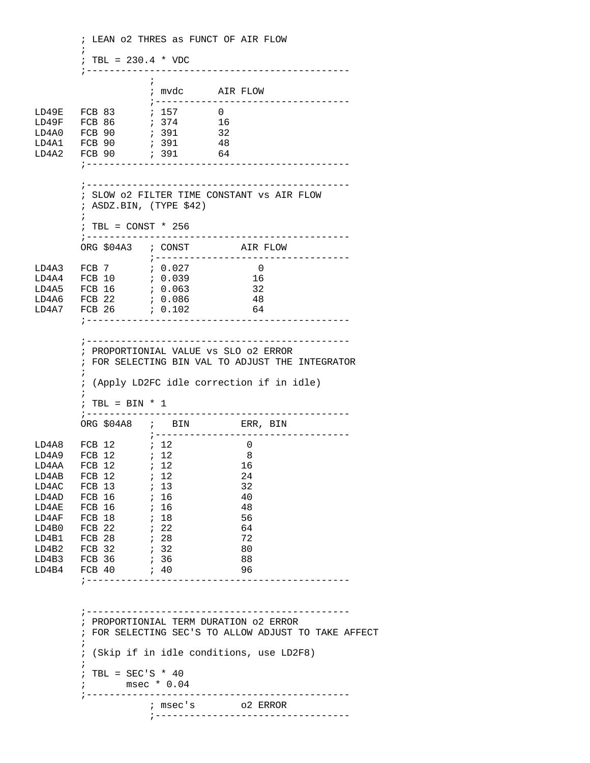```
        ; LEAN o2 THRES as FUNCT OF AIR FLOW
        ;
        ; TBL = 230.4 * VDC
        ;---------------------------------------------
                      ;
                      ; mvdc      AIR FLOW
                      ;---------------------------------
LD49E   FCB 83        ; 157       0
LD49F   FCB 86        ; 374       16
LD4A0   FCB 90        ; 391       32
LD4A1   FCB 90        ; 391       48
LD4A2   FCB 90        ; 391       64
        ;---------------------------------------------

        ;---------------------------------------------
        ; SLOW o2 FILTER TIME CONSTANT vs AIR FLOW
        ; ASDZ.BIN, (TYPE $42)
        ;
        ; TBL = CONST * 256
        ;---------------------------------------------
        ORG $04A3     ; CONST          AIR FLOW
                      ;---------------------------------
LD4A3   FCB 7         ; 0.027            0
LD4A4   FCB 10        ; 0.039           16
LD4A5   FCB 16        ; 0.063           32
LD4A6   FCB 22        ; 0.086           48
LD4A7   FCB 26        ; 0.102           64
        ;---------------------------------------------

        ;---------------------------------------------
        ; PROPORTIONIAL VALUE vs SLO o2 ERROR
        ; FOR SELECTING BIN VAL TO ADJUST THE INTEGRATOR
        ;
        ; (Apply LD2FC idle correction if in idle)
        ;
        ; TBL = BIN * 1
        ;---------------------------------------------
        ORG $04A8     ;   BIN          ERR, BIN
                      ;---------------------------------
LD4A8   FCB 12        ; 12              0
LD4A9   FCB 12        ; 12              8
LD4AA   FCB 12        ; 12             16
LD4AB   FCB 12        ; 12             24
LD4AC   FCB 13        ; 13             32
LD4AD   FCB 16        ; 16             40
LD4AE   FCB 16        ; 16             48
LD4AF   FCB 18        ; 18             56
LD4B0   FCB 22        ; 22             64
LD4B1   FCB 28        ; 28             72
LD4B2   FCB 32        ; 32             80
LD4B3   FCB 36        ; 36             88
LD4B4   FCB 40        ; 40             96
        ;---------------------------------------------


        ;---------------------------------------------
        ; PROPORTIONIAL TERM DURATION o2 ERROR
        ; FOR SELECTING SEC'S TO ALLOW ADJUST TO TAKE AFFECT
        ;
        ; (Skip if in idle conditions, use LD2F8)
        ;
        ; TBL = SEC'S * 40
        ;       msec * 0.04
        ;---------------------------------------------
                      ; msec's        o2 ERROR
                      ;---------------------------------
```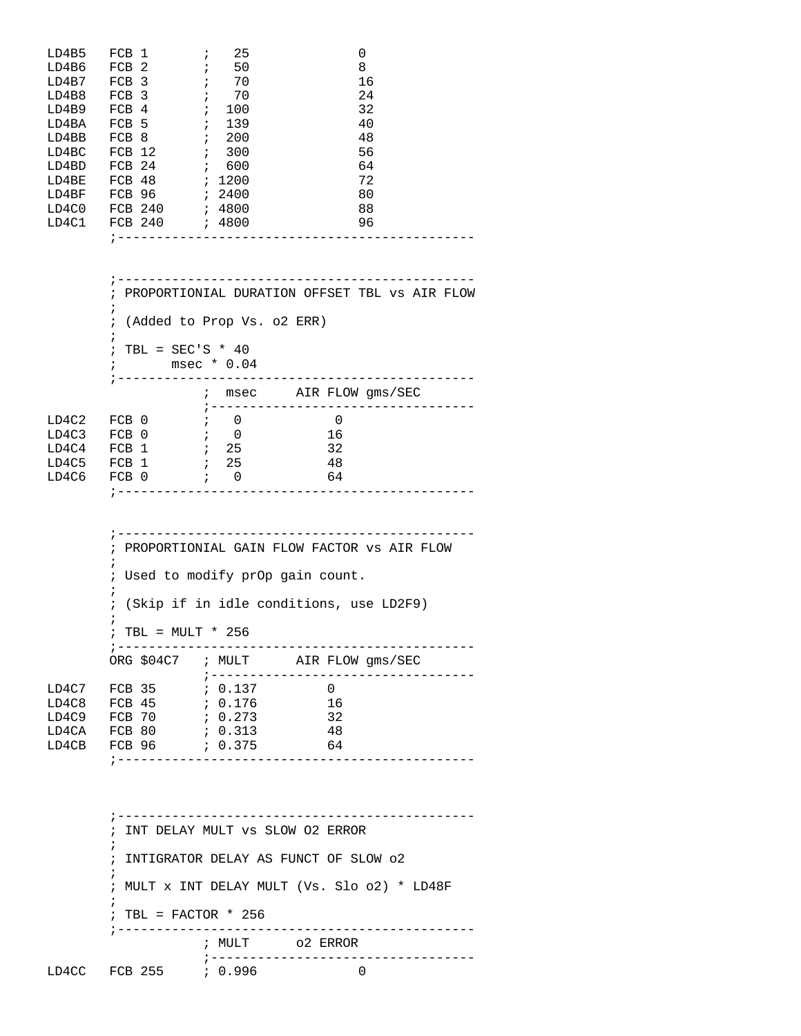```
LD4B5   FCB 1       ;   25              0
LD4B6   FCB 2       ;   50              8
LD4B7   FCB 3       ;   70              16
LD4B8   FCB 3       ;   70              24
LD4B9   FCB 4       ;  100              32
LD4BA   FCB 5       ;  139              40
LD4BB   FCB 8       ;  200              48
LD4BC   FCB 12      ;  300              56
LD4BD   FCB 24      ;  600              64
LD4BE   FCB 48      ; 1200              72
LD4BF   FCB 96      ; 2400              80
LD4C0   FCB 240     ; 4800              88
LD4C1   FCB 240     ; 4800              96
        ;---------------------------------------------


        ;---------------------------------------------
        ; PROPORTIONIAL DURATION OFFSET TBL vs AIR FLOW
        ;
        ; (Added to Prop Vs. o2 ERR)
        ;
        ; TBL = SEC'S * 40
        ;       msec * 0.04
        ;---------------------------------------------
                    ;  msec     AIR FLOW gms/SEC
                    ;----------------------------------
LD4C2   FCB 0       ;   0            0
LD4C3   FCB 0       ;   0           16
LD4C4   FCB 1       ;  25           32
LD4C5   FCB 1       ;  25           48
LD4C6   FCB 0       ;   0           64
        ;---------------------------------------------


        ;---------------------------------------------
        ; PROPORTIONIAL GAIN FLOW FACTOR vs AIR FLOW
        ;
        ; Used to modify prOp gain count.
        ;
        ; (Skip if in idle conditions, use LD2F9)
        ;
        ; TBL = MULT * 256
        ;---------------------------------------------
        ORG $04C7   ; MULT      AIR FLOW gms/SEC
                    ;----------------------------------
LD4C7   FCB 35      ; 0.137         0
LD4C8   FCB 45      ; 0.176         16
LD4C9   FCB 70      ; 0.273         32
LD4CA   FCB 80      ; 0.313         48
LD4CB   FCB 96      ; 0.375         64
        ;---------------------------------------------



        ;---------------------------------------------
        ; INT DELAY MULT vs SLOW O2 ERROR
        ;
        ; INTIGRATOR DELAY AS FUNCT OF SLOW o2
        ;
        ; MULT x INT DELAY MULT (Vs. Slo o2) * LD48F
        ;
        ; TBL = FACTOR * 256
        ;---------------------------------------------
                    ; MULT      o2 ERROR
                    ;----------------------------------
LD4CC   FCB 255     ; 0.996             0
```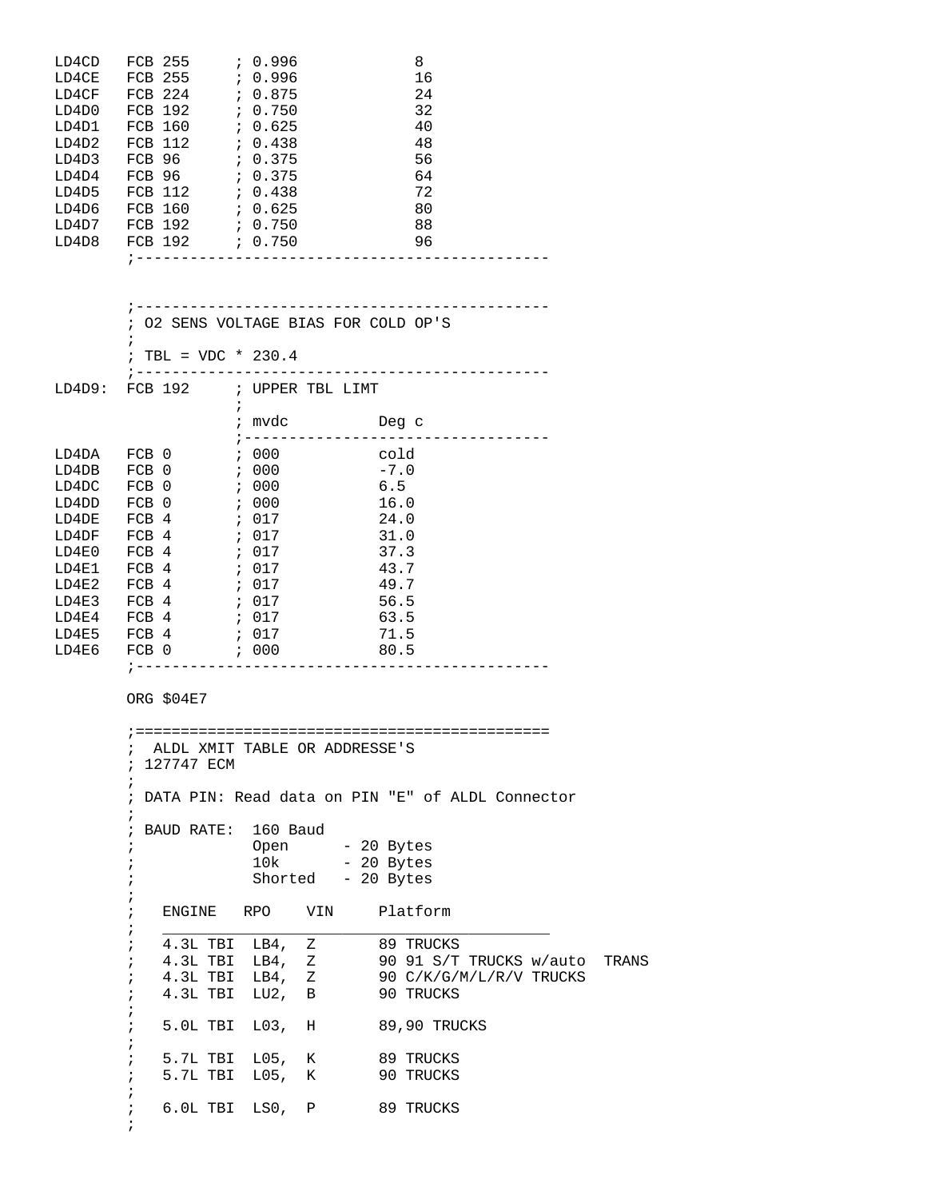```
LD4CD   FCB 255     ; 0.996             8
LD4CE   FCB 255     ; 0.996             16
LD4CF   FCB 224     ; 0.875             24
LD4D0   FCB 192     ; 0.750             32
LD4D1   FCB 160     ; 0.625             40
LD4D2   FCB 112     ; 0.438             48
LD4D3   FCB 96      ; 0.375             56
LD4D4   FCB 96      ; 0.375             64
LD4D5   FCB 112     ; 0.438             72
LD4D6   FCB 160     ; 0.625             80
LD4D7   FCB 192     ; 0.750             88
LD4D8   FCB 192     ; 0.750             96
        ;-----------------------------------------------


        ;-----------------------------------------------
        ; O2 SENS VOLTAGE BIAS FOR COLD OP'S
        ;
        ; TBL = VDC * 230.4
        ;-----------------------------------------------
LD4D9:  FCB 192     ; UPPER TBL LIMT
                    ;
                    ; mvdc          Deg c
                    ;----------------------------------
LD4DA   FCB 0       ; 000           cold
LD4DB   FCB 0       ; 000           -7.0
LD4DC   FCB 0       ; 000           6.5
LD4DD   FCB 0       ; 000           16.0
LD4DE   FCB 4       ; 017           24.0
LD4DF   FCB 4       ; 017           31.0
LD4E0   FCB 4       ; 017           37.3
LD4E1   FCB 4       ; 017           43.7
LD4E2   FCB 4       ; 017           49.7
LD4E3   FCB 4       ; 017           56.5
LD4E4   FCB 4       ; 017           63.5
LD4E5   FCB 4       ; 017           71.5
LD4E6   FCB 0       ; 000           80.5
        ;-----------------------------------------------

        ORG $04E7

        ;===============================================
        ;  ALDL XMIT TABLE OR ADDRESSE'S
        ; 127747 ECM
        ;
        ; DATA PIN: Read data on PIN "E" of ALDL Connector
        ;
        ; BAUD RATE:  160 Baud
        ;             Open      - 20 Bytes
        ;             10k       - 20 Bytes
        ;             Shorted   - 20 Bytes
        ;
        ;   ENGINE   RPO    VIN     Platform
        ;   ___________________________________________
        ;   4.3L TBI  LB4,  Z       89 TRUCKS
        ;   4.3L TBI  LB4,  Z       90 91 S/T TRUCKS w/auto  TRANS
        ;   4.3L TBI  LB4,  Z       90 C/K/G/M/L/R/V TRUCKS
        ;   4.3L TBI  LU2,  B       90 TRUCKS
        ;
        ;   5.0L TBI  L03,  H       89,90 TRUCKS
        ;
        ;   5.7L TBI  L05,  K       89 TRUCKS
        ;   5.7L TBI  L05,  K       90 TRUCKS
        ;
        ;   6.0L TBI  LS0,  P       89 TRUCKS
        ;
```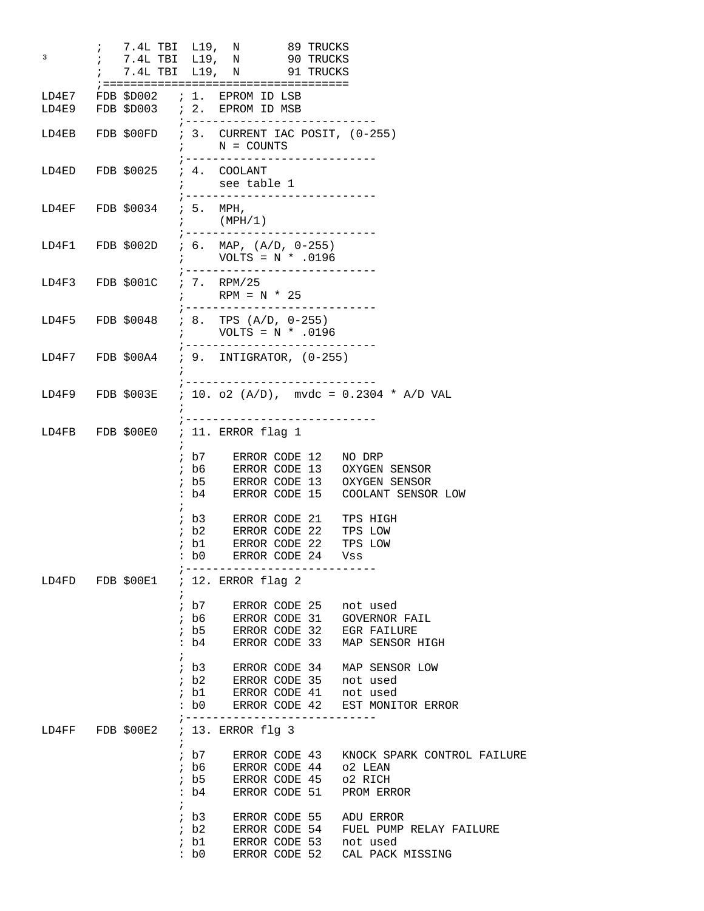```
        ;   7.4L TBI  L19,  N       89 TRUCKS
        ;   7.4L TBI  L19,  N       90 TRUCKS
        ;   7.4L TBI  L19,  N       91 TRUCKS
        ;==================================
LD4E7   FDB $D002   ; 1.  EPROM ID LSB
LD4E9   FDB $D003   ; 2.  EPROM ID MSB
                    ;----------------------------
LD4EB   FDB $00FD   ; 3.  CURRENT IAC POSIT, (0-255)
                    ;     N = COUNTS
                    ;----------------------------
LD4ED   FDB $0025   ; 4.  COOLANT
                    ;     see table 1
                    ;----------------------------
LD4EF   FDB $0034   ; 5.  MPH,
                    ;     (MPH/1)
                    ;----------------------------
LD4F1   FDB $002D   ; 6.  MAP, (A/D, 0-255)
                    ;     VOLTS = N * .0196
                    ;----------------------------
LD4F3   FDB $001C   ; 7.  RPM/25
                    ;     RPM = N * 25
                    ;----------------------------
LD4F5   FDB $0048   ; 8.  TPS (A/D, 0-255)
                    ;     VOLTS = N * .0196
                    ;----------------------------
LD4F7   FDB $00A4   ; 9.  INTIGRATOR, (0-255)
                    ;
                    ;----------------------------
LD4F9   FDB $003E   ; 10. o2 (A/D),  mvdc = 0.2304 * A/D VAL
                    ;
                    ;----------------------------
LD4FB   FDB $00E0   ; 11. ERROR flag 1
                    ;
                    ; b7    ERROR CODE 12   NO DRP
                    ; b6    ERROR CODE 13   OXYGEN SENSOR
                    ; b5    ERROR CODE 13   OXYGEN SENSOR
                    : b4    ERROR CODE 15   COOLANT SENSOR LOW
                    ;
                    ; b3    ERROR CODE 21   TPS HIGH
                    ; b2    ERROR CODE 22   TPS LOW
                    ; b1    ERROR CODE 22   TPS LOW
                    : b0    ERROR CODE 24   Vss
                    ;----------------------------
LD4FD   FDB $00E1   ; 12. ERROR flag 2
                    ;
                    ; b7    ERROR CODE 25   not used
                    ; b6    ERROR CODE 31   GOVERNOR FAIL
                    ; b5    ERROR CODE 32   EGR FAILURE
                    : b4    ERROR CODE 33   MAP SENSOR HIGH
                    ;
                    ; b3    ERROR CODE 34   MAP SENSOR LOW
                    ; b2    ERROR CODE 35   not used
                    ; b1    ERROR CODE 41   not used
                    : b0    ERROR CODE 42   EST MONITOR ERROR
                    ;----------------------------
LD4FF   FDB $00E2   ; 13. ERROR flg 3
                    ;
                    ; b7    ERROR CODE 43   KNOCK SPARK CONTROL FAILURE
                    ; b6    ERROR CODE 44   o2 LEAN
                    ; b5    ERROR CODE 45   o2 RICH
                    : b4    ERROR CODE 51   PROM ERROR
                    ;
                    ; b3    ERROR CODE 55   ADU ERROR
                    ; b2    ERROR CODE 54   FUEL PUMP RELAY FAILURE
                    ; b1    ERROR CODE 53   not used
                    : b0    ERROR CODE 52   CAL PACK MISSING
```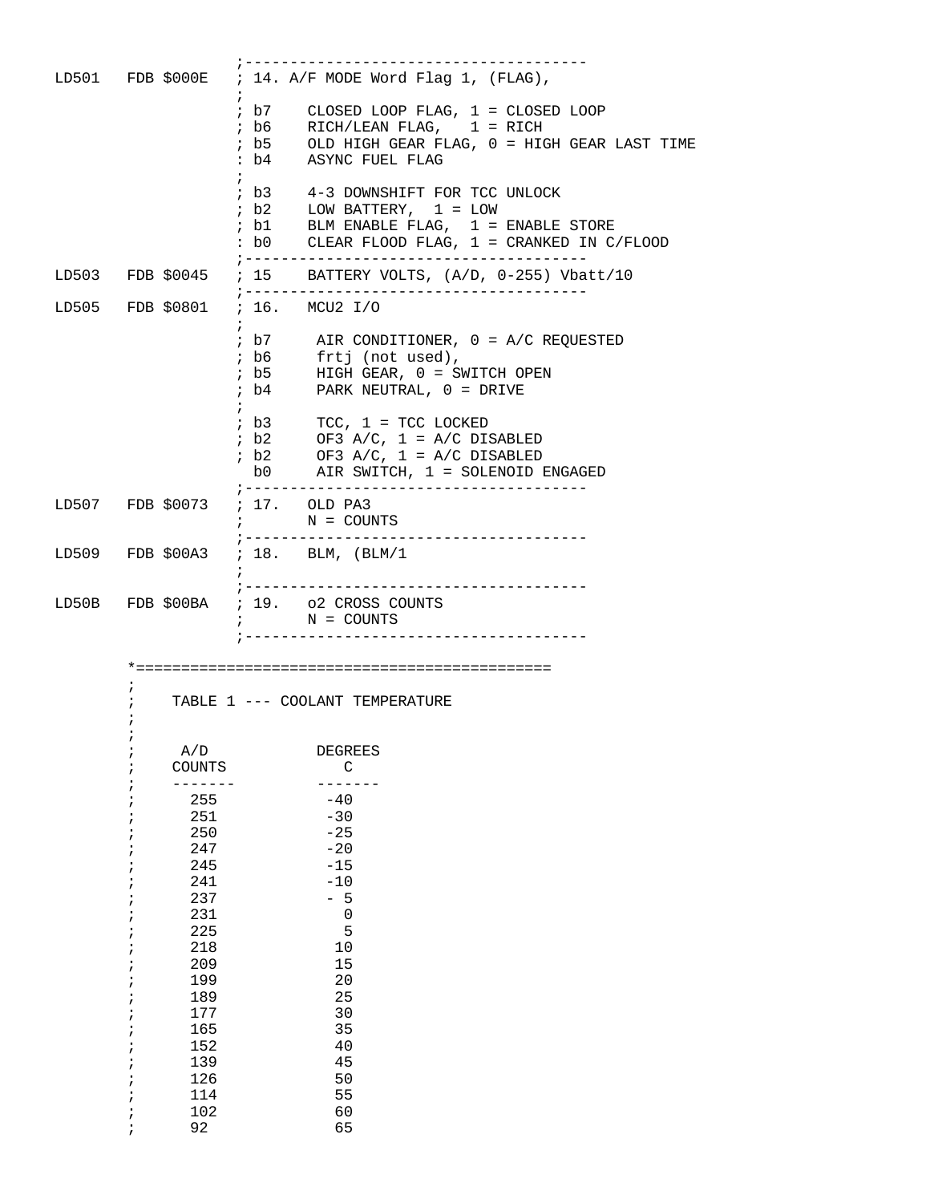```
                  ;--------------------------------------
LD501   FDB $000E   ; 14. A/F MODE Word Flag 1, (FLAG),
                  ;
                  ; b7    CLOSED LOOP FLAG, 1 = CLOSED LOOP
                  ; b6    RICH/LEAN FLAG,   1 = RICH
                  ; b5    OLD HIGH GEAR FLAG, 0 = HIGH GEAR LAST TIME
                  : b4    ASYNC FUEL FLAG
                  ;
                  ; b3    4-3 DOWNSHIFT FOR TCC UNLOCK
                  ; b2    LOW BATTERY,  1 = LOW
                  ; b1    BLM ENABLE FLAG,  1 = ENABLE STORE
                  : b0    CLEAR FLOOD FLAG, 1 = CRANKED IN C/FLOOD
                  ;--------------------------------------
LD503   FDB $0045   ; 15    BATTERY VOLTS, (A/D, 0-255) Vbatt/10
                  ;--------------------------------------
LD505   FDB $0801   ; 16.   MCU2 I/O
                  ;
                  ; b7     AIR CONDITIONER, 0 = A/C REQUESTED
                  ; b6     frtj (not used),
                  ; b5     HIGH GEAR, 0 = SWITCH OPEN
                  ; b4     PARK NEUTRAL, 0 = DRIVE
                  ;
                  ; b3     TCC, 1 = TCC LOCKED
                  ; b2     OF3 A/C, 1 = A/C DISABLED
                  ; b2     OF3 A/C, 1 = A/C DISABLED
                    b0     AIR SWITCH, 1 = SOLENOID ENGAGED
                  ;--------------------------------------
LD507   FDB $0073   ; 17.   OLD PA3
                  ;       N = COUNTS
                  ;--------------------------------------
LD509   FDB $00A3   ; 18.   BLM, (BLM/1
                  ;
                  ;--------------------------------------
LD50B   FDB $00BA   ; 19.   o2 CROSS COUNTS
                  ;       N = COUNTS
                  ;--------------------------------------

        *=============================================
        ;
        ;    TABLE 1 --- COOLANT TEMPERATURE
        ;
        ;
        ;     A/D            DEGREES
        ;    COUNTS             C
        ;    -------         -------
        ;      255            -40
        ;      251            -30
        ;      250            -25
        ;      247            -20
        ;      245            -15
        ;      241            -10
        ;      237            - 5
        ;      231              0
        ;      225              5
        ;      218             10
        ;      209             15
        ;      199             20
        ;      189             25
        ;      177             30
        ;      165             35
        ;      152             40
        ;      139             45
        ;      126             50
        ;      114             55
        ;      102             60
        ;      92              65
```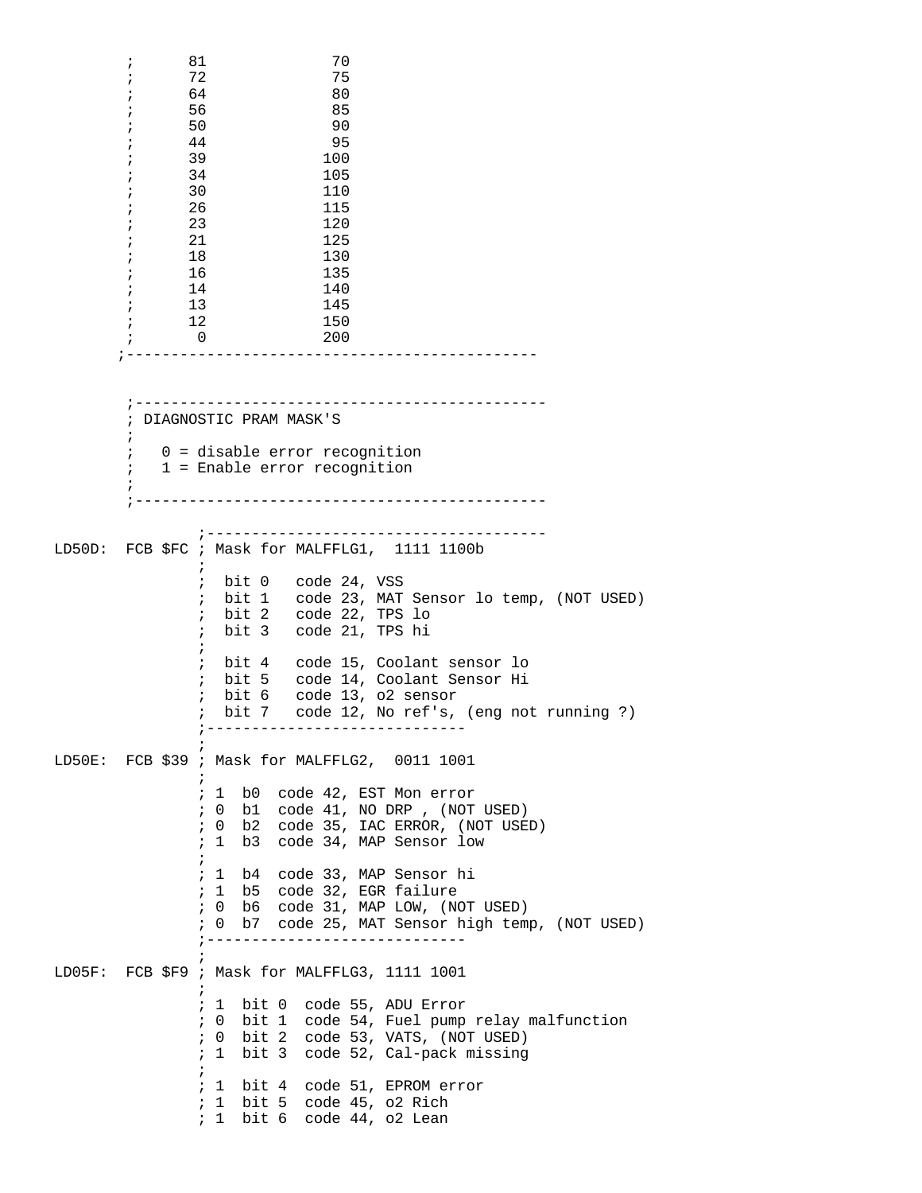```
        ;      81              70
        ;      72              75
        ;      64              80
        ;      56              85
        ;      50              90
        ;      44              95
        ;      39             100
        ;      34             105
        ;      30             110
        ;      26             115
        ;      23             120
        ;      21             125
        ;      18             130
        ;      16             135
        ;      14             140
        ;      13             145
        ;      12             150
        ;       0             200
       ;----------------------------------------------


        ;----------------------------------------------
        ; DIAGNOSTIC PRAM MASK'S
        ;
        ;   0 = disable error recognition
        ;   1 = Enable error recognition
        ;
        ;----------------------------------------------

                ;--------------------------------------
LD50D:  FCB $FC ; Mask for MALFFLG1,  1111 1100b
                ;
                ;  bit 0   code 24, VSS
                ;  bit 1   code 23, MAT Sensor lo temp, (NOT USED)
                ;  bit 2   code 22, TPS lo
                ;  bit 3   code 21, TPS hi
                ;
                ;  bit 4   code 15, Coolant sensor lo
                ;  bit 5   code 14, Coolant Sensor Hi
                ;  bit 6   code 13, o2 sensor
                ;  bit 7   code 12, No ref's, (eng not running ?)
                ;----------------------------
                ;
LD50E:  FCB $39 ; Mask for MALFFLG2,  0011 1001
                ;
                ; 1  b0  code 42, EST Mon error
                ; 0  b1  code 41, NO DRP , (NOT USED)
                ; 0  b2  code 35, IAC ERROR, (NOT USED)
                ; 1  b3  code 34, MAP Sensor low
                ;
                ; 1  b4  code 33, MAP Sensor hi
                ; 1  b5  code 32, EGR failure
                ; 0  b6  code 31, MAP LOW, (NOT USED)
                ; 0  b7  code 25, MAT Sensor high temp, (NOT USED)
                ;----------------------------
                ;
LD05F:  FCB $F9 ; Mask for MALFFLG3, 1111 1001
                ;
                ; 1  bit 0  code 55, ADU Error
                ; 0  bit 1  code 54, Fuel pump relay malfunction
                ; 0  bit 2  code 53, VATS, (NOT USED)
                ; 1  bit 3  code 52, Cal-pack missing
                ;
                ; 1  bit 4  code 51, EPROM error
                ; 1  bit 5  code 45, o2 Rich
                ; 1  bit 6  code 44, o2 Lean
```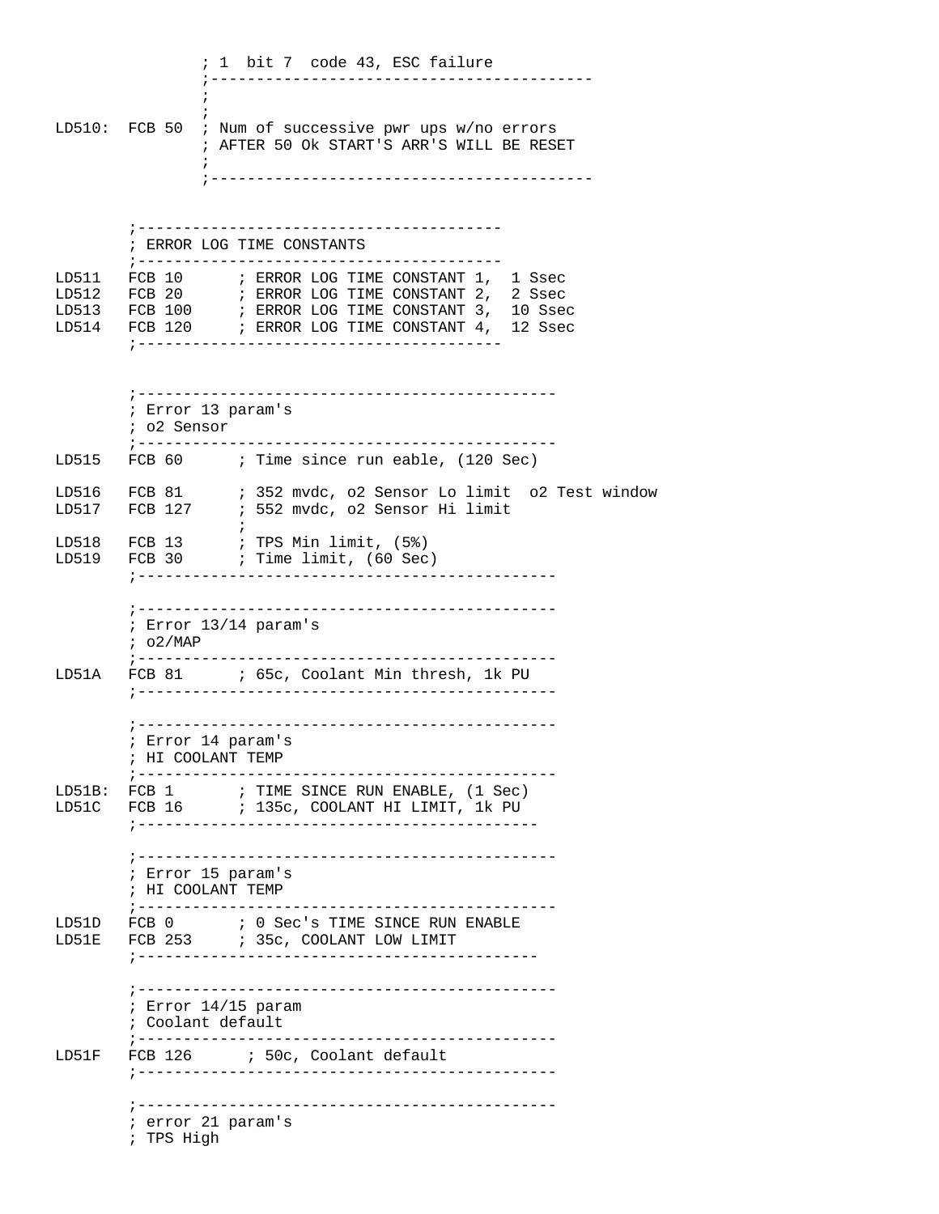```
                ; 1  bit 7  code 43, ESC failure
                ;-----------------------------------------
                ;
                ;
LD510:  FCB 50  ; Num of successive pwr ups w/no errors
                ; AFTER 50 Ok START'S ARR'S WILL BE RESET
                ;
                ;-----------------------------------------


        ;---------------------------------------
        ; ERROR LOG TIME CONSTANTS
        ;---------------------------------------
LD511   FCB 10      ; ERROR LOG TIME CONSTANT 1,  1 Ssec
LD512   FCB 20      ; ERROR LOG TIME CONSTANT 2,  2 Ssec
LD513   FCB 100     ; ERROR LOG TIME CONSTANT 3,  10 Ssec
LD514   FCB 120     ; ERROR LOG TIME CONSTANT 4,  12 Ssec
        ;---------------------------------------


        ;---------------------------------------------
        ; Error 13 param's
        ; o2 Sensor
        ;---------------------------------------------
LD515   FCB 60      ; Time since run eable, (120 Sec)

LD516   FCB 81      ; 352 mvdc, o2 Sensor Lo limit  o2 Test window
LD517   FCB 127     ; 552 mvdc, o2 Sensor Hi limit
                    ;
LD518   FCB 13      ; TPS Min limit, (5%)
LD519   FCB 30      ; Time limit, (60 Sec)
        ;---------------------------------------------

        ;---------------------------------------------
        ; Error 13/14 param's
        ; o2/MAP
        ;---------------------------------------------
LD51A   FCB 81      ; 65c, Coolant Min thresh, 1k PU
        ;---------------------------------------------

        ;---------------------------------------------
        ; Error 14 param's
        ; HI COOLANT TEMP
        ;---------------------------------------------
LD51B:  FCB 1       ; TIME SINCE RUN ENABLE, (1 Sec)
LD51C   FCB 16      ; 135c, COOLANT HI LIMIT, 1k PU
        ;-------------------------------------------

        ;---------------------------------------------
        ; Error 15 param's
        ; HI COOLANT TEMP
        ;---------------------------------------------
LD51D   FCB 0       ; 0 Sec's TIME SINCE RUN ENABLE
LD51E   FCB 253     ; 35c, COOLANT LOW LIMIT
        ;-------------------------------------------

        ;---------------------------------------------
        ; Error 14/15 param
        ; Coolant default
        ;---------------------------------------------
LD51F   FCB 126      ; 50c, Coolant default
        ;---------------------------------------------

        ;---------------------------------------------
        ; error 21 param's
        ; TPS High
```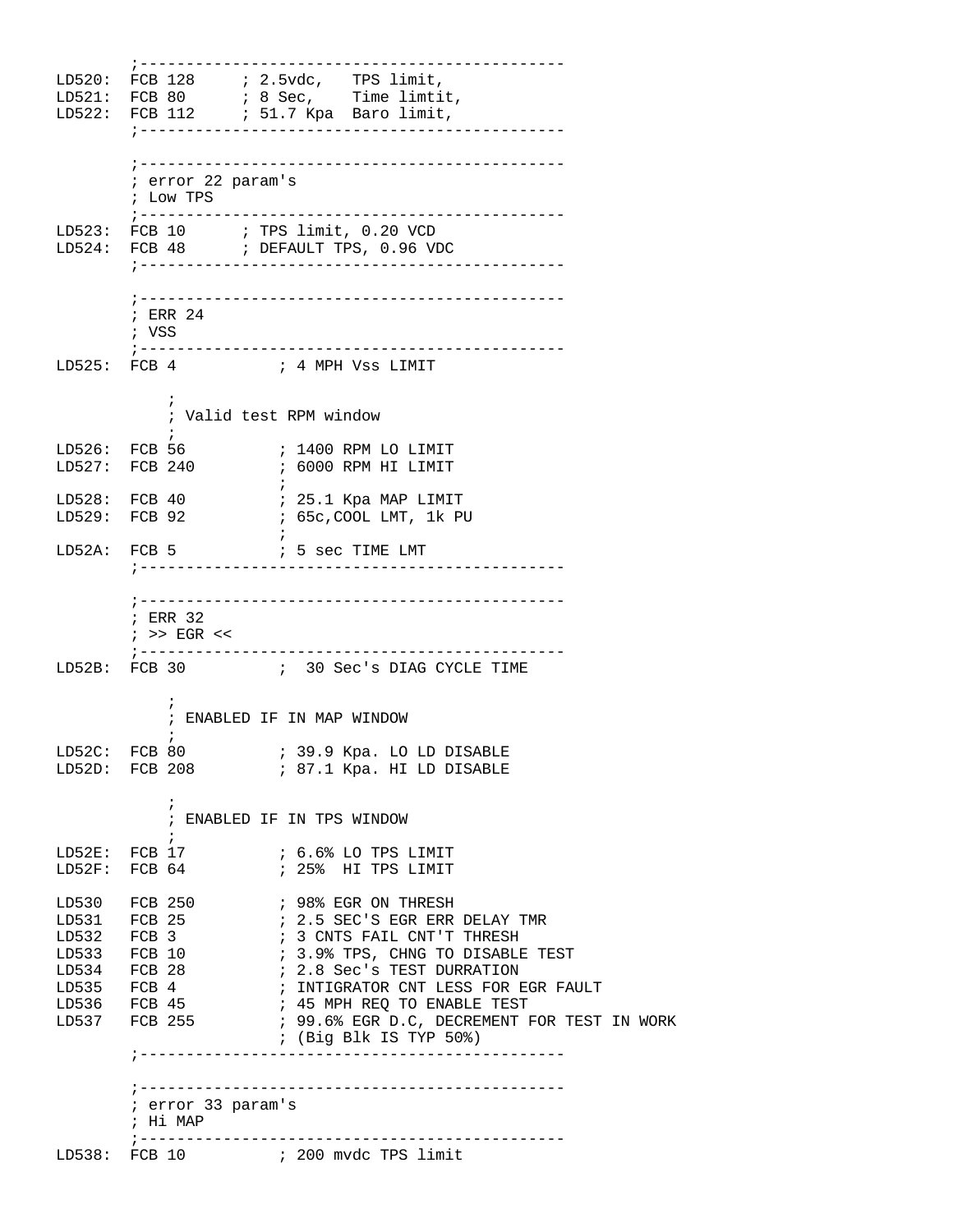```
        ;---------------------------------------------
LD520:  FCB 128     ; 2.5vdc,   TPS limit,
LD521:  FCB 80      ; 8 Sec,    Time limtit,
LD522:  FCB 112     ; 51.7 Kpa  Baro limit,
        ;---------------------------------------------

        ;---------------------------------------------
        ; error 22 param's
        ; Low TPS
        ;---------------------------------------------
LD523:  FCB 10      ; TPS limit, 0.20 VCD
LD524:  FCB 48      ; DEFAULT TPS, 0.96 VDC
        ;---------------------------------------------

        ;---------------------------------------------
        ; ERR 24
        ; VSS
        ;---------------------------------------------
LD525:  FCB 4             ; 4 MPH Vss LIMIT

            ;
            ; Valid test RPM window
            ;
LD526:  FCB 56            ; 1400 RPM LO LIMIT
LD527:  FCB 240           ; 6000 RPM HI LIMIT
                          ;
LD528:  FCB 40            ; 25.1 Kpa MAP LIMIT
LD529:  FCB 92            ; 65c,COOL LMT, 1k PU
                          ;
LD52A:  FCB 5             ; 5 sec TIME LMT
        ;---------------------------------------------

        ;---------------------------------------------
        ; ERR 32
        ; >> EGR <<
        ;---------------------------------------------
LD52B:  FCB 30            ;  30 Sec's DIAG CYCLE TIME

            ;
            ; ENABLED IF IN MAP WINDOW
            ;
LD52C:  FCB 80            ; 39.9 Kpa. LO LD DISABLE
LD52D:  FCB 208           ; 87.1 Kpa. HI LD DISABLE

            ;
            ; ENABLED IF IN TPS WINDOW
            ;
LD52E:  FCB 17            ; 6.6% LO TPS LIMIT
LD52F:  FCB 64            ; 25%  HI TPS LIMIT

LD530   FCB 250           ; 98% EGR ON THRESH
LD531   FCB 25            ; 2.5 SEC'S EGR ERR DELAY TMR
LD532   FCB 3             ; 3 CNTS FAIL CNT'T THRESH
LD533   FCB 10            ; 3.9% TPS, CHNG TO DISABLE TEST
LD534   FCB 28            ; 2.8 Sec's TEST DURRATION
LD535   FCB 4             ; INTIGRATOR CNT LESS FOR EGR FAULT
LD536   FCB 45            ; 45 MPH REQ TO ENABLE TEST
LD537   FCB 255           ; 99.6% EGR D.C, DECREMENT FOR TEST IN WORK
                          ; (Big Blk IS TYP 50%)
        ;---------------------------------------------

        ;---------------------------------------------
        ; error 33 param's
        ; Hi MAP
        ;---------------------------------------------
LD538:  FCB 10            ; 200 mvdc TPS limit
```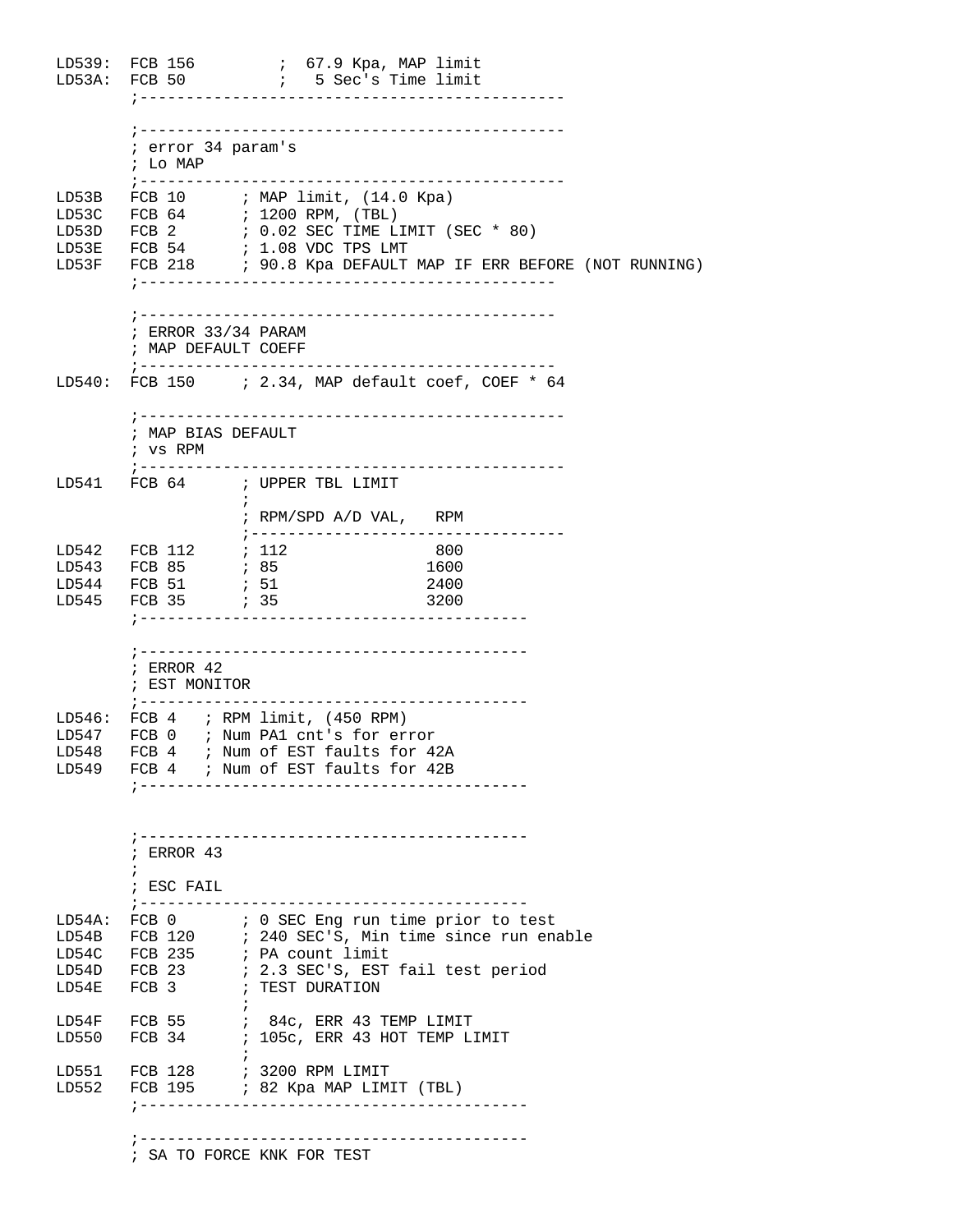```
LD539:  FCB 156         ;  67.9 Kpa, MAP limit
LD53A:  FCB 50          ;   5 Sec's Time limit
        ;---------------------------------------------

        ;---------------------------------------------
        ; error 34 param's
        ; Lo MAP
        ;---------------------------------------------
LD53B   FCB 10      ; MAP limit, (14.0 Kpa)
LD53C   FCB 64      ; 1200 RPM, (TBL)
LD53D   FCB 2       ; 0.02 SEC TIME LIMIT (SEC * 80)
LD53E   FCB 54      ; 1.08 VDC TPS LMT
LD53F   FCB 218     ; 90.8 Kpa DEFAULT MAP IF ERR BEFORE (NOT RUNNING)
        ;--------------------------------------------

        ;--------------------------------------------
        ; ERROR 33/34 PARAM
        ; MAP DEFAULT COEFF
        ;--------------------------------------------
LD540:  FCB 150     ; 2.34, MAP default coef, COEF * 64

        ;---------------------------------------------
        ; MAP BIAS DEFAULT
        ; vs RPM
        ;---------------------------------------------
LD541   FCB 64      ; UPPER TBL LIMIT
                    ;
                    ; RPM/SPD A/D VAL,   RPM
                    ;----------------------------------
LD542   FCB 112     ; 112                 800
LD543   FCB 85      ; 85                 1600
LD544   FCB 51      ; 51                 2400
LD545   FCB 35      ; 35                 3200
        ;-----------------------------------------

        ;-----------------------------------------
        ; ERROR 42
        ; EST MONITOR
        ;-----------------------------------------
LD546:  FCB 4   ; RPM limit, (450 RPM)
LD547   FCB 0   ; Num PA1 cnt's for error
LD548   FCB 4   ; Num of EST faults for 42A
LD549   FCB 4   ; Num of EST faults for 42B
        ;-----------------------------------------


        ;-----------------------------------------
        ; ERROR 43
        ;
        ; ESC FAIL
        ;-----------------------------------------
LD54A:  FCB 0       ; 0 SEC Eng run time prior to test
LD54B   FCB 120     ; 240 SEC'S, Min time since run enable
LD54C   FCB 235     ; PA count limit
LD54D   FCB 23      ; 2.3 SEC'S, EST fail test period
LD54E   FCB 3       ; TEST DURATION
                    ;
LD54F   FCB 55      ;  84c, ERR 43 TEMP LIMIT
LD550   FCB 34      ; 105c, ERR 43 HOT TEMP LIMIT
                    ;
LD551   FCB 128     ; 3200 RPM LIMIT
LD552   FCB 195     ; 82 Kpa MAP LIMIT (TBL)
        ;-----------------------------------------

        ;-----------------------------------------
        ; SA TO FORCE KNK FOR TEST
```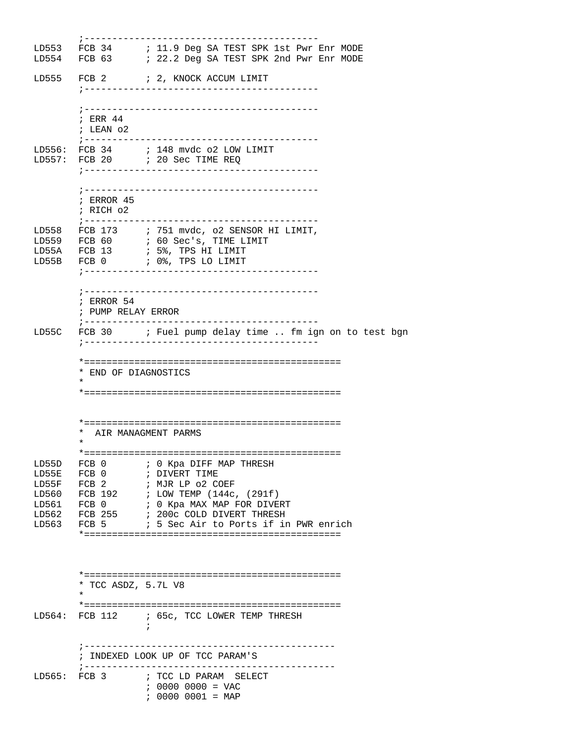```
        ;-----------------------------------------
LD553   FCB 34      ; 11.9 Deg SA TEST SPK 1st Pwr Enr MODE
LD554   FCB 63      ; 22.2 Deg SA TEST SPK 2nd Pwr Enr MODE

LD555   FCB 2       ; 2, KNOCK ACCUM LIMIT
        ;-----------------------------------------

        ;-----------------------------------------
        ; ERR 44
        ; LEAN o2
        ;-----------------------------------------
LD556:  FCB 34      ; 148 mvdc o2 LOW LIMIT
LD557:  FCB 20      ; 20 Sec TIME REQ
        ;-----------------------------------------

        ;-----------------------------------------
        ; ERROR 45
        ; RICH o2
        ;-----------------------------------------
LD558   FCB 173     ; 751 mvdc, o2 SENSOR HI LIMIT,
LD559   FCB 60      ; 60 Sec's, TIME LIMIT
LD55A   FCB 13      ; 5%, TPS HI LIMIT
LD55B   FCB 0       ; 0%, TPS LO LIMIT
        ;-----------------------------------------

        ;-----------------------------------------
        ; ERROR 54
        ; PUMP RELAY ERROR
        ;-----------------------------------------
LD55C   FCB 30      ; Fuel pump delay time .. fm ign on to test bgn
        ;-----------------------------------------

        *=============================================
        * END OF DIAGNOSTICS
        *
        *=============================================



        *=============================================
        *  AIR MANAGMENT PARMS
        *
        *=============================================
LD55D   FCB 0       ; 0 Kpa DIFF MAP THRESH
LD55E   FCB 0       ; DIVERT TIME
LD55F   FCB 2       ; MJR LP o2 COEF
LD560   FCB 192     ; LOW TEMP (144c, (291f)
LD561   FCB 0       ; 0 Kpa MAX MAP FOR DIVERT
LD562   FCB 255     ; 200c COLD DIVERT THRESH
LD563   FCB 5       ; 5 Sec Air to Ports if in PWR enrich
        *=============================================



        *=============================================
        * TCC ASDZ, 5.7L V8
        *
        *=============================================
LD564:  FCB 112     ; 65c, TCC LOWER TEMP THRESH
                    ;

        ;--------------------------------------------
        ; INDEXED LOOK UP OF TCC PARAM'S
        ;--------------------------------------------
LD565:  FCB 3       ; TCC LD PARAM  SELECT
                    ; 0000 0000 = VAC
                    ; 0000 0001 = MAP
```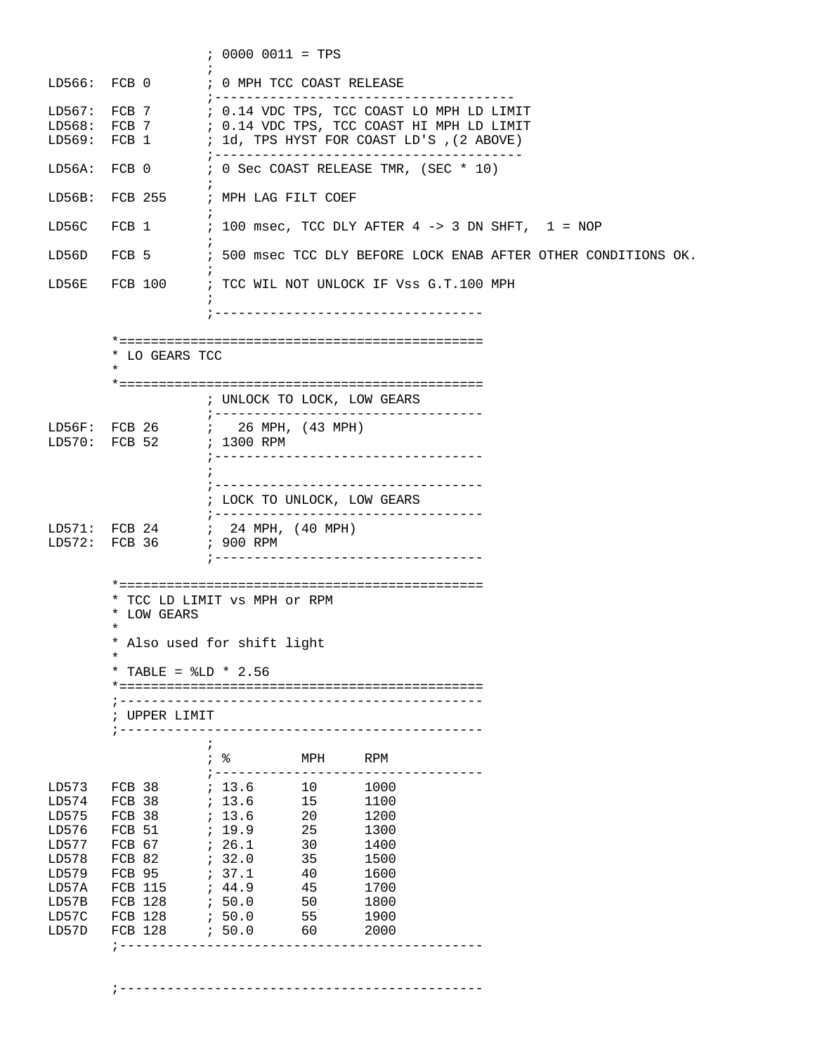```
                    ; 0000 0011 = TPS
                    ;
LD566:  FCB 0       ; 0 MPH TCC COAST RELEASE
                    ;-------------------------------------
LD567:  FCB 7       ; 0.14 VDC TPS, TCC COAST LO MPH LD LIMIT
LD568:  FCB 7       ; 0.14 VDC TPS, TCC COAST HI MPH LD LIMIT
LD569:  FCB 1       ; 1d, TPS HYST FOR COAST LD'S ,(2 ABOVE)
                    ;--------------------------------------
LD56A:  FCB 0       ; 0 Sec COAST RELEASE TMR, (SEC * 10)
                    ;
LD56B:  FCB 255     ; MPH LAG FILT COEF
                    ;
LD56C   FCB 1       ; 100 msec, TCC DLY AFTER 4 -> 3 DN SHFT,  1 = NOP
                    ;
LD56D   FCB 5       ; 500 msec TCC DLY BEFORE LOCK ENAB AFTER OTHER CONDITIONS OK.
                    ;
LD56E   FCB 100     ; TCC WIL NOT UNLOCK IF Vss G.T.100 MPH
                    ;
                    ;---------------------------------

        *=============================================
        * LO GEARS TCC
        *
        *=============================================
                    ; UNLOCK TO LOCK, LOW GEARS
                    ;---------------------------------
LD56F:  FCB 26      ;   26 MPH, (43 MPH)
LD570:  FCB 52      ; 1300 RPM
                    ;---------------------------------
                    ;
                    ;---------------------------------
                    ; LOCK TO UNLOCK, LOW GEARS
                    ;---------------------------------
LD571:  FCB 24      ;  24 MPH, (40 MPH)
LD572:  FCB 36      ; 900 RPM
                    ;---------------------------------

        *=============================================
        * TCC LD LIMIT vs MPH or RPM
        * LOW GEARS
        *
        * Also used for shift light
        *
        * TABLE = %LD * 2.56
        *=============================================
        ;---------------------------------------------
        ; UPPER LIMIT
        ;---------------------------------------------
                    ;
                    ; %         MPH     RPM
                    ;---------------------------------
LD573   FCB 38      ; 13.6      10      1000
LD574   FCB 38      ; 13.6      15      1100
LD575   FCB 38      ; 13.6      20      1200
LD576   FCB 51      ; 19.9      25      1300
LD577   FCB 67      ; 26.1      30      1400
LD578   FCB 82      ; 32.0      35      1500
LD579   FCB 95      ; 37.1      40      1600
LD57A   FCB 115     ; 44.9      45      1700
LD57B   FCB 128     ; 50.0      50      1800
LD57C   FCB 128     ; 50.0      55      1900
LD57D   FCB 128     ; 50.0      60      2000
        ;---------------------------------------------


        ;---------------------------------------------
```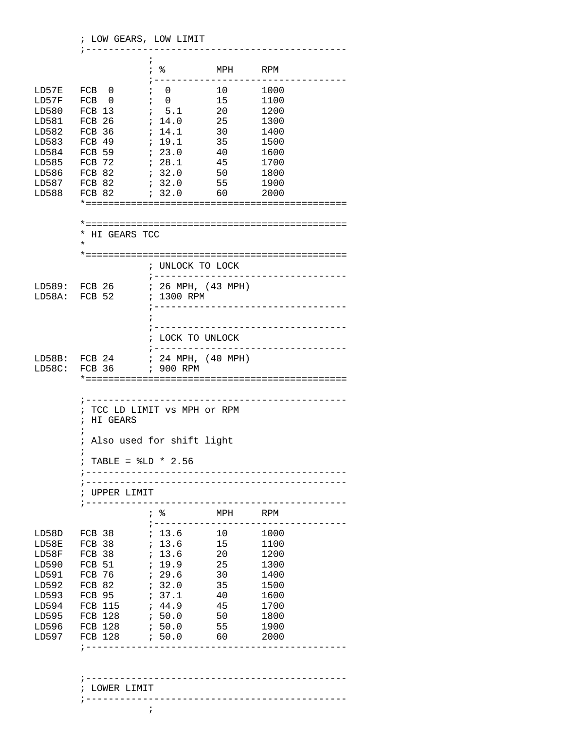```
        ; LOW GEARS, LOW LIMIT
        ;---------------------------------------------
                    ;
                    ; %         MPH     RPM
                    ;----------------------------------
LD57E   FCB  0      ;  0        10      1000
LD57F   FCB  0      ;  0        15      1100
LD580   FCB 13      ;  5.1      20      1200
LD581   FCB 26      ; 14.0      25      1300
LD582   FCB 36      ; 14.1      30      1400
LD583   FCB 49      ; 19.1      35      1500
LD584   FCB 59      ; 23.0      40      1600
LD585   FCB 72      ; 28.1      45      1700
LD586   FCB 82      ; 32.0      50      1800
LD587   FCB 82      ; 32.0      55      1900
LD588   FCB 82      ; 32.0      60      2000
        *=============================================

        *=============================================
        * HI GEARS TCC
        *
        *=============================================
                    ; UNLOCK TO LOCK
                    ;----------------------------------
LD589:  FCB 26      ; 26 MPH, (43 MPH)
LD58A:  FCB 52      ; 1300 RPM
                    ;----------------------------------
                    ;
                    ;----------------------------------
                    ; LOCK TO UNLOCK
                    ;----------------------------------
LD58B:  FCB 24      ; 24 MPH, (40 MPH)
LD58C:  FCB 36      ; 900 RPM
        *=============================================

        ;---------------------------------------------
        ; TCC LD LIMIT vs MPH or RPM
        ; HI GEARS
        ;
        ; Also used for shift light
        ;
        ; TABLE = %LD * 2.56
        ;---------------------------------------------
        ;---------------------------------------------
        ; UPPER LIMIT
        ;---------------------------------------------
                     ; %         MPH     RPM
                    ;----------------------------------
LD58D   FCB 38       ; 13.6      10      1000
LD58E   FCB 38       ; 13.6      15      1100
LD58F   FCB 38       ; 13.6      20      1200
LD590   FCB 51       ; 19.9      25      1300
LD591   FCB 76       ; 29.6      30      1400
LD592   FCB 82       ; 32.0      35      1500
LD593   FCB 95       ; 37.1      40      1600
LD594   FCB 115      ; 44.9      45      1700
LD595   FCB 128      ; 50.0      50      1800
LD596   FCB 128      ; 50.0      55      1900
LD597   FCB 128      ; 50.0      60      2000
        ;---------------------------------------------


        ;---------------------------------------------
        ; LOWER LIMIT
        ;---------------------------------------------
                     ;
```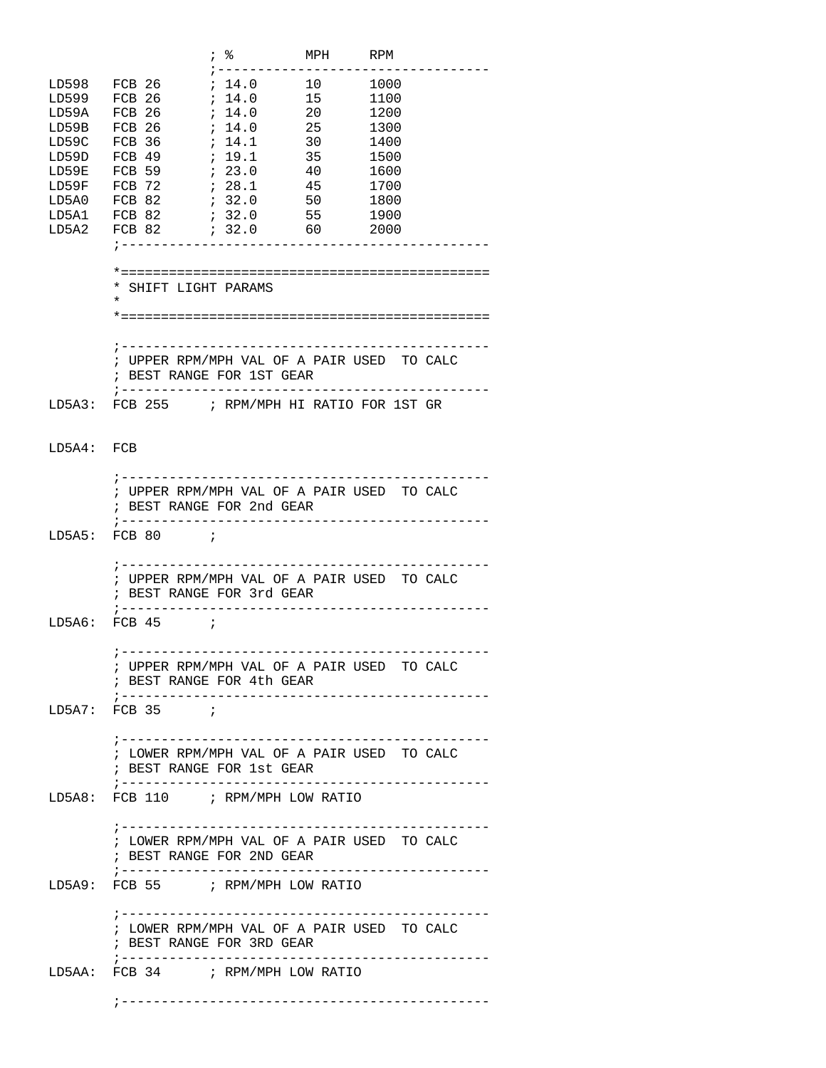```
                ; %        MPH     RPM
                ;----------------------------------
LD598   FCB 26      ; 14.0      10      1000
LD599   FCB 26      ; 14.0      15      1100
LD59A   FCB 26      ; 14.0      20      1200
LD59B   FCB 26      ; 14.0      25      1300
LD59C   FCB 36      ; 14.1      30      1400
LD59D   FCB 49      ; 19.1      35      1500
LD59E   FCB 59      ; 23.0      40      1600
LD59F   FCB 72      ; 28.1      45      1700
LD5A0   FCB 82      ; 32.0      50      1800
LD5A1   FCB 82      ; 32.0      55      1900
LD5A2   FCB 82      ; 32.0      60      2000
        ;---------------------------------------------

        *=============================================
        * SHIFT LIGHT PARAMS
        *
        *=============================================

        ;---------------------------------------------
        ; UPPER RPM/MPH VAL OF A PAIR USED  TO CALC
        ; BEST RANGE FOR 1ST GEAR
        ;---------------------------------------------
LD5A3:  FCB 255     ; RPM/MPH HI RATIO FOR 1ST GR


LD5A4:  FCB

        ;---------------------------------------------
        ; UPPER RPM/MPH VAL OF A PAIR USED  TO CALC
        ; BEST RANGE FOR 2nd GEAR
        ;---------------------------------------------
LD5A5:  FCB 80      ;

        ;---------------------------------------------
        ; UPPER RPM/MPH VAL OF A PAIR USED  TO CALC
        ; BEST RANGE FOR 3rd GEAR
        ;---------------------------------------------
LD5A6:  FCB 45      ;

        ;---------------------------------------------
        ; UPPER RPM/MPH VAL OF A PAIR USED  TO CALC
        ; BEST RANGE FOR 4th GEAR
        ;---------------------------------------------
LD5A7:  FCB 35      ;

        ;---------------------------------------------
        ; LOWER RPM/MPH VAL OF A PAIR USED  TO CALC
        ; BEST RANGE FOR 1st GEAR
        ;---------------------------------------------
LD5A8:  FCB 110     ; RPM/MPH LOW RATIO

        ;---------------------------------------------
        ; LOWER RPM/MPH VAL OF A PAIR USED  TO CALC
        ; BEST RANGE FOR 2ND GEAR
        ;---------------------------------------------
LD5A9:  FCB 55      ; RPM/MPH LOW RATIO

        ;---------------------------------------------
        ; LOWER RPM/MPH VAL OF A PAIR USED  TO CALC
        ; BEST RANGE FOR 3RD GEAR
        ;---------------------------------------------
LD5AA:  FCB 34      ; RPM/MPH LOW RATIO

        ;---------------------------------------------
```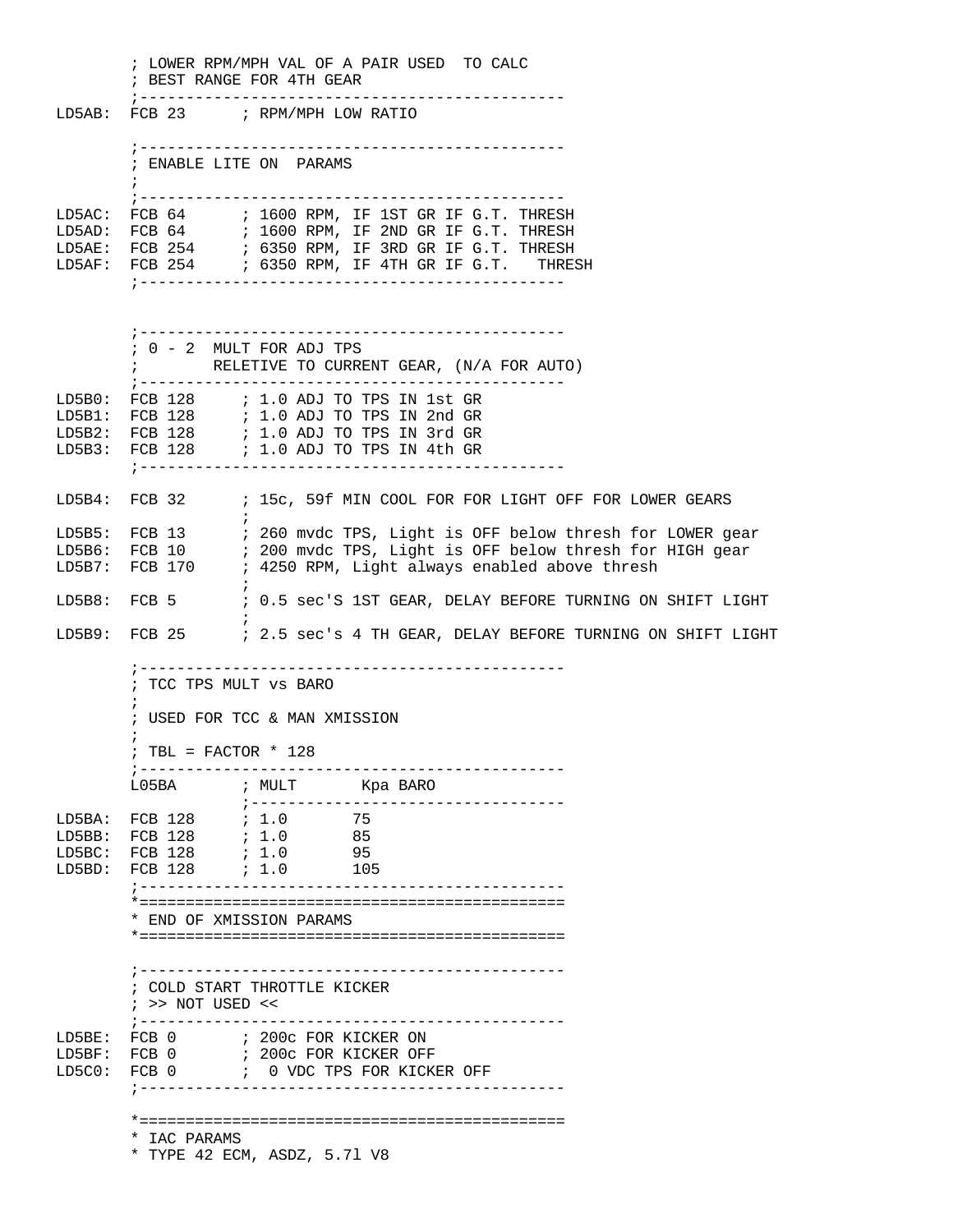```
        ; LOWER RPM/MPH VAL OF A PAIR USED  TO CALC
        ; BEST RANGE FOR 4TH GEAR
        ;---------------------------------------------
LD5AB:  FCB 23      ; RPM/MPH LOW RATIO

        ;---------------------------------------------
        ; ENABLE LITE ON  PARAMS
        ;
        ;---------------------------------------------
LD5AC:  FCB 64      ; 1600 RPM, IF 1ST GR IF G.T. THRESH
LD5AD:  FCB 64      ; 1600 RPM, IF 2ND GR IF G.T. THRESH
LD5AE:  FCB 254     ; 6350 RPM, IF 3RD GR IF G.T. THRESH
LD5AF:  FCB 254     ; 6350 RPM, IF 4TH GR IF G.T.   THRESH
        ;---------------------------------------------


        ;---------------------------------------------
        ; 0 - 2  MULT FOR ADJ TPS
        ;        RELETIVE TO CURRENT GEAR, (N/A FOR AUTO)
        ;---------------------------------------------
LD5B0:  FCB 128     ; 1.0 ADJ TO TPS IN 1st GR
LD5B1:  FCB 128     ; 1.0 ADJ TO TPS IN 2nd GR
LD5B2:  FCB 128     ; 1.0 ADJ TO TPS IN 3rd GR
LD5B3:  FCB 128     ; 1.0 ADJ TO TPS IN 4th GR
        ;---------------------------------------------

LD5B4:  FCB 32      ; 15c, 59f MIN COOL FOR FOR LIGHT OFF FOR LOWER GEARS
                    ;
LD5B5:  FCB 13      ; 260 mvdc TPS, Light is OFF below thresh for LOWER gear
LD5B6:  FCB 10      ; 200 mvdc TPS, Light is OFF below thresh for HIGH gear
LD5B7:  FCB 170     ; 4250 RPM, Light always enabled above thresh
                    ;
LD5B8:  FCB 5       ; 0.5 sec'S 1ST GEAR, DELAY BEFORE TURNING ON SHIFT LIGHT
                    ;
LD5B9:  FCB 25      ; 2.5 sec's 4 TH GEAR, DELAY BEFORE TURNING ON SHIFT LIGHT

        ;---------------------------------------------
        ; TCC TPS MULT vs BARO
        ;
        ; USED FOR TCC & MAN XMISSION
        ;
        ; TBL = FACTOR * 128
        ;---------------------------------------------
        L05BA       ; MULT       Kpa BARO
                    ;----------------------------------
LD5BA:  FCB 128     ; 1.0        75
LD5BB:  FCB 128     ; 1.0        85
LD5BC:  FCB 128     ; 1.0        95
LD5BD:  FCB 128     ; 1.0        105
        ;---------------------------------------------
        *=============================================
        * END OF XMISSION PARAMS
        *=============================================


        ;---------------------------------------------
        ; COLD START THROTTLE KICKER
        ; >> NOT USED <<
        ;---------------------------------------------
LD5BE:  FCB 0       ; 200c FOR KICKER ON
LD5BF:  FCB 0       ; 200c FOR KICKER OFF
LD5C0:  FCB 0       ;  0 VDC TPS FOR KICKER OFF
        ;---------------------------------------------

        *=============================================
        * IAC PARAMS
        * TYPE 42 ECM, ASDZ, 5.7l V8
```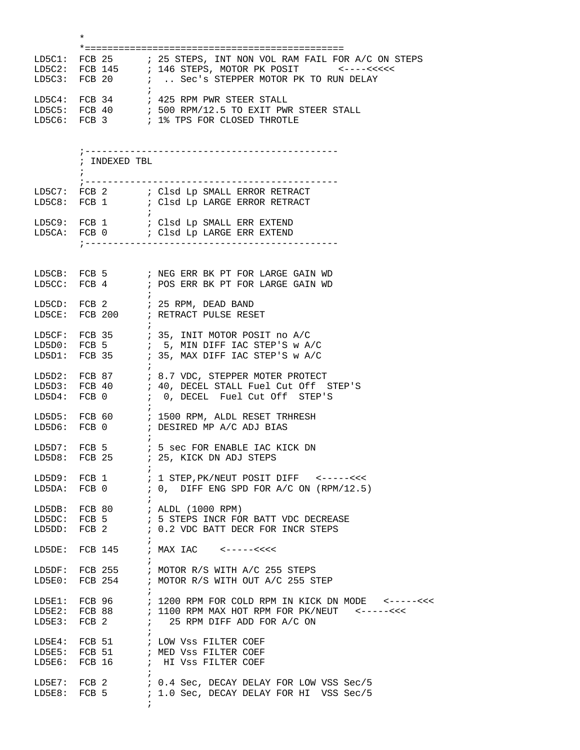```
        *
        *=============================================
LD5C1:  FCB 25      ; 25 STEPS, INT NON VOL RAM FAIL FOR A/C ON STEPS
LD5C2:  FCB 145     ; 146 STEPS, MOTOR PK POSIT       <----<<<<<
LD5C3:  FCB 20      ;  .. Sec's STEPPER MOTOR PK TO RUN DELAY
                    ;
LD5C4:  FCB 34      ; 425 RPM PWR STEER STALL
LD5C5:  FCB 40      ; 500 RPM/12.5 TO EXIT PWR STEER STALL
LD5C6:  FCB 3       ; 1% TPS FOR CLOSED THROTLE


        ;---------------------------------------------
        ; INDEXED TBL
        ;
        ;---------------------------------------------
LD5C7:  FCB 2       ; Clsd Lp SMALL ERROR RETRACT
LD5C8:  FCB 1       ; Clsd Lp LARGE ERROR RETRACT
                    ;
LD5C9:  FCB 1       ; Clsd Lp SMALL ERR EXTEND
LD5CA:  FCB 0       ; Clsd Lp LARGE ERR EXTEND
        ;---------------------------------------------


LD5CB:  FCB 5       ; NEG ERR BK PT FOR LARGE GAIN WD
LD5CC:  FCB 4       ; POS ERR BK PT FOR LARGE GAIN WD
                    ;
LD5CD:  FCB 2       ; 25 RPM, DEAD BAND
LD5CE:  FCB 200     ; RETRACT PULSE RESET
                    ;
LD5CF:  FCB 35      ; 35, INIT MOTOR POSIT no A/C
LD5D0:  FCB 5       ;  5, MIN DIFF IAC STEP'S w A/C
LD5D1:  FCB 35      ; 35, MAX DIFF IAC STEP'S w A/C
                    ;
LD5D2:  FCB 87      ; 8.7 VDC, STEPPER MOTER PROTECT
LD5D3:  FCB 40      ; 40, DECEL STALL Fuel Cut Off  STEP'S
LD5D4:  FCB 0       ;  0, DECEL  Fuel Cut Off  STEP'S
                    ;
LD5D5:  FCB 60      ; 1500 RPM, ALDL RESET TRHRESH
LD5D6:  FCB 0       ; DESIRED MP A/C ADJ BIAS
                    ;
LD5D7:  FCB 5       ; 5 sec FOR ENABLE IAC KICK DN
LD5D8:  FCB 25      ; 25, KICK DN ADJ STEPS
                    ;
LD5D9:  FCB 1       ; 1 STEP,PK/NEUT POSIT DIFF   <-----<<<
LD5DA:  FCB 0       ; 0,  DIFF ENG SPD FOR A/C ON (RPM/12.5)
                    ;
LD5DB:  FCB 80      ; ALDL (1000 RPM)
LD5DC:  FCB 5       ; 5 STEPS INCR FOR BATT VDC DECREASE
LD5DD:  FCB 2       ; 0.2 VDC BATT DECR FOR INCR STEPS
                    ;
LD5DE:  FCB 145     ; MAX IAC    <-----<<<<
                    ;
LD5DF:  FCB 255     ; MOTOR R/S WITH A/C 255 STEPS
LD5E0:  FCB 254     ; MOTOR R/S WITH OUT A/C 255 STEP
                    ;
LD5E1:  FCB 96      ; 1200 RPM FOR COLD RPM IN KICK DN MODE   <-----<<<
LD5E2:  FCB 88      ; 1100 RPM MAX HOT RPM FOR PK/NEUT   <-----<<<
LD5E3:  FCB 2       ;   25 RPM DIFF ADD FOR A/C ON
                    ;
LD5E4:  FCB 51      ; LOW Vss FILTER COEF
LD5E5:  FCB 51      ; MED Vss FILTER COEF
LD5E6:  FCB 16      ;  HI Vss FILTER COEF
                    ;
LD5E7:  FCB 2       ; 0.4 Sec, DECAY DELAY FOR LOW VSS Sec/5
LD5E8:  FCB 5       ; 1.0 Sec, DECAY DELAY FOR HI  VSS Sec/5
                    ;
```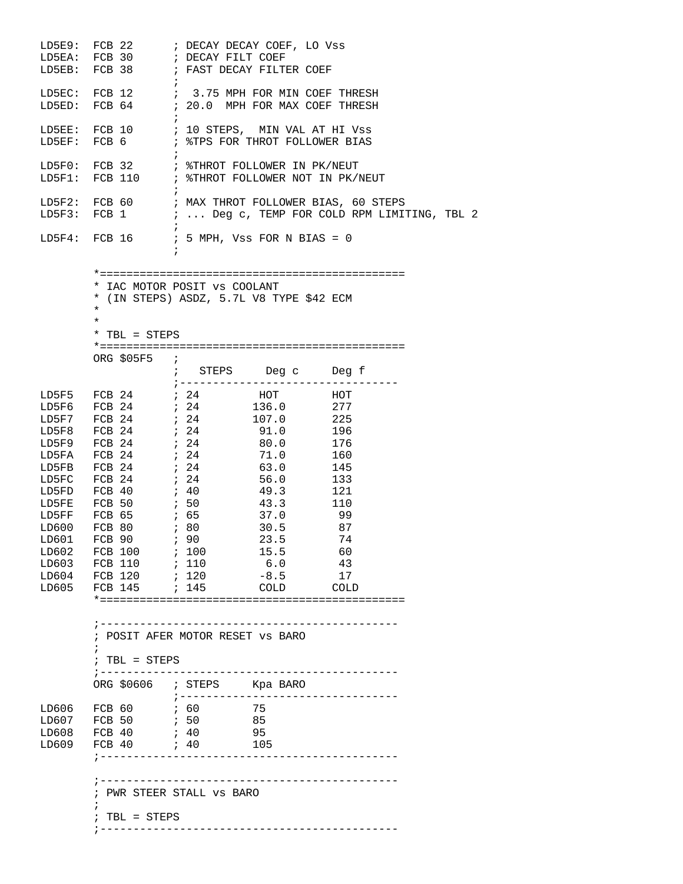```
LD5E9:  FCB 22       ; DECAY DECAY COEF, LO Vss
LD5EA:  FCB 30       ; DECAY FILT COEF
LD5EB:  FCB 38       ; FAST DECAY FILTER COEF
                     ;
LD5EC:  FCB 12       ;  3.75 MPH FOR MIN COEF THRESH
LD5ED:  FCB 64       ; 20.0  MPH FOR MAX COEF THRESH
                     ;
LD5EE:  FCB 10       ; 10 STEPS,  MIN VAL AT HI Vss
LD5EF:  FCB 6        ; %TPS FOR THROT FOLLOWER BIAS
                     ;
LD5F0:  FCB 32       ; %THROT FOLLOWER IN PK/NEUT
LD5F1:  FCB 110      ; %THROT FOLLOWER NOT IN PK/NEUT
                     ;
LD5F2:  FCB 60       ; MAX THROT FOLLOWER BIAS, 60 STEPS
LD5F3:  FCB 1        ; ... Deg c, TEMP FOR COLD RPM LIMITING, TBL 2
                     ;
LD5F4:  FCB 16       ; 5 MPH, Vss FOR N BIAS = 0
                     ;

        *=============================================
        * IAC MOTOR POSIT vs COOLANT
        * (IN STEPS) ASDZ, 5.7L V8 TYPE $42 ECM
        *
        *
        * TBL = STEPS
        *=============================================
        ORG $05F5    ;
                     ;   STEPS     Deg c     Deg f
                     ;---------------------------------
LD5F5   FCB 24       ; 24         HOT        HOT
LD5F6   FCB 24       ; 24        136.0       277
LD5F7   FCB 24       ; 24        107.0       225
LD5F8   FCB 24       ; 24         91.0       196
LD5F9   FCB 24       ; 24         80.0       176
LD5FA   FCB 24       ; 24         71.0       160
LD5FB   FCB 24       ; 24         63.0       145
LD5FC   FCB 24       ; 24         56.0       133
LD5FD   FCB 40       ; 40         49.3       121
LD5FE   FCB 50       ; 50         43.3       110
LD5FF   FCB 65       ; 65         37.0        99
LD600   FCB 80       ; 80         30.5        87
LD601   FCB 90       ; 90         23.5        74
LD602   FCB 100      ; 100        15.5        60
LD603   FCB 110      ; 110         6.0        43
LD604   FCB 120      ; 120        -8.5        17
LD605   FCB 145      ; 145        COLD       COLD
        *=============================================

        ;---------------------------------------------
        ; POSIT AFER MOTOR RESET vs BARO
        ;
        ; TBL = STEPS
        ;---------------------------------------------
        ORG $0606    ; STEPS     Kpa BARO
                     ;---------------------------------
LD606   FCB 60       ; 60        75
LD607   FCB 50       ; 50        85
LD608   FCB 40       ; 40        95
LD609   FCB 40       ; 40        105
        ;---------------------------------------------

        ;---------------------------------------------
        ; PWR STEER STALL vs BARO
        ;
        ; TBL = STEPS
        ;---------------------------------------------
```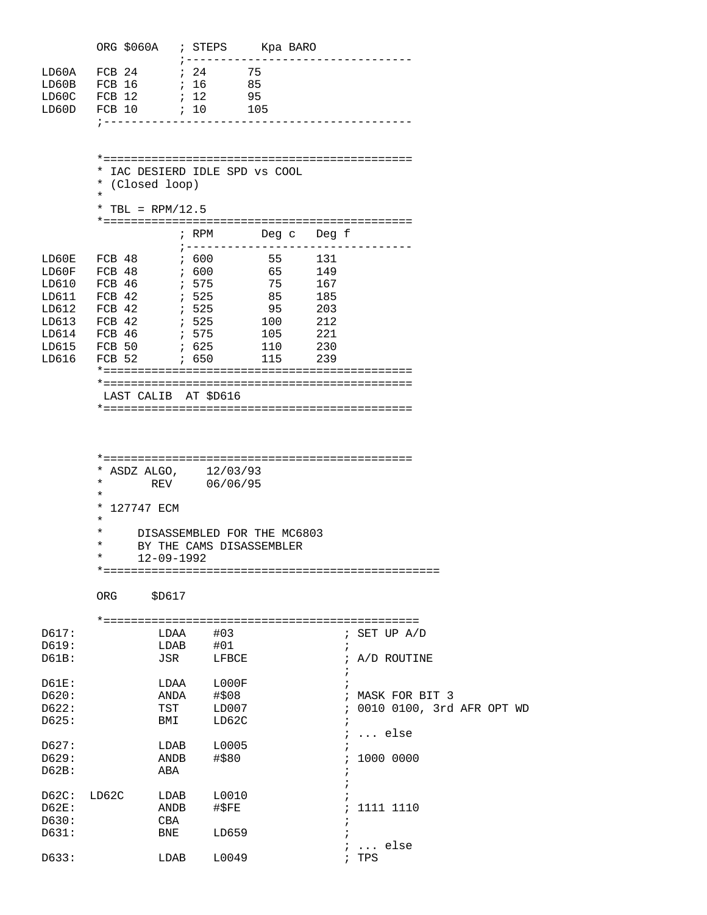```
        ORG $060A   ; STEPS     Kpa BARO
                    ;---------------------------------
LD60A   FCB 24      ; 24      75
LD60B   FCB 16      ; 16      85
LD60C   FCB 12      ; 12      95
LD60D   FCB 10      ; 10      105
        ;-------------------------------------------


        *=============================================
        * IAC DESIERD IDLE SPD vs COOL
        * (Closed loop)
        *
        * TBL = RPM/12.5
        *=============================================
                    ; RPM       Deg c   Deg f
                    ;---------------------------------
LD60E   FCB 48      ; 600        55     131
LD60F   FCB 48      ; 600        65     149
LD610   FCB 46      ; 575        75     167
LD611   FCB 42      ; 525        85     185
LD612   FCB 42      ; 525        95     203
LD613   FCB 42      ; 525       100     212
LD614   FCB 46      ; 575       105     221
LD615   FCB 50      ; 625       110     230
LD616   FCB 52      ; 650       115     239
        *=============================================
        *=============================================
         LAST CALIB  AT $D616
        *=============================================



        *=============================================
        * ASDZ ALGO,    12/03/93
        *       REV     06/06/95
        *
        * 127747 ECM
        *
        *     DISASSEMBLED FOR THE MC6803
        *     BY THE CAMS DISASSEMBLER
        *     12-09-1992
        *=================================================

        ORG     $D617

        *==============================================
D617:           LDAA    #03               ; SET UP A/D
D619:           LDAB    #01               ;
D61B:           JSR     LFBCE             ; A/D ROUTINE
                                          ;
D61E:           LDAA    L000F             ;
D620:           ANDA    #$08              ; MASK FOR BIT 3
D622:           TST     LD007             ; 0010 0100, 3rd AFR OPT WD
D625:           BMI     LD62C             ;
                                          ; ... else
D627:           LDAB    L0005             ;
D629:           ANDB    #$80              ; 1000 0000
D62B:           ABA                       ;
                                          ;
D62C:  LD62C    LDAB    L0010             ;
D62E:           ANDB    #$FE              ; 1111 1110
D630:           CBA                       ;
D631:           BNE     LD659             ;
                                          ; ... else
D633:           LDAB    L0049             ; TPS
```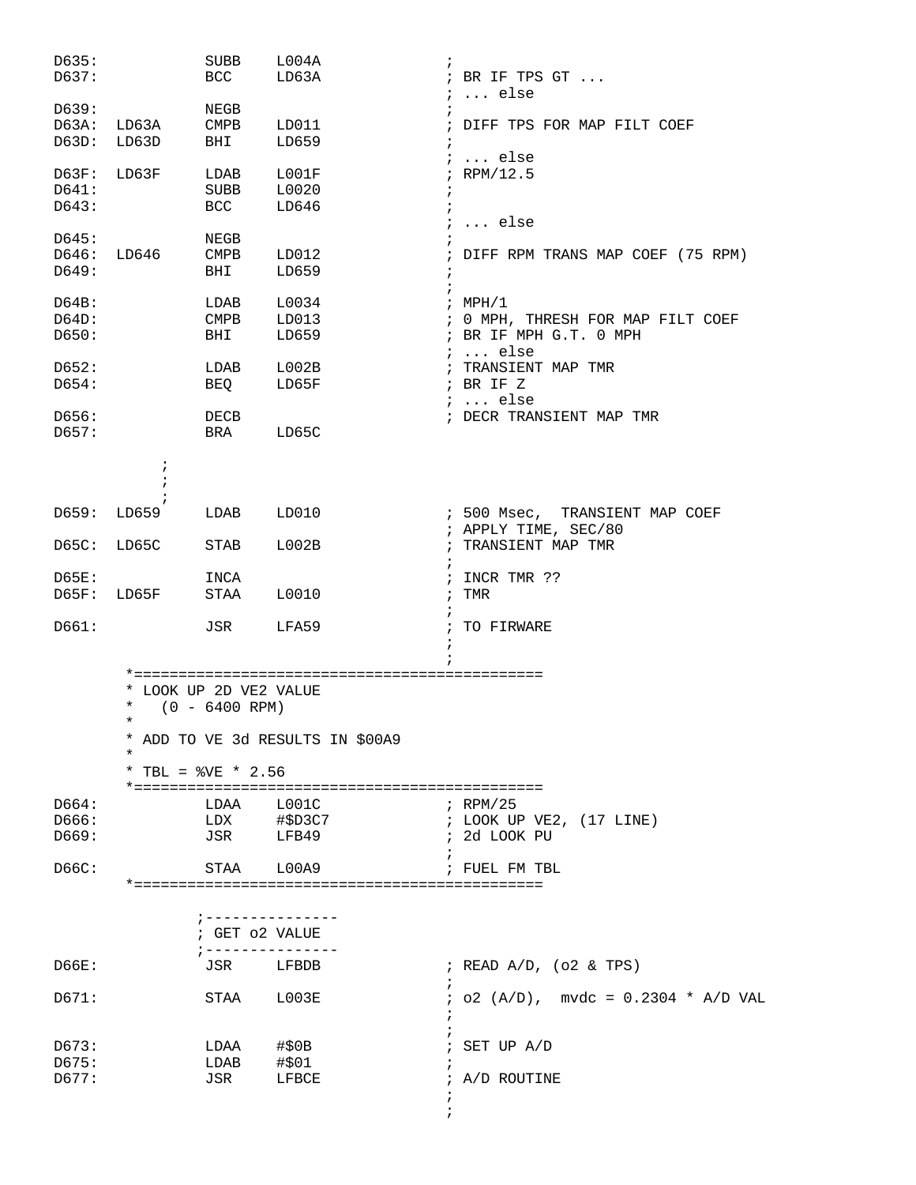```
D635:           SUBB    L004A               ;
D637:           BCC     LD63A               ; BR IF TPS GT ...
                                            ; ... else
D639:           NEGB                        ;
D63A:  LD63A    CMPB    LD011               ; DIFF TPS FOR MAP FILT COEF
D63D:  LD63D    BHI     LD659               ;
                                            ; ... else
D63F:  LD63F    LDAB    L001F               ; RPM/12.5
D641:           SUBB    L0020               ;
D643:           BCC     LD646               ;
                                            ; ... else
D645:           NEGB                        ;
D646:  LD646    CMPB    LD012               ; DIFF RPM TRANS MAP COEF (75 RPM)
D649:           BHI     LD659               ;
                                            ;
D64B:           LDAB    L0034               ; MPH/1
D64D:           CMPB    LD013               ; 0 MPH, THRESH FOR MAP FILT COEF
D650:           BHI     LD659               ; BR IF MPH G.T. 0 MPH
                                            ; ... else
D652:           LDAB    L002B               ; TRANSIENT MAP TMR
D654:           BEQ     LD65F               ; BR IF Z
                                            ; ... else
D656:           DECB                        ; DECR TRANSIENT MAP TMR
D657:           BRA     LD65C

             ;
             ;
             ;
D659:  LD659    LDAB    LD010               ; 500 Msec,  TRANSIENT MAP COEF
                                            ; APPLY TIME, SEC/80
D65C:  LD65C    STAB    L002B               ; TRANSIENT MAP TMR
                                            ;
D65E:           INCA                        ; INCR TMR ??
D65F:  LD65F    STAA    L0010               ; TMR
                                            ;
D661:           JSR     LFA59               ; TO FIRWARE
                                            ;
                                            ;
        *=============================================
        * LOOK UP 2D VE2 VALUE
        *   (0 - 6400 RPM)
        *
        * ADD TO VE 3d RESULTS IN $00A9
        *
        * TBL = %VE * 2.56
        *=============================================
D664:           LDAA    L001C               ; RPM/25
D666:           LDX     #$D3C7              ; LOOK UP VE2, (17 LINE)
D669:           JSR     LFB49               ; 2d LOOK PU
                                            ;
D66C:           STAA    L00A9               ; FUEL FM TBL
        *=============================================

                ;---------------
                ; GET o2 VALUE
                ;---------------
D66E:           JSR     LFBDB               ; READ A/D, (o2 & TPS)
                                            ;
D671:           STAA    L003E               ; o2 (A/D),  mvdc = 0.2304 * A/D VAL
                                            ;
                                            ;
D673:           LDAA    #$0B                ; SET UP A/D
D675:           LDAB    #$01                ;
D677:           JSR     LFBCE               ; A/D ROUTINE
                                            ;
                                            ;
```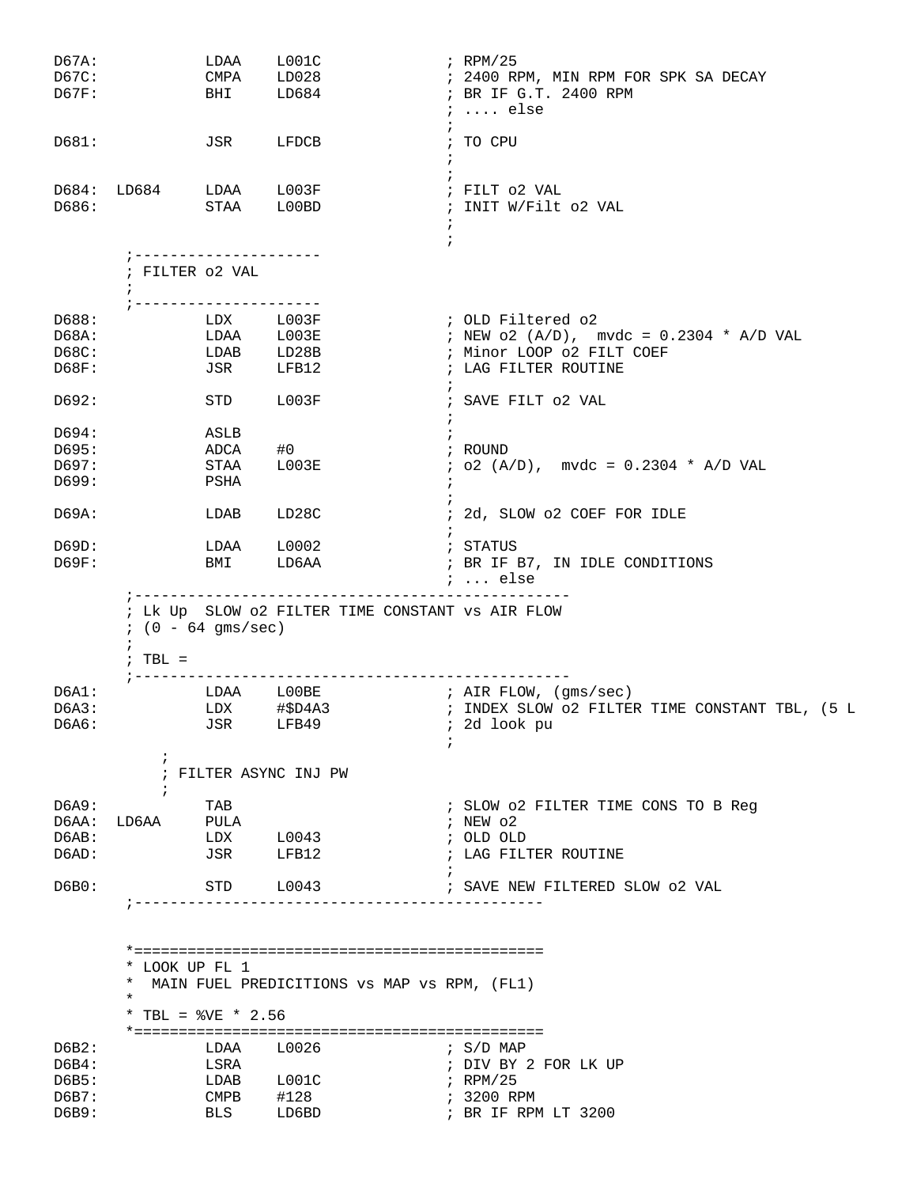```
D67A:           LDAA    L001C               ; RPM/25
D67C:           CMPA    LD028               ; 2400 RPM, MIN RPM FOR SPK SA DECAY
D67F:           BHI     LD684               ; BR IF G.T. 2400 RPM
                                            ; .... else
                                            ;
D681:           JSR     LFDCB               ; TO CPU
                                            ;
                                            ;
D684:  LD684    LDAA    L003F               ; FILT o2 VAL
D686:           STAA    L00BD               ; INIT W/Filt o2 VAL
                                            ;
                                            ;
       ;---------------------
       ; FILTER o2 VAL
       ;
       ;---------------------
D688:           LDX     L003F               ; OLD Filtered o2
D68A:           LDAA    L003E               ; NEW o2 (A/D),  mvdc = 0.2304 * A/D VAL
D68C:           LDAB    LD28B               ; Minor LOOP o2 FILT COEF
D68F:           JSR     LFB12               ; LAG FILTER ROUTINE
                                            ;
D692:           STD     L003F               ; SAVE FILT o2 VAL
                                            ;
D694:           ASLB                        ;
D695:           ADCA    #0                  ; ROUND
D697:           STAA    L003E               ; o2 (A/D),  mvdc = 0.2304 * A/D VAL
D699:           PSHA                        ;
                                            ;
D69A:           LDAB    LD28C               ; 2d, SLOW o2 COEF FOR IDLE
                                            ;
D69D:           LDAA    L0002               ; STATUS
D69F:           BMI     LD6AA               ; BR IF B7, IN IDLE CONDITIONS
                                            ; ... else
       ;-------------------------------------------------
       ; Lk Up  SLOW o2 FILTER TIME CONSTANT vs AIR FLOW
       ; (0 - 64 gms/sec)
       ;
       ; TBL =
       ;-------------------------------------------------
D6A1:           LDAA    L00BE               ; AIR FLOW, (gms/sec)
D6A3:           LDX     #$D4A3              ; INDEX SLOW o2 FILTER TIME CONSTANT TBL, (5 L
D6A6:           JSR     LFB49               ; 2d look pu
                                            ;
           ;
           ; FILTER ASYNC INJ PW
           ;
D6A9:           TAB                         ; SLOW o2 FILTER TIME CONS TO B Reg
D6AA:  LD6AA    PULA                        ; NEW o2
D6AB:           LDX     L0043               ; OLD OLD
D6AD:           JSR     LFB12               ; LAG FILTER ROUTINE
                                            ;
D6B0:           STD     L0043               ; SAVE NEW FILTERED SLOW o2 VAL
       ;---------------------------------------------


       *=============================================
       * LOOK UP FL 1
       *  MAIN FUEL PREDICITIONS vs MAP vs RPM, (FL1)
       *
       * TBL = %VE * 2.56
       *=============================================
D6B2:           LDAA    L0026               ; S/D MAP
D6B4:           LSRA                        ; DIV BY 2 FOR LK UP
D6B5:           LDAB    L001C               ; RPM/25
D6B7:           CMPB    #128                ; 3200 RPM
D6B9:           BLS     LD6BD               ; BR IF RPM LT 3200
```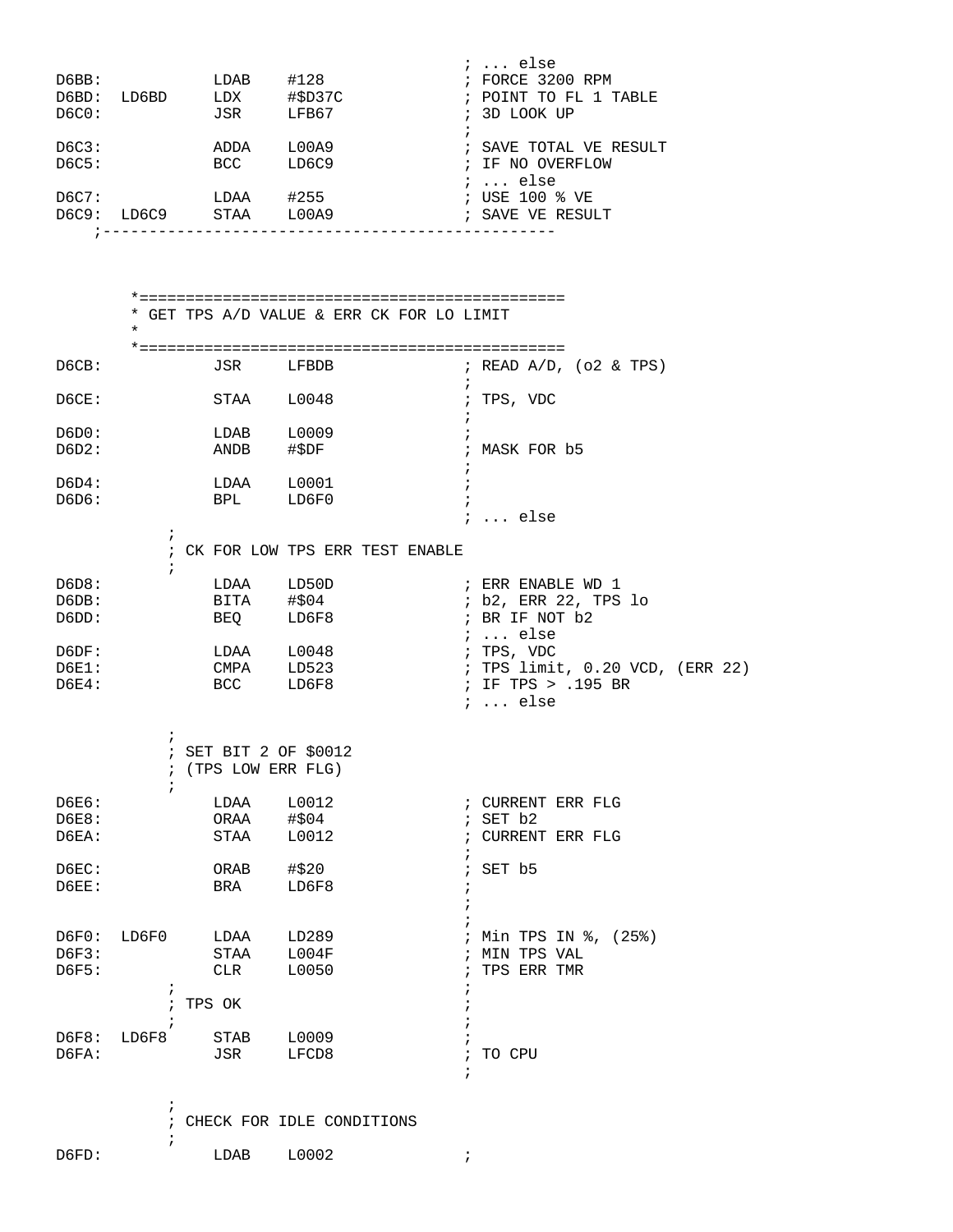```
                                                ; ... else
D6BB:           LDAB    #128                    ; FORCE 3200 RPM
D6BD:  LD6BD    LDX     #$D37C                  ; POINT TO FL 1 TABLE
D6C0:           JSR     LFB67                   ; 3D LOOK UP
                                                ;
D6C3:           ADDA    L00A9                   ; SAVE TOTAL VE RESULT
D6C5:           BCC     LD6C9                   ; IF NO OVERFLOW
                                                ; ... else
D6C7:           LDAA    #255                    ; USE 100 % VE
D6C9:  LD6C9    STAA    L00A9                   ; SAVE VE RESULT
    ;-------------------------------------------------



        *==============================================
        * GET TPS A/D VALUE & ERR CK FOR LO LIMIT
        *
        *==============================================
D6CB:           JSR     LFBDB                   ; READ A/D, (o2 & TPS)
                                                ;
D6CE:           STAA    L0048                   ; TPS, VDC
                                                ;
D6D0:           LDAB    L0009                   ;
D6D2:           ANDB    #$DF                    ; MASK FOR b5
                                                ;
D6D4:           LDAA    L0001                   ;
D6D6:           BPL     LD6F0                   ;
                                                ; ... else
            ;
            ; CK FOR LOW TPS ERR TEST ENABLE
            ;
D6D8:           LDAA    LD50D                   ; ERR ENABLE WD 1
D6DB:           BITA    #$04                    ; b2, ERR 22, TPS lo
D6DD:           BEQ     LD6F8                   ; BR IF NOT b2
                                                ; ... else
D6DF:           LDAA    L0048                   ; TPS, VDC
D6E1:           CMPA    LD523                   ; TPS limit, 0.20 VCD, (ERR 22)
D6E4:           BCC     LD6F8                   ; IF TPS > .195 BR
                                                ; ... else

            ;
            ; SET BIT 2 OF $0012
            ; (TPS LOW ERR FLG)
            ;
D6E6:           LDAA    L0012                   ; CURRENT ERR FLG
D6E8:           ORAA    #$04                    ; SET b2
D6EA:           STAA    L0012                   ; CURRENT ERR FLG
                                                ;
D6EC:           ORAB    #$20                    ; SET b5
D6EE:           BRA     LD6F8                   ;
                                                ;
                                                ;
D6F0:  LD6F0    LDAA    LD289                   ; Min TPS IN %, (25%)
D6F3:           STAA    L004F                   ; MIN TPS VAL
D6F5:           CLR     L0050                   ; TPS ERR TMR
            ;                                   ;
            ; TPS OK                            ;
            ;                                   ;
D6F8:  LD6F8    STAB    L0009                   ;
D6FA:           JSR     LFCD8                   ; TO CPU
                                                ;

            ;
            ; CHECK FOR IDLE CONDITIONS
            ;
D6FD:           LDAB    L0002                   ;
```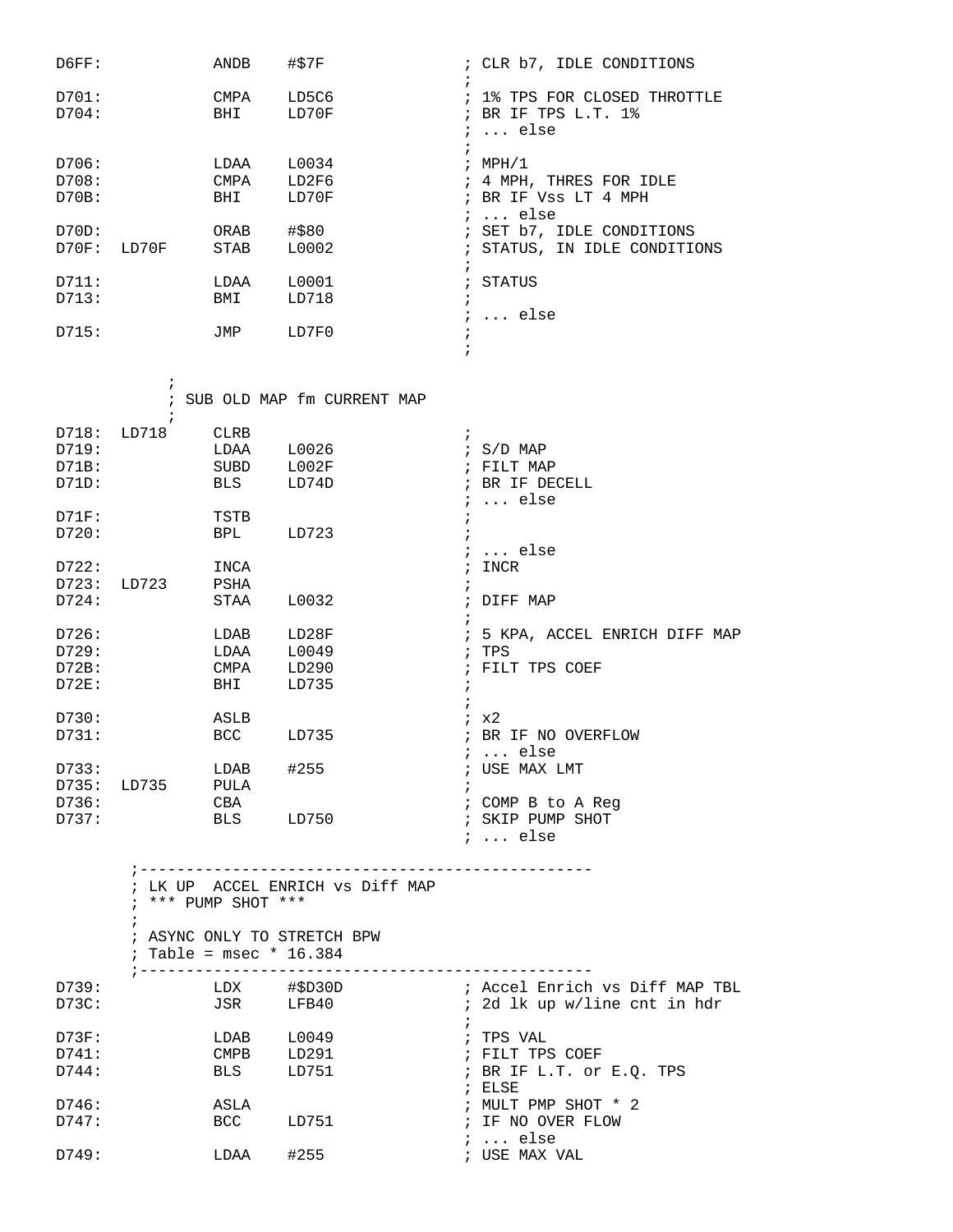```
D6FF:           ANDB    #$7F                ; CLR b7, IDLE CONDITIONS
                                            ;
D701:           CMPA    LD5C6               ; 1% TPS FOR CLOSED THROTTLE
D704:           BHI     LD70F               ; BR IF TPS L.T. 1%
                                            ; ... else
                                            ;
D706:           LDAA    L0034               ; MPH/1
D708:           CMPA    LD2F6               ; 4 MPH, THRES FOR IDLE
D70B:           BHI     LD70F               ; BR IF Vss LT 4 MPH
                                            ; ... else
D70D:           ORAB    #$80                ; SET b7, IDLE CONDITIONS
D70F:  LD70F    STAB    L0002               ; STATUS, IN IDLE CONDITIONS
                                            ;
D711:           LDAA    L0001               ; STATUS
D713:           BMI     LD718               ;
                                            ; ... else
D715:           JMP     LD7F0               ;
                                            ;


           ;
           ; SUB OLD MAP fm CURRENT MAP
           ;
D718:  LD718    CLRB                        ;
D719:           LDAA    L0026               ; S/D MAP
D71B:           SUBD    L002F               ; FILT MAP
D71D:           BLS     LD74D               ; BR IF DECELL
                                            ; ... else
D71F:           TSTB                        ;
D720:           BPL     LD723               ;
                                            ; ... else
D722:           INCA                        ; INCR
D723:  LD723    PSHA                        ;
D724:           STAA    L0032               ; DIFF MAP
                                            ;
D726:           LDAB    LD28F               ; 5 KPA, ACCEL ENRICH DIFF MAP
D729:           LDAA    L0049               ; TPS
D72B:           CMPA    LD290               ; FILT TPS COEF
D72E:           BHI     LD735               ;
                                            ;
D730:           ASLB                        ; x2
D731:           BCC     LD735               ; BR IF NO OVERFLOW
                                            ; ... else
D733:           LDAB    #255                ; USE MAX LMT
D735:  LD735    PULA                        ;
D736:           CBA                         ; COMP B to A Reg
D737:           BLS     LD750               ; SKIP PUMP SHOT
                                            ; ... else

        ;-------------------------------------------------
        ; LK UP  ACCEL ENRICH vs Diff MAP
        ; *** PUMP SHOT ***
        ;
        ; ASYNC ONLY TO STRETCH BPW
        ; Table = msec * 16.384
        ;-------------------------------------------------
D739:           LDX     #$D30D              ; Accel Enrich vs Diff MAP TBL
D73C:           JSR     LFB40               ; 2d lk up w/line cnt in hdr
                                            ;
D73F:           LDAB    L0049               ; TPS VAL
D741:           CMPB    LD291               ; FILT TPS COEF
D744:           BLS     LD751               ; BR IF L.T. or E.Q. TPS
                                            ; ELSE
D746:           ASLA                        ; MULT PMP SHOT * 2
D747:           BCC     LD751               ; IF NO OVER FLOW
                                            ; ... else
D749:           LDAA    #255                ; USE MAX VAL
```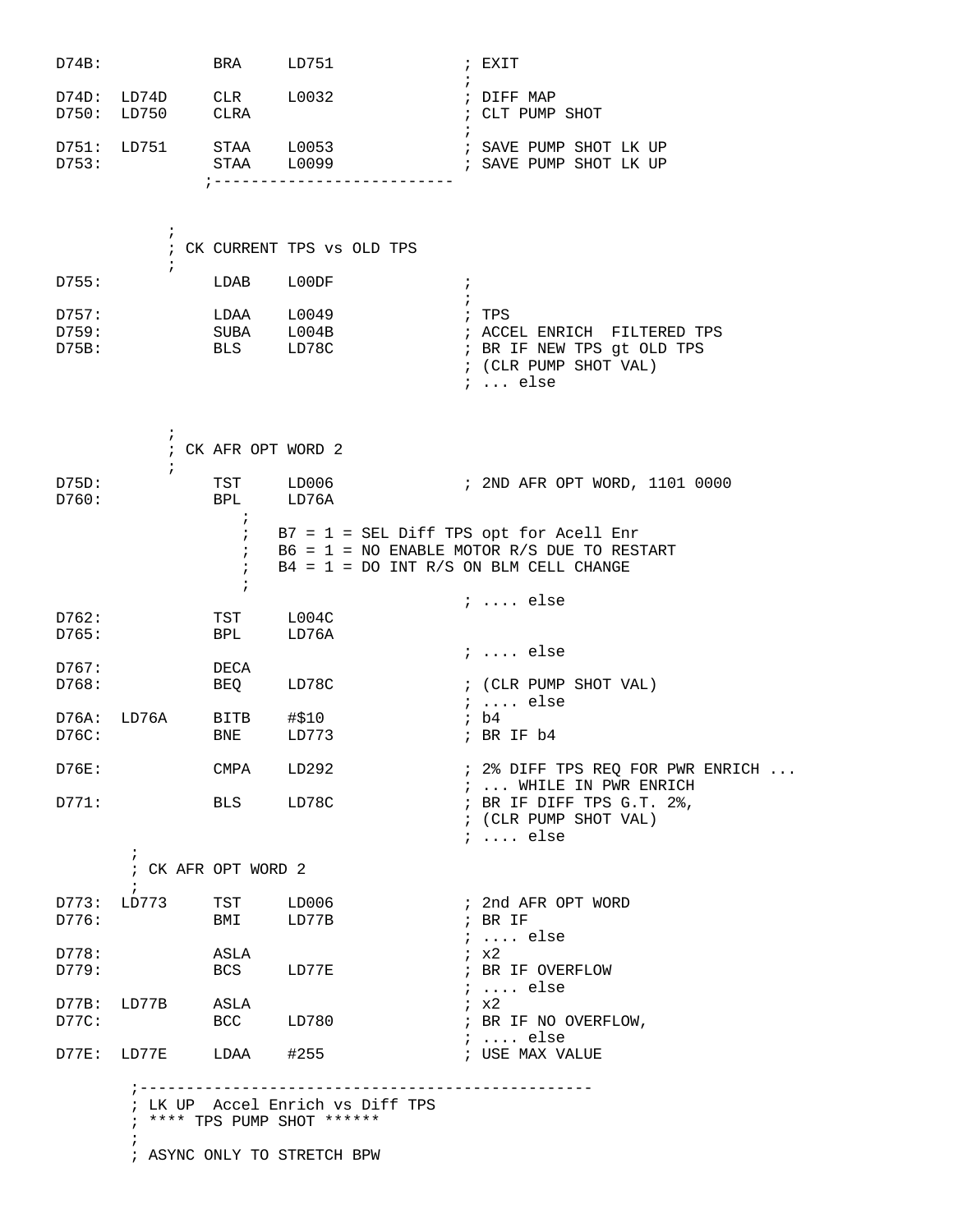```
D74B:           BRA     LD751               ; EXIT
                                            ;
D74D:  LD74D    CLR     L0032               ; DIFF MAP
D750:  LD750    CLRA                        ; CLT PUMP SHOT
                                            ;
D751:  LD751    STAA    L0053               ; SAVE PUMP SHOT LK UP
D753:           STAA    L0099               ; SAVE PUMP SHOT LK UP
               ;-------------------------


          ;
          ; CK CURRENT TPS vs OLD TPS
          ;
D755:           LDAB    L00DF               ;
                                            ;
D757:           LDAA    L0049               ; TPS
D759:           SUBA    L004B               ; ACCEL ENRICH  FILTERED TPS
D75B:           BLS     LD78C               ; BR IF NEW TPS gt OLD TPS
                                            ; (CLR PUMP SHOT VAL)
                                            ; ... else


          ;
          ; CK AFR OPT WORD 2
          ;
D75D:           TST     LD006               ; 2ND AFR OPT WORD, 1101 0000
D760:           BPL     LD76A
                  ;
                  ;   B7 = 1 = SEL Diff TPS opt for Acell Enr
                  ;   B6 = 1 = NO ENABLE MOTOR R/S DUE TO RESTART
                  ;   B4 = 1 = DO INT R/S ON BLM CELL CHANGE
                  ;
                                            ; .... else
D762:           TST     L004C
D765:           BPL     LD76A
                                            ; .... else
D767:           DECA
D768:           BEQ     LD78C               ; (CLR PUMP SHOT VAL)
                                            ; .... else
D76A:  LD76A    BITB    #$10                ; b4
D76C:           BNE     LD773               ; BR IF b4

D76E:           CMPA    LD292               ; 2% DIFF TPS REQ FOR PWR ENRICH ...
                                            ; ... WHILE IN PWR ENRICH
D771:           BLS     LD78C               ; BR IF DIFF TPS G.T. 2%,
                                            ; (CLR PUMP SHOT VAL)
                                            ; .... else
        ;
        ; CK AFR OPT WORD 2
        ;
D773:  LD773    TST     LD006               ; 2nd AFR OPT WORD
D776:           BMI     LD77B               ; BR IF
                                            ; .... else
D778:           ASLA                        ; x2
D779:           BCS     LD77E               ; BR IF OVERFLOW
                                            ; .... else
D77B:  LD77B    ASLA                        ; x2
D77C:           BCC     LD780               ; BR IF NO OVERFLOW,
                                            ; .... else
D77E:  LD77E    LDAA    #255                ; USE MAX VALUE

        ;-----------------------------------------------
        ; LK UP  Accel Enrich vs Diff TPS
        ; **** TPS PUMP SHOT ******
        ;
        ; ASYNC ONLY TO STRETCH BPW
```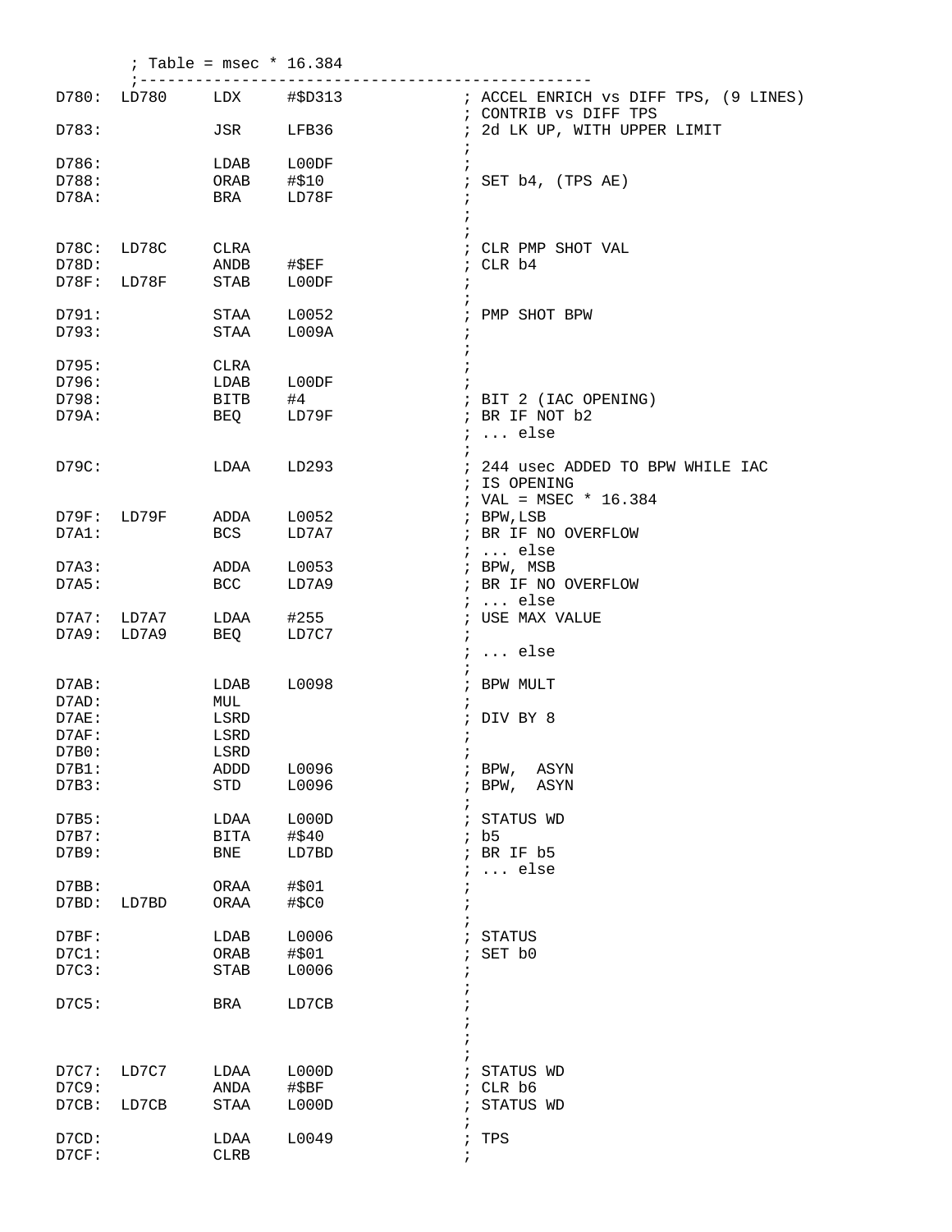```
        ; Table = msec * 16.384
        ;-------------------------------------------------
D780:  LD780     LDX     #$D313            ; ACCEL ENRICH vs DIFF TPS, (9 LINES)
                                           ; CONTRIB vs DIFF TPS
D783:            JSR     LFB36             ; 2d LK UP, WITH UPPER LIMIT
                                           ;
D786:            LDAB    L00DF             ;
D788:            ORAB    #$10              ; SET b4, (TPS AE)
D78A:            BRA     LD78F             ;
                                           ;
                                           ;
D78C:  LD78C     CLRA                      ; CLR PMP SHOT VAL
D78D:            ANDB    #$EF              ; CLR b4
D78F:  LD78F     STAB    L00DF             ;
                                           ;
D791:            STAA    L0052             ; PMP SHOT BPW
D793:            STAA    L009A             ;
                                           ;
D795:            CLRA                      ;
D796:            LDAB    L00DF             ;
D798:            BITB    #4                ; BIT 2 (IAC OPENING)
D79A:            BEQ     LD79F             ; BR IF NOT b2
                                           ; ... else
                                           ;
D79C:            LDAA    LD293             ; 244 usec ADDED TO BPW WHILE IAC
                                           ; IS OPENING
                                           ; VAL = MSEC * 16.384
D79F:  LD79F     ADDA    L0052             ; BPW,LSB
D7A1:            BCS     LD7A7             ; BR IF NO OVERFLOW
                                           ; ... else
D7A3:            ADDA    L0053             ; BPW, MSB
D7A5:            BCC     LD7A9             ; BR IF NO OVERFLOW
                                           ; ... else
D7A7:  LD7A7     LDAA    #255              ; USE MAX VALUE
D7A9:  LD7A9     BEQ     LD7C7             ;
                                           ; ... else
                                           ;
D7AB:            LDAB    L0098             ; BPW MULT
D7AD:            MUL                       ;
D7AE:            LSRD                      ; DIV BY 8
D7AF:            LSRD                      ;
D7B0:            LSRD                      ;
D7B1:            ADDD    L0096             ; BPW,  ASYN
D7B3:            STD     L0096             ; BPW,  ASYN
                                           ;
D7B5:            LDAA    L000D             ; STATUS WD
D7B7:            BITA    #$40              ; b5
D7B9:            BNE     LD7BD             ; BR IF b5
                                           ; ... else
D7BB:            ORAA    #$01              ;
D7BD:  LD7BD     ORAA    #$C0              ;
                                           ;
D7BF:            LDAB    L0006             ; STATUS
D7C1:            ORAB    #$01              ; SET b0
D7C3:            STAB    L0006             ;
                                           ;
D7C5:            BRA     LD7CB             ;
                                           ;
                                           ;
                                           ;
D7C7:  LD7C7     LDAA    L000D             ; STATUS WD
D7C9:            ANDA    #$BF              ; CLR b6
D7CB:  LD7CB     STAA    L000D             ; STATUS WD
                                           ;
D7CD:            LDAA    L0049             ; TPS
D7CF:            CLRB                      ;
```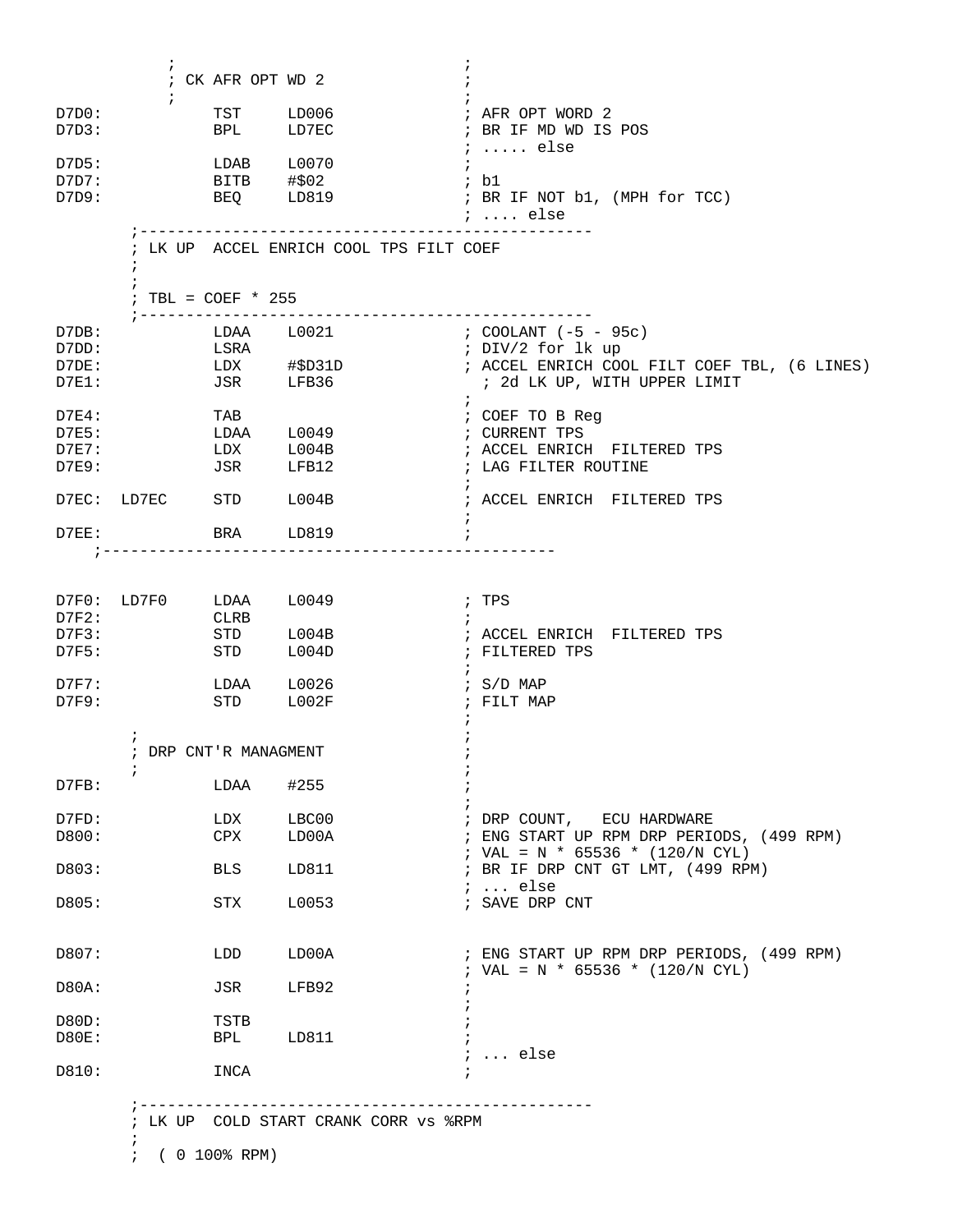```
          ;                               ;
          ; CK AFR OPT WD 2               ;
          ;                               ;
D7D0:           TST     LD006             ; AFR OPT WORD 2
D7D3:           BPL     LD7EC             ; BR IF MD WD IS POS
                                          ; ..... else
D7D5:           LDAB    L0070             ;
D7D7:           BITB    #$02              ; b1
D7D9:           BEQ     LD819             ; BR IF NOT b1, (MPH for TCC)
                                          ; .... else
        ;-----------------------------------------------
        ; LK UP  ACCEL ENRICH COOL TPS FILT COEF
        ;
        ;
        ; TBL = COEF * 255
        ;-----------------------------------------------
D7DB:           LDAA    L0021             ; COOLANT (-5 - 95c)
D7DD:           LSRA                      ; DIV/2 for lk up
D7DE:           LDX     #$D31D            ; ACCEL ENRICH COOL FILT COEF TBL, (6 LINES)
D7E1:           JSR     LFB36               ; 2d LK UP, WITH UPPER LIMIT
                                          ;
D7E4:           TAB                       ; COEF TO B Reg
D7E5:           LDAA    L0049             ; CURRENT TPS
D7E7:           LDX     L004B             ; ACCEL ENRICH  FILTERED TPS
D7E9:           JSR     LFB12             ; LAG FILTER ROUTINE
                                          ;
D7EC:  LD7EC    STD     L004B             ; ACCEL ENRICH  FILTERED TPS
                                          ;
D7EE:           BRA     LD819             ;
    ;-----------------------------------------------


D7F0:  LD7F0    LDAA    L0049             ; TPS
D7F2:           CLRB                      ;
D7F3:           STD     L004B             ; ACCEL ENRICH  FILTERED TPS
D7F5:           STD     L004D             ; FILTERED TPS
                                          ;
D7F7:           LDAA    L0026             ; S/D MAP
D7F9:           STD     L002F             ; FILT MAP
                                          ;
        ;                                 ;
        ; DRP CNT'R MANAGMENT             ;
        ;                                 ;
D7FB:           LDAA    #255              ;
                                          ;
D7FD:           LDX     LBC00             ; DRP COUNT,   ECU HARDWARE
D800:           CPX     LD00A             ; ENG START UP RPM DRP PERIODS, (499 RPM)
                                          ; VAL = N * 65536 * (120/N CYL)
D803:           BLS     LD811             ; BR IF DRP CNT GT LMT, (499 RPM)
                                          ; ... else
D805:           STX     L0053             ; SAVE DRP CNT


D807:           LDD     LD00A             ; ENG START UP RPM DRP PERIODS, (499 RPM)
                                          ; VAL = N * 65536 * (120/N CYL)
D80A:           JSR     LFB92             ;
                                          ;
D80D:           TSTB                      ;
D80E:           BPL     LD811             ;
                                          ; ... else
D810:           INCA                      ;

        ;-----------------------------------------------
        ; LK UP  COLD START CRANK CORR vs %RPM
        ;
        ;  ( 0 100% RPM)
```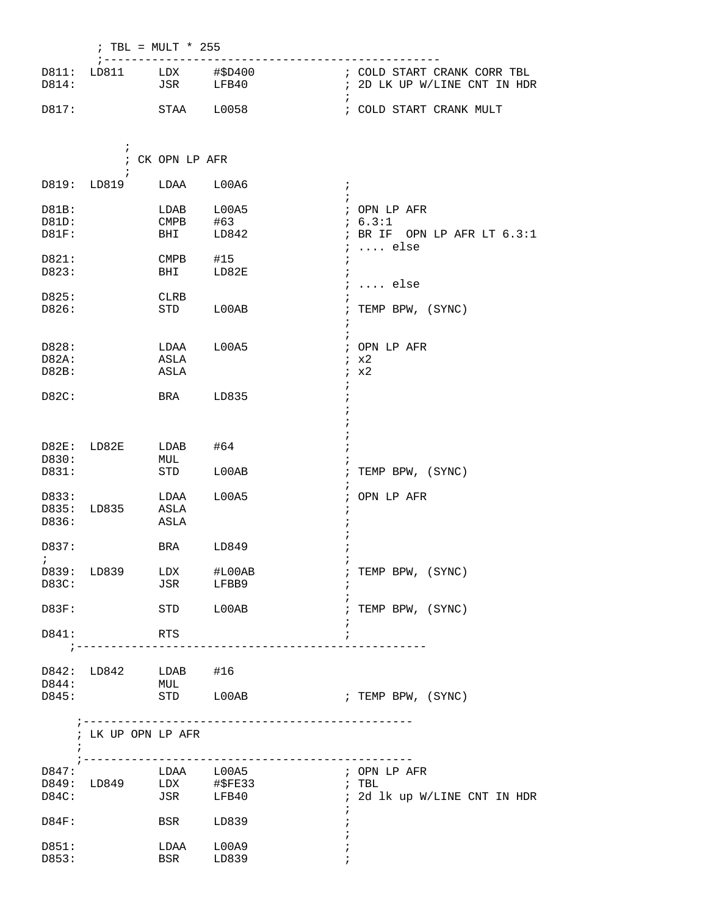```
        ; TBL = MULT * 255
        ;------------------------------------------------
D811:  LD811     LDX     #$D400            ; COLD START CRANK CORR TBL
D814:            JSR     LFB40             ; 2D LK UP W/LINE CNT IN HDR
                                           ;
D817:            STAA    L0058             ; COLD START CRANK MULT


            ;
            ; CK OPN LP AFR
            ;
D819:  LD819     LDAA    L00A6             ;
                                           ;
D81B:            LDAB    L00A5             ; OPN LP AFR
D81D:            CMPB    #63               ; 6.3:1
D81F:            BHI     LD842             ; BR IF  OPN LP AFR LT 6.3:1
                                           ; .... else
D821:            CMPB    #15               ;
D823:            BHI     LD82E             ;
                                           ; .... else
D825:            CLRB                      ;
D826:            STD     L00AB             ; TEMP BPW, (SYNC)
                                           ;
                                           ;
D828:            LDAA    L00A5             ; OPN LP AFR
D82A:            ASLA                      ; x2
D82B:            ASLA                      ; x2
                                           ;
D82C:            BRA     LD835             ;
                                           ;
                                           ;
                                           ;
D82E:  LD82E     LDAB    #64               ;
D830:            MUL                       ;
D831:            STD     L00AB             ; TEMP BPW, (SYNC)
                                           ;
D833:            LDAA    L00A5             ; OPN LP AFR
D835:  LD835     ASLA                      ;
D836:            ASLA                      ;
                                           ;
D837:            BRA     LD849             ;
 ;                                         ;
D839:  LD839     LDX     #L00AB            ; TEMP BPW, (SYNC)
D83C:            JSR     LFBB9             ;
                                           ;
D83F:            STD     L00AB             ; TEMP BPW, (SYNC)
                                           ;
D841:            RTS                       ;
    ;--------------------------------------------------

D842:  LD842     LDAB    #16
D844:            MUL
D845:            STD     L00AB             ; TEMP BPW, (SYNC)

     ;------------------------------------------------
     ; LK UP OPN LP AFR
     ;
     ;------------------------------------------------
D847:            LDAA    L00A5             ; OPN LP AFR
D849:  LD849     LDX     #$FE33            ; TBL
D84C:            JSR     LFB40             ; 2d lk up W/LINE CNT IN HDR
                                           ;
D84F:            BSR     LD839             ;
                                           ;
D851:            LDAA    L00A9             ;
D853:            BSR     LD839             ;
```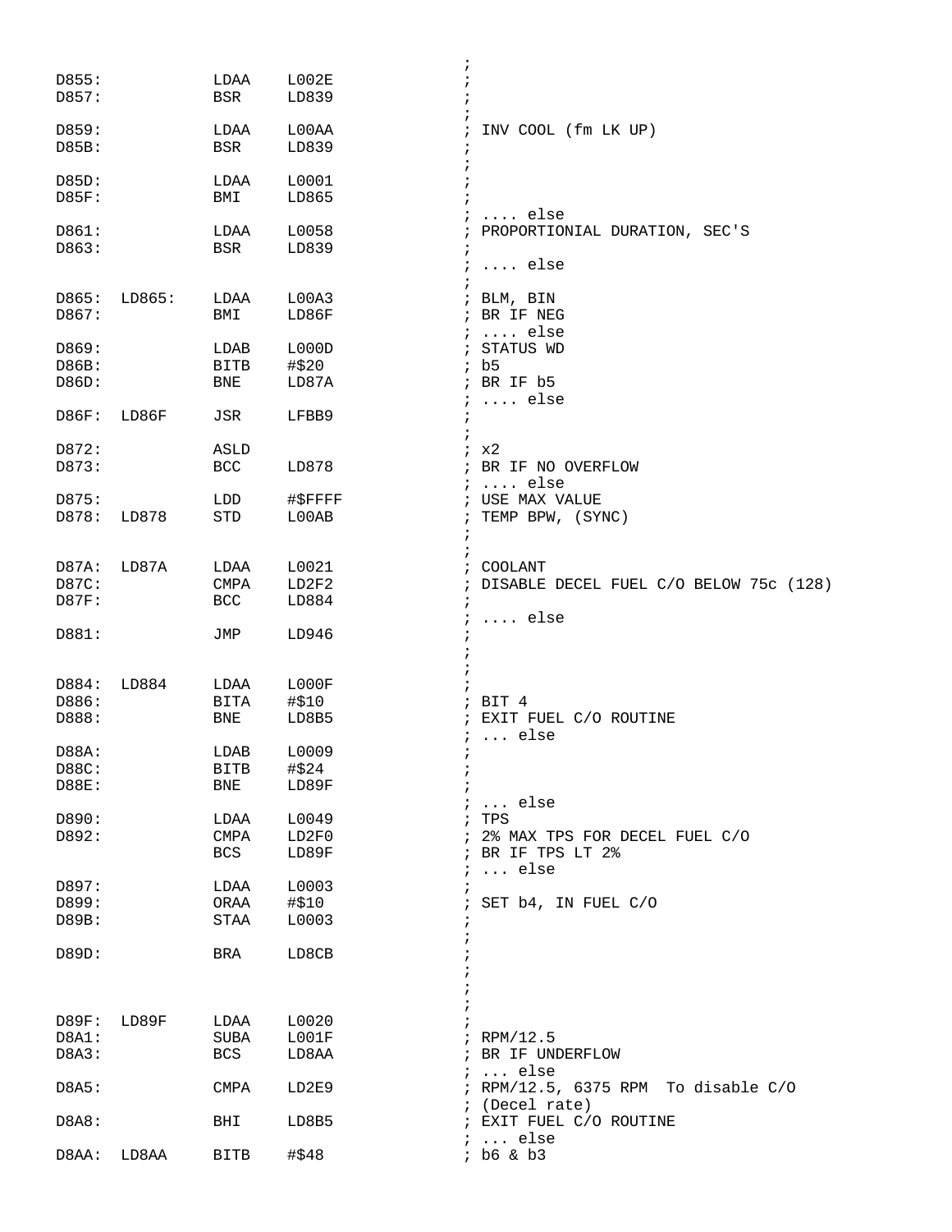```
                                                ;
D855:           LDAA    L002E                   ;
D857:           BSR     LD839                   ;
                                                ;
D859:           LDAA    L00AA                   ; INV COOL (fm LK UP)
D85B:           BSR     LD839                   ;
                                                ;
D85D:           LDAA    L0001                   ;
D85F:           BMI     LD865                   ;
                                                ; .... else
D861:           LDAA    L0058                   ; PROPORTIONIAL DURATION, SEC'S
D863:           BSR     LD839                   ;
                                                ; .... else
                                                ;
D865:  LD865:   LDAA    L00A3                   ; BLM, BIN
D867:           BMI     LD86F                   ; BR IF NEG
                                                ; .... else
D869:           LDAB    L000D                   ; STATUS WD
D86B:           BITB    #$20                    ; b5
D86D:           BNE     LD87A                   ; BR IF b5
                                                ; .... else
D86F:  LD86F    JSR     LFBB9                   ;
                                                ;
D872:           ASLD                            ; x2
D873:           BCC     LD878                   ; BR IF NO OVERFLOW
                                                ; .... else
D875:           LDD     #$FFFF                  ; USE MAX VALUE
D878:  LD878    STD     L00AB                   ; TEMP BPW, (SYNC)
                                                ;
                                                ;
D87A:  LD87A    LDAA    L0021                   ; COOLANT
D87C:           CMPA    LD2F2                   ; DISABLE DECEL FUEL C/O BELOW 75c (128)
D87F:           BCC     LD884                   ;
                                                ; .... else
D881:           JMP     LD946                   ;
                                                ;
                                                ;
D884:  LD884    LDAA    L000F                   ;
D886:           BITA    #$10                    ; BIT 4
D888:           BNE     LD8B5                   ; EXIT FUEL C/O ROUTINE
                                                ; ... else
D88A:           LDAB    L0009                   ;
D88C:           BITB    #$24                    ;
D88E:           BNE     LD89F                   ;
                                                ; ... else
D890:           LDAA    L0049                   ; TPS
D892:           CMPA    LD2F0                   ; 2% MAX TPS FOR DECEL FUEL C/O
                BCS     LD89F                   ; BR IF TPS LT 2%
                                                ; ... else
D897:           LDAA    L0003                   ;
D899:           ORAA    #$10                    ; SET b4, IN FUEL C/O
D89B:           STAA    L0003                   ;
                                                ;
D89D:           BRA     LD8CB                   ;
                                                ;
                                                ;
                                                ;
D89F:  LD89F    LDAA    L0020                   ;
D8A1:           SUBA    L001F                   ; RPM/12.5
D8A3:           BCS     LD8AA                   ; BR IF UNDERFLOW
                                                ; ... else
D8A5:           CMPA    LD2E9                   ; RPM/12.5, 6375 RPM  To disable C/O
                                                ; (Decel rate)
D8A8:           BHI     LD8B5                   ; EXIT FUEL C/O ROUTINE
                                                ; ... else
D8AA:  LD8AA    BITB    #$48                    ; b6 & b3
```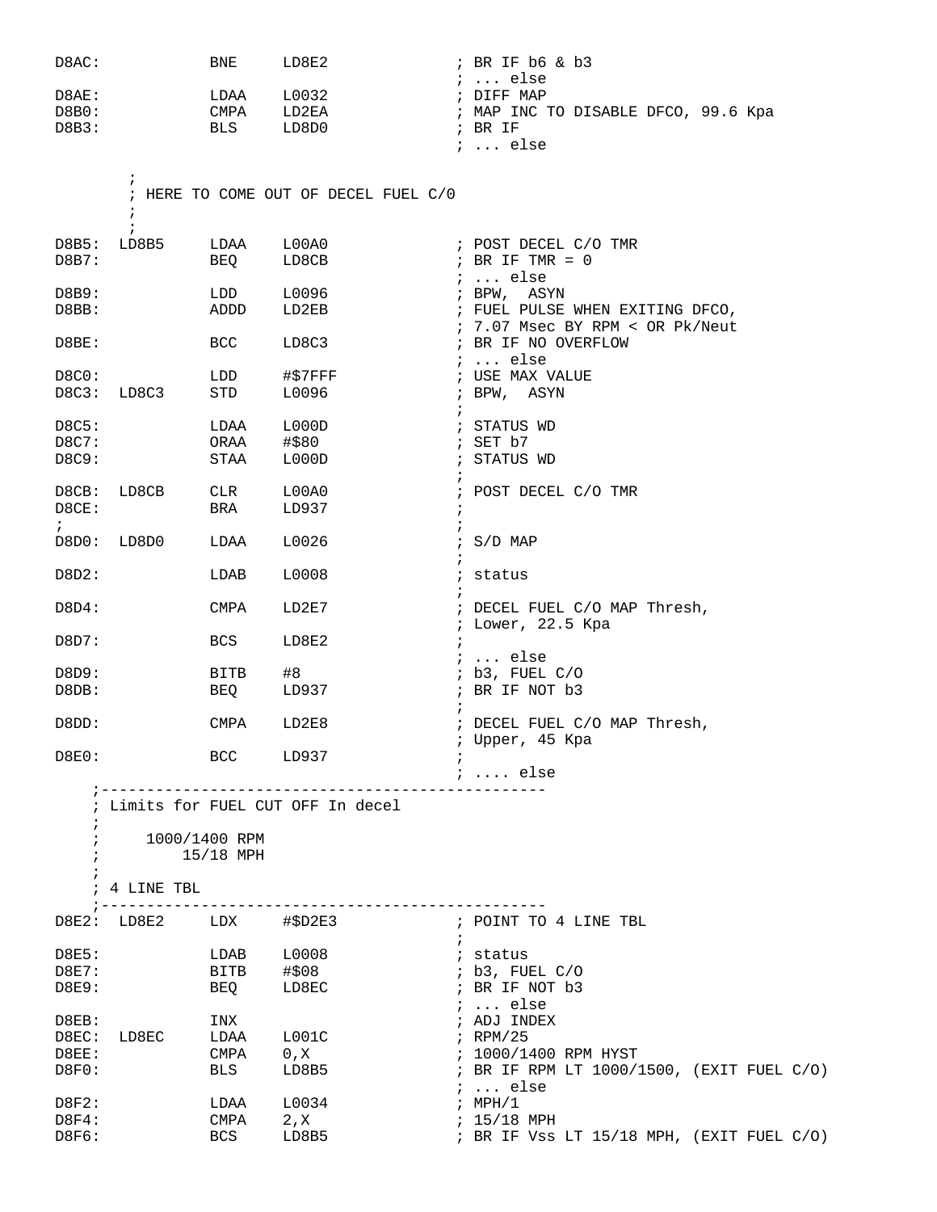```
D8AC:             BNE     LD8E2              ; BR IF b6 & b3
                                             ; ... else
D8AE:             LDAA    L0032              ; DIFF MAP
D8B0:             CMPA    LD2EA              ; MAP INC TO DISABLE DFCO, 99.6 Kpa
D8B3:             BLS     LD8D0              ; BR IF
                                             ; ... else

        ;
        ; HERE TO COME OUT OF DECEL FUEL C/0
        ;
        ;
D8B5:  LD8B5      LDAA    L00A0              ; POST DECEL C/O TMR
D8B7:             BEQ     LD8CB              ; BR IF TMR = 0
                                             ; ... else
D8B9:             LDD     L0096              ; BPW,  ASYN
D8BB:             ADDD    LD2EB              ; FUEL PULSE WHEN EXITING DFCO,
                                             ; 7.07 Msec BY RPM < OR Pk/Neut
D8BE:             BCC     LD8C3              ; BR IF NO OVERFLOW
                                             ; ... else
D8C0:             LDD     #$7FFF             ; USE MAX VALUE
D8C3:  LD8C3      STD     L0096              ; BPW,  ASYN
                                             ;
D8C5:             LDAA    L000D              ; STATUS WD
D8C7:             ORAA    #$80               ; SET b7
D8C9:             STAA    L000D              ; STATUS WD
                                             ;
D8CB:  LD8CB      CLR     L00A0              ; POST DECEL C/O TMR
D8CE:             BRA     LD937              ;
 ;                                           ;
D8D0:  LD8D0      LDAA    L0026              ; S/D MAP
                                             ;
D8D2:             LDAB    L0008              ; status
                                             ;
D8D4:             CMPA    LD2E7              ; DECEL FUEL C/O MAP Thresh,
                                             ; Lower, 22.5 Kpa
D8D7:             BCS     LD8E2              ;
                                             ; ... else
D8D9:             BITB    #8                 ; b3, FUEL C/O
D8DB:             BEQ     LD937              ; BR IF NOT b3
                                             ;
D8DD:             CMPA    LD2E8              ; DECEL FUEL C/O MAP Thresh,
                                             ; Upper, 45 Kpa
D8E0:             BCC     LD937              ;
                                             ; .... else
    ;------------------------------------------------
    ; Limits for FUEL CUT OFF In decel
    ;
    ;     1000/1400 RPM
    ;         15/18 MPH
    ;
    ; 4 LINE TBL
    ;------------------------------------------------
D8E2:  LD8E2      LDX     #$D2E3             ; POINT TO 4 LINE TBL
                                             ;
D8E5:             LDAB    L0008              ; status
D8E7:             BITB    #$08               ; b3, FUEL C/O
D8E9:             BEQ     LD8EC              ; BR IF NOT b3
                                             ; ... else
D8EB:             INX                        ; ADJ INDEX
D8EC:  LD8EC      LDAA    L001C              ; RPM/25
D8EE:             CMPA    0,X                ; 1000/1400 RPM HYST
D8F0:             BLS     LD8B5              ; BR IF RPM LT 1000/1500, (EXIT FUEL C/O)
                                             ; ... else
D8F2:             LDAA    L0034              ; MPH/1
D8F4:             CMPA    2,X                ; 15/18 MPH
D8F6:             BCS     LD8B5              ; BR IF Vss LT 15/18 MPH, (EXIT FUEL C/O)
```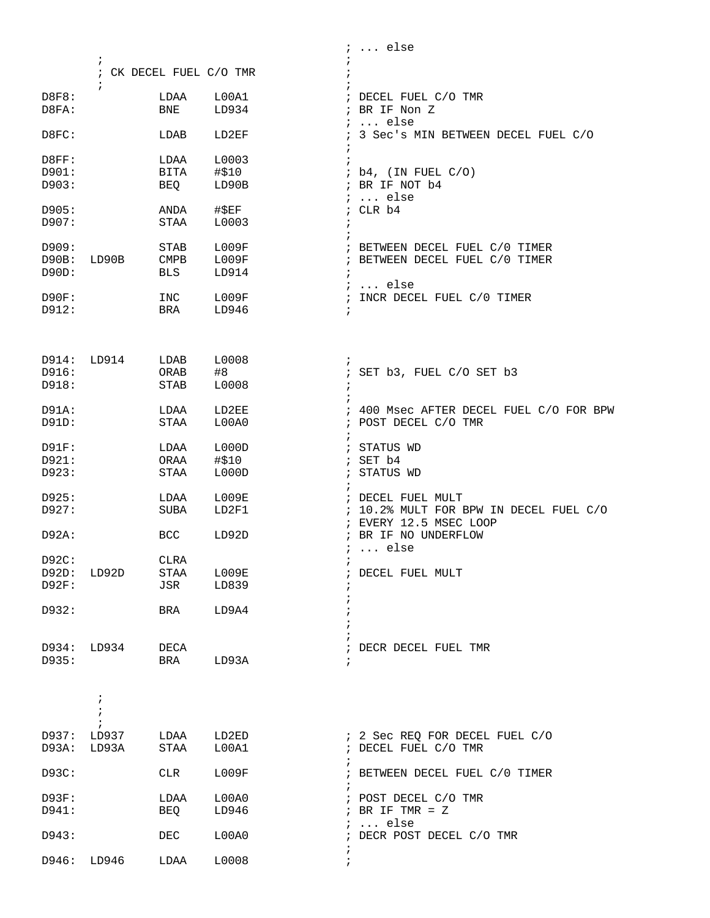```
                                                ; ... else
        ;                                       ;
        ; CK DECEL FUEL C/O TMR                 ;
        ;                                       ;
D8F8:           LDAA    L00A1                   ; DECEL FUEL C/O TMR
D8FA:           BNE     LD934                   ; BR IF Non Z
                                                ; ... else
D8FC:           LDAB    LD2EF                   ; 3 Sec's MIN BETWEEN DECEL FUEL C/O
                                                ;
D8FF:           LDAA    L0003                   ;
D901:           BITA    #$10                    ; b4, (IN FUEL C/O)
D903:           BEQ     LD90B                   ; BR IF NOT b4
                                                ; ... else
D905:           ANDA    #$EF                    ; CLR b4
D907:           STAA    L0003                   ;
                                                ;
D909:           STAB    L009F                   ; BETWEEN DECEL FUEL C/0 TIMER
D90B:  LD90B    CMPB    L009F                   ; BETWEEN DECEL FUEL C/0 TIMER
D90D:           BLS     LD914                   ;
                                                ; ... else
D90F:           INC     L009F                   ; INCR DECEL FUEL C/0 TIMER
D912:           BRA     LD946                   ;



D914:  LD914    LDAB    L0008                   ;
D916:           ORAB    #8                      ; SET b3, FUEL C/O SET b3
D918:           STAB    L0008                   ;
                                                ;
D91A:           LDAA    LD2EE                   ; 400 Msec AFTER DECEL FUEL C/O FOR BPW
D91D:           STAA    L00A0                   ; POST DECEL C/O TMR
                                                ;
D91F:           LDAA    L000D                   ; STATUS WD
D921:           ORAA    #$10                    ; SET b4
D923:           STAA    L000D                   ; STATUS WD
                                                ;
D925:           LDAA    L009E                   ; DECEL FUEL MULT
D927:           SUBA    LD2F1                   ; 10.2% MULT FOR BPW IN DECEL FUEL C/O
                                                ; EVERY 12.5 MSEC LOOP
D92A:           BCC     LD92D                   ; BR IF NO UNDERFLOW
                                                ; ... else
D92C:           CLRA                            ;
D92D:  LD92D    STAA    L009E                   ; DECEL FUEL MULT
D92F:           JSR     LD839                   ;
                                                ;
D932:           BRA     LD9A4                   ;
                                                ;
                                                ;
D934:  LD934    DECA                            ; DECR DECEL FUEL TMR
D935:           BRA     LD93A                   ;


        ;
        ;
        ;
D937:  LD937    LDAA    LD2ED                   ; 2 Sec REQ FOR DECEL FUEL C/O
D93A:  LD93A    STAA    L00A1                   ; DECEL FUEL C/O TMR
                                                ;
D93C:           CLR     L009F                   ; BETWEEN DECEL FUEL C/0 TIMER
                                                ;
D93F:           LDAA    L00A0                   ; POST DECEL C/O TMR
D941:           BEQ     LD946                   ; BR IF TMR = Z
                                                ; ... else
D943:           DEC     L00A0                   ; DECR POST DECEL C/O TMR
                                                ;
D946:  LD946    LDAA    L0008                   ;
```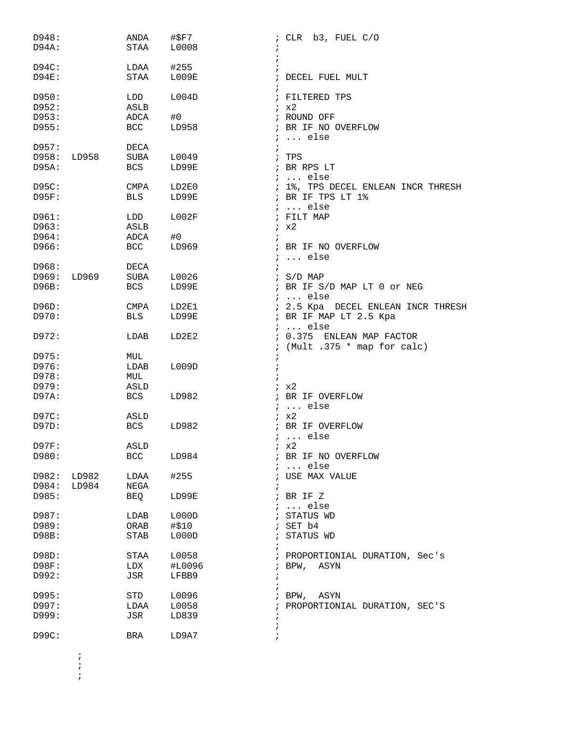```
D948:            ANDA    #$F7             ; CLR  b3, FUEL C/O
D94A:            STAA    L0008            ;
                                          ;
D94C:            LDAA    #255             ;
D94E:            STAA    L009E            ; DECEL FUEL MULT
                                          ;
D950:            LDD     L004D            ; FILTERED TPS
D952:            ASLB                     ; x2
D953:            ADCA    #0               ; ROUND OFF
D955:            BCC     LD958            ; BR IF NO OVERFLOW
                                          ; ... else
D957:            DECA                     ;
D958:  LD958     SUBA    L0049            ; TPS
D95A:            BCS     LD99E            ; BR RPS LT
                                          ; ... else
D95C:            CMPA    LD2E0            ; 1%, TPS DECEL ENLEAN INCR THRESH
D95F:            BLS     LD99E            ; BR IF TPS LT 1%
                                          ; ... else
D961:            LDD     L002F            ; FILT MAP
D963:            ASLB                     ; x2
D964:            ADCA    #0               ;
D966:            BCC     LD969            ; BR IF NO OVERFLOW
                                          ; ... else
D968:            DECA                     ;
D969:  LD969     SUBA    L0026            ; S/D MAP
D96B:            BCS     LD99E            ; BR IF S/D MAP LT 0 or NEG
                                          ; ... else
D96D:            CMPA    LD2E1            ; 2.5 Kpa  DECEL ENLEAN INCR THRESH
D970:            BLS     LD99E            ; BR IF MAP LT 2.5 Kpa
                                          ; ... else
D972:            LDAB    LD2E2            ; 0.375  ENLEAN MAP FACTOR
                                          ; (Mult .375 * map for calc)
D975:            MUL                      ;
D976:            LDAB    L009D            ;
D978:            MUL                      ;
D979:            ASLD                     ; x2
D97A:            BCS     LD982            ; BR IF OVERFLOW
                                          ; ... else
D97C:            ASLD                     ; x2
D97D:            BCS     LD982            ; BR IF OVERFLOW
                                          ; ... else
D97F:            ASLD                     ; x2
D980:            BCC     LD984            ; BR IF NO OVERFLOW
                                          ; ... else
D982:  LD982     LDAA    #255             ; USE MAX VALUE
D984:  LD984     NEGA                     ;
D985:            BEQ     LD99E            ; BR IF Z
                                          ; ... else
D987:            LDAB    L000D            ; STATUS WD
D989:            ORAB    #$10             ; SET b4
D98B:            STAB    L000D            ; STATUS WD
                                          ;
D98D:            STAA    L0058            ; PROPORTIONIAL DURATION, Sec's
D98F:            LDX     #L0096           ; BPW,  ASYN
D992:            JSR     LFBB9            ;
                                          ;
D995:            STD     L0096            ; BPW,  ASYN
D997:            LDAA    L0058            ; PROPORTIONIAL DURATION, SEC'S
D999:            JSR     LD839            ;
                                          ;
D99C:            BRA     LD9A7            ;

       ;
       ;
       ;
```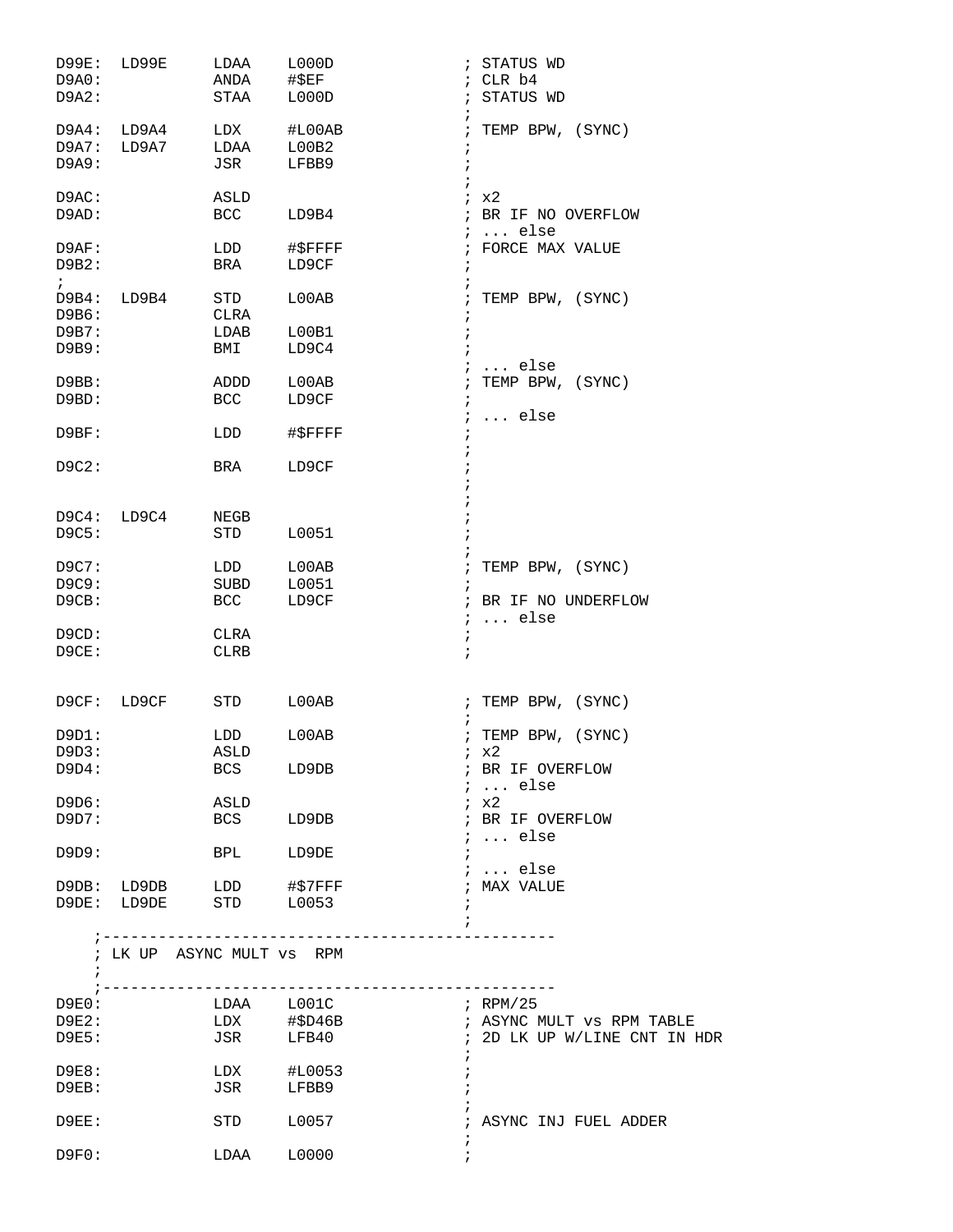```
D99E:  LD99E     LDAA    L000D              ; STATUS WD
D9A0:            ANDA    #$EF               ; CLR b4
D9A2:            STAA    L000D              ; STATUS WD
                                            ;
D9A4:  LD9A4     LDX     #L00AB             ; TEMP BPW, (SYNC)
D9A7:  LD9A7     LDAA    L00B2              ;
D9A9:            JSR     LFBB9              ;
                                            ;
D9AC:            ASLD                       ; x2
D9AD:            BCC     LD9B4              ; BR IF NO OVERFLOW
                                            ; ... else
D9AF:            LDD     #$FFFF             ; FORCE MAX VALUE
D9B2:            BRA     LD9CF              ;
 ;                                          ;
D9B4:  LD9B4     STD     L00AB              ; TEMP BPW, (SYNC)
D9B6:            CLRA                       ;
D9B7:            LDAB    L00B1              ;
D9B9:            BMI     LD9C4              ;
                                            ; ... else
D9BB:            ADDD    L00AB              ; TEMP BPW, (SYNC)
D9BD:            BCC     LD9CF              ;
                                            ; ... else
D9BF:            LDD     #$FFFF             ;
                                            ;
D9C2:            BRA     LD9CF              ;
                                            ;
                                            ;
D9C4:  LD9C4     NEGB                       ;
D9C5:            STD     L0051              ;
                                            ;
D9C7:            LDD     L00AB              ; TEMP BPW, (SYNC)
D9C9:            SUBD    L0051              ;
D9CB:            BCC     LD9CF              ; BR IF NO UNDERFLOW
                                            ; ... else
D9CD:            CLRA                       ;
D9CE:            CLRB                       ;


D9CF:  LD9CF     STD     L00AB              ; TEMP BPW, (SYNC)
                                            ;
D9D1:            LDD     L00AB              ; TEMP BPW, (SYNC)
D9D3:            ASLD                       ; x2
D9D4:            BCS     LD9DB              ; BR IF OVERFLOW
                                            ; ... else
D9D6:            ASLD                       ; x2
D9D7:            BCS     LD9DB              ; BR IF OVERFLOW
                                            ; ... else
D9D9:            BPL     LD9DE              ;
                                            ; ... else
D9DB:  LD9DB     LDD     #$7FFF             ; MAX VALUE
D9DE:  LD9DE     STD     L0053              ;
                                            ;
    ;------------------------------------------------
    ; LK UP  ASYNC MULT vs  RPM
    ;
    ;------------------------------------------------
D9E0:            LDAA    L001C              ; RPM/25
D9E2:            LDX     #$D46B             ; ASYNC MULT vs RPM TABLE
D9E5:            JSR     LFB40              ; 2D LK UP W/LINE CNT IN HDR
                                            ;
D9E8:            LDX     #L0053             ;
D9EB:            JSR     LFBB9              ;
                                            ;
D9EE:            STD     L0057              ; ASYNC INJ FUEL ADDER
                                            ;
D9F0:            LDAA    L0000              ;
```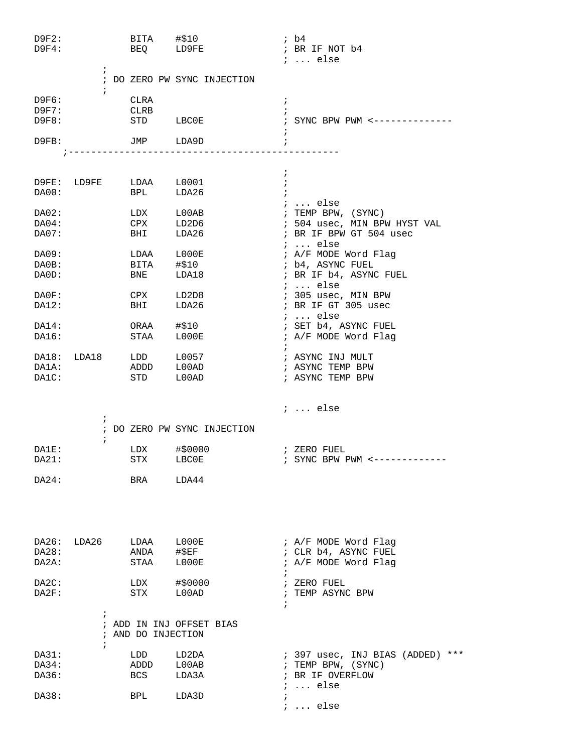```
D9F2:            BITA    #$10               ; b4
D9F4:            BEQ     LD9FE              ; BR IF NOT b4
                                            ; ... else
           ;
           ; DO ZERO PW SYNC INJECTION
           ;
D9F6:            CLRA                       ;
D9F7:            CLRB                       ;
D9F8:            STD     LBC0E              ; SYNC BPW PWM <--------------
                                            ;
D9FB:            JMP     LDA9D              ;
     ;-------------------------------------------------

                                            ;
D9FE:  LD9FE     LDAA    L0001              ;
DA00:            BPL     LDA26              ;
                                            ; ... else
DA02:            LDX     L00AB              ; TEMP BPW, (SYNC)
DA04:            CPX     LD2D6              ; 504 usec, MIN BPW HYST VAL
DA07:            BHI     LDA26              ; BR IF BPW GT 504 usec
                                            ; ... else
DA09:            LDAA    L000E              ; A/F MODE Word Flag
DA0B:            BITA    #$10               ; b4, ASYNC FUEL
DA0D:            BNE     LDA18              ; BR IF b4, ASYNC FUEL
                                            ; ... else
DA0F:            CPX     LD2D8              ; 305 usec, MIN BPW
DA12:            BHI     LDA26              ; BR IF GT 305 usec
                                            ; ... else
DA14:            ORAA    #$10               ; SET b4, ASYNC FUEL
DA16:            STAA    L000E              ; A/F MODE Word Flag
                                            ;
DA18:  LDA18     LDD     L0057              ; ASYNC INJ MULT
DA1A:            ADDD    L00AD              ; ASYNC TEMP BPW
DA1C:            STD     L00AD              ; ASYNC TEMP BPW


                                            ; ... else
           ;
           ; DO ZERO PW SYNC INJECTION
           ;
DA1E:            LDX     #$0000             ; ZERO FUEL
DA21:            STX     LBC0E              ; SYNC BPW PWM <-------------

DA24:            BRA     LDA44




DA26:  LDA26     LDAA    L000E              ; A/F MODE Word Flag
DA28:            ANDA    #$EF               ; CLR b4, ASYNC FUEL
DA2A:            STAA    L000E              ; A/F MODE Word Flag
                                            ;
DA2C:            LDX     #$0000             ; ZERO FUEL
DA2F:            STX     L00AD              ; TEMP ASYNC BPW
                                            ;
           ;
           ; ADD IN INJ OFFSET BIAS
           ; AND DO INJECTION
           ;
DA31:            LDD     LD2DA              ; 397 usec, INJ BIAS (ADDED) ***
DA34:            ADDD    L00AB              ; TEMP BPW, (SYNC)
DA36:            BCS     LDA3A              ; BR IF OVERFLOW
                                            ; ... else
DA38:            BPL     LDA3D              ;
                                            ; ... else
```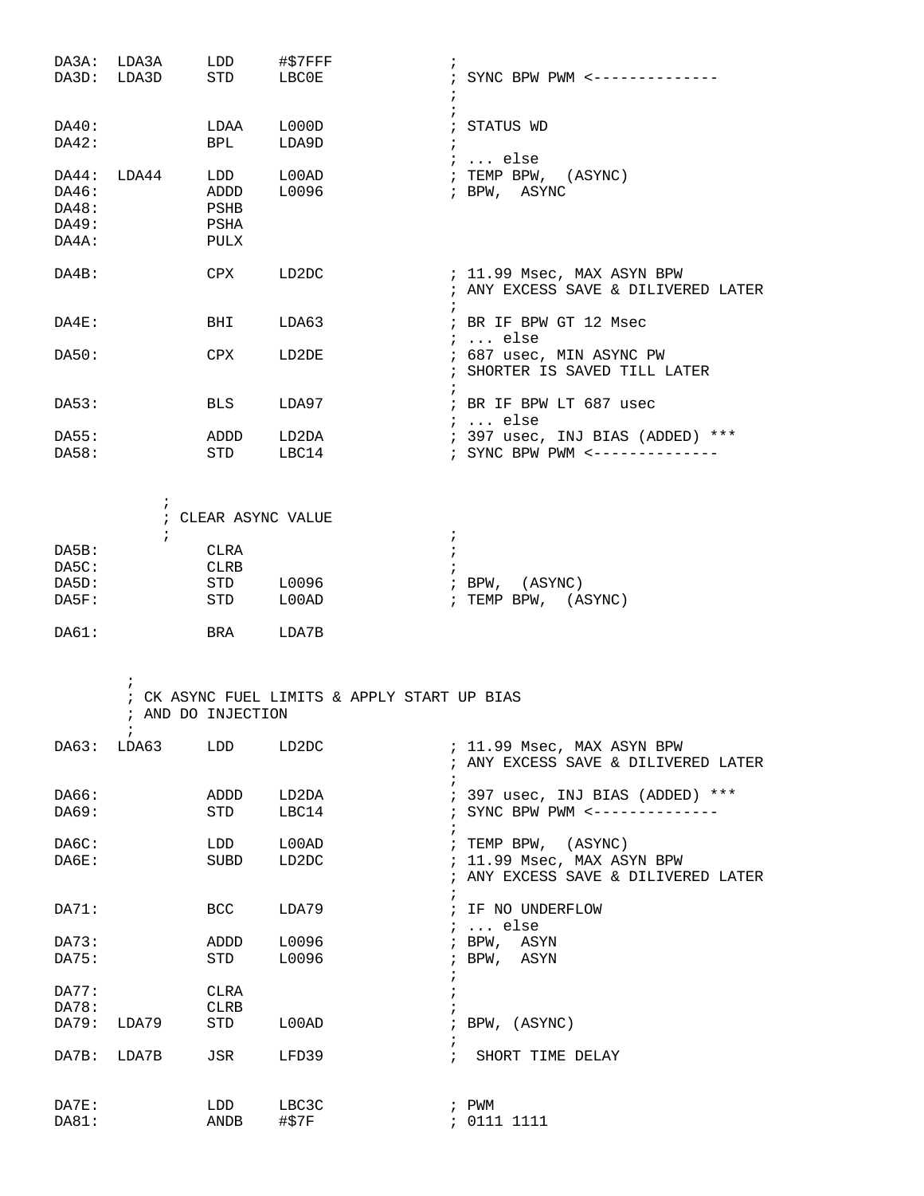```
DA3A:  LDA3A     LDD     #$7FFF             ;
DA3D:  LDA3D     STD     LBC0E              ; SYNC BPW PWM <--------------
                                            ;
                                            ;
DA40:            LDAA    L000D              ; STATUS WD
DA42:            BPL     LDA9D              ;
                                            ; ... else
DA44:  LDA44     LDD     L00AD              ; TEMP BPW,  (ASYNC)
DA46:            ADDD    L0096              ; BPW,  ASYNC
DA48:            PSHB
DA49:            PSHA
DA4A:            PULX

DA4B:            CPX     LD2DC              ; 11.99 Msec, MAX ASYN BPW
                                            ; ANY EXCESS SAVE & DILIVERED LATER
                                            ;
DA4E:            BHI     LDA63              ; BR IF BPW GT 12 Msec
                                            ; ... else
DA50:            CPX     LD2DE              ; 687 usec, MIN ASYNC PW
                                            ; SHORTER IS SAVED TILL LATER
                                            ;
DA53:            BLS     LDA97              ; BR IF BPW LT 687 usec
                                            ; ... else
DA55:            ADDD    LD2DA              ; 397 usec, INJ BIAS (ADDED) ***
DA58:            STD     LBC14              ; SYNC BPW PWM <--------------


                 ;
                 ; CLEAR ASYNC VALUE
                 ;                          ;
DA5B:            CLRA                       ;
DA5C:            CLRB                       ;
DA5D:            STD     L0096              ; BPW,  (ASYNC)
DA5F:            STD     L00AD              ; TEMP BPW,  (ASYNC)

DA61:            BRA     LDA7B


         ;
         ; CK ASYNC FUEL LIMITS & APPLY START UP BIAS
         ; AND DO INJECTION
         ;
DA63:  LDA63     LDD     LD2DC              ; 11.99 Msec, MAX ASYN BPW
                                            ; ANY EXCESS SAVE & DILIVERED LATER
                                            ;
DA66:            ADDD    LD2DA              ; 397 usec, INJ BIAS (ADDED) ***
DA69:            STD     LBC14              ; SYNC BPW PWM <--------------
                                            ;
DA6C:            LDD     L00AD              ; TEMP BPW,  (ASYNC)
DA6E:            SUBD    LD2DC              ; 11.99 Msec, MAX ASYN BPW
                                            ; ANY EXCESS SAVE & DILIVERED LATER
                                            ;
DA71:            BCC     LDA79              ; IF NO UNDERFLOW
                                            ; ... else
DA73:            ADDD    L0096              ; BPW,  ASYN
DA75:            STD     L0096              ; BPW,  ASYN
                                            ;
DA77:            CLRA                       ;
DA78:            CLRB                       ;
DA79:  LDA79     STD     L00AD              ; BPW, (ASYNC)
                                            ;
DA7B:  LDA7B     JSR     LFD39              ;  SHORT TIME DELAY


DA7E:            LDD     LBC3C              ; PWM
DA81:            ANDB    #$7F               ; 0111 1111
```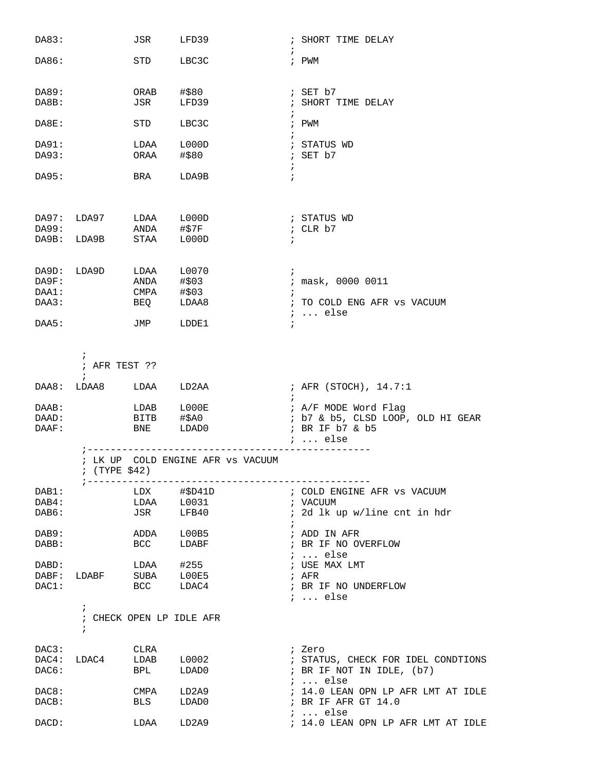```
DA83:           JSR     LFD39               ; SHORT TIME DELAY
                                            ;
DA86:           STD     LBC3C               ; PWM


DA89:           ORAB    #$80                ; SET b7
DA8B:           JSR     LFD39               ; SHORT TIME DELAY
                                            ;
DA8E:           STD     LBC3C               ; PWM
                                            ;
DA91:           LDAA    L000D               ; STATUS WD
DA93:           ORAA    #$80                ; SET b7
                                            ;
DA95:           BRA     LDA9B               ;



DA97:  LDA97    LDAA    L000D               ; STATUS WD
DA99:           ANDA    #$7F                ; CLR b7
DA9B:  LDA9B    STAA    L000D               ;


DA9D:  LDA9D    LDAA    L0070               ;
DA9F:           ANDA    #$03                ; mask, 0000 0011
DAA1:           CMPA    #$03                ;
DAA3:           BEQ     LDAA8               ; TO COLD ENG AFR vs VACUUM
                                            ; ... else
DAA5:           JMP     LDDE1               ;


       ;
       ; AFR TEST ??
       ;
DAA8:  LDAA8    LDAA    LD2AA               ; AFR (STOCH), 14.7:1
                                            ;
DAAB:           LDAB    L000E               ; A/F MODE Word Flag
DAAD:           BITB    #$A0                ; b7 & b5, CLSD LOOP, OLD HI GEAR
DAAF:           BNE     LDAD0               ; BR IF b7 & b5
                                            ; ... else
       ;-----------------------------------------------
       ; LK UP  COLD ENGINE AFR vs VACUUM
       ; (TYPE $42)
       ;-----------------------------------------------
DAB1:           LDX     #$D41D              ; COLD ENGINE AFR vs VACUUM
DAB4:           LDAA    L0031               ; VACUUM
DAB6:           JSR     LFB40               ; 2d lk up w/line cnt in hdr
                                            ;
DAB9:           ADDA    L00B5               ; ADD IN AFR
DABB:           BCC     LDABF               ; BR IF NO OVERFLOW
                                            ; ... else
DABD:           LDAA    #255                ; USE MAX LMT
DABF:  LDABF    SUBA    L00E5               ; AFR
DAC1:           BCC     LDAC4               ; BR IF NO UNDERFLOW
                                            ; ... else
       ;
       ; CHECK OPEN LP IDLE AFR
       ;

DAC3:           CLRA                        ; Zero
DAC4:  LDAC4    LDAB    L0002               ; STATUS, CHECK FOR IDEL CONDTIONS
DAC6:           BPL     LDAD0               ; BR IF NOT IN IDLE, (b7)
                                            ; ... else
DAC8:           CMPA    LD2A9               ; 14.0 LEAN OPN LP AFR LMT AT IDLE
DACB:           BLS     LDAD0               ; BR IF AFR GT 14.0
                                            ; ... else
DACD:           LDAA    LD2A9               ; 14.0 LEAN OPN LP AFR LMT AT IDLE
```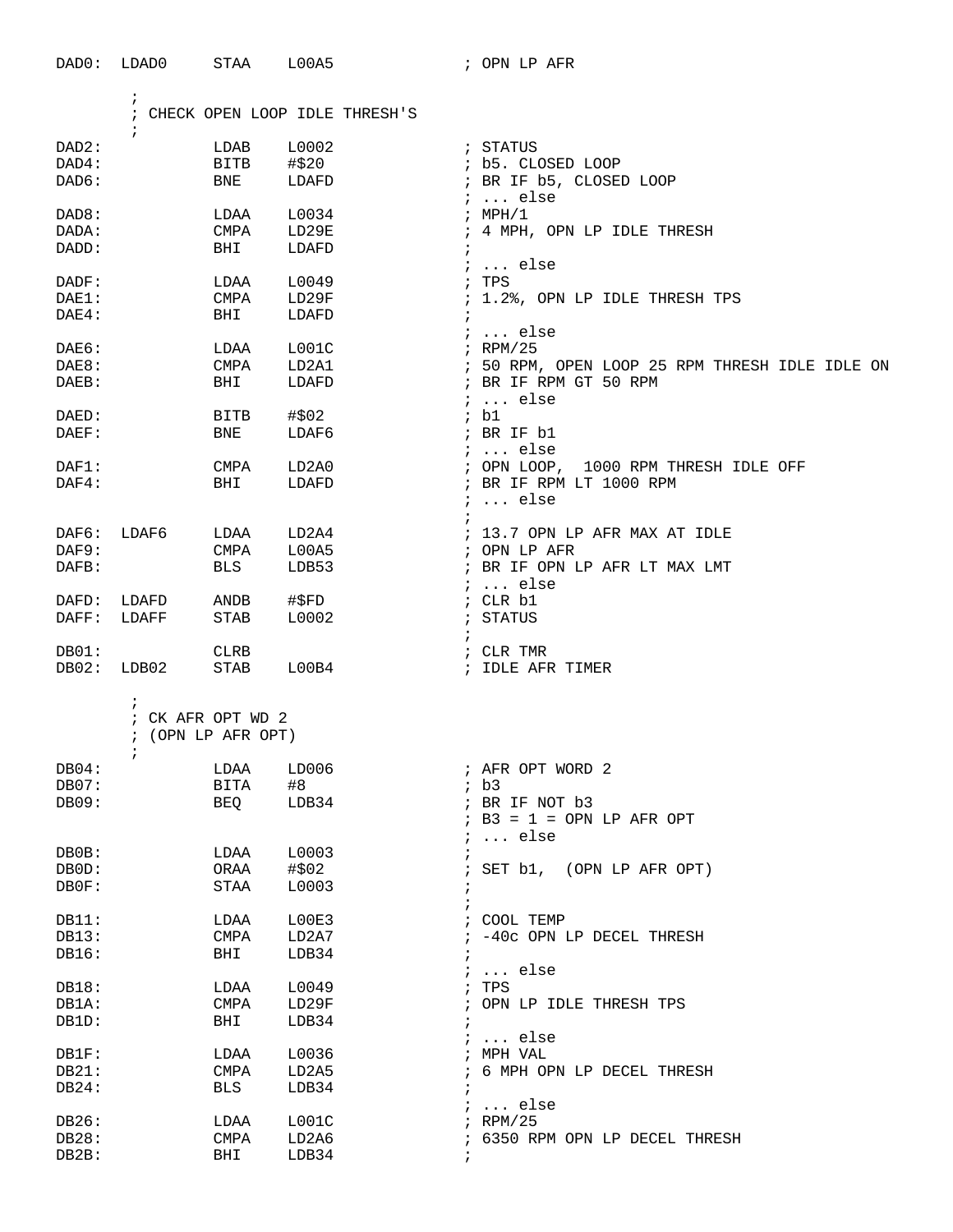```
DAD0:  LDAD0     STAA    L00A5              ; OPN LP AFR

        ;
        ; CHECK OPEN LOOP IDLE THRESH'S
        ;
DAD2:            LDAB    L0002              ; STATUS
DAD4:            BITB    #$20               ; b5. CLOSED LOOP
DAD6:            BNE     LDAFD              ; BR IF b5, CLOSED LOOP
                                            ; ... else
DAD8:            LDAA    L0034              ; MPH/1
DADA:            CMPA    LD29E              ; 4 MPH, OPN LP IDLE THRESH
DADD:            BHI     LDAFD              ;
                                            ; ... else
DADF:            LDAA    L0049              ; TPS
DAE1:            CMPA    LD29F              ; 1.2%, OPN LP IDLE THRESH TPS
DAE4:            BHI     LDAFD              ;
                                            ; ... else
DAE6:            LDAA    L001C              ; RPM/25
DAE8:            CMPA    LD2A1              ; 50 RPM, OPEN LOOP 25 RPM THRESH IDLE IDLE ON
DAEB:            BHI     LDAFD              ; BR IF RPM GT 50 RPM
                                            ; ... else
DAED:            BITB    #$02               ; b1
DAEF:            BNE     LDAF6              ; BR IF b1
                                            ; ... else
DAF1:            CMPA    LD2A0              ; OPN LOOP,  1000 RPM THRESH IDLE OFF
DAF4:            BHI     LDAFD              ; BR IF RPM LT 1000 RPM
                                            ; ... else
                                            ;
DAF6:  LDAF6     LDAA    LD2A4              ; 13.7 OPN LP AFR MAX AT IDLE
DAF9:            CMPA    L00A5              ; OPN LP AFR
DAFB:            BLS     LDB53              ; BR IF OPN LP AFR LT MAX LMT
                                            ; ... else
DAFD:  LDAFD     ANDB    #$FD               ; CLR b1
DAFF:  LDAFF     STAB    L0002              ; STATUS
                                            ;
DB01:            CLRB                       ; CLR TMR
DB02:  LDB02     STAB    L00B4              ; IDLE AFR TIMER

        ;
        ; CK AFR OPT WD 2
        ; (OPN LP AFR OPT)
        ;
DB04:            LDAA    LD006              ; AFR OPT WORD 2
DB07:            BITA    #8                 ; b3
DB09:            BEQ     LDB34              ; BR IF NOT b3
                                            ; B3 = 1 = OPN LP AFR OPT
                                            ; ... else
DB0B:            LDAA    L0003              ;
DB0D:            ORAA    #$02               ; SET b1,  (OPN LP AFR OPT)
DB0F:            STAA    L0003              ;
                                            ;
DB11:            LDAA    L00E3              ; COOL TEMP
DB13:            CMPA    LD2A7              ; -40c OPN LP DECEL THRESH
DB16:            BHI     LDB34              ;
                                            ; ... else
DB18:            LDAA    L0049              ; TPS
DB1A:            CMPA    LD29F              ; OPN LP IDLE THRESH TPS
DB1D:            BHI     LDB34              ;
                                            ; ... else
DB1F:            LDAA    L0036              ; MPH VAL
DB21:            CMPA    LD2A5              ; 6 MPH OPN LP DECEL THRESH
DB24:            BLS     LDB34              ;
                                            ; ... else
DB26:            LDAA    L001C              ; RPM/25
DB28:            CMPA    LD2A6              ; 6350 RPM OPN LP DECEL THRESH
DB2B:            BHI     LDB34              ;
```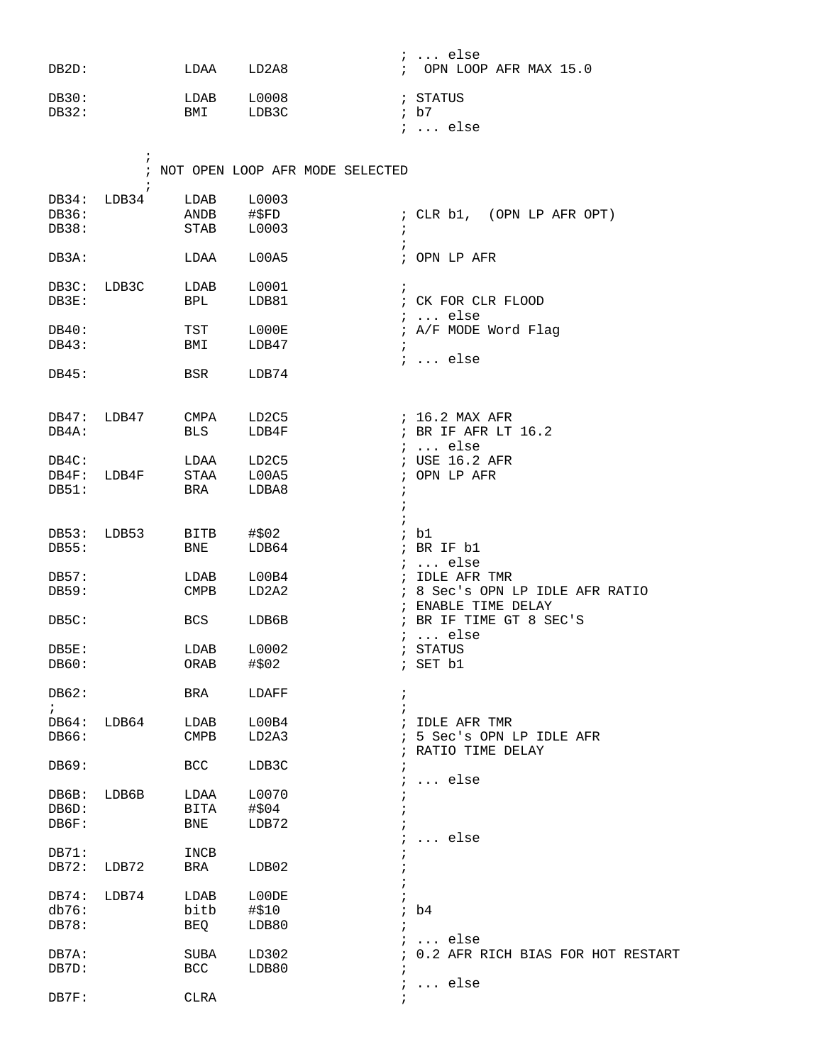```
                                                ; ... else
DB2D:           LDAA    LD2A8                   ;  OPN LOOP AFR MAX 15.0

DB30:           LDAB    L0008                   ; STATUS
DB32:           BMI     LDB3C                   ; b7
                                                ; ... else

            ;
            ; NOT OPEN LOOP AFR MODE SELECTED
            ;
DB34:  LDB34    LDAB    L0003
DB36:           ANDB    #$FD                    ; CLR b1,  (OPN LP AFR OPT)
DB38:           STAB    L0003                   ;
                                                ;
DB3A:           LDAA    L00A5                   ; OPN LP AFR

DB3C:  LDB3C    LDAB    L0001                   ;
DB3E:           BPL     LDB81                   ; CK FOR CLR FLOOD
                                                ; ... else
DB40:           TST     L000E                   ; A/F MODE Word Flag
DB43:           BMI     LDB47                   ;
                                                ; ... else
DB45:           BSR     LDB74


DB47:  LDB47    CMPA    LD2C5                   ; 16.2 MAX AFR
DB4A:           BLS     LDB4F                   ; BR IF AFR LT 16.2
                                                ; ... else
DB4C:           LDAA    LD2C5                   ; USE 16.2 AFR
DB4F:  LDB4F    STAA    L00A5                   ; OPN LP AFR
DB51:           BRA     LDBA8                   ;
                                                ;
                                                ;
DB53:  LDB53    BITB    #$02                    ; b1
DB55:           BNE     LDB64                   ; BR IF b1
                                                ; ... else
DB57:           LDAB    L00B4                   ; IDLE AFR TMR
DB59:           CMPB    LD2A2                   ; 8 Sec's OPN LP IDLE AFR RATIO
                                                ; ENABLE TIME DELAY
DB5C:           BCS     LDB6B                   ; BR IF TIME GT 8 SEC'S
                                                ; ... else
DB5E:           LDAB    L0002                   ; STATUS
DB60:           ORAB    #$02                    ; SET b1

DB62:           BRA     LDAFF                   ;
;                                               ;
DB64:  LDB64    LDAB    L00B4                   ; IDLE AFR TMR
DB66:           CMPB    LD2A3                   ; 5 Sec's OPN LP IDLE AFR
                                                ; RATIO TIME DELAY
DB69:           BCC     LDB3C                   ;
                                                ; ... else
DB6B:  LDB6B    LDAA    L0070                   ;
DB6D:           BITA    #$04                    ;
DB6F:           BNE     LDB72                   ;
                                                ; ... else
DB71:           INCB                            ;
DB72:  LDB72    BRA     LDB02                   ;
                                                ;
DB74:  LDB74    LDAB    L00DE                   ;
db76:           bitb    #$10                    ; b4
DB78:           BEQ     LDB80                   ;
                                                ; ... else
DB7A:           SUBA    LD302                   ; 0.2 AFR RICH BIAS FOR HOT RESTART
DB7D:           BCC     LDB80                   ;
                                                ; ... else
DB7F:           CLRA                            ;
```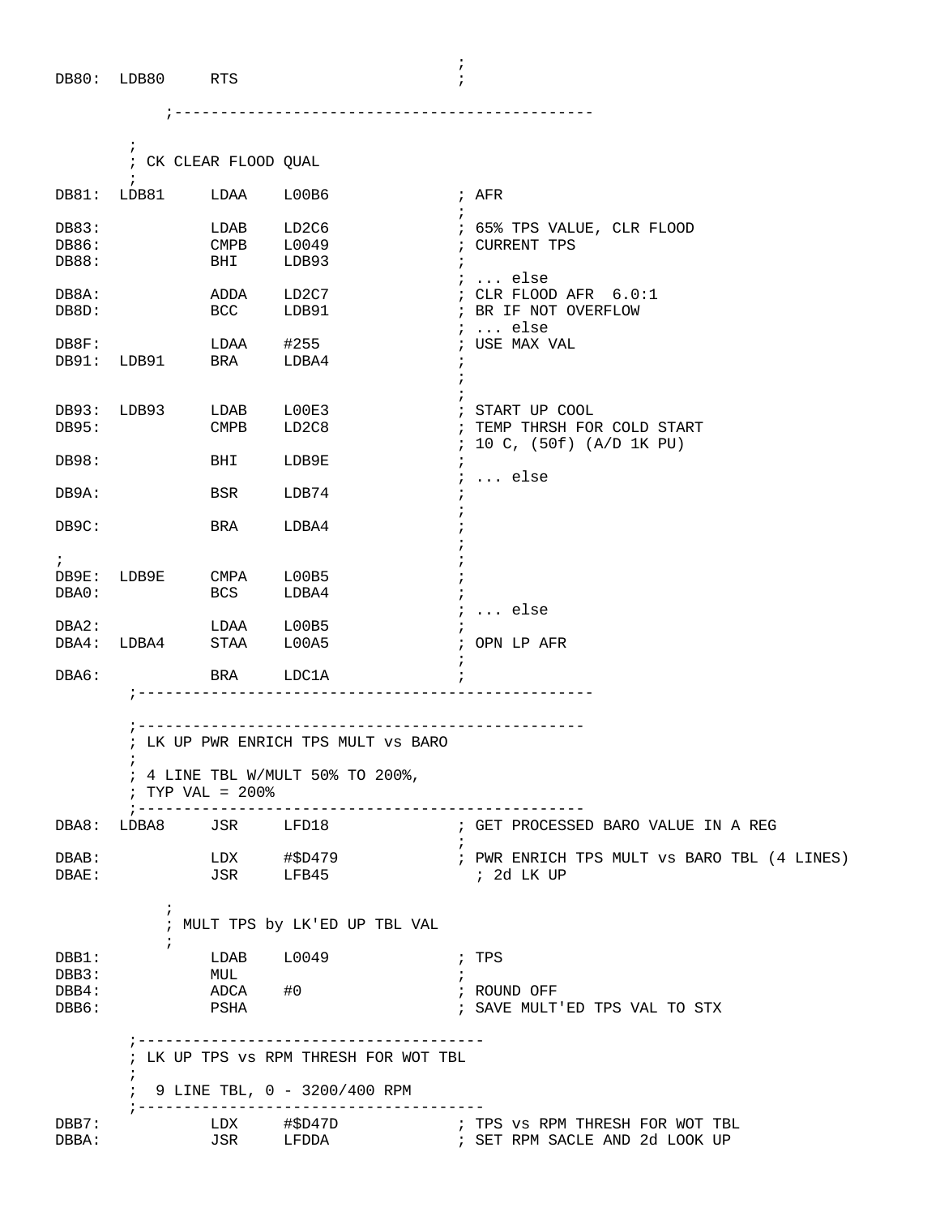```
                                              ;
DB80:  LDB80     RTS                          ;

            ;---------------------------------------------

        ;
        ; CK CLEAR FLOOD QUAL
        ;
DB81:  LDB81     LDAA    L00B6               ; AFR
                                              ;
DB83:            LDAB    LD2C6               ; 65% TPS VALUE, CLR FLOOD
DB86:            CMPB    L0049               ; CURRENT TPS
DB88:            BHI     LDB93               ;
                                              ; ... else
DB8A:            ADDA    LD2C7               ; CLR FLOOD AFR  6.0:1
DB8D:            BCC     LDB91               ; BR IF NOT OVERFLOW
                                              ; ... else
DB8F:            LDAA    #255                ; USE MAX VAL
DB91:  LDB91     BRA     LDBA4               ;
                                              ;
                                              ;
DB93:  LDB93     LDAB    L00E3               ; START UP COOL
DB95:            CMPB    LD2C8               ; TEMP THRSH FOR COLD START
                                              ; 10 C, (50f) (A/D 1K PU)
DB98:            BHI     LDB9E               ;
                                              ; ... else
DB9A:            BSR     LDB74               ;
                                              ;
DB9C:            BRA     LDBA4               ;
                                              ;
 ;                                            ;
DB9E:  LDB9E     CMPA    L00B5               ;
DBA0:            BCS     LDBA4               ;
                                              ; ... else
DBA2:            LDAA    L00B5               ;
DBA4:  LDBA4     STAA    L00A5               ; OPN LP AFR
                                              ;
DBA6:            BRA     LDC1A               ;
        ;-------------------------------------------------

        ;-------------------------------------------------
        ; LK UP PWR ENRICH TPS MULT vs BARO
        ;
        ; 4 LINE TBL W/MULT 50% TO 200%,
        ; TYP VAL = 200%
        ;-------------------------------------------------
DBA8:  LDBA8     JSR     LFD18               ; GET PROCESSED BARO VALUE IN A REG
                                              ;
DBAB:            LDX     #$D479              ; PWR ENRICH TPS MULT vs BARO TBL (4 LINES)
DBAE:            JSR     LFB45                 ; 2d LK UP

            ;
            ; MULT TPS by LK'ED UP TBL VAL
            ;
DBB1:            LDAB    L0049               ; TPS
DBB3:            MUL                          ;
DBB4:            ADCA    #0                  ; ROUND OFF
DBB6:            PSHA                        ; SAVE MULT'ED TPS VAL TO STX

        ;--------------------------------------
        ; LK UP TPS vs RPM THRESH FOR WOT TBL
        ;
        ;  9 LINE TBL, 0 - 3200/400 RPM
        ;--------------------------------------
DBB7:            LDX     #$D47D              ; TPS vs RPM THRESH FOR WOT TBL
DBBA:            JSR     LFDDA               ; SET RPM SACLE AND 2d LOOK UP
```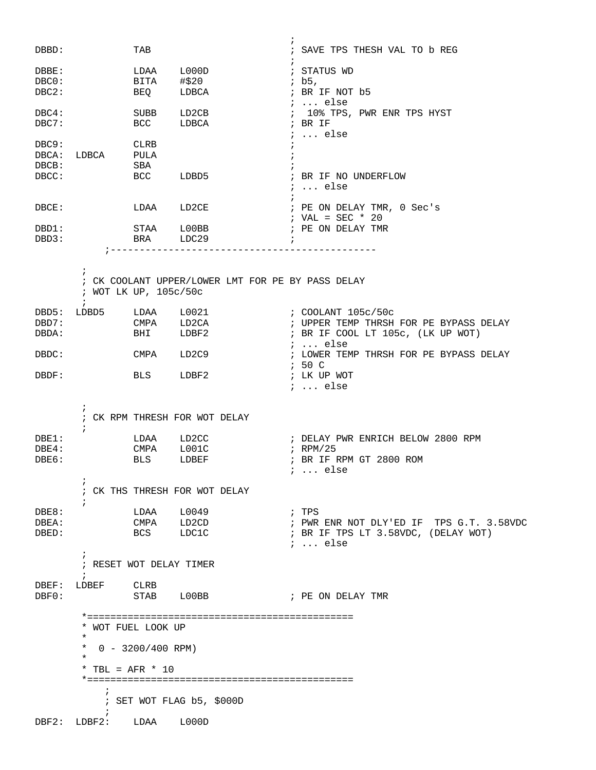```
                                             ;
DBBD:           TAB                          ; SAVE TPS THESH VAL TO b REG
                                             ;
DBBE:           LDAA    L000D                ; STATUS WD
DBC0:           BITA    #$20                 ; b5,
DBC2:           BEQ     LDBCA                ; BR IF NOT b5
                                             ; ... else
DBC4:           SUBB    LD2CB                ;  10% TPS, PWR ENR TPS HYST
DBC7:           BCC     LDBCA                ; BR IF
                                             ; ... else
DBC9:           CLRB                         ;
DBCA:  LDBCA    PULA                         ;
DBCB:           SBA                          ;
DBCC:           BCC     LDBD5                ; BR IF NO UNDERFLOW
                                             ; ... else
                                             ;
DBCE:           LDAA    LD2CE                ; PE ON DELAY TMR, 0 Sec's
                                             ; VAL = SEC * 20
DBD1:           STAA    L00BB                ; PE ON DELAY TMR
DBD3:           BRA     LDC29                ;
            ;--------------------------------------------

        ;
        ; CK COOLANT UPPER/LOWER LMT FOR PE BY PASS DELAY
        ; WOT LK UP, 105c/50c
        ;
DBD5:  LDBD5    LDAA    L0021                ; COOLANT 105c/50c
DBD7:           CMPA    LD2CA                ; UPPER TEMP THRSH FOR PE BYPASS DELAY
DBDA:           BHI     LDBF2                ; BR IF COOL LT 105c, (LK UP WOT)
                                             ; ... else
DBDC:           CMPA    LD2C9                ; LOWER TEMP THRSH FOR PE BYPASS DELAY
                                             ; 50 C
DBDF:           BLS     LDBF2                ; LK UP WOT
                                             ; ... else

        ;
        ; CK RPM THRESH FOR WOT DELAY
        ;
DBE1:           LDAA    LD2CC                ; DELAY PWR ENRICH BELOW 2800 RPM
DBE4:           CMPA    L001C                ; RPM/25
DBE6:           BLS     LDBEF                ; BR IF RPM GT 2800 ROM
                                             ; ... else
        ;
        ; CK THS THRESH FOR WOT DELAY
        ;
DBE8:           LDAA    L0049                ; TPS
DBEA:           CMPA    LD2CD                ; PWR ENR NOT DLY'ED IF  TPS G.T. 3.58VDC
DBED:           BCS     LDC1C                ; BR IF TPS LT 3.58VDC, (DELAY WOT)
                                             ; ... else
        ;
        ; RESET WOT DELAY TIMER
        ;
DBEF:  LDBEF    CLRB
DBF0:           STAB    L00BB                ; PE ON DELAY TMR

        *============================================
        * WOT FUEL LOOK UP
        *
        *  0 - 3200/400 RPM)
        *
        * TBL = AFR * 10
        *============================================
            ;
            ; SET WOT FLAG b5, $000D
            ;
DBF2:  LDBF2:   LDAA    L000D
```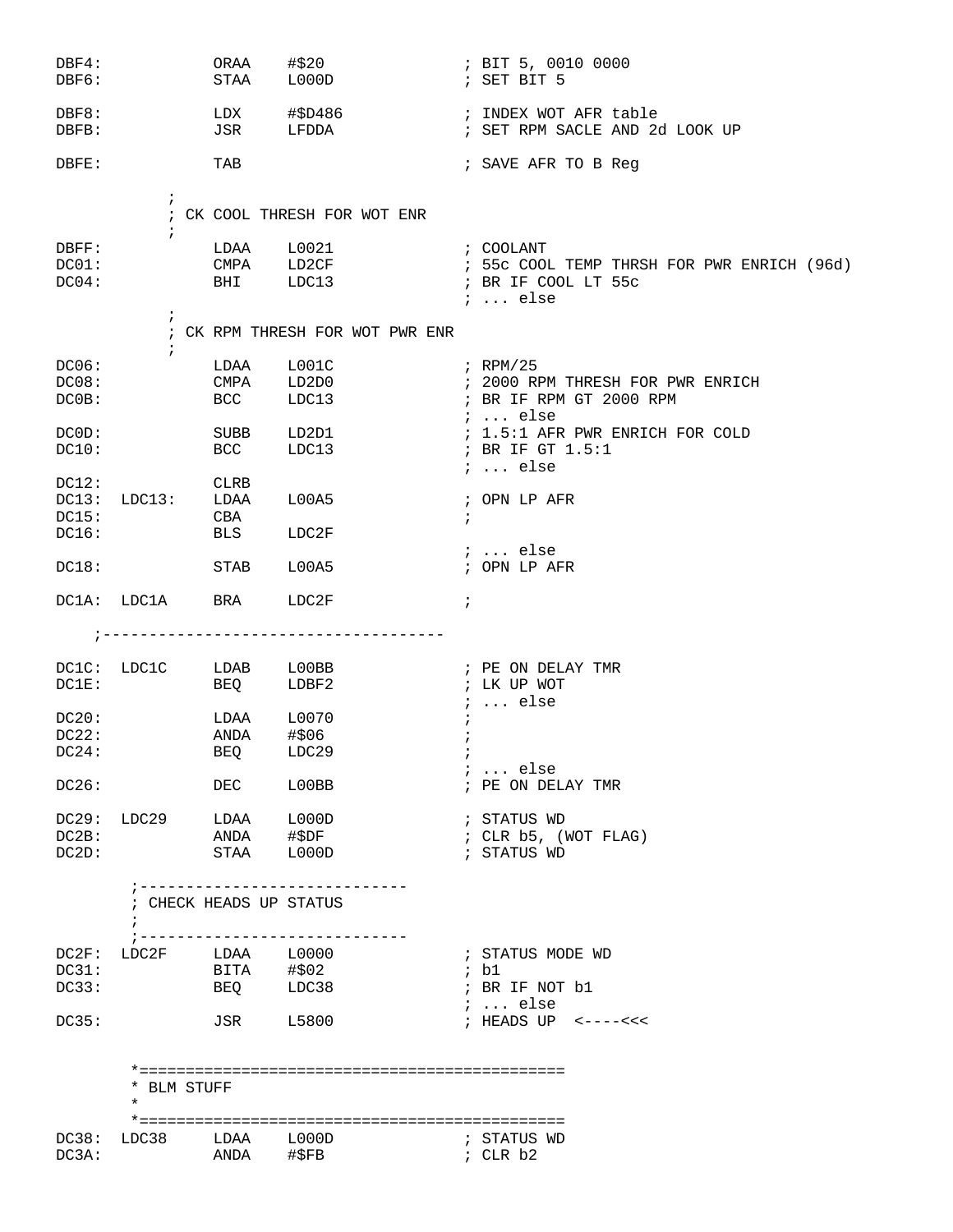```
DBF4:           ORAA    #$20                ; BIT 5, 0010 0000
DBF6:           STAA    L000D               ; SET BIT 5

DBF8:           LDX     #$D486              ; INDEX WOT AFR table
DBFB:           JSR     LFDDA               ; SET RPM SACLE AND 2d LOOK UP

DBFE:           TAB                         ; SAVE AFR TO B Reg

          ;
          ; CK COOL THRESH FOR WOT ENR
          ;
DBFF:           LDAA    L0021               ; COOLANT
DC01:           CMPA    LD2CF               ; 55c COOL TEMP THRSH FOR PWR ENRICH (96d)
DC04:           BHI     LDC13               ; BR IF COOL LT 55c
                                            ; ... else
          ;
          ; CK RPM THRESH FOR WOT PWR ENR
          ;
DC06:           LDAA    L001C               ; RPM/25
DC08:           CMPA    LD2D0               ; 2000 RPM THRESH FOR PWR ENRICH
DC0B:           BCC     LDC13               ; BR IF RPM GT 2000 RPM
                                            ; ... else
DC0D:           SUBB    LD2D1               ; 1.5:1 AFR PWR ENRICH FOR COLD
DC10:           BCC     LDC13               ; BR IF GT 1.5:1
                                            ; ... else
DC12:           CLRB
DC13:  LDC13:   LDAA    L00A5               ; OPN LP AFR
DC15:           CBA                         ;
DC16:           BLS     LDC2F
                                            ; ... else
DC18:           STAB    L00A5               ; OPN LP AFR

DC1A:  LDC1A    BRA     LDC2F               ;

    ;------------------------------------

DC1C:  LDC1C    LDAB    L00BB               ; PE ON DELAY TMR
DC1E:           BEQ     LDBF2               ; LK UP WOT
                                            ; ... else
DC20:           LDAA    L0070               ;
DC22:           ANDA    #$06                ;
DC24:           BEQ     LDC29               ;
                                            ; ... else
DC26:           DEC     L00BB               ; PE ON DELAY TMR

DC29:  LDC29    LDAA    L000D               ; STATUS WD
DC2B:           ANDA    #$DF                ; CLR b5, (WOT FLAG)
DC2D:           STAA    L000D               ; STATUS WD

        ;-----------------------------
        ; CHECK HEADS UP STATUS
        ;
        ;-----------------------------
DC2F:  LDC2F    LDAA    L0000               ; STATUS MODE WD
DC31:           BITA    #$02                ; b1
DC33:           BEQ     LDC38               ; BR IF NOT b1
                                            ; ... else
DC35:           JSR     L5800               ; HEADS UP  <----<<<


        *============================================
        * BLM STUFF
        *
        *============================================
DC38:  LDC38    LDAA    L000D               ; STATUS WD
DC3A:           ANDA    #$FB                ; CLR b2
```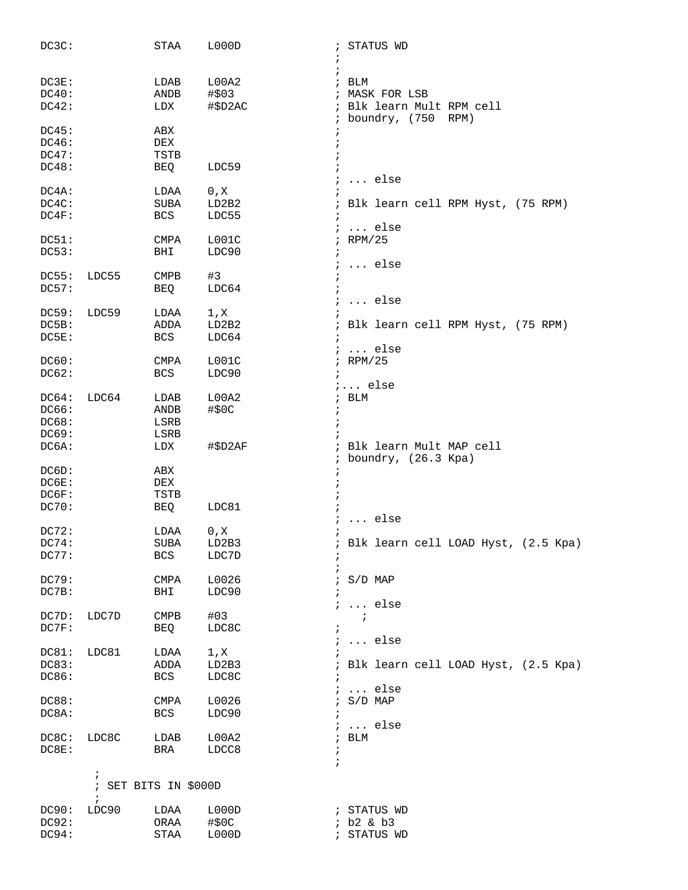```
DC3C:           STAA    L000D               ; STATUS WD
                                            ;
                                            ;
DC3E:           LDAB    L00A2               ; BLM
DC40:           ANDB    #$03                ; MASK FOR LSB
DC42:           LDX     #$D2AC              ; Blk learn Mult RPM cell
                                            ; boundry, (750  RPM)
DC45:           ABX                         ;
DC46:           DEX                         ;
DC47:           TSTB                        ;
DC48:           BEQ     LDC59               ;
                                            ; ... else
DC4A:           LDAA    0,X                 ;
DC4C:           SUBA    LD2B2               ; Blk learn cell RPM Hyst, (75 RPM)
DC4F:           BCS     LDC55               ;
                                            ; ... else
DC51:           CMPA    L001C               ; RPM/25
DC53:           BHI     LDC90               ;
                                            ; ... else
DC55:  LDC55    CMPB    #3                  ;
DC57:           BEQ     LDC64               ;
                                            ; ... else
DC59:  LDC59    LDAA    1,X                 ;
DC5B:           ADDA    LD2B2               ; Blk learn cell RPM Hyst, (75 RPM)
DC5E:           BCS     LDC64               ;
                                            ; ... else
DC60:           CMPA    L001C               ; RPM/25
DC62:           BCS     LDC90               ;
                                            ;... else
DC64:  LDC64    LDAB    L00A2               ; BLM
DC66:           ANDB    #$0C                ;
DC68:           LSRB                        ;
DC69:           LSRB                        ;
DC6A:           LDX     #$D2AF              ; Blk learn Mult MAP cell
                                            ; boundry, (26.3 Kpa)
DC6D:           ABX                         ;
DC6E:           DEX                         ;
DC6F:           TSTB                        ;
DC70:           BEQ     LDC81               ;
                                            ; ... else
DC72:           LDAA    0,X                 ;
DC74:           SUBA    LD2B3               ; Blk learn cell LOAD Hyst, (2.5 Kpa)
DC77:           BCS     LDC7D               ;
                                            ;
DC79:           CMPA    L0026               ; S/D MAP
DC7B:           BHI     LDC90               ;
                                            ; ... else
DC7D:  LDC7D    CMPB    #03                 ;
DC7F:           BEQ     LDC8C               ;
                                            ; ... else
DC81:  LDC81    LDAA    1,X                 ;
DC83:           ADDA    LD2B3               ; Blk learn cell LOAD Hyst, (2.5 Kpa)
DC86:           BCS     LDC8C               ;
                                            ; ... else
DC88:           CMPA    L0026               ; S/D MAP
DC8A:           BCS     LDC90               ;
                                            ; ... else
DC8C:  LDC8C    LDAB    L00A2               ; BLM
DC8E:           BRA     LDCC8               ;
                                            ;
       ;
       ; SET BITS IN $000D
       ;
DC90:  LDC90    LDAA    L000D               ; STATUS WD
DC92:           ORAA    #$0C                ; b2 & b3
DC94:           STAA    L000D               ; STATUS WD
```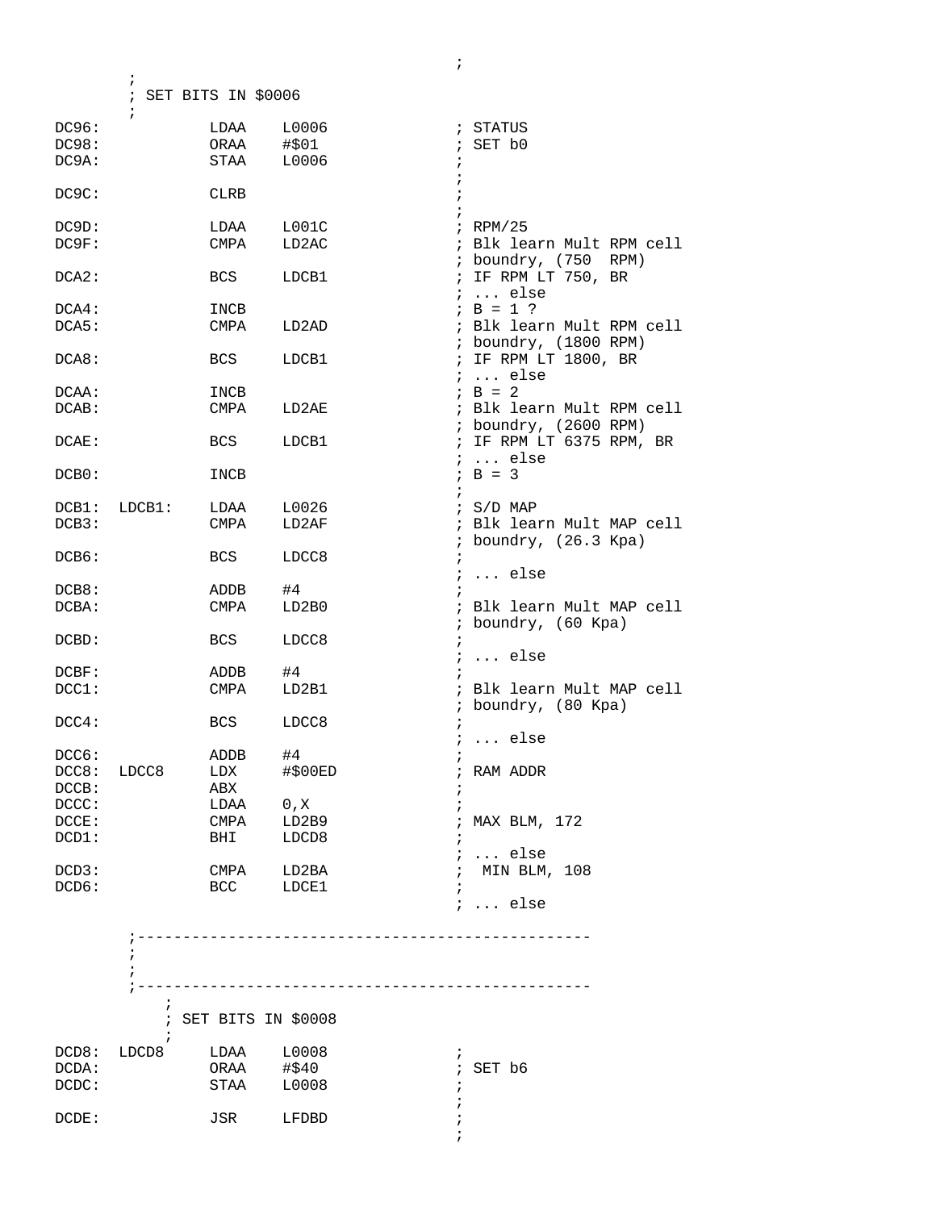```
                                                    ;
        ;
        ; SET BITS IN $0006
        ;
DC96:           LDAA    L0006               ; STATUS
DC98:           ORAA    #$01                ; SET b0
DC9A:           STAA    L0006               ;
                                            ;
DC9C:           CLRB                        ;
                                            ;
DC9D:           LDAA    L001C               ; RPM/25
DC9F:           CMPA    LD2AC               ; Blk learn Mult RPM cell
                                            ; boundry, (750  RPM)
DCA2:           BCS     LDCB1               ; IF RPM LT 750, BR
                                            ; ... else
DCA4:           INCB                        ; B = 1 ?
DCA5:           CMPA    LD2AD               ; Blk learn Mult RPM cell
                                            ; boundry, (1800 RPM)
DCA8:           BCS     LDCB1               ; IF RPM LT 1800, BR
                                            ; ... else
DCAA:           INCB                        ; B = 2
DCAB:           CMPA    LD2AE               ; Blk learn Mult RPM cell
                                            ; boundry, (2600 RPM)
DCAE:           BCS     LDCB1               ; IF RPM LT 6375 RPM, BR
                                            ; ... else
DCB0:           INCB                        ; B = 3
                                            ;
DCB1:  LDCB1:   LDAA    L0026               ; S/D MAP
DCB3:           CMPA    LD2AF               ; Blk learn Mult MAP cell
                                            ; boundry, (26.3 Kpa)
DCB6:           BCS     LDCC8               ;
                                            ; ... else
DCB8:           ADDB    #4                  ;
DCBA:           CMPA    LD2B0               ; Blk learn Mult MAP cell
                                            ; boundry, (60 Kpa)
DCBD:           BCS     LDCC8               ;
                                            ; ... else
DCBF:           ADDB    #4                  ;
DCC1:           CMPA    LD2B1               ; Blk learn Mult MAP cell
                                            ; boundry, (80 Kpa)
DCC4:           BCS     LDCC8               ;
                                            ; ... else
DCC6:           ADDB    #4                  ;
DCC8:  LDCC8    LDX     #$00ED              ; RAM ADDR
DCCB:           ABX                         ;
DCCC:           LDAA    0,X                 ;
DCCE:           CMPA    LD2B9               ; MAX BLM, 172
DCD1:           BHI     LDCD8               ;
                                            ; ... else
DCD3:           CMPA    LD2BA               ;  MIN BLM, 108
DCD6:           BCC     LDCE1               ;
                                            ; ... else

        ;---------------------------------------------------
        ;
        ;
        ;---------------------------------------------------
            ;
            ; SET BITS IN $0008
            ;
DCD8:  LDCD8    LDAA    L0008               ;
DCDA:           ORAA    #$40                ; SET b6
DCDC:           STAA    L0008               ;
                                            ;
DCDE:           JSR     LFDBD               ;
                                            ;
```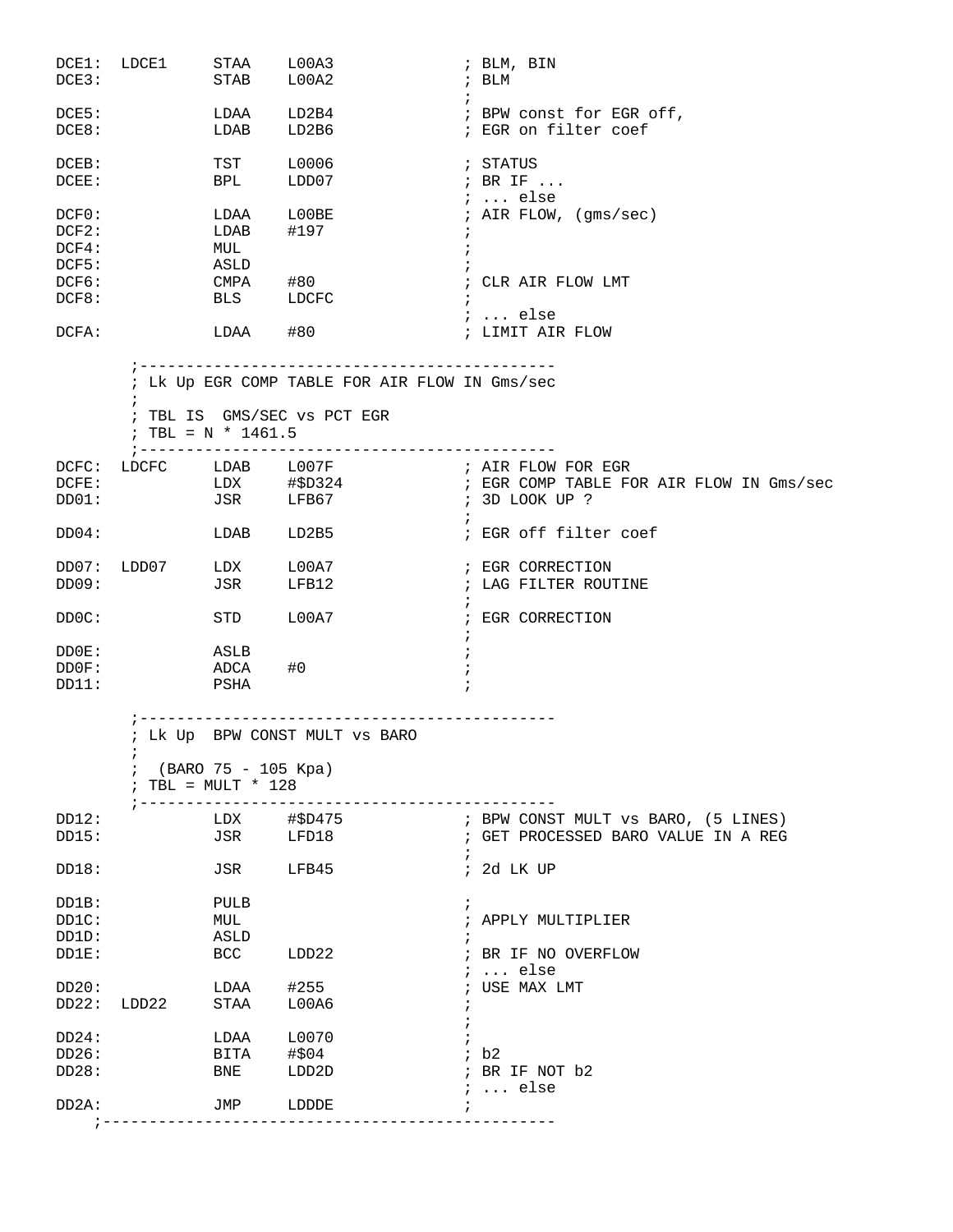```
DCE1:  LDCE1     STAA    L00A3              ; BLM, BIN
DCE3:            STAB    L00A2              ; BLM
                                            ;
DCE5:            LDAA    LD2B4              ; BPW const for EGR off,
DCE8:            LDAB    LD2B6              ; EGR on filter coef

DCEB:            TST     L0006              ; STATUS
DCEE:            BPL     LDD07              ; BR IF ...
                                            ; ... else
DCF0:            LDAA    L00BE              ; AIR FLOW, (gms/sec)
DCF2:            LDAB    #197               ;
DCF4:            MUL                        ;
DCF5:            ASLD                       ;
DCF6:            CMPA    #80                ; CLR AIR FLOW LMT
DCF8:            BLS     LDCFC              ;
                                            ; ... else
DCFA:            LDAA    #80                ; LIMIT AIR FLOW

        ;---------------------------------------------
        ; Lk Up EGR COMP TABLE FOR AIR FLOW IN Gms/sec
        ;
        ; TBL IS  GMS/SEC vs PCT EGR
        ; TBL = N * 1461.5
        ;---------------------------------------------
DCFC:  LDCFC     LDAB    L007F              ; AIR FLOW FOR EGR
DCFE:            LDX     #$D324             ; EGR COMP TABLE FOR AIR FLOW IN Gms/sec
DD01:            JSR     LFB67              ; 3D LOOK UP ?
                                            ;
DD04:            LDAB    LD2B5              ; EGR off filter coef

DD07:  LDD07     LDX     L00A7              ; EGR CORRECTION
DD09:            JSR     LFB12              ; LAG FILTER ROUTINE
                                            ;
DD0C:            STD     L00A7              ; EGR CORRECTION
                                            ;
DD0E:            ASLB                       ;
DD0F:            ADCA    #0                 ;
DD11:            PSHA                       ;

        ;---------------------------------------------
        ; Lk Up  BPW CONST MULT vs BARO
        ;
        ;  (BARO 75 - 105 Kpa)
        ; TBL = MULT * 128
        ;---------------------------------------------
DD12:            LDX     #$D475             ; BPW CONST MULT vs BARO, (5 LINES)
DD15:            JSR     LFD18              ; GET PROCESSED BARO VALUE IN A REG
                                            ;
DD18:            JSR     LFB45              ; 2d LK UP

DD1B:            PULB                       ;
DD1C:            MUL                        ; APPLY MULTIPLIER
DD1D:            ASLD                       ;
DD1E:            BCC     LDD22              ; BR IF NO OVERFLOW
                                            ; ... else
DD20:            LDAA    #255               ; USE MAX LMT
DD22:  LDD22     STAA    L00A6              ;
                                            ;
DD24:            LDAA    L0070              ;
DD26:            BITA    #$04               ; b2
DD28:            BNE     LDD2D              ; BR IF NOT b2
                                            ; ... else
DD2A:            JMP     LDDDE              ;
    ;-------------------------------------------------
```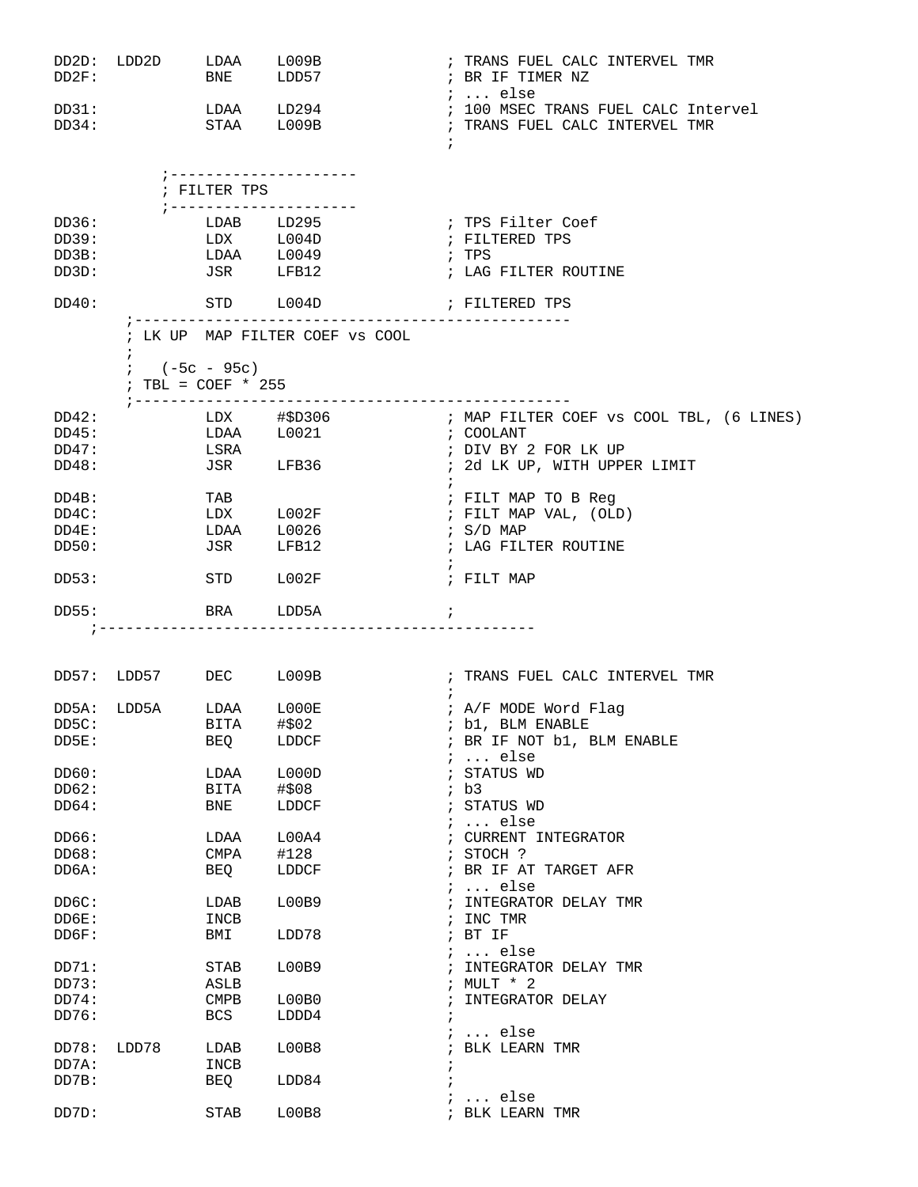```
DD2D:  LDD2D     LDAA    L009B              ; TRANS FUEL CALC INTERVEL TMR
DD2F:            BNE     LDD57              ; BR IF TIMER NZ
                                            ; ... else
DD31:            LDAA    LD294              ; 100 MSEC TRANS FUEL CALC Intervel
DD34:            STAA    L009B              ; TRANS FUEL CALC INTERVEL TMR
                                            ;

            ;---------------------
            ; FILTER TPS
            ;---------------------
DD36:            LDAB    LD295              ; TPS Filter Coef
DD39:            LDX     L004D              ; FILTERED TPS
DD3B:            LDAA    L0049              ; TPS
DD3D:            JSR     LFB12              ; LAG FILTER ROUTINE

DD40:            STD     L004D              ; FILTERED TPS
        ;-------------------------------------------------
        ; LK UP  MAP FILTER COEF vs COOL
        ;
        ;   (-5c - 95c)
        ; TBL = COEF * 255
        ;-------------------------------------------------
DD42:            LDX     #$D306             ; MAP FILTER COEF vs COOL TBL, (6 LINES)
DD45:            LDAA    L0021              ; COOLANT
DD47:            LSRA                       ; DIV BY 2 FOR LK UP
DD48:            JSR     LFB36              ; 2d LK UP, WITH UPPER LIMIT
                                            ;
DD4B:            TAB                        ; FILT MAP TO B Reg
DD4C:            LDX     L002F              ; FILT MAP VAL, (OLD)
DD4E:            LDAA    L0026              ; S/D MAP
DD50:            JSR     LFB12              ; LAG FILTER ROUTINE
                                            ;
DD53:            STD     L002F              ; FILT MAP

DD55:            BRA     LDD5A              ;
    ;-------------------------------------------------


DD57:  LDD57     DEC     L009B              ; TRANS FUEL CALC INTERVEL TMR
                                            ;
DD5A:  LDD5A     LDAA    L000E              ; A/F MODE Word Flag
DD5C:            BITA    #$02               ; b1, BLM ENABLE
DD5E:            BEQ     LDDCF              ; BR IF NOT b1, BLM ENABLE
                                            ; ... else
DD60:            LDAA    L000D              ; STATUS WD
DD62:            BITA    #$08               ; b3
DD64:            BNE     LDDCF              ; STATUS WD
                                            ; ... else
DD66:            LDAA    L00A4              ; CURRENT INTEGRATOR
DD68:            CMPA    #128               ; STOCH ?
DD6A:            BEQ     LDDCF              ; BR IF AT TARGET AFR
                                            ; ... else
DD6C:            LDAB    L00B9              ; INTEGRATOR DELAY TMR
DD6E:            INCB                       ; INC TMR
DD6F:            BMI     LDD78              ; BT IF
                                            ; ... else
DD71:            STAB    L00B9              ; INTEGRATOR DELAY TMR
DD73:            ASLB                       ; MULT * 2
DD74:            CMPB    L00B0              ; INTEGRATOR DELAY
DD76:            BCS     LDDD4              ;
                                            ; ... else
DD78:  LDD78     LDAB    L00B8              ; BLK LEARN TMR
DD7A:            INCB                       ;
DD7B:            BEQ     LDD84              ;
                                            ; ... else
DD7D:            STAB    L00B8              ; BLK LEARN TMR
```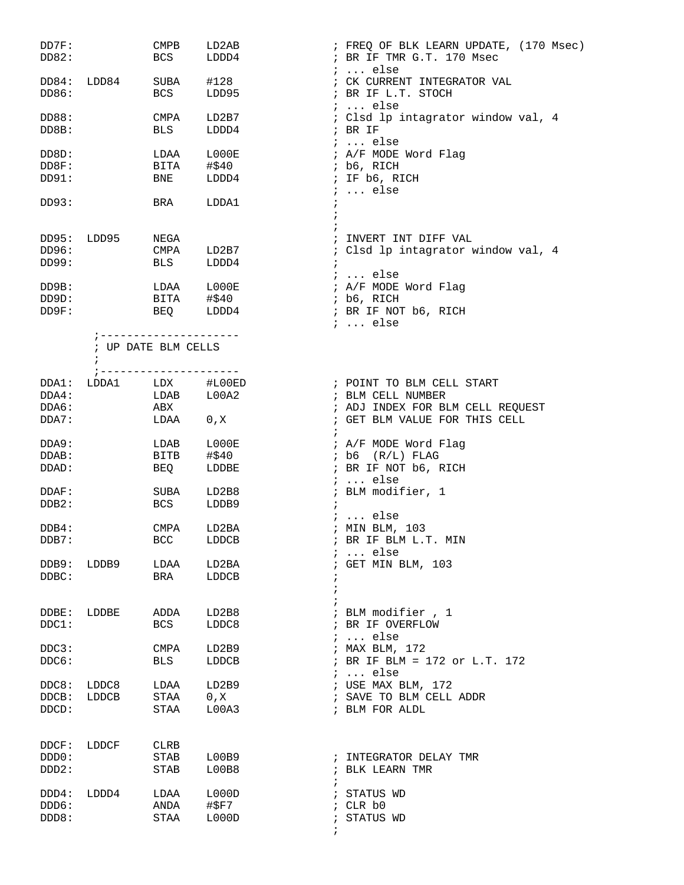```
DD7F:           CMPB    LD2AB               ; FREQ OF BLK LEARN UPDATE, (170 Msec)
DD82:           BCS     LDDD4               ; BR IF TMR G.T. 170 Msec
                                            ; ... else
DD84:  LDD84    SUBA    #128                ; CK CURRENT INTEGRATOR VAL
DD86:           BCS     LDD95               ; BR IF L.T. STOCH
                                            ; ... else
DD88:           CMPA    LD2B7               ; Clsd lp intagrator window val, 4
DD8B:           BLS     LDDD4               ; BR IF
                                            ; ... else
DD8D:           LDAA    L000E               ; A/F MODE Word Flag
DD8F:           BITA    #$40                ; b6, RICH
DD91:           BNE     LDDD4               ; IF b6, RICH
                                            ; ... else
DD93:           BRA     LDDA1               ;
                                            ;
                                            ;
DD95:  LDD95    NEGA                        ; INVERT INT DIFF VAL
DD96:           CMPA    LD2B7               ; Clsd lp intagrator window val, 4
DD99:           BLS     LDDD4               ;
                                            ; ... else
DD9B:           LDAA    L000E               ; A/F MODE Word Flag
DD9D:           BITA    #$40                ; b6, RICH
DD9F:           BEQ     LDDD4               ; BR IF NOT b6, RICH
                                            ; ... else
       ;---------------------
       ; UP DATE BLM CELLS
       ;
       ;---------------------
DDA1:  LDDA1    LDX     #L00ED              ; POINT TO BLM CELL START
DDA4:           LDAB    L00A2               ; BLM CELL NUMBER
DDA6:           ABX                         ; ADJ INDEX FOR BLM CELL REQUEST
DDA7:           LDAA    0,X                 ; GET BLM VALUE FOR THIS CELL
                                            ;
DDA9:           LDAB    L000E               ; A/F MODE Word Flag
DDAB:           BITB    #$40                ; b6  (R/L) FLAG
DDAD:           BEQ     LDDBE               ; BR IF NOT b6, RICH
                                            ; ... else
DDAF:           SUBA    LD2B8               ; BLM modifier, 1
DDB2:           BCS     LDDB9               ;
                                            ; ... else
DDB4:           CMPA    LD2BA               ; MIN BLM, 103
DDB7:           BCC     LDDCB               ; BR IF BLM L.T. MIN
                                            ; ... else
DDB9:  LDDB9    LDAA    LD2BA               ; GET MIN BLM, 103
DDBC:           BRA     LDDCB               ;
                                            ;
                                            ;
DDBE:  LDDBE    ADDA    LD2B8               ; BLM modifier , 1
DDC1:           BCS     LDDC8               ; BR IF OVERFLOW
                                            ; ... else
DDC3:           CMPA    LD2B9               ; MAX BLM, 172
DDC6:           BLS     LDDCB               ; BR IF BLM = 172 or L.T. 172
                                            ; ... else
DDC8:  LDDC8    LDAA    LD2B9               ; USE MAX BLM, 172
DDCB:  LDDCB    STAA    0,X                 ; SAVE TO BLM CELL ADDR
DDCD:           STAA    L00A3               ; BLM FOR ALDL


DDCF:  LDDCF    CLRB
DDD0:           STAB    L00B9               ; INTEGRATOR DELAY TMR
DDD2:           STAB    L00B8               ; BLK LEARN TMR
                                            ;
DDD4:  LDDD4    LDAA    L000D               ; STATUS WD
DDD6:           ANDA    #$F7                ; CLR b0
DDD8:           STAA    L000D               ; STATUS WD
                                            ;
```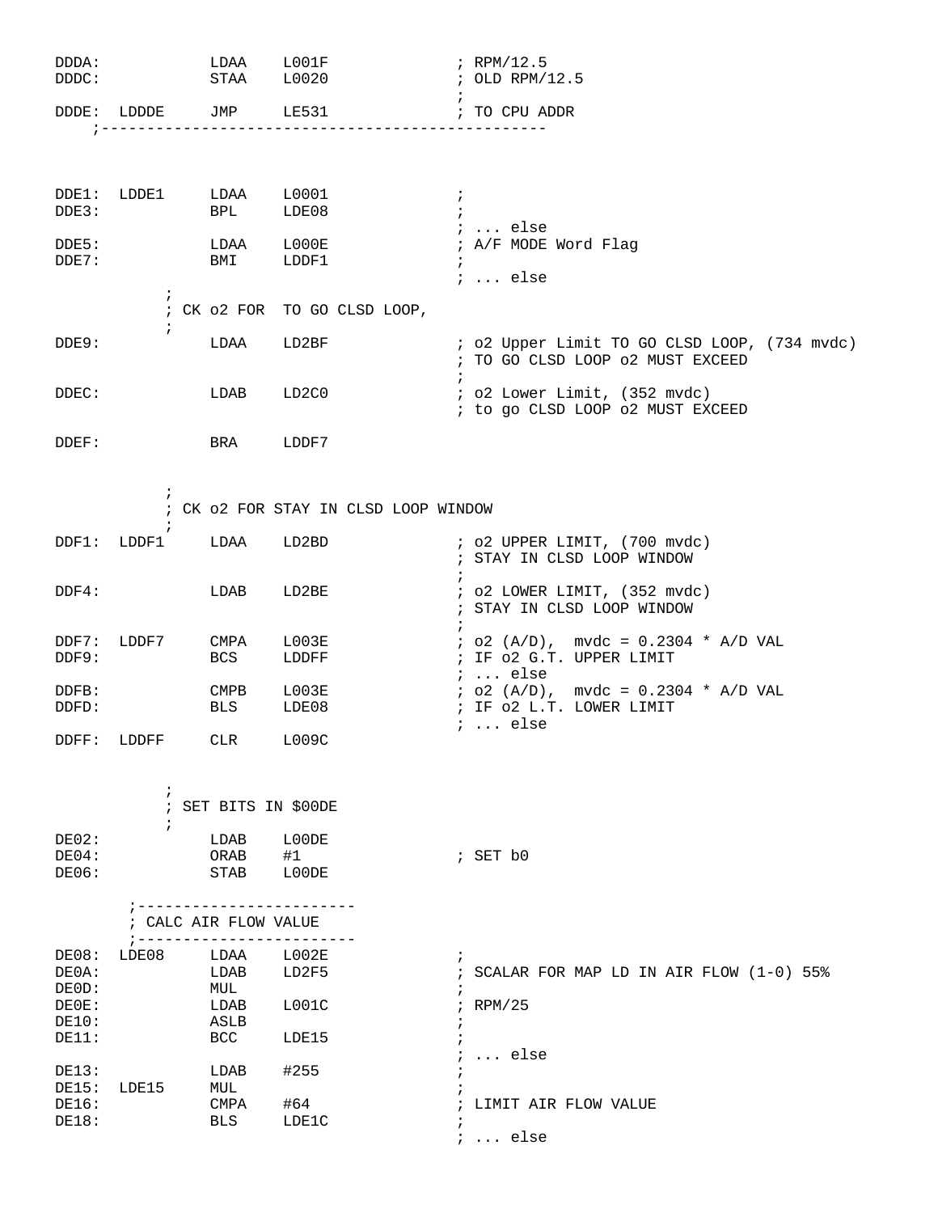```
DDDA:           LDAA    L001F           ; RPM/12.5
DDDC:           STAA    L0020           ; OLD RPM/12.5
                                        ;
DDDE:  LDDDE    JMP     LE531           ; TO CPU ADDR
    ;------------------------------------------------



DDE1:  LDDE1    LDAA    L0001           ;
DDE3:           BPL     LDE08           ;
                                        ; ... else
DDE5:           LDAA    L000E           ; A/F MODE Word Flag
DDE7:           BMI     LDDF1           ;
                                        ; ... else
            ;
            ; CK o2 FOR  TO GO CLSD LOOP,
            ;
DDE9:           LDAA    LD2BF           ; o2 Upper Limit TO GO CLSD LOOP, (734 mvdc)
                                        ; TO GO CLSD LOOP o2 MUST EXCEED
                                        ;
DDEC:           LDAB    LD2C0           ; o2 Lower Limit, (352 mvdc)
                                        ; to go CLSD LOOP o2 MUST EXCEED

DDEF:           BRA     LDDF7


            ;
            ; CK o2 FOR STAY IN CLSD LOOP WINDOW
            ;
DDF1:  LDDF1    LDAA    LD2BD           ; o2 UPPER LIMIT, (700 mvdc)
                                        ; STAY IN CLSD LOOP WINDOW
                                        ;
DDF4:           LDAB    LD2BE           ; o2 LOWER LIMIT, (352 mvdc)
                                        ; STAY IN CLSD LOOP WINDOW
                                        ;
DDF7:  LDDF7    CMPA    L003E           ; o2 (A/D),  mvdc = 0.2304 * A/D VAL
DDF9:           BCS     LDDFF           ; IF o2 G.T. UPPER LIMIT
                                        ; ... else
DDFB:           CMPB    L003E           ; o2 (A/D),  mvdc = 0.2304 * A/D VAL
DDFD:           BLS     LDE08           ; IF o2 L.T. LOWER LIMIT
                                        ; ... else
DDFF:  LDDFF    CLR     L009C


            ;
            ; SET BITS IN $00DE
            ;
DE02:           LDAB    L00DE
DE04:           ORAB    #1              ; SET b0
DE06:           STAB    L00DE

        ;------------------------
        ; CALC AIR FLOW VALUE
        ;------------------------
DE08:  LDE08    LDAA    L002E           ;
DE0A:           LDAB    LD2F5           ; SCALAR FOR MAP LD IN AIR FLOW (1-0) 55%
DE0D:           MUL                     ;
DE0E:           LDAB    L001C           ; RPM/25
DE10:           ASLB                    ;
DE11:           BCC     LDE15           ;
                                        ; ... else
DE13:           LDAB    #255            ;
DE15:  LDE15    MUL                     ;
DE16:           CMPA    #64             ; LIMIT AIR FLOW VALUE
DE18:           BLS     LDE1C           ;
                                        ; ... else
```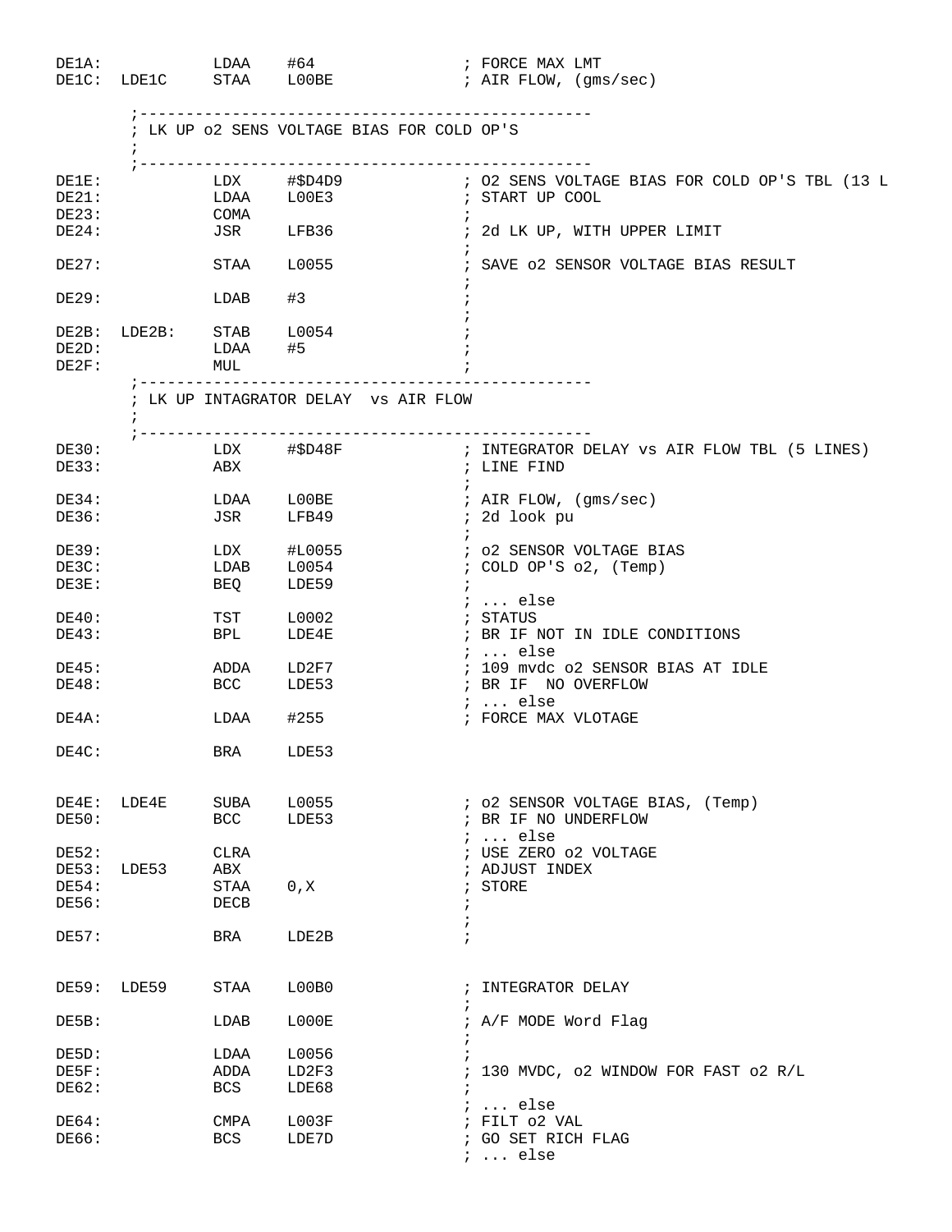```
DE1A:             LDAA    #64                 ; FORCE MAX LMT
DE1C:  LDE1C      STAA    L00BE               ; AIR FLOW, (gms/sec)

        ;-------------------------------------------------
        ; LK UP o2 SENS VOLTAGE BIAS FOR COLD OP'S
        ;
        ;-------------------------------------------------
DE1E:             LDX     #$D4D9              ; O2 SENS VOLTAGE BIAS FOR COLD OP'S TBL (13 L
DE21:             LDAA    L00E3               ; START UP COOL
DE23:             COMA                        ;
DE24:             JSR     LFB36               ; 2d LK UP, WITH UPPER LIMIT
                                              ;
DE27:             STAA    L0055               ; SAVE o2 SENSOR VOLTAGE BIAS RESULT
                                              ;
DE29:             LDAB    #3                  ;
                                              ;
DE2B:  LDE2B:     STAB    L0054               ;
DE2D:             LDAA    #5                  ;
DE2F:             MUL                         ;
        ;-------------------------------------------------
        ; LK UP INTAGRATOR DELAY  vs AIR FLOW
        ;
        ;-------------------------------------------------
DE30:             LDX     #$D48F              ; INTEGRATOR DELAY vs AIR FLOW TBL (5 LINES)
DE33:             ABX                         ; LINE FIND
                                              ;
DE34:             LDAA    L00BE               ; AIR FLOW, (gms/sec)
DE36:             JSR     LFB49               ; 2d look pu
                                              ;
DE39:             LDX     #L0055              ; o2 SENSOR VOLTAGE BIAS
DE3C:             LDAB    L0054               ; COLD OP'S o2, (Temp)
DE3E:             BEQ     LDE59               ;
                                              ; ... else
DE40:             TST     L0002               ; STATUS
DE43:             BPL     LDE4E               ; BR IF NOT IN IDLE CONDITIONS
                                              ; ... else
DE45:             ADDA    LD2F7               ; 109 mvdc o2 SENSOR BIAS AT IDLE
DE48:             BCC     LDE53               ; BR IF  NO OVERFLOW
                                              ; ... else
DE4A:             LDAA    #255                ; FORCE MAX VLOTAGE

DE4C:             BRA     LDE53


DE4E:  LDE4E      SUBA    L0055               ; o2 SENSOR VOLTAGE BIAS, (Temp)
DE50:             BCC     LDE53               ; BR IF NO UNDERFLOW
                                              ; ... else
DE52:             CLRA                        ; USE ZERO o2 VOLTAGE
DE53:  LDE53      ABX                         ; ADJUST INDEX
DE54:             STAA    0,X                 ; STORE
DE56:             DECB                        ;
                                              ;
DE57:             BRA     LDE2B               ;


DE59:  LDE59      STAA    L00B0               ; INTEGRATOR DELAY
                                              ;
DE5B:             LDAB    L000E               ; A/F MODE Word Flag
                                              ;
DE5D:             LDAA    L0056               ;
DE5F:             ADDA    LD2F3               ; 130 MVDC, o2 WINDOW FOR FAST o2 R/L
DE62:             BCS     LDE68               ;
                                              ; ... else
DE64:             CMPA    L003F               ; FILT o2 VAL
DE66:             BCS     LDE7D               ; GO SET RICH FLAG
                                              ; ... else
```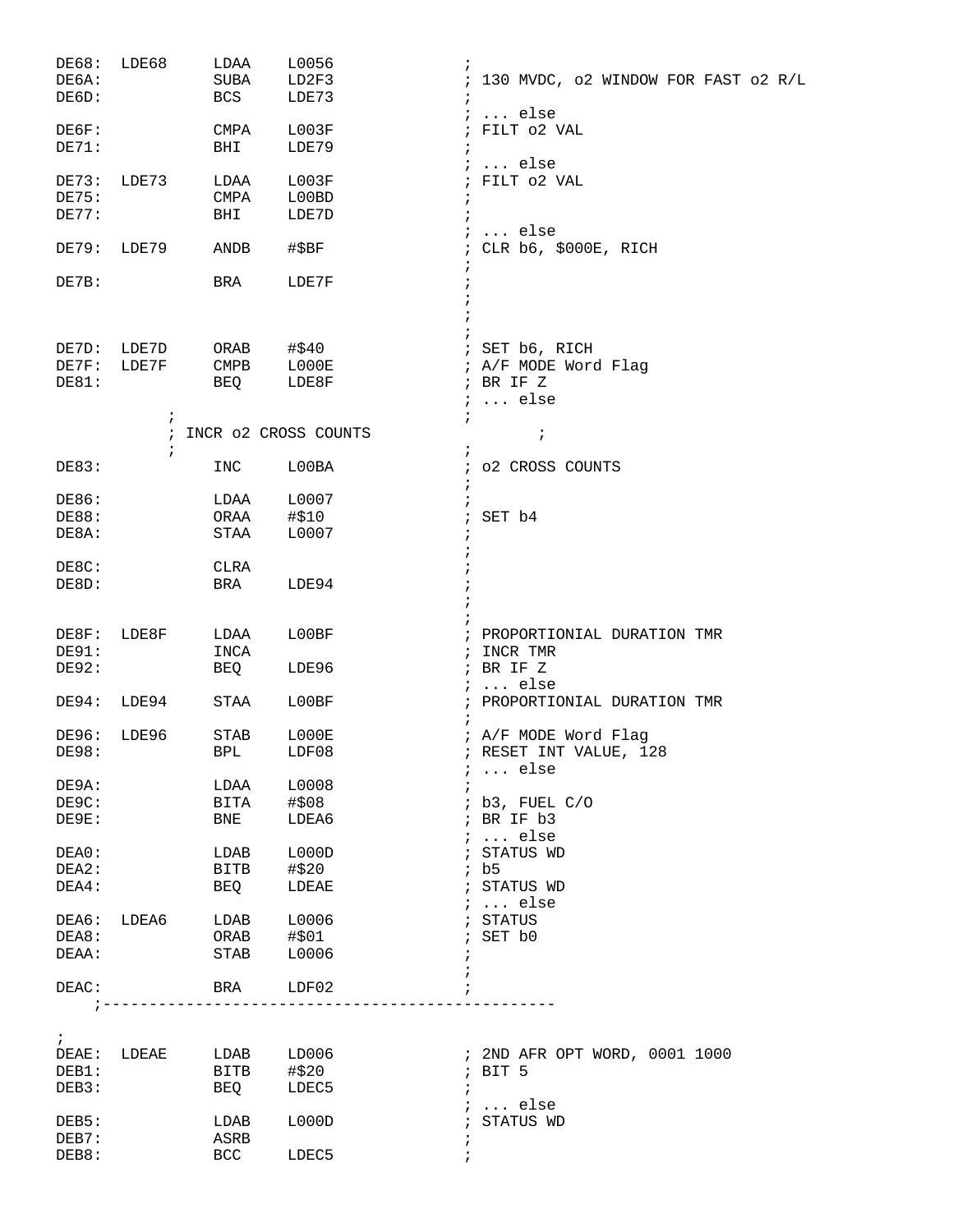```
DE68:  LDE68     LDAA    L0056              ;
DE6A:            SUBA    LD2F3              ; 130 MVDC, o2 WINDOW FOR FAST o2 R/L
DE6D:            BCS     LDE73              ;
                                            ; ... else
DE6F:            CMPA    L003F              ; FILT o2 VAL
DE71:            BHI     LDE79              ;
                                            ; ... else
DE73:  LDE73     LDAA    L003F              ; FILT o2 VAL
DE75:            CMPA    L00BD              ;
DE77:            BHI     LDE7D              ;
                                            ; ... else
DE79:  LDE79     ANDB    #$BF               ; CLR b6, $000E, RICH
                                            ;
DE7B:            BRA     LDE7F              ;
                                            ;
                                            ;
                                            ;
DE7D:  LDE7D     ORAB    #$40               ; SET b6, RICH
DE7F:  LDE7F     CMPB    L000E              ; A/F MODE Word Flag
DE81:            BEQ     LDE8F              ; BR IF Z
                                            ; ... else
            ;                               ;
            ; INCR o2 CROSS COUNTS                ;
            ;                               ;
DE83:            INC     L00BA              ; o2 CROSS COUNTS
                                            ;
DE86:            LDAA    L0007              ;
DE88:            ORAA    #$10               ; SET b4
DE8A:            STAA    L0007              ;
                                            ;
DE8C:            CLRA                       ;
DE8D:            BRA     LDE94              ;
                                            ;
                                            ;
DE8F:  LDE8F     LDAA    L00BF              ; PROPORTIONIAL DURATION TMR
DE91:            INCA                       ; INCR TMR
DE92:            BEQ     LDE96              ; BR IF Z
                                            ; ... else
DE94:  LDE94     STAA    L00BF              ; PROPORTIONIAL DURATION TMR
                                            ;
DE96:  LDE96     STAB    L000E              ; A/F MODE Word Flag
DE98:            BPL     LDF08              ; RESET INT VALUE, 128
                                            ; ... else
DE9A:            LDAA    L0008              ;
DE9C:            BITA    #$08               ; b3, FUEL C/O
DE9E:            BNE     LDEA6              ; BR IF b3
                                            ; ... else
DEA0:            LDAB    L000D              ; STATUS WD
DEA2:            BITB    #$20               ; b5
DEA4:            BEQ     LDEAE              ; STATUS WD
                                            ; ... else
DEA6:  LDEA6     LDAB    L0006              ; STATUS
DEA8:            ORAB    #$01               ; SET b0
DEAA:            STAB    L0006              ;
                                            ;
DEAC:            BRA     LDF02              ;
    ;-----------------------------------------------

;
DEAE:  LDEAE     LDAB    LD006              ; 2ND AFR OPT WORD, 0001 1000
DEB1:            BITB    #$20               ; BIT 5
DEB3:            BEQ     LDEC5              ;
                                            ; ... else
DEB5:            LDAB    L000D              ; STATUS WD
DEB7:            ASRB                       ;
DEB8:            BCC     LDEC5              ;
```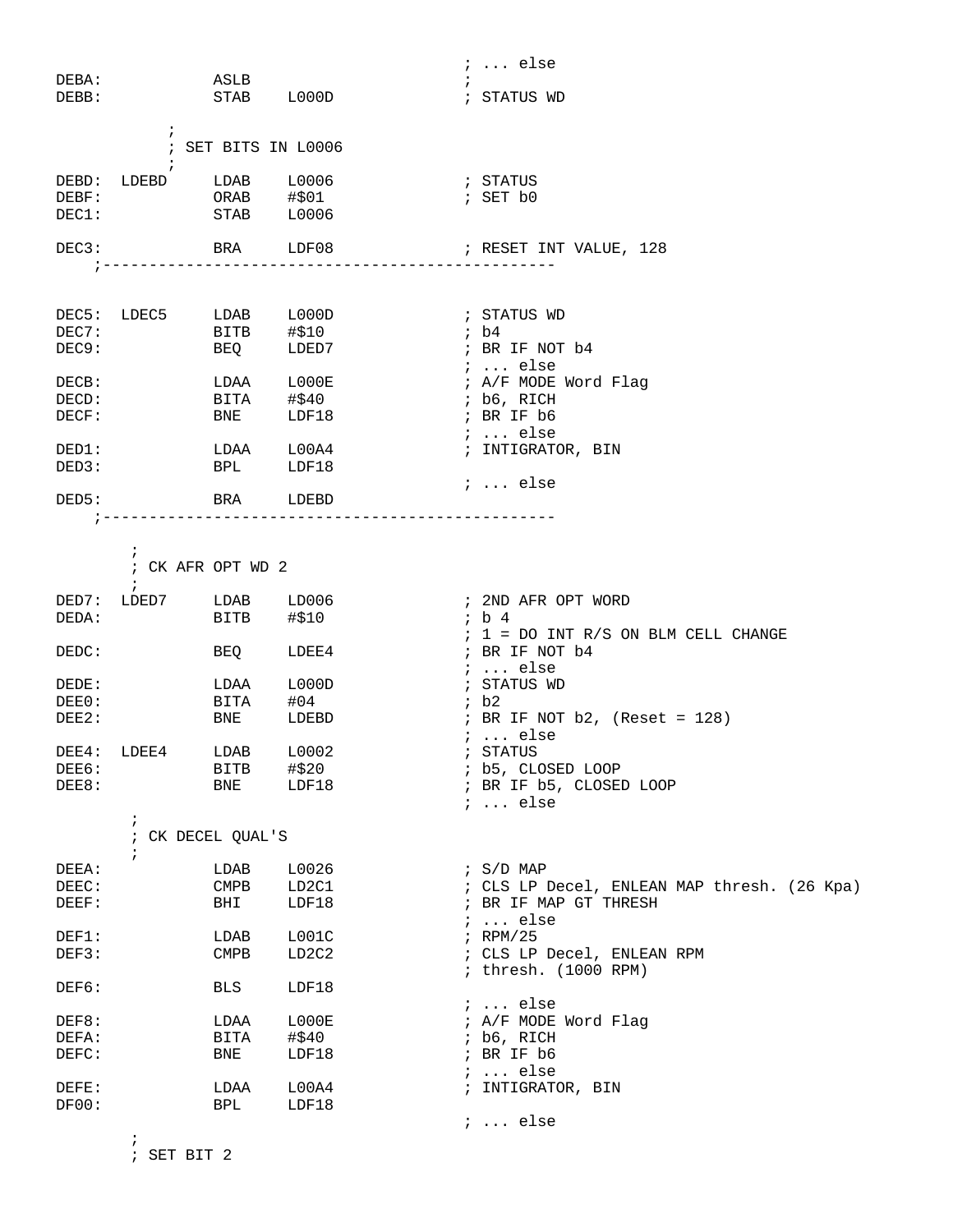```
                                                ; ... else
DEBA:           ASLB                            ;
DEBB:           STAB    L000D                   ; STATUS WD

            ;
            ; SET BITS IN L0006
            ;
DEBD:  LDEBD    LDAB    L0006                   ; STATUS
DEBF:           ORAB    #$01                    ; SET b0
DEC1:           STAB    L0006

DEC3:           BRA     LDF08                   ; RESET INT VALUE, 128
    ;-------------------------------------------------


DEC5:  LDEC5    LDAB    L000D                   ; STATUS WD
DEC7:           BITB    #$10                    ; b4
DEC9:           BEQ     LDED7                   ; BR IF NOT b4
                                                ; ... else
DECB:           LDAA    L000E                   ; A/F MODE Word Flag
DECD:           BITA    #$40                    ; b6, RICH
DECF:           BNE     LDF18                   ; BR IF b6
                                                ; ... else
DED1:           LDAA    L00A4                   ; INTIGRATOR, BIN
DED3:           BPL     LDF18
                                                ; ... else
DED5:           BRA     LDEBD
    ;-------------------------------------------------

        ;
        ; CK AFR OPT WD 2
        ;
DED7:  LDED7    LDAB    LD006                   ; 2ND AFR OPT WORD
DEDA:           BITB    #$10                    ; b 4
                                                ; 1 = DO INT R/S ON BLM CELL CHANGE
DEDC:           BEQ     LDEE4                   ; BR IF NOT b4
                                                ; ... else
DEDE:           LDAA    L000D                   ; STATUS WD
DEE0:           BITA    #04                     ; b2
DEE2:           BNE     LDEBD                   ; BR IF NOT b2, (Reset = 128)
                                                ; ... else
DEE4:  LDEE4    LDAB    L0002                   ; STATUS
DEE6:           BITB    #$20                    ; b5, CLOSED LOOP
DEE8:           BNE     LDF18                   ; BR IF b5, CLOSED LOOP
                                                ; ... else
        ;
        ; CK DECEL QUAL'S
        ;
DEEA:           LDAB    L0026                   ; S/D MAP
DEEC:           CMPB    LD2C1                   ; CLS LP Decel, ENLEAN MAP thresh. (26 Kpa)
DEEF:           BHI     LDF18                   ; BR IF MAP GT THRESH
                                                ; ... else
DEF1:           LDAB    L001C                   ; RPM/25
DEF3:           CMPB    LD2C2                   ; CLS LP Decel, ENLEAN RPM
                                                ; thresh. (1000 RPM)
DEF6:           BLS     LDF18
                                                ; ... else
DEF8:           LDAA    L000E                   ; A/F MODE Word Flag
DEFA:           BITA    #$40                    ; b6, RICH
DEFC:           BNE     LDF18                   ; BR IF b6
                                                ; ... else
DEFE:           LDAA    L00A4                   ; INTIGRATOR, BIN
DF00:           BPL     LDF18
                                                ; ... else
        ;
        ; SET BIT 2
```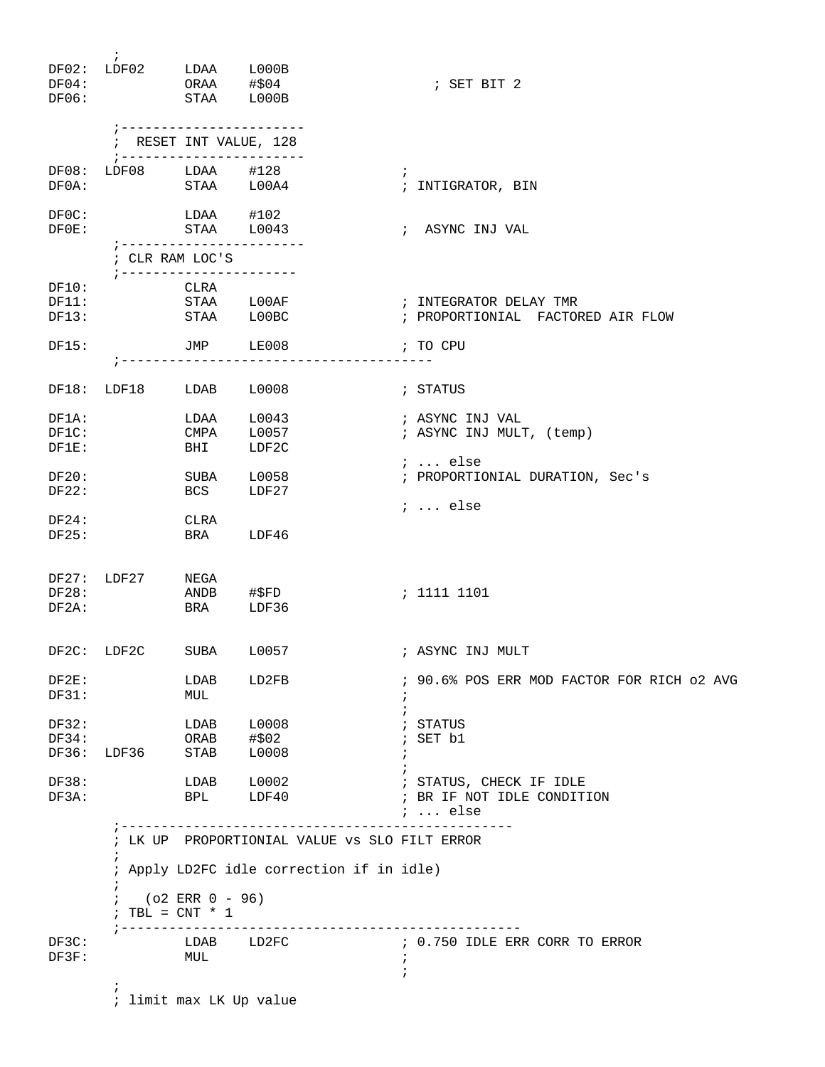```
        ;
DF02:  LDF02     LDAA    L000B
DF04:            ORAA    #$04                  ; SET BIT 2
DF06:            STAA    L000B

        ;-----------------------
        ;  RESET INT VALUE, 128
        ;-----------------------
DF08:  LDF08     LDAA    #128              ;
DF0A:            STAA    L00A4             ; INTIGRATOR, BIN

DF0C:            LDAA    #102
DF0E:            STAA    L0043             ;  ASYNC INJ VAL
        ;-----------------------
        ; CLR RAM LOC'S
        ;----------------------
DF10:            CLRA
DF11:            STAA    L00AF             ; INTEGRATOR DELAY TMR
DF13:            STAA    L00BC             ; PROPORTIONIAL  FACTORED AIR FLOW

DF15:            JMP     LE008             ; TO CPU
        ;--------------------------------------

DF18:  LDF18     LDAB    L0008             ; STATUS

DF1A:            LDAA    L0043             ; ASYNC INJ VAL
DF1C:            CMPA    L0057             ; ASYNC INJ MULT, (temp)
DF1E:            BHI     LDF2C
                                           ; ... else
DF20:            SUBA    L0058             ; PROPORTIONIAL DURATION, Sec's
DF22:            BCS     LDF27
                                           ; ... else
DF24:            CLRA
DF25:            BRA     LDF46


DF27:  LDF27     NEGA
DF28:            ANDB    #$FD              ; 1111 1101
DF2A:            BRA     LDF36


DF2C:  LDF2C     SUBA    L0057             ; ASYNC INJ MULT

DF2E:            LDAB    LD2FB             ; 90.6% POS ERR MOD FACTOR FOR RICH o2 AVG
DF31:            MUL                       ;
                                           ;
DF32:            LDAB    L0008             ; STATUS
DF34:            ORAB    #$02              ; SET b1
DF36:  LDF36     STAB    L0008             ;
                                           ;
DF38:            LDAB    L0002             ; STATUS, CHECK IF IDLE
DF3A:            BPL     LDF40             ; BR IF NOT IDLE CONDITION
                                           ; ... else
        ;-----------------------------------------------
        ; LK UP  PROPORTIONIAL VALUE vs SLO FILT ERROR
        ;
        ; Apply LD2FC idle correction if in idle)
        ;
        ;   (o2 ERR 0 - 96)
        ; TBL = CNT * 1
        ;------------------------------------------------
DF3C:            LDAB    LD2FC             ; 0.750 IDLE ERR CORR TO ERROR
DF3F:            MUL                       ;
                                           ;
        ;
        ; limit max LK Up value
```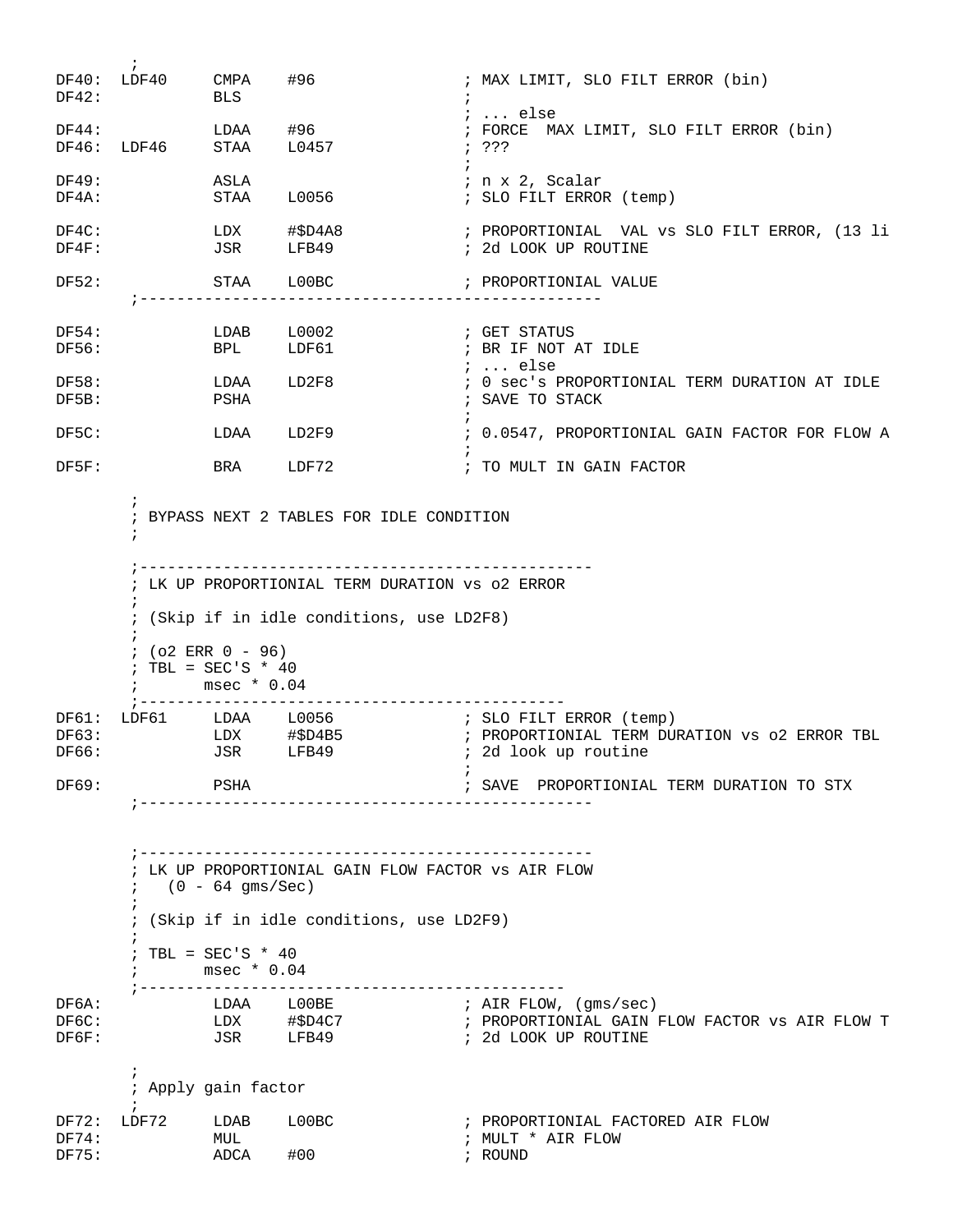```
        ;
DF40:  LDF40     CMPA    #96               ; MAX LIMIT, SLO FILT ERROR (bin)
DF42:            BLS                       ;
                                           ; ... else
DF44:            LDAA    #96               ; FORCE  MAX LIMIT, SLO FILT ERROR (bin)
DF46:  LDF46     STAA    L0457             ; ???
                                           ;
DF49:            ASLA                      ; n x 2, Scalar
DF4A:            STAA    L0056             ; SLO FILT ERROR (temp)

DF4C:            LDX     #$D4A8            ; PROPORTIONIAL  VAL vs SLO FILT ERROR, (13 li
DF4F:            JSR     LFB49             ; 2d LOOK UP ROUTINE

DF52:            STAA    L00BC             ; PROPORTIONIAL VALUE
        ;--------------------------------------------------

DF54:            LDAB    L0002             ; GET STATUS
DF56:            BPL     LDF61             ; BR IF NOT AT IDLE
                                           ; ... else
DF58:            LDAA    LD2F8             ; 0 sec's PROPORTIONIAL TERM DURATION AT IDLE
DF5B:            PSHA                      ; SAVE TO STACK
                                           ;
DF5C:            LDAA    LD2F9             ; 0.0547, PROPORTIONIAL GAIN FACTOR FOR FLOW A
                                           ;
DF5F:            BRA     LDF72             ; TO MULT IN GAIN FACTOR

        ;
        ; BYPASS NEXT 2 TABLES FOR IDLE CONDITION
        ;

        ;-------------------------------------------------
        ; LK UP PROPORTIONIAL TERM DURATION vs o2 ERROR
        ;
        ; (Skip if in idle conditions, use LD2F8)
        ;
        ; (o2 ERR 0 - 96)
        ; TBL = SEC'S * 40
        ;       msec * 0.04
        ;----------------------------------------------
DF61:  LDF61     LDAA    L0056             ; SLO FILT ERROR (temp)
DF63:            LDX     #$D4B5            ; PROPORTIONIAL TERM DURATION vs o2 ERROR TBL
DF66:            JSR     LFB49             ; 2d look up routine
                                           ;
DF69:            PSHA                      ; SAVE  PROPORTIONIAL TERM DURATION TO STX
        ;-------------------------------------------------


        ;-------------------------------------------------
        ; LK UP PROPORTIONIAL GAIN FLOW FACTOR vs AIR FLOW
        ;   (0 - 64 gms/Sec)
        ;
        ; (Skip if in idle conditions, use LD2F9)
        ;
        ; TBL = SEC'S * 40
        ;       msec * 0.04
        ;----------------------------------------------
DF6A:            LDAA    L00BE             ; AIR FLOW, (gms/sec)
DF6C:            LDX     #$D4C7            ; PROPORTIONIAL GAIN FLOW FACTOR vs AIR FLOW T
DF6F:            JSR     LFB49             ; 2d LOOK UP ROUTINE

        ;
        ; Apply gain factor
        ;
DF72:  LDF72     LDAB    L00BC             ; PROPORTIONIAL FACTORED AIR FLOW
DF74:            MUL                       ; MULT * AIR FLOW
DF75:            ADCA    #00               ; ROUND
```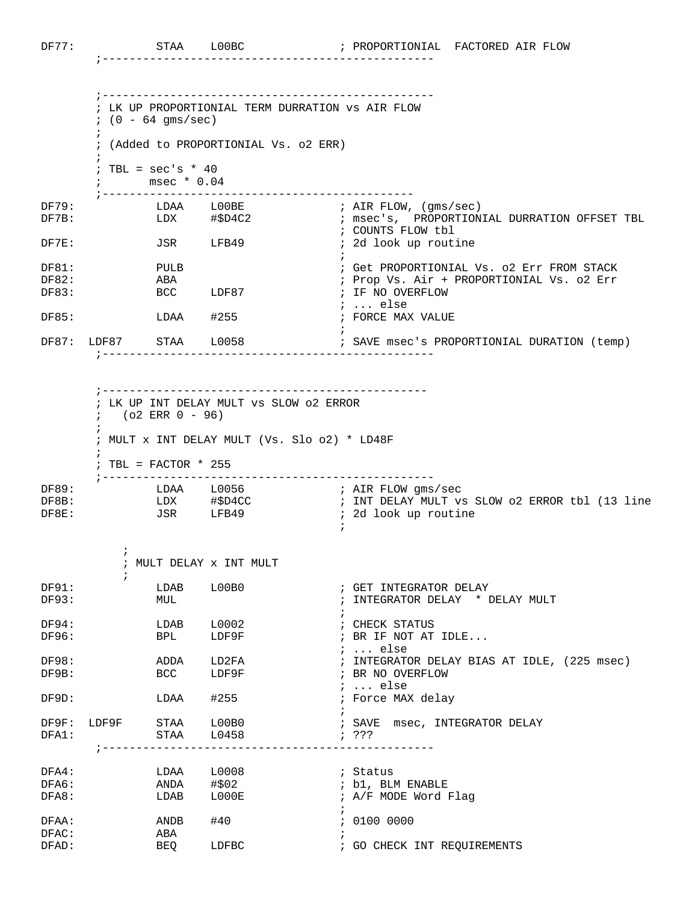```
DF77:           STAA    L00BC              ; PROPORTIONIAL  FACTORED AIR FLOW
        ;-------------------------------------------------


        ;-------------------------------------------------
        ; LK UP PROPORTIONIAL TERM DURRATION vs AIR FLOW
        ; (0 - 64 gms/sec)
        ;
        ; (Added to PROPORTIONIAL Vs. o2 ERR)
        ;
        ; TBL = sec's * 40
        ;       msec * 0.04
        ;----------------------------------------------
DF79:           LDAA    L00BE              ; AIR FLOW, (gms/sec)
DF7B:           LDX     #$D4C2             ; msec's,  PROPORTIONIAL DURRATION OFFSET TBL
                                           ; COUNTS FLOW tbl
DF7E:           JSR     LFB49              ; 2d look up routine
                                           ;
DF81:           PULB                       ; Get PROPORTIONIAL Vs. o2 Err FROM STACK
DF82:           ABA                        ; Prop Vs. Air + PROPORTIONIAL Vs. o2 Err
DF83:           BCC     LDF87              ; IF NO OVERFLOW
                                           ; ... else
DF85:           LDAA    #255               ; FORCE MAX VALUE
                                           ;
DF87:  LDF87    STAA    L0058              ; SAVE msec's PROPORTIONIAL DURATION (temp)
        ;-------------------------------------------------


        ;-----------------------------------------------
        ; LK UP INT DELAY MULT vs SLOW o2 ERROR
        ;   (o2 ERR 0 - 96)
        ;
        ; MULT x INT DELAY MULT (Vs. Slo o2) * LD48F
        ;
        ; TBL = FACTOR * 255
        ;-------------------------------------------------
DF89:           LDAA    L0056              ; AIR FLOW gms/sec
DF8B:           LDX     #$D4CC             ; INT DELAY MULT vs SLOW o2 ERROR tbl (13 line
DF8E:           JSR     LFB49              ; 2d look up routine
                                           ;

            ;
            ; MULT DELAY x INT MULT
            ;
DF91:           LDAB    L00B0              ; GET INTEGRATOR DELAY
DF93:           MUL                        ; INTEGRATOR DELAY  * DELAY MULT
                                           ;
DF94:           LDAB    L0002              ; CHECK STATUS
DF96:           BPL     LDF9F              ; BR IF NOT AT IDLE...
                                           ; ... else
DF98:           ADDA    LD2FA              ; INTEGRATOR DELAY BIAS AT IDLE, (225 msec)
DF9B:           BCC     LDF9F              ; BR NO OVERFLOW
                                           ; ... else
DF9D:           LDAA    #255               ; Force MAX delay
                                           ;
DF9F:  LDF9F    STAA    L00B0              ; SAVE  msec, INTEGRATOR DELAY
DFA1:           STAA    L0458              ; ???
        ;-------------------------------------------------

DFA4:           LDAA    L0008              ; Status
DFA6:           ANDA    #$02               ; b1, BLM ENABLE
DFA8:           LDAB    L000E              ; A/F MODE Word Flag
                                           ;
DFAA:           ANDB    #40                ; 0100 0000
DFAC:           ABA                        ;
DFAD:           BEQ     LDFBC              ; GO CHECK INT REQUIREMENTS
```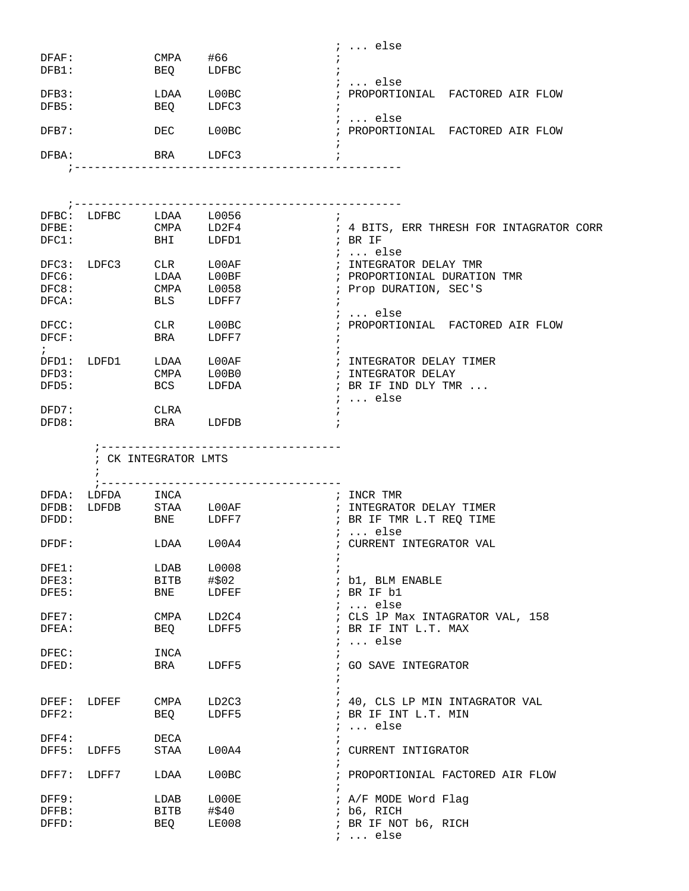```
                                                 ; ... else
DFAF:            CMPA    #66                     ;
DFB1:            BEQ     LDFBC                   ;
                                                 ; ... else
DFB3:            LDAA    L00BC                   ; PROPORTIONIAL  FACTORED AIR FLOW
DFB5:            BEQ     LDFC3                   ;
                                                 ; ... else
DFB7:            DEC     L00BC                   ; PROPORTIONIAL  FACTORED AIR FLOW
                                                 ;
DFBA:            BRA     LDFC3                   ;
    ;-------------------------------------------------


    ;-------------------------------------------------
DFBC:  LDFBC     LDAA    L0056                   ;
DFBE:            CMPA    LD2F4                   ; 4 BITS, ERR THRESH FOR INTAGRATOR CORR
DFC1:            BHI     LDFD1                   ; BR IF
                                                 ; ... else
DFC3:  LDFC3     CLR     L00AF                   ; INTEGRATOR DELAY TMR
DFC6:            LDAA    L00BF                   ; PROPORTIONIAL DURATION TMR
DFC8:            CMPA    L0058                   ; Prop DURATION, SEC'S
DFCA:            BLS     LDFF7                   ;
                                                 ; ... else
DFCC:            CLR     L00BC                   ; PROPORTIONIAL  FACTORED AIR FLOW
DFCF:            BRA     LDFF7                   ;
;                                                ;
DFD1:  LDFD1     LDAA    L00AF                   ; INTEGRATOR DELAY TIMER
DFD3:            CMPA    L00B0                   ; INTEGRATOR DELAY
DFD5:            BCS     LDFDA                   ; BR IF IND DLY TMR ...
                                                 ; ... else
DFD7:            CLRA                            ;
DFD8:            BRA     LDFDB                   ;

        ;-------------------------------------
        ; CK INTEGRATOR LMTS
        ;
        ;-------------------------------------
DFDA:  LDFDA     INCA                            ; INCR TMR
DFDB:  LDFDB     STAA    L00AF                   ; INTEGRATOR DELAY TIMER
DFDD:            BNE     LDFF7                   ; BR IF TMR L.T REQ TIME
                                                 ; ... else
DFDF:            LDAA    L00A4                   ; CURRENT INTEGRATOR VAL
                                                 ;
DFE1:            LDAB    L0008                   ;
DFE3:            BITB    #$02                    ; b1, BLM ENABLE
DFE5:            BNE     LDFEF                   ; BR IF b1
                                                 ; ... else
DFE7:            CMPA    LD2C4                   ; CLS lP Max INTAGRATOR VAL, 158
DFEA:            BEQ     LDFF5                   ; BR IF INT L.T. MAX
                                                 ; ... else
DFEC:            INCA                            ;
DFED:            BRA     LDFF5                   ; GO SAVE INTEGRATOR
                                                 ;
                                                 ;
DFEF:  LDFEF     CMPA    LD2C3                   ; 40, CLS LP MIN INTAGRATOR VAL
DFF2:            BEQ     LDFF5                   ; BR IF INT L.T. MIN
                                                 ; ... else
DFF4:            DECA                            ;
DFF5:  LDFF5     STAA    L00A4                   ; CURRENT INTIGRATOR
                                                 ;
DFF7:  LDFF7     LDAA    L00BC                   ; PROPORTIONIAL FACTORED AIR FLOW
                                                 ;
DFF9:            LDAB    L000E                   ; A/F MODE Word Flag
DFFB:            BITB    #$40                    ; b6, RICH
DFFD:            BEQ     LE008                   ; BR IF NOT b6, RICH
                                                 ; ... else
```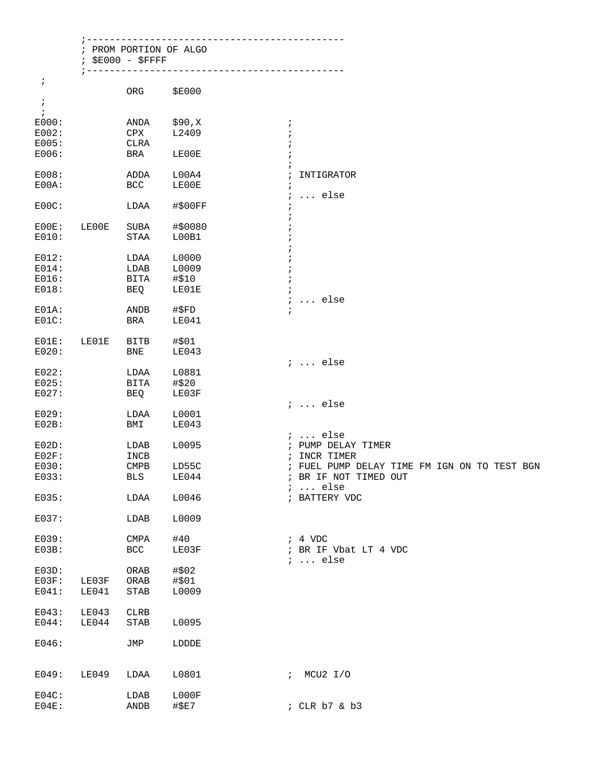```
        ;--------------------------------------------
        ; PROM PORTION OF ALGO
        ; $E000 - $FFFF
        ;--------------------------------------------
 ;
                ORG     $E000
 ;
 ;
E000:           ANDA    $90,X                   ;
E002:           CPX     L2409                   ;
E005:           CLRA                            ;
E006:           BRA     LE00E                   ;
                                                ;
E008:           ADDA    L00A4                   ; INTIGRATOR
E00A:           BCC     LE00E                   ;
                                                ; ... else
E00C:           LDAA    #$00FF                  ;
                                                ;
E00E:   LE00E   SUBA    #$0080                  ;
E010:           STAA    L00B1                   ;
                                                ;
E012:           LDAA    L0000                   ;
E014:           LDAB    L0009                   ;
E016:           BITA    #$10                    ;
E018:           BEQ     LE01E                   ;
                                                ; ... else
E01A:           ANDB    #$FD                    ;
E01C:           BRA     LE041

E01E:   LE01E   BITB    #$01
E020:           BNE     LE043
                                                ; ... else
E022:           LDAA    L0881
E025:           BITA    #$20
E027:           BEQ     LE03F
                                                ; ... else
E029:           LDAA    L0001
E02B:           BMI     LE043
                                                ; ... else
E02D:           LDAB    L0095                   ; PUMP DELAY TIMER
E02F:           INCB                            ; INCR TIMER
E030:           CMPB    LD55C                   ; FUEL PUMP DELAY TIME FM IGN ON TO TEST BGN
E033:           BLS     LE044                   ; BR IF NOT TIMED OUT
                                                ; ... else
E035:           LDAA    L0046                   ; BATTERY VDC

E037:           LDAB    L0009

E039:           CMPA    #40                     ; 4 VDC
E03B:           BCC     LE03F                   ; BR IF Vbat LT 4 VDC
                                                ; ... else
E03D:           ORAB    #$02
E03F:   LE03F   ORAB    #$01
E041:   LE041   STAB    L0009

E043:   LE043   CLRB
E044:   LE044   STAB    L0095

E046:           JMP     LDDDE


E049:   LE049   LDAA    L0801                   ;  MCU2 I/O

E04C:           LDAB    L000F
E04E:           ANDB    #$E7                    ; CLR b7 & b3
```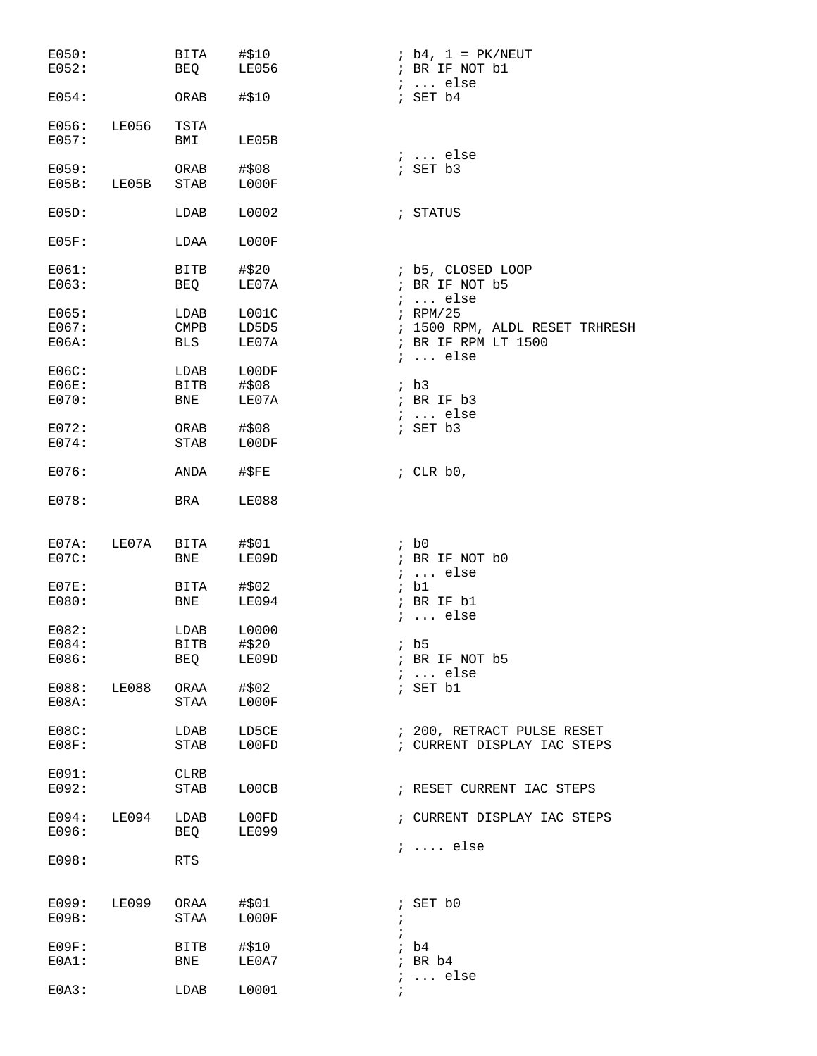```
E050:           BITA    #$10                ; b4, 1 = PK/NEUT
E052:           BEQ     LE056               ; BR IF NOT b1
                                            ; ... else
E054:           ORAB    #$10                ; SET b4

E056:   LE056   TSTA
E057:           BMI     LE05B
                                            ; ... else
E059:           ORAB    #$08                ; SET b3
E05B:   LE05B   STAB    L000F

E05D:           LDAB    L0002               ; STATUS

E05F:           LDAA    L000F

E061:           BITB    #$20                ; b5, CLOSED LOOP
E063:           BEQ     LE07A               ; BR IF NOT b5
                                            ; ... else
E065:           LDAB    L001C               ; RPM/25
E067:           CMPB    LD5D5               ; 1500 RPM, ALDL RESET TRHRESH
E06A:           BLS     LE07A               ; BR IF RPM LT 1500
                                            ; ... else
E06C:           LDAB    L00DF
E06E:           BITB    #$08                ; b3
E070:           BNE     LE07A               ; BR IF b3
                                            ; ... else
E072:           ORAB    #$08                ; SET b3
E074:           STAB    L00DF

E076:           ANDA    #$FE                ; CLR b0,

E078:           BRA     LE088


E07A:   LE07A   BITA    #$01                ; b0
E07C:           BNE     LE09D               ; BR IF NOT b0
                                            ; ... else
E07E:           BITA    #$02                ; b1
E080:           BNE     LE094               ; BR IF b1
                                            ; ... else
E082:           LDAB    L0000
E084:           BITB    #$20                ; b5
E086:           BEQ     LE09D               ; BR IF NOT b5
                                            ; ... else
E088:   LE088   ORAA    #$02                ; SET b1
E08A:           STAA    L000F

E08C:           LDAB    LD5CE               ; 200, RETRACT PULSE RESET
E08F:           STAB    L00FD               ; CURRENT DISPLAY IAC STEPS

E091:           CLRB
E092:           STAB    L00CB               ; RESET CURRENT IAC STEPS

E094:   LE094   LDAB    L00FD               ; CURRENT DISPLAY IAC STEPS
E096:           BEQ     LE099
                                            ; .... else
E098:           RTS


E099:   LE099   ORAA    #$01                ; SET b0
E09B:           STAA    L000F               ;
                                            ;
E09F:           BITB    #$10                ; b4
E0A1:           BNE     LE0A7               ; BR b4
                                            ; ... else
E0A3:           LDAB    L0001               ;
```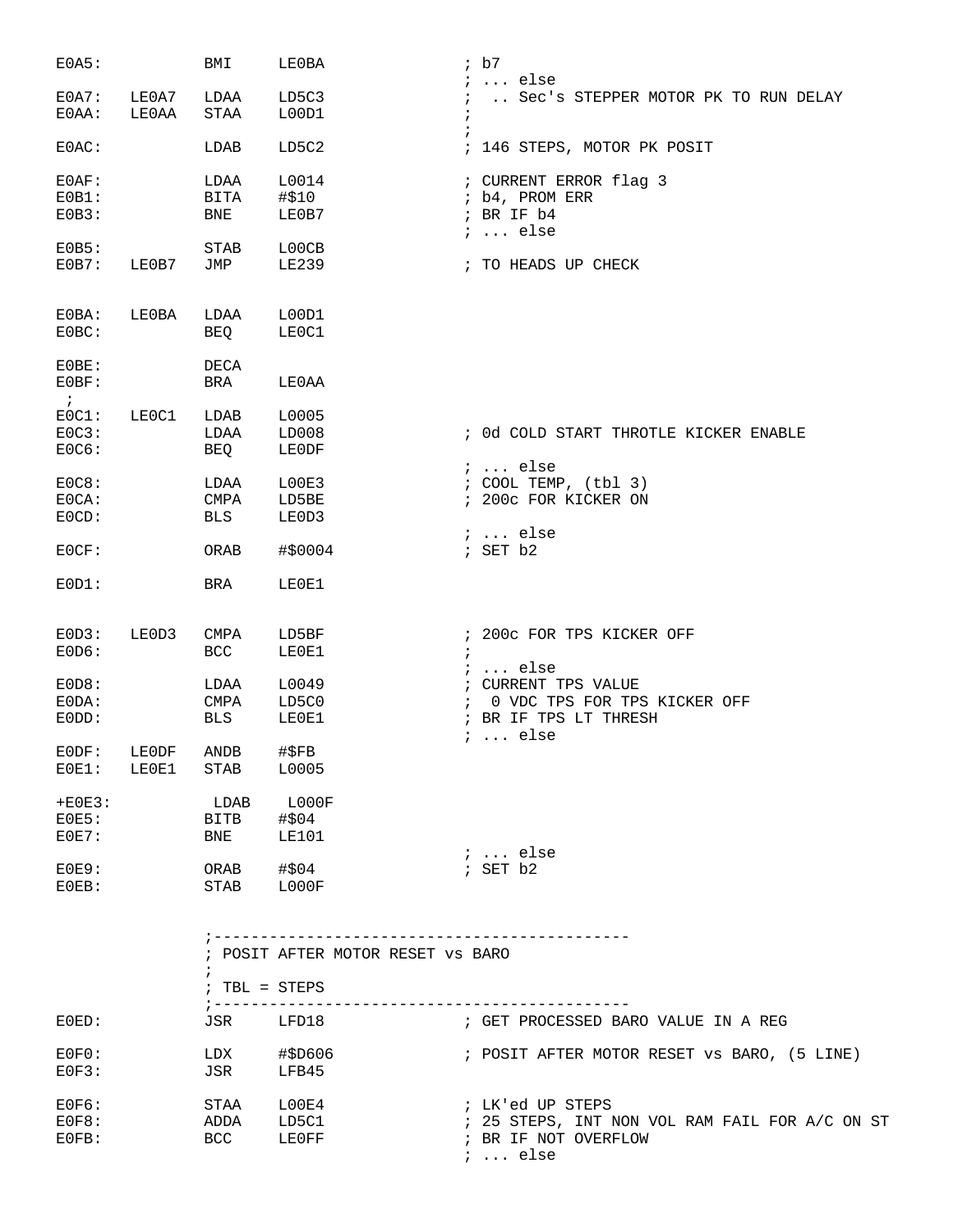```
E0A5:           BMI     LE0BA               ; b7
                                            ; ... else
E0A7:   LE0A7   LDAA    LD5C3               ;  .. Sec's STEPPER MOTOR PK TO RUN DELAY
E0AA:   LE0AA   STAA    L00D1               ;
                                            ;
E0AC:           LDAB    LD5C2               ; 146 STEPS, MOTOR PK POSIT

E0AF:           LDAA    L0014               ; CURRENT ERROR flag 3
E0B1:           BITA    #$10                ; b4, PROM ERR
E0B3:           BNE     LE0B7               ; BR IF b4
                                            ; ... else
E0B5:           STAB    L00CB
E0B7:   LE0B7   JMP     LE239               ; TO HEADS UP CHECK


E0BA:   LE0BA   LDAA    L00D1
E0BC:           BEQ     LE0C1

E0BE:           DECA
E0BF:           BRA     LE0AA
 ;
E0C1:   LE0C1   LDAB    L0005
E0C3:           LDAA    LD008               ; 0d COLD START THROTLE KICKER ENABLE
E0C6:           BEQ     LE0DF
                                            ; ... else
E0C8:           LDAA    L00E3               ; COOL TEMP, (tbl 3)
E0CA:           CMPA    LD5BE               ; 200c FOR KICKER ON
E0CD:           BLS     LE0D3
                                            ; ... else
E0CF:           ORAB    #$0004              ; SET b2

E0D1:           BRA     LE0E1


E0D3:   LE0D3   CMPA    LD5BF               ; 200c FOR TPS KICKER OFF
E0D6:           BCC     LE0E1               ;
                                            ; ... else
E0D8:           LDAA    L0049               ; CURRENT TPS VALUE
E0DA:           CMPA    LD5C0               ;  0 VDC TPS FOR TPS KICKER OFF
E0DD:           BLS     LE0E1               ; BR IF TPS LT THRESH
                                            ; ... else
E0DF:   LE0DF   ANDB    #$FB
E0E1:   LE0E1   STAB    L0005

+E0E3:           LDAB    L000F
E0E5:           BITB    #$04
E0E7:           BNE     LE101
                                            ; ... else
E0E9:           ORAB    #$04                ; SET b2
E0EB:           STAB    L000F


                ;--------------------------------------------
                ; POSIT AFTER MOTOR RESET vs BARO
                ;
                ; TBL = STEPS
                ;--------------------------------------------
E0ED:           JSR     LFD18               ; GET PROCESSED BARO VALUE IN A REG

E0F0:           LDX     #$D606              ; POSIT AFTER MOTOR RESET vs BARO, (5 LINE)
E0F3:           JSR     LFB45

E0F6:           STAA    L00E4               ; LK'ed UP STEPS
E0F8:           ADDA    LD5C1               ; 25 STEPS, INT NON VOL RAM FAIL FOR A/C ON ST
E0FB:           BCC     LE0FF               ; BR IF NOT OVERFLOW
                                            ; ... else
```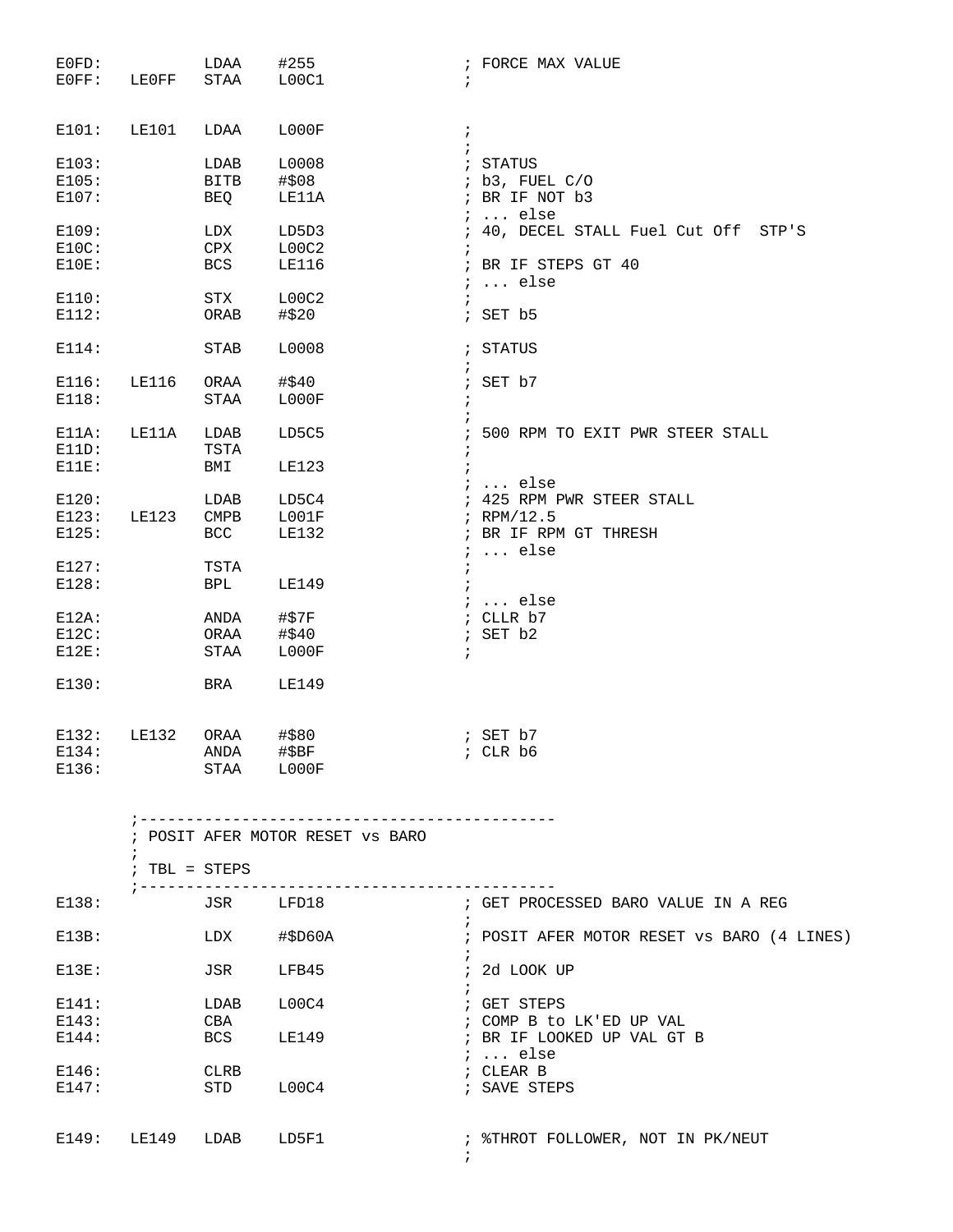```
E0FD:           LDAA    #255                ; FORCE MAX VALUE
E0FF:   LE0FF   STAA    L00C1               ;


E101:   LE101   LDAA    L000F               ;
                                            ;
E103:           LDAB    L0008               ; STATUS
E105:           BITB    #$08                ; b3, FUEL C/O
E107:           BEQ     LE11A               ; BR IF NOT b3
                                            ; ... else
E109:           LDX     LD5D3               ; 40, DECEL STALL Fuel Cut Off  STP'S
E10C:           CPX     L00C2               ;
E10E:           BCS     LE116               ; BR IF STEPS GT 40
                                            ; ... else
E110:           STX     L00C2               ;
E112:           ORAB    #$20                ; SET b5

E114:           STAB    L0008               ; STATUS
                                            ;
E116:   LE116   ORAA    #$40                ; SET b7
E118:           STAA    L000F               ;
                                            ;
E11A:   LE11A   LDAB    LD5C5               ; 500 RPM TO EXIT PWR STEER STALL
E11D:           TSTA                        ;
E11E:           BMI     LE123               ;
                                            ; ... else
E120:           LDAB    LD5C4               ; 425 RPM PWR STEER STALL
E123:   LE123   CMPB    L001F               ; RPM/12.5
E125:           BCC     LE132               ; BR IF RPM GT THRESH
                                            ; ... else
E127:           TSTA                        ;
E128:           BPL     LE149               ;
                                            ; ... else
E12A:           ANDA    #$7F                ; CLLR b7
E12C:           ORAA    #$40                ; SET b2
E12E:           STAA    L000F               ;

E130:           BRA     LE149


E132:   LE132   ORAA    #$80                ; SET b7
E134:           ANDA    #$BF                ; CLR b6
E136:           STAA    L000F


        ;---------------------------------------------
        ; POSIT AFER MOTOR RESET vs BARO
        ;
        ; TBL = STEPS
        ;---------------------------------------------
E138:           JSR     LFD18               ; GET PROCESSED BARO VALUE IN A REG
                                            ;
E13B:           LDX     #$D60A              ; POSIT AFER MOTOR RESET vs BARO (4 LINES)
                                            ;
E13E:           JSR     LFB45               ; 2d LOOK UP
                                            ;
E141:           LDAB    L00C4               ; GET STEPS
E143:           CBA                         ; COMP B to LK'ED UP VAL
E144:           BCS     LE149               ; BR IF LOOKED UP VAL GT B
                                            ; ... else
E146:           CLRB                        ; CLEAR B
E147:           STD     L00C4               ; SAVE STEPS


E149:   LE149   LDAB    LD5F1               ; %THROT FOLLOWER, NOT IN PK/NEUT
                                            ;
```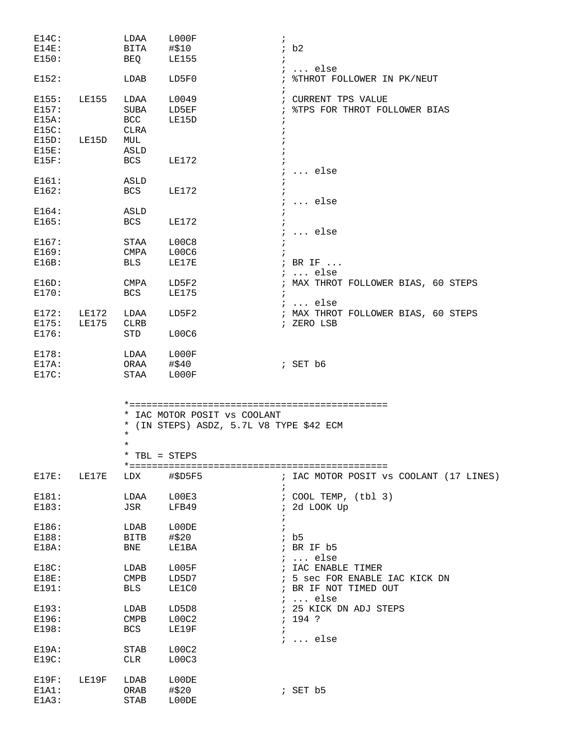```
E14C:          LDAA    L000F              ;
E14E:          BITA    #$10               ; b2
E150:          BEQ     LE155              ;
                                          ; ... else
E152:          LDAB    LD5F0              ; %THROT FOLLOWER IN PK/NEUT
                                          ;
E155:  LE155   LDAA    L0049              ; CURRENT TPS VALUE
E157:          SUBA    LD5EF              ; %TPS FOR THROT FOLLOWER BIAS
E15A:          BCC     LE15D              ;
E15C:          CLRA                       ;
E15D:  LE15D   MUL                        ;
E15E:          ASLD                       ;
E15F:          BCS     LE172              ;
                                          ; ... else
E161:          ASLD                       ;
E162:          BCS     LE172              ;
                                          ; ... else
E164:          ASLD                       ;
E165:          BCS     LE172              ;
                                          ; ... else
E167:          STAA    L00C8              ;
E169:          CMPA    L00C6              ;
E16B:          BLS     LE17E              ; BR IF ...
                                          ; ... else
E16D:          CMPA    LD5F2              ; MAX THROT FOLLOWER BIAS, 60 STEPS
E170:          BCS     LE175              ;
                                          ; ... else
E172:  LE172   LDAA    LD5F2              ; MAX THROT FOLLOWER BIAS, 60 STEPS
E175:  LE175   CLRB                       ; ZERO LSB
E176:          STD     L00C6

E178:          LDAA    L000F
E17A:          ORAA    #$40               ; SET b6
E17C:          STAA    L000F


               *==============================================
               * IAC MOTOR POSIT vs COOLANT
               * (IN STEPS) ASDZ, 5.7L V8 TYPE $42 ECM
               *
               *
               * TBL = STEPS
               *==============================================
E17E:  LE17E   LDX     #$D5F5             ; IAC MOTOR POSIT vs COOLANT (17 LINES)
                                          ;
E181:          LDAA    L00E3              ; COOL TEMP, (tbl 3)
E183:          JSR     LFB49              ; 2d LOOK Up
                                          ;
E186:          LDAB    L00DE              ;
E188:          BITB    #$20               ; b5
E18A:          BNE     LE1BA              ; BR IF b5
                                          ; ... else
E18C:          LDAB    L005F              ; IAC ENABLE TIMER
E18E:          CMPB    LD5D7              ; 5 sec FOR ENABLE IAC KICK DN
E191:          BLS     LE1C0              ; BR IF NOT TIMED OUT
                                          ; ... else
E193:          LDAB    LD5D8              ; 25 KICK DN ADJ STEPS
E196:          CMPB    L00C2              ; 194 ?
E198:          BCS     LE19F              ;
                                          ; ... else
E19A:          STAB    L00C2
E19C:          CLR     L00C3

E19F:  LE19F   LDAB    L00DE
E1A1:          ORAB    #$20               ; SET b5
E1A3:          STAB    L00DE
```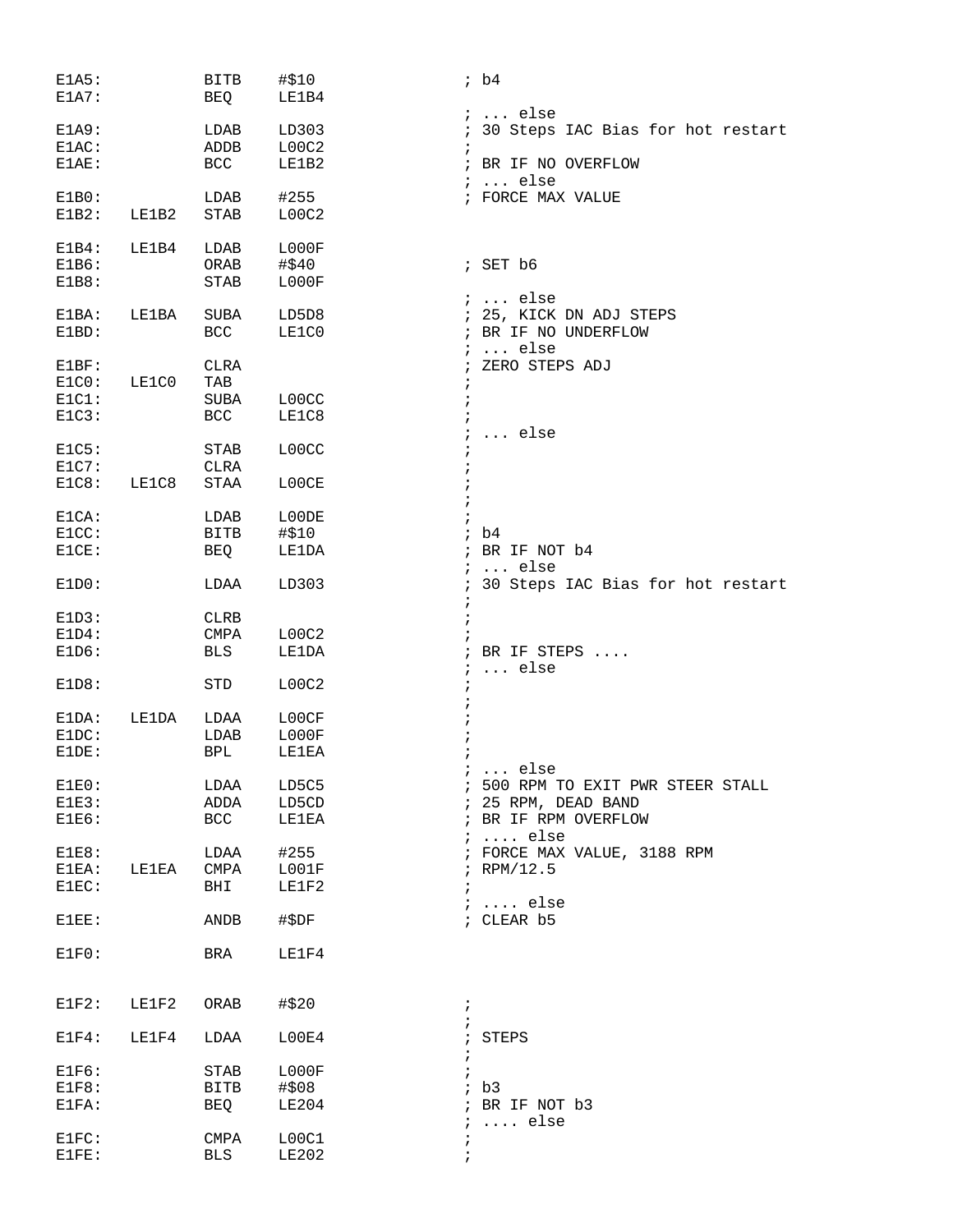```
E1A5:           BITB    #$10              ; b4
E1A7:           BEQ     LE1B4
                                          ; ... else
E1A9:           LDAB    LD303             ; 30 Steps IAC Bias for hot restart
E1AC:           ADDB    L00C2             ;
E1AE:           BCC     LE1B2             ; BR IF NO OVERFLOW
                                          ; ... else
E1B0:           LDAB    #255              ; FORCE MAX VALUE
E1B2:   LE1B2   STAB    L00C2

E1B4:   LE1B4   LDAB    L000F
E1B6:           ORAB    #$40              ; SET b6
E1B8:           STAB    L000F
                                          ; ... else
E1BA:   LE1BA   SUBA    LD5D8             ; 25, KICK DN ADJ STEPS
E1BD:           BCC     LE1C0             ; BR IF NO UNDERFLOW
                                          ; ... else
E1BF:           CLRA                      ; ZERO STEPS ADJ
E1C0:   LE1C0   TAB                       ;
E1C1:           SUBA    L00CC             ;
E1C3:           BCC     LE1C8             ;
                                          ; ... else
E1C5:           STAB    L00CC             ;
E1C7:           CLRA                      ;
E1C8:   LE1C8   STAA    L00CE             ;
                                          ;
E1CA:           LDAB    L00DE             ;
E1CC:           BITB    #$10              ; b4
E1CE:           BEQ     LE1DA             ; BR IF NOT b4
                                          ; ... else
E1D0:           LDAA    LD303             ; 30 Steps IAC Bias for hot restart
                                          ;
E1D3:           CLRB                      ;
E1D4:           CMPA    L00C2             ;
E1D6:           BLS     LE1DA             ; BR IF STEPS ....
                                          ; ... else
E1D8:           STD     L00C2             ;
                                          ;
E1DA:   LE1DA   LDAA    L00CF             ;
E1DC:           LDAB    L000F             ;
E1DE:           BPL     LE1EA             ;
                                          ; ... else
E1E0:           LDAA    LD5C5             ; 500 RPM TO EXIT PWR STEER STALL
E1E3:           ADDA    LD5CD             ; 25 RPM, DEAD BAND
E1E6:           BCC     LE1EA             ; BR IF RPM OVERFLOW
                                          ; .... else
E1E8:           LDAA    #255              ; FORCE MAX VALUE, 3188 RPM
E1EA:   LE1EA   CMPA    L001F             ; RPM/12.5
E1EC:           BHI     LE1F2             ;
                                          ; .... else
E1EE:           ANDB    #$DF              ; CLEAR b5

E1F0:           BRA     LE1F4


E1F2:   LE1F2   ORAB    #$20              ;
                                          ;
E1F4:   LE1F4   LDAA    L00E4             ; STEPS
                                          ;
E1F6:           STAB    L000F             ;
E1F8:           BITB    #$08              ; b3
E1FA:           BEQ     LE204             ; BR IF NOT b3
                                          ; .... else
E1FC:           CMPA    L00C1             ;
E1FE:           BLS     LE202             ;
```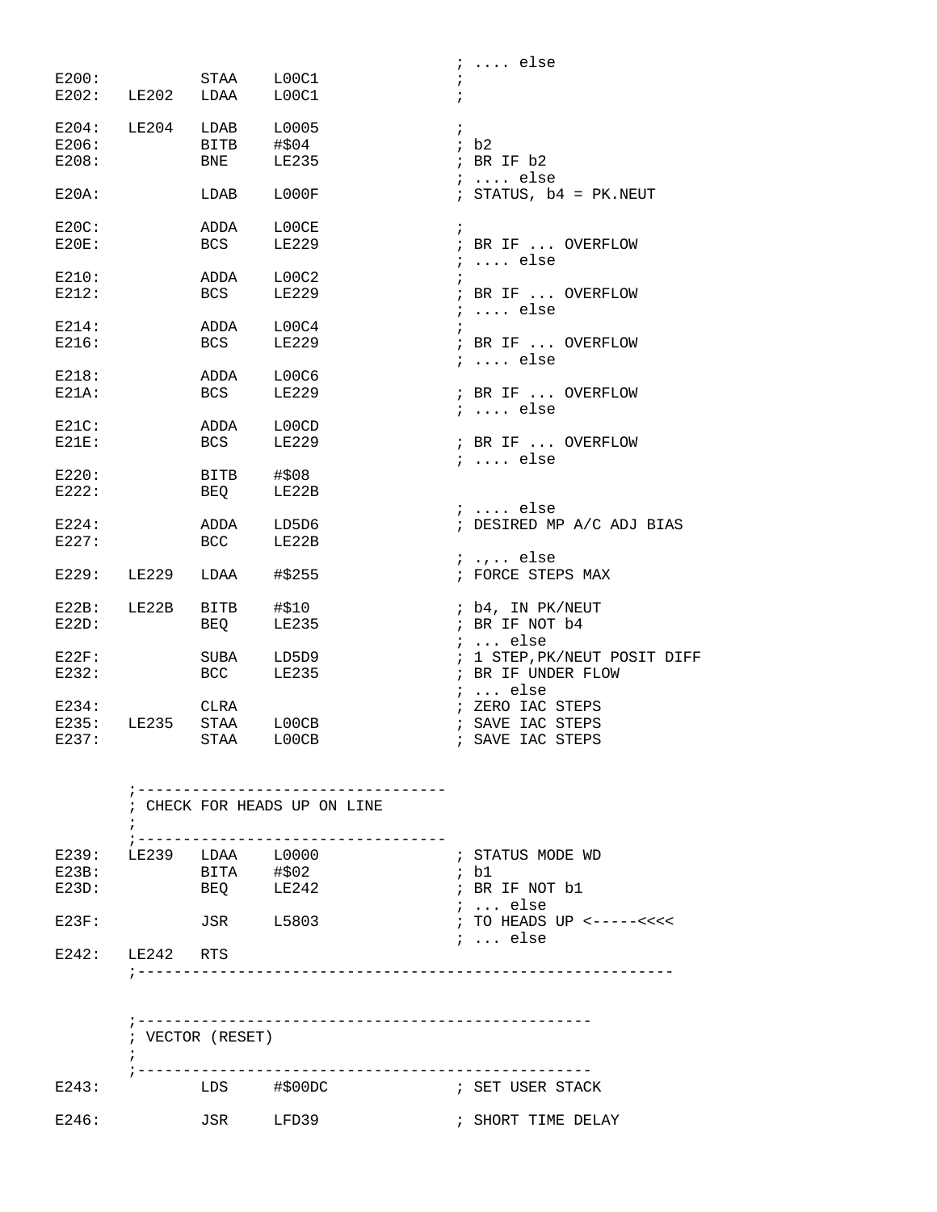```
                                                ; .... else
E200:           STAA    L00C1                   ;
E202:   LE202   LDAA    L00C1                   ;

E204:   LE204   LDAB    L0005                   ;
E206:           BITB    #$04                    ; b2
E208:           BNE     LE235                   ; BR IF b2
                                                ; .... else
E20A:           LDAB    L000F                   ; STATUS, b4 = PK.NEUT

E20C:           ADDA    L00CE                   ;
E20E:           BCS     LE229                   ; BR IF ... OVERFLOW
                                                ; .... else
E210:           ADDA    L00C2                   ;
E212:           BCS     LE229                   ; BR IF ... OVERFLOW
                                                ; .... else
E214:           ADDA    L00C4                   ;
E216:           BCS     LE229                   ; BR IF ... OVERFLOW
                                                ; .... else
E218:           ADDA    L00C6
E21A:           BCS     LE229                   ; BR IF ... OVERFLOW
                                                ; .... else
E21C:           ADDA    L00CD
E21E:           BCS     LE229                   ; BR IF ... OVERFLOW
                                                ; .... else
E220:           BITB    #$08
E222:           BEQ     LE22B
                                                ; .... else
E224:           ADDA    LD5D6                   ; DESIRED MP A/C ADJ BIAS
E227:           BCC     LE22B
                                                ; .,.. else
E229:   LE229   LDAA    #$255                   ; FORCE STEPS MAX

E22B:   LE22B   BITB    #$10                    ; b4, IN PK/NEUT
E22D:           BEQ     LE235                   ; BR IF NOT b4
                                                ; ... else
E22F:           SUBA    LD5D9                   ; 1 STEP,PK/NEUT POSIT DIFF
E232:           BCC     LE235                   ; BR IF UNDER FLOW
                                                ; ... else
E234:           CLRA                            ; ZERO IAC STEPS
E235:   LE235   STAA    L00CB                   ; SAVE IAC STEPS
E237:           STAA    L00CB                   ; SAVE IAC STEPS


        ;----------------------------------
        ; CHECK FOR HEADS UP ON LINE
        ;
        ;----------------------------------
E239:   LE239   LDAA    L0000                   ; STATUS MODE WD
E23B:           BITA    #$02                    ; b1
E23D:           BEQ     LE242                   ; BR IF NOT b1
                                                ; ... else
E23F:           JSR     L5803                   ; TO HEADS UP <-----<<<<
                                                ; ... else
E242:   LE242   RTS
        ;----------------------------------------------------------


        ;--------------------------------------------------
        ; VECTOR (RESET)
        ;
        ;--------------------------------------------------
E243:           LDS     #$00DC                  ; SET USER STACK

E246:           JSR     LFD39                   ; SHORT TIME DELAY
```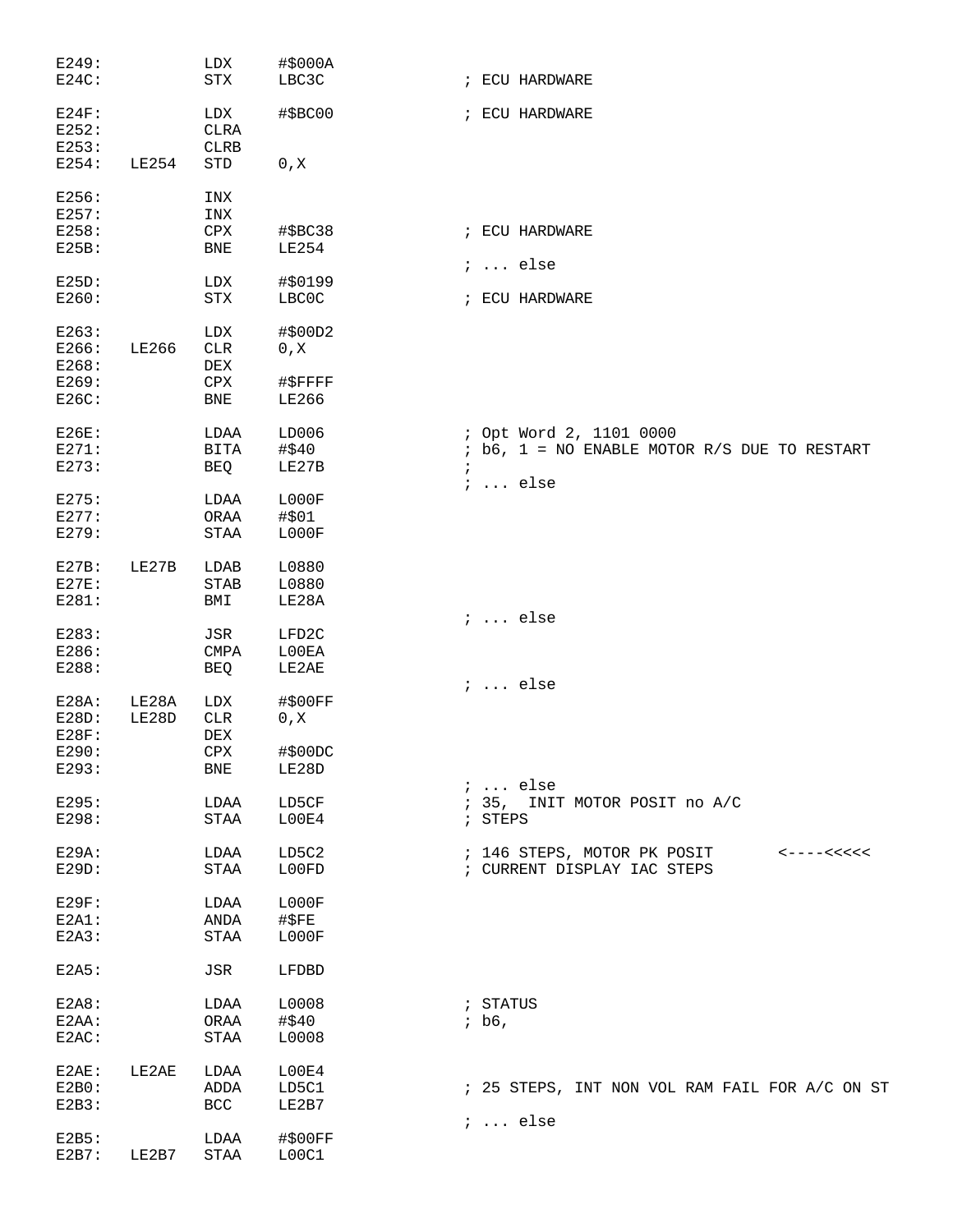```
E249:           LDX     #$000A
E24C:           STX     LBC3C                   ; ECU HARDWARE

E24F:           LDX     #$BC00                  ; ECU HARDWARE
E252:           CLRA
E253:           CLRB
E254:   LE254   STD     0,X

E256:           INX
E257:           INX
E258:           CPX     #$BC38                  ; ECU HARDWARE
E25B:           BNE     LE254
                                                ; ... else
E25D:           LDX     #$0199
E260:           STX     LBC0C                   ; ECU HARDWARE

E263:           LDX     #$00D2
E266:   LE266   CLR     0,X
E268:           DEX
E269:           CPX     #$FFFF
E26C:           BNE     LE266

E26E:           LDAA    LD006                   ; Opt Word 2, 1101 0000
E271:           BITA    #$40                    ; b6, 1 = NO ENABLE MOTOR R/S DUE TO RESTART
E273:           BEQ     LE27B                   ;
                                                ; ... else
E275:           LDAA    L000F
E277:           ORAA    #$01
E279:           STAA    L000F

E27B:   LE27B   LDAB    L0880
E27E:           STAB    L0880
E281:           BMI     LE28A
                                                ; ... else
E283:           JSR     LFD2C
E286:           CMPA    L00EA
E288:           BEQ     LE2AE
                                                ; ... else
E28A:   LE28A   LDX     #$00FF
E28D:   LE28D   CLR     0,X
E28F:           DEX
E290:           CPX     #$00DC
E293:           BNE     LE28D
                                                ; ... else
E295:           LDAA    LD5CF                   ; 35,  INIT MOTOR POSIT no A/C
E298:           STAA    L00E4                   ; STEPS

E29A:           LDAA    LD5C2                   ; 146 STEPS, MOTOR PK POSIT       <----<<<<<
E29D:           STAA    L00FD                   ; CURRENT DISPLAY IAC STEPS

E29F:           LDAA    L000F
E2A1:           ANDA    #$FE
E2A3:           STAA    L000F

E2A5:           JSR     LFDBD

E2A8:           LDAA    L0008                   ; STATUS
E2AA:           ORAA    #$40                    ; b6,
E2AC:           STAA    L0008

E2AE:   LE2AE   LDAA    L00E4
E2B0:           ADDA    LD5C1                   ; 25 STEPS, INT NON VOL RAM FAIL FOR A/C ON ST
E2B3:           BCC     LE2B7
                                                ; ... else
E2B5:           LDAA    #$00FF
E2B7:   LE2B7   STAA    L00C1
```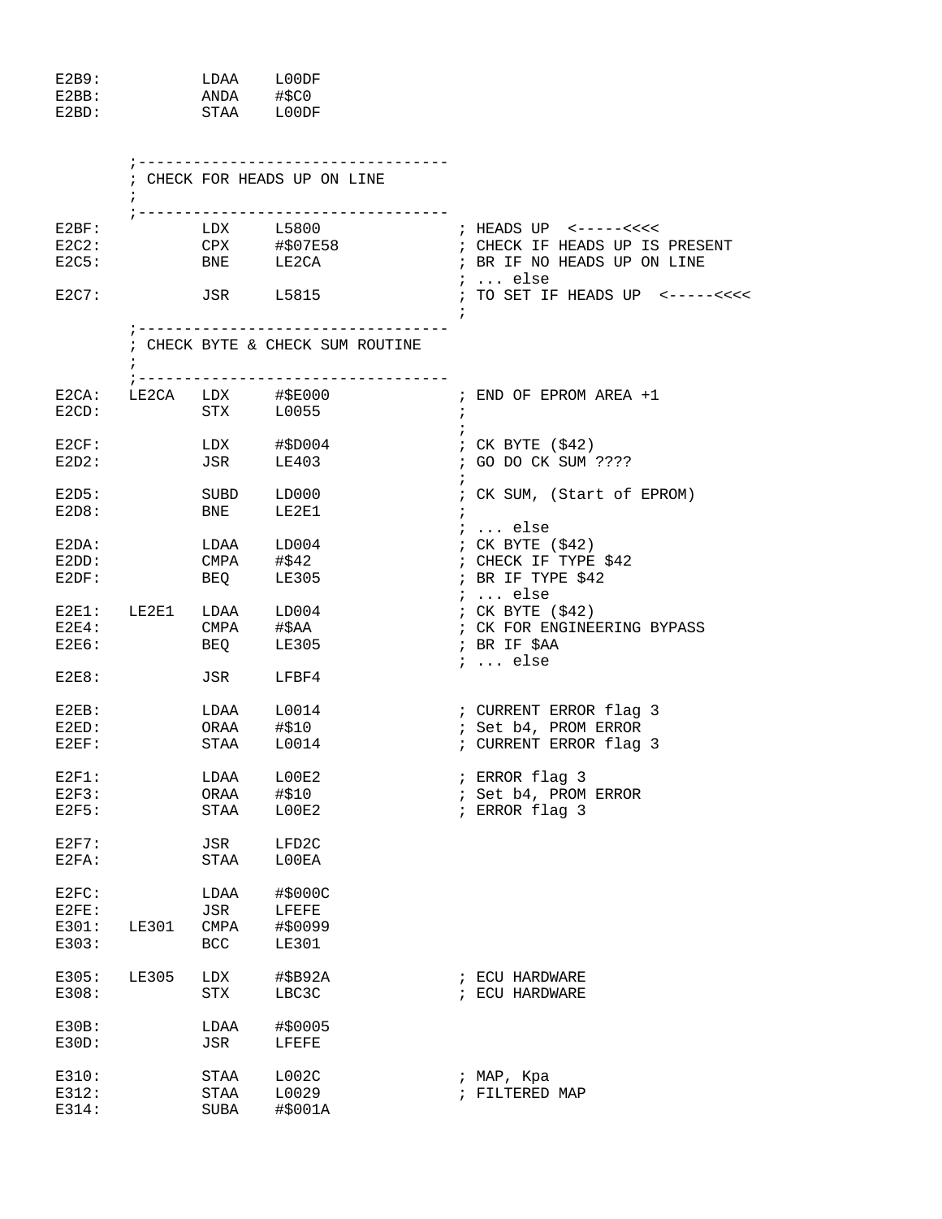```
E2B9:           LDAA    L00DF
E2BB:           ANDA    #$C0
E2BD:           STAA    L00DF


        ;----------------------------------
        ; CHECK FOR HEADS UP ON LINE
        ;
        ;----------------------------------
E2BF:           LDX     L5800               ; HEADS UP  <-----<<<<
E2C2:           CPX     #$07E58             ; CHECK IF HEADS UP IS PRESENT
E2C5:           BNE     LE2CA               ; BR IF NO HEADS UP ON LINE
                                            ; ... else
E2C7:           JSR     L5815               ; TO SET IF HEADS UP  <-----<<<<
                                            ;
        ;----------------------------------
        ; CHECK BYTE & CHECK SUM ROUTINE
        ;
        ;----------------------------------
E2CA:   LE2CA   LDX     #$E000              ; END OF EPROM AREA +1
E2CD:           STX     L0055               ;
                                            ;
E2CF:           LDX     #$D004              ; CK BYTE ($42)
E2D2:           JSR     LE403               ; GO DO CK SUM ????
                                            ;
E2D5:           SUBD    LD000               ; CK SUM, (Start of EPROM)
E2D8:           BNE     LE2E1               ;
                                            ; ... else
E2DA:           LDAA    LD004               ; CK BYTE ($42)
E2DD:           CMPA    #$42                ; CHECK IF TYPE $42
E2DF:           BEQ     LE305               ; BR IF TYPE $42
                                            ; ... else
E2E1:   LE2E1   LDAA    LD004               ; CK BYTE ($42)
E2E4:           CMPA    #$AA                ; CK FOR ENGINEERING BYPASS
E2E6:           BEQ     LE305               ; BR IF $AA
                                            ; ... else
E2E8:           JSR     LFBF4

E2EB:           LDAA    L0014               ; CURRENT ERROR flag 3
E2ED:           ORAA    #$10                ; Set b4, PROM ERROR
E2EF:           STAA    L0014               ; CURRENT ERROR flag 3

E2F1:           LDAA    L00E2               ; ERROR flag 3
E2F3:           ORAA    #$10                ; Set b4, PROM ERROR
E2F5:           STAA    L00E2               ; ERROR flag 3

E2F7:           JSR     LFD2C
E2FA:           STAA    L00EA

E2FC:           LDAA    #$000C
E2FE:           JSR     LFEFE
E301:   LE301   CMPA    #$0099
E303:           BCC     LE301

E305:   LE305   LDX     #$B92A              ; ECU HARDWARE
E308:           STX     LBC3C               ; ECU HARDWARE

E30B:           LDAA    #$0005
E30D:           JSR     LFEFE

E310:           STAA    L002C               ; MAP, Kpa
E312:           STAA    L0029               ; FILTERED MAP
E314:           SUBA    #$001A
```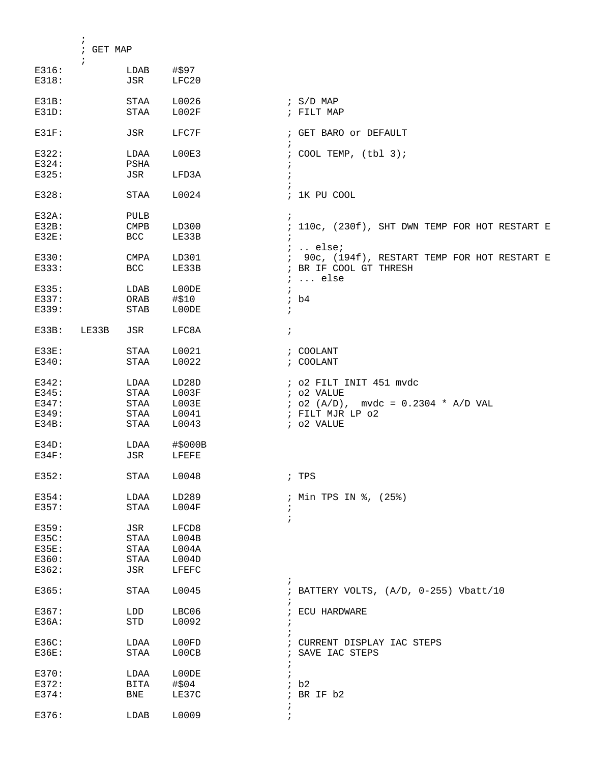```
        ;
        ; GET MAP
        ;
E316:           LDAB    #$97
E318:           JSR     LFC20

E31B:           STAA    L0026                   ; S/D MAP
E31D:           STAA    L002F                   ; FILT MAP

E31F:           JSR     LFC7F                   ; GET BARO or DEFAULT
                                                ;
E322:           LDAA    L00E3                   ; COOL TEMP, (tbl 3);
E324:           PSHA                            ;
E325:           JSR     LFD3A                   ;
                                                ;
E328:           STAA    L0024                   ; 1K PU COOL

E32A:           PULB                            ;
E32B:           CMPB    LD300                   ; 110c, (230f), SHT DWN TEMP FOR HOT RESTART E
E32E:           BCC     LE33B                   ;
                                                ; .. else;
E330:           CMPA    LD301                   ;  90c, (194f), RESTART TEMP FOR HOT RESTART E
E333:           BCC     LE33B                   ; BR IF COOL GT THRESH
                                                ; ... else
E335:           LDAB    L00DE                   ;
E337:           ORAB    #$10                    ; b4
E339:           STAB    L00DE                   ;

E33B:   LE33B   JSR     LFC8A                   ;

E33E:           STAA    L0021                   ; COOLANT
E340:           STAA    L0022                   ; COOLANT

E342:           LDAA    LD28D                   ; o2 FILT INIT 451 mvdc
E345:           STAA    L003F                   ; o2 VALUE
E347:           STAA    L003E                   ; o2 (A/D),  mvdc = 0.2304 * A/D VAL
E349:           STAA    L0041                   ; FILT MJR LP o2
E34B:           STAA    L0043                   ; o2 VALUE

E34D:           LDAA    #$000B
E34F:           JSR     LFEFE

E352:           STAA    L0048                   ; TPS

E354:           LDAA    LD289                   ; Min TPS IN %, (25%)
E357:           STAA    L004F                   ;
                                                ;
E359:           JSR     LFCD8
E35C:           STAA    L004B
E35E:           STAA    L004A
E360:           STAA    L004D
E362:           JSR     LFEFC
                                                ;
E365:           STAA    L0045                   ; BATTERY VOLTS, (A/D, 0-255) Vbatt/10
                                                ;
E367:           LDD     LBC06                   ; ECU HARDWARE
E36A:           STD     L0092                   ;
                                                ;
E36C:           LDAA    L00FD                   ; CURRENT DISPLAY IAC STEPS
E36E:           STAA    L00CB                   ; SAVE IAC STEPS
                                                ;
E370:           LDAA    L00DE                   ;
E372:           BITA    #$04                    ; b2
E374:           BNE     LE37C                   ; BR IF b2
                                                ;
E376:           LDAB    L0009                   ;
```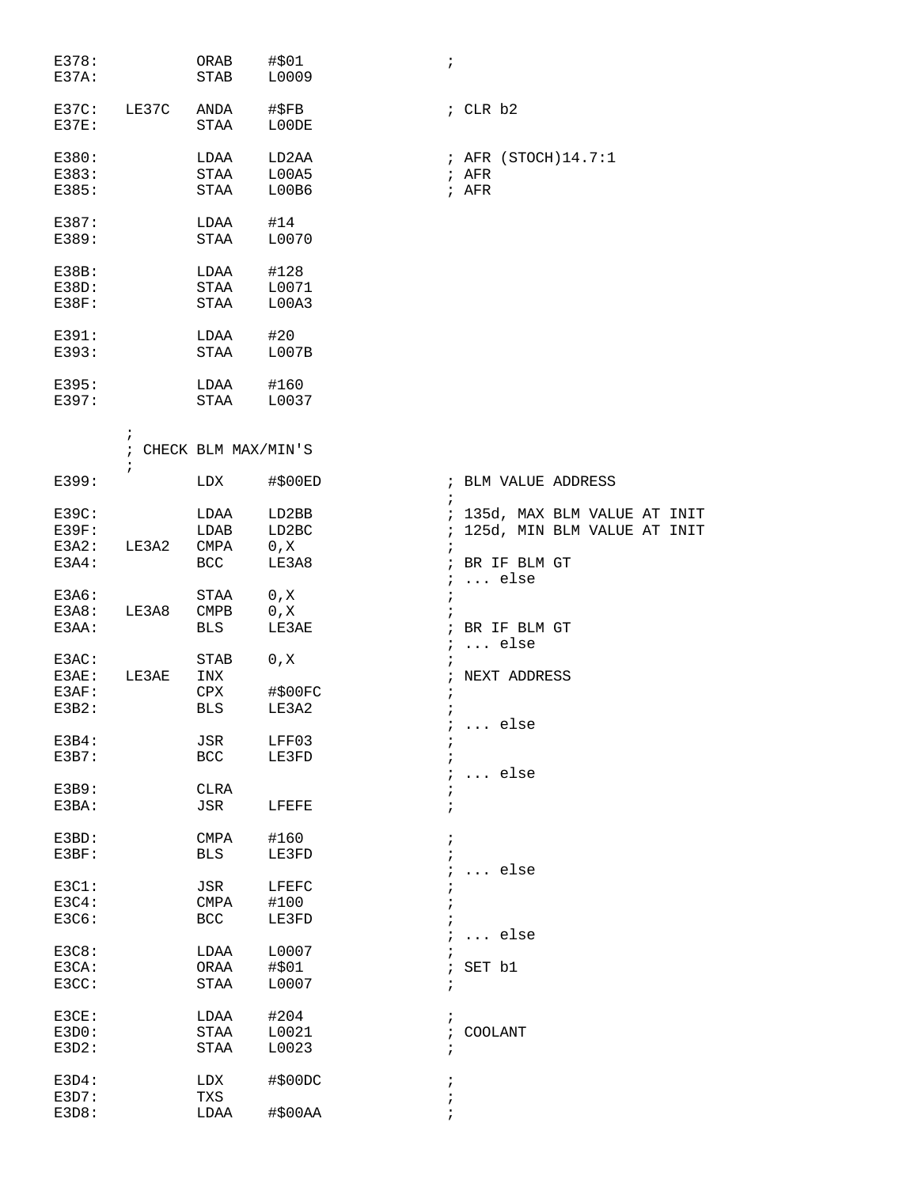```
E378:           ORAB    #$01                    ;
E37A:           STAB    L0009

E37C:   LE37C   ANDA    #$FB                    ; CLR b2
E37E:           STAA    L00DE

E380:           LDAA    LD2AA                   ; AFR (STOCH)14.7:1
E383:           STAA    L00A5                   ; AFR
E385:           STAA    L00B6                   ; AFR

E387:           LDAA    #14
E389:           STAA    L0070

E38B:           LDAA    #128
E38D:           STAA    L0071
E38F:           STAA    L00A3

E391:           LDAA    #20
E393:           STAA    L007B

E395:           LDAA    #160
E397:           STAA    L0037

        ;
        ; CHECK BLM MAX/MIN'S
        ;
E399:           LDX     #$00ED                  ; BLM VALUE ADDRESS
                                                ;
E39C:           LDAA    LD2BB                   ; 135d, MAX BLM VALUE AT INIT
E39F:           LDAB    LD2BC                   ; 125d, MIN BLM VALUE AT INIT
E3A2:   LE3A2   CMPA    0,X                     ;
E3A4:           BCC     LE3A8                   ; BR IF BLM GT
                                                ; ... else
E3A6:           STAA    0,X                     ;
E3A8:   LE3A8   CMPB    0,X                     ;
E3AA:           BLS     LE3AE                   ; BR IF BLM GT
                                                ; ... else
E3AC:           STAB    0,X                     ;
E3AE:   LE3AE   INX                             ; NEXT ADDRESS
E3AF:           CPX     #$00FC                  ;
E3B2:           BLS     LE3A2                   ;
                                                ; ... else
E3B4:           JSR     LFF03                   ;
E3B7:           BCC     LE3FD                   ;
                                                ; ... else
E3B9:           CLRA                            ;
E3BA:           JSR     LFEFE                   ;

E3BD:           CMPA    #160                    ;
E3BF:           BLS     LE3FD                   ;
                                                ; ... else
E3C1:           JSR     LFEFC                   ;
E3C4:           CMPA    #100                    ;
E3C6:           BCC     LE3FD                   ;
                                                ; ... else
E3C8:           LDAA    L0007                   ;
E3CA:           ORAA    #$01                    ; SET b1
E3CC:           STAA    L0007                   ;

E3CE:           LDAA    #204                    ;
E3D0:           STAA    L0021                   ; COOLANT
E3D2:           STAA    L0023                   ;

E3D4:           LDX     #$00DC                  ;
E3D7:           TXS                             ;
E3D8:           LDAA    #$00AA                  ;
```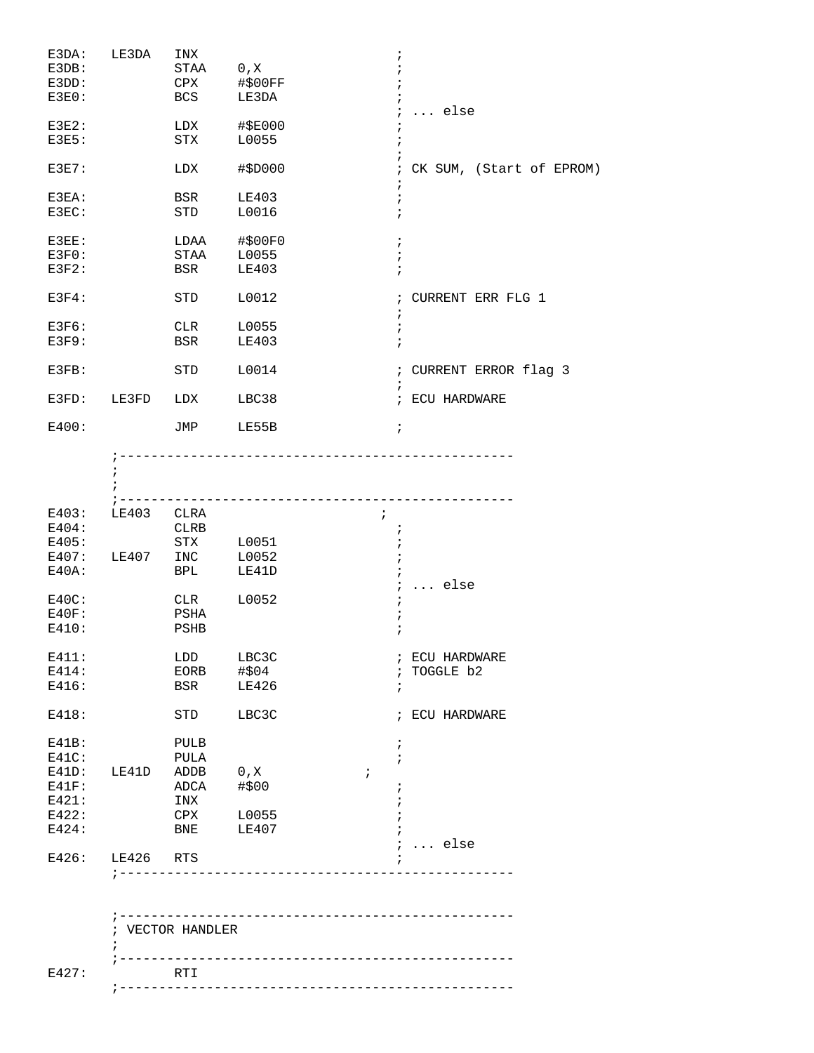```
E3DA:   LE3DA   INX                          ;
E3DB:           STAA    0,X                  ;
E3DD:           CPX     #$00FF               ;
E3E0:           BCS     LE3DA                ;
                                             ; ... else
E3E2:           LDX     #$E000               ;
E3E5:           STX     L0055                ;
                                             ;
E3E7:           LDX     #$D000               ; CK SUM, (Start of EPROM)
                                             ;
E3EA:           BSR     LE403                ;
E3EC:           STD     L0016                ;

E3EE:           LDAA    #$00F0               ;
E3F0:           STAA    L0055                ;
E3F2:           BSR     LE403                ;

E3F4:           STD     L0012                ; CURRENT ERR FLG 1
                                             ;
E3F6:           CLR     L0055                ;
E3F9:           BSR     LE403                ;

E3FB:           STD     L0014                ; CURRENT ERROR flag 3
                                             ;
E3FD:   LE3FD   LDX     LBC38                ; ECU HARDWARE

E400:           JMP     LE55B                ;

        ;--------------------------------------------------
        ;
        ;
        ;--------------------------------------------------
E403:   LE403   CLRA                       ;
E404:           CLRB                         ;
E405:           STX     L0051                ;
E407:   LE407   INC     L0052                ;
E40A:           BPL     LE41D                ;
                                             ; ... else
E40C:           CLR     L0052                ;
E40F:           PSHA                         ;
E410:           PSHB                         ;

E411:           LDD     LBC3C                ; ECU HARDWARE
E414:           EORB    #$04                 ; TOGGLE b2
E416:           BSR     LE426                ;

E418:           STD     LBC3C                ; ECU HARDWARE

E41B:           PULB                         ;
E41C:           PULA                         ;
E41D:   LE41D   ADDB    0,X             ;
E41F:           ADCA    #$00                 ;
E421:           INX                          ;
E422:           CPX     L0055                ;
E424:           BNE     LE407                ;
                                             ; ... else
E426:   LE426   RTS                          ;
        ;--------------------------------------------------


        ;--------------------------------------------------
        ; VECTOR HANDLER
        ;
        ;--------------------------------------------------
E427:           RTI
        ;--------------------------------------------------
```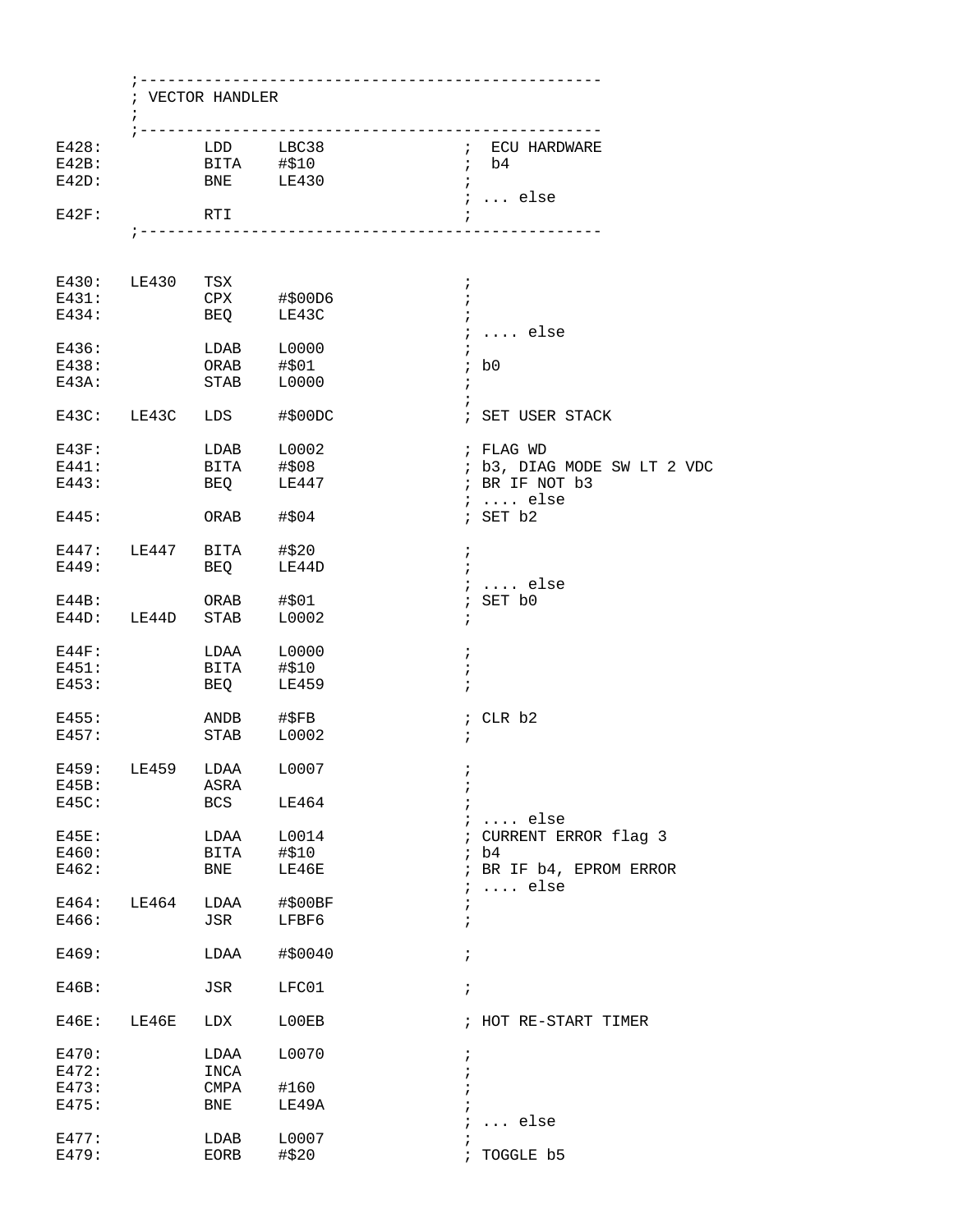```
        ;-------------------------------------------------
        ; VECTOR HANDLER
        ;
        ;-------------------------------------------------
E428:           LDD     LBC38               ;  ECU HARDWARE
E42B:           BITA    #$10                ;  b4
E42D:           BNE     LE430               ;
                                            ; ... else
E42F:           RTI                         ;
        ;-------------------------------------------------


E430:   LE430   TSX                         ;
E431:           CPX     #$00D6              ;
E434:           BEQ     LE43C               ;
                                            ; .... else
E436:           LDAB    L0000               ;
E438:           ORAB    #$01                ; b0
E43A:           STAB    L0000               ;
                                            ;
E43C:   LE43C   LDS     #$00DC              ; SET USER STACK

E43F:           LDAB    L0002               ; FLAG WD
E441:           BITA    #$08                ; b3, DIAG MODE SW LT 2 VDC
E443:           BEQ     LE447               ; BR IF NOT b3
                                            ; .... else
E445:           ORAB    #$04                ; SET b2

E447:   LE447   BITA    #$20                ;
E449:           BEQ     LE44D               ;
                                            ; .... else
E44B:           ORAB    #$01                ; SET b0
E44D:   LE44D   STAB    L0002               ;

E44F:           LDAA    L0000               ;
E451:           BITA    #$10                ;
E453:           BEQ     LE459               ;

E455:           ANDB    #$FB                ; CLR b2
E457:           STAB    L0002               ;

E459:   LE459   LDAA    L0007               ;
E45B:           ASRA                        ;
E45C:           BCS     LE464               ;
                                            ; .... else
E45E:           LDAA    L0014               ; CURRENT ERROR flag 3
E460:           BITA    #$10                ; b4
E462:           BNE     LE46E               ; BR IF b4, EPROM ERROR
                                            ; .... else
E464:   LE464   LDAA    #$00BF              ;
E466:           JSR     LFBF6               ;

E469:           LDAA    #$0040              ;

E46B:           JSR     LFC01               ;

E46E:   LE46E   LDX     L00EB               ; HOT RE-START TIMER

E470:           LDAA    L0070               ;
E472:           INCA                        ;
E473:           CMPA    #160                ;
E475:           BNE     LE49A               ;
                                            ; ... else
E477:           LDAB    L0007               ;
E479:           EORB    #$20                ; TOGGLE b5
```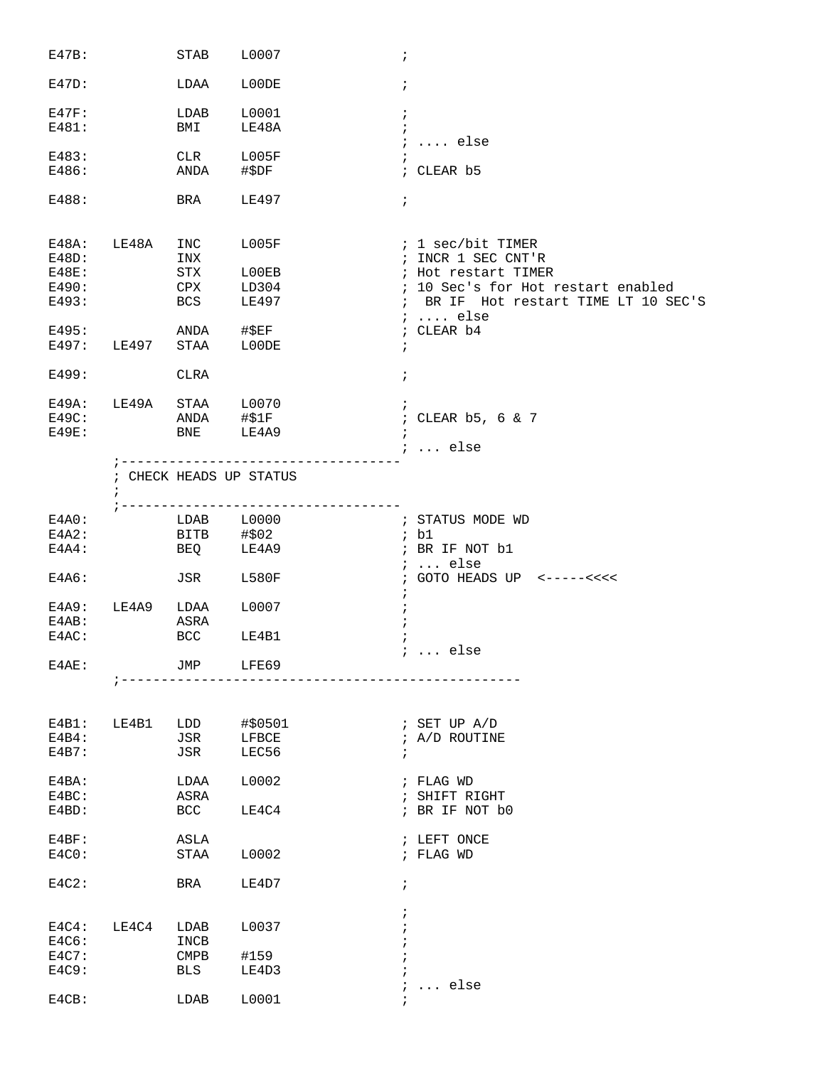```
E47B:           STAB    L0007                ;

E47D:           LDAA    L00DE                ;

E47F:           LDAB    L0001                ;
E481:           BMI     LE48A                ;
                                             ; .... else
E483:           CLR     L005F                ;
E486:           ANDA    #$DF                 ; CLEAR b5

E488:           BRA     LE497                ;


E48A:   LE48A   INC     L005F                ; 1 sec/bit TIMER
E48D:           INX                          ; INCR 1 SEC CNT'R
E48E:           STX     L00EB                ; Hot restart TIMER
E490:           CPX     LD304                ; 10 Sec's for Hot restart enabled
E493:           BCS     LE497                ;  BR IF  Hot restart TIME LT 10 SEC'S
                                             ; .... else
E495:           ANDA    #$EF                 ; CLEAR b4
E497:   LE497   STAA    L00DE                ;

E499:           CLRA                         ;

E49A:   LE49A   STAA    L0070                ;
E49C:           ANDA    #$1F                 ; CLEAR b5, 6 & 7
E49E:           BNE     LE4A9                ;
                                             ; ... else
        ;-----------------------------------
        ; CHECK HEADS UP STATUS
        ;
        ;-----------------------------------
E4A0:           LDAB    L0000                ; STATUS MODE WD
E4A2:           BITB    #$02                 ; b1
E4A4:           BEQ     LE4A9                ; BR IF NOT b1
                                             ; ... else
E4A6:           JSR     L580F                ; GOTO HEADS UP  <-----<<<<
                                             ;
E4A9:   LE4A9   LDAA    L0007                ;
E4AB:           ASRA                         ;
E4AC:           BCC     LE4B1                ;
                                             ; ... else
E4AE:           JMP     LFE69
        ;-------------------------------------------------


E4B1:   LE4B1   LDD     #$0501               ; SET UP A/D
E4B4:           JSR     LFBCE                ; A/D ROUTINE
E4B7:           JSR     LEC56                ;

E4BA:           LDAA    L0002                ; FLAG WD
E4BC:           ASRA                         ; SHIFT RIGHT
E4BD:           BCC     LE4C4                ; BR IF NOT b0

E4BF:           ASLA                         ; LEFT ONCE
E4C0:           STAA    L0002                ; FLAG WD

E4C2:           BRA     LE4D7                ;

                                             ;
E4C4:   LE4C4   LDAB    L0037                ;
E4C6:           INCB                         ;
E4C7:           CMPB    #159                 ;
E4C9:           BLS     LE4D3                ;
                                             ; ... else
E4CB:           LDAB    L0001                ;
```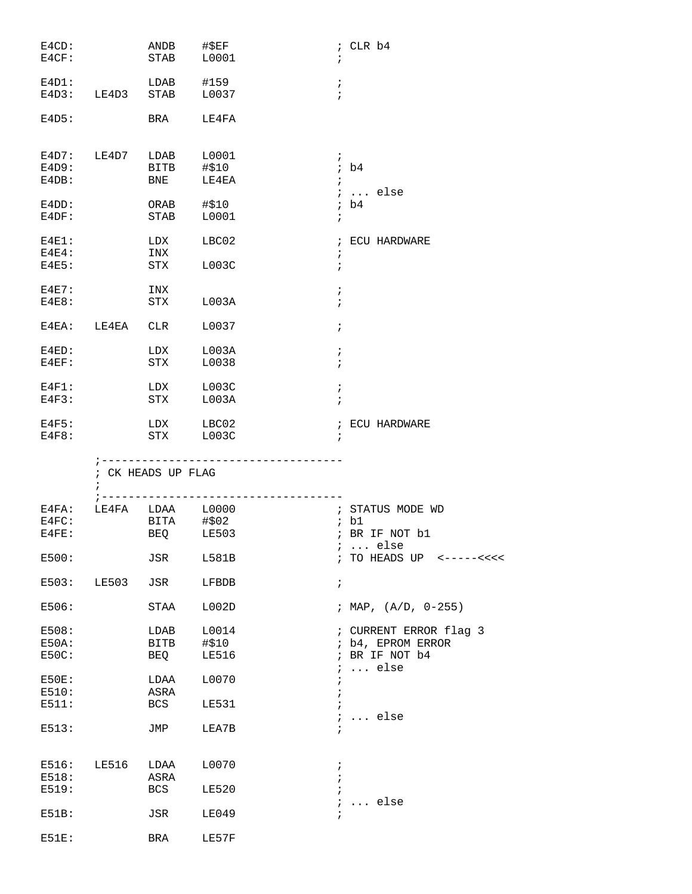```
E4CD:           ANDB    #$EF                ; CLR b4
E4CF:           STAB    L0001               ;

E4D1:           LDAB    #159                ;
E4D3:   LE4D3   STAB    L0037               ;

E4D5:           BRA     LE4FA


E4D7:   LE4D7   LDAB    L0001               ;
E4D9:           BITB    #$10                ; b4
E4DB:           BNE     LE4EA               ;
                                            ; ... else
E4DD:           ORAB    #$10                ; b4
E4DF:           STAB    L0001               ;

E4E1:           LDX     LBC02               ; ECU HARDWARE
E4E4:           INX                         ;
E4E5:           STX     L003C               ;

E4E7:           INX                         ;
E4E8:           STX     L003A               ;

E4EA:   LE4EA   CLR     L0037               ;

E4ED:           LDX     L003A               ;
E4EF:           STX     L0038               ;

E4F1:           LDX     L003C               ;
E4F3:           STX     L003A               ;

E4F5:           LDX     LBC02               ; ECU HARDWARE
E4F8:           STX     L003C               ;

        ;-----------------------------------
        ; CK HEADS UP FLAG
        ;
        ;-----------------------------------
E4FA:   LE4FA   LDAA    L0000               ; STATUS MODE WD
E4FC:           BITA    #$02                ; b1
E4FE:           BEQ     LE503               ; BR IF NOT b1
                                            ; ... else
E500:           JSR     L581B               ; TO HEADS UP  <-----<<<<

E503:   LE503   JSR     LFBDB               ;

E506:           STAA    L002D               ; MAP, (A/D, 0-255)

E508:           LDAB    L0014               ; CURRENT ERROR flag 3
E50A:           BITB    #$10                ; b4, EPROM ERROR
E50C:           BEQ     LE516               ; BR IF NOT b4
                                            ; ... else
E50E:           LDAA    L0070               ;
E510:           ASRA                        ;
E511:           BCS     LE531               ;
                                            ; ... else
E513:           JMP     LEA7B               ;


E516:   LE516   LDAA    L0070               ;
E518:           ASRA                        ;
E519:           BCS     LE520               ;
                                            ; ... else
E51B:           JSR     LE049               ;

E51E:           BRA     LE57F
```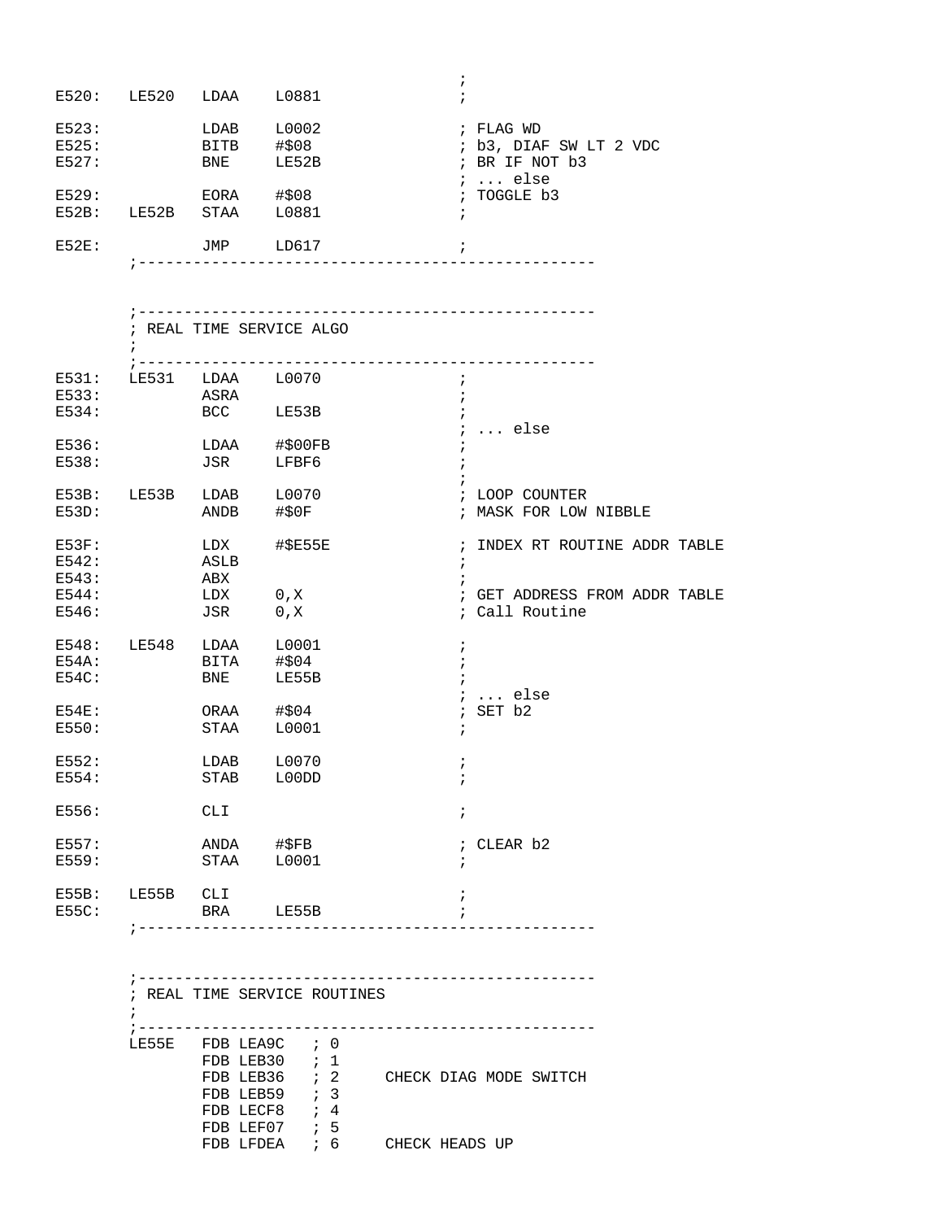```
                                            ;
E520:   LE520   LDAA    L0881               ;

E523:           LDAB    L0002               ; FLAG WD
E525:           BITB    #$08                ; b3, DIAF SW LT 2 VDC
E527:           BNE     LE52B               ; BR IF NOT b3
                                            ; ... else
E529:           EORA    #$08                ; TOGGLE b3
E52B:   LE52B   STAA    L0881               ;

E52E:           JMP     LD617               ;
        ;--------------------------------------------------


        ;--------------------------------------------------
        ; REAL TIME SERVICE ALGO
        ;
        ;--------------------------------------------------
E531:   LE531   LDAA    L0070               ;
E533:           ASRA                        ;
E534:           BCC     LE53B               ;
                                            ; ... else
E536:           LDAA    #$00FB              ;
E538:           JSR     LFBF6               ;
                                            ;
E53B:   LE53B   LDAB    L0070               ; LOOP COUNTER
E53D:           ANDB    #$0F                ; MASK FOR LOW NIBBLE

E53F:           LDX     #$E55E              ; INDEX RT ROUTINE ADDR TABLE
E542:           ASLB                        ;
E543:           ABX                         ;
E544:           LDX     0,X                 ; GET ADDRESS FROM ADDR TABLE
E546:           JSR     0,X                 ; Call Routine

E548:   LE548   LDAA    L0001               ;
E54A:           BITA    #$04                ;
E54C:           BNE     LE55B               ;
                                            ; ... else
E54E:           ORAA    #$04                ; SET b2
E550:           STAA    L0001               ;

E552:           LDAB    L0070               ;
E554:           STAB    L00DD               ;

E556:           CLI                         ;

E557:           ANDA    #$FB                ; CLEAR b2
E559:           STAA    L0001               ;

E55B:   LE55B   CLI                         ;
E55C:           BRA     LE55B               ;
        ;--------------------------------------------------


        ;--------------------------------------------------
        ; REAL TIME SERVICE ROUTINES
        ;
        ;--------------------------------------------------
        LE55E   FDB LEA9C   ; 0
                FDB LEB30   ; 1
                FDB LEB36   ; 2     CHECK DIAG MODE SWITCH
                FDB LEB59   ; 3
                FDB LECF8   ; 4
                FDB LEF07   ; 5
                FDB LFDEA   ; 6     CHECK HEADS UP
```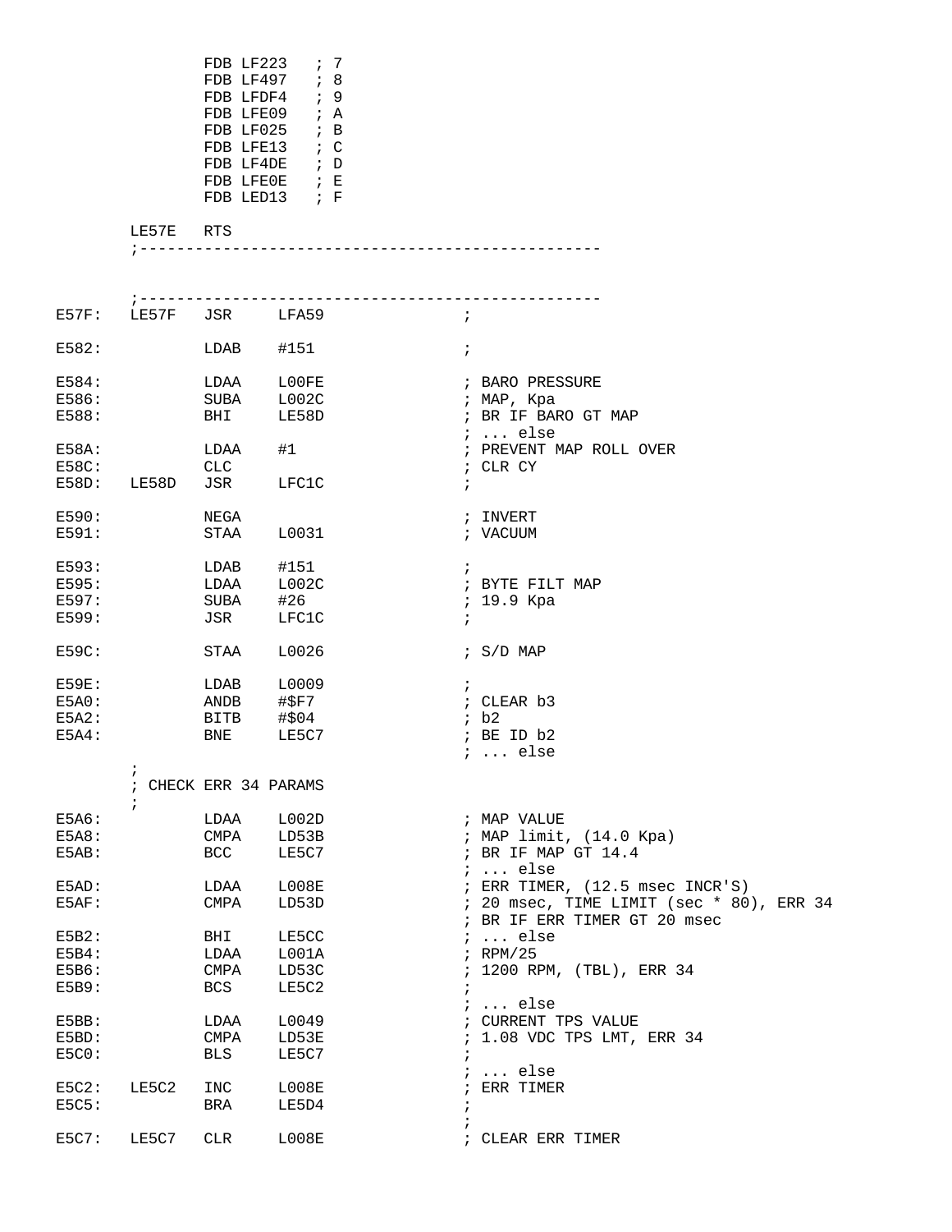```
                FDB LF223   ; 7
                FDB LF497   ; 8
                FDB LFDF4   ; 9
                FDB LFE09   ; A
                FDB LF025   ; B
                FDB LFE13   ; C
                FDB LF4DE   ; D
                FDB LFE0E   ; E
                FDB LED13   ; F

        LE57E   RTS
        ;--------------------------------------------------



        ;--------------------------------------------------
E57F:   LE57F   JSR     LFA59               ;

E582:           LDAB    #151                ;

E584:           LDAA    L00FE               ; BARO PRESSURE
E586:           SUBA    L002C               ; MAP, Kpa
E588:           BHI     LE58D               ; BR IF BARO GT MAP
                                            ; ... else
E58A:           LDAA    #1                  ; PREVENT MAP ROLL OVER
E58C:           CLC                         ; CLR CY
E58D:   LE58D   JSR     LFC1C               ;

E590:           NEGA                        ; INVERT
E591:           STAA    L0031               ; VACUUM

E593:           LDAB    #151                ;
E595:           LDAA    L002C               ; BYTE FILT MAP
E597:           SUBA    #26                 ; 19.9 Kpa
E599:           JSR     LFC1C               ;

E59C:           STAA    L0026               ; S/D MAP

E59E:           LDAB    L0009               ;
E5A0:           ANDB    #$F7                ; CLEAR b3
E5A2:           BITB    #$04                ; b2
E5A4:           BNE     LE5C7               ; BE ID b2
                                            ; ... else
        ;
        ; CHECK ERR 34 PARAMS
        ;
E5A6:           LDAA    L002D               ; MAP VALUE
E5A8:           CMPA    LD53B               ; MAP limit, (14.0 Kpa)
E5AB:           BCC     LE5C7               ; BR IF MAP GT 14.4
                                            ; ... else
E5AD:           LDAA    L008E               ; ERR TIMER, (12.5 msec INCR'S)
E5AF:           CMPA    LD53D               ; 20 msec, TIME LIMIT (sec * 80), ERR 34
                                            ; BR IF ERR TIMER GT 20 msec
E5B2:           BHI     LE5CC               ; ... else
E5B4:           LDAA    L001A               ; RPM/25
E5B6:           CMPA    LD53C               ; 1200 RPM, (TBL), ERR 34
E5B9:           BCS     LE5C2               ;
                                            ; ... else
E5BB:           LDAA    L0049               ; CURRENT TPS VALUE
E5BD:           CMPA    LD53E               ; 1.08 VDC TPS LMT, ERR 34
E5C0:           BLS     LE5C7               ;
                                            ; ... else
E5C2:   LE5C2   INC     L008E               ; ERR TIMER
E5C5:           BRA     LE5D4               ;
                                            ;
E5C7:   LE5C7   CLR     L008E               ; CLEAR ERR TIMER
```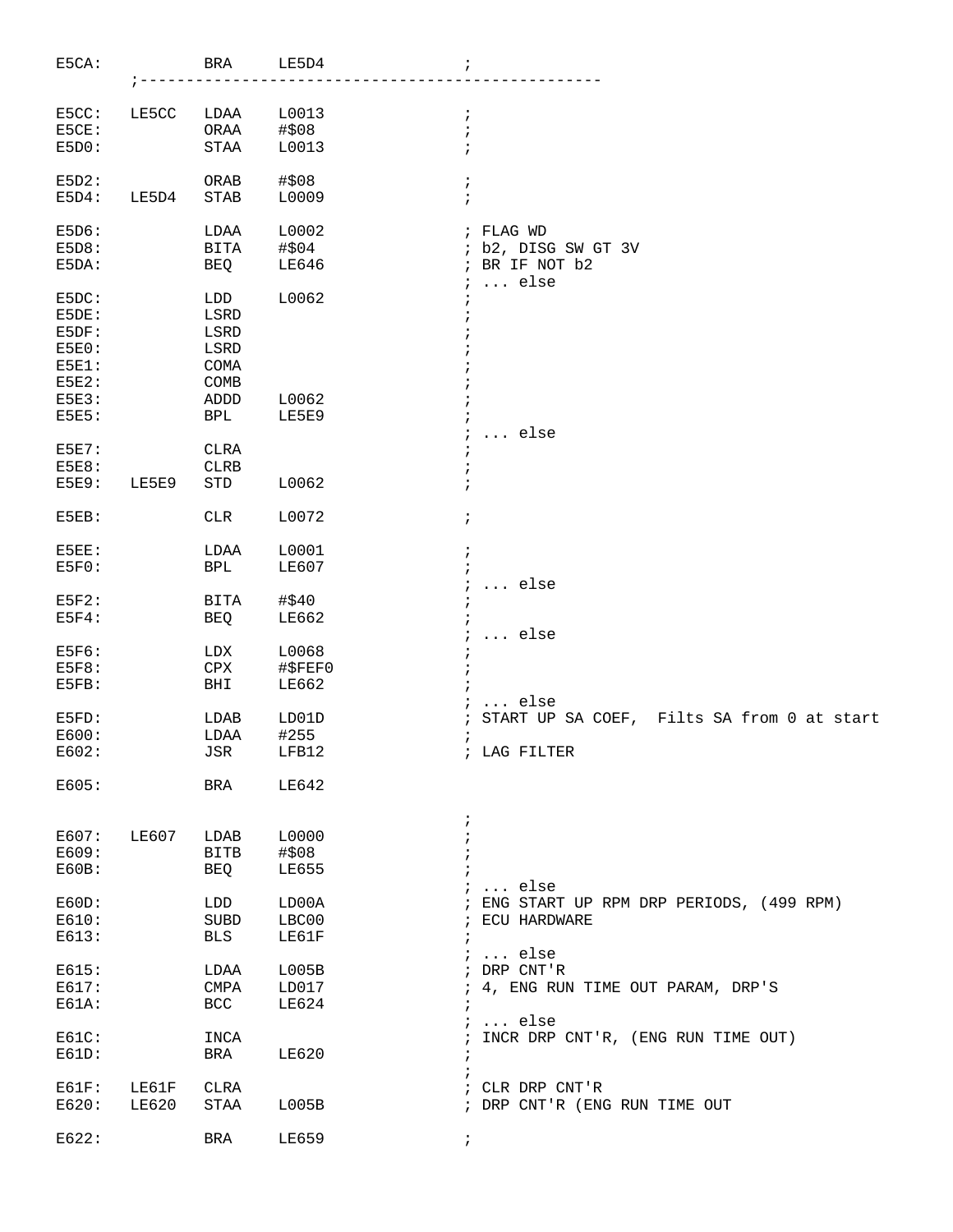```
E5CA:           BRA     LE5D4               ;
        ;-------------------------------------------------

E5CC:   LE5CC   LDAA    L0013               ;
E5CE:           ORAA    #$08                ;
E5D0:           STAA    L0013               ;

E5D2:           ORAB    #$08                ;
E5D4:   LE5D4   STAB    L0009               ;

E5D6:           LDAA    L0002               ; FLAG WD
E5D8:           BITA    #$04                ; b2, DISG SW GT 3V
E5DA:           BEQ     LE646               ; BR IF NOT b2
                                            ; ... else
E5DC:           LDD     L0062               ;
E5DE:           LSRD                        ;
E5DF:           LSRD                        ;
E5E0:           LSRD                        ;
E5E1:           COMA                        ;
E5E2:           COMB                        ;
E5E3:           ADDD    L0062               ;
E5E5:           BPL     LE5E9               ;
                                            ; ... else
E5E7:           CLRA                        ;
E5E8:           CLRB                        ;
E5E9:   LE5E9   STD     L0062               ;

E5EB:           CLR     L0072               ;

E5EE:           LDAA    L0001               ;
E5F0:           BPL     LE607               ;
                                            ; ... else
E5F2:           BITA    #$40                ;
E5F4:           BEQ     LE662               ;
                                            ; ... else
E5F6:           LDX     L0068               ;
E5F8:           CPX     #$FEF0              ;
E5FB:           BHI     LE662               ;
                                            ; ... else
E5FD:           LDAB    LD01D               ; START UP SA COEF,  Filts SA from 0 at start
E600:           LDAA    #255                ;
E602:           JSR     LFB12               ; LAG FILTER

E605:           BRA     LE642

                                            ;
E607:   LE607   LDAB    L0000               ;
E609:           BITB    #$08                ;
E60B:           BEQ     LE655               ;
                                            ; ... else
E60D:           LDD     LD00A               ; ENG START UP RPM DRP PERIODS, (499 RPM)
E610:           SUBD    LBC00               ; ECU HARDWARE
E613:           BLS     LE61F               ;
                                            ; ... else
E615:           LDAA    L005B               ; DRP CNT'R
E617:           CMPA    LD017               ; 4, ENG RUN TIME OUT PARAM, DRP'S
E61A:           BCC     LE624               ;
                                            ; ... else
E61C:           INCA                        ; INCR DRP CNT'R, (ENG RUN TIME OUT)
E61D:           BRA     LE620               ;
                                            ;
E61F:   LE61F   CLRA                        ; CLR DRP CNT'R
E620:   LE620   STAA    L005B               ; DRP CNT'R (ENG RUN TIME OUT

E622:           BRA     LE659               ;
```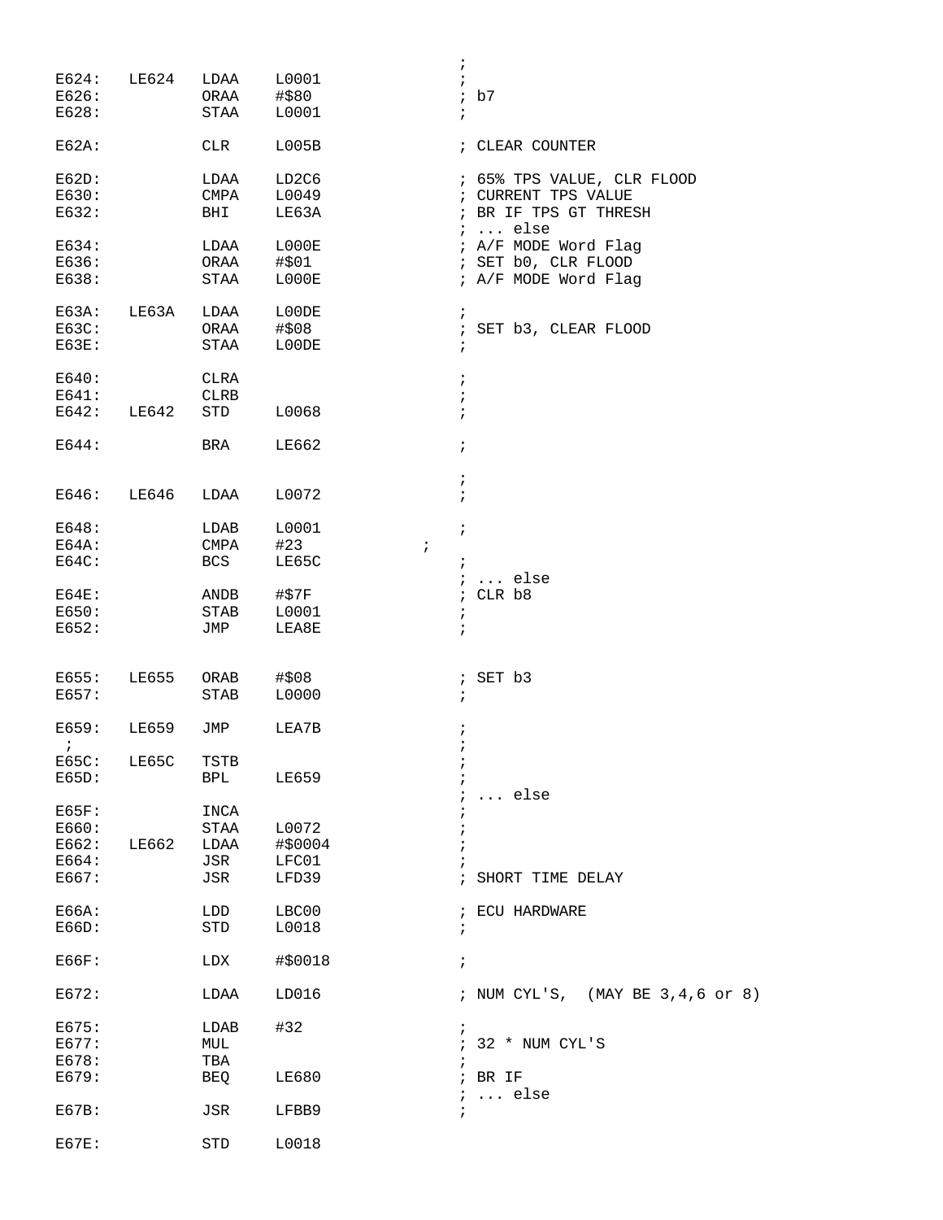```
                                                ;
E624:   LE624   LDAA    L0001                   ;
E626:           ORAA    #$80                    ; b7
E628:           STAA    L0001                   ;

E62A:           CLR     L005B                   ; CLEAR COUNTER

E62D:           LDAA    LD2C6                   ; 65% TPS VALUE, CLR FLOOD
E630:           CMPA    L0049                   ; CURRENT TPS VALUE
E632:           BHI     LE63A                   ; BR IF TPS GT THRESH
                                                ; ... else
E634:           LDAA    L000E                   ; A/F MODE Word Flag
E636:           ORAA    #$01                    ; SET b0, CLR FLOOD
E638:           STAA    L000E                   ; A/F MODE Word Flag

E63A:   LE63A   LDAA    L00DE                   ;
E63C:           ORAA    #$08                    ; SET b3, CLEAR FLOOD
E63E:           STAA    L00DE                   ;

E640:           CLRA                            ;
E641:           CLRB                            ;
E642:   LE642   STD     L0068                   ;

E644:           BRA     LE662                   ;

                                                ;
E646:   LE646   LDAA    L0072                   ;

E648:           LDAB    L0001                   ;
E64A:           CMPA    #23             ;
E64C:           BCS     LE65C                   ;
                                                ; ... else
E64E:           ANDB    #$7F                    ; CLR b8
E650:           STAB    L0001                   ;
E652:           JMP     LEA8E                   ;


E655:   LE655   ORAB    #$08                    ; SET b3
E657:           STAB    L0000                   ;

E659:   LE659   JMP     LEA7B                   ;
 ;                                              ;
E65C:   LE65C   TSTB                            ;
E65D:           BPL     LE659                   ;
                                                ; ... else
E65F:           INCA                            ;
E660:           STAA    L0072                   ;
E662:   LE662   LDAA    #$0004                  ;
E664:           JSR     LFC01                   ;
E667:           JSR     LFD39                   ; SHORT TIME DELAY

E66A:           LDD     LBC00                   ; ECU HARDWARE
E66D:           STD     L0018                   ;

E66F:           LDX     #$0018                  ;

E672:           LDAA    LD016                   ; NUM CYL'S,  (MAY BE 3,4,6 or 8)

E675:           LDAB    #32                     ;
E677:           MUL                             ; 32 * NUM CYL'S
E678:           TBA                             ;
E679:           BEQ     LE680                   ; BR IF
                                                ; ... else
E67B:           JSR     LFBB9                   ;

E67E:           STD     L0018
```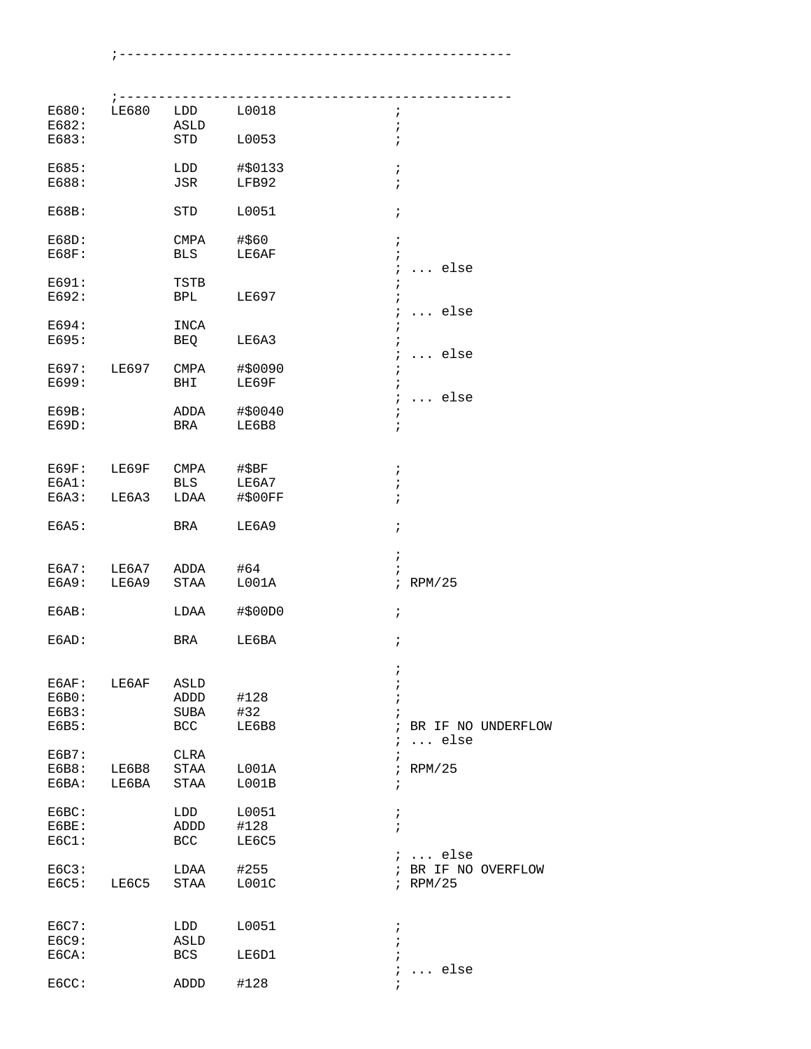```
        ;------------------------------------------------


        ;------------------------------------------------
E680:   LE680   LDD     L0018               ;
E682:           ASLD                        ;
E683:           STD     L0053               ;

E685:           LDD     #$0133              ;
E688:           JSR     LFB92               ;

E68B:           STD     L0051               ;

E68D:           CMPA    #$60                ;
E68F:           BLS     LE6AF               ;
                                            ; ... else
E691:           TSTB                        ;
E692:           BPL     LE697               ;
                                            ; ... else
E694:           INCA                        ;
E695:           BEQ     LE6A3               ;
                                            ; ... else
E697:   LE697   CMPA    #$0090              ;
E699:           BHI     LE69F               ;
                                            ; ... else
E69B:           ADDA    #$0040              ;
E69D:           BRA     LE6B8               ;


E69F:   LE69F   CMPA    #$BF                ;
E6A1:           BLS     LE6A7               ;
E6A3:   LE6A3   LDAA    #$00FF              ;

E6A5:           BRA     LE6A9               ;

                                            ;
E6A7:   LE6A7   ADDA    #64                 ;
E6A9:   LE6A9   STAA    L001A               ; RPM/25

E6AB:           LDAA    #$00D0              ;

E6AD:           BRA     LE6BA               ;

                                            ;
E6AF:   LE6AF   ASLD                        ;
E6B0:           ADDD    #128                ;
E6B3:           SUBA    #32                 ;
E6B5:           BCC     LE6B8               ; BR IF NO UNDERFLOW
                                            ; ... else
E6B7:           CLRA                        ;
E6B8:   LE6B8   STAA    L001A               ; RPM/25
E6BA:   LE6BA   STAA    L001B               ;

E6BC:           LDD     L0051               ;
E6BE:           ADDD    #128                ;
E6C1:           BCC     LE6C5               
                                            ; ... else
E6C3:           LDAA    #255                ; BR IF NO OVERFLOW
E6C5:   LE6C5   STAA    L001C               ; RPM/25


E6C7:           LDD     L0051               ;
E6C9:           ASLD                        ;
E6CA:           BCS     LE6D1               ;
                                            ; ... else
E6CC:           ADDD    #128                ;
```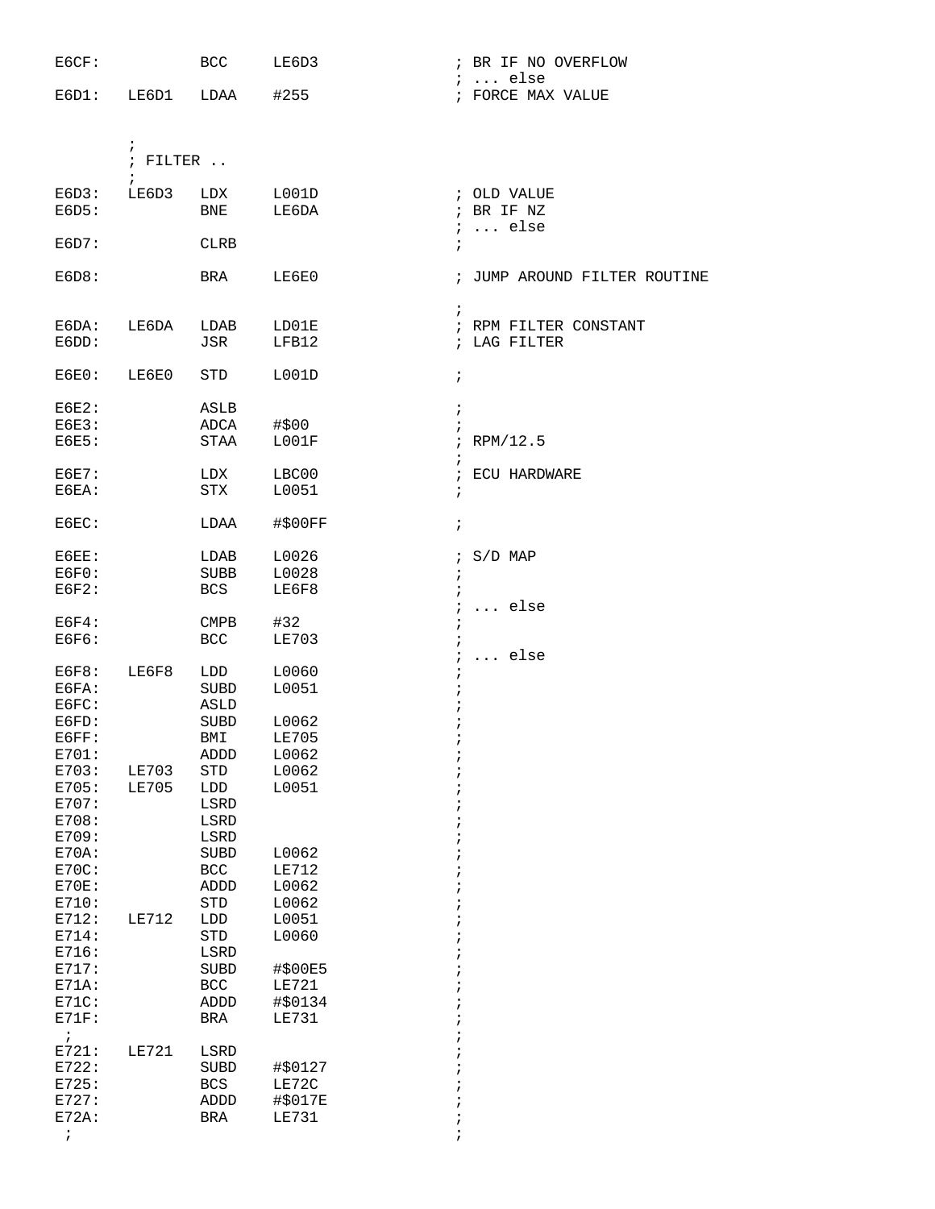```
E6CF:           BCC     LE6D3               ; BR IF NO OVERFLOW
                                            ; ... else
E6D1:   LE6D1   LDAA    #255                ; FORCE MAX VALUE


        ;
        ; FILTER ..
        ;
E6D3:   LE6D3   LDX     L001D               ; OLD VALUE
E6D5:           BNE     LE6DA               ; BR IF NZ
                                            ; ... else
E6D7:           CLRB                        ;

E6D8:           BRA     LE6E0               ; JUMP AROUND FILTER ROUTINE

                                            ;
E6DA:   LE6DA   LDAB    LD01E               ; RPM FILTER CONSTANT
E6DD:           JSR     LFB12               ; LAG FILTER

E6E0:   LE6E0   STD     L001D               ;

E6E2:           ASLB                        ;
E6E3:           ADCA    #$00                ;
E6E5:           STAA    L001F               ; RPM/12.5
                                            ;
E6E7:           LDX     LBC00               ; ECU HARDWARE
E6EA:           STX     L0051               ;

E6EC:           LDAA    #$00FF              ;

E6EE:           LDAB    L0026               ; S/D MAP
E6F0:           SUBB    L0028               ;
E6F2:           BCS     LE6F8               ;
                                            ; ... else
E6F4:           CMPB    #32                 ;
E6F6:           BCC     LE703               ;
                                            ; ... else
E6F8:   LE6F8   LDD     L0060               ;
E6FA:           SUBD    L0051               ;
E6FC:           ASLD                        ;
E6FD:           SUBD    L0062               ;
E6FF:           BMI     LE705               ;
E701:           ADDD    L0062               ;
E703:   LE703   STD     L0062               ;
E705:   LE705   LDD     L0051               ;
E707:           LSRD                        ;
E708:           LSRD                        ;
E709:           LSRD                        ;
E70A:           SUBD    L0062               ;
E70C:           BCC     LE712               ;
E70E:           ADDD    L0062               ;
E710:           STD     L0062               ;
E712:   LE712   LDD     L0051               ;
E714:           STD     L0060               ;
E716:           LSRD                        ;
E717:           SUBD    #$00E5              ;
E71A:           BCC     LE721               ;
E71C:           ADDD    #$0134              ;
E71F:           BRA     LE731               ;
 ;                                          ;
E721:   LE721   LSRD                        ;
E722:           SUBD    #$0127              ;
E725:           BCS     LE72C               ;
E727:           ADDD    #$017E              ;
E72A:           BRA     LE731               ;
 ;                                          ;
```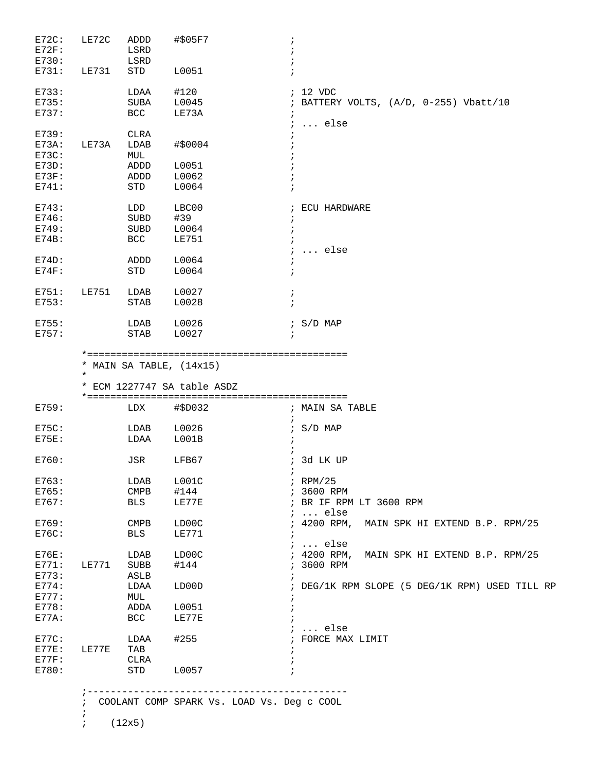```
E72C:   LE72C   ADDD    #$05F7              ;
E72F:           LSRD                        ;
E730:           LSRD                        ;
E731:   LE731   STD     L0051               ;

E733:           LDAA    #120                ; 12 VDC
E735:           SUBA    L0045               ; BATTERY VOLTS, (A/D, 0-255) Vbatt/10
E737:           BCC     LE73A               ;
                                            ; ... else
E739:           CLRA                        ;
E73A:   LE73A   LDAB    #$0004              ;
E73C:           MUL                         ;
E73D:           ADDD    L0051               ;
E73F:           ADDD    L0062               ;
E741:           STD     L0064               ;

E743:           LDD     LBC00               ; ECU HARDWARE
E746:           SUBD    #39                 ;
E749:           SUBD    L0064               ;
E74B:           BCC     LE751               ;
                                            ; ... else
E74D:           ADDD    L0064               ;
E74F:           STD     L0064               ;

E751:   LE751   LDAB    L0027               ;
E753:           STAB    L0028               ;

E755:           LDAB    L0026               ; S/D MAP
E757:           STAB    L0027               ;

        *============================================
        * MAIN SA TABLE, (14x15)
        *
        * ECM 1227747 SA table ASDZ
        *============================================
E759:           LDX     #$D032              ; MAIN SA TABLE
                                            ;
E75C:           LDAB    L0026               ; S/D MAP
E75E:           LDAA    L001B               ;
                                            ;
E760:           JSR     LFB67               ; 3d LK UP
                                            ;
E763:           LDAB    L001C               ; RPM/25
E765:           CMPB    #144                ; 3600 RPM
E767:           BLS     LE77E               ; BR IF RPM LT 3600 RPM
                                            ; ... else
E769:           CMPB    LD00C               ; 4200 RPM,  MAIN SPK HI EXTEND B.P. RPM/25
E76C:           BLS     LE771               ;
                                            ; ... else
E76E:           LDAB    LD00C               ; 4200 RPM,  MAIN SPK HI EXTEND B.P. RPM/25
E771:   LE771   SUBB    #144                ; 3600 RPM
E773:           ASLB                        ;
E774:           LDAA    LD00D               ; DEG/1K RPM SLOPE (5 DEG/1K RPM) USED TILL RP
E777:           MUL                         ;
E778:           ADDA    L0051               ;
E77A:           BCC     LE77E               ;
                                            ; ... else
E77C:           LDAA    #255                ; FORCE MAX LIMIT
E77E:   LE77E   TAB                         ;
E77F:           CLRA                        ;
E780:           STD     L0057               ;

        ;--------------------------------------------
        ;  COOLANT COMP SPARK Vs. LOAD Vs. Deg c COOL
        ;
        ;    (12x5)
```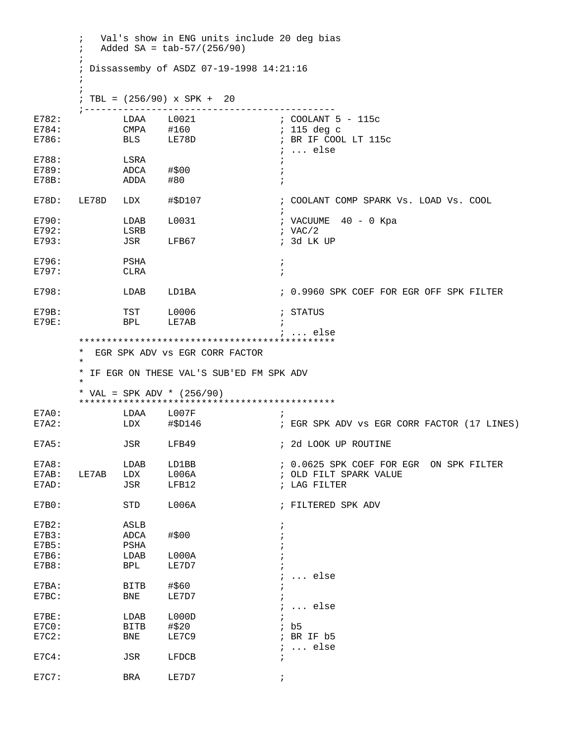```
        ;   Val's show in ENG units include 20 deg bias
        ;   Added SA = tab-57/(256/90)
        ;
        ; Dissassemby of ASDZ 07-19-1998 14:21:16
        ;
        ;
        ; TBL = (256/90) x SPK +  20
        ;---------------------------------------------
E782:           LDAA    L0021               ; COOLANT 5 - 115c
E784:           CMPA    #160                ; 115 deg c
E786:           BLS     LE78D               ; BR IF COOL LT 115c
                                            ; ... else
E788:           LSRA                        ;
E789:           ADCA    #$00                ;
E78B:           ADDA    #80                 ;

E78D:   LE78D   LDX     #$D107              ; COOLANT COMP SPARK Vs. LOAD Vs. COOL
                                            ;
E790:           LDAB    L0031               ; VACUUME  40 - 0 Kpa
E792:           LSRB                        ; VAC/2
E793:           JSR     LFB67               ; 3d LK UP

E796:           PSHA                        ;
E797:           CLRA                        ;

E798:           LDAB    LD1BA               ; 0.9960 SPK COEF FOR EGR OFF SPK FILTER

E79B:           TST     L0006               ; STATUS
E79E:           BPL     LE7AB               ;
                                            ; ... else
        **********************************************
        *  EGR SPK ADV vs EGR CORR FACTOR
        *
        * IF EGR ON THESE VAL'S SUB'ED FM SPK ADV
        *
        * VAL = SPK ADV * (256/90)
        **********************************************
E7A0:           LDAA    L007F               ;
E7A2:           LDX     #$D146              ; EGR SPK ADV vs EGR CORR FACTOR (17 LINES)

E7A5:           JSR     LFB49               ; 2d LOOK UP ROUTINE

E7A8:           LDAB    LD1BB               ; 0.0625 SPK COEF FOR EGR  ON SPK FILTER
E7AB:   LE7AB   LDX     L006A               ; OLD FILT SPARK VALUE
E7AD:           JSR     LFB12               ; LAG FILTER

E7B0:           STD     L006A               ; FILTERED SPK ADV

E7B2:           ASLB                        ;
E7B3:           ADCA    #$00                ;
E7B5:           PSHA                        ;
E7B6:           LDAB    L000A               ;
E7B8:           BPL     LE7D7               ;
                                            ; ... else
E7BA:           BITB    #$60                ;
E7BC:           BNE     LE7D7               ;
                                            ; ... else
E7BE:           LDAB    L000D               ;
E7C0:           BITB    #$20                ; b5
E7C2:           BNE     LE7C9               ; BR IF b5
                                            ; ... else
E7C4:           JSR     LFDCB               ;

E7C7:           BRA     LE7D7               ;
```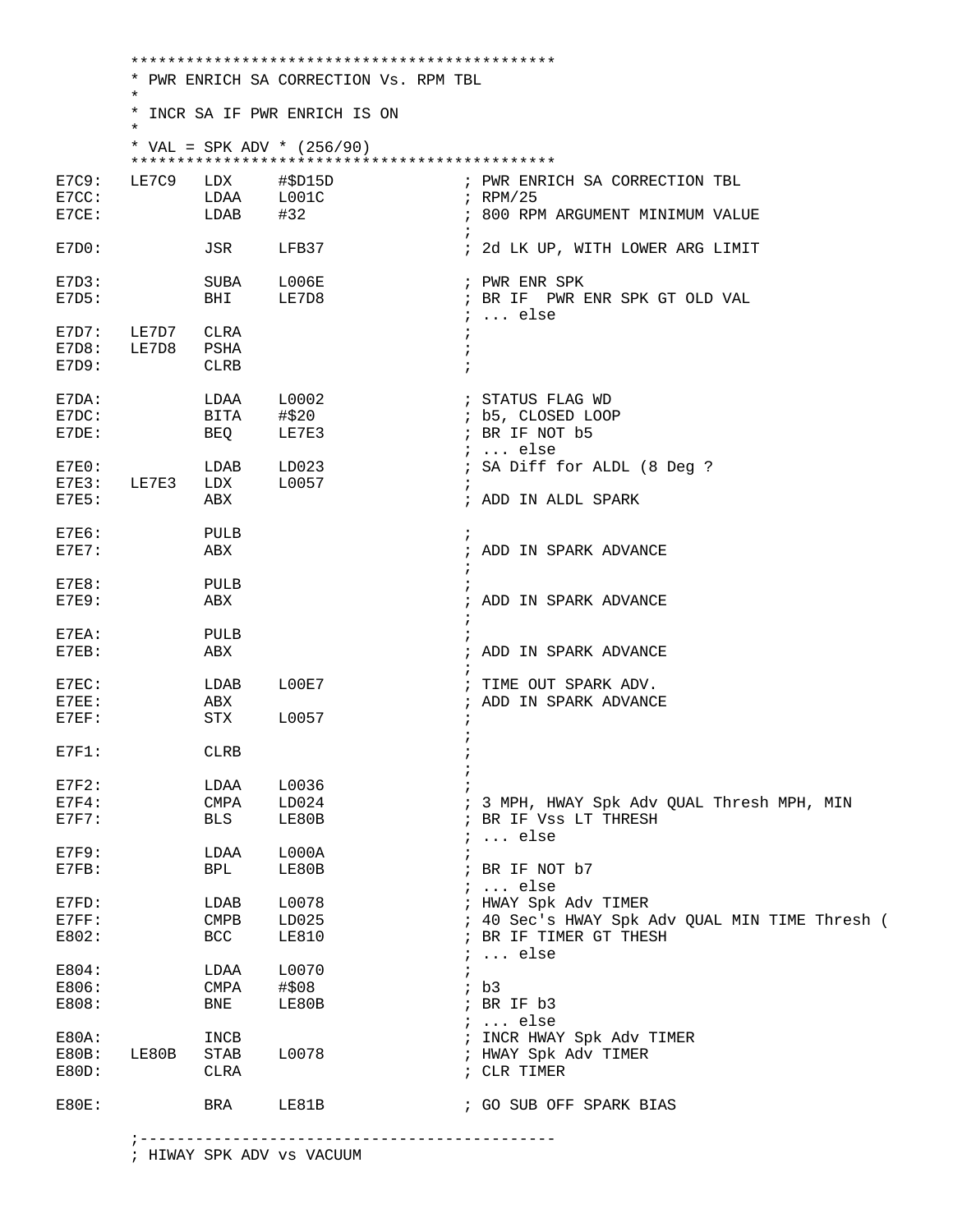```
        ***********************************************
        * PWR ENRICH SA CORRECTION Vs. RPM TBL
        *
        * INCR SA IF PWR ENRICH IS ON
        *
        * VAL = SPK ADV * (256/90)
        ***********************************************
E7C9:   LE7C9   LDX     #$D15D              ; PWR ENRICH SA CORRECTION TBL
E7CC:           LDAA    L001C               ; RPM/25
E7CE:           LDAB    #32                 ; 800 RPM ARGUMENT MINIMUM VALUE
                                            ;
E7D0:           JSR     LFB37               ; 2d LK UP, WITH LOWER ARG LIMIT

E7D3:           SUBA    L006E               ; PWR ENR SPK
E7D5:           BHI     LE7D8               ; BR IF  PWR ENR SPK GT OLD VAL
                                            ; ... else
E7D7:   LE7D7   CLRA                        ;
E7D8:   LE7D8   PSHA                        ;
E7D9:           CLRB                        ;

E7DA:           LDAA    L0002               ; STATUS FLAG WD
E7DC:           BITA    #$20                ; b5, CLOSED LOOP
E7DE:           BEQ     LE7E3               ; BR IF NOT b5
                                            ; ... else
E7E0:           LDAB    LD023               ; SA Diff for ALDL (8 Deg ?
E7E3:   LE7E3   LDX     L0057               ;
E7E5:           ABX                         ; ADD IN ALDL SPARK

E7E6:           PULB                        ;
E7E7:           ABX                         ; ADD IN SPARK ADVANCE
                                            ;
E7E8:           PULB                        ;
E7E9:           ABX                         ; ADD IN SPARK ADVANCE
                                            ;
E7EA:           PULB                        ;
E7EB:           ABX                         ; ADD IN SPARK ADVANCE
                                            ;
E7EC:           LDAB    L00E7               ; TIME OUT SPARK ADV.
E7EE:           ABX                         ; ADD IN SPARK ADVANCE
E7EF:           STX     L0057               ;
                                            ;
E7F1:           CLRB                        ;
                                            ;
E7F2:           LDAA    L0036               ;
E7F4:           CMPA    LD024               ; 3 MPH, HWAY Spk Adv QUAL Thresh MPH, MIN
E7F7:           BLS     LE80B               ; BR IF Vss LT THRESH
                                            ; ... else
E7F9:           LDAA    L000A               ;
E7FB:           BPL     LE80B               ; BR IF NOT b7
                                            ; ... else
E7FD:           LDAB    L0078               ; HWAY Spk Adv TIMER
E7FF:           CMPB    LD025               ; 40 Sec's HWAY Spk Adv QUAL MIN TIME Thresh (
E802:           BCC     LE810               ; BR IF TIMER GT THESH
                                            ; ... else
E804:           LDAA    L0070               ;
E806:           CMPA    #$08                ; b3
E808:           BNE     LE80B               ; BR IF b3
                                            ; ... else
E80A:           INCB                        ; INCR HWAY Spk Adv TIMER
E80B:   LE80B   STAB    L0078               ; HWAY Spk Adv TIMER
E80D:           CLRA                        ; CLR TIMER

E80E:           BRA     LE81B               ; GO SUB OFF SPARK BIAS

        ;---------------------------------------------
        ; HIWAY SPK ADV vs VACUUM
```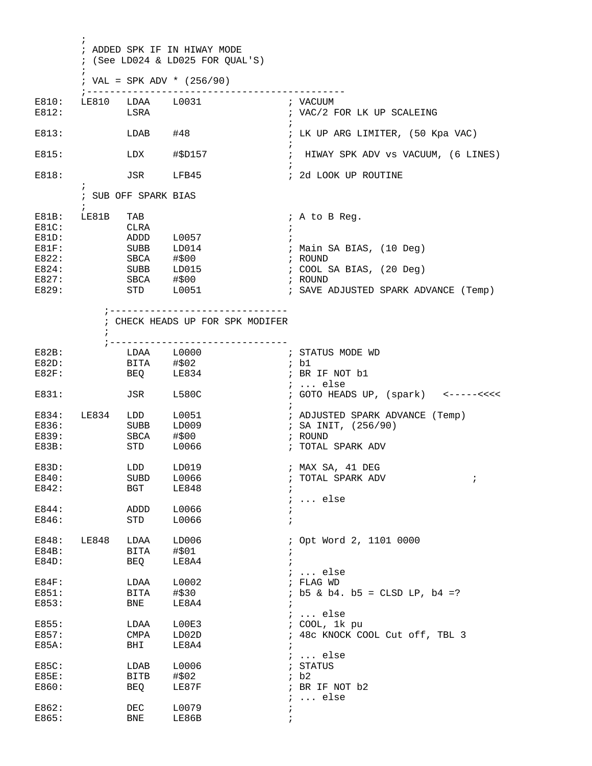```
        ;
        ; ADDED SPK IF IN HIWAY MODE
        ; (See LD024 & LD025 FOR QUAL'S)
        ;
        ; VAL = SPK ADV * (256/90)
        ;--------------------------------------------
E810:   LE810   LDAA    L0031               ; VACUUM
E812:           LSRA                        ; VAC/2 FOR LK UP SCALEING
                                            ;
E813:           LDAB    #48                 ; LK UP ARG LIMITER, (50 Kpa VAC)
                                            ;
E815:           LDX     #$D157              ;  HIWAY SPK ADV vs VACUUM, (6 LINES)
                                            ;
E818:           JSR     LFB45               ; 2d LOOK UP ROUTINE
        ;
        ; SUB OFF SPARK BIAS
        ;
E81B:   LE81B   TAB                         ; A to B Reg.
E81C:           CLRA                        ;
E81D:           ADDD    L0057               ;
E81F:           SUBB    LD014               ; Main SA BIAS, (10 Deg)
E822:           SBCA    #$00                ; ROUND
E824:           SUBB    LD015               ; COOL SA BIAS, (20 Deg)
E827:           SBCA    #$00                ; ROUND
E829:           STD     L0051               ; SAVE ADJUSTED SPARK ADVANCE (Temp)

            ;-------------------------------
            ; CHECK HEADS UP FOR SPK MODIFER
            ;
            ;-------------------------------
E82B:           LDAA    L0000               ; STATUS MODE WD
E82D:           BITA    #$02                ; b1
E82F:           BEQ     LE834               ; BR IF NOT b1
                                            ; ... else
E831:           JSR     L580C               ; GOTO HEADS UP, (spark)   <-----<<<<
                                            ;
E834:   LE834   LDD     L0051               ; ADJUSTED SPARK ADVANCE (Temp)
E836:           SUBB    LD009               ; SA INIT, (256/90)
E839:           SBCA    #$00                ; ROUND
E83B:           STD     L0066               ; TOTAL SPARK ADV

E83D:           LDD     LD019               ; MAX SA, 41 DEG
E840:           SUBD    L0066               ; TOTAL SPARK ADV              ;
E842:           BGT     LE848               ;
                                            ; ... else
E844:           ADDD    L0066               ;
E846:           STD     L0066               ;

E848:   LE848   LDAA    LD006               ; Opt Word 2, 1101 0000
E84B:           BITA    #$01                ;
E84D:           BEQ     LE8A4               ;
                                            ; ... else
E84F:           LDAA    L0002               ; FLAG WD
E851:           BITA    #$30                ; b5 & b4. b5 = CLSD LP, b4 =?
E853:           BNE     LE8A4               ;
                                            ; ... else
E855:           LDAA    L00E3               ; COOL, 1k pu
E857:           CMPA    LD02D               ; 48c KNOCK COOL Cut off, TBL 3
E85A:           BHI     LE8A4               ;
                                            ; ... else
E85C:           LDAB    L0006               ; STATUS
E85E:           BITB    #$02                ; b2
E860:           BEQ     LE87F               ; BR IF NOT b2
                                            ; ... else
E862:           DEC     L0079               ;
E865:           BNE     LE86B               ;
```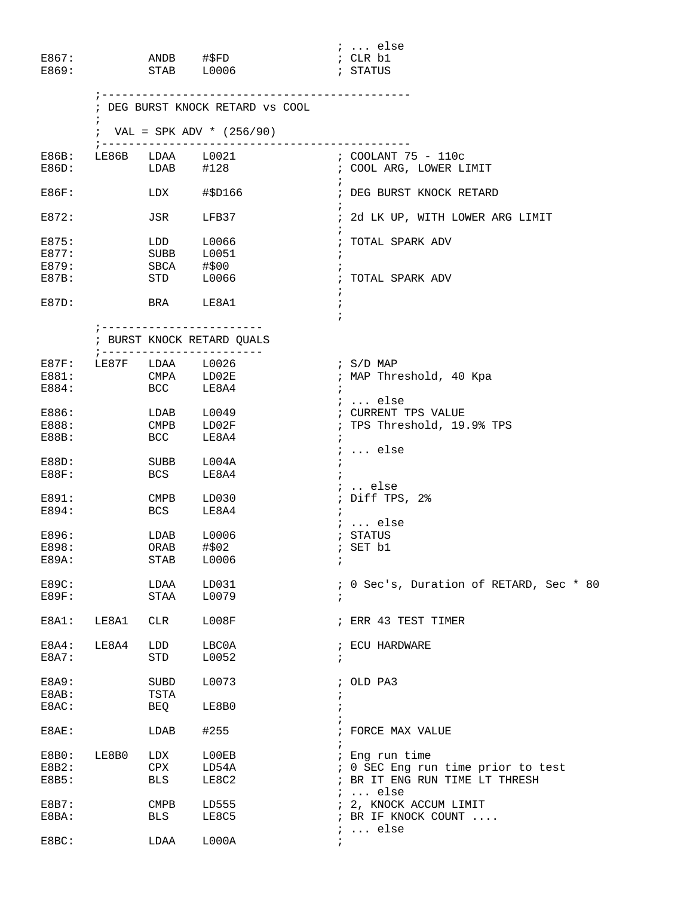```
                                                ; ... else
E867:           ANDB    #$FD                    ; CLR b1
E869:           STAB    L0006                   ; STATUS

        ;---------------------------------------------
        ; DEG BURST KNOCK RETARD vs COOL
        ;
        ;  VAL = SPK ADV * (256/90)
        ;---------------------------------------------
E86B:   LE86B   LDAA    L0021                   ; COOLANT 75 - 110c
E86D:           LDAB    #128                    ; COOL ARG, LOWER LIMIT
                                                ;
E86F:           LDX     #$D166                  ; DEG BURST KNOCK RETARD
                                                ;
E872:           JSR     LFB37                   ; 2d LK UP, WITH LOWER ARG LIMIT
                                                ;
E875:           LDD     L0066                   ; TOTAL SPARK ADV
E877:           SUBB    L0051                   ;
E879:           SBCA    #$00                    ;
E87B:           STD     L0066                   ; TOTAL SPARK ADV
                                                ;
E87D:           BRA     LE8A1                   ;
                                                ;
        ;------------------------
        ; BURST KNOCK RETARD QUALS
        ;------------------------
E87F:   LE87F   LDAA    L0026                   ; S/D MAP
E881:           CMPA    LD02E                   ; MAP Threshold, 40 Kpa
E884:           BCC     LE8A4                   ;
                                                ; ... else
E886:           LDAB    L0049                   ; CURRENT TPS VALUE
E888:           CMPB    LD02F                   ; TPS Threshold, 19.9% TPS
E88B:           BCC     LE8A4                   ;
                                                ; ... else
E88D:           SUBB    L004A                   ;
E88F:           BCS     LE8A4                   ;
                                                ; .. else
E891:           CMPB    LD030                   ; Diff TPS, 2%
E894:           BCS     LE8A4                   ;
                                                ; ... else
E896:           LDAB    L0006                   ; STATUS
E898:           ORAB    #$02                    ; SET b1
E89A:           STAB    L0006                   ;

E89C:           LDAA    LD031                   ; 0 Sec's, Duration of RETARD, Sec * 80
E89F:           STAA    L0079                   ;

E8A1:   LE8A1   CLR     L008F                   ; ERR 43 TEST TIMER

E8A4:   LE8A4   LDD     LBC0A                   ; ECU HARDWARE
E8A7:           STD     L0052                   ;

E8A9:           SUBD    L0073                   ; OLD PA3
E8AB:           TSTA                            ;
E8AC:           BEQ     LE8B0                   ;
                                                ;
E8AE:           LDAB    #255                    ; FORCE MAX VALUE
                                                ;
E8B0:   LE8B0   LDX     L00EB                   ; Eng run time
E8B2:           CPX     LD54A                   ; 0 SEC Eng run time prior to test
E8B5:           BLS     LE8C2                   ; BR IT ENG RUN TIME LT THRESH
                                                ; ... else
E8B7:           CMPB    LD555                   ; 2, KNOCK ACCUM LIMIT
E8BA:           BLS     LE8C5                   ; BR IF KNOCK COUNT ....
                                                ; ... else
E8BC:           LDAA    L000A                   ;
```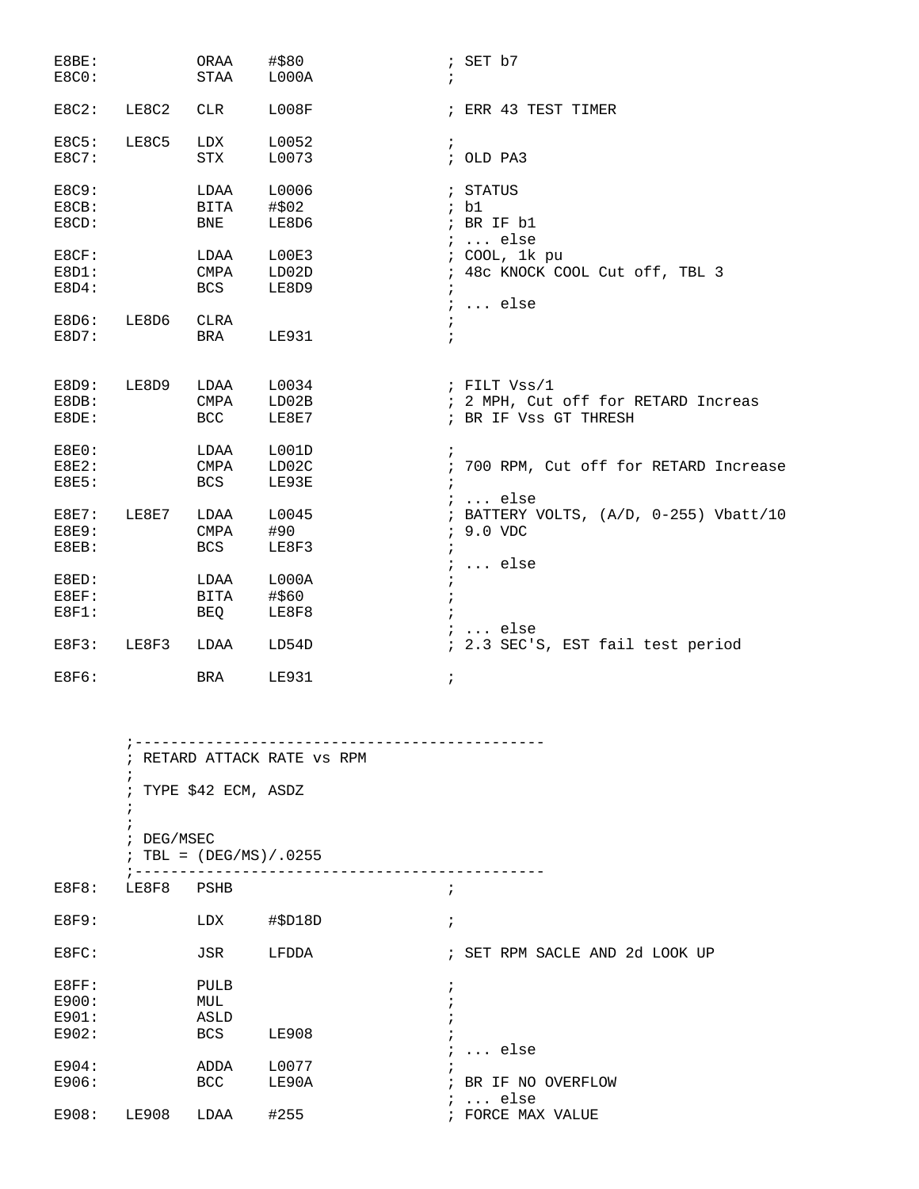```
E8BE:           ORAA    #$80               ; SET b7
E8C0:           STAA    L000A              ;

E8C2:   LE8C2   CLR     L008F              ; ERR 43 TEST TIMER

E8C5:   LE8C5   LDX     L0052              ;
E8C7:           STX     L0073              ; OLD PA3

E8C9:           LDAA    L0006              ; STATUS
E8CB:           BITA    #$02               ; b1
E8CD:           BNE     LE8D6              ; BR IF b1
                                           ; ... else
E8CF:           LDAA    L00E3              ; COOL, 1k pu
E8D1:           CMPA    LD02D              ; 48c KNOCK COOL Cut off, TBL 3
E8D4:           BCS     LE8D9              ;
                                           ; ... else
E8D6:   LE8D6   CLRA                       ;
E8D7:           BRA     LE931              ;


E8D9:   LE8D9   LDAA    L0034              ; FILT Vss/1
E8DB:           CMPA    LD02B              ; 2 MPH, Cut off for RETARD Increas
E8DE:           BCC     LE8E7              ; BR IF Vss GT THRESH

E8E0:           LDAA    L001D              ;
E8E2:           CMPA    LD02C              ; 700 RPM, Cut off for RETARD Increase
E8E5:           BCS     LE93E              ;
                                           ; ... else
E8E7:   LE8E7   LDAA    L0045              ; BATTERY VOLTS, (A/D, 0-255) Vbatt/10
E8E9:           CMPA    #90                ; 9.0 VDC
E8EB:           BCS     LE8F3              ;
                                           ; ... else
E8ED:           LDAA    L000A              ;
E8EF:           BITA    #$60               ;
E8F1:           BEQ     LE8F8              ;
                                           ; ... else
E8F3:   LE8F3   LDAA    LD54D              ; 2.3 SEC'S, EST fail test period

E8F6:           BRA     LE931              ;



        ;---------------------------------------------
        ; RETARD ATTACK RATE vs RPM
        ;
        ; TYPE $42 ECM, ASDZ
        ;
        ;
        ; DEG/MSEC
        ; TBL = (DEG/MS)/.0255
        ;---------------------------------------------
E8F8:   LE8F8   PSHB                       ;

E8F9:           LDX     #$D18D             ;

E8FC:           JSR     LFDDA              ; SET RPM SACLE AND 2d LOOK UP

E8FF:           PULB                       ;
E900:           MUL                        ;
E901:           ASLD                       ;
E902:           BCS     LE908              ;
                                           ; ... else
E904:           ADDA    L0077              ;
E906:           BCC     LE90A              ; BR IF NO OVERFLOW
                                           ; ... else
E908:   LE908   LDAA    #255               ; FORCE MAX VALUE
```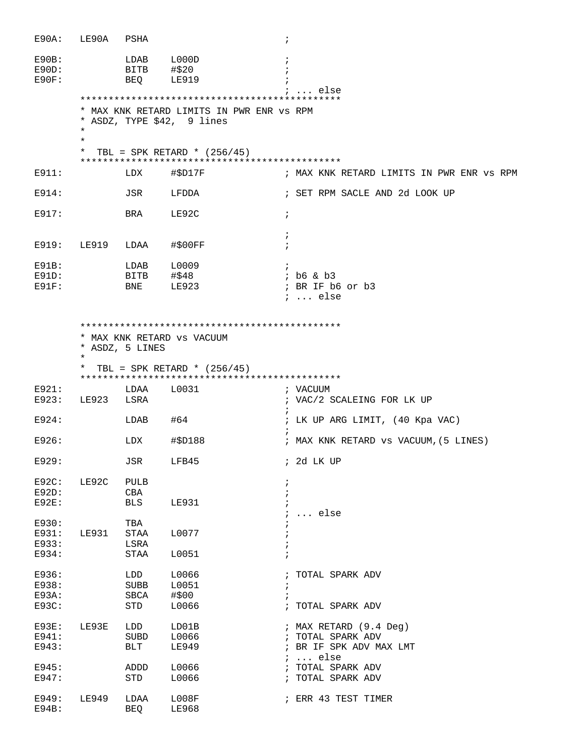```
E90A:   LE90A   PSHA                            ;

E90B:           LDAB    L000D                   ;
E90D:           BITB    #$20                    ;
E90F:           BEQ     LE919                   ;
                                                ; ... else
        **********************************************
        * MAX KNK RETARD LIMITS IN PWR ENR vs RPM
        * ASDZ, TYPE $42,  9 lines
        *
        *
        *  TBL = SPK RETARD * (256/45)
        **********************************************
E911:           LDX     #$D17F                  ; MAX KNK RETARD LIMITS IN PWR ENR vs RPM

E914:           JSR     LFDDA                   ; SET RPM SACLE AND 2d LOOK UP

E917:           BRA     LE92C                   ;

                                                ;
E919:   LE919   LDAA    #$00FF                  ;

E91B:           LDAB    L0009                   ;
E91D:           BITB    #$48                    ; b6 & b3
E91F:           BNE     LE923                   ; BR IF b6 or b3
                                                ; ... else


        **********************************************
        * MAX KNK RETARD vs VACUUM
        * ASDZ, 5 LINES
        *
        *  TBL = SPK RETARD * (256/45)
        **********************************************
E921:           LDAA    L0031                   ; VACUUM
E923:   LE923   LSRA                            ; VAC/2 SCALEING FOR LK UP
                                                ;
E924:           LDAB    #64                     ; LK UP ARG LIMIT, (40 Kpa VAC)
                                                ;
E926:           LDX     #$D188                  ; MAX KNK RETARD vs VACUUM,(5 LINES)

E929:           JSR     LFB45                   ; 2d LK UP

E92C:   LE92C   PULB                            ;
E92D:           CBA                             ;
E92E:           BLS     LE931                   ;
                                                ; ... else
E930:           TBA                             ;
E931:   LE931   STAA    L0077                   ;
E933:           LSRA                            ;
E934:           STAA    L0051                   ;

E936:           LDD     L0066                   ; TOTAL SPARK ADV
E938:           SUBB    L0051                   ;
E93A:           SBCA    #$00                    ;
E93C:           STD     L0066                   ; TOTAL SPARK ADV

E93E:   LE93E   LDD     LD01B                   ; MAX RETARD (9.4 Deg)
E941:           SUBD    L0066                   ; TOTAL SPARK ADV
E943:           BLT     LE949                   ; BR IF SPK ADV MAX LMT
                                                ; ... else
E945:           ADDD    L0066                   ; TOTAL SPARK ADV
E947:           STD     L0066                   ; TOTAL SPARK ADV

E949:   LE949   LDAA    L008F                   ; ERR 43 TEST TIMER
E94B:           BEQ     LE968
```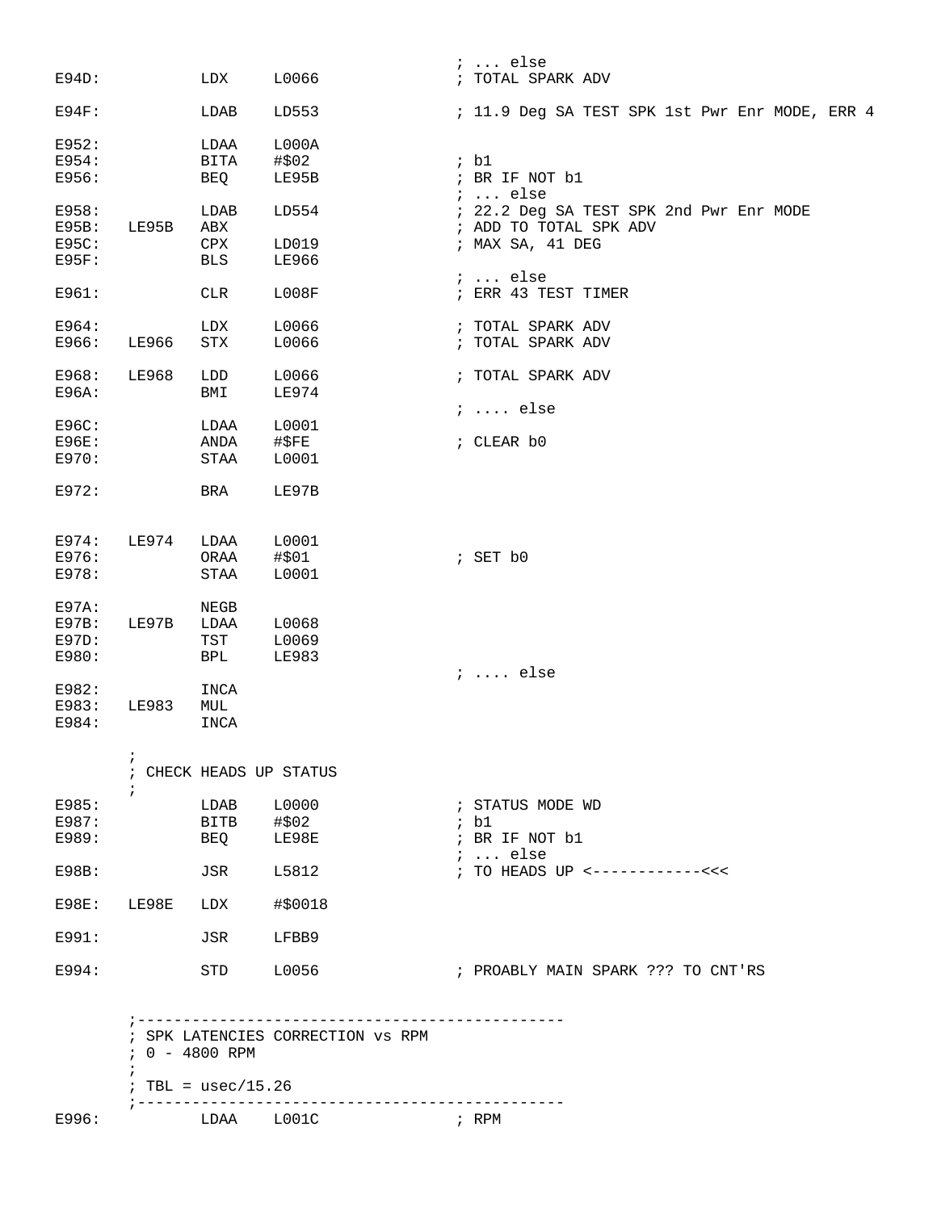```
                                                    ; ... else
E94D:           LDX     L0066                       ; TOTAL SPARK ADV

E94F:           LDAB    LD553                       ; 11.9 Deg SA TEST SPK 1st Pwr Enr MODE, ERR 4

E952:           LDAA    L000A
E954:           BITA    #$02                        ; b1
E956:           BEQ     LE95B                       ; BR IF NOT b1
                                                    ; ... else
E958:           LDAB    LD554                       ; 22.2 Deg SA TEST SPK 2nd Pwr Enr MODE
E95B:   LE95B   ABX                                 ; ADD TO TOTAL SPK ADV
E95C:           CPX     LD019                       ; MAX SA, 41 DEG
E95F:           BLS     LE966
                                                    ; ... else
E961:           CLR     L008F                       ; ERR 43 TEST TIMER

E964:           LDX     L0066                       ; TOTAL SPARK ADV
E966:   LE966   STX     L0066                       ; TOTAL SPARK ADV

E968:   LE968   LDD     L0066                       ; TOTAL SPARK ADV
E96A:           BMI     LE974
                                                    ; .... else
E96C:           LDAA    L0001
E96E:           ANDA    #$FE                        ; CLEAR b0
E970:           STAA    L0001

E972:           BRA     LE97B


E974:   LE974   LDAA    L0001
E976:           ORAA    #$01                        ; SET b0
E978:           STAA    L0001

E97A:           NEGB
E97B:   LE97B   LDAA    L0068
E97D:           TST     L0069
E980:           BPL     LE983
                                                    ; .... else
E982:           INCA
E983:   LE983   MUL
E984:           INCA

        ;
        ; CHECK HEADS UP STATUS
        ;
E985:           LDAB    L0000                       ; STATUS MODE WD
E987:           BITB    #$02                        ; b1
E989:           BEQ     LE98E                       ; BR IF NOT b1
                                                    ; ... else
E98B:           JSR     L5812                       ; TO HEADS UP <------------<<<

E98E:   LE98E   LDX     #$0018

E991:           JSR     LFBB9

E994:           STD     L0056                       ; PROABLY MAIN SPARK ??? TO CNT'RS


        ;-----------------------------------------------
        ; SPK LATENCIES CORRECTION vs RPM
        ; 0 - 4800 RPM
        ;
        ; TBL = usec/15.26
        ;-----------------------------------------------
E996:           LDAA    L001C                       ; RPM
```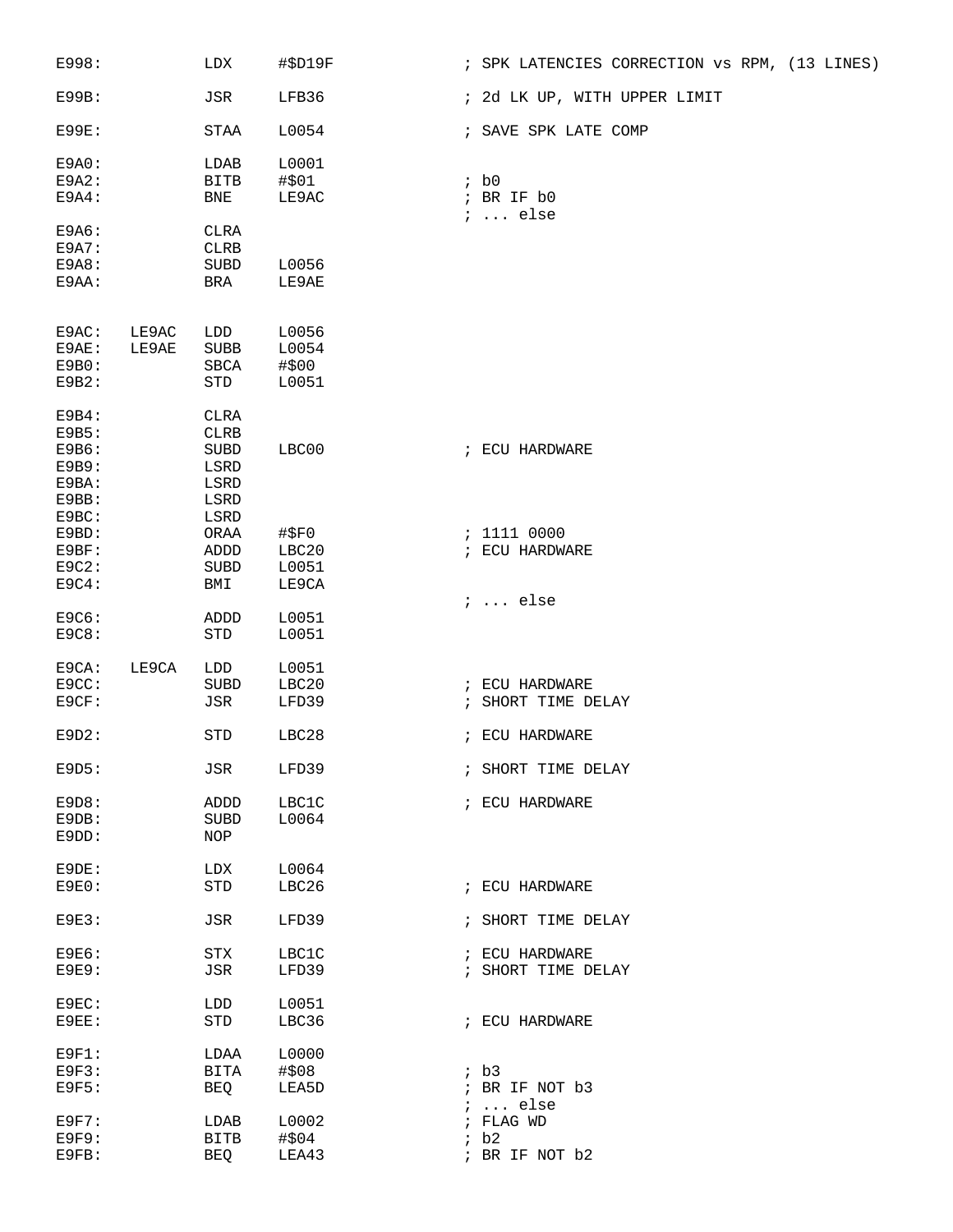```
E998:           LDX     #$D19F              ; SPK LATENCIES CORRECTION vs RPM, (13 LINES)

E99B:           JSR     LFB36               ; 2d LK UP, WITH UPPER LIMIT

E99E:           STAA    L0054               ; SAVE SPK LATE COMP

E9A0:           LDAB    L0001
E9A2:           BITB    #$01                ; b0
E9A4:           BNE     LE9AC               ; BR IF b0
                                            ; ... else
E9A6:           CLRA
E9A7:           CLRB
E9A8:           SUBD    L0056
E9AA:           BRA     LE9AE


E9AC:   LE9AC   LDD     L0056
E9AE:   LE9AE   SUBB    L0054
E9B0:           SBCA    #$00
E9B2:           STD     L0051

E9B4:           CLRA
E9B5:           CLRB
E9B6:           SUBD    LBC00               ; ECU HARDWARE
E9B9:           LSRD
E9BA:           LSRD
E9BB:           LSRD
E9BC:           LSRD
E9BD:           ORAA    #$F0                ; 1111 0000
E9BF:           ADDD    LBC20               ; ECU HARDWARE
E9C2:           SUBD    L0051
E9C4:           BMI     LE9CA
                                            ; ... else
E9C6:           ADDD    L0051
E9C8:           STD     L0051

E9CA:   LE9CA   LDD     L0051
E9CC:           SUBD    LBC20               ; ECU HARDWARE
E9CF:           JSR     LFD39               ; SHORT TIME DELAY

E9D2:           STD     LBC28               ; ECU HARDWARE

E9D5:           JSR     LFD39               ; SHORT TIME DELAY

E9D8:           ADDD    LBC1C               ; ECU HARDWARE
E9DB:           SUBD    L0064
E9DD:           NOP

E9DE:           LDX     L0064
E9E0:           STD     LBC26               ; ECU HARDWARE

E9E3:           JSR     LFD39               ; SHORT TIME DELAY

E9E6:           STX     LBC1C               ; ECU HARDWARE
E9E9:           JSR     LFD39               ; SHORT TIME DELAY

E9EC:           LDD     L0051
E9EE:           STD     LBC36               ; ECU HARDWARE

E9F1:           LDAA    L0000
E9F3:           BITA    #$08                ; b3
E9F5:           BEQ     LEA5D               ; BR IF NOT b3
                                            ; ... else
E9F7:           LDAB    L0002               ; FLAG WD
E9F9:           BITB    #$04                ; b2
E9FB:           BEQ     LEA43               ; BR IF NOT b2
```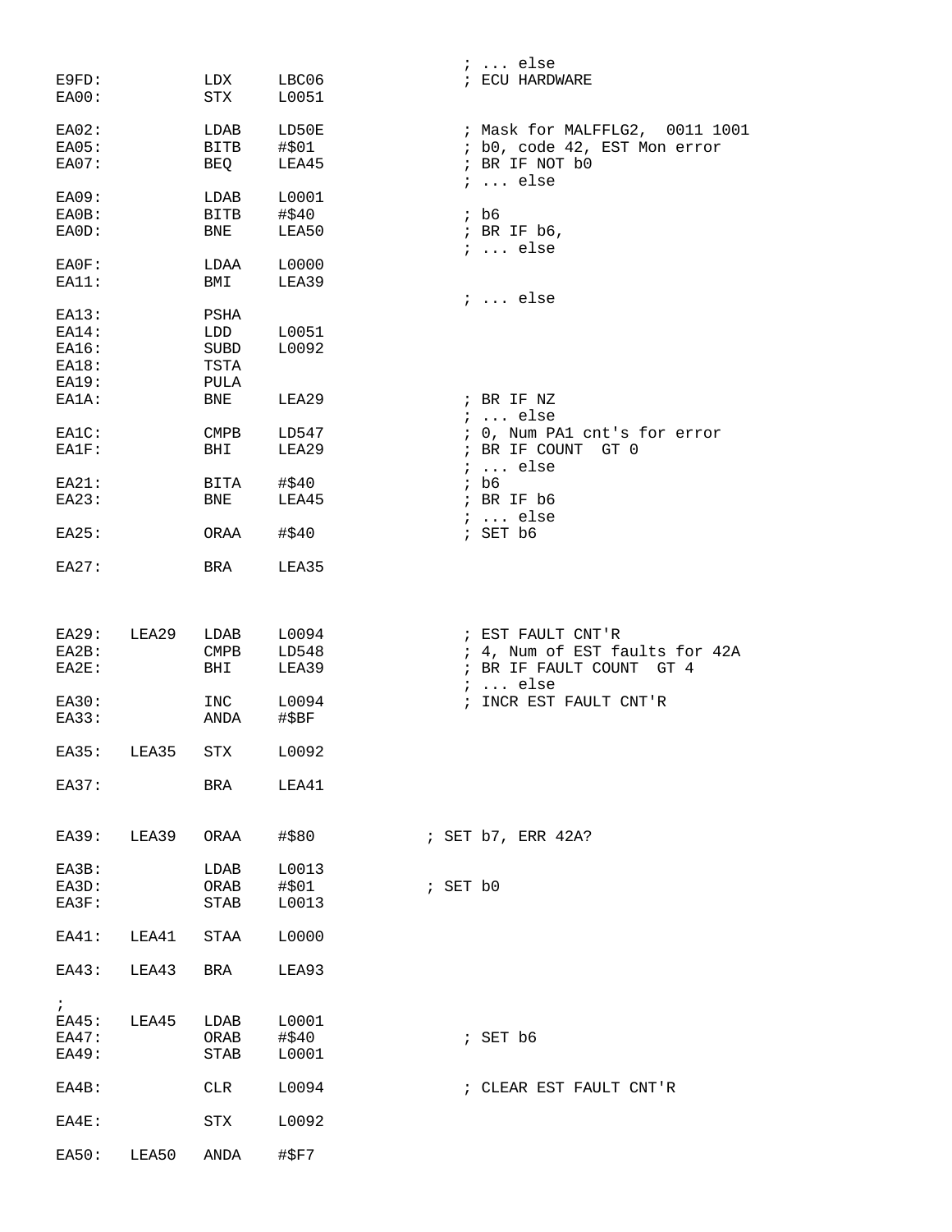```
                                                ; ... else
E9FD:           LDX     LBC06                   ; ECU HARDWARE
EA00:           STX     L0051

EA02:           LDAB    LD50E                   ; Mask for MALFFLG2,  0011 1001
EA05:           BITB    #$01                    ; b0, code 42, EST Mon error
EA07:           BEQ     LEA45                   ; BR IF NOT b0
                                                ; ... else
EA09:           LDAB    L0001
EA0B:           BITB    #$40                    ; b6
EA0D:           BNE     LEA50                   ; BR IF b6,
                                                ; ... else
EA0F:           LDAA    L0000
EA11:           BMI     LEA39
                                                ; ... else
EA13:           PSHA
EA14:           LDD     L0051
EA16:           SUBD    L0092
EA18:           TSTA
EA19:           PULA
EA1A:           BNE     LEA29                   ; BR IF NZ
                                                ; ... else
EA1C:           CMPB    LD547                   ; 0, Num PA1 cnt's for error
EA1F:           BHI     LEA29                   ; BR IF COUNT  GT 0
                                                ; ... else
EA21:           BITA    #$40                    ; b6
EA23:           BNE     LEA45                   ; BR IF b6
                                                ; ... else
EA25:           ORAA    #$40                    ; SET b6

EA27:           BRA     LEA35



EA29:   LEA29   LDAB    L0094                   ; EST FAULT CNT'R
EA2B:           CMPB    LD548                   ; 4, Num of EST faults for 42A
EA2E:           BHI     LEA39                   ; BR IF FAULT COUNT  GT 4
                                                ; ... else
EA30:           INC     L0094                   ; INCR EST FAULT CNT'R
EA33:           ANDA    #$BF

EA35:   LEA35   STX     L0092

EA37:           BRA     LEA41


EA39:   LEA39   ORAA    #$80            ; SET b7, ERR 42A?

EA3B:           LDAB    L0013
EA3D:           ORAB    #$01            ; SET b0
EA3F:           STAB    L0013

EA41:   LEA41   STAA    L0000

EA43:   LEA43   BRA     LEA93

;
EA45:   LEA45   LDAB    L0001
EA47:           ORAB    #$40                    ; SET b6
EA49:           STAB    L0001

EA4B:           CLR     L0094                   ; CLEAR EST FAULT CNT'R

EA4E:           STX     L0092

EA50:   LEA50   ANDA    #$F7
```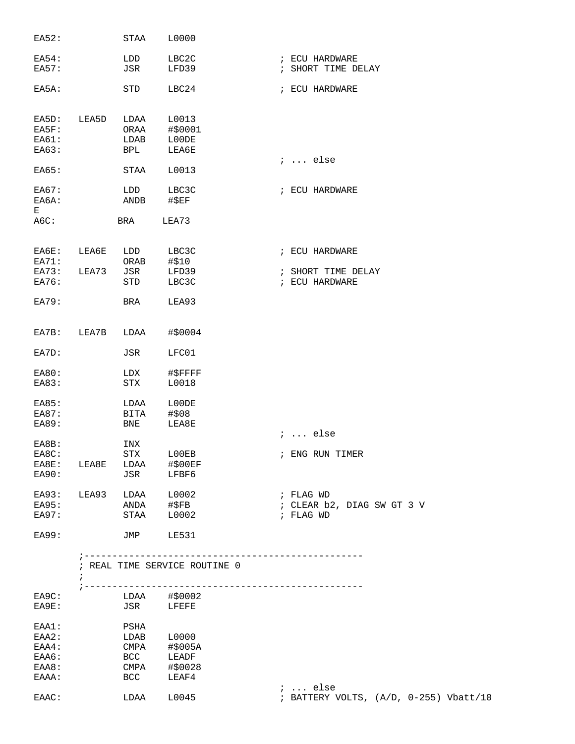```
EA52:           STAA    L0000

EA54:           LDD     LBC2C                   ; ECU HARDWARE
EA57:           JSR     LFD39                   ; SHORT TIME DELAY

EA5A:           STD     LBC24                   ; ECU HARDWARE


EA5D:   LEA5D   LDAA    L0013
EA5F:           ORAA    #$0001
EA61:           LDAB    L00DE
EA63:           BPL     LEA6E
                                                ; ... else
EA65:           STAA    L0013

EA67:           LDD     LBC3C                   ; ECU HARDWARE
EA6A:           ANDB    #$EF
E
A6C:           BRA     LEA73


EA6E:   LEA6E   LDD     LBC3C                   ; ECU HARDWARE
EA71:           ORAB    #$10
EA73:   LEA73   JSR     LFD39                   ; SHORT TIME DELAY
EA76:           STD     LBC3C                   ; ECU HARDWARE

EA79:           BRA     LEA93


EA7B:   LEA7B   LDAA    #$0004

EA7D:           JSR     LFC01

EA80:           LDX     #$FFFF
EA83:           STX     L0018

EA85:           LDAA    L00DE
EA87:           BITA    #$08
EA89:           BNE     LEA8E
                                                ; ... else
EA8B:           INX
EA8C:           STX     L00EB                   ; ENG RUN TIMER
EA8E:   LEA8E   LDAA    #$00EF
EA90:           JSR     LFBF6

EA93:   LEA93   LDAA    L0002                   ; FLAG WD
EA95:           ANDA    #$FB                    ; CLEAR b2, DIAG SW GT 3 V
EA97:           STAA    L0002                   ; FLAG WD

EA99:           JMP     LE531

        ;--------------------------------------------------
        ; REAL TIME SERVICE ROUTINE 0
        ;
        ;--------------------------------------------------
EA9C:           LDAA    #$0002
EA9E:           JSR     LFEFE

EAA1:           PSHA
EAA2:           LDAB    L0000
EAA4:           CMPA    #$005A
EAA6:           BCC     LEADF
EAA8:           CMPA    #$0028
EAAA:           BCC     LEAF4
                                                ; ... else
EAAC:           LDAA    L0045                   ; BATTERY VOLTS, (A/D, 0-255) Vbatt/10
```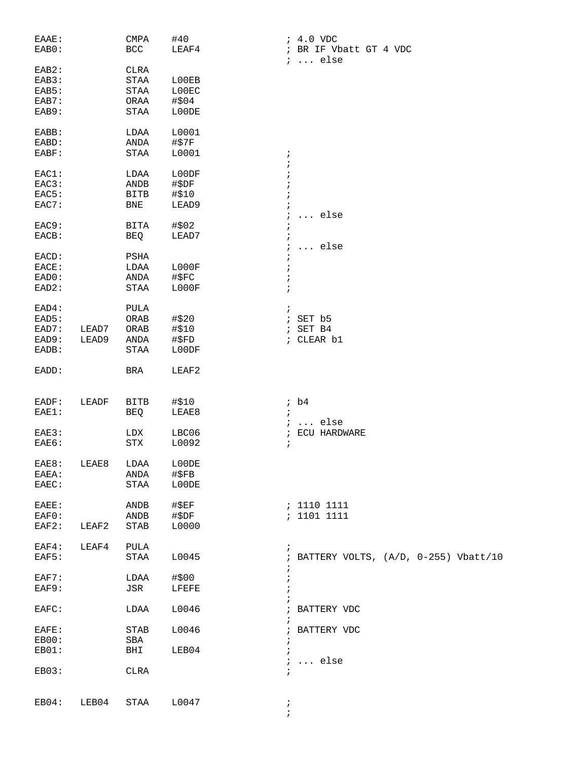```
EAAE:           CMPA    #40              ; 4.0 VDC
EAB0:           BCC     LEAF4            ; BR IF Vbatt GT 4 VDC
                                         ; ... else
EAB2:           CLRA
EAB3:           STAA    L00EB
EAB5:           STAA    L00EC
EAB7:           ORAA    #$04
EAB9:           STAA    L00DE

EABB:           LDAA    L0001
EABD:           ANDA    #$7F
EABF:           STAA    L0001            ;
                                         ;
EAC1:           LDAA    L00DF            ;
EAC3:           ANDB    #$DF             ;
EAC5:           BITB    #$10             ;
EAC7:           BNE     LEAD9            ;
                                         ; ... else
EAC9:           BITA    #$02             ;
EACB:           BEQ     LEAD7            ;
                                         ; ... else
EACD:           PSHA                     ;
EACE:           LDAA    L000F            ;
EAD0:           ANDA    #$FC             ;
EAD2:           STAA    L000F            ;

EAD4:           PULA                     ;
EAD5:           ORAB    #$20             ; SET b5
EAD7:   LEAD7   ORAB    #$10             ; SET B4
EAD9:   LEAD9   ANDA    #$FD             ; CLEAR b1
EADB:           STAA    L00DF

EADD:           BRA     LEAF2


EADF:   LEADF   BITB    #$10             ; b4
EAE1:           BEQ     LEAE8            ;
                                         ; ... else
EAE3:           LDX     LBC06            ; ECU HARDWARE
EAE6:           STX     L0092            ;

EAE8:   LEAE8   LDAA    L00DE
EAEA:           ANDA    #$FB
EAEC:           STAA    L00DE

EAEE:           ANDB    #$EF             ; 1110 1111
EAF0:           ANDB    #$DF             ; 1101 1111
EAF2:   LEAF2   STAB    L0000

EAF4:   LEAF4   PULA                     ;
EAF5:           STAA    L0045            ; BATTERY VOLTS, (A/D, 0-255) Vbatt/10
                                         ;
EAF7:           LDAA    #$00             ;
EAF9:           JSR     LFEFE            ;
                                         ;
EAFC:           LDAA    L0046            ; BATTERY VDC
                                         ;
EAFE:           STAB    L0046            ; BATTERY VDC
EB00:           SBA                      ;
EB01:           BHI     LEB04            ;
                                         ; ... else
EB03:           CLRA                     ;


EB04:   LEB04   STAA    L0047            ;
                                         ;
```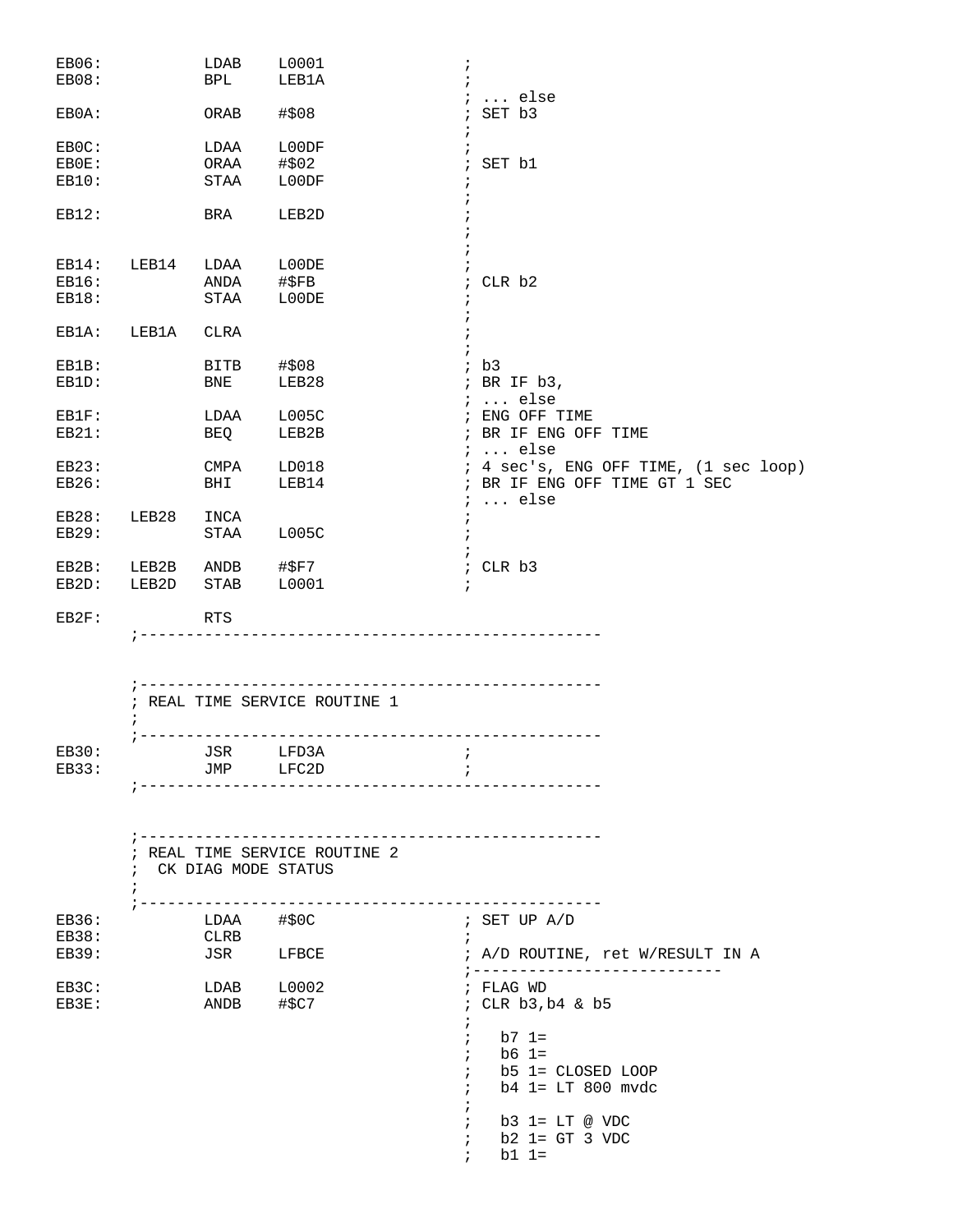```
EB06:           LDAB    L0001               ;
EB08:           BPL     LEB1A               ;
                                            ; ... else
EB0A:           ORAB    #$08                ; SET b3
                                            ;
EB0C:           LDAA    L00DF               ;
EB0E:           ORAA    #$02                ; SET b1
EB10:           STAA    L00DF               ;
                                            ;
EB12:           BRA     LEB2D               ;
                                            ;
                                            ;
EB14:   LEB14   LDAA    L00DE               ;
EB16:           ANDA    #$FB                ; CLR b2
EB18:           STAA    L00DE               ;
                                            ;
EB1A:   LEB1A   CLRA                        ;
                                            ;
EB1B:           BITB    #$08                ; b3
EB1D:           BNE     LEB28               ; BR IF b3,
                                            ; ... else
EB1F:           LDAA    L005C               ; ENG OFF TIME
EB21:           BEQ     LEB2B               ; BR IF ENG OFF TIME
                                            ; ... else
EB23:           CMPA    LD018               ; 4 sec's, ENG OFF TIME, (1 sec loop)
EB26:           BHI     LEB14               ; BR IF ENG OFF TIME GT 1 SEC
                                            ; ... else
EB28:   LEB28   INCA                        ;
EB29:           STAA    L005C               ;
                                            ;
EB2B:   LEB2B   ANDB    #$F7                ; CLR b3
EB2D:   LEB2D   STAB    L0001               ;

EB2F:           RTS
        ;--------------------------------------------------



        ;--------------------------------------------------
        ; REAL TIME SERVICE ROUTINE 1
        ;
        ;--------------------------------------------------
EB30:           JSR     LFD3A               ;
EB33:           JMP     LFC2D               ;
        ;--------------------------------------------------



        ;--------------------------------------------------
        ; REAL TIME SERVICE ROUTINE 2
        ;  CK DIAG MODE STATUS
        ;
        ;--------------------------------------------------
EB36:           LDAA    #$0C                ; SET UP A/D
EB38:           CLRB                        ;
EB39:           JSR     LFBCE               ; A/D ROUTINE, ret W/RESULT IN A
                                            ;----------------------------
EB3C:           LDAB    L0002               ; FLAG WD
EB3E:           ANDB    #$C7                ; CLR b3,b4 & b5
                                            ;
                                            ;   b7 1=
                                            ;   b6 1=
                                            ;   b5 1= CLOSED LOOP
                                            ;   b4 1= LT 800 mvdc
                                            ;
                                            ;   b3 1= LT @ VDC
                                            ;   b2 1= GT 3 VDC
                                            ;   b1 1=
```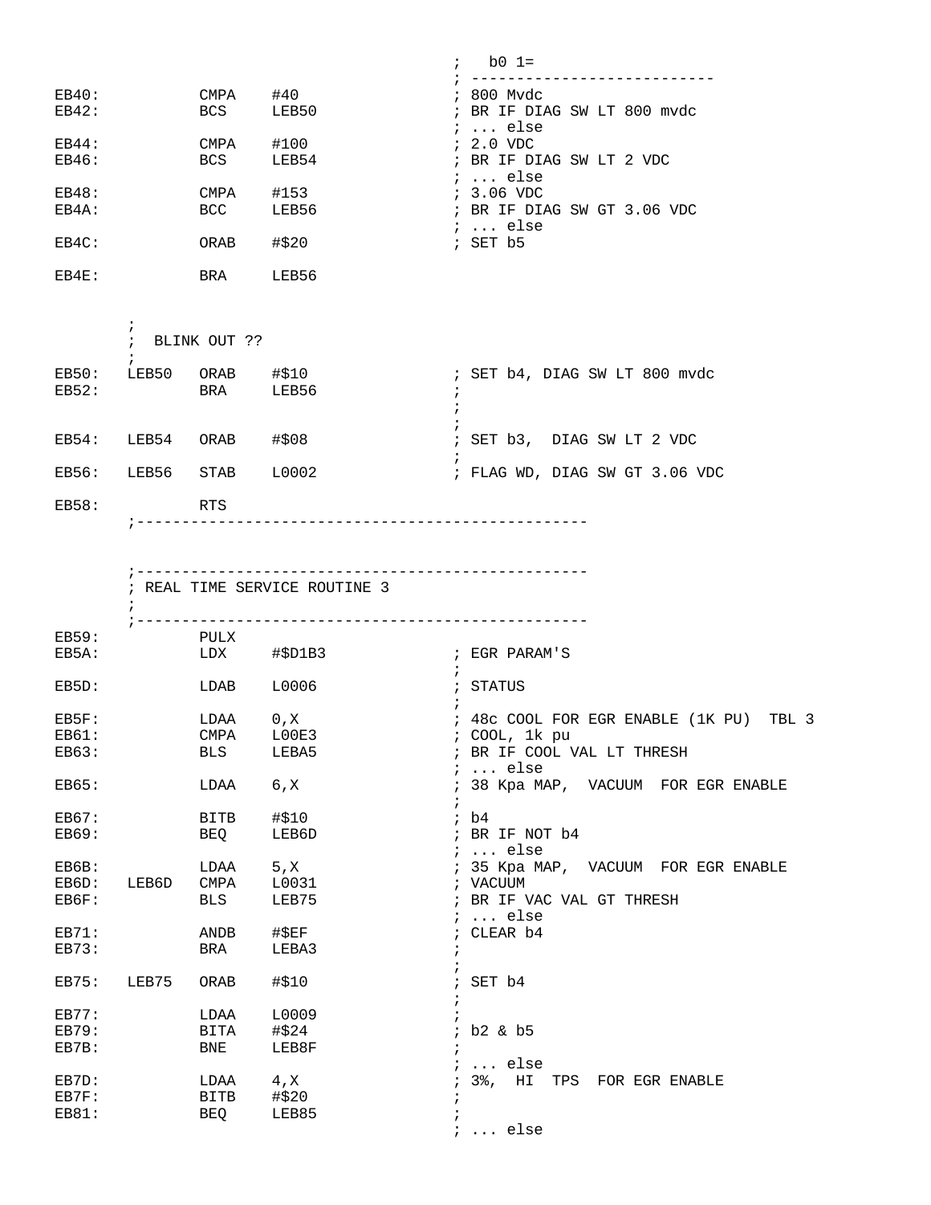```
                                           ;   b0 1=
                                           ; ---------------------------
EB40:           CMPA    #40                ; 800 Mvdc
EB42:           BCS     LEB50              ; BR IF DIAG SW LT 800 mvdc
                                           ; ... else
EB44:           CMPA    #100               ; 2.0 VDC
EB46:           BCS     LEB54              ; BR IF DIAG SW LT 2 VDC
                                           ; ... else
EB48:           CMPA    #153               ; 3.06 VDC
EB4A:           BCC     LEB56              ; BR IF DIAG SW GT 3.06 VDC
                                           ; ... else
EB4C:           ORAB    #$20               ; SET b5

EB4E:           BRA     LEB56


        ;
        ;  BLINK OUT ??
        ;
EB50:   LEB50   ORAB    #$10               ; SET b4, DIAG SW LT 800 mvdc
EB52:           BRA     LEB56              ;
                                           ;
                                           ;
EB54:   LEB54   ORAB    #$08               ; SET b3,  DIAG SW LT 2 VDC
                                           ;
EB56:   LEB56   STAB    L0002              ; FLAG WD, DIAG SW GT 3.06 VDC

EB58:           RTS
        ;-------------------------------------------------



        ;-------------------------------------------------
        ; REAL TIME SERVICE ROUTINE 3
        ;
        ;-------------------------------------------------
EB59:           PULX
EB5A:           LDX     #$D1B3             ; EGR PARAM'S
                                           ;
EB5D:           LDAB    L0006              ; STATUS
                                           ;
EB5F:           LDAA    0,X                ; 48c COOL FOR EGR ENABLE (1K PU)  TBL 3
EB61:           CMPA    L00E3              ; COOL, 1k pu
EB63:           BLS     LEBA5              ; BR IF COOL VAL LT THRESH
                                           ; ... else
EB65:           LDAA    6,X                ; 38 Kpa MAP,  VACUUM  FOR EGR ENABLE
                                           ;
EB67:           BITB    #$10               ; b4
EB69:           BEQ     LEB6D              ; BR IF NOT b4
                                           ; ... else
EB6B:           LDAA    5,X                ; 35 Kpa MAP,  VACUUM  FOR EGR ENABLE
EB6D:   LEB6D   CMPA    L0031              ; VACUUM
EB6F:           BLS     LEB75              ; BR IF VAC VAL GT THRESH
                                           ; ... else
EB71:           ANDB    #$EF               ; CLEAR b4
EB73:           BRA     LEBA3              ;
                                           ;
EB75:   LEB75   ORAB    #$10               ; SET b4
                                           ;
EB77:           LDAA    L0009              ;
EB79:           BITA    #$24               ; b2 & b5
EB7B:           BNE     LEB8F              ;
                                           ; ... else
EB7D:           LDAA    4,X                ; 3%,  HI  TPS  FOR EGR ENABLE
EB7F:           BITB    #$20               ;
EB81:           BEQ     LEB85              ;
                                           ; ... else
```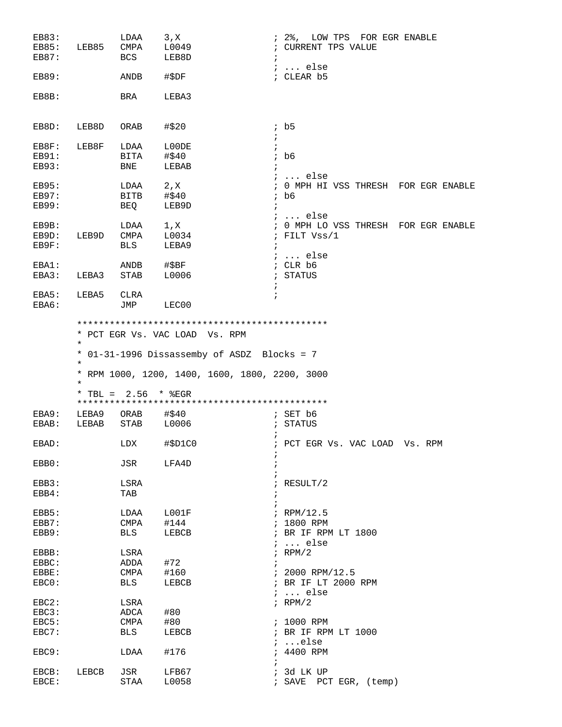```
EB83:           LDAA    3,X                 ; 2%,  LOW TPS  FOR EGR ENABLE
EB85:   LEB85   CMPA    L0049               ; CURRENT TPS VALUE
EB87:           BCS     LEB8D               ;
                                            ; ... else
EB89:           ANDB    #$DF                ; CLEAR b5

EB8B:           BRA     LEBA3


EB8D:   LEB8D   ORAB    #$20                ; b5
                                            ;
EB8F:   LEB8F   LDAA    L00DE               ;
EB91:           BITA    #$40                ; b6
EB93:           BNE     LEBAB               ;
                                            ; ... else
EB95:           LDAA    2,X                 ; 0 MPH HI VSS THRESH  FOR EGR ENABLE
EB97:           BITB    #$40                ; b6
EB99:           BEQ     LEB9D               ;
                                            ; ... else
EB9B:           LDAA    1,X                 ; 0 MPH LO VSS THRESH  FOR EGR ENABLE
EB9D:   LEB9D   CMPA    L0034               ; FILT Vss/1
EB9F:           BLS     LEBA9               ;
                                            ; ... else
EBA1:           ANDB    #$BF                ; CLR b6
EBA3:   LEBA3   STAB    L0006               ; STATUS
                                            ;
EBA5:   LEBA5   CLRA                        ;
EBA6:           JMP     LEC00

        ***********************************************
        * PCT EGR Vs. VAC LOAD  Vs. RPM
        *
        * 01-31-1996 Dissassemby of ASDZ  Blocks = 7
        *
        * RPM 1000, 1200, 1400, 1600, 1800, 2200, 3000
        *
        * TBL =  2.56  * %EGR
        ***********************************************
EBA9:   LEBA9   ORAB    #$40                ; SET b6
EBAB:   LEBAB   STAB    L0006               ; STATUS
                                            ;
EBAD:           LDX     #$D1C0              ; PCT EGR Vs. VAC LOAD  Vs. RPM
                                            ;
EBB0:           JSR     LFA4D               ;
                                            ;
EBB3:           LSRA                        ; RESULT/2
EBB4:           TAB                         ;
                                            ;
EBB5:           LDAA    L001F               ; RPM/12.5
EBB7:           CMPA    #144                ; 1800 RPM
EBB9:           BLS     LEBCB               ; BR IF RPM LT 1800
                                            ; ... else
EBBB:           LSRA                        ; RPM/2
EBBC:           ADDA    #72                 ;
EBBE:           CMPA    #160                ; 2000 RPM/12.5
EBC0:           BLS     LEBCB               ; BR IF LT 2000 RPM
                                            ; ... else
EBC2:           LSRA                        ; RPM/2
EBC3:           ADCA    #80
EBC5:           CMPA    #80                 ; 1000 RPM
EBC7:           BLS     LEBCB               ; BR IF RPM LT 1000
                                            ; ...else
EBC9:           LDAA    #176                ; 4400 RPM
                                            ;
EBCB:   LEBCB   JSR     LFB67               ; 3d LK UP
EBCE:           STAA    L0058               ; SAVE  PCT EGR, (temp)
```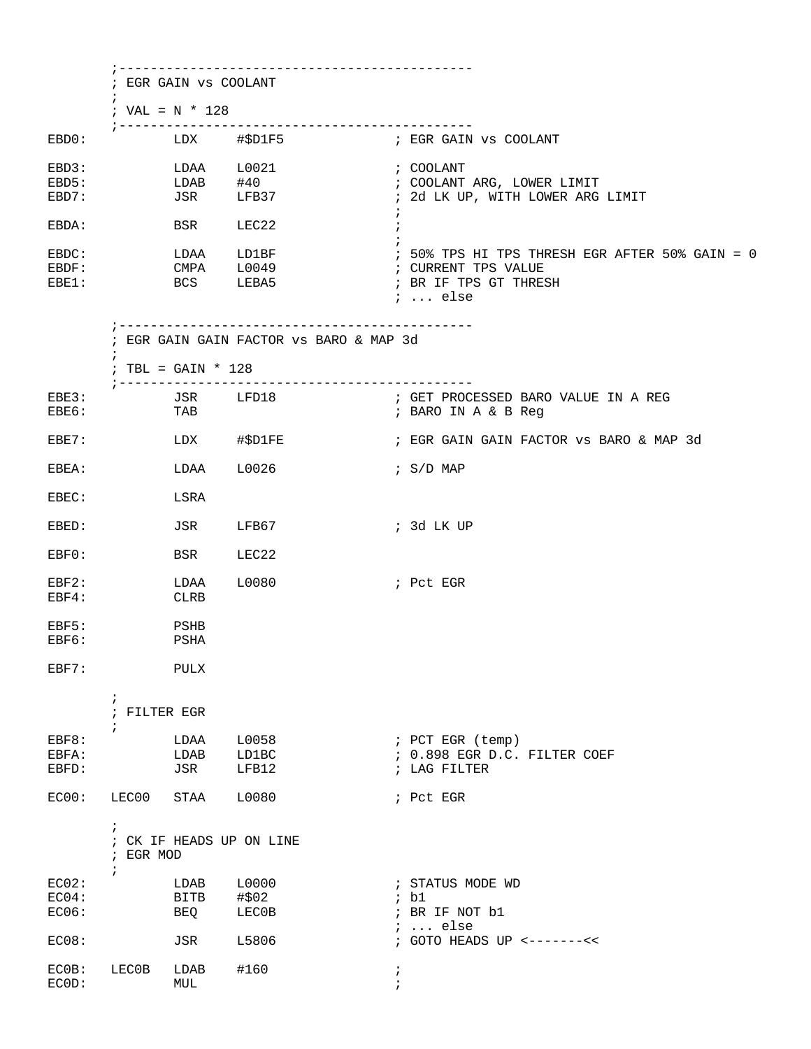```
        ;---------------------------------------------
        ; EGR GAIN vs COOLANT
        ;
        ; VAL = N * 128
        ;---------------------------------------------
EBD0:           LDX     #$D1F5              ; EGR GAIN vs COOLANT

EBD3:           LDAA    L0021               ; COOLANT
EBD5:           LDAB    #40                 ; COOLANT ARG, LOWER LIMIT
EBD7:           JSR     LFB37               ; 2d LK UP, WITH LOWER ARG LIMIT
                                            ;
EBDA:           BSR     LEC22               ;
                                            ;
EBDC:           LDAA    LD1BF               ; 50% TPS HI TPS THRESH EGR AFTER 50% GAIN = 0
EBDF:           CMPA    L0049               ; CURRENT TPS VALUE
EBE1:           BCS     LEBA5               ; BR IF TPS GT THRESH
                                            ; ... else

        ;---------------------------------------------
        ; EGR GAIN GAIN FACTOR vs BARO & MAP 3d
        ;
        ; TBL = GAIN * 128
        ;---------------------------------------------
EBE3:           JSR     LFD18               ; GET PROCESSED BARO VALUE IN A REG
EBE6:           TAB                         ; BARO IN A & B Reg

EBE7:           LDX     #$D1FE              ; EGR GAIN GAIN FACTOR vs BARO & MAP 3d

EBEA:           LDAA    L0026               ; S/D MAP

EBEC:           LSRA

EBED:           JSR     LFB67               ; 3d LK UP

EBF0:           BSR     LEC22

EBF2:           LDAA    L0080               ; Pct EGR
EBF4:           CLRB

EBF5:           PSHB
EBF6:           PSHA

EBF7:           PULX

        ;
        ; FILTER EGR
        ;
EBF8:           LDAA    L0058               ; PCT EGR (temp)
EBFA:           LDAB    LD1BC               ; 0.898 EGR D.C. FILTER COEF
EBFD:           JSR     LFB12               ; LAG FILTER

EC00:   LEC00   STAA    L0080               ; Pct EGR

        ;
        ; CK IF HEADS UP ON LINE
        ; EGR MOD
        ;
EC02:           LDAB    L0000               ; STATUS MODE WD
EC04:           BITB    #$02                ; b1
EC06:           BEQ     LEC0B               ; BR IF NOT b1
                                            ; ... else
EC08:           JSR     L5806               ; GOTO HEADS UP <-------<<

EC0B:   LEC0B   LDAB    #160                ;
EC0D:           MUL                         ;
```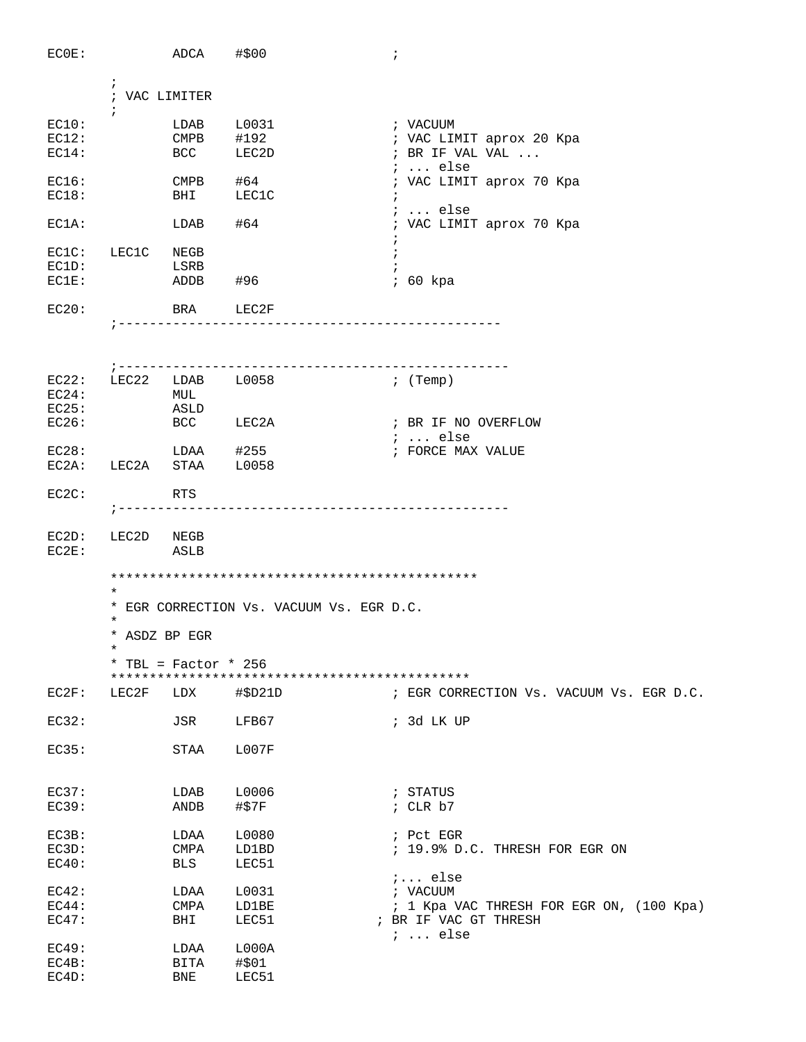```
EC0E:           ADCA    #$00                ;

        ;
        ; VAC LIMITER
        ;
EC10:           LDAB    L0031               ; VACUUM
EC12:           CMPB    #192                ; VAC LIMIT aprox 20 Kpa
EC14:           BCC     LEC2D               ; BR IF VAL VAL ...
                                            ; ... else
EC16:           CMPB    #64                 ; VAC LIMIT aprox 70 Kpa
EC18:           BHI     LEC1C               ;
                                            ; ... else
EC1A:           LDAB    #64                 ; VAC LIMIT aprox 70 Kpa
                                            ;
EC1C:   LEC1C   NEGB                        ;
EC1D:           LSRB                        ;
EC1E:           ADDB    #96                 ; 60 kpa

EC20:           BRA     LEC2F
        ;-------------------------------------------------


        ;--------------------------------------------------
EC22:   LEC22   LDAB    L0058               ; (Temp)
EC24:           MUL
EC25:           ASLD
EC26:           BCC     LEC2A               ; BR IF NO OVERFLOW
                                            ; ... else
EC28:           LDAA    #255                ; FORCE MAX VALUE
EC2A:   LEC2A   STAA    L0058

EC2C:           RTS
        ;--------------------------------------------------

EC2D:   LEC2D   NEGB
EC2E:           ASLB

        ***********************************************
        *
        * EGR CORRECTION Vs. VACUUM Vs. EGR D.C.
        *
        * ASDZ BP EGR
        *
        * TBL = Factor * 256
        **********************************************
EC2F:   LEC2F   LDX     #$D21D              ; EGR CORRECTION Vs. VACUUM Vs. EGR D.C.

EC32:           JSR     LFB67               ; 3d LK UP

EC35:           STAA    L007F


EC37:           LDAB    L0006               ; STATUS
EC39:           ANDB    #$7F                ; CLR b7

EC3B:           LDAA    L0080               ; Pct EGR
EC3D:           CMPA    LD1BD               ; 19.9% D.C. THRESH FOR EGR ON
EC40:           BLS     LEC51
                                            ;... else
EC42:           LDAA    L0031               ; VACUUM
EC44:           CMPA    LD1BE               ; 1 Kpa VAC THRESH FOR EGR ON, (100 Kpa)
EC47:           BHI     LEC51             ; BR IF VAC GT THRESH
                                            ; ... else
EC49:           LDAA    L000A
EC4B:           BITA    #$01
EC4D:           BNE     LEC51
```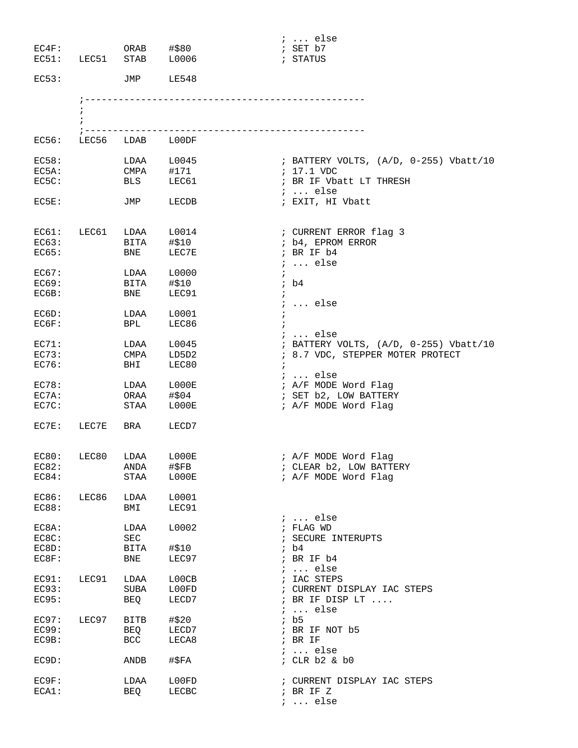```
                                                ; ... else
EC4F:           ORAB    #$80                    ; SET b7
EC51:   LEC51   STAB    L0006                   ; STATUS

EC53:           JMP     LE548

        ;-------------------------------------------------
        ;
        ;
        ;-------------------------------------------------
EC56:   LEC56   LDAB    L00DF

EC58:           LDAA    L0045                   ; BATTERY VOLTS, (A/D, 0-255) Vbatt/10
EC5A:           CMPA    #171                    ; 17.1 VDC
EC5C:           BLS     LEC61                   ; BR IF Vbatt LT THRESH
                                                ; ... else
EC5E:           JMP     LECDB                   ; EXIT, HI Vbatt


EC61:   LEC61   LDAA    L0014                   ; CURRENT ERROR flag 3
EC63:           BITA    #$10                    ; b4, EPROM ERROR
EC65:           BNE     LEC7E                   ; BR IF b4
                                                ; ... else
EC67:           LDAA    L0000                   ;
EC69:           BITA    #$10                    ; b4
EC6B:           BNE     LEC91                   ;
                                                ; ... else
EC6D:           LDAA    L0001                   ;
EC6F:           BPL     LEC86                   ;
                                                ; ... else
EC71:           LDAA    L0045                   ; BATTERY VOLTS, (A/D, 0-255) Vbatt/10
EC73:           CMPA    LD5D2                   ; 8.7 VDC, STEPPER MOTER PROTECT
EC76:           BHI     LEC80                   ;
                                                ; ... else
EC78:           LDAA    L000E                   ; A/F MODE Word Flag
EC7A:           ORAA    #$04                    ; SET b2, LOW BATTERY
EC7C:           STAA    L000E                   ; A/F MODE Word Flag

EC7E:   LEC7E   BRA     LECD7


EC80:   LEC80   LDAA    L000E                   ; A/F MODE Word Flag
EC82:           ANDA    #$FB                    ; CLEAR b2, LOW BATTERY
EC84:           STAA    L000E                   ; A/F MODE Word Flag

EC86:   LEC86   LDAA    L0001
EC88:           BMI     LEC91
                                                ; ... else
EC8A:           LDAA    L0002                   ; FLAG WD
EC8C:           SEC                             ; SECURE INTERUPTS
EC8D:           BITA    #$10                    ; b4
EC8F:           BNE     LEC97                   ; BR IF b4
                                                ; ... else
EC91:   LEC91   LDAA    L00CB                   ; IAC STEPS
EC93:           SUBA    L00FD                   ; CURRENT DISPLAY IAC STEPS
EC95:           BEQ     LECD7                   ; BR IF DISP LT ....
                                                ; ... else
EC97:   LEC97   BITB    #$20                    ; b5
EC99:           BEQ     LECD7                   ; BR IF NOT b5
EC9B:           BCC     LECA8                   ; BR IF
                                                ; ... else
EC9D:           ANDB    #$FA                    ; CLR b2 & b0

EC9F:           LDAA    L00FD                   ; CURRENT DISPLAY IAC STEPS
ECA1:           BEQ     LECBC                   ; BR IF Z
                                                ; ... else
```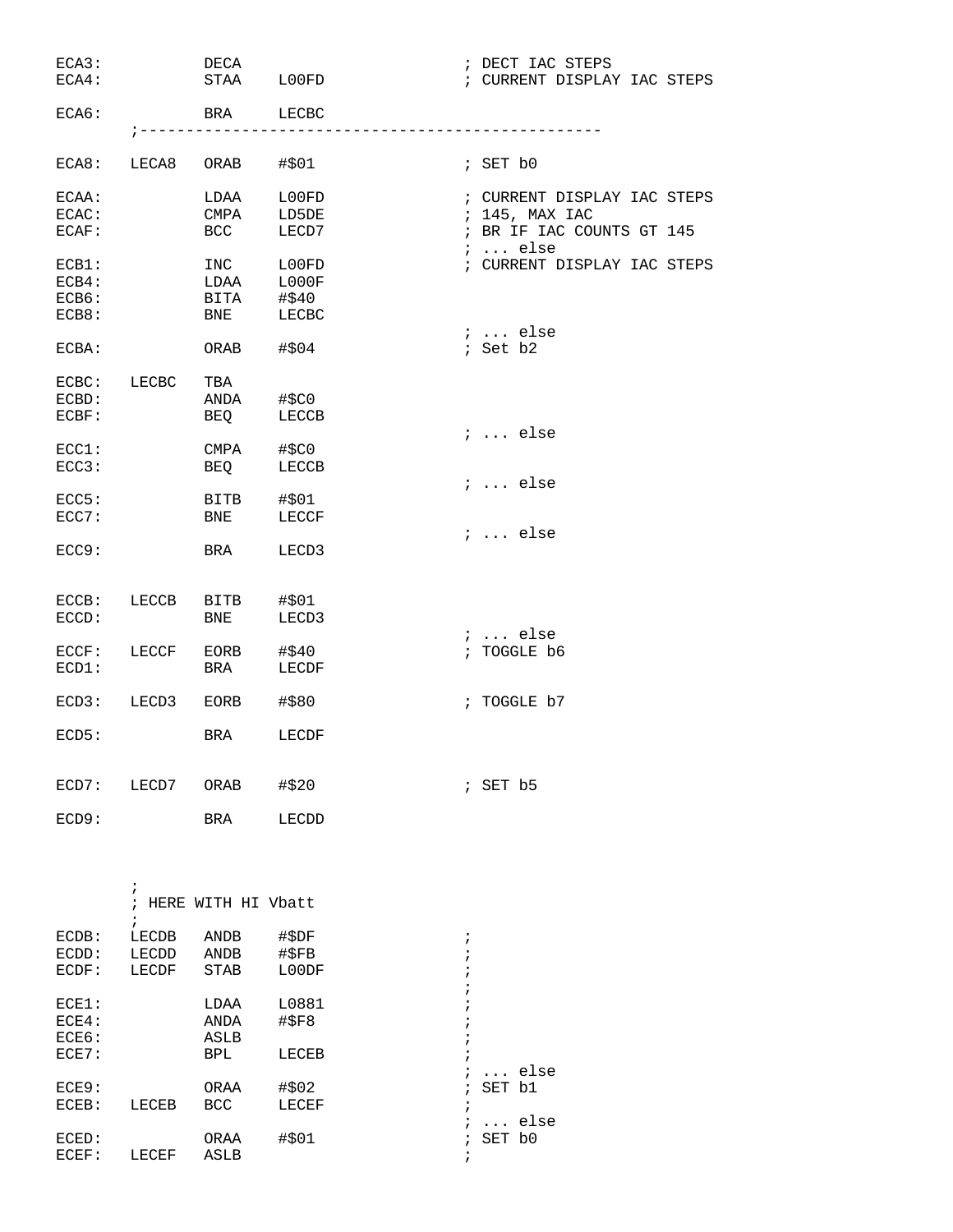```
ECA3:           DECA                            ; DECT IAC STEPS
ECA4:           STAA    L00FD                   ; CURRENT DISPLAY IAC STEPS

ECA6:           BRA     LECBC
        ;-------------------------------------------------

ECA8:   LECA8   ORAB    #$01                    ; SET b0

ECAA:           LDAA    L00FD                   ; CURRENT DISPLAY IAC STEPS
ECAC:           CMPA    LD5DE                   ; 145, MAX IAC
ECAF:           BCC     LECD7                   ; BR IF IAC COUNTS GT 145
                                                ; ... else
ECB1:           INC     L00FD                   ; CURRENT DISPLAY IAC STEPS
ECB4:           LDAA    L000F
ECB6:           BITA    #$40
ECB8:           BNE     LECBC
                                                ; ... else
ECBA:           ORAB    #$04                    ; Set b2

ECBC:   LECBC   TBA
ECBD:           ANDA    #$C0
ECBF:           BEQ     LECCB
                                                ; ... else
ECC1:           CMPA    #$C0
ECC3:           BEQ     LECCB
                                                ; ... else
ECC5:           BITB    #$01
ECC7:           BNE     LECCF
                                                ; ... else
ECC9:           BRA     LECD3


ECCB:   LECCB   BITB    #$01
ECCD:           BNE     LECD3
                                                ; ... else
ECCF:   LECCF   EORB    #$40                    ; TOGGLE b6
ECD1:           BRA     LECDF

ECD3:   LECD3   EORB    #$80                    ; TOGGLE b7

ECD5:           BRA     LECDF


ECD7:   LECD7   ORAB    #$20                    ; SET b5

ECD9:           BRA     LECDD



        ;
        ; HERE WITH HI Vbatt
        ;
ECDB:   LECDB   ANDB    #$DF                    ;
ECDD:   LECDD   ANDB    #$FB                    ;
ECDF:   LECDF   STAB    L00DF                   ;
                                                ;
ECE1:           LDAA    L0881                   ;
ECE4:           ANDA    #$F8                    ;
ECE6:           ASLB                            ;
ECE7:           BPL     LECEB                   ;
                                                ; ... else
ECE9:           ORAA    #$02                    ; SET b1
ECEB:   LECEB   BCC     LECEF                   ;
                                                ; ... else
ECED:           ORAA    #$01                    ; SET b0
ECEF:   LECEF   ASLB                            ;
```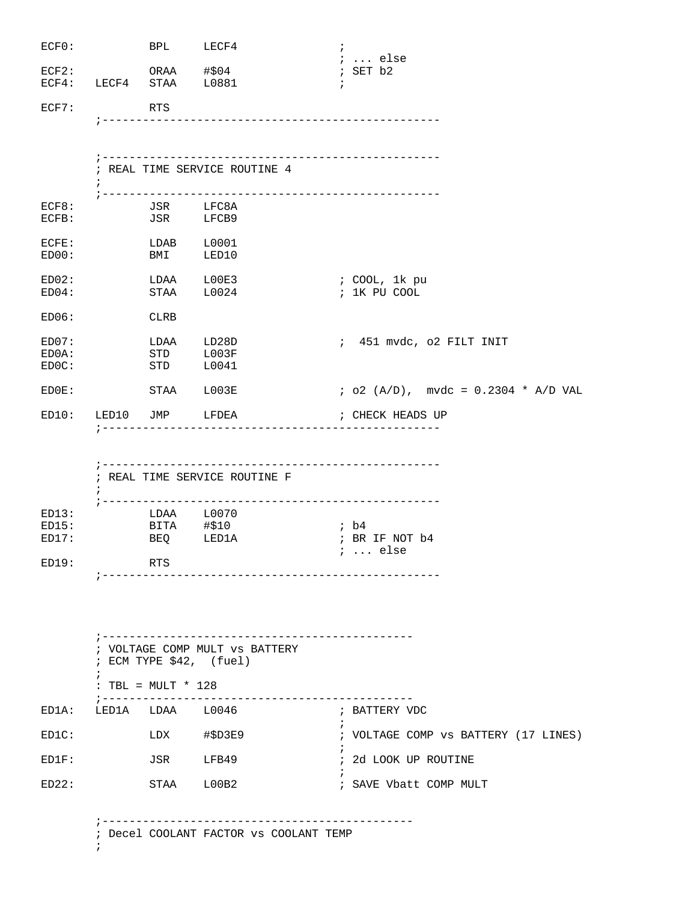```
ECF0:           BPL     LECF4               ;
                                            ; ... else
ECF2:           ORAA    #$04                ; SET b2
ECF4:   LECF4   STAA    L0881               ;

ECF7:           RTS
        ;-------------------------------------------------


        ;-------------------------------------------------
        ; REAL TIME SERVICE ROUTINE 4
        ;
        ;-------------------------------------------------
ECF8:           JSR     LFC8A
ECFB:           JSR     LFCB9

ECFE:           LDAB    L0001
ED00:           BMI     LED10

ED02:           LDAA    L00E3               ; COOL, 1k pu
ED04:           STAA    L0024               ; 1K PU COOL

ED06:           CLRB

ED07:           LDAA    LD28D               ;  451 mvdc, o2 FILT INIT
ED0A:           STD     L003F
ED0C:           STD     L0041

ED0E:           STAA    L003E               ; o2 (A/D),  mvdc = 0.2304 * A/D VAL

ED10:   LED10   JMP     LFDEA               ; CHECK HEADS UP
        ;-------------------------------------------------


        ;-------------------------------------------------
        ; REAL TIME SERVICE ROUTINE F
        ;
        ;-------------------------------------------------
ED13:           LDAA    L0070
ED15:           BITA    #$10                ; b4
ED17:           BEQ     LED1A               ; BR IF NOT b4
                                            ; ... else
ED19:           RTS
        ;-------------------------------------------------




        ;---------------------------------------------
        ; VOLTAGE COMP MULT vs BATTERY
        ; ECM TYPE $42,  (fuel)
        ;
        : TBL = MULT * 128
        ;---------------------------------------------
ED1A:   LED1A   LDAA    L0046               ; BATTERY VDC
                                            ;
ED1C:           LDX     #$D3E9              ; VOLTAGE COMP vs BATTERY (17 LINES)
                                            ;
ED1F:           JSR     LFB49               ; 2d LOOK UP ROUTINE
                                            ;
ED22:           STAA    L00B2               ; SAVE Vbatt COMP MULT


        ;---------------------------------------------
        ; Decel COOLANT FACTOR vs COOLANT TEMP
        ;
```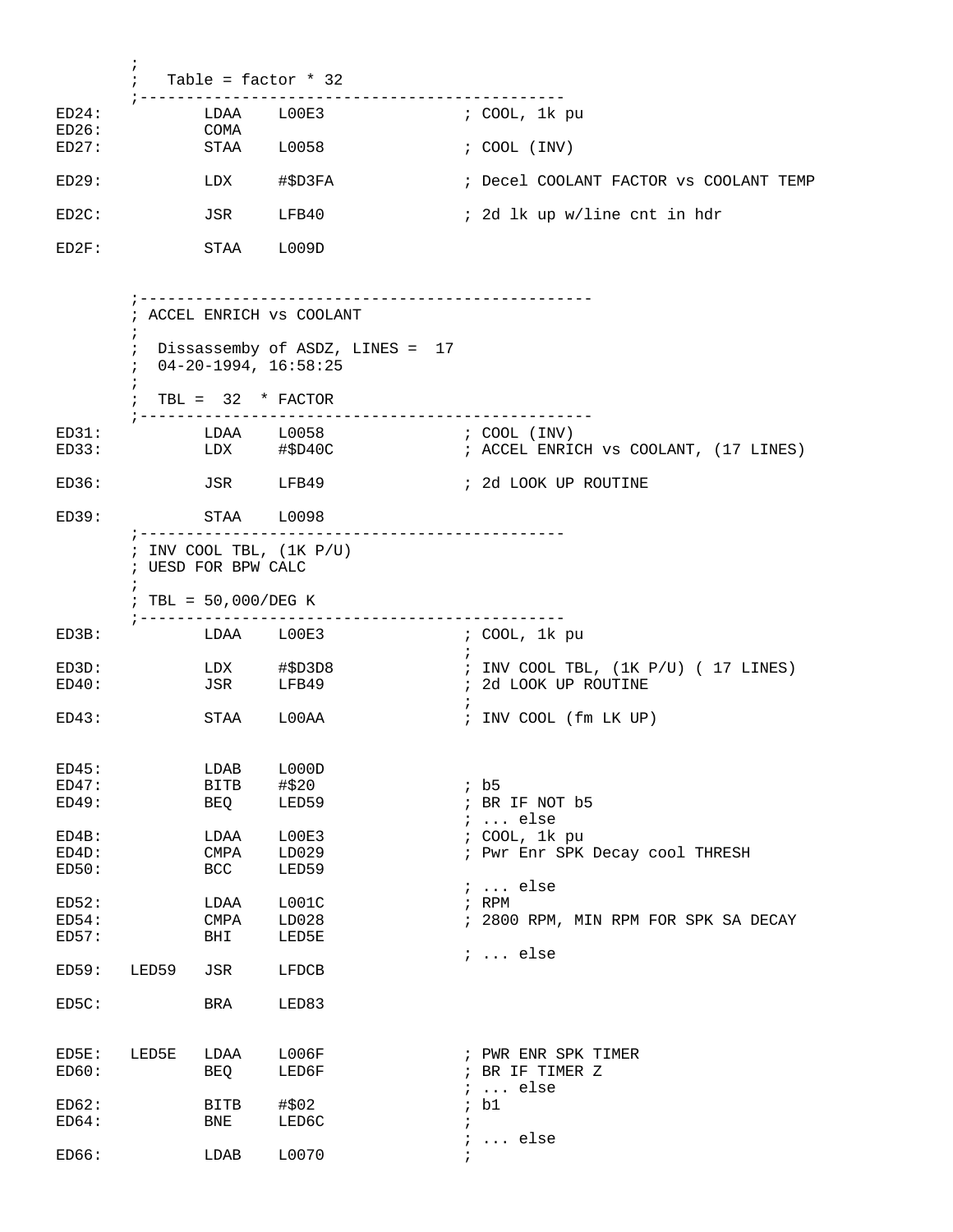```
        ;
        ;   Table = factor * 32
        ;-----------------------------------------------
ED24:           LDAA    L00E3               ; COOL, 1k pu
ED26:           COMA
ED27:           STAA    L0058               ; COOL (INV)

ED29:           LDX     #$D3FA              ; Decel COOLANT FACTOR vs COOLANT TEMP

ED2C:           JSR     LFB40               ; 2d lk up w/line cnt in hdr

ED2F:           STAA    L009D


        ;-------------------------------------------------
        ; ACCEL ENRICH vs COOLANT
        ;
        ;  Dissassemby of ASDZ, LINES =  17
        ;  04-20-1994, 16:58:25
        ;
        ;  TBL =  32  * FACTOR
        ;-------------------------------------------------
ED31:           LDAA    L0058               ; COOL (INV)
ED33:           LDX     #$D40C              ; ACCEL ENRICH vs COOLANT, (17 LINES)

ED36:           JSR     LFB49               ; 2d LOOK UP ROUTINE

ED39:           STAA    L0098
        ;-----------------------------------------------
        ; INV COOL TBL, (1K P/U)
        ; UESD FOR BPW CALC
        ;
        ; TBL = 50,000/DEG K
        ;-----------------------------------------------
ED3B:           LDAA    L00E3               ; COOL, 1k pu
                                            ;
ED3D:           LDX     #$D3D8              ; INV COOL TBL, (1K P/U) ( 17 LINES)
ED40:           JSR     LFB49               ; 2d LOOK UP ROUTINE
                                            ;
ED43:           STAA    L00AA               ; INV COOL (fm LK UP)


ED45:           LDAB    L000D
ED47:           BITB    #$20                ; b5
ED49:           BEQ     LED59               ; BR IF NOT b5
                                            ; ... else
ED4B:           LDAA    L00E3               ; COOL, 1k pu
ED4D:           CMPA    LD029               ; Pwr Enr SPK Decay cool THRESH
ED50:           BCC     LED59
                                            ; ... else
ED52:           LDAA    L001C               ; RPM
ED54:           CMPA    LD028               ; 2800 RPM, MIN RPM FOR SPK SA DECAY
ED57:           BHI     LED5E
                                            ; ... else
ED59:   LED59   JSR     LFDCB

ED5C:           BRA     LED83


ED5E:   LED5E   LDAA    L006F               ; PWR ENR SPK TIMER
ED60:           BEQ     LED6F               ; BR IF TIMER Z
                                            ; ... else
ED62:           BITB    #$02                ; b1
ED64:           BNE     LED6C               ;
                                            ; ... else
ED66:           LDAB    L0070               ;
```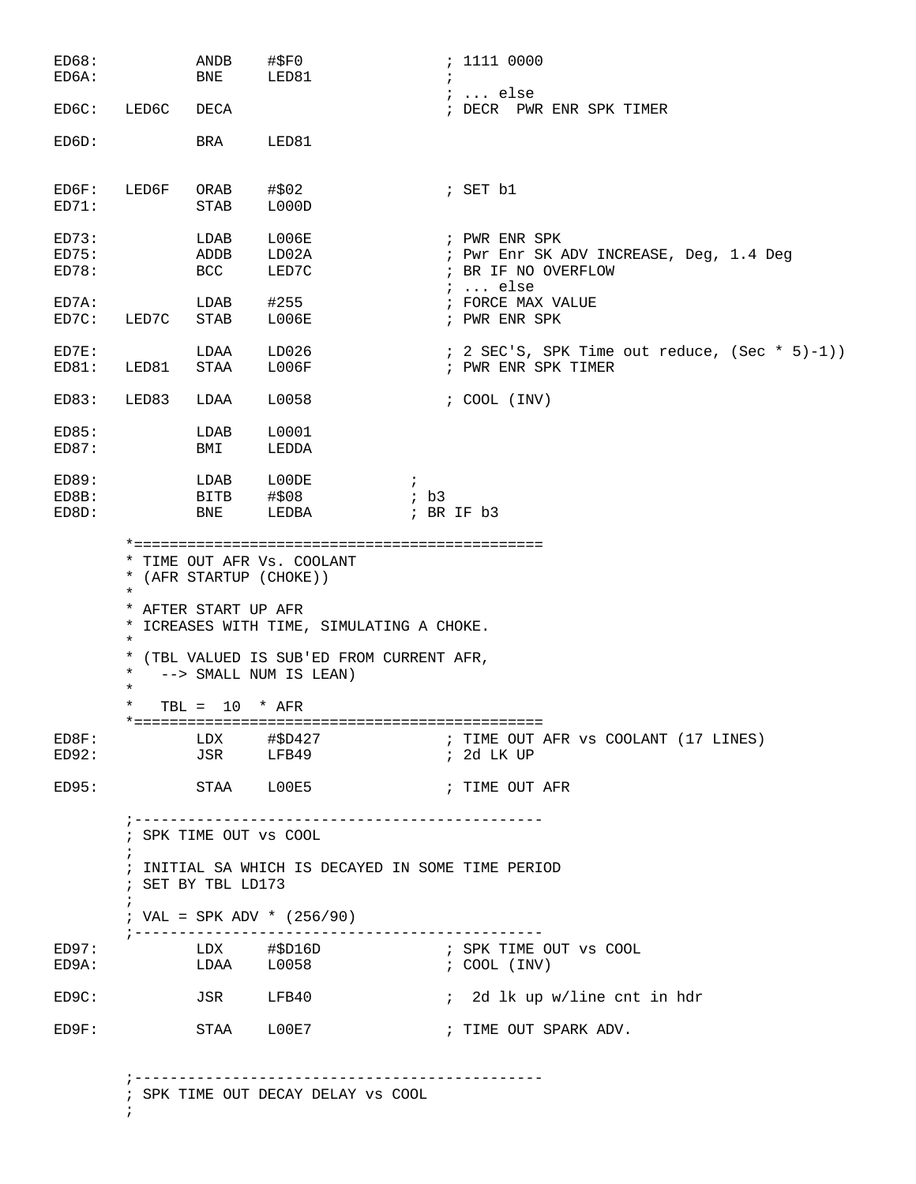```
ED68:           ANDB    #$F0                ; 1111 0000
ED6A:           BNE     LED81               ;
                                            ; ... else
ED6C:   LED6C   DECA                        ; DECR  PWR ENR SPK TIMER

ED6D:           BRA     LED81


ED6F:   LED6F   ORAB    #$02                ; SET b1
ED71:           STAB    L000D

ED73:           LDAB    L006E               ; PWR ENR SPK
ED75:           ADDB    LD02A               ; Pwr Enr SK ADV INCREASE, Deg, 1.4 Deg
ED78:           BCC     LED7C               ; BR IF NO OVERFLOW
                                            ; ... else
ED7A:           LDAB    #255                ; FORCE MAX VALUE
ED7C:   LED7C   STAB    L006E               ; PWR ENR SPK

ED7E:           LDAA    LD026               ; 2 SEC'S, SPK Time out reduce, (Sec * 5)-1))
ED81:   LED81   STAA    L006F               ; PWR ENR SPK TIMER

ED83:   LED83   LDAA    L0058               ; COOL (INV)

ED85:           LDAB    L0001
ED87:           BMI     LEDDA

ED89:           LDAB    L00DE          ;
ED8B:           BITB    #$08           ; b3
ED8D:           BNE     LEDBA          ; BR IF b3

        *=============================================
        * TIME OUT AFR Vs. COOLANT
        * (AFR STARTUP (CHOKE))
        *
        * AFTER START UP AFR
        * ICREASES WITH TIME, SIMULATING A CHOKE.
        *
        * (TBL VALUED IS SUB'ED FROM CURRENT AFR,
        *   --> SMALL NUM IS LEAN)
        *
        *   TBL =  10  * AFR
        *=============================================
ED8F:           LDX     #$D427              ; TIME OUT AFR vs COOLANT (17 LINES)
ED92:           JSR     LFB49               ; 2d LK UP

ED95:           STAA    L00E5               ; TIME OUT AFR

        ;---------------------------------------------
        ; SPK TIME OUT vs COOL
        ;
        ; INITIAL SA WHICH IS DECAYED IN SOME TIME PERIOD
        ; SET BY TBL LD173
        ;
        ; VAL = SPK ADV * (256/90)
        ;---------------------------------------------
ED97:           LDX     #$D16D              ; SPK TIME OUT vs COOL
ED9A:           LDAA    L0058               ; COOL (INV)

ED9C:           JSR     LFB40               ;  2d lk up w/line cnt in hdr

ED9F:           STAA    L00E7               ; TIME OUT SPARK ADV.


        ;---------------------------------------------
        ; SPK TIME OUT DECAY DELAY vs COOL
        ;
```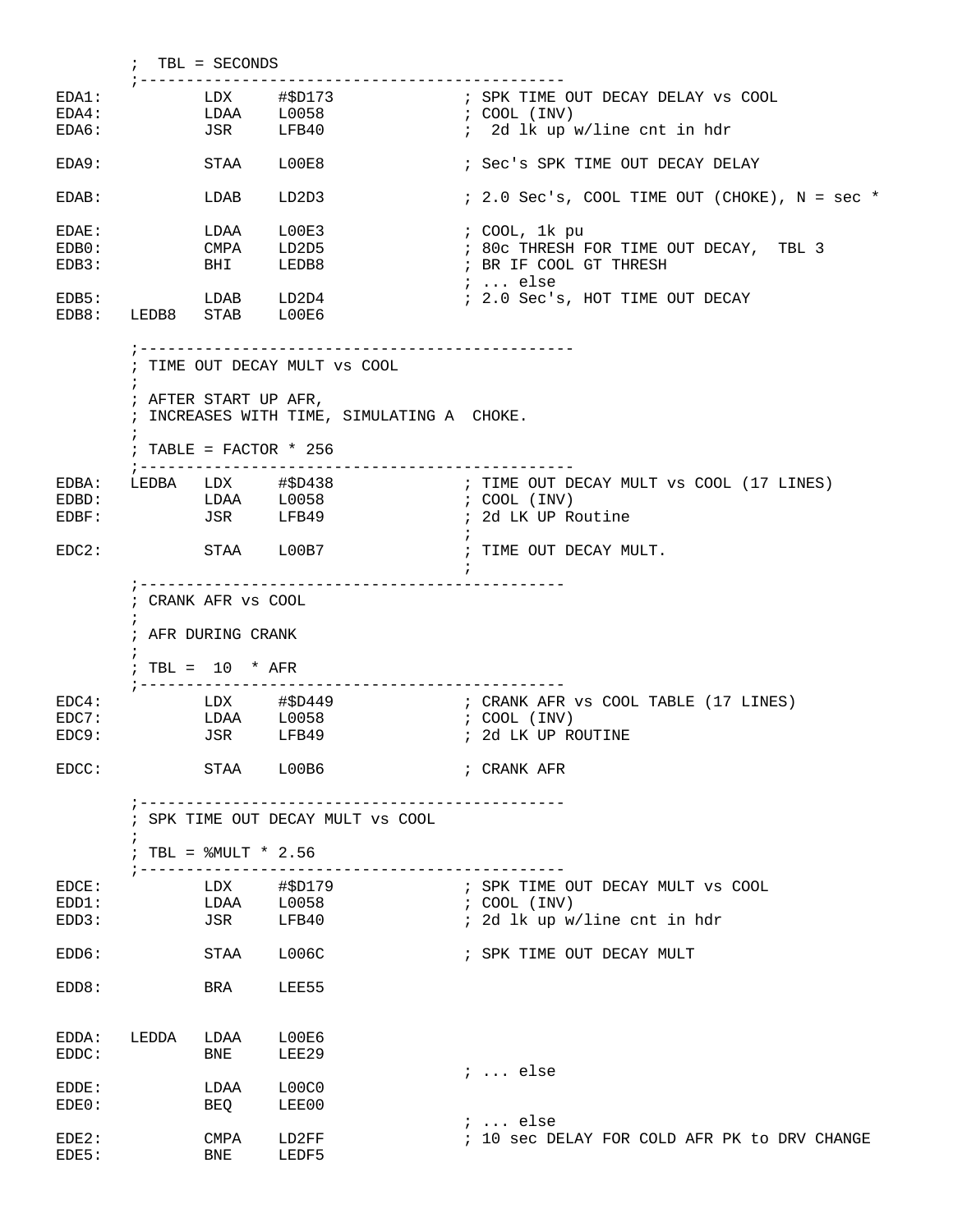```
        ;  TBL = SECONDS
        ;---------------------------------------------
EDA1:           LDX     #$D173              ; SPK TIME OUT DECAY DELAY vs COOL
EDA4:           LDAA    L0058               ; COOL (INV)
EDA6:           JSR     LFB40               ;  2d lk up w/line cnt in hdr

EDA9:           STAA    L00E8               ; Sec's SPK TIME OUT DECAY DELAY

EDAB:           LDAB    LD2D3               ; 2.0 Sec's, COOL TIME OUT (CHOKE), N = sec *

EDAE:           LDAA    L00E3               ; COOL, 1k pu
EDB0:           CMPA    LD2D5               ; 80c THRESH FOR TIME OUT DECAY,  TBL 3
EDB3:           BHI     LEDB8               ; BR IF COOL GT THRESH
                                            ; ... else
EDB5:           LDAB    LD2D4               ; 2.0 Sec's, HOT TIME OUT DECAY
EDB8:   LEDB8   STAB    L00E6

        ;----------------------------------------------
        ; TIME OUT DECAY MULT vs COOL
        ;
        ; AFTER START UP AFR,
        ; INCREASES WITH TIME, SIMULATING A  CHOKE.
        ;
        ; TABLE = FACTOR * 256
        ;----------------------------------------------
EDBA:   LEDBA   LDX     #$D438              ; TIME OUT DECAY MULT vs COOL (17 LINES)
EDBD:           LDAA    L0058               ; COOL (INV)
EDBF:           JSR     LFB49               ; 2d LK UP Routine
                                            ;
EDC2:           STAA    L00B7               ; TIME OUT DECAY MULT.
                                            ;
        ;---------------------------------------------
        ; CRANK AFR vs COOL
        ;
        ; AFR DURING CRANK
        ;
        ; TBL =  10  * AFR
        ;---------------------------------------------
EDC4:           LDX     #$D449              ; CRANK AFR vs COOL TABLE (17 LINES)
EDC7:           LDAA    L0058               ; COOL (INV)
EDC9:           JSR     LFB49               ; 2d LK UP ROUTINE

EDCC:           STAA    L00B6               ; CRANK AFR

        ;---------------------------------------------
        ; SPK TIME OUT DECAY MULT vs COOL
        ;
        ; TBL = %MULT * 2.56
        ;---------------------------------------------
EDCE:           LDX     #$D179              ; SPK TIME OUT DECAY MULT vs COOL
EDD1:           LDAA    L0058               ; COOL (INV)
EDD3:           JSR     LFB40               ; 2d lk up w/line cnt in hdr

EDD6:           STAA    L006C               ; SPK TIME OUT DECAY MULT

EDD8:           BRA     LEE55


EDDA:   LEDDA   LDAA    L00E6
EDDC:           BNE     LEE29
                                            ; ... else
EDDE:           LDAA    L00C0
EDE0:           BEQ     LEE00
                                            ; ... else
EDE2:           CMPA    LD2FF               ; 10 sec DELAY FOR COLD AFR PK to DRV CHANGE
EDE5:           BNE     LEDF5
```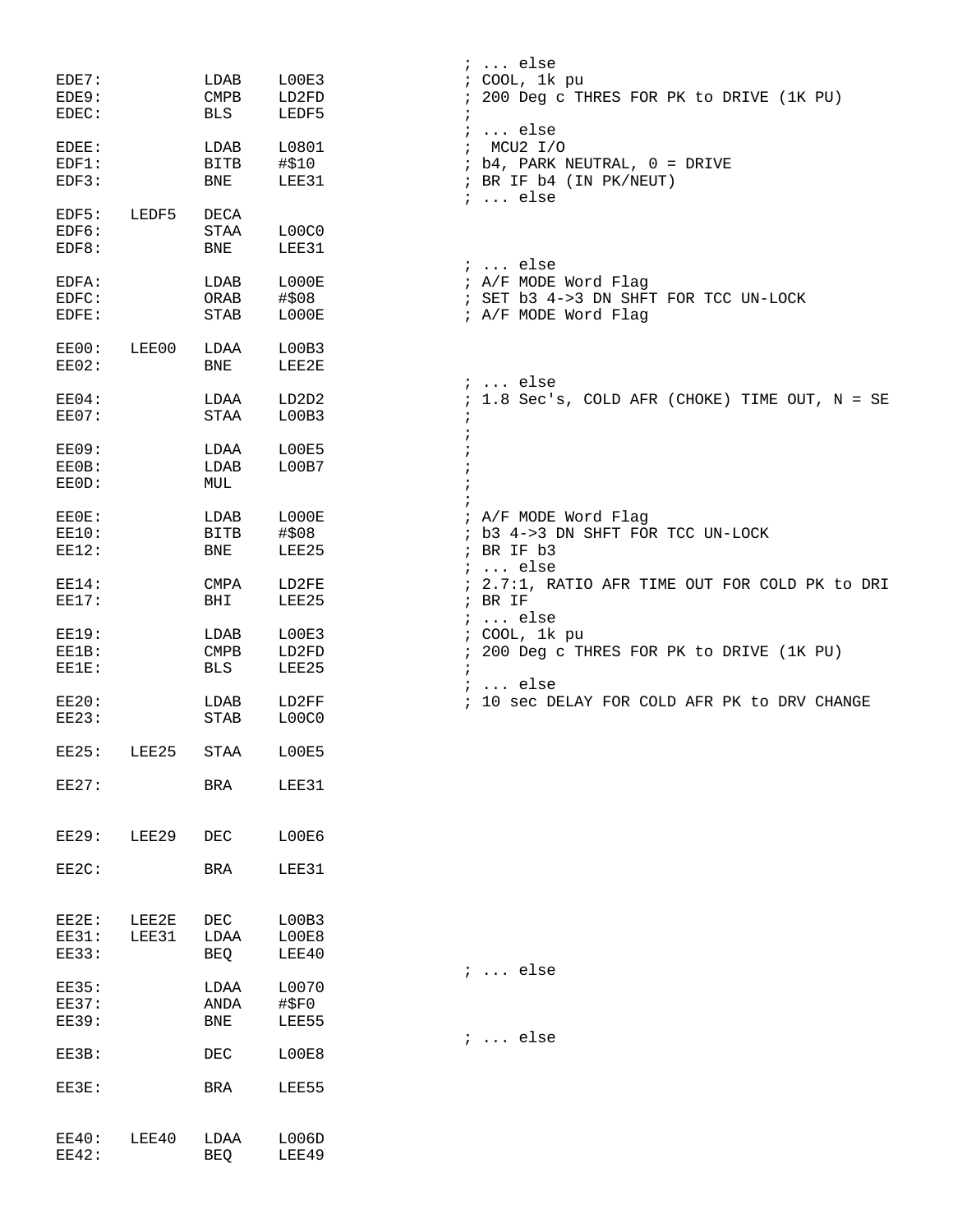```
                                                ; ... else
EDE7:           LDAB    L00E3                   ; COOL, 1k pu
EDE9:           CMPB    LD2FD                   ; 200 Deg c THRES FOR PK to DRIVE (1K PU)
EDEC:           BLS     LEDF5                   ;
                                                ; ... else
EDEE:           LDAB    L0801                   ;  MCU2 I/O
EDF1:           BITB    #$10                    ; b4, PARK NEUTRAL, 0 = DRIVE
EDF3:           BNE     LEE31                   ; BR IF b4 (IN PK/NEUT)
                                                ; ... else
EDF5:   LEDF5   DECA
EDF6:           STAA    L00C0
EDF8:           BNE     LEE31
                                                ; ... else
EDFA:           LDAB    L000E                   ; A/F MODE Word Flag
EDFC:           ORAB    #$08                    ; SET b3 4->3 DN SHFT FOR TCC UN-LOCK
EDFE:           STAB    L000E                   ; A/F MODE Word Flag

EE00:   LEE00   LDAA    L00B3
EE02:           BNE     LEE2E
                                                ; ... else
EE04:           LDAA    LD2D2                   ; 1.8 Sec's, COLD AFR (CHOKE) TIME OUT, N = SE
EE07:           STAA    L00B3                   ;
                                                ;
EE09:           LDAA    L00E5                   ;
EE0B:           LDAB    L00B7                   ;
EE0D:           MUL                             ;
                                                ;
EE0E:           LDAB    L000E                   ; A/F MODE Word Flag
EE10:           BITB    #$08                    ; b3 4->3 DN SHFT FOR TCC UN-LOCK
EE12:           BNE     LEE25                   ; BR IF b3
                                                ; ... else
EE14:           CMPA    LD2FE                   ; 2.7:1, RATIO AFR TIME OUT FOR COLD PK to DRI
EE17:           BHI     LEE25                   ; BR IF
                                                ; ... else
EE19:           LDAB    L00E3                   ; COOL, 1k pu
EE1B:           CMPB    LD2FD                   ; 200 Deg c THRES FOR PK to DRIVE (1K PU)
EE1E:           BLS     LEE25                   ;
                                                ; ... else
EE20:           LDAB    LD2FF                   ; 10 sec DELAY FOR COLD AFR PK to DRV CHANGE
EE23:           STAB    L00C0

EE25:   LEE25   STAA    L00E5

EE27:           BRA     LEE31


EE29:   LEE29   DEC     L00E6

EE2C:           BRA     LEE31


EE2E:   LEE2E   DEC     L00B3
EE31:   LEE31   LDAA    L00E8
EE33:           BEQ     LEE40
                                                ; ... else
EE35:           LDAA    L0070
EE37:           ANDA    #$F0
EE39:           BNE     LEE55
                                                ; ... else
EE3B:           DEC     L00E8

EE3E:           BRA     LEE55


EE40:   LEE40   LDAA    L006D
EE42:           BEQ     LEE49
```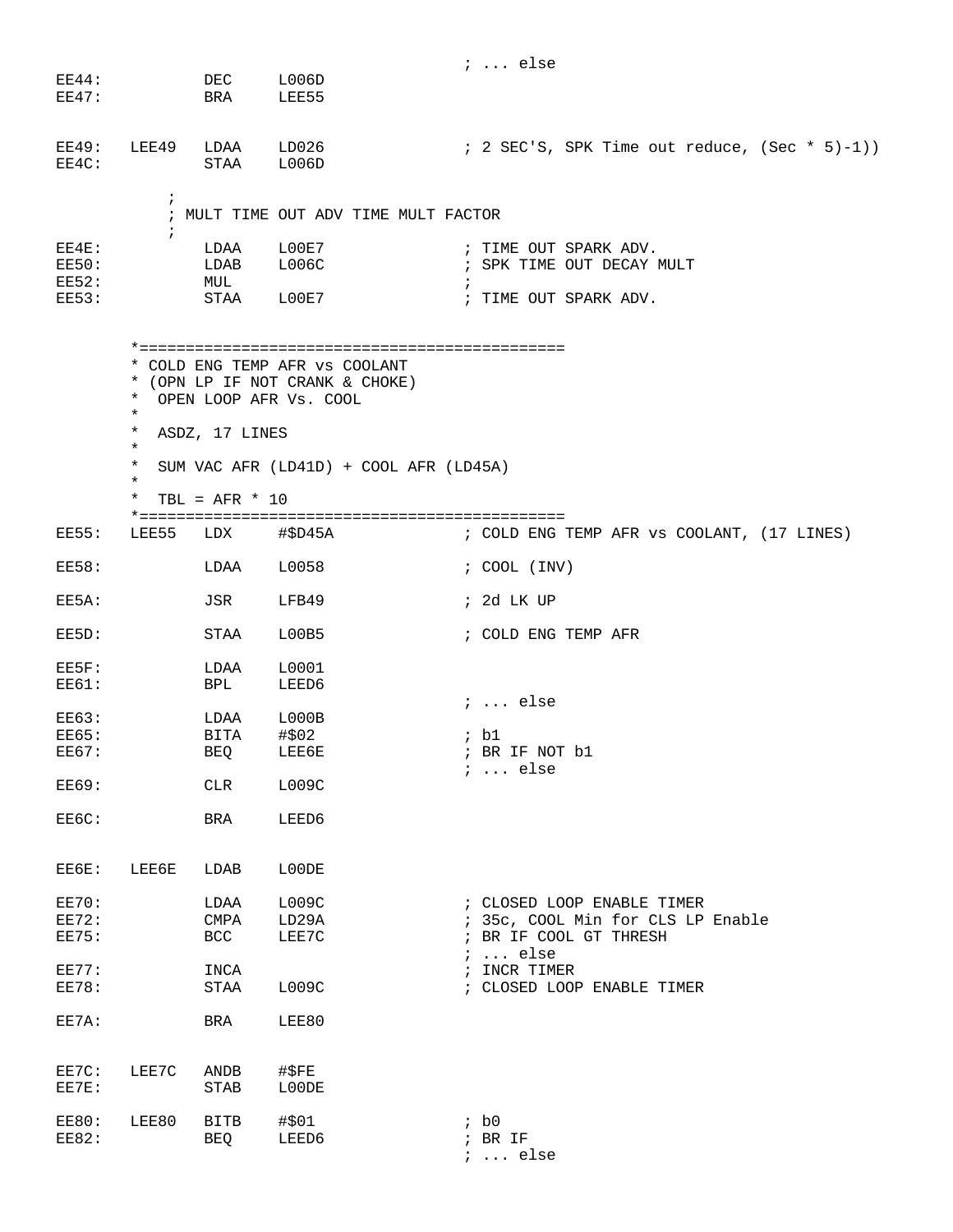```
                                            ; ... else
EE44:           DEC     L006D
EE47:           BRA     LEE55


EE49:   LEE49   LDAA    LD026               ; 2 SEC'S, SPK Time out reduce, (Sec * 5)-1))
EE4C:           STAA    L006D

            ;
            ; MULT TIME OUT ADV TIME MULT FACTOR
            ;
EE4E:           LDAA    L00E7               ; TIME OUT SPARK ADV.
EE50:           LDAB    L006C               ; SPK TIME OUT DECAY MULT
EE52:           MUL                         ;
EE53:           STAA    L00E7               ; TIME OUT SPARK ADV.


        *==============================================
        * COLD ENG TEMP AFR vs COOLANT
        * (OPN LP IF NOT CRANK & CHOKE)
        *  OPEN LOOP AFR Vs. COOL
        *
        *  ASDZ, 17 LINES
        *
        *  SUM VAC AFR (LD41D) + COOL AFR (LD45A)
        *
        *  TBL = AFR * 10
        *==============================================
EE55:   LEE55   LDX     #$D45A              ; COLD ENG TEMP AFR vs COOLANT, (17 LINES)

EE58:           LDAA    L0058               ; COOL (INV)

EE5A:           JSR     LFB49               ; 2d LK UP

EE5D:           STAA    L00B5               ; COLD ENG TEMP AFR

EE5F:           LDAA    L0001
EE61:           BPL     LEED6
                                            ; ... else
EE63:           LDAA    L000B
EE65:           BITA    #$02                ; b1
EE67:           BEQ     LEE6E               ; BR IF NOT b1
                                            ; ... else
EE69:           CLR     L009C

EE6C:           BRA     LEED6


EE6E:   LEE6E   LDAB    L00DE

EE70:           LDAA    L009C               ; CLOSED LOOP ENABLE TIMER
EE72:           CMPA    LD29A               ; 35c, COOL Min for CLS LP Enable
EE75:           BCC     LEE7C               ; BR IF COOL GT THRESH
                                            ; ... else
EE77:           INCA                        ; INCR TIMER
EE78:           STAA    L009C               ; CLOSED LOOP ENABLE TIMER

EE7A:           BRA     LEE80


EE7C:   LEE7C   ANDB    #$FE
EE7E:           STAB    L00DE

EE80:   LEE80   BITB    #$01                ; b0
EE82:           BEQ     LEED6               ; BR IF
                                            ; ... else
```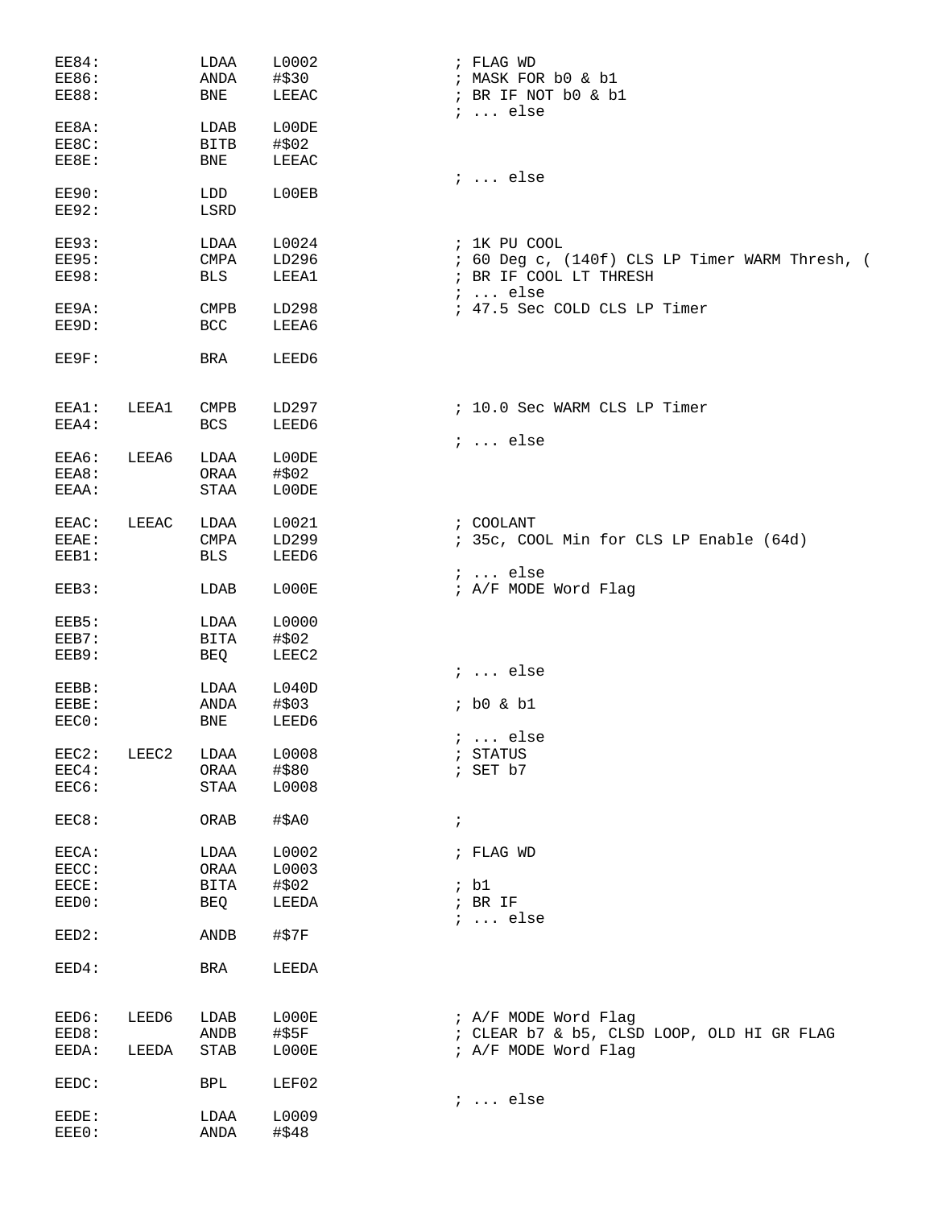```
EE84:           LDAA    L0002               ; FLAG WD
EE86:           ANDA    #$30                ; MASK FOR b0 & b1
EE88:           BNE     LEEAC               ; BR IF NOT b0 & b1
                                            ; ... else
EE8A:           LDAB    L00DE
EE8C:           BITB    #$02
EE8E:           BNE     LEEAC
                                            ; ... else
EE90:           LDD     L00EB
EE92:           LSRD

EE93:           LDAA    L0024               ; 1K PU COOL
EE95:           CMPA    LD296               ; 60 Deg c, (140f) CLS LP Timer WARM Thresh, (
EE98:           BLS     LEEA1               ; BR IF COOL LT THRESH
                                            ; ... else
EE9A:           CMPB    LD298               ; 47.5 Sec COLD CLS LP Timer
EE9D:           BCC     LEEA6

EE9F:           BRA     LEED6


EEA1:   LEEA1   CMPB    LD297               ; 10.0 Sec WARM CLS LP Timer
EEA4:           BCS     LEED6
                                            ; ... else
EEA6:   LEEA6   LDAA    L00DE
EEA8:           ORAA    #$02
EEAA:           STAA    L00DE

EEAC:   LEEAC   LDAA    L0021               ; COOLANT
EEAE:           CMPA    LD299               ; 35c, COOL Min for CLS LP Enable (64d)
EEB1:           BLS     LEED6
                                            ; ... else
EEB3:           LDAB    L000E               ; A/F MODE Word Flag

EEB5:           LDAA    L0000
EEB7:           BITA    #$02
EEB9:           BEQ     LEEC2
                                            ; ... else
EEBB:           LDAA    L040D
EEBE:           ANDA    #$03                ; b0 & b1
EEC0:           BNE     LEED6
                                            ; ... else
EEC2:   LEEC2   LDAA    L0008               ; STATUS
EEC4:           ORAA    #$80                ; SET b7
EEC6:           STAA    L0008

EEC8:           ORAB    #$A0                ;

EECA:           LDAA    L0002               ; FLAG WD
EECC:           ORAA    L0003
EECE:           BITA    #$02                ; b1
EED0:           BEQ     LEEDA               ; BR IF
                                            ; ... else
EED2:           ANDB    #$7F

EED4:           BRA     LEEDA


EED6:   LEED6   LDAB    L000E               ; A/F MODE Word Flag
EED8:           ANDB    #$5F                ; CLEAR b7 & b5, CLSD LOOP, OLD HI GR FLAG
EEDA:   LEEDA   STAB    L000E               ; A/F MODE Word Flag

EEDC:           BPL     LEF02
                                            ; ... else
EEDE:           LDAA    L0009
EEE0:           ANDA    #$48
```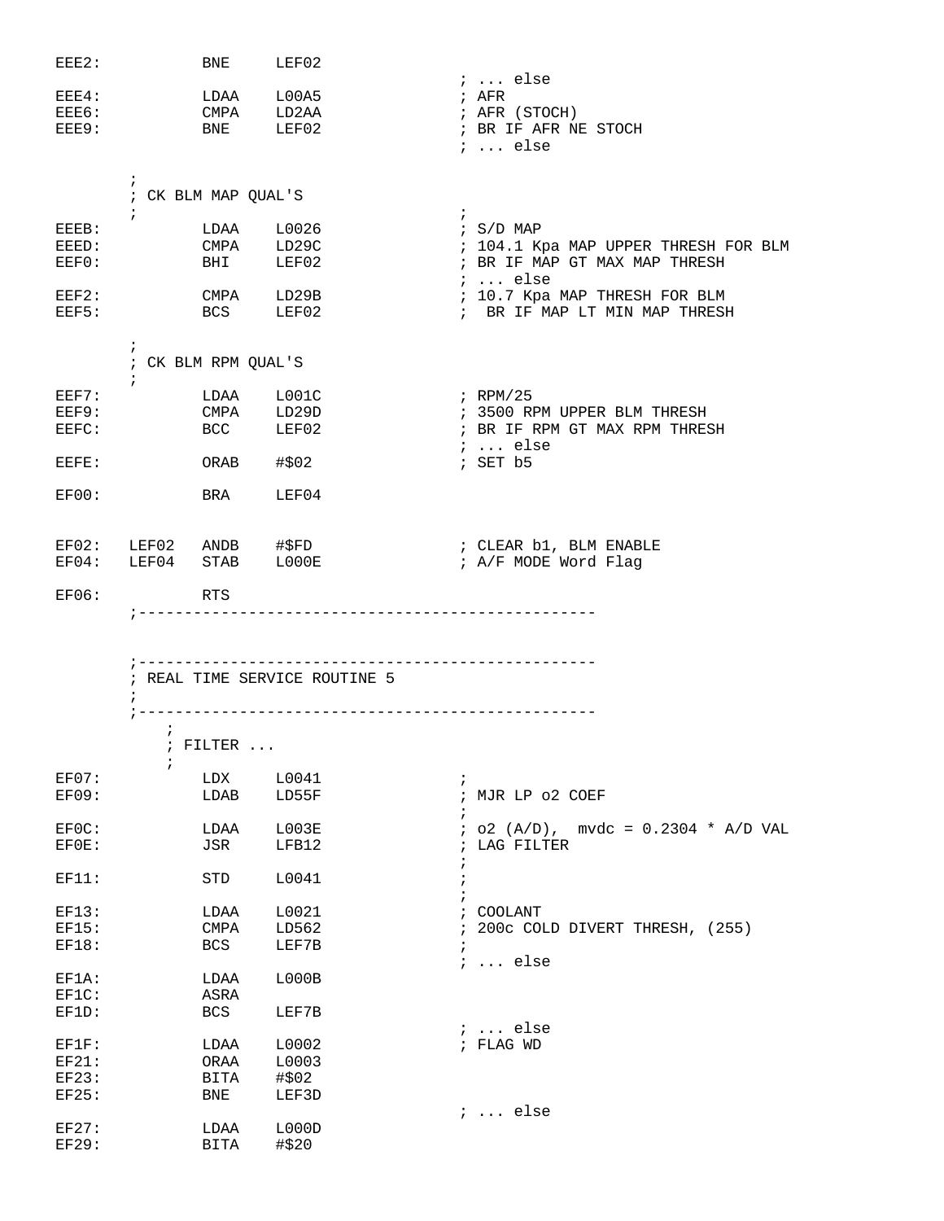```
EEE2:           BNE     LEF02
                                                ; ... else
EEE4:           LDAA    L00A5                   ; AFR
EEE6:           CMPA    LD2AA                   ; AFR (STOCH)
EEE9:           BNE     LEF02                   ; BR IF AFR NE STOCH
                                                ; ... else

        ;
        ; CK BLM MAP QUAL'S
        ;                                       ;
EEEB:           LDAA    L0026                   ; S/D MAP
EEED:           CMPA    LD29C                   ; 104.1 Kpa MAP UPPER THRESH FOR BLM
EEF0:           BHI     LEF02                   ; BR IF MAP GT MAX MAP THRESH
                                                ; ... else
EEF2:           CMPA    LD29B                   ; 10.7 Kpa MAP THRESH FOR BLM
EEF5:           BCS     LEF02                   ;  BR IF MAP LT MIN MAP THRESH

        ;
        ; CK BLM RPM QUAL'S
        ;
EEF7:           LDAA    L001C                   ; RPM/25
EEF9:           CMPA    LD29D                   ; 3500 RPM UPPER BLM THRESH
EEFC:           BCC     LEF02                   ; BR IF RPM GT MAX RPM THRESH
                                                ; ... else
EEFE:           ORAB    #$02                    ; SET b5

EF00:           BRA     LEF04


EF02:   LEF02   ANDB    #$FD                    ; CLEAR b1, BLM ENABLE
EF04:   LEF04   STAB    L000E                   ; A/F MODE Word Flag

EF06:           RTS
        ;--------------------------------------------------



        ;--------------------------------------------------
        ; REAL TIME SERVICE ROUTINE 5
        ;
        ;--------------------------------------------------
            ;
            ; FILTER ...
            ;
EF07:           LDX     L0041                   ;
EF09:           LDAB    LD55F                   ; MJR LP o2 COEF
                                                ;
EF0C:           LDAA    L003E                   ; o2 (A/D),  mvdc = 0.2304 * A/D VAL
EF0E:           JSR     LFB12                   ; LAG FILTER
                                                ;
EF11:           STD     L0041                   ;
                                                ;
EF13:           LDAA    L0021                   ; COOLANT
EF15:           CMPA    LD562                   ; 200c COLD DIVERT THRESH, (255)
EF18:           BCS     LEF7B                   ;
                                                ; ... else
EF1A:           LDAA    L000B
EF1C:           ASRA
EF1D:           BCS     LEF7B
                                                ; ... else
EF1F:           LDAA    L0002                   ; FLAG WD
EF21:           ORAA    L0003
EF23:           BITA    #$02
EF25:           BNE     LEF3D
                                                ; ... else
EF27:           LDAA    L000D
EF29:           BITA    #$20
```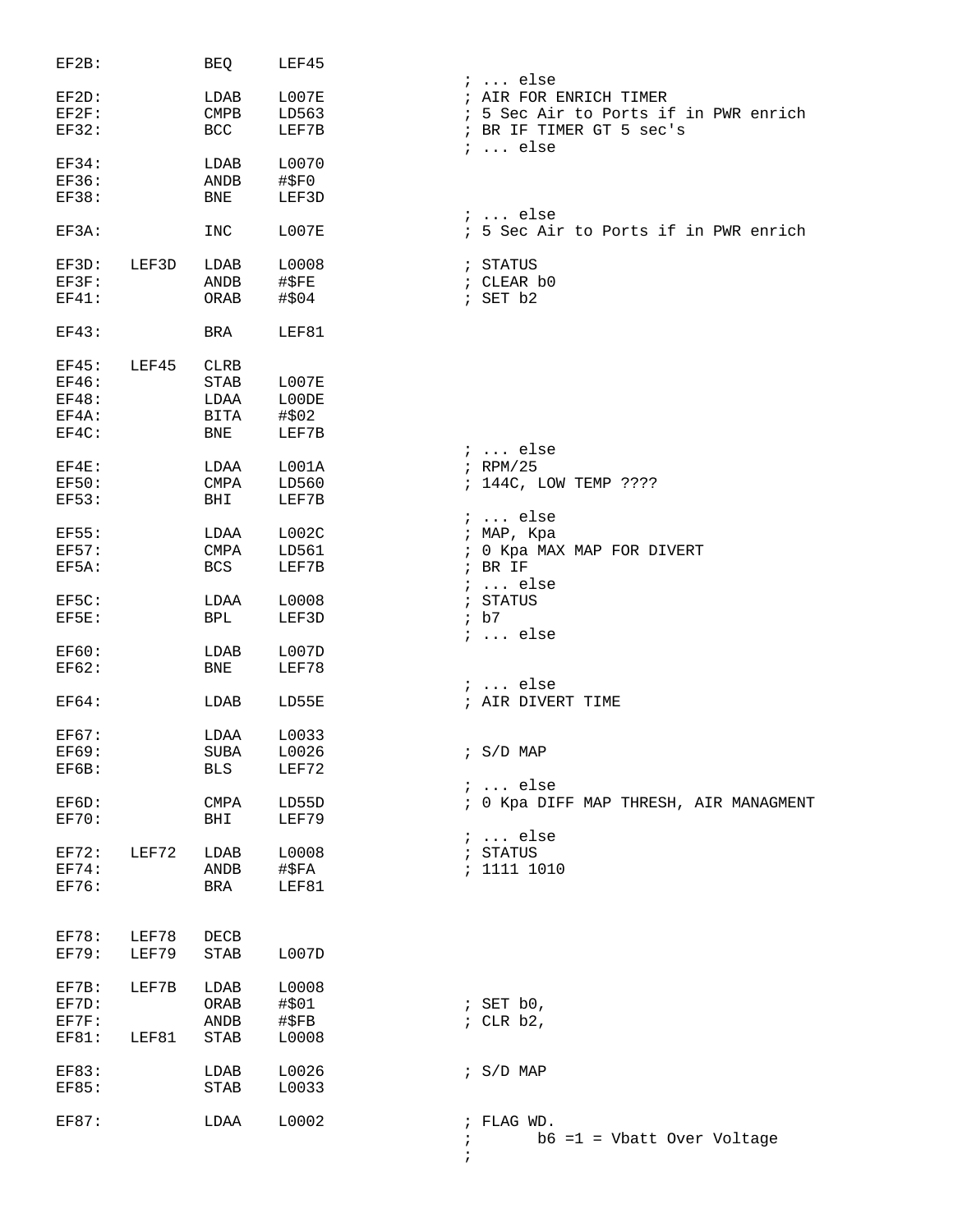```
EF2B:           BEQ     LEF45
                                                ; ... else
EF2D:           LDAB    L007E                   ; AIR FOR ENRICH TIMER
EF2F:           CMPB    LD563                   ; 5 Sec Air to Ports if in PWR enrich
EF32:           BCC     LEF7B                   ; BR IF TIMER GT 5 sec's
                                                ; ... else
EF34:           LDAB    L0070
EF36:           ANDB    #$F0
EF38:           BNE     LEF3D
                                                ; ... else
EF3A:           INC     L007E                   ; 5 Sec Air to Ports if in PWR enrich

EF3D:   LEF3D   LDAB    L0008                   ; STATUS
EF3F:           ANDB    #$FE                    ; CLEAR b0
EF41:           ORAB    #$04                    ; SET b2

EF43:           BRA     LEF81

EF45:   LEF45   CLRB
EF46:           STAB    L007E
EF48:           LDAA    L00DE
EF4A:           BITA    #$02
EF4C:           BNE     LEF7B
                                                ; ... else
EF4E:           LDAA    L001A                   ; RPM/25
EF50:           CMPA    LD560                   ; 144C, LOW TEMP ????
EF53:           BHI     LEF7B
                                                ; ... else
EF55:           LDAA    L002C                   ; MAP, Kpa
EF57:           CMPA    LD561                   ; 0 Kpa MAX MAP FOR DIVERT
EF5A:           BCS     LEF7B                   ; BR IF
                                                ; ... else
EF5C:           LDAA    L0008                   ; STATUS
EF5E:           BPL     LEF3D                   ; b7
                                                ; ... else
EF60:           LDAB    L007D
EF62:           BNE     LEF78
                                                ; ... else
EF64:           LDAB    LD55E                   ; AIR DIVERT TIME

EF67:           LDAA    L0033
EF69:           SUBA    L0026                   ; S/D MAP
EF6B:           BLS     LEF72
                                                ; ... else
EF6D:           CMPA    LD55D                   ; 0 Kpa DIFF MAP THRESH, AIR MANAGMENT
EF70:           BHI     LEF79
                                                ; ... else
EF72:   LEF72   LDAB    L0008                   ; STATUS
EF74:           ANDB    #$FA                    ; 1111 1010
EF76:           BRA     LEF81


EF78:   LEF78   DECB
EF79:   LEF79   STAB    L007D

EF7B:   LEF7B   LDAB    L0008
EF7D:           ORAB    #$01                    ; SET b0,
EF7F:           ANDB    #$FB                    ; CLR b2,
EF81:   LEF81   STAB    L0008

EF83:           LDAB    L0026                   ; S/D MAP
EF85:           STAB    L0033

EF87:           LDAA    L0002                   ; FLAG WD.
                                                ;       b6 =1 = Vbatt Over Voltage
                                                ;
```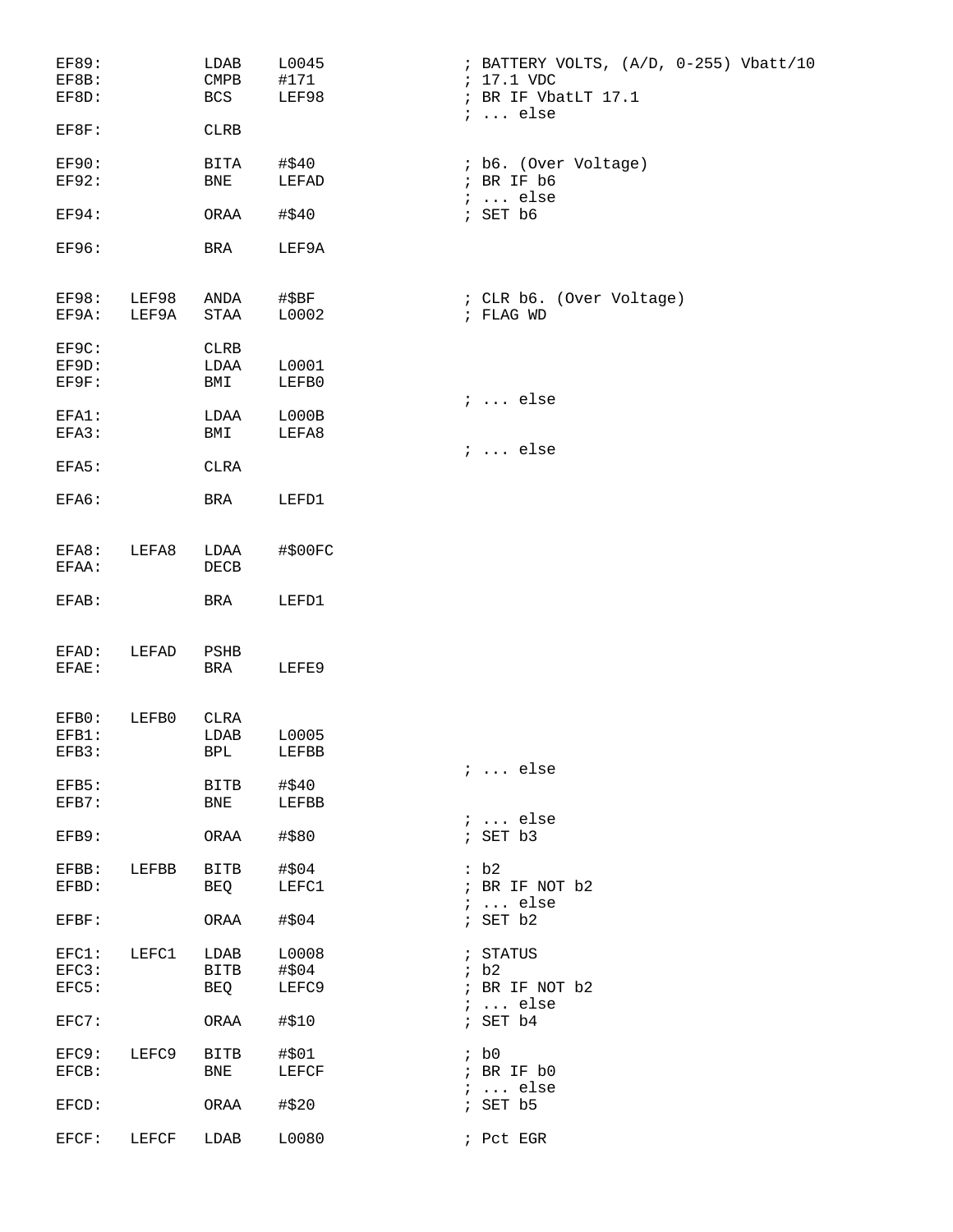```
EF89:           LDAB    L0045               ; BATTERY VOLTS, (A/D, 0-255) Vbatt/10
EF8B:           CMPB    #171                ; 17.1 VDC
EF8D:           BCS     LEF98               ; BR IF VbatLT 17.1
                                            ; ... else
EF8F:           CLRB

EF90:           BITA    #$40                ; b6. (Over Voltage)
EF92:           BNE     LEFAD               ; BR IF b6
                                            ; ... else
EF94:           ORAA    #$40                ; SET b6

EF96:           BRA     LEF9A


EF98:   LEF98   ANDA    #$BF                ; CLR b6. (Over Voltage)
EF9A:   LEF9A   STAA    L0002               ; FLAG WD

EF9C:           CLRB
EF9D:           LDAA    L0001
EF9F:           BMI     LEFB0
                                            ; ... else
EFA1:           LDAA    L000B
EFA3:           BMI     LEFA8
                                            ; ... else
EFA5:           CLRA

EFA6:           BRA     LEFD1


EFA8:   LEFA8   LDAA    #$00FC
EFAA:           DECB

EFAB:           BRA     LEFD1


EFAD:   LEFAD   PSHB
EFAE:           BRA     LEFE9


EFB0:   LEFB0   CLRA
EFB1:           LDAB    L0005
EFB3:           BPL     LEFBB
                                            ; ... else
EFB5:           BITB    #$40
EFB7:           BNE     LEFBB
                                            ; ... else
EFB9:           ORAA    #$80                ; SET b3

EFBB:   LEFBB   BITB    #$04                : b2
EFBD:           BEQ     LEFC1               ; BR IF NOT b2
                                            ; ... else
EFBF:           ORAA    #$04                ; SET b2

EFC1:   LEFC1   LDAB    L0008               ; STATUS
EFC3:           BITB    #$04                ; b2
EFC5:           BEQ     LEFC9               ; BR IF NOT b2
                                            ; ... else
EFC7:           ORAA    #$10                ; SET b4

EFC9:   LEFC9   BITB    #$01                ; b0
EFCB:           BNE     LEFCF               ; BR IF b0
                                            ; ... else
EFCD:           ORAA    #$20                ; SET b5

EFCF:   LEFCF   LDAB    L0080               ; Pct EGR
```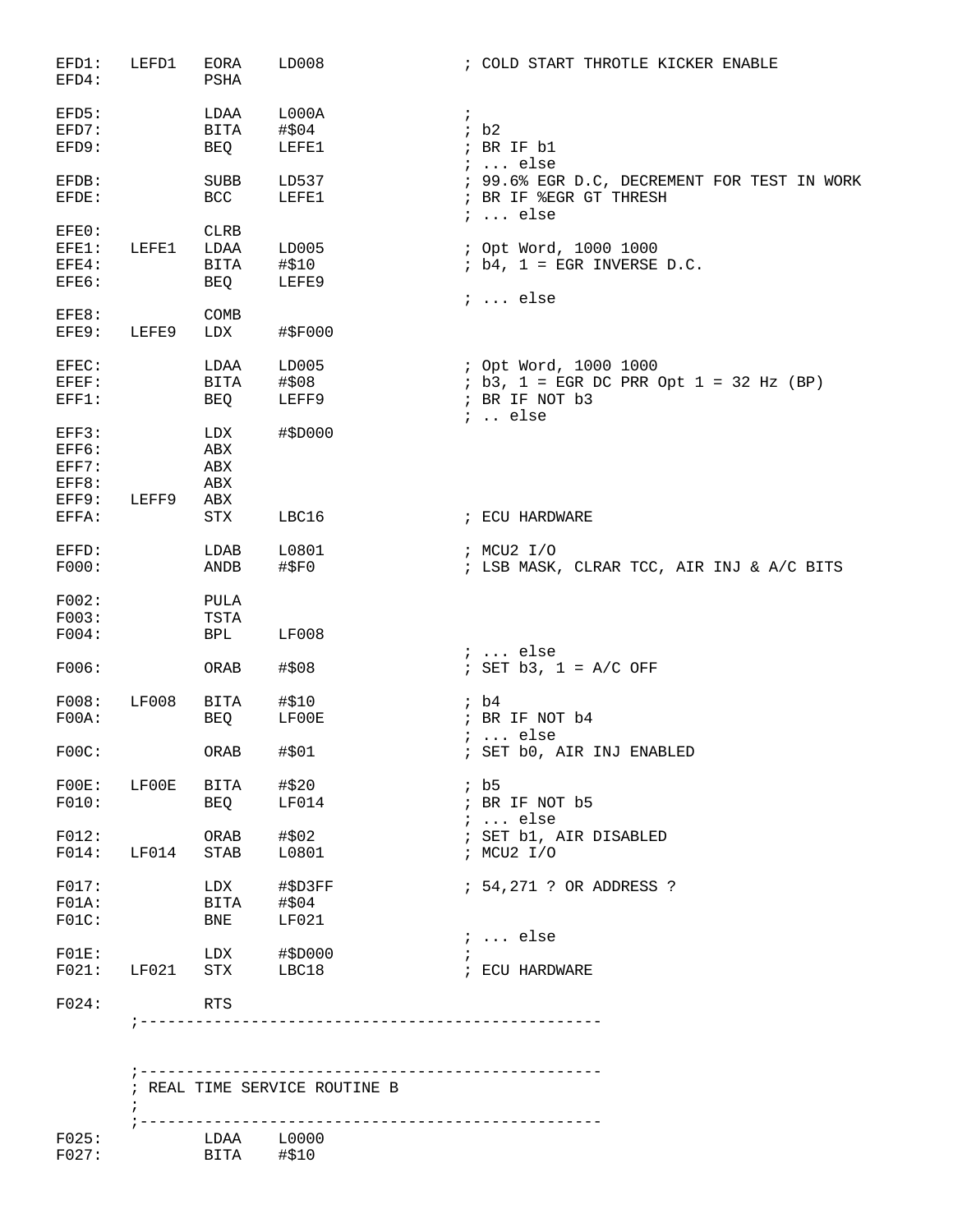```
EFD1:   LEFD1   EORA    LD008               ; COLD START THROTLE KICKER ENABLE
EFD4:           PSHA

EFD5:           LDAA    L000A               ;
EFD7:           BITA    #$04                ; b2
EFD9:           BEQ     LEFE1               ; BR IF b1
                                            ; ... else
EFDB:           SUBB    LD537               ; 99.6% EGR D.C, DECREMENT FOR TEST IN WORK
EFDE:           BCC     LEFE1               ; BR IF %EGR GT THRESH
                                            ; ... else
EFE0:           CLRB
EFE1:   LEFE1   LDAA    LD005               ; Opt Word, 1000 1000
EFE4:           BITA    #$10                ; b4, 1 = EGR INVERSE D.C.
EFE6:           BEQ     LEFE9
                                            ; ... else
EFE8:           COMB
EFE9:   LEFE9   LDX     #$F000

EFEC:           LDAA    LD005               ; Opt Word, 1000 1000
EFEF:           BITA    #$08                ; b3, 1 = EGR DC PRR Opt 1 = 32 Hz (BP)
EFF1:           BEQ     LEFF9               ; BR IF NOT b3
                                            ; .. else
EFF3:           LDX     #$D000
EFF6:           ABX
EFF7:           ABX
EFF8:           ABX
EFF9:   LEFF9   ABX
EFFA:           STX     LBC16               ; ECU HARDWARE

EFFD:           LDAB    L0801               ; MCU2 I/O
F000:           ANDB    #$F0                ; LSB MASK, CLRAR TCC, AIR INJ & A/C BITS

F002:           PULA
F003:           TSTA
F004:           BPL     LF008
                                            ; ... else
F006:           ORAB    #$08                ; SET b3, 1 = A/C OFF

F008:   LF008   BITA    #$10                ; b4
F00A:           BEQ     LF00E               ; BR IF NOT b4
                                            ; ... else
F00C:           ORAB    #$01                ; SET b0, AIR INJ ENABLED

F00E:   LF00E   BITA    #$20                ; b5
F010:           BEQ     LF014               ; BR IF NOT b5
                                            ; ... else
F012:           ORAB    #$02                ; SET b1, AIR DISABLED
F014:   LF014   STAB    L0801               ; MCU2 I/O

F017:           LDX     #$D3FF              ; 54,271 ? OR ADDRESS ?
F01A:           BITA    #$04
F01C:           BNE     LF021
                                            ; ... else
F01E:           LDX     #$D000              ;
F021:   LF021   STX     LBC18               ; ECU HARDWARE

F024:           RTS
        ;-------------------------------------------------


        ;-------------------------------------------------
        ; REAL TIME SERVICE ROUTINE B
        ;
        ;-------------------------------------------------
F025:           LDAA    L0000
F027:           BITA    #$10
```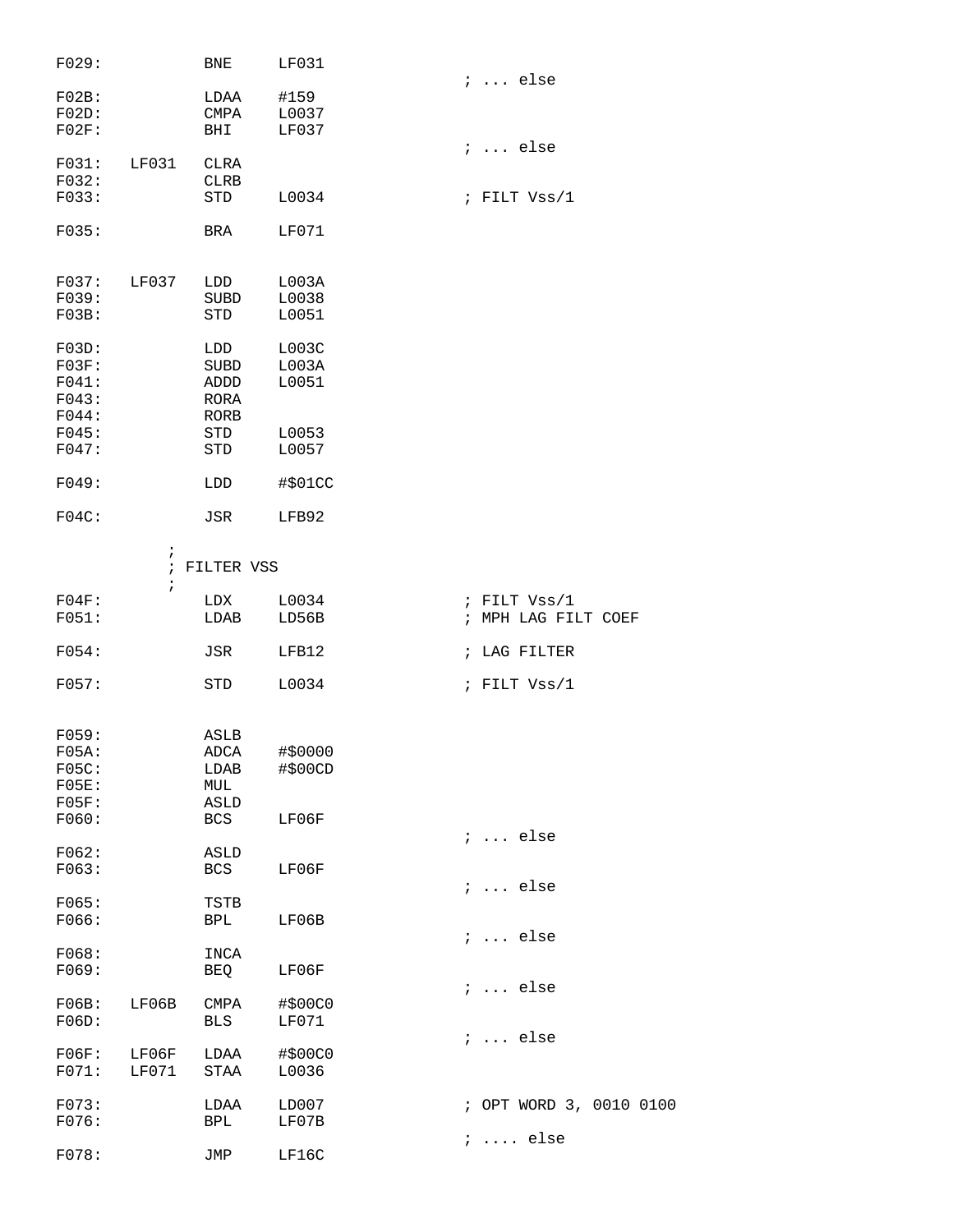```
F029:           BNE     LF031
                                                ; ... else
F02B:           LDAA    #159
F02D:           CMPA    L0037
F02F:           BHI     LF037
                                                ; ... else
F031:   LF031   CLRA
F032:           CLRB
F033:           STD     L0034                   ; FILT Vss/1

F035:           BRA     LF071


F037:   LF037   LDD     L003A
F039:           SUBD    L0038
F03B:           STD     L0051

F03D:           LDD     L003C
F03F:           SUBD    L003A
F041:           ADDD    L0051
F043:           RORA
F044:           RORB
F045:           STD     L0053
F047:           STD     L0057

F049:           LDD     #$01CC

F04C:           JSR     LFB92

            ;
            ; FILTER VSS
            ;
F04F:           LDX     L0034                   ; FILT Vss/1
F051:           LDAB    LD56B                   ; MPH LAG FILT COEF

F054:           JSR     LFB12                   ; LAG FILTER

F057:           STD     L0034                   ; FILT Vss/1


F059:           ASLB
F05A:           ADCA    #$0000
F05C:           LDAB    #$00CD
F05E:           MUL
F05F:           ASLD
F060:           BCS     LF06F
                                                ; ... else
F062:           ASLD
F063:           BCS     LF06F
                                                ; ... else
F065:           TSTB
F066:           BPL     LF06B
                                                ; ... else
F068:           INCA
F069:           BEQ     LF06F
                                                ; ... else
F06B:   LF06B   CMPA    #$00C0
F06D:           BLS     LF071
                                                ; ... else
F06F:   LF06F   LDAA    #$00C0
F071:   LF071   STAA    L0036

F073:           LDAA    LD007                   ; OPT WORD 3, 0010 0100
F076:           BPL     LF07B
                                                ; .... else
F078:           JMP     LF16C
```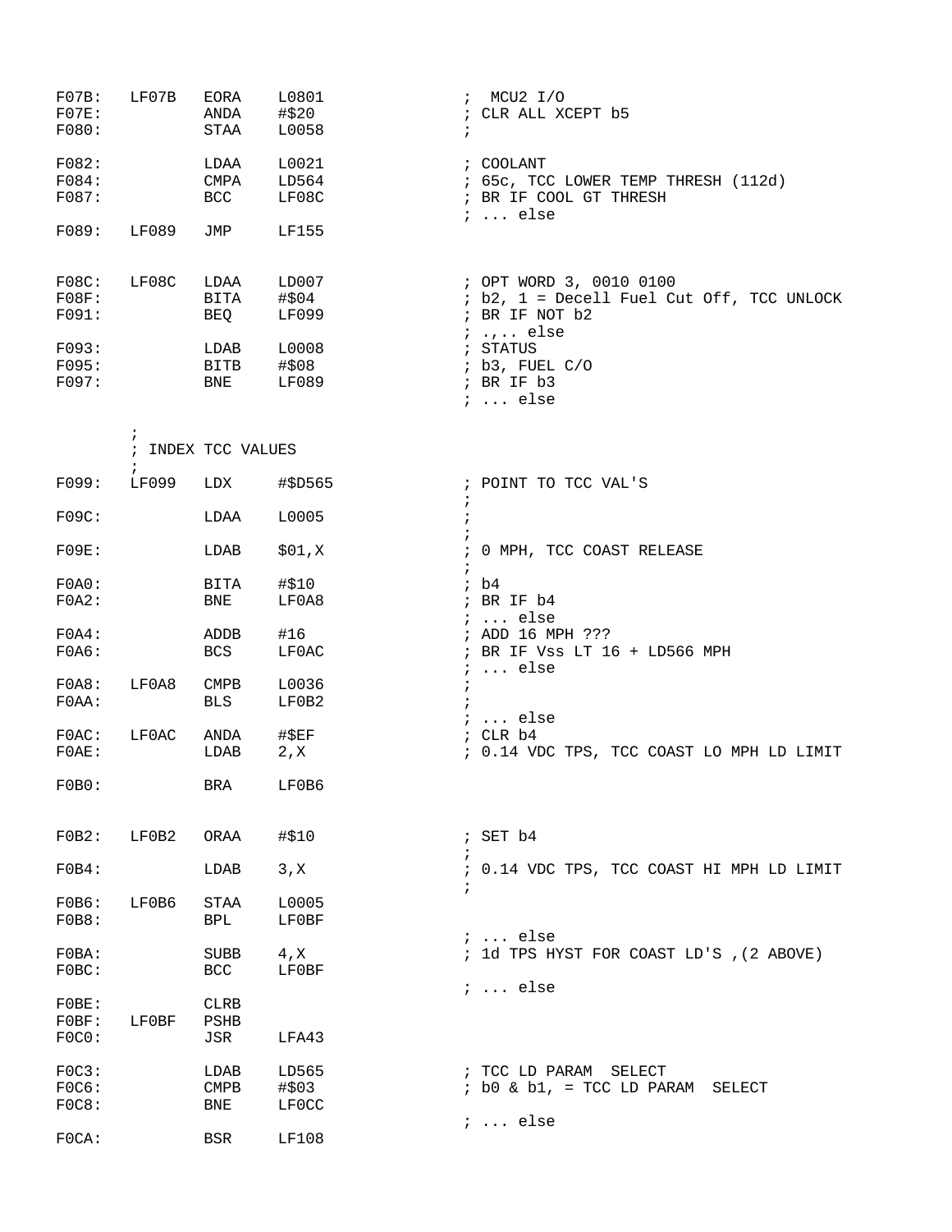```
F07B:   LF07B   EORA    L0801           ;  MCU2 I/O
F07E:           ANDA    #$20            ; CLR ALL XCEPT b5
F080:           STAA    L0058           ;

F082:           LDAA    L0021           ; COOLANT
F084:           CMPA    LD564           ; 65c, TCC LOWER TEMP THRESH (112d)
F087:           BCC     LF08C           ; BR IF COOL GT THRESH
                                        ; ... else
F089:   LF089   JMP     LF155


F08C:   LF08C   LDAA    LD007           ; OPT WORD 3, 0010 0100
F08F:           BITA    #$04            ; b2, 1 = Decell Fuel Cut Off, TCC UNLOCK
F091:           BEQ     LF099           ; BR IF NOT b2
                                        ; .,.. else
F093:           LDAB    L0008           ; STATUS
F095:           BITB    #$08            ; b3, FUEL C/O
F097:           BNE     LF089           ; BR IF b3
                                        ; ... else

        ;
        ; INDEX TCC VALUES
        ;
F099:   LF099   LDX     #$D565          ; POINT TO TCC VAL'S
                                        ;
F09C:           LDAA    L0005           ;
                                        ;
F09E:           LDAB    $01,X           ; 0 MPH, TCC COAST RELEASE
                                        ;
F0A0:           BITA    #$10            ; b4
F0A2:           BNE     LF0A8           ; BR IF b4
                                        ; ... else
F0A4:           ADDB    #16             ; ADD 16 MPH ???
F0A6:           BCS     LF0AC           ; BR IF Vss LT 16 + LD566 MPH
                                        ; ... else
F0A8:   LF0A8   CMPB    L0036           ;
F0AA:           BLS     LF0B2           ;
                                        ; ... else
F0AC:   LF0AC   ANDA    #$EF            ; CLR b4
F0AE:           LDAB    2,X             ; 0.14 VDC TPS, TCC COAST LO MPH LD LIMIT

F0B0:           BRA     LF0B6


F0B2:   LF0B2   ORAA    #$10            ; SET b4
                                        ;
F0B4:           LDAB    3,X             ; 0.14 VDC TPS, TCC COAST HI MPH LD LIMIT
                                        ;
F0B6:   LF0B6   STAA    L0005
F0B8:           BPL     LF0BF
                                        ; ... else
F0BA:           SUBB    4,X             ; 1d TPS HYST FOR COAST LD'S ,(2 ABOVE)
F0BC:           BCC     LF0BF
                                        ; ... else
F0BE:           CLRB
F0BF:   LF0BF   PSHB
F0C0:           JSR     LFA43

F0C3:           LDAB    LD565           ; TCC LD PARAM  SELECT
F0C6:           CMPB    #$03            ; b0 & b1, = TCC LD PARAM  SELECT
F0C8:           BNE     LF0CC
                                        ; ... else
F0CA:           BSR     LF108
```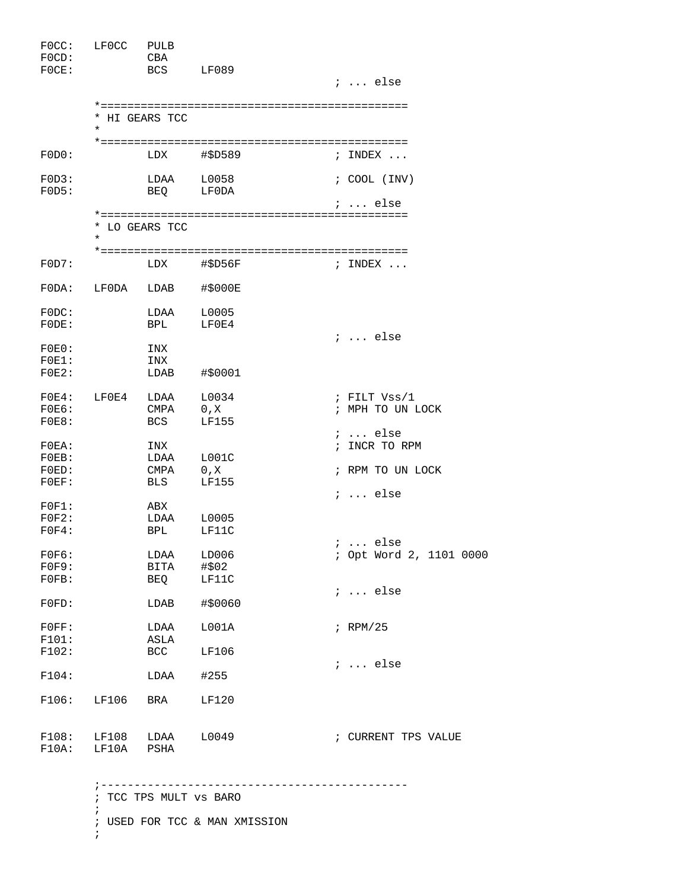```
F0CC:   LF0CC   PULB
F0CD:           CBA
F0CE:           BCS     LF089
                                        ; ... else

       *==============================================
       * HI GEARS TCC
       *
       *==============================================
F0D0:           LDX     #$D589          ; INDEX ...

F0D3:           LDAA    L0058           ; COOL (INV)
F0D5:           BEQ     LF0DA
                                        ; ... else
       *==============================================
       * LO GEARS TCC
       *
       *==============================================
F0D7:           LDX     #$D56F          ; INDEX ...

F0DA:   LF0DA   LDAB    #$000E

F0DC:           LDAA    L0005
F0DE:           BPL     LF0E4
                                        ; ... else
F0E0:           INX
F0E1:           INX
F0E2:           LDAB    #$0001

F0E4:   LF0E4   LDAA    L0034           ; FILT Vss/1
F0E6:           CMPA    0,X             ; MPH TO UN LOCK
F0E8:           BCS     LF155
                                        ; ... else
F0EA:           INX                     ; INCR TO RPM
F0EB:           LDAA    L001C
F0ED:           CMPA    0,X             ; RPM TO UN LOCK
F0EF:           BLS     LF155
                                        ; ... else
F0F1:           ABX
F0F2:           LDAA    L0005
F0F4:           BPL     LF11C
                                        ; ... else
F0F6:           LDAA    LD006           ; Opt Word 2, 1101 0000
F0F9:           BITA    #$02
F0FB:           BEQ     LF11C
                                        ; ... else
F0FD:           LDAB    #$0060

F0FF:           LDAA    L001A           ; RPM/25
F101:           ASLA
F102:           BCC     LF106
                                        ; ... else
F104:           LDAA    #255

F106:   LF106   BRA     LF120


F108:   LF108   LDAA    L0049           ; CURRENT TPS VALUE
F10A:   LF10A   PSHA


       ;----------------------------------------------
       ; TCC TPS MULT vs BARO
       ;
       ; USED FOR TCC & MAN XMISSION
       ;
```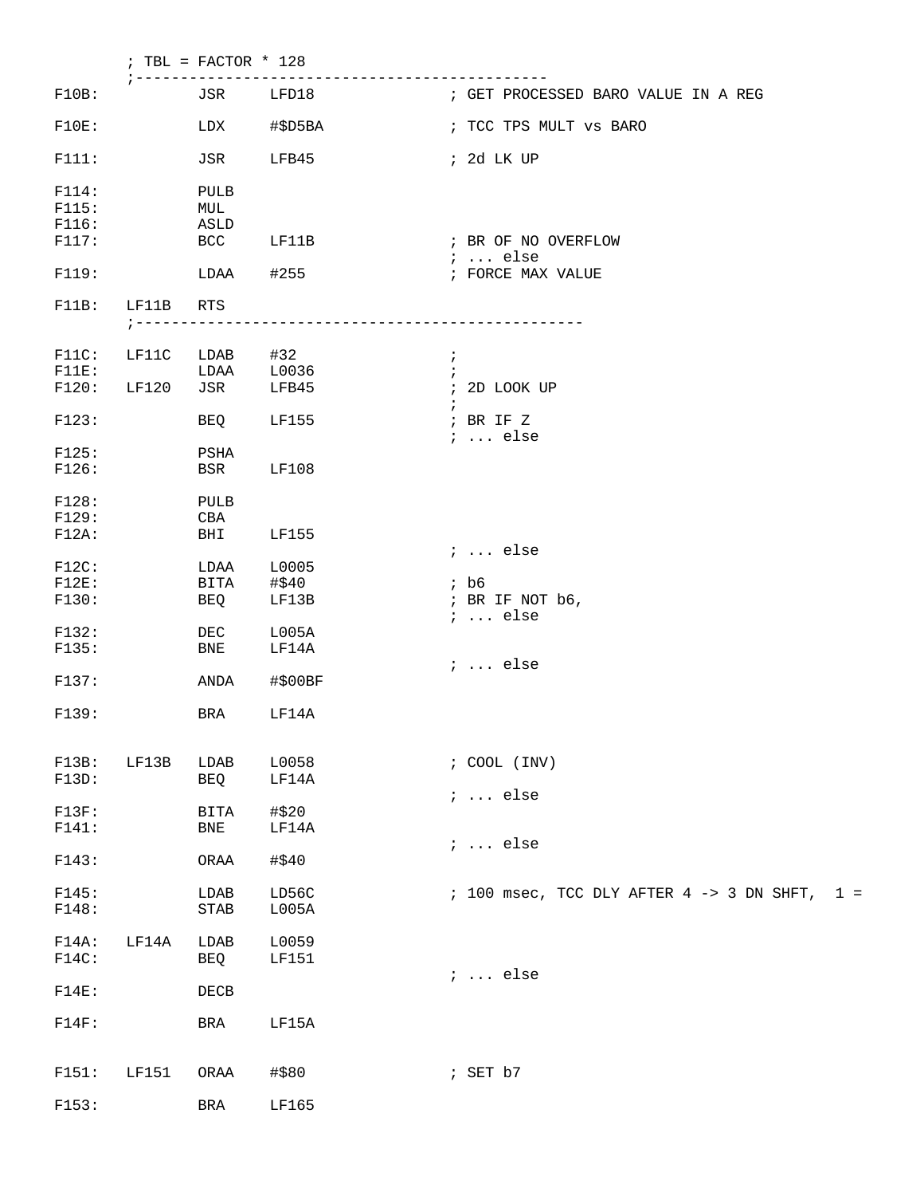```
        ; TBL = FACTOR * 128
        ;----------------------------------------------
F10B:           JSR     LFD18               ; GET PROCESSED BARO VALUE IN A REG

F10E:           LDX     #$D5BA              ; TCC TPS MULT vs BARO

F111:           JSR     LFB45               ; 2d LK UP

F114:           PULB
F115:           MUL
F116:           ASLD
F117:           BCC     LF11B               ; BR OF NO OVERFLOW
                                            ; ... else
F119:           LDAA    #255                ; FORCE MAX VALUE

F11B:   LF11B   RTS
        ;--------------------------------------------------

F11C:   LF11C   LDAB    #32                 ;
F11E:           LDAA    L0036               ;
F120:   LF120   JSR     LFB45               ; 2D LOOK UP
                                            ;
F123:           BEQ     LF155               ; BR IF Z
                                            ; ... else
F125:           PSHA
F126:           BSR     LF108

F128:           PULB
F129:           CBA
F12A:           BHI     LF155
                                            ; ... else
F12C:           LDAA    L0005
F12E:           BITA    #$40                ; b6
F130:           BEQ     LF13B               ; BR IF NOT b6,
                                            ; ... else
F132:           DEC     L005A
F135:           BNE     LF14A
                                            ; ... else
F137:           ANDA    #$00BF

F139:           BRA     LF14A


F13B:   LF13B   LDAB    L0058               ; COOL (INV)
F13D:           BEQ     LF14A
                                            ; ... else
F13F:           BITA    #$20
F141:           BNE     LF14A
                                            ; ... else
F143:           ORAA    #$40

F145:           LDAB    LD56C               ; 100 msec, TCC DLY AFTER 4 -> 3 DN SHFT,  1 =
F148:           STAB    L005A

F14A:   LF14A   LDAB    L0059
F14C:           BEQ     LF151
                                            ; ... else
F14E:           DECB

F14F:           BRA     LF15A


F151:   LF151   ORAA    #$80                ; SET b7

F153:           BRA     LF165
```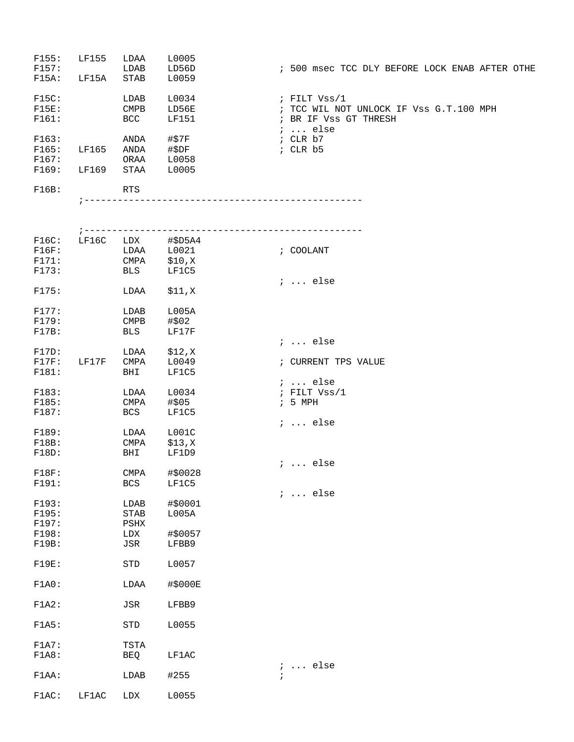```
F155:   LF155   LDAA    L0005
F157:           LDAB    LD56D                   ; 500 msec TCC DLY BEFORE LOCK ENAB AFTER OTHE
F15A:   LF15A   STAB    L0059

F15C:           LDAB    L0034                   ; FILT Vss/1
F15E:           CMPB    LD56E                   ; TCC WIL NOT UNLOCK IF Vss G.T.100 MPH
F161:           BCC     LF151                   ; BR IF Vss GT THRESH
                                                ; ... else
F163:           ANDA    #$7F                    ; CLR b7
F165:   LF165   ANDA    #$DF                    ; CLR b5
F167:           ORAA    L0058
F169:   LF169   STAA    L0005

F16B:           RTS
        ;--------------------------------------------------



        ;--------------------------------------------------
F16C:   LF16C   LDX     #$D5A4
F16F:           LDAA    L0021                   ; COOLANT
F171:           CMPA    $10,X
F173:           BLS     LF1C5
                                                ; ... else
F175:           LDAA    $11,X

F177:           LDAB    L005A
F179:           CMPB    #$02
F17B:           BLS     LF17F
                                                ; ... else
F17D:           LDAA    $12,X
F17F:   LF17F   CMPA    L0049                   ; CURRENT TPS VALUE
F181:           BHI     LF1C5
                                                ; ... else
F183:           LDAA    L0034                   ; FILT Vss/1
F185:           CMPA    #$05                    ; 5 MPH
F187:           BCS     LF1C5
                                                ; ... else
F189:           LDAA    L001C
F18B:           CMPA    $13,X
F18D:           BHI     LF1D9
                                                ; ... else
F18F:           CMPA    #$0028
F191:           BCS     LF1C5
                                                ; ... else
F193:           LDAB    #$0001
F195:           STAB    L005A
F197:           PSHX
F198:           LDX     #$0057
F19B:           JSR     LFBB9

F19E:           STD     L0057

F1A0:           LDAA    #$000E

F1A2:           JSR     LFBB9

F1A5:           STD     L0055

F1A7:           TSTA
F1A8:           BEQ     LF1AC
                                                ; ... else
F1AA:           LDAB    #255                    ;

F1AC:   LF1AC   LDX     L0055
```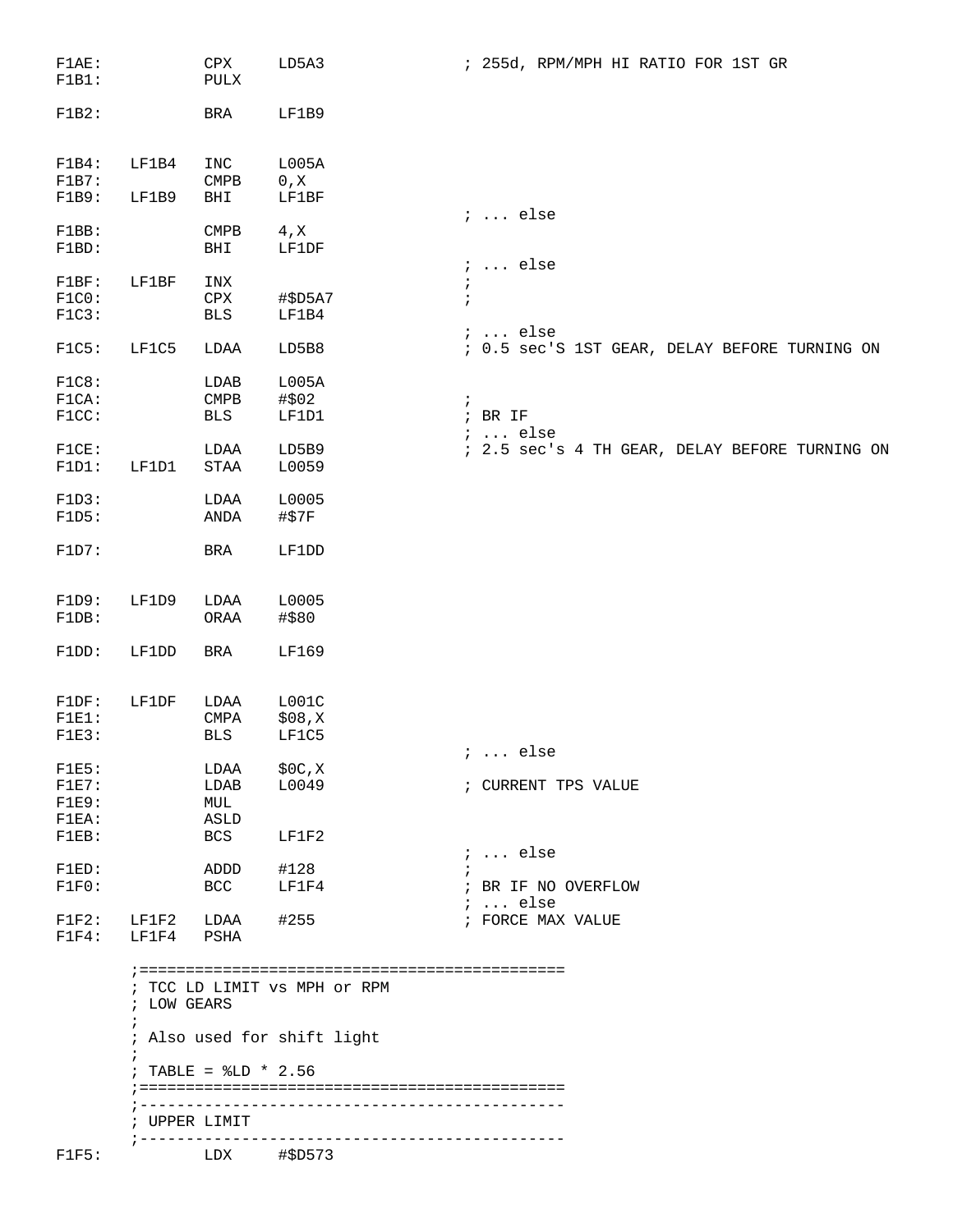```
F1AE:           CPX     LD5A3               ; 255d, RPM/MPH HI RATIO FOR 1ST GR
F1B1:           PULX

F1B2:           BRA     LF1B9


F1B4:   LF1B4   INC     L005A
F1B7:           CMPB    0,X
F1B9:   LF1B9   BHI     LF1BF
                                            ; ... else
F1BB:           CMPB    4,X
F1BD:           BHI     LF1DF
                                            ; ... else
F1BF:   LF1BF   INX                         ;
F1C0:           CPX     #$D5A7              ;
F1C3:           BLS     LF1B4
                                            ; ... else
F1C5:   LF1C5   LDAA    LD5B8               ; 0.5 sec'S 1ST GEAR, DELAY BEFORE TURNING ON

F1C8:           LDAB    L005A
F1CA:           CMPB    #$02                ;
F1CC:           BLS     LF1D1               ; BR IF
                                            ; ... else
F1CE:           LDAA    LD5B9               ; 2.5 sec's 4 TH GEAR, DELAY BEFORE TURNING ON
F1D1:   LF1D1   STAA    L0059

F1D3:           LDAA    L0005
F1D5:           ANDA    #$7F

F1D7:           BRA     LF1DD


F1D9:   LF1D9   LDAA    L0005
F1DB:           ORAA    #$80

F1DD:   LF1DD   BRA     LF169


F1DF:   LF1DF   LDAA    L001C
F1E1:           CMPA    $08,X
F1E3:           BLS     LF1C5
                                            ; ... else
F1E5:           LDAA    $0C,X
F1E7:           LDAB    L0049               ; CURRENT TPS VALUE
F1E9:           MUL
F1EA:           ASLD
F1EB:           BCS     LF1F2
                                            ; ... else
F1ED:           ADDD    #128                ;
F1F0:           BCC     LF1F4               ; BR IF NO OVERFLOW
                                            ; ... else
F1F2:   LF1F2   LDAA    #255                ; FORCE MAX VALUE
F1F4:   LF1F4   PSHA

        ;=============================================
        ; TCC LD LIMIT vs MPH or RPM
        ; LOW GEARS
        ;
        ; Also used for shift light
        ;
        ; TABLE = %LD * 2.56
        ;=============================================
        ;---------------------------------------------
        ; UPPER LIMIT
        ;---------------------------------------------
F1F5:           LDX     #$D573
```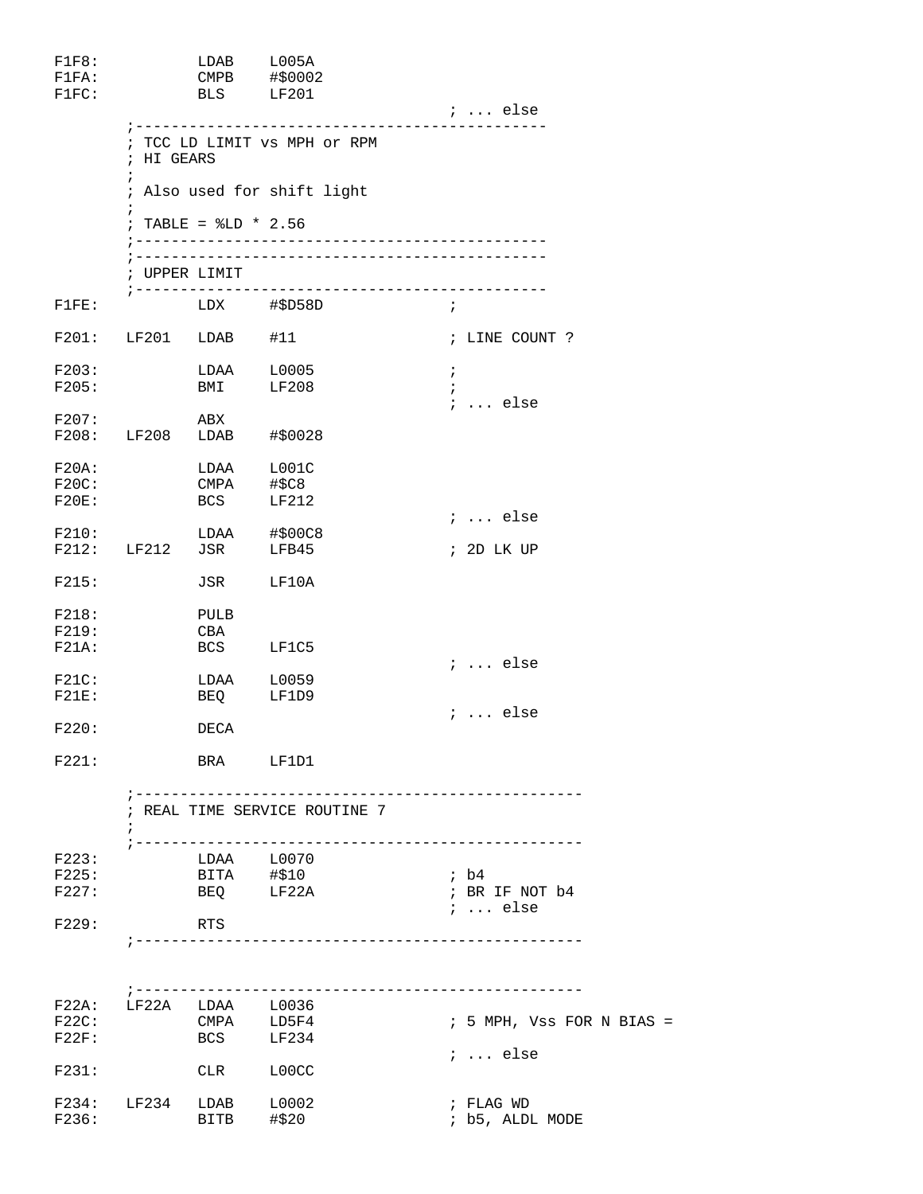```
F1F8:           LDAB    L005A
F1FA:           CMPB    #$0002
F1FC:           BLS     LF201
                                        ; ... else
        ;---------------------------------------------
        ; TCC LD LIMIT vs MPH or RPM
        ; HI GEARS
        ;
        ; Also used for shift light
        ;
        ; TABLE = %LD * 2.56
        ;---------------------------------------------
        ;---------------------------------------------
        ; UPPER LIMIT
        ;---------------------------------------------
F1FE:           LDX     #$D58D          ;

F201:   LF201   LDAB    #11             ; LINE COUNT ?

F203:           LDAA    L0005           ;
F205:           BMI     LF208           ;
                                        ; ... else
F207:           ABX
F208:   LF208   LDAB    #$0028

F20A:           LDAA    L001C
F20C:           CMPA    #$C8
F20E:           BCS     LF212
                                        ; ... else
F210:           LDAA    #$00C8
F212:   LF212   JSR     LFB45           ; 2D LK UP

F215:           JSR     LF10A

F218:           PULB
F219:           CBA
F21A:           BCS     LF1C5
                                        ; ... else
F21C:           LDAA    L0059
F21E:           BEQ     LF1D9
                                        ; ... else
F220:           DECA

F221:           BRA     LF1D1

        ;-------------------------------------------------
        ; REAL TIME SERVICE ROUTINE 7
        ;
        ;-------------------------------------------------
F223:           LDAA    L0070
F225:           BITA    #$10            ; b4
F227:           BEQ     LF22A           ; BR IF NOT b4
                                        ; ... else
F229:           RTS
        ;-------------------------------------------------


        ;-------------------------------------------------
F22A:   LF22A   LDAA    L0036
F22C:           CMPA    LD5F4           ; 5 MPH, Vss FOR N BIAS =
F22F:           BCS     LF234
                                        ; ... else
F231:           CLR     L00CC

F234:   LF234   LDAB    L0002           ; FLAG WD
F236:           BITB    #$20            ; b5, ALDL MODE
```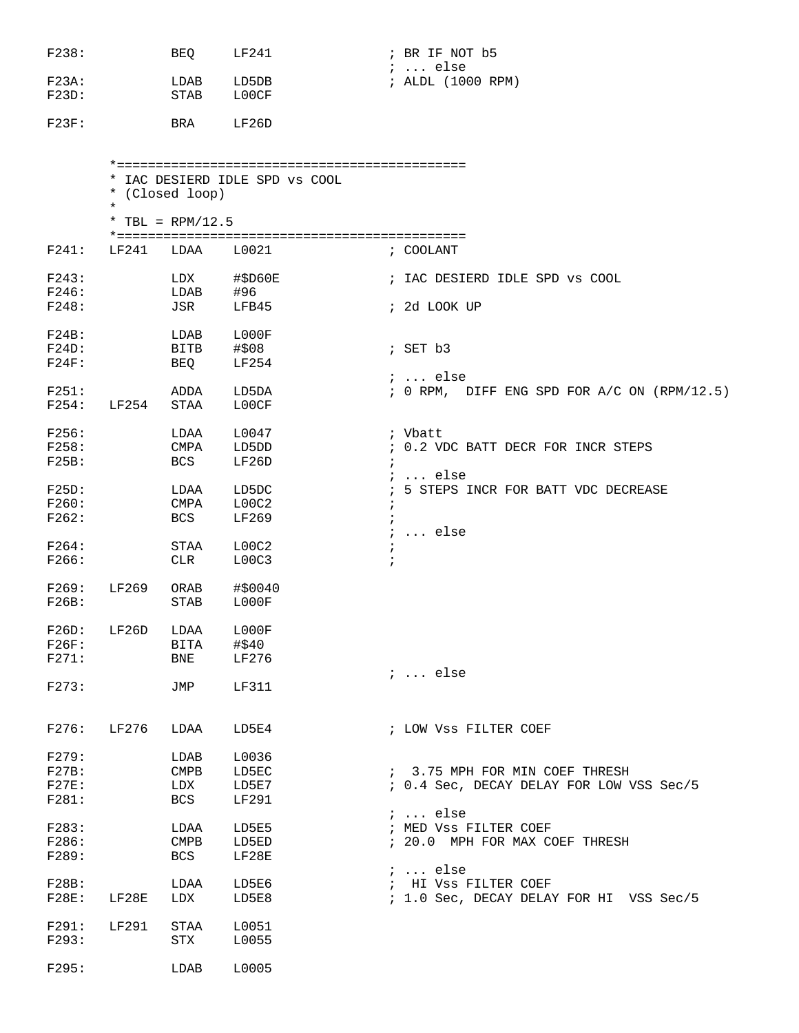```
F238:           BEQ     LF241               ; BR IF NOT b5
                                            ; ... else
F23A:           LDAB    LD5DB               ; ALDL (1000 RPM)
F23D:           STAB    L00CF

F23F:           BRA     LF26D


        *=============================================
        * IAC DESIERD IDLE SPD vs COOL
        * (Closed loop)
        *
        * TBL = RPM/12.5
        *=============================================
F241:   LF241   LDAA    L0021               ; COOLANT

F243:           LDX     #$D60E              ; IAC DESIERD IDLE SPD vs COOL
F246:           LDAB    #96
F248:           JSR     LFB45               ; 2d LOOK UP

F24B:           LDAB    L000F
F24D:           BITB    #$08                ; SET b3
F24F:           BEQ     LF254
                                            ; ... else
F251:           ADDA    LD5DA               ; 0 RPM,  DIFF ENG SPD FOR A/C ON (RPM/12.5)
F254:   LF254   STAA    L00CF

F256:           LDAA    L0047               ; Vbatt
F258:           CMPA    LD5DD               ; 0.2 VDC BATT DECR FOR INCR STEPS
F25B:           BCS     LF26D               ;
                                            ; ... else
F25D:           LDAA    LD5DC               ; 5 STEPS INCR FOR BATT VDC DECREASE
F260:           CMPA    L00C2               ;
F262:           BCS     LF269               ;
                                            ; ... else
F264:           STAA    L00C2               ;
F266:           CLR     L00C3               ;

F269:   LF269   ORAB    #$0040
F26B:           STAB    L000F

F26D:   LF26D   LDAA    L000F
F26F:           BITA    #$40
F271:           BNE     LF276
                                            ; ... else
F273:           JMP     LF311


F276:   LF276   LDAA    LD5E4               ; LOW Vss FILTER COEF

F279:           LDAB    L0036
F27B:           CMPB    LD5EC               ;  3.75 MPH FOR MIN COEF THRESH
F27E:           LDX     LD5E7               ; 0.4 Sec, DECAY DELAY FOR LOW VSS Sec/5
F281:           BCS     LF291
                                            ; ... else
F283:           LDAA    LD5E5               ; MED Vss FILTER COEF
F286:           CMPB    LD5ED               ; 20.0  MPH FOR MAX COEF THRESH
F289:           BCS     LF28E
                                            ; ... else
F28B:           LDAA    LD5E6               ;  HI Vss FILTER COEF
F28E:   LF28E   LDX     LD5E8               ; 1.0 Sec, DECAY DELAY FOR HI  VSS Sec/5

F291:   LF291   STAA    L0051
F293:           STX     L0055

F295:           LDAB    L0005
```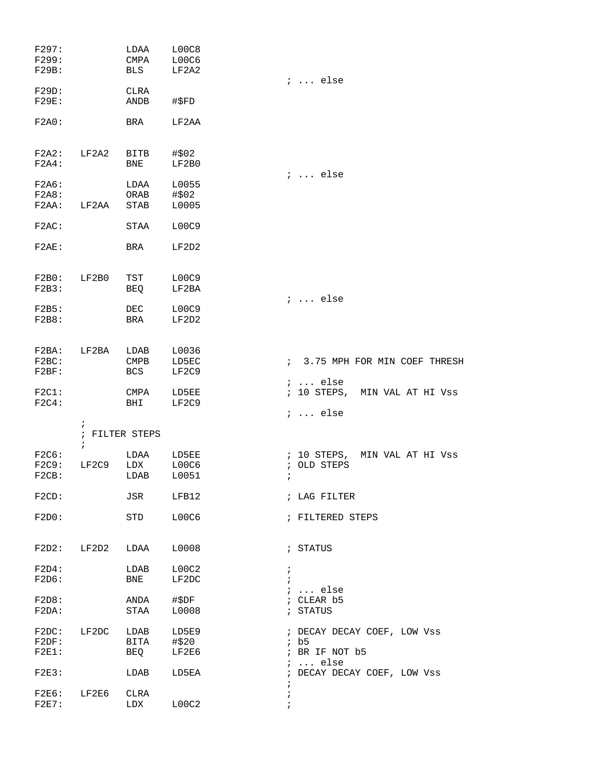```
F297:           LDAA    L00C8
F299:           CMPA    L00C6
F29B:           BLS     LF2A2
                                        ; ... else
F29D:           CLRA
F29E:           ANDB    #$FD

F2A0:           BRA     LF2AA


F2A2:   LF2A2   BITB    #$02
F2A4:           BNE     LF2B0
                                        ; ... else
F2A6:           LDAA    L0055
F2A8:           ORAB    #$02
F2AA:   LF2AA   STAB    L0005

F2AC:           STAA    L00C9

F2AE:           BRA     LF2D2


F2B0:   LF2B0   TST     L00C9
F2B3:           BEQ     LF2BA
                                        ; ... else
F2B5:           DEC     L00C9
F2B8:           BRA     LF2D2


F2BA:   LF2BA   LDAB    L0036
F2BC:           CMPB    LD5EC           ;  3.75 MPH FOR MIN COEF THRESH
F2BF:           BCS     LF2C9
                                        ; ... else
F2C1:           CMPA    LD5EE           ; 10 STEPS,  MIN VAL AT HI Vss
F2C4:           BHI     LF2C9
                                        ; ... else
        ;
        ; FILTER STEPS
        ;
F2C6:           LDAA    LD5EE           ; 10 STEPS,  MIN VAL AT HI Vss
F2C9:   LF2C9   LDX     L00C6           ; OLD STEPS
F2CB:           LDAB    L0051           ;

F2CD:           JSR     LFB12           ; LAG FILTER

F2D0:           STD     L00C6           ; FILTERED STEPS


F2D2:   LF2D2   LDAA    L0008           ; STATUS

F2D4:           LDAB    L00C2           ;
F2D6:           BNE     LF2DC           ;
                                        ; ... else
F2D8:           ANDA    #$DF            ; CLEAR b5
F2DA:           STAA    L0008           ; STATUS

F2DC:   LF2DC   LDAB    LD5E9           ; DECAY DECAY COEF, LOW Vss
F2DF:           BITA    #$20            ; b5
F2E1:           BEQ     LF2E6           ; BR IF NOT b5
                                        ; ... else
F2E3:           LDAB    LD5EA           ; DECAY DECAY COEF, LOW Vss
                                        ;
F2E6:   LF2E6   CLRA                    ;
F2E7:           LDX     L00C2           ;
```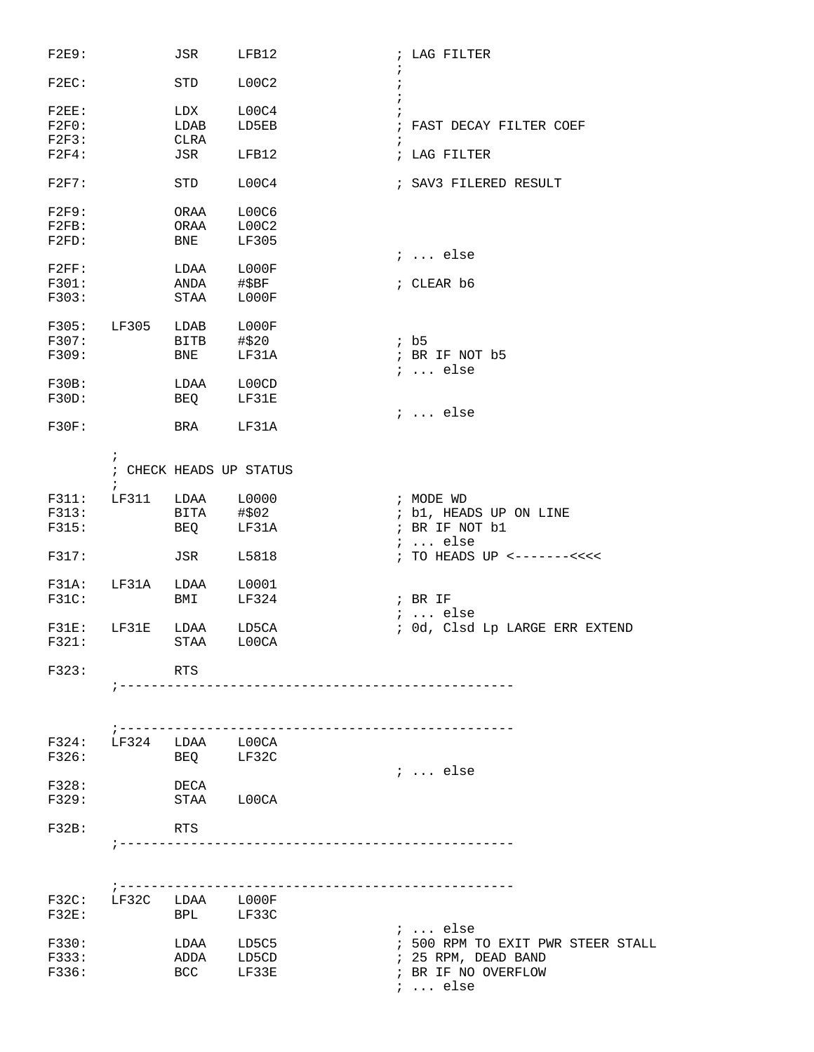```
F2E9:           JSR     LFB12               ; LAG FILTER
                                            ;
F2EC:           STD     L00C2               ;
                                            ;
F2EE:           LDX     L00C4               ;
F2F0:           LDAB    LD5EB               ; FAST DECAY FILTER COEF
F2F3:           CLRA                        ;
F2F4:           JSR     LFB12               ; LAG FILTER

F2F7:           STD     L00C4               ; SAV3 FILERED RESULT

F2F9:           ORAA    L00C6
F2FB:           ORAA    L00C2
F2FD:           BNE     LF305
                                            ; ... else
F2FF:           LDAA    L000F
F301:           ANDA    #$BF                ; CLEAR b6
F303:           STAA    L000F

F305:   LF305   LDAB    L000F
F307:           BITB    #$20                ; b5
F309:           BNE     LF31A               ; BR IF NOT b5
                                            ; ... else
F30B:           LDAA    L00CD
F30D:           BEQ     LF31E
                                            ; ... else
F30F:           BRA     LF31A

        ;
        ; CHECK HEADS UP STATUS
        ;
F311:   LF311   LDAA    L0000               ; MODE WD
F313:           BITA    #$02                ; b1, HEADS UP ON LINE
F315:           BEQ     LF31A               ; BR IF NOT b1
                                            ; ... else
F317:           JSR     L5818               ; TO HEADS UP <-------<<<<

F31A:   LF31A   LDAA    L0001
F31C:           BMI     LF324               ; BR IF
                                            ; ... else
F31E:   LF31E   LDAA    LD5CA               ; 0d, Clsd Lp LARGE ERR EXTEND
F321:           STAA    L00CA

F323:           RTS
        ;--------------------------------------------------



        ;--------------------------------------------------
F324:   LF324   LDAA    L00CA
F326:           BEQ     LF32C
                                            ; ... else
F328:           DECA
F329:           STAA    L00CA

F32B:           RTS
        ;--------------------------------------------------



        ;--------------------------------------------------
F32C:   LF32C   LDAA    L000F
F32E:           BPL     LF33C
                                            ; ... else
F330:           LDAA    LD5C5               ; 500 RPM TO EXIT PWR STEER STALL
F333:           ADDA    LD5CD               ; 25 RPM, DEAD BAND
F336:           BCC     LF33E               ; BR IF NO OVERFLOW
                                            ; ... else
```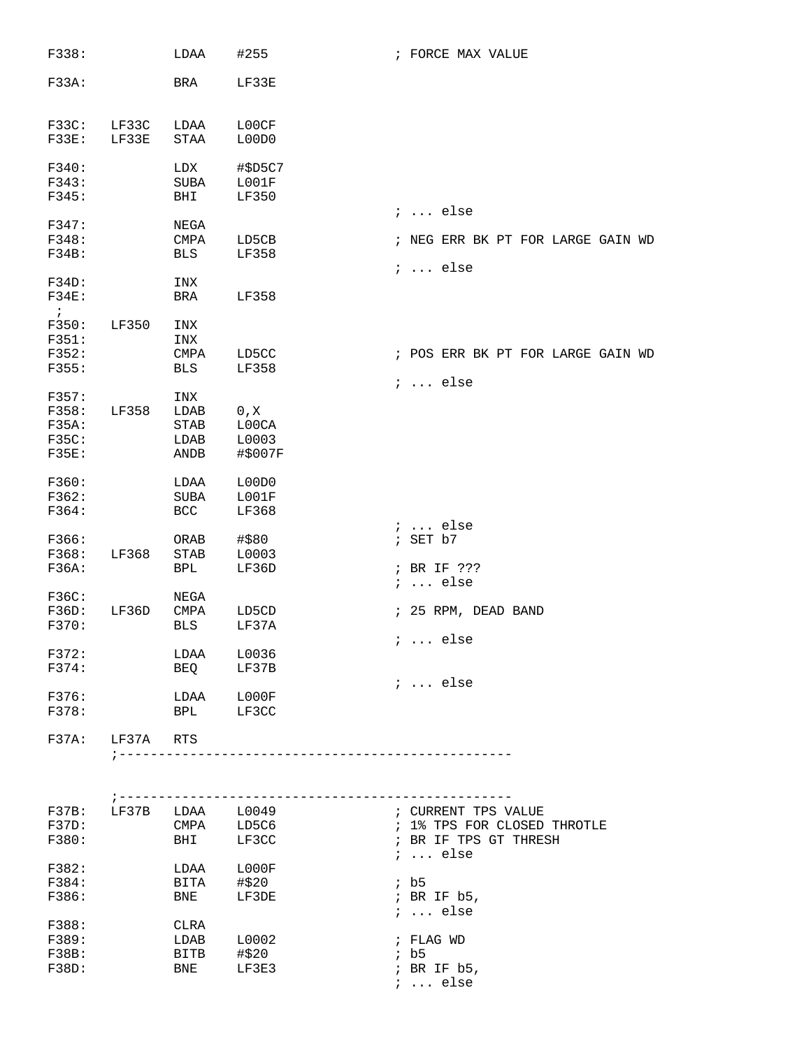```
F338:           LDAA    #255                ; FORCE MAX VALUE

F33A:           BRA     LF33E


F33C:   LF33C   LDAA    L00CF
F33E:   LF33E   STAA    L00D0

F340:           LDX     #$D5C7
F343:           SUBA    L001F
F345:           BHI     LF350
                                            ; ... else
F347:           NEGA
F348:           CMPA    LD5CB               ; NEG ERR BK PT FOR LARGE GAIN WD
F34B:           BLS     LF358
                                            ; ... else
F34D:           INX
F34E:           BRA     LF358
 ;
F350:   LF350   INX
F351:           INX
F352:           CMPA    LD5CC               ; POS ERR BK PT FOR LARGE GAIN WD
F355:           BLS     LF358
                                            ; ... else
F357:           INX
F358:   LF358   LDAB    0,X
F35A:           STAB    L00CA
F35C:           LDAB    L0003
F35E:           ANDB    #$007F

F360:           LDAA    L00D0
F362:           SUBA    L001F
F364:           BCC     LF368
                                            ; ... else
F366:           ORAB    #$80                ; SET b7
F368:   LF368   STAB    L0003
F36A:           BPL     LF36D               ; BR IF ???
                                            ; ... else
F36C:           NEGA
F36D:   LF36D   CMPA    LD5CD               ; 25 RPM, DEAD BAND
F370:           BLS     LF37A
                                            ; ... else
F372:           LDAA    L0036
F374:           BEQ     LF37B
                                            ; ... else
F376:           LDAA    L000F
F378:           BPL     LF3CC

F37A:   LF37A   RTS
        ;--------------------------------------------------



        ;--------------------------------------------------
F37B:   LF37B   LDAA    L0049               ; CURRENT TPS VALUE
F37D:           CMPA    LD5C6               ; 1% TPS FOR CLOSED THROTLE
F380:           BHI     LF3CC               ; BR IF TPS GT THRESH
                                            ; ... else
F382:           LDAA    L000F
F384:           BITA    #$20                ; b5
F386:           BNE     LF3DE               ; BR IF b5,
                                            ; ... else
F388:           CLRA
F389:           LDAB    L0002               ; FLAG WD
F38B:           BITB    #$20                ; b5
F38D:           BNE     LF3E3               ; BR IF b5,
                                            ; ... else
```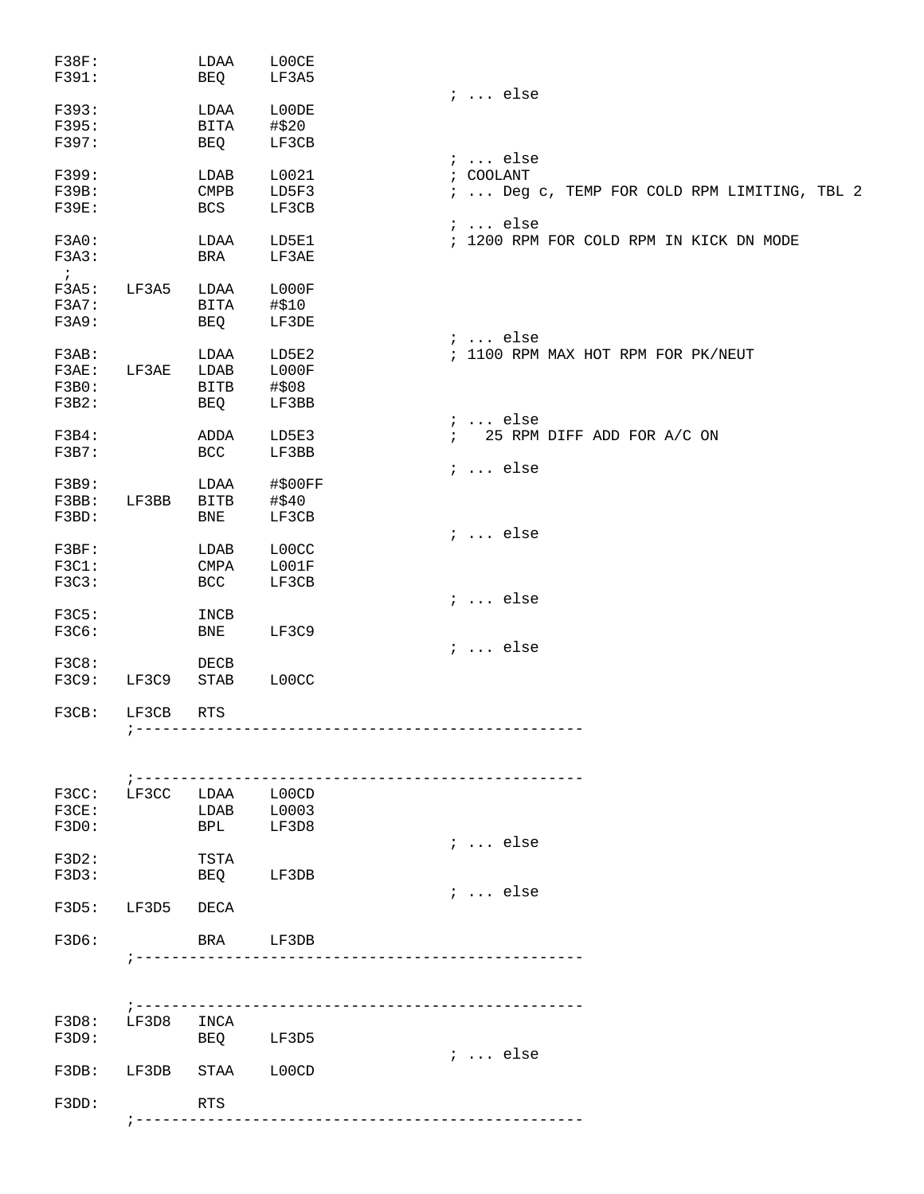```
F38F:           LDAA    L00CE
F391:           BEQ     LF3A5
                                        ; ... else
F393:           LDAA    L00DE
F395:           BITA    #$20
F397:           BEQ     LF3CB
                                        ; ... else
F399:           LDAB    L0021           ; COOLANT
F39B:           CMPB    LD5F3           ; ... Deg c, TEMP FOR COLD RPM LIMITING, TBL 2
F39E:           BCS     LF3CB
                                        ; ... else
F3A0:           LDAA    LD5E1           ; 1200 RPM FOR COLD RPM IN KICK DN MODE
F3A3:           BRA     LF3AE
 ;
F3A5:   LF3A5   LDAA    L000F
F3A7:           BITA    #$10
F3A9:           BEQ     LF3DE
                                        ; ... else
F3AB:           LDAA    LD5E2           ; 1100 RPM MAX HOT RPM FOR PK/NEUT
F3AE:   LF3AE   LDAB    L000F
F3B0:           BITB    #$08
F3B2:           BEQ     LF3BB
                                        ; ... else
F3B4:           ADDA    LD5E3           ;   25 RPM DIFF ADD FOR A/C ON
F3B7:           BCC     LF3BB
                                        ; ... else
F3B9:           LDAA    #$00FF
F3BB:   LF3BB   BITB    #$40
F3BD:           BNE     LF3CB
                                        ; ... else
F3BF:           LDAB    L00CC
F3C1:           CMPA    L001F
F3C3:           BCC     LF3CB
                                        ; ... else
F3C5:           INCB
F3C6:           BNE     LF3C9
                                        ; ... else
F3C8:           DECB
F3C9:   LF3C9   STAB    L00CC

F3CB:   LF3CB   RTS
        ;-------------------------------------------------



        ;-------------------------------------------------
F3CC:   LF3CC   LDAA    L00CD
F3CE:           LDAB    L0003
F3D0:           BPL     LF3D8
                                        ; ... else
F3D2:           TSTA
F3D3:           BEQ     LF3DB
                                        ; ... else
F3D5:   LF3D5   DECA

F3D6:           BRA     LF3DB
        ;-------------------------------------------------



        ;-------------------------------------------------
F3D8:   LF3D8   INCA
F3D9:           BEQ     LF3D5
                                        ; ... else
F3DB:   LF3DB   STAA    L00CD

F3DD:           RTS
        ;-------------------------------------------------
```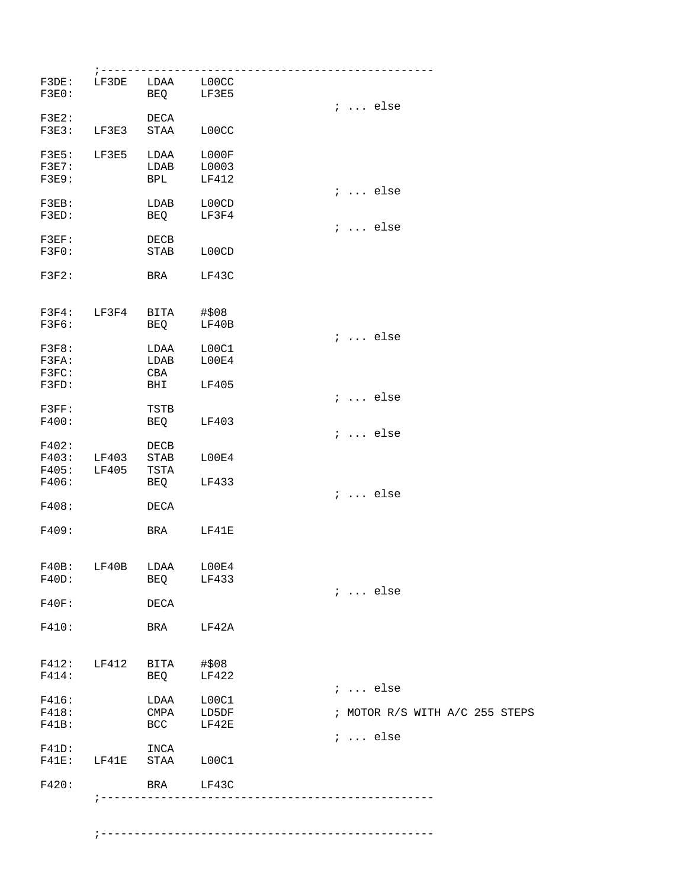```
        ;--------------------------------------------------
F3DE:   LF3DE   LDAA    L00CC
F3E0:           BEQ     LF3E5
                                        ; ... else
F3E2:           DECA
F3E3:   LF3E3   STAA    L00CC

F3E5:   LF3E5   LDAA    L000F
F3E7:           LDAB    L0003
F3E9:           BPL     LF412
                                        ; ... else
F3EB:           LDAB    L00CD
F3ED:           BEQ     LF3F4
                                        ; ... else
F3EF:           DECB
F3F0:           STAB    L00CD

F3F2:           BRA     LF43C


F3F4:   LF3F4   BITA    #$08
F3F6:           BEQ     LF40B
                                        ; ... else
F3F8:           LDAA    L00C1
F3FA:           LDAB    L00E4
F3FC:           CBA
F3FD:           BHI     LF405
                                        ; ... else
F3FF:           TSTB
F400:           BEQ     LF403
                                        ; ... else
F402:           DECB
F403:   LF403   STAB    L00E4
F405:   LF405   TSTA
F406:           BEQ     LF433
                                        ; ... else
F408:           DECA

F409:           BRA     LF41E


F40B:   LF40B   LDAA    L00E4
F40D:           BEQ     LF433
                                        ; ... else
F40F:           DECA

F410:           BRA     LF42A


F412:   LF412   BITA    #$08
F414:           BEQ     LF422
                                        ; ... else
F416:           LDAA    L00C1
F418:           CMPA    LD5DF           ; MOTOR R/S WITH A/C 255 STEPS
F41B:           BCC     LF42E
                                        ; ... else
F41D:           INCA
F41E:   LF41E   STAA    L00C1

F420:           BRA     LF43C
        ;--------------------------------------------------


        ;--------------------------------------------------
```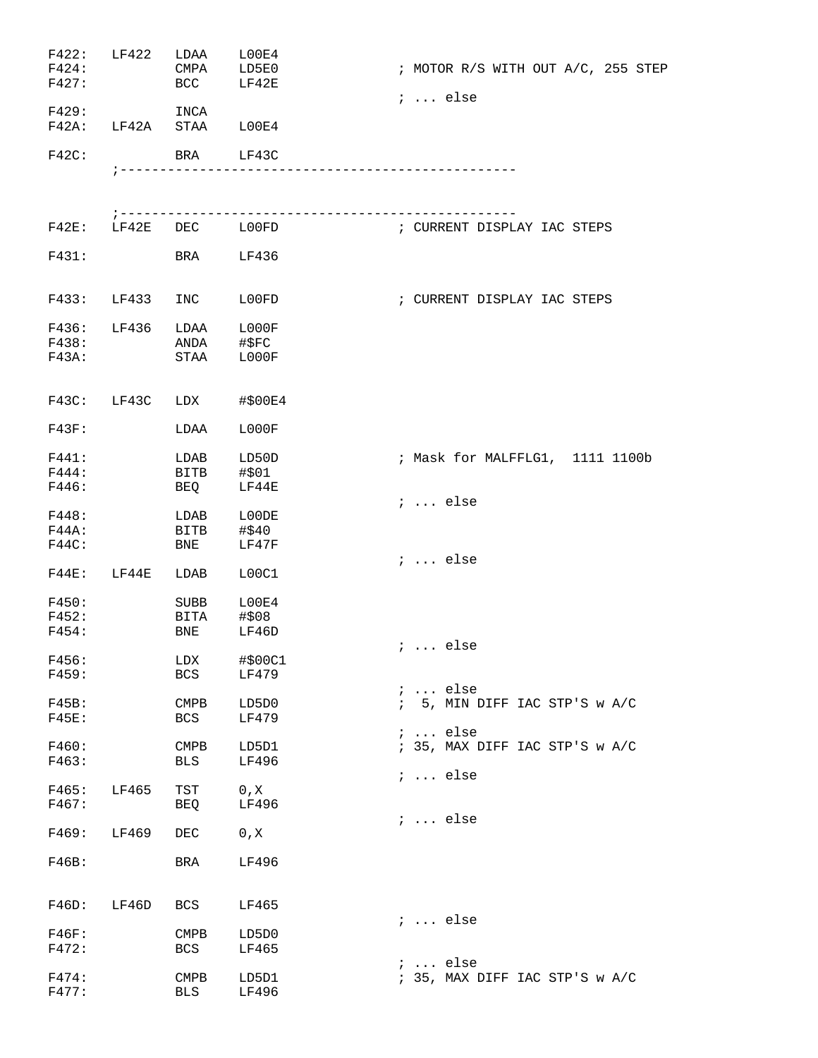```
F422:   LF422   LDAA    L00E4
F424:           CMPA    LD5E0               ; MOTOR R/S WITH OUT A/C, 255 STEP
F427:           BCC     LF42E
                                            ; ... else
F429:           INCA
F42A:   LF42A   STAA    L00E4

F42C:           BRA     LF43C
        ;--------------------------------------------------


        ;--------------------------------------------------
F42E:   LF42E   DEC     L00FD               ; CURRENT DISPLAY IAC STEPS

F431:           BRA     LF436


F433:   LF433   INC     L00FD               ; CURRENT DISPLAY IAC STEPS

F436:   LF436   LDAA    L000F
F438:           ANDA    #$FC
F43A:           STAA    L000F


F43C:   LF43C   LDX     #$00E4

F43F:           LDAA    L000F

F441:           LDAB    LD50D               ; Mask for MALFFLG1,  1111 1100b
F444:           BITB    #$01
F446:           BEQ     LF44E
                                            ; ... else
F448:           LDAB    L00DE
F44A:           BITB    #$40
F44C:           BNE     LF47F
                                            ; ... else
F44E:   LF44E   LDAB    L00C1

F450:           SUBB    L00E4
F452:           BITA    #$08
F454:           BNE     LF46D
                                            ; ... else
F456:           LDX     #$00C1
F459:           BCS     LF479
                                            ; ... else
F45B:           CMPB    LD5D0               ;  5, MIN DIFF IAC STP'S w A/C
F45E:           BCS     LF479
                                            ; ... else
F460:           CMPB    LD5D1               ; 35, MAX DIFF IAC STP'S w A/C
F463:           BLS     LF496
                                            ; ... else
F465:   LF465   TST     0,X
F467:           BEQ     LF496
                                            ; ... else
F469:   LF469   DEC     0,X

F46B:           BRA     LF496


F46D:   LF46D   BCS     LF465
                                            ; ... else
F46F:           CMPB    LD5D0
F472:           BCS     LF465
                                            ; ... else
F474:           CMPB    LD5D1               ; 35, MAX DIFF IAC STP'S w A/C
F477:           BLS     LF496
```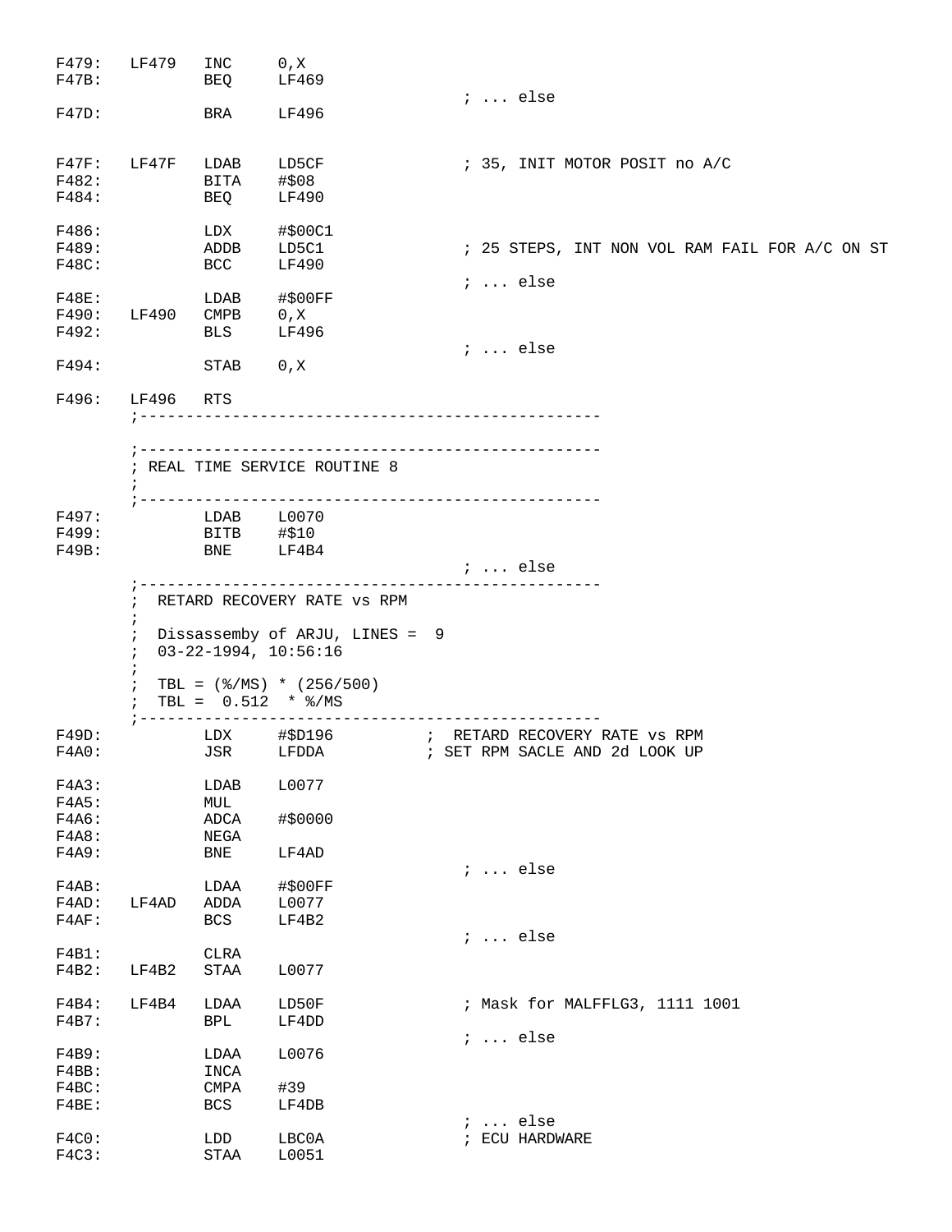```
F479:   LF479   INC     0,X
F47B:           BEQ     LF469
                                        ; ... else
F47D:           BRA     LF496


F47F:   LF47F   LDAB    LD5CF           ; 35, INIT MOTOR POSIT no A/C
F482:           BITA    #$08
F484:           BEQ     LF490

F486:           LDX     #$00C1
F489:           ADDB    LD5C1           ; 25 STEPS, INT NON VOL RAM FAIL FOR A/C ON ST
F48C:           BCC     LF490
                                        ; ... else
F48E:           LDAB    #$00FF
F490:   LF490   CMPB    0,X
F492:           BLS     LF496
                                        ; ... else
F494:           STAB    0,X

F496:   LF496   RTS
        ;-------------------------------------------------

        ;-------------------------------------------------
        ; REAL TIME SERVICE ROUTINE 8
        ;
        ;-------------------------------------------------
F497:           LDAB    L0070
F499:           BITB    #$10
F49B:           BNE     LF4B4
                                        ; ... else
        ;-------------------------------------------------
        ;  RETARD RECOVERY RATE vs RPM
        ;
        ;  Dissassemby of ARJU, LINES =  9
        ;  03-22-1994, 10:56:16
        ;
        ;  TBL = (%/MS) * (256/500)
        ;  TBL =  0.512  * %/MS
        ;-------------------------------------------------
F49D:           LDX     #$D196          ;  RETARD RECOVERY RATE vs RPM
F4A0:           JSR     LFDDA           ; SET RPM SACLE AND 2d LOOK UP

F4A3:           LDAB    L0077
F4A5:           MUL
F4A6:           ADCA    #$0000
F4A8:           NEGA
F4A9:           BNE     LF4AD
                                        ; ... else
F4AB:           LDAA    #$00FF
F4AD:   LF4AD   ADDA    L0077
F4AF:           BCS     LF4B2
                                        ; ... else
F4B1:           CLRA
F4B2:   LF4B2   STAA    L0077

F4B4:   LF4B4   LDAA    LD50F           ; Mask for MALFFLG3, 1111 1001
F4B7:           BPL     LF4DD
                                        ; ... else
F4B9:           LDAA    L0076
F4BB:           INCA
F4BC:           CMPA    #39
F4BE:           BCS     LF4DB
                                        ; ... else
F4C0:           LDD     LBC0A           ; ECU HARDWARE
F4C3:           STAA    L0051
```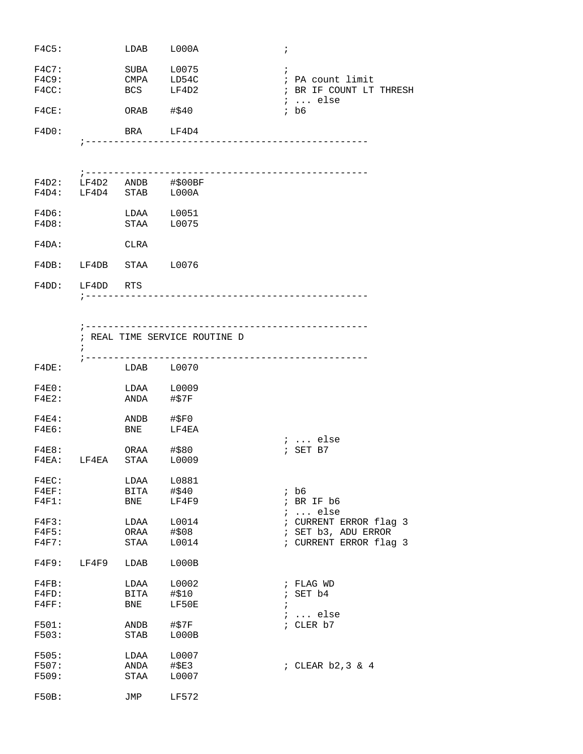```
F4C5:           LDAB    L000A               ;

F4C7:           SUBA    L0075               ;
F4C9:           CMPA    LD54C               ; PA count limit
F4CC:           BCS     LF4D2               ; BR IF COUNT LT THRESH
                                            ; ... else
F4CE:           ORAB    #$40                ; b6

F4D0:           BRA     LF4D4
        ;--------------------------------------------------


        ;--------------------------------------------------
F4D2:   LF4D2   ANDB    #$00BF
F4D4:   LF4D4   STAB    L000A

F4D6:           LDAA    L0051
F4D8:           STAA    L0075

F4DA:           CLRA

F4DB:   LF4DB   STAA    L0076

F4DD:   LF4DD   RTS
        ;--------------------------------------------------


        ;--------------------------------------------------
        ; REAL TIME SERVICE ROUTINE D
        ;
        ;--------------------------------------------------
F4DE:           LDAB    L0070

F4E0:           LDAA    L0009
F4E2:           ANDA    #$7F

F4E4:           ANDB    #$F0
F4E6:           BNE     LF4EA
                                            ; ... else
F4E8:           ORAA    #$80                ; SET B7
F4EA:   LF4EA   STAA    L0009

F4EC:           LDAA    L0881
F4EF:           BITA    #$40                ; b6
F4F1:           BNE     LF4F9               ; BR IF b6
                                            ; ... else
F4F3:           LDAA    L0014               ; CURRENT ERROR flag 3
F4F5:           ORAA    #$08                ; SET b3, ADU ERROR
F4F7:           STAA    L0014               ; CURRENT ERROR flag 3

F4F9:   LF4F9   LDAB    L000B

F4FB:           LDAA    L0002               ; FLAG WD
F4FD:           BITA    #$10                ; SET b4
F4FF:           BNE     LF50E               ;
                                            ; ... else
F501:           ANDB    #$7F                ; CLER b7
F503:           STAB    L000B

F505:           LDAA    L0007
F507:           ANDA    #$E3                ; CLEAR b2,3 & 4
F509:           STAA    L0007

F50B:           JMP     LF572
```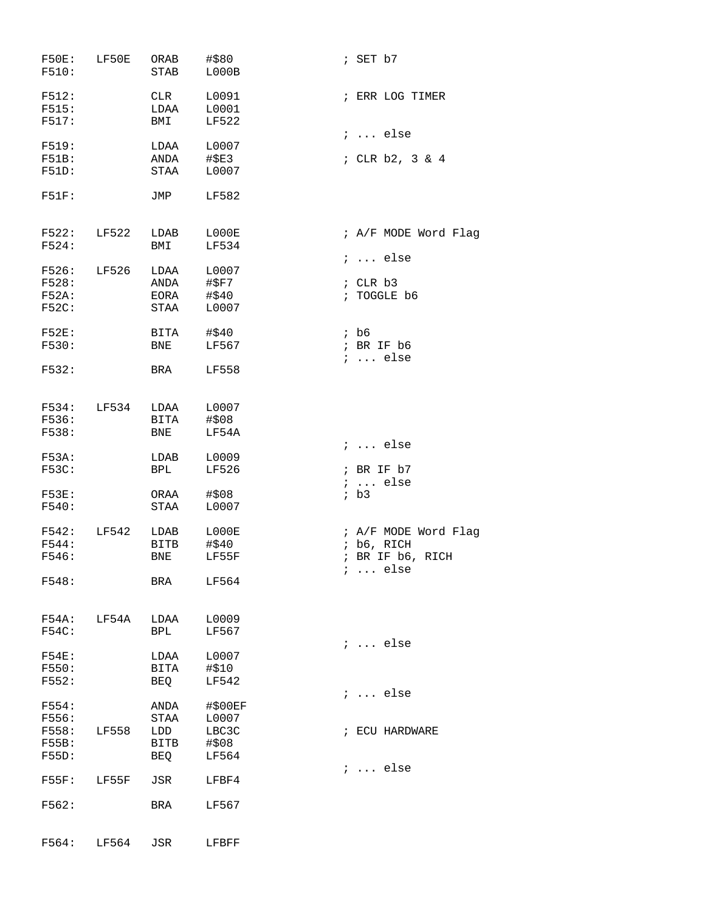```
F50E:   LF50E   ORAB    #$80                ; SET b7
F510:           STAB    L000B

F512:           CLR     L0091               ; ERR LOG TIMER
F515:           LDAA    L0001
F517:           BMI     LF522
                                            ; ... else
F519:           LDAA    L0007
F51B:           ANDA    #$E3                ; CLR b2, 3 & 4
F51D:           STAA    L0007

F51F:           JMP     LF582


F522:   LF522   LDAB    L000E               ; A/F MODE Word Flag
F524:           BMI     LF534
                                            ; ... else
F526:   LF526   LDAA    L0007
F528:           ANDA    #$F7                ; CLR b3
F52A:           EORA    #$40                ; TOGGLE b6
F52C:           STAA    L0007

F52E:           BITA    #$40                ; b6
F530:           BNE     LF567               ; BR IF b6
                                            ; ... else
F532:           BRA     LF558


F534:   LF534   LDAA    L0007
F536:           BITA    #$08
F538:           BNE     LF54A
                                            ; ... else
F53A:           LDAB    L0009
F53C:           BPL     LF526               ; BR IF b7
                                            ; ... else
F53E:           ORAA    #$08                ; b3
F540:           STAA    L0007

F542:   LF542   LDAB    L000E               ; A/F MODE Word Flag
F544:           BITB    #$40                ; b6, RICH
F546:           BNE     LF55F               ; BR IF b6, RICH
                                            ; ... else
F548:           BRA     LF564


F54A:   LF54A   LDAA    L0009
F54C:           BPL     LF567
                                            ; ... else
F54E:           LDAA    L0007
F550:           BITA    #$10
F552:           BEQ     LF542
                                            ; ... else
F554:           ANDA    #$00EF
F556:           STAA    L0007
F558:   LF558   LDD     LBC3C               ; ECU HARDWARE
F55B:           BITB    #$08
F55D:           BEQ     LF564
                                            ; ... else
F55F:   LF55F   JSR     LFBF4

F562:           BRA     LF567


F564:   LF564   JSR     LFBFF
```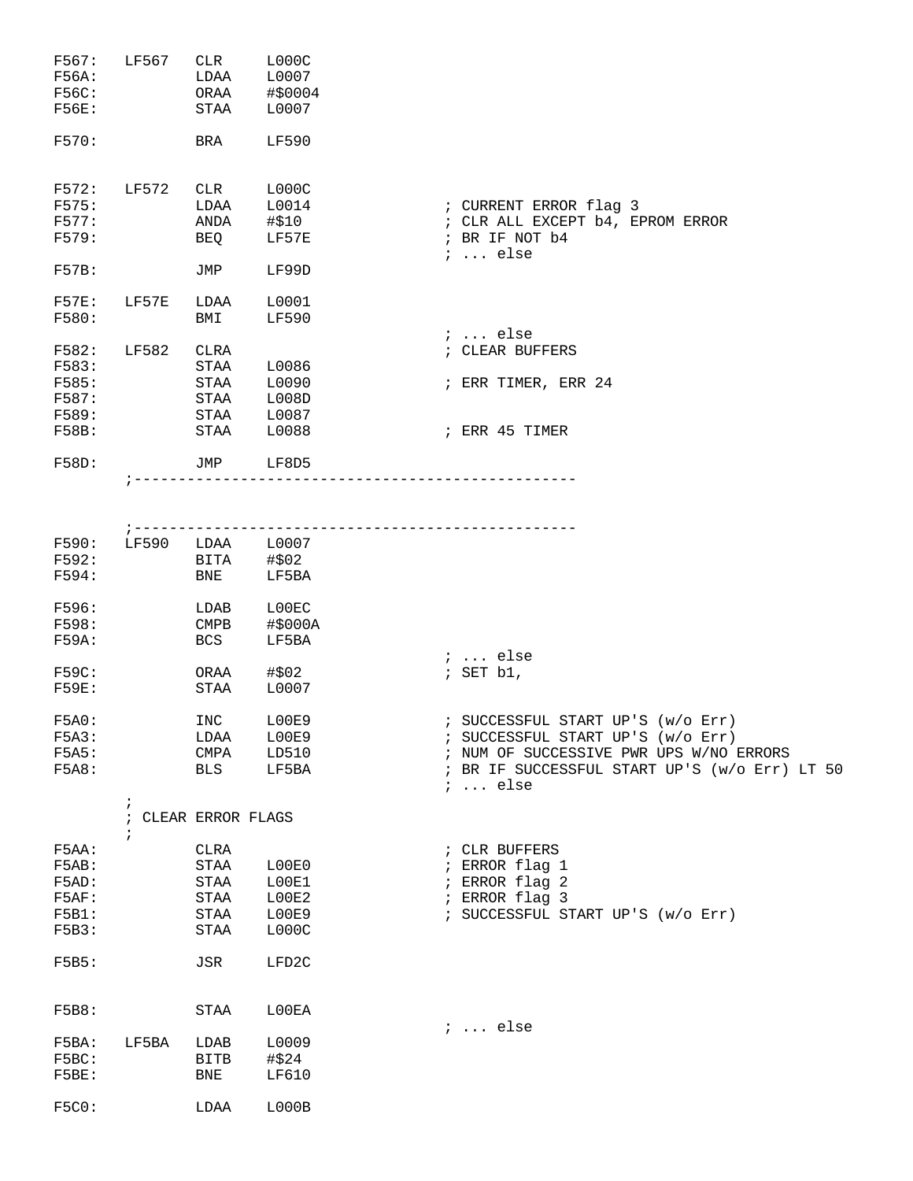```
F567:   LF567   CLR     L000C
F56A:           LDAA    L0007
F56C:           ORAA    #$0004
F56E:           STAA    L0007

F570:           BRA     LF590


F572:   LF572   CLR     L000C
F575:           LDAA    L0014                   ; CURRENT ERROR flag 3
F577:           ANDA    #$10                    ; CLR ALL EXCEPT b4, EPROM ERROR
F579:           BEQ     LF57E                   ; BR IF NOT b4
                                                ; ... else
F57B:           JMP     LF99D

F57E:   LF57E   LDAA    L0001
F580:           BMI     LF590
                                                ; ... else
F582:   LF582   CLRA                            ; CLEAR BUFFERS
F583:           STAA    L0086
F585:           STAA    L0090                   ; ERR TIMER, ERR 24
F587:           STAA    L008D
F589:           STAA    L0087
F58B:           STAA    L0088                   ; ERR 45 TIMER

F58D:           JMP     LF8D5
        ;-------------------------------------------------



        ;-------------------------------------------------
F590:   LF590   LDAA    L0007
F592:           BITA    #$02
F594:           BNE     LF5BA

F596:           LDAB    L00EC
F598:           CMPB    #$000A
F59A:           BCS     LF5BA
                                                ; ... else
F59C:           ORAA    #$02                    ; SET b1,
F59E:           STAA    L0007

F5A0:           INC     L00E9                   ; SUCCESSFUL START UP'S (w/o Err)
F5A3:           LDAA    L00E9                   ; SUCCESSFUL START UP'S (w/o Err)
F5A5:           CMPA    LD510                   ; NUM OF SUCCESSIVE PWR UPS W/NO ERRORS
F5A8:           BLS     LF5BA                   ; BR IF SUCCESSFUL START UP'S (w/o Err) LT 50
                                                ; ... else
        ;
        ; CLEAR ERROR FLAGS
        ;
F5AA:           CLRA                            ; CLR BUFFERS
F5AB:           STAA    L00E0                   ; ERROR flag 1
F5AD:           STAA    L00E1                   ; ERROR flag 2
F5AF:           STAA    L00E2                   ; ERROR flag 3
F5B1:           STAA    L00E9                   ; SUCCESSFUL START UP'S (w/o Err)
F5B3:           STAA    L000C

F5B5:           JSR     LFD2C


F5B8:           STAA    L00EA
                                                ; ... else
F5BA:   LF5BA   LDAB    L0009
F5BC:           BITB    #$24
F5BE:           BNE     LF610

F5C0:           LDAA    L000B
```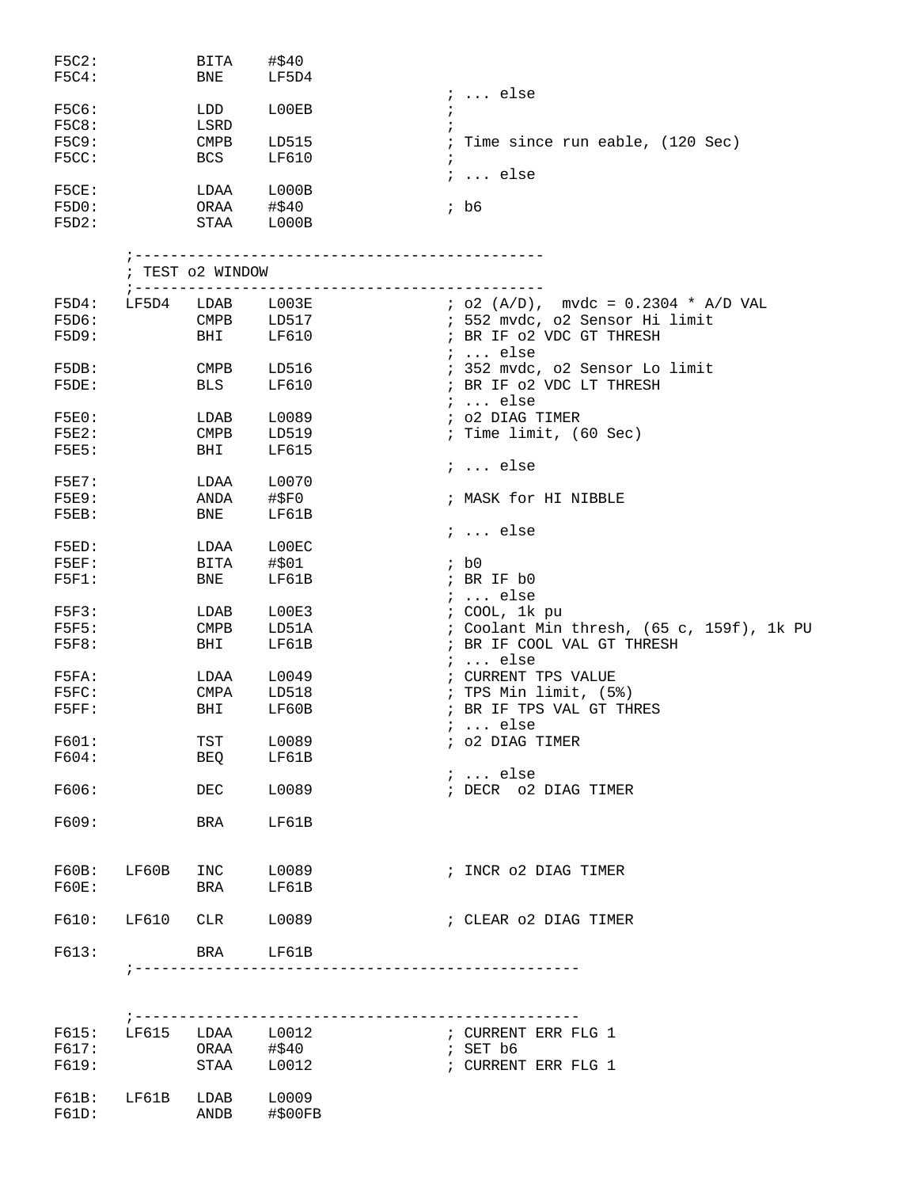```
F5C2:           BITA    #$40
F5C4:           BNE     LF5D4
                                        ; ... else
F5C6:           LDD     L00EB           ;
F5C8:           LSRD                    ;
F5C9:           CMPB    LD515           ; Time since run eable, (120 Sec)
F5CC:           BCS     LF610           ;
                                        ; ... else
F5CE:           LDAA    L000B
F5D0:           ORAA    #$40            ; b6
F5D2:           STAA    L000B

        ;---------------------------------------------
        ; TEST o2 WINDOW
        ;---------------------------------------------
F5D4:   LF5D4   LDAB    L003E           ; o2 (A/D),  mvdc = 0.2304 * A/D VAL
F5D6:           CMPB    LD517           ; 552 mvdc, o2 Sensor Hi limit
F5D9:           BHI     LF610           ; BR IF o2 VDC GT THRESH
                                        ; ... else
F5DB:           CMPB    LD516           ; 352 mvdc, o2 Sensor Lo limit
F5DE:           BLS     LF610           ; BR IF o2 VDC LT THRESH
                                        ; ... else
F5E0:           LDAB    L0089           ; o2 DIAG TIMER
F5E2:           CMPB    LD519           ; Time limit, (60 Sec)
F5E5:           BHI     LF615
                                        ; ... else
F5E7:           LDAA    L0070
F5E9:           ANDA    #$F0            ; MASK for HI NIBBLE
F5EB:           BNE     LF61B
                                        ; ... else
F5ED:           LDAA    L00EC
F5EF:           BITA    #$01            ; b0
F5F1:           BNE     LF61B           ; BR IF b0
                                        ; ... else
F5F3:           LDAB    L00E3           ; COOL, 1k pu
F5F5:           CMPB    LD51A           ; Coolant Min thresh, (65 c, 159f), 1k PU
F5F8:           BHI     LF61B           ; BR IF COOL VAL GT THRESH
                                        ; ... else
F5FA:           LDAA    L0049           ; CURRENT TPS VALUE
F5FC:           CMPA    LD518           ; TPS Min limit, (5%)
F5FF:           BHI     LF60B           ; BR IF TPS VAL GT THRES
                                        ; ... else
F601:           TST     L0089           ; o2 DIAG TIMER
F604:           BEQ     LF61B
                                        ; ... else
F606:           DEC     L0089           ; DECR  o2 DIAG TIMER

F609:           BRA     LF61B


F60B:   LF60B   INC     L0089           ; INCR o2 DIAG TIMER
F60E:           BRA     LF61B

F610:   LF610   CLR     L0089           ; CLEAR o2 DIAG TIMER

F613:           BRA     LF61B
        ;--------------------------------------------------



        ;--------------------------------------------------
F615:   LF615   LDAA    L0012           ; CURRENT ERR FLG 1
F617:           ORAA    #$40            ; SET b6
F619:           STAA    L0012           ; CURRENT ERR FLG 1

F61B:   LF61B   LDAB    L0009
F61D:           ANDB    #$00FB
```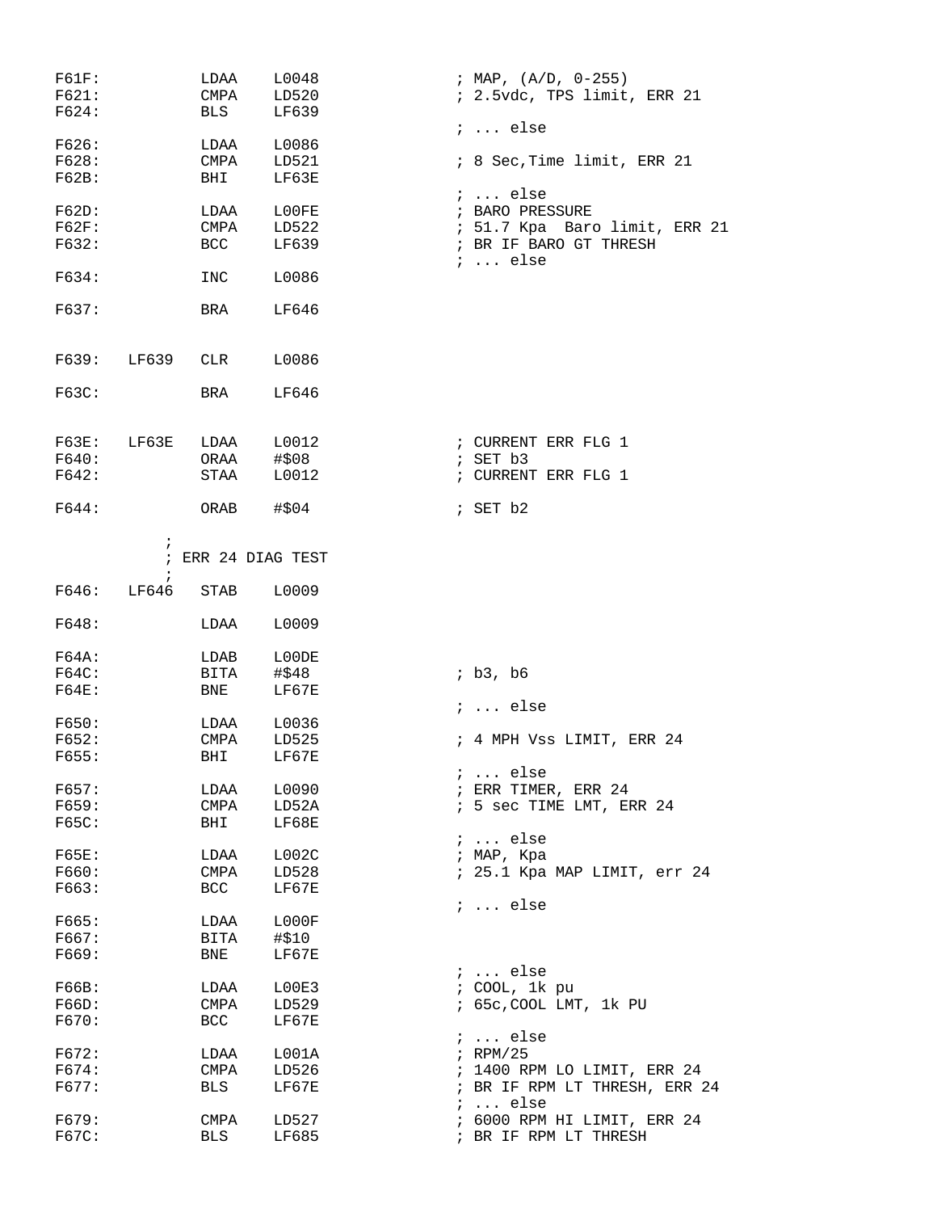```
F61F:           LDAA    L0048               ; MAP, (A/D, 0-255)
F621:           CMPA    LD520               ; 2.5vdc, TPS limit, ERR 21
F624:           BLS     LF639
                                            ; ... else
F626:           LDAA    L0086
F628:           CMPA    LD521               ; 8 Sec,Time limit, ERR 21
F62B:           BHI     LF63E
                                            ; ... else
F62D:           LDAA    L00FE               ; BARO PRESSURE
F62F:           CMPA    LD522               ; 51.7 Kpa  Baro limit, ERR 21
F632:           BCC     LF639               ; BR IF BARO GT THRESH
                                            ; ... else
F634:           INC     L0086

F637:           BRA     LF646


F639:   LF639   CLR     L0086

F63C:           BRA     LF646


F63E:   LF63E   LDAA    L0012               ; CURRENT ERR FLG 1
F640:           ORAA    #$08                ; SET b3
F642:           STAA    L0012               ; CURRENT ERR FLG 1

F644:           ORAB    #$04                ; SET b2

              ;
              ; ERR 24 DIAG TEST
              ;
F646:   LF646   STAB    L0009

F648:           LDAA    L0009

F64A:           LDAB    L00DE
F64C:           BITA    #$48                ; b3, b6
F64E:           BNE     LF67E
                                            ; ... else
F650:           LDAA    L0036
F652:           CMPA    LD525               ; 4 MPH Vss LIMIT, ERR 24
F655:           BHI     LF67E
                                            ; ... else
F657:           LDAA    L0090               ; ERR TIMER, ERR 24
F659:           CMPA    LD52A               ; 5 sec TIME LMT, ERR 24
F65C:           BHI     LF68E
                                            ; ... else
F65E:           LDAA    L002C               ; MAP, Kpa
F660:           CMPA    LD528               ; 25.1 Kpa MAP LIMIT, err 24
F663:           BCC     LF67E
                                            ; ... else
F665:           LDAA    L000F
F667:           BITA    #$10
F669:           BNE     LF67E
                                            ; ... else
F66B:           LDAA    L00E3               ; COOL, 1k pu
F66D:           CMPA    LD529               ; 65c,COOL LMT, 1k PU
F670:           BCC     LF67E
                                            ; ... else
F672:           LDAA    L001A               ; RPM/25
F674:           CMPA    LD526               ; 1400 RPM LO LIMIT, ERR 24
F677:           BLS     LF67E               ; BR IF RPM LT THRESH, ERR 24
                                            ; ... else
F679:           CMPA    LD527               ; 6000 RPM HI LIMIT, ERR 24
F67C:           BLS     LF685               ; BR IF RPM LT THRESH
```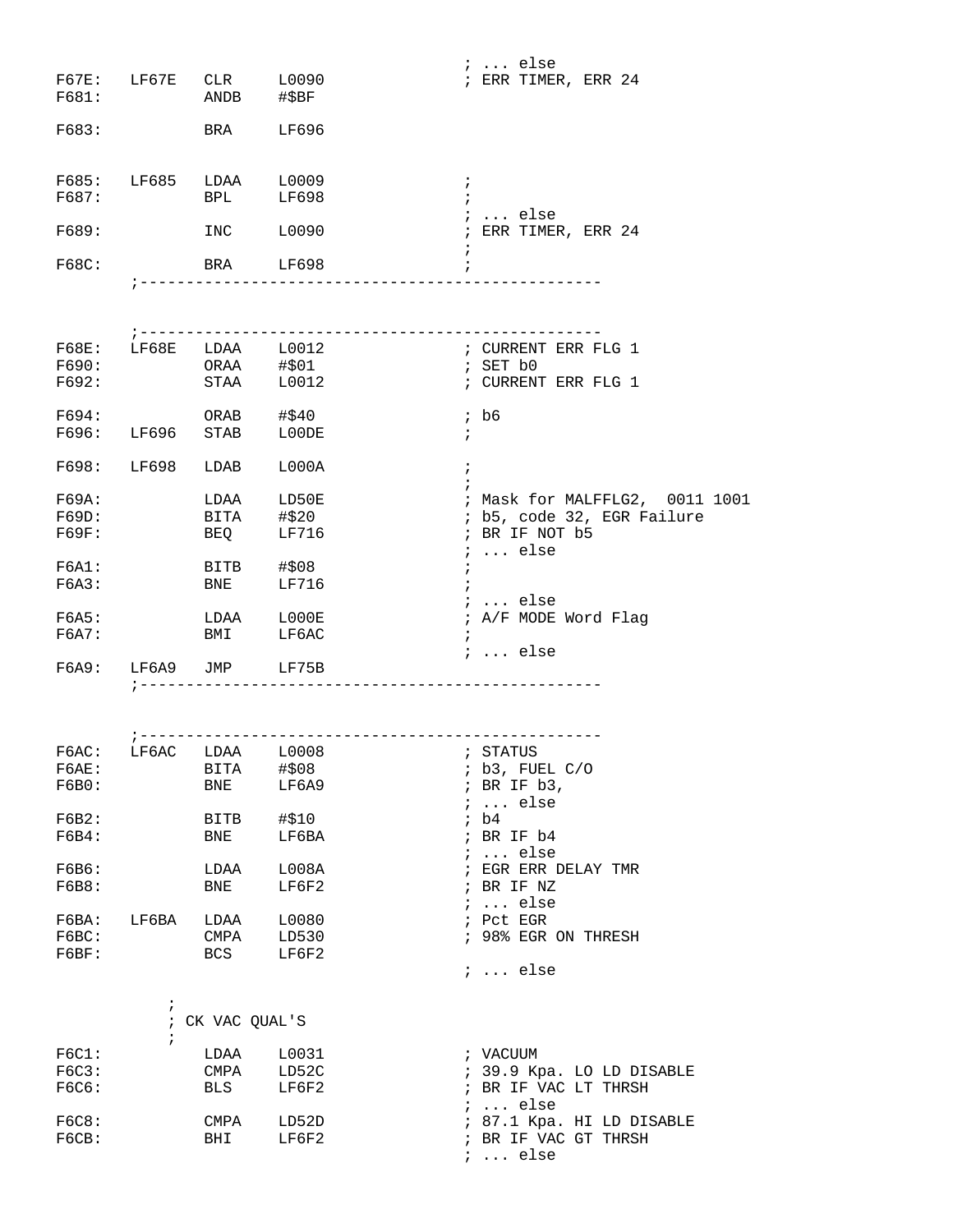```
                                                ; ... else
F67E:   LF67E   CLR     L0090                   ; ERR TIMER, ERR 24
F681:           ANDB    #$BF

F683:           BRA     LF696


F685:   LF685   LDAA    L0009                   ;
F687:           BPL     LF698                   ;
                                                ; ... else
F689:           INC     L0090                   ; ERR TIMER, ERR 24
                                                ;
F68C:           BRA     LF698                   ;
        ;--------------------------------------------------


        ;--------------------------------------------------
F68E:   LF68E   LDAA    L0012                   ; CURRENT ERR FLG 1
F690:           ORAA    #$01                    ; SET b0
F692:           STAA    L0012                   ; CURRENT ERR FLG 1

F694:           ORAB    #$40                    ; b6
F696:   LF696   STAB    L00DE                   ;

F698:   LF698   LDAB    L000A                   ;
                                                ;
F69A:           LDAA    LD50E                   ; Mask for MALFFLG2,  0011 1001
F69D:           BITA    #$20                    ; b5, code 32, EGR Failure
F69F:           BEQ     LF716                   ; BR IF NOT b5
                                                ; ... else
F6A1:           BITB    #$08                    ;
F6A3:           BNE     LF716                   ;
                                                ; ... else
F6A5:           LDAA    L000E                   ; A/F MODE Word Flag
F6A7:           BMI     LF6AC                   ;
                                                ; ... else
F6A9:   LF6A9   JMP     LF75B
        ;--------------------------------------------------


        ;--------------------------------------------------
F6AC:   LF6AC   LDAA    L0008                   ; STATUS
F6AE:           BITA    #$08                    ; b3, FUEL C/O
F6B0:           BNE     LF6A9                   ; BR IF b3,
                                                ; ... else
F6B2:           BITB    #$10                    ; b4
F6B4:           BNE     LF6BA                   ; BR IF b4
                                                ; ... else
F6B6:           LDAA    L008A                   ; EGR ERR DELAY TMR
F6B8:           BNE     LF6F2                   ; BR IF NZ
                                                ; ... else
F6BA:   LF6BA   LDAA    L0080                   ; Pct EGR
F6BC:           CMPA    LD530                   ; 98% EGR ON THRESH
F6BF:           BCS     LF6F2
                                                ; ... else

            ;
            ; CK VAC QUAL'S
            ;
F6C1:           LDAA    L0031                   ; VACUUM
F6C3:           CMPA    LD52C                   ; 39.9 Kpa. LO LD DISABLE
F6C6:           BLS     LF6F2                   ; BR IF VAC LT THRSH
                                                ; ... else
F6C8:           CMPA    LD52D                   ; 87.1 Kpa. HI LD DISABLE
F6CB:           BHI     LF6F2                   ; BR IF VAC GT THRSH
                                                ; ... else
```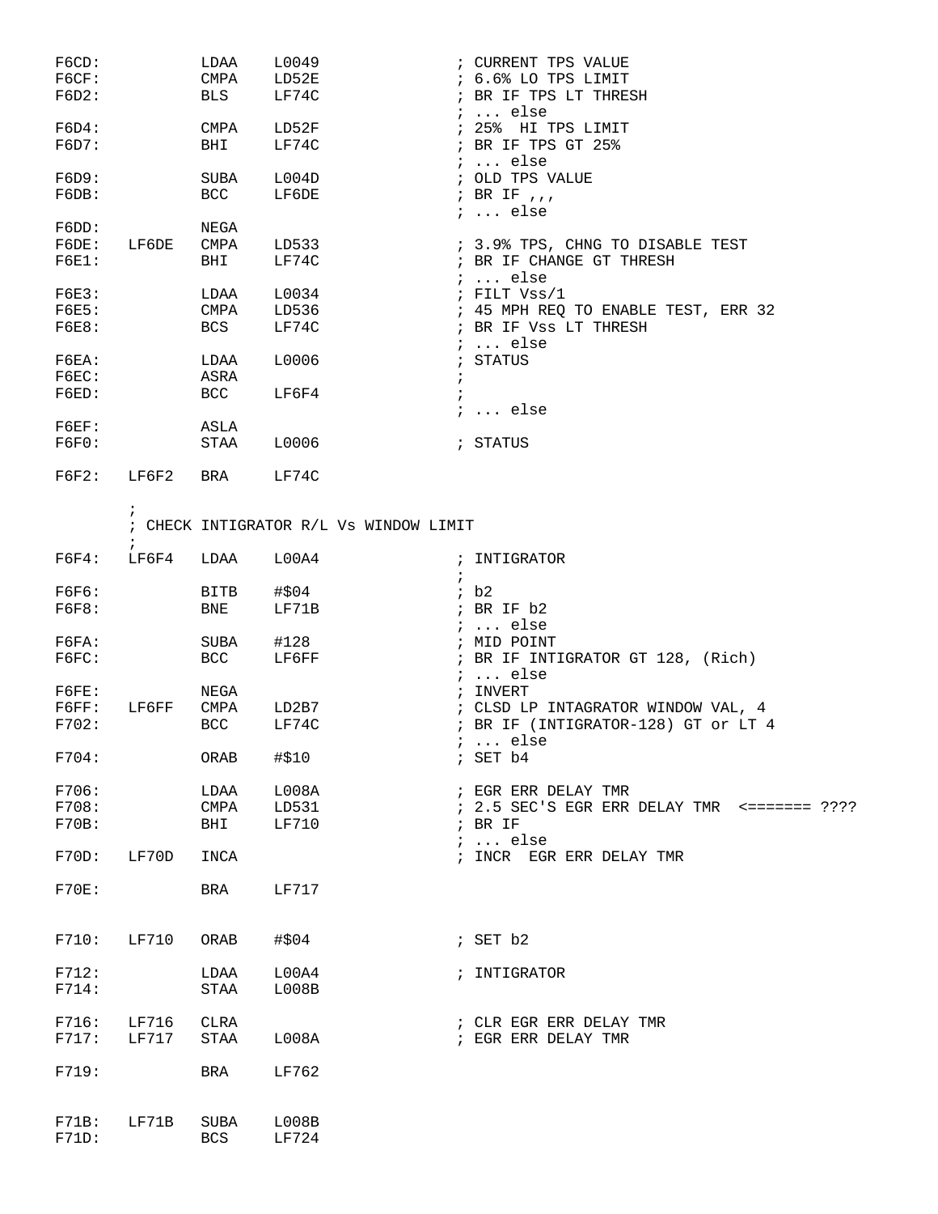```
F6CD:           LDAA    L0049               ; CURRENT TPS VALUE
F6CF:           CMPA    LD52E               ; 6.6% LO TPS LIMIT
F6D2:           BLS     LF74C               ; BR IF TPS LT THRESH
                                            ; ... else
F6D4:           CMPA    LD52F               ; 25%  HI TPS LIMIT
F6D7:           BHI     LF74C               ; BR IF TPS GT 25%
                                            ; ... else
F6D9:           SUBA    L004D               ; OLD TPS VALUE
F6DB:           BCC     LF6DE               ; BR IF ,,,
                                            ; ... else
F6DD:           NEGA
F6DE:   LF6DE   CMPA    LD533               ; 3.9% TPS, CHNG TO DISABLE TEST
F6E1:           BHI     LF74C               ; BR IF CHANGE GT THRESH
                                            ; ... else
F6E3:           LDAA    L0034               ; FILT Vss/1
F6E5:           CMPA    LD536               ; 45 MPH REQ TO ENABLE TEST, ERR 32
F6E8:           BCS     LF74C               ; BR IF Vss LT THRESH
                                            ; ... else
F6EA:           LDAA    L0006               ; STATUS
F6EC:           ASRA                        ;
F6ED:           BCC     LF6F4               ;
                                            ; ... else
F6EF:           ASLA
F6F0:           STAA    L0006               ; STATUS

F6F2:   LF6F2   BRA     LF74C

        ;
        ; CHECK INTIGRATOR R/L Vs WINDOW LIMIT
        ;
F6F4:   LF6F4   LDAA    L00A4               ; INTIGRATOR
                                            ;
F6F6:           BITB    #$04                ; b2
F6F8:           BNE     LF71B               ; BR IF b2
                                            ; ... else
F6FA:           SUBA    #128                ; MID POINT
F6FC:           BCC     LF6FF               ; BR IF INTIGRATOR GT 128, (Rich)
                                            ; ... else
F6FE:           NEGA                        ; INVERT
F6FF:   LF6FF   CMPA    LD2B7               ; CLSD LP INTAGRATOR WINDOW VAL, 4
F702:           BCC     LF74C               ; BR IF (INTIGRATOR-128) GT or LT 4
                                            ; ... else
F704:           ORAB    #$10                ; SET b4

F706:           LDAA    L008A               ; EGR ERR DELAY TMR
F708:           CMPA    LD531               ; 2.5 SEC'S EGR ERR DELAY TMR  <======= ????
F70B:           BHI     LF710               ; BR IF
                                            ; ... else
F70D:   LF70D   INCA                        ; INCR  EGR ERR DELAY TMR

F70E:           BRA     LF717


F710:   LF710   ORAB    #$04                ; SET b2

F712:           LDAA    L00A4               ; INTIGRATOR
F714:           STAA    L008B

F716:   LF716   CLRA                        ; CLR EGR ERR DELAY TMR
F717:   LF717   STAA    L008A               ; EGR ERR DELAY TMR

F719:           BRA     LF762


F71B:   LF71B   SUBA    L008B
F71D:           BCS     LF724
```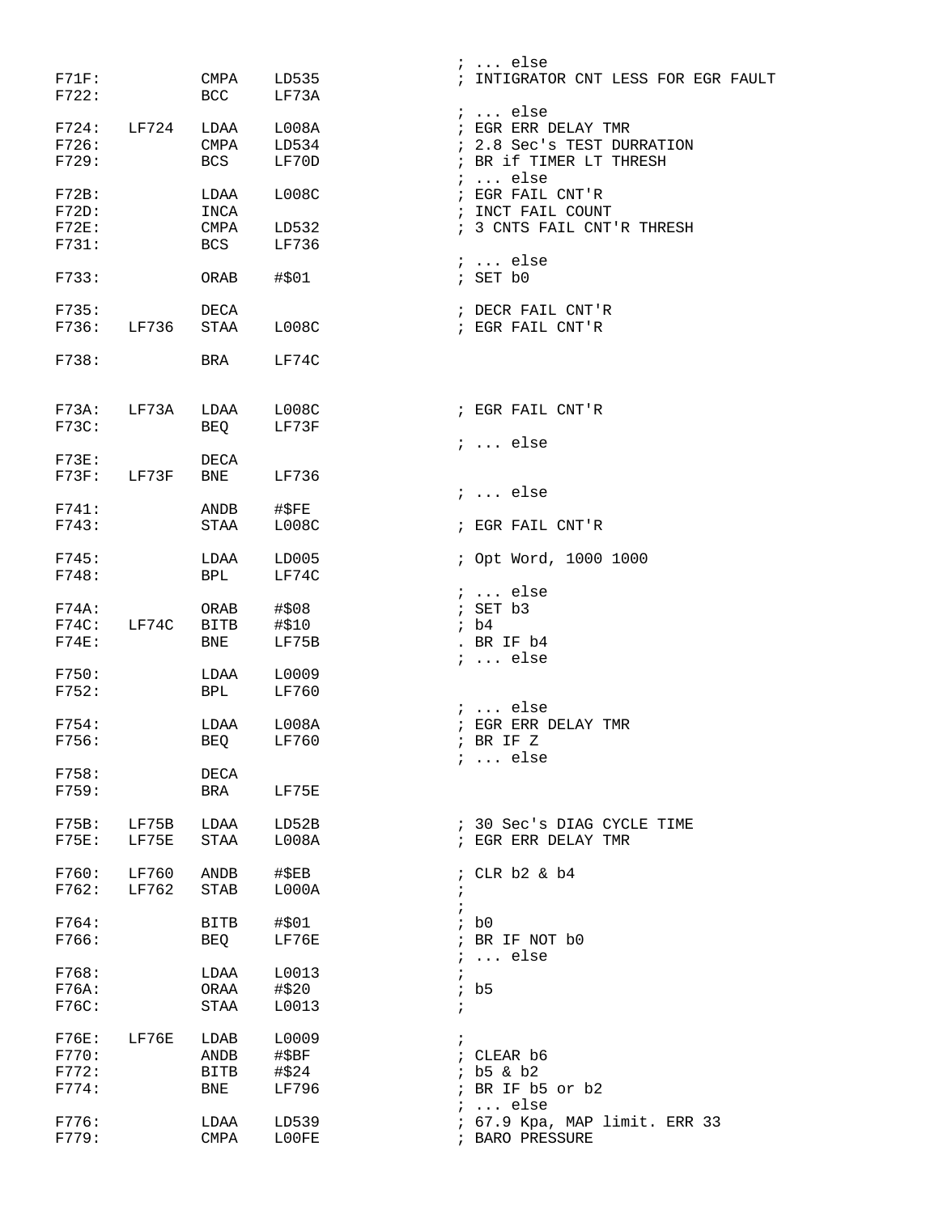```
                                                 ; ... else
F71F:           CMPA    LD535                    ; INTIGRATOR CNT LESS FOR EGR FAULT
F722:           BCC     LF73A
                                                 ; ... else
F724:   LF724   LDAA    L008A                    ; EGR ERR DELAY TMR
F726:           CMPA    LD534                    ; 2.8 Sec's TEST DURRATION
F729:           BCS     LF70D                    ; BR if TIMER LT THRESH
                                                 ; ... else
F72B:           LDAA    L008C                    ; EGR FAIL CNT'R
F72D:           INCA                             ; INCT FAIL COUNT
F72E:           CMPA    LD532                    ; 3 CNTS FAIL CNT'R THRESH
F731:           BCS     LF736
                                                 ; ... else
F733:           ORAB    #$01                     ; SET b0

F735:           DECA                             ; DECR FAIL CNT'R
F736:   LF736   STAA    L008C                    ; EGR FAIL CNT'R

F738:           BRA     LF74C


F73A:   LF73A   LDAA    L008C                    ; EGR FAIL CNT'R
F73C:           BEQ     LF73F
                                                 ; ... else
F73E:           DECA
F73F:   LF73F   BNE     LF736
                                                 ; ... else
F741:           ANDB    #$FE
F743:           STAA    L008C                    ; EGR FAIL CNT'R

F745:           LDAA    LD005                    ; Opt Word, 1000 1000
F748:           BPL     LF74C
                                                 ; ... else
F74A:           ORAB    #$08                     ; SET b3
F74C:   LF74C   BITB    #$10                     ; b4
F74E:           BNE     LF75B                    . BR IF b4
                                                 ; ... else
F750:           LDAA    L0009
F752:           BPL     LF760
                                                 ; ... else
F754:           LDAA    L008A                    ; EGR ERR DELAY TMR
F756:           BEQ     LF760                    ; BR IF Z
                                                 ; ... else
F758:           DECA
F759:           BRA     LF75E

F75B:   LF75B   LDAA    LD52B                    ; 30 Sec's DIAG CYCLE TIME
F75E:   LF75E   STAA    L008A                    ; EGR ERR DELAY TMR

F760:   LF760   ANDB    #$EB                     ; CLR b2 & b4
F762:   LF762   STAB    L000A                    ;
                                                 ;
F764:           BITB    #$01                     ; b0
F766:           BEQ     LF76E                    ; BR IF NOT b0
                                                 ; ... else
F768:           LDAA    L0013                    ;
F76A:           ORAA    #$20                     ; b5
F76C:           STAA    L0013                    ;

F76E:   LF76E   LDAB    L0009                    ;
F770:           ANDB    #$BF                     ; CLEAR b6
F772:           BITB    #$24                     ; b5 & b2
F774:           BNE     LF796                    ; BR IF b5 or b2
                                                 ; ... else
F776:           LDAA    LD539                    ; 67.9 Kpa, MAP limit. ERR 33
F779:           CMPA    L00FE                    ; BARO PRESSURE
```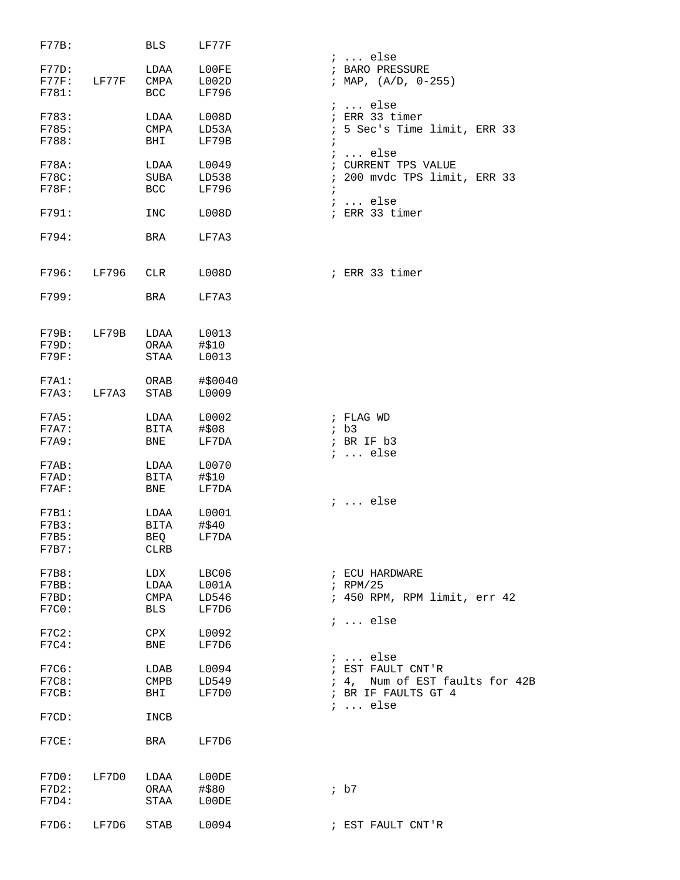```
F77B:           BLS     LF77F
                                                ; ... else
F77D:           LDAA    L00FE                   ; BARO PRESSURE
F77F:   LF77F   CMPA    L002D                   ; MAP, (A/D, 0-255)
F781:           BCC     LF796
                                                ; ... else
F783:           LDAA    L008D                   ; ERR 33 timer
F785:           CMPA    LD53A                   ; 5 Sec's Time limit, ERR 33
F788:           BHI     LF79B                   ;
                                                ; ... else
F78A:           LDAA    L0049                   ; CURRENT TPS VALUE
F78C:           SUBA    LD538                   ; 200 mvdc TPS limit, ERR 33
F78F:           BCC     LF796                   ;
                                                ; ... else
F791:           INC     L008D                   ; ERR 33 timer

F794:           BRA     LF7A3


F796:   LF796   CLR     L008D                   ; ERR 33 timer

F799:           BRA     LF7A3


F79B:   LF79B   LDAA    L0013
F79D:           ORAA    #$10
F79F:           STAA    L0013

F7A1:           ORAB    #$0040
F7A3:   LF7A3   STAB    L0009

F7A5:           LDAA    L0002                   ; FLAG WD
F7A7:           BITA    #$08                    ; b3
F7A9:           BNE     LF7DA                   ; BR IF b3
                                                ; ... else
F7AB:           LDAA    L0070
F7AD:           BITA    #$10
F7AF:           BNE     LF7DA
                                                ; ... else
F7B1:           LDAA    L0001
F7B3:           BITA    #$40
F7B5:           BEQ     LF7DA
F7B7:           CLRB

F7B8:           LDX     LBC06                   ; ECU HARDWARE
F7BB:           LDAA    L001A                   ; RPM/25
F7BD:           CMPA    LD546                   ; 450 RPM, RPM limit, err 42
F7C0:           BLS     LF7D6
                                                ; ... else
F7C2:           CPX     L0092
F7C4:           BNE     LF7D6
                                                ; ... else
F7C6:           LDAB    L0094                   ; EST FAULT CNT'R
F7C8:           CMPB    LD549                   ; 4,  Num of EST faults for 42B
F7CB:           BHI     LF7D0                   ; BR IF FAULTS GT 4
                                                ; ... else
F7CD:           INCB

F7CE:           BRA     LF7D6


F7D0:   LF7D0   LDAA    L00DE
F7D2:           ORAA    #$80                    ; b7
F7D4:           STAA    L00DE

F7D6:   LF7D6   STAB    L0094                   ; EST FAULT CNT'R
```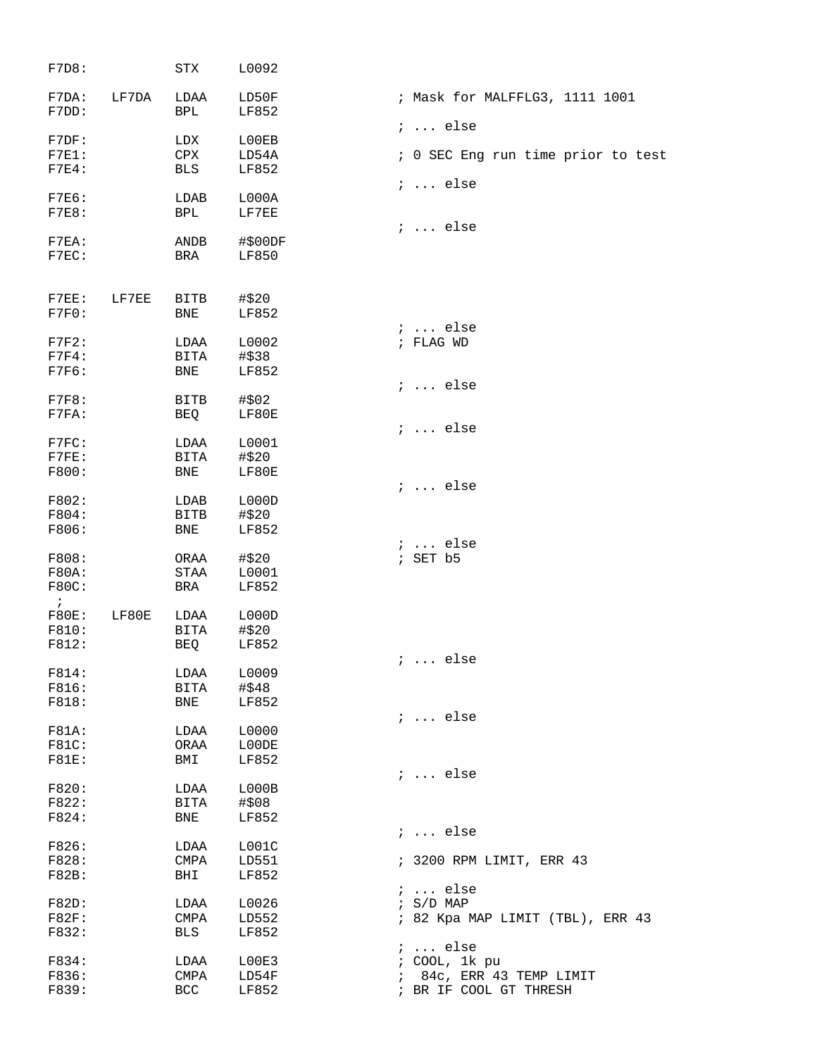```
F7D8:           STX     L0092

F7DA:   LF7DA   LDAA    LD50F               ; Mask for MALFFLG3, 1111 1001
F7DD:           BPL     LF852
                                            ; ... else
F7DF:           LDX     L00EB
F7E1:           CPX     LD54A               ; 0 SEC Eng run time prior to test
F7E4:           BLS     LF852
                                            ; ... else
F7E6:           LDAB    L000A
F7E8:           BPL     LF7EE
                                            ; ... else
F7EA:           ANDB    #$00DF
F7EC:           BRA     LF850


F7EE:   LF7EE   BITB    #$20
F7F0:           BNE     LF852
                                            ; ... else
F7F2:           LDAA    L0002               ; FLAG WD
F7F4:           BITA    #$38
F7F6:           BNE     LF852
                                            ; ... else
F7F8:           BITB    #$02
F7FA:           BEQ     LF80E
                                            ; ... else
F7FC:           LDAA    L0001
F7FE:           BITA    #$20
F800:           BNE     LF80E
                                            ; ... else
F802:           LDAB    L000D
F804:           BITB    #$20
F806:           BNE     LF852
                                            ; ... else
F808:           ORAA    #$20                ; SET b5
F80A:           STAA    L0001
F80C:           BRA     LF852
 ;
F80E:   LF80E   LDAA    L000D
F810:           BITA    #$20
F812:           BEQ     LF852
                                            ; ... else
F814:           LDAA    L0009
F816:           BITA    #$48
F818:           BNE     LF852
                                            ; ... else
F81A:           LDAA    L0000
F81C:           ORAA    L00DE
F81E:           BMI     LF852
                                            ; ... else
F820:           LDAA    L000B
F822:           BITA    #$08
F824:           BNE     LF852
                                            ; ... else
F826:           LDAA    L001C
F828:           CMPA    LD551               ; 3200 RPM LIMIT, ERR 43
F82B:           BHI     LF852
                                            ; ... else
F82D:           LDAA    L0026               ; S/D MAP
F82F:           CMPA    LD552               ; 82 Kpa MAP LIMIT (TBL), ERR 43
F832:           BLS     LF852
                                            ; ... else
F834:           LDAA    L00E3               ; COOL, 1k pu
F836:           CMPA    LD54F               ;  84c, ERR 43 TEMP LIMIT
F839:           BCC     LF852               ; BR IF COOL GT THRESH
```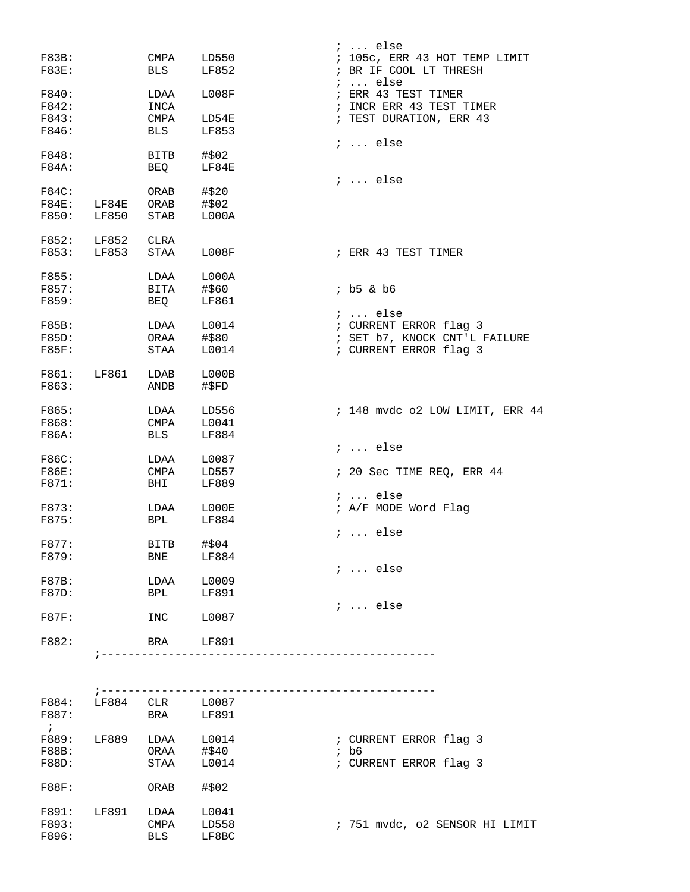```
                                                ; ... else
F83B:           CMPA    LD550                   ; 105c, ERR 43 HOT TEMP LIMIT
F83E:           BLS     LF852                   ; BR IF COOL LT THRESH
                                                ; ... else
F840:           LDAA    L008F                   ; ERR 43 TEST TIMER
F842:           INCA                            ; INCR ERR 43 TEST TIMER
F843:           CMPA    LD54E                   ; TEST DURATION, ERR 43
F846:           BLS     LF853
                                                ; ... else
F848:           BITB    #$02
F84A:           BEQ     LF84E
                                                ; ... else
F84C:           ORAB    #$20
F84E:   LF84E   ORAB    #$02
F850:   LF850   STAB    L000A

F852:   LF852   CLRA
F853:   LF853   STAA    L008F                   ; ERR 43 TEST TIMER

F855:           LDAA    L000A
F857:           BITA    #$60                    ; b5 & b6
F859:           BEQ     LF861
                                                ; ... else
F85B:           LDAA    L0014                   ; CURRENT ERROR flag 3
F85D:           ORAA    #$80                    ; SET b7, KNOCK CNT'L FAILURE
F85F:           STAA    L0014                   ; CURRENT ERROR flag 3

F861:   LF861   LDAB    L000B
F863:           ANDB    #$FD

F865:           LDAA    LD556                   ; 148 mvdc o2 LOW LIMIT, ERR 44
F868:           CMPA    L0041
F86A:           BLS     LF884
                                                ; ... else
F86C:           LDAA    L0087
F86E:           CMPA    LD557                   ; 20 Sec TIME REQ, ERR 44
F871:           BHI     LF889
                                                ; ... else
F873:           LDAA    L000E                   ; A/F MODE Word Flag
F875:           BPL     LF884
                                                ; ... else
F877:           BITB    #$04
F879:           BNE     LF884
                                                ; ... else
F87B:           LDAA    L0009
F87D:           BPL     LF891
                                                ; ... else
F87F:           INC     L0087

F882:           BRA     LF891
        ;--------------------------------------------------


        ;--------------------------------------------------
F884:   LF884   CLR     L0087
F887:           BRA     LF891
 ;
F889:   LF889   LDAA    L0014                   ; CURRENT ERROR flag 3
F88B:           ORAA    #$40                    ; b6
F88D:           STAA    L0014                   ; CURRENT ERROR flag 3

F88F:           ORAB    #$02

F891:   LF891   LDAA    L0041
F893:           CMPA    LD558                   ; 751 mvdc, o2 SENSOR HI LIMIT
F896:           BLS     LF8BC
```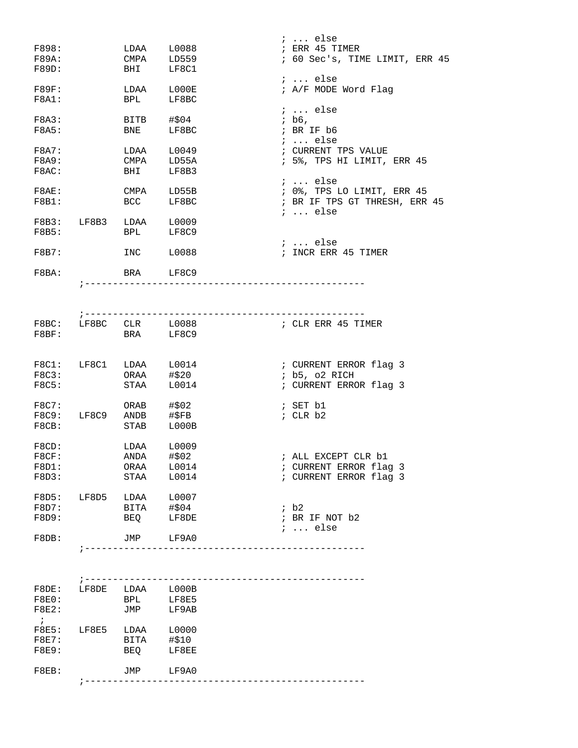```
                                                ; ... else
F898:          LDAA    L0088                    ; ERR 45 TIMER
F89A:          CMPA    LD559                    ; 60 Sec's, TIME LIMIT, ERR 45
F89D:          BHI     LF8C1
                                                ; ... else
F89F:          LDAA    L000E                    ; A/F MODE Word Flag
F8A1:          BPL     LF8BC
                                                ; ... else
F8A3:          BITB    #$04                     ; b6,
F8A5:          BNE     LF8BC                    ; BR IF b6
                                                ; ... else
F8A7:          LDAA    L0049                    ; CURRENT TPS VALUE
F8A9:          CMPA    LD55A                    ; 5%, TPS HI LIMIT, ERR 45
F8AC:          BHI     LF8B3
                                                ; ... else
F8AE:          CMPA    LD55B                    ; 0%, TPS LO LIMIT, ERR 45
F8B1:          BCC     LF8BC                    ; BR IF TPS GT THRESH, ERR 45
                                                ; ... else
F8B3:   LF8B3  LDAA    L0009
F8B5:          BPL     LF8C9
                                                ; ... else
F8B7:          INC     L0088                    ; INCR ERR 45 TIMER

F8BA:          BRA     LF8C9
        ;--------------------------------------------------


        ;--------------------------------------------------
F8BC:   LF8BC  CLR     L0088                    ; CLR ERR 45 TIMER
F8BF:          BRA     LF8C9


F8C1:   LF8C1  LDAA    L0014                    ; CURRENT ERROR flag 3
F8C3:          ORAA    #$20                     ; b5, o2 RICH
F8C5:          STAA    L0014                    ; CURRENT ERROR flag 3

F8C7:          ORAB    #$02                     ; SET b1
F8C9:   LF8C9  ANDB    #$FB                     ; CLR b2
F8CB:          STAB    L000B

F8CD:          LDAA    L0009
F8CF:          ANDA    #$02                     ; ALL EXCEPT CLR b1
F8D1:          ORAA    L0014                    ; CURRENT ERROR flag 3
F8D3:          STAA    L0014                    ; CURRENT ERROR flag 3

F8D5:   LF8D5  LDAA    L0007
F8D7:          BITA    #$04                     ; b2
F8D9:          BEQ     LF8DE                    ; BR IF NOT b2
                                                ; ... else
F8DB:          JMP     LF9A0
        ;--------------------------------------------------


        ;--------------------------------------------------
F8DE:   LF8DE  LDAA    L000B
F8E0:          BPL     LF8E5
F8E2:          JMP     LF9AB
 ;
F8E5:   LF8E5  LDAA    L0000
F8E7:          BITA    #$10
F8E9:          BEQ     LF8EE

F8EB:          JMP     LF9A0
        ;--------------------------------------------------
```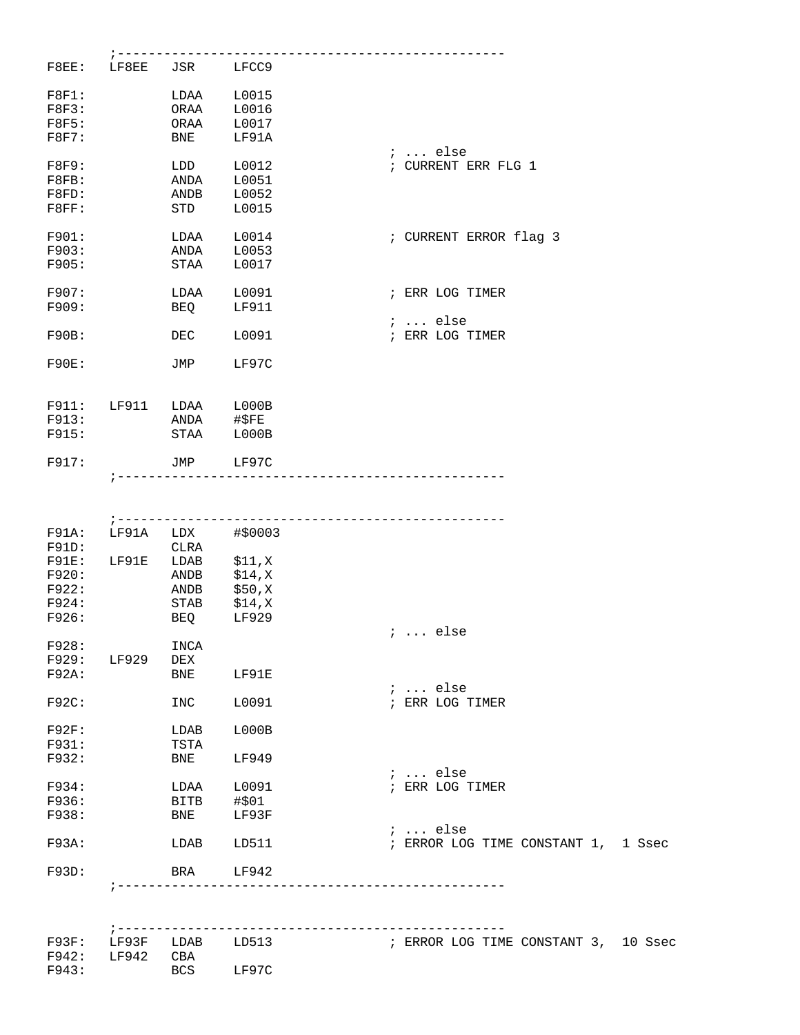```
       ;--------------------------------------------------
F8EE:   LF8EE   JSR     LFCC9

F8F1:           LDAA    L0015
F8F3:           ORAA    L0016
F8F5:           ORAA    L0017
F8F7:           BNE     LF91A
                                        ; ... else
F8F9:           LDD     L0012           ; CURRENT ERR FLG 1
F8FB:           ANDA    L0051
F8FD:           ANDB    L0052
F8FF:           STD     L0015

F901:           LDAA    L0014           ; CURRENT ERROR flag 3
F903:           ANDA    L0053
F905:           STAA    L0017

F907:           LDAA    L0091           ; ERR LOG TIMER
F909:           BEQ     LF911
                                        ; ... else
F90B:           DEC     L0091           ; ERR LOG TIMER

F90E:           JMP     LF97C


F911:   LF911   LDAA    L000B
F913:           ANDA    #$FE
F915:           STAA    L000B

F917:           JMP     LF97C
       ;--------------------------------------------------



       ;--------------------------------------------------
F91A:   LF91A   LDX     #$0003
F91D:           CLRA
F91E:   LF91E   LDAB    $11,X
F920:           ANDB    $14,X
F922:           ANDB    $50,X
F924:           STAB    $14,X
F926:           BEQ     LF929
                                        ; ... else
F928:           INCA
F929:   LF929   DEX
F92A:           BNE     LF91E
                                        ; ... else
F92C:           INC     L0091           ; ERR LOG TIMER

F92F:           LDAB    L000B
F931:           TSTA
F932:           BNE     LF949
                                        ; ... else
F934:           LDAA    L0091           ; ERR LOG TIMER
F936:           BITB    #$01
F938:           BNE     LF93F
                                        ; ... else
F93A:           LDAB    LD511           ; ERROR LOG TIME CONSTANT 1,  1 Ssec

F93D:           BRA     LF942
       ;--------------------------------------------------



       ;--------------------------------------------------
F93F:   LF93F   LDAB    LD513           ; ERROR LOG TIME CONSTANT 3,  10 Ssec
F942:   LF942   CBA
F943:           BCS     LF97C
```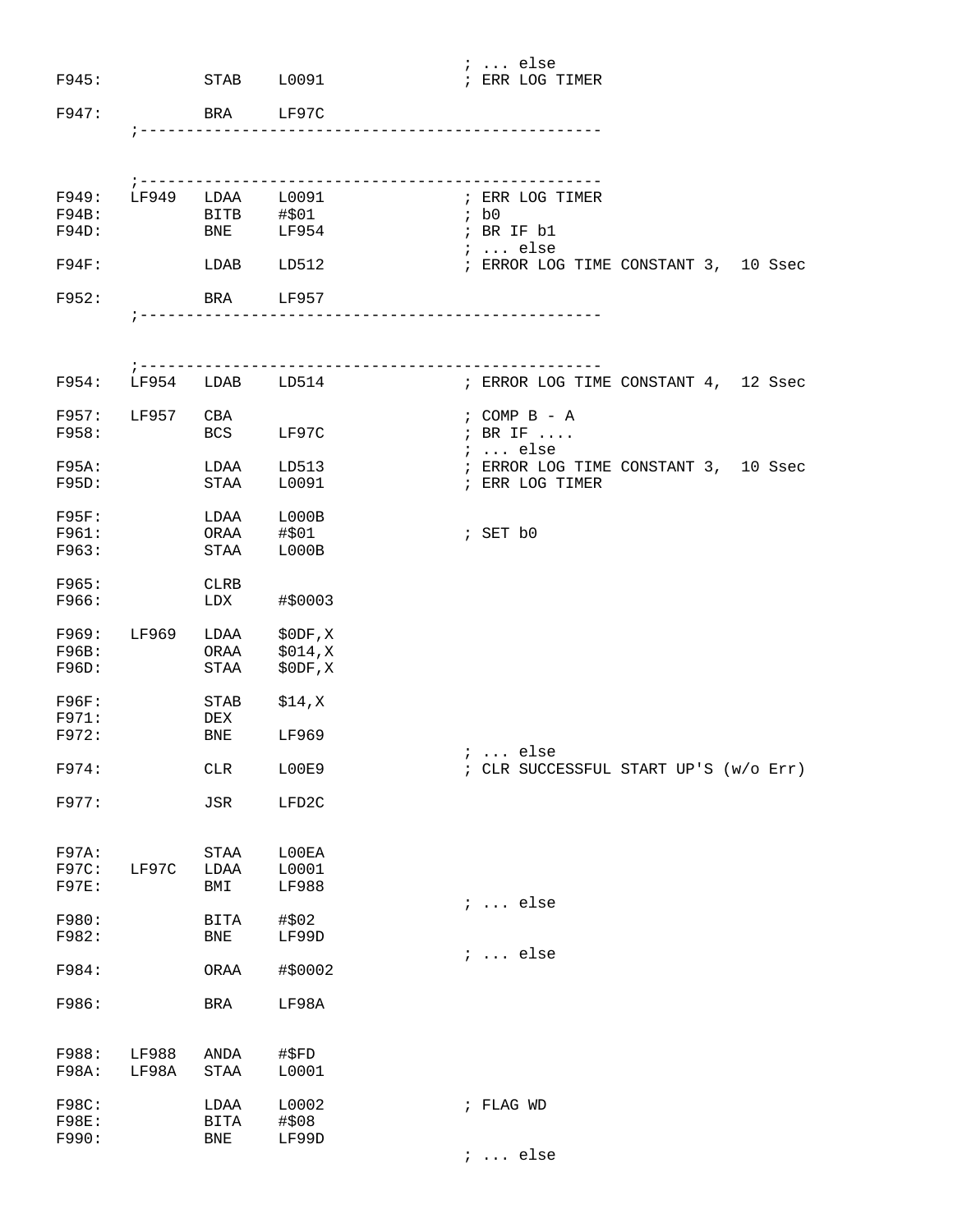```
                                                  ; ... else
F945:           STAB    L0091                     ; ERR LOG TIMER

F947:           BRA     LF97C
        ;--------------------------------------------------



        ;--------------------------------------------------
F949:   LF949   LDAA    L0091                     ; ERR LOG TIMER
F94B:           BITB    #$01                      ; b0
F94D:           BNE     LF954                     ; BR IF b1
                                                  ; ... else
F94F:           LDAB    LD512                     ; ERROR LOG TIME CONSTANT 3,  10 Ssec

F952:           BRA     LF957
        ;--------------------------------------------------



        ;--------------------------------------------------
F954:   LF954   LDAB    LD514                     ; ERROR LOG TIME CONSTANT 4,  12 Ssec

F957:   LF957   CBA                               ; COMP B - A
F958:           BCS     LF97C                     ; BR IF ....
                                                  ; ... else
F95A:           LDAA    LD513                     ; ERROR LOG TIME CONSTANT 3,  10 Ssec
F95D:           STAA    L0091                     ; ERR LOG TIMER

F95F:           LDAA    L000B
F961:           ORAA    #$01                      ; SET b0
F963:           STAA    L000B

F965:           CLRB
F966:           LDX     #$0003

F969:   LF969   LDAA    $0DF,X
F96B:           ORAA    $014,X
F96D:           STAA    $0DF,X

F96F:           STAB    $14,X
F971:           DEX
F972:           BNE     LF969
                                                  ; ... else
F974:           CLR     L00E9                     ; CLR SUCCESSFUL START UP'S (w/o Err)

F977:           JSR     LFD2C


F97A:           STAA    L00EA
F97C:   LF97C   LDAA    L0001
F97E:           BMI     LF988
                                                  ; ... else
F980:           BITA    #$02
F982:           BNE     LF99D
                                                  ; ... else
F984:           ORAA    #$0002

F986:           BRA     LF98A


F988:   LF988   ANDA    #$FD
F98A:   LF98A   STAA    L0001

F98C:           LDAA    L0002                     ; FLAG WD
F98E:           BITA    #$08
F990:           BNE     LF99D
                                                  ; ... else
```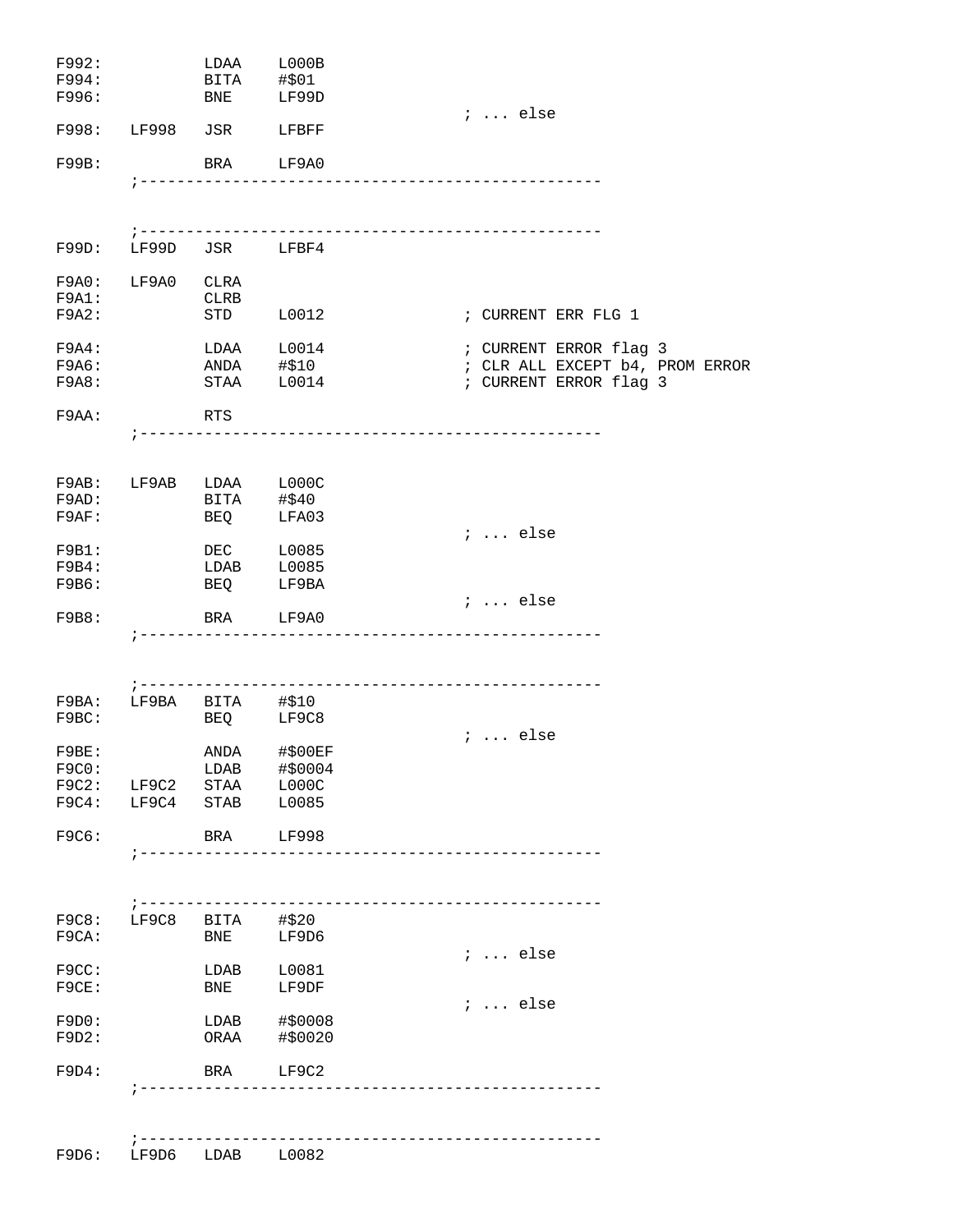```
F992:           LDAA    L000B
F994:           BITA    #$01
F996:           BNE     LF99D
                                        ; ... else
F998:   LF998   JSR     LFBFF

F99B:           BRA     LF9A0
        ;--------------------------------------------------


        ;--------------------------------------------------
F99D:   LF99D   JSR     LFBF4

F9A0:   LF9A0   CLRA
F9A1:           CLRB
F9A2:           STD     L0012           ; CURRENT ERR FLG 1

F9A4:           LDAA    L0014           ; CURRENT ERROR flag 3
F9A6:           ANDA    #$10            ; CLR ALL EXCEPT b4, PROM ERROR
F9A8:           STAA    L0014           ; CURRENT ERROR flag 3

F9AA:           RTS
        ;--------------------------------------------------


F9AB:   LF9AB   LDAA    L000C
F9AD:           BITA    #$40
F9AF:           BEQ     LFA03
                                        ; ... else
F9B1:           DEC     L0085
F9B4:           LDAB    L0085
F9B6:           BEQ     LF9BA
                                        ; ... else
F9B8:           BRA     LF9A0
        ;--------------------------------------------------


        ;--------------------------------------------------
F9BA:   LF9BA   BITA    #$10
F9BC:           BEQ     LF9C8
                                        ; ... else
F9BE:           ANDA    #$00EF
F9C0:           LDAB    #$0004
F9C2:   LF9C2   STAA    L000C
F9C4:   LF9C4   STAB    L0085

F9C6:           BRA     LF998
        ;--------------------------------------------------


        ;--------------------------------------------------
F9C8:   LF9C8   BITA    #$20
F9CA:           BNE     LF9D6
                                        ; ... else
F9CC:           LDAB    L0081
F9CE:           BNE     LF9DF
                                        ; ... else
F9D0:           LDAB    #$0008
F9D2:           ORAA    #$0020

F9D4:           BRA     LF9C2
        ;--------------------------------------------------


        ;--------------------------------------------------
F9D6:   LF9D6   LDAB    L0082
```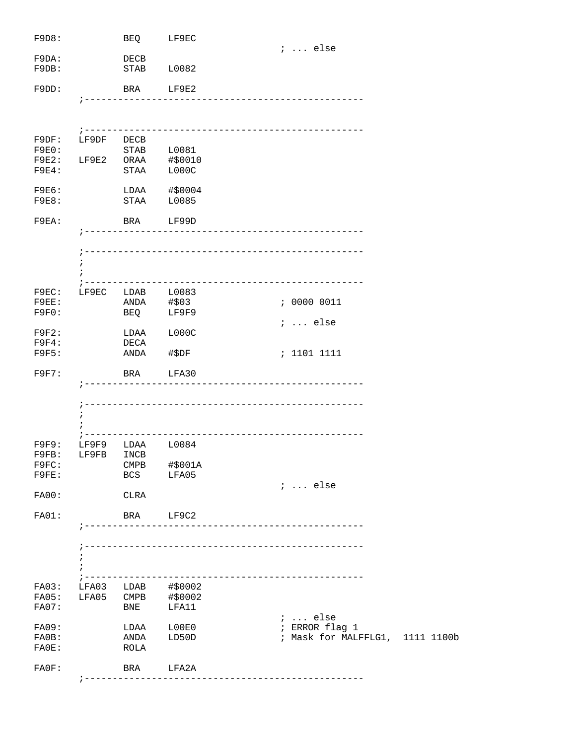```
F9D8:           BEQ     LF9EC
                                        ; ... else
F9DA:           DECB
F9DB:           STAB    L0082

F9DD:           BRA     LF9E2
        ;------------------------------------------------


        ;------------------------------------------------
F9DF:   LF9DF   DECB
F9E0:           STAB    L0081
F9E2:   LF9E2   ORAA    #$0010
F9E4:           STAA    L000C

F9E6:           LDAA    #$0004
F9E8:           STAA    L0085

F9EA:           BRA     LF99D
        ;------------------------------------------------

        ;------------------------------------------------
        ;
        ;
        ;------------------------------------------------
F9EC:   LF9EC   LDAB    L0083
F9EE:           ANDA    #$03            ; 0000 0011
F9F0:           BEQ     LF9F9
                                        ; ... else
F9F2:           LDAA    L000C
F9F4:           DECA
F9F5:           ANDA    #$DF            ; 1101 1111

F9F7:           BRA     LFA30
        ;------------------------------------------------

        ;------------------------------------------------
        ;
        ;
        ;------------------------------------------------
F9F9:   LF9F9   LDAA    L0084
F9FB:   LF9FB   INCB
F9FC:           CMPB    #$001A
F9FE:           BCS     LFA05
                                        ; ... else
FA00:           CLRA

FA01:           BRA     LF9C2
        ;------------------------------------------------

        ;------------------------------------------------
        ;
        ;
        ;------------------------------------------------
FA03:   LFA03   LDAB    #$0002
FA05:   LFA05   CMPB    #$0002
FA07:           BNE     LFA11
                                        ; ... else
FA09:           LDAA    L00E0           ; ERROR flag 1
FA0B:           ANDA    LD50D           ; Mask for MALFFLG1,  1111 1100b
FA0E:           ROLA

FA0F:           BRA     LFA2A
        ;------------------------------------------------
```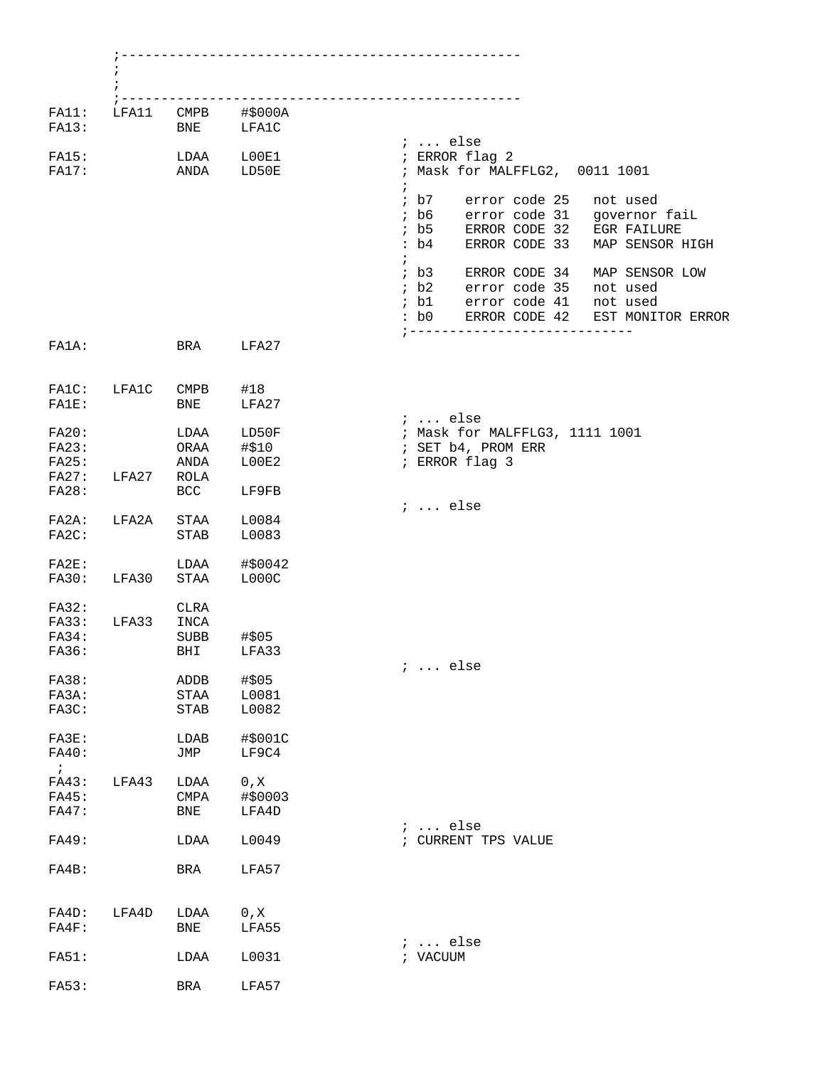```
        ;-------------------------------------------------
        ;
        ;
        ;-------------------------------------------------
FA11:   LFA11   CMPB    #$000A
FA13:           BNE     LFA1C
                                        ; ... else
FA15:           LDAA    L00E1           ; ERROR flag 2
FA17:           ANDA    LD50E           ; Mask for MALFFLG2,  0011 1001
                                        ;
                                        ; b7    error code 25   not used
                                        ; b6    error code 31   governor faiL
                                        ; b5    ERROR CODE 32   EGR FAILURE
                                        : b4    ERROR CODE 33   MAP SENSOR HIGH
                                        ;
                                        ; b3    ERROR CODE 34   MAP SENSOR LOW
                                        ; b2    error code 35   not used
                                        ; b1    error code 41   not used
                                        : b0    ERROR CODE 42   EST MONITOR ERROR
                                        ;---------------------------
FA1A:           BRA     LFA27


FA1C:   LFA1C   CMPB    #18
FA1E:           BNE     LFA27
                                        ; ... else
FA20:           LDAA    LD50F           ; Mask for MALFFLG3, 1111 1001
FA23:           ORAA    #$10            ; SET b4, PROM ERR
FA25:           ANDA    L00E2           ; ERROR flag 3
FA27:   LFA27   ROLA
FA28:           BCC     LF9FB
                                        ; ... else
FA2A:   LFA2A   STAA    L0084
FA2C:           STAB    L0083

FA2E:           LDAA    #$0042
FA30:   LFA30   STAA    L000C

FA32:           CLRA
FA33:   LFA33   INCA
FA34:           SUBB    #$05
FA36:           BHI     LFA33
                                        ; ... else
FA38:           ADDB    #$05
FA3A:           STAA    L0081
FA3C:           STAB    L0082

FA3E:           LDAB    #$001C
FA40:           JMP     LF9C4
 ;
FA43:   LFA43   LDAA    0,X
FA45:           CMPA    #$0003
FA47:           BNE     LFA4D
                                        ; ... else
FA49:           LDAA    L0049           ; CURRENT TPS VALUE

FA4B:           BRA     LFA57


FA4D:   LFA4D   LDAA    0,X
FA4F:           BNE     LFA55
                                        ; ... else
FA51:           LDAA    L0031           ; VACUUM

FA53:           BRA     LFA57
```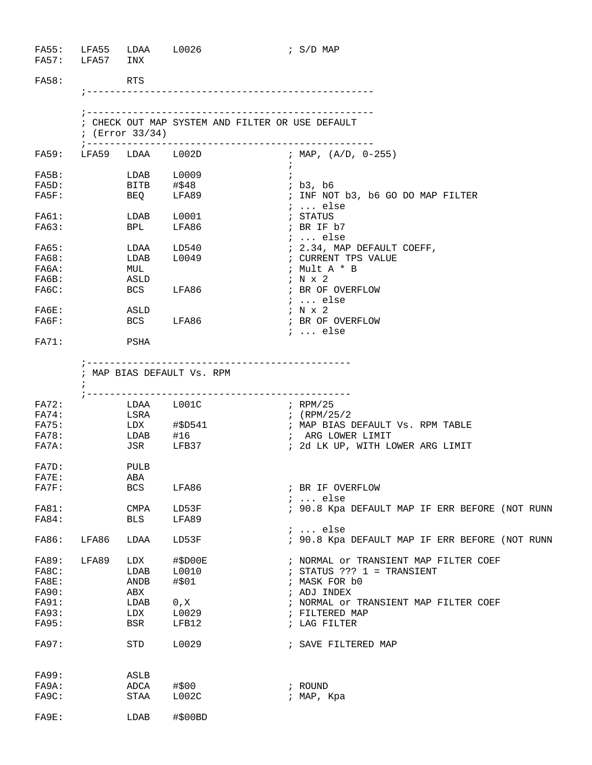```
FA55:  LFA55  LDAA   L0026              ; S/D MAP
FA57:  LFA57  INX

FA58:         RTS
       ;-------------------------------------------------

       ;-------------------------------------------------
       ; CHECK OUT MAP SYSTEM AND FILTER OR USE DEFAULT
       ; (Error 33/34)
       ;-------------------------------------------------
FA59:  LFA59  LDAA   L002D              ; MAP, (A/D, 0-255)
                                        ;
FA5B:         LDAB   L0009              ;
FA5D:         BITB   #$48               ; b3, b6
FA5F:         BEQ    LFA89              ; INF NOT b3, b6 GO DO MAP FILTER
                                        ; ... else
FA61:         LDAB   L0001              ; STATUS
FA63:         BPL    LFA86              ; BR IF b7
                                        ; ... else
FA65:         LDAA   LD540              ; 2.34, MAP DEFAULT COEFF,
FA68:         LDAB   L0049              ; CURRENT TPS VALUE
FA6A:         MUL                       ; Mult A * B
FA6B:         ASLD                      ; N x 2
FA6C:         BCS    LFA86              ; BR OF OVERFLOW
                                        ; ... else
FA6E:         ASLD                      ; N x 2
FA6F:         BCS    LFA86              ; BR OF OVERFLOW
                                        ; ... else
FA71:         PSHA

       ;---------------------------------------------
       ; MAP BIAS DEFAULT Vs. RPM
       ;
       ;---------------------------------------------
FA72:         LDAA   L001C              ; RPM/25
FA74:         LSRA                      ; (RPM/25/2
FA75:         LDX    #$D541             ; MAP BIAS DEFAULT Vs. RPM TABLE
FA78:         LDAB   #16                ;  ARG LOWER LIMIT
FA7A:         JSR    LFB37              ; 2d LK UP, WITH LOWER ARG LIMIT

FA7D:         PULB
FA7E:         ABA
FA7F:         BCS    LFA86              ; BR IF OVERFLOW
                                        ; ... else
FA81:         CMPA   LD53F              ; 90.8 Kpa DEFAULT MAP IF ERR BEFORE (NOT RUNN
FA84:         BLS    LFA89
                                        ; ... else
FA86:  LFA86  LDAA   LD53F              ; 90.8 Kpa DEFAULT MAP IF ERR BEFORE (NOT RUNN

FA89:  LFA89  LDX    #$D00E             ; NORMAL or TRANSIENT MAP FILTER COEF
FA8C:         LDAB   L0010              ; STATUS ??? 1 = TRANSIENT
FA8E:         ANDB   #$01               ; MASK FOR b0
FA90:         ABX                       ; ADJ INDEX
FA91:         LDAB   0,X                ; NORMAL or TRANSIENT MAP FILTER COEF
FA93:         LDX    L0029              ; FILTERED MAP
FA95:         BSR    LFB12              ; LAG FILTER

FA97:         STD    L0029              ; SAVE FILTERED MAP


FA99:         ASLB
FA9A:         ADCA   #$00               ; ROUND
FA9C:         STAA   L002C              ; MAP, Kpa

FA9E:         LDAB   #$00BD
```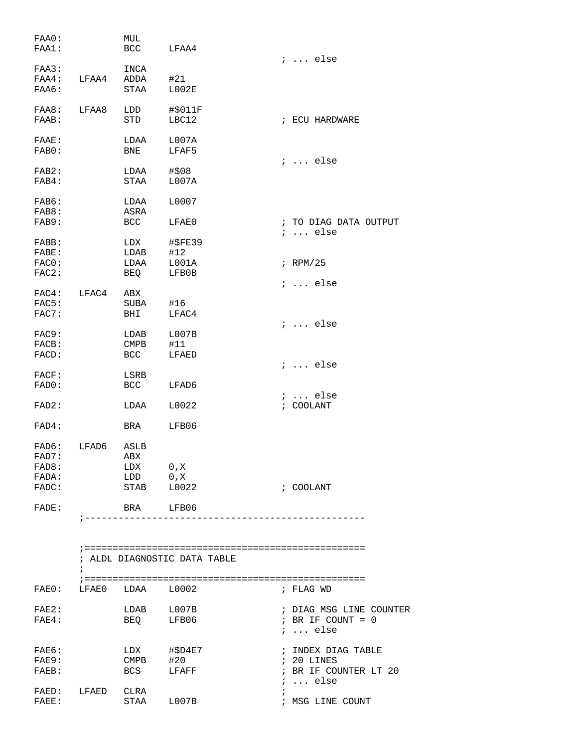```
FAA0:           MUL
FAA1:           BCC     LFAA4
                                                ; ... else
FAA3:           INCA
FAA4:   LFAA4   ADDA    #21
FAA6:           STAA    L002E

FAA8:   LFAA8   LDD     #$011F
FAAB:           STD     LBC12                   ; ECU HARDWARE

FAAE:           LDAA    L007A
FAB0:           BNE     LFAF5
                                                ; ... else
FAB2:           LDAA    #$08
FAB4:           STAA    L007A

FAB6:           LDAA    L0007
FAB8:           ASRA
FAB9:           BCC     LFAE0                   ; TO DIAG DATA OUTPUT
                                                ; ... else
FABB:           LDX     #$FE39
FABE:           LDAB    #12
FAC0:           LDAA    L001A                   ; RPM/25
FAC2:           BEQ     LFB0B
                                                ; ... else
FAC4:   LFAC4   ABX
FAC5:           SUBA    #16
FAC7:           BHI     LFAC4
                                                ; ... else
FAC9:           LDAB    L007B
FACB:           CMPB    #11
FACD:           BCC     LFAED
                                                ; ... else
FACF:           LSRB
FAD0:           BCC     LFAD6
                                                ; ... else
FAD2:           LDAA    L0022                   ; COOLANT

FAD4:           BRA     LFB06

FAD6:   LFAD6   ASLB
FAD7:           ABX
FAD8:           LDX     0,X
FADA:           LDD     0,X
FADC:           STAB    L0022                   ; COOLANT

FADE:           BRA     LFB06
        ;--------------------------------------------------


        ;==================================================
        ; ALDL DIAGNOSTIC DATA TABLE
        ;
        ;==================================================
FAE0:   LFAE0   LDAA    L0002                   ; FLAG WD

FAE2:           LDAB    L007B                   ; DIAG MSG LINE COUNTER
FAE4:           BEQ     LFB06                   ; BR IF COUNT = 0
                                                ; ... else

FAE6:           LDX     #$D4E7                  ; INDEX DIAG TABLE
FAE9:           CMPB    #20                     ; 20 LINES
FAEB:           BCS     LFAFF                   ; BR IF COUNTER LT 20
                                                ; ... else
FAED:   LFAED   CLRA                            ;
FAEE:           STAA    L007B                   ; MSG LINE COUNT
```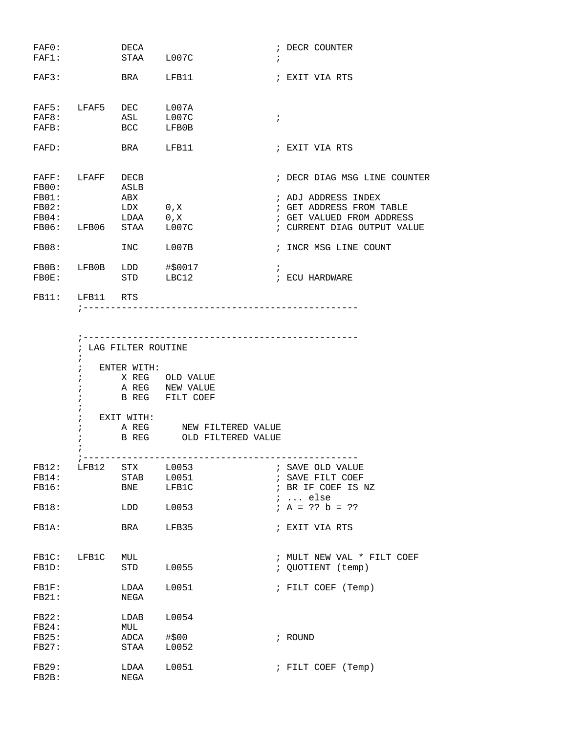```
FAF0:           DECA                            ; DECR COUNTER
FAF1:           STAA    L007C                   ;

FAF3:           BRA     LFB11                   ; EXIT VIA RTS


FAF5:   LFAF5   DEC     L007A
FAF8:           ASL     L007C                   ;
FAFB:           BCC     LFB0B

FAFD:           BRA     LFB11                   ; EXIT VIA RTS


FAFF:   LFAFF   DECB                            ; DECR DIAG MSG LINE COUNTER
FB00:           ASLB
FB01:           ABX                             ; ADJ ADDRESS INDEX
FB02:           LDX     0,X                     ; GET ADDRESS FROM TABLE
FB04:           LDAA    0,X                     ; GET VALUED FROM ADDRESS
FB06:   LFB06   STAA    L007C                   ; CURRENT DIAG OUTPUT VALUE

FB08:           INC     L007B                   ; INCR MSG LINE COUNT

FB0B:   LFB0B   LDD     #$0017                  ;
FB0E:           STD     LBC12                   ; ECU HARDWARE

FB11:   LFB11   RTS
        ;--------------------------------------------------



        ;--------------------------------------------------
        ; LAG FILTER ROUTINE
        ;
        ;   ENTER WITH:
        ;       X REG   OLD VALUE
        ;       A REG   NEW VALUE
        ;       B REG   FILT COEF
        ;
        ;   EXIT WITH:
        ;       A REG      NEW FILTERED VALUE
        ;       B REG      OLD FILTERED VALUE
        ;
        ;--------------------------------------------------
FB12:   LFB12   STX     L0053                   ; SAVE OLD VALUE
FB14:           STAB    L0051                   ; SAVE FILT COEF
FB16:           BNE     LFB1C                   ; BR IF COEF IS NZ
                                                ; ... else
FB18:           LDD     L0053                   ; A = ?? b = ??

FB1A:           BRA     LFB35                   ; EXIT VIA RTS


FB1C:   LFB1C   MUL                             ; MULT NEW VAL * FILT COEF
FB1D:           STD     L0055                   ; QUOTIENT (temp)

FB1F:           LDAA    L0051                   ; FILT COEF (Temp)
FB21:           NEGA

FB22:           LDAB    L0054
FB24:           MUL
FB25:           ADCA    #$00                    ; ROUND
FB27:           STAA    L0052

FB29:           LDAA    L0051                   ; FILT COEF (Temp)
FB2B:           NEGA
```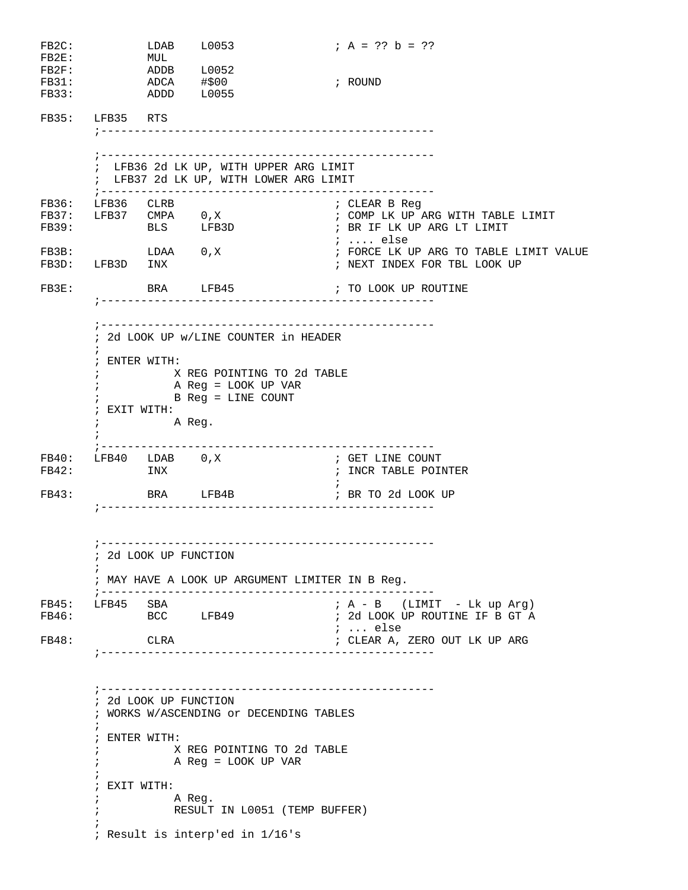```
FB2C:           LDAB    L0053               ; A = ?? b = ??
FB2E:           MUL
FB2F:           ADDB    L0052
FB31:           ADCA    #$00                ; ROUND
FB33:           ADDD    L0055

FB35:   LFB35   RTS
        ;--------------------------------------------------

        ;--------------------------------------------------
        ;  LFB36 2d LK UP, WITH UPPER ARG LIMIT
        ;  LFB37 2d LK UP, WITH LOWER ARG LIMIT
        ;--------------------------------------------------
FB36:   LFB36   CLRB                        ; CLEAR B Reg
FB37:   LFB37   CMPA    0,X                 ; COMP LK UP ARG WITH TABLE LIMIT
FB39:           BLS     LFB3D               ; BR IF LK UP ARG LT LIMIT
                                            ; .... else
FB3B:           LDAA    0,X                 ; FORCE LK UP ARG TO TABLE LIMIT VALUE
FB3D:   LFB3D   INX                         ; NEXT INDEX FOR TBL LOOK UP

FB3E:           BRA     LFB45               ; TO LOOK UP ROUTINE
        ;--------------------------------------------------

        ;--------------------------------------------------
        ; 2d LOOK UP w/LINE COUNTER in HEADER
        ;
        ; ENTER WITH:
        ;           X REG POINTING TO 2d TABLE
        ;           A Reg = LOOK UP VAR
        ;           B Reg = LINE COUNT
        ; EXIT WITH:
        ;           A Reg.
        ;
        ;--------------------------------------------------
FB40:   LFB40   LDAB    0,X                 ; GET LINE COUNT
FB42:           INX                         ; INCR TABLE POINTER
                                            ;
FB43:           BRA     LFB4B               ; BR TO 2d LOOK UP
        ;--------------------------------------------------


        ;--------------------------------------------------
        ; 2d LOOK UP FUNCTION
        ;
        ; MAY HAVE A LOOK UP ARGUMENT LIMITER IN B Reg.
        ;--------------------------------------------------
FB45:   LFB45   SBA                         ; A - B   (LIMIT  - Lk up Arg)
FB46:           BCC     LFB49               ; 2d LOOK UP ROUTINE IF B GT A
                                            ; ... else
FB48:           CLRA                        ; CLEAR A, ZERO OUT LK UP ARG
        ;--------------------------------------------------


        ;--------------------------------------------------
        ; 2d LOOK UP FUNCTION
        ; WORKS W/ASCENDING or DECENDING TABLES
        ;
        ; ENTER WITH:
        ;           X REG POINTING TO 2d TABLE
        ;           A Reg = LOOK UP VAR
        ;
        ; EXIT WITH:
        ;           A Reg.
        ;           RESULT IN L0051 (TEMP BUFFER)
        ;
        ; Result is interp'ed in 1/16's
```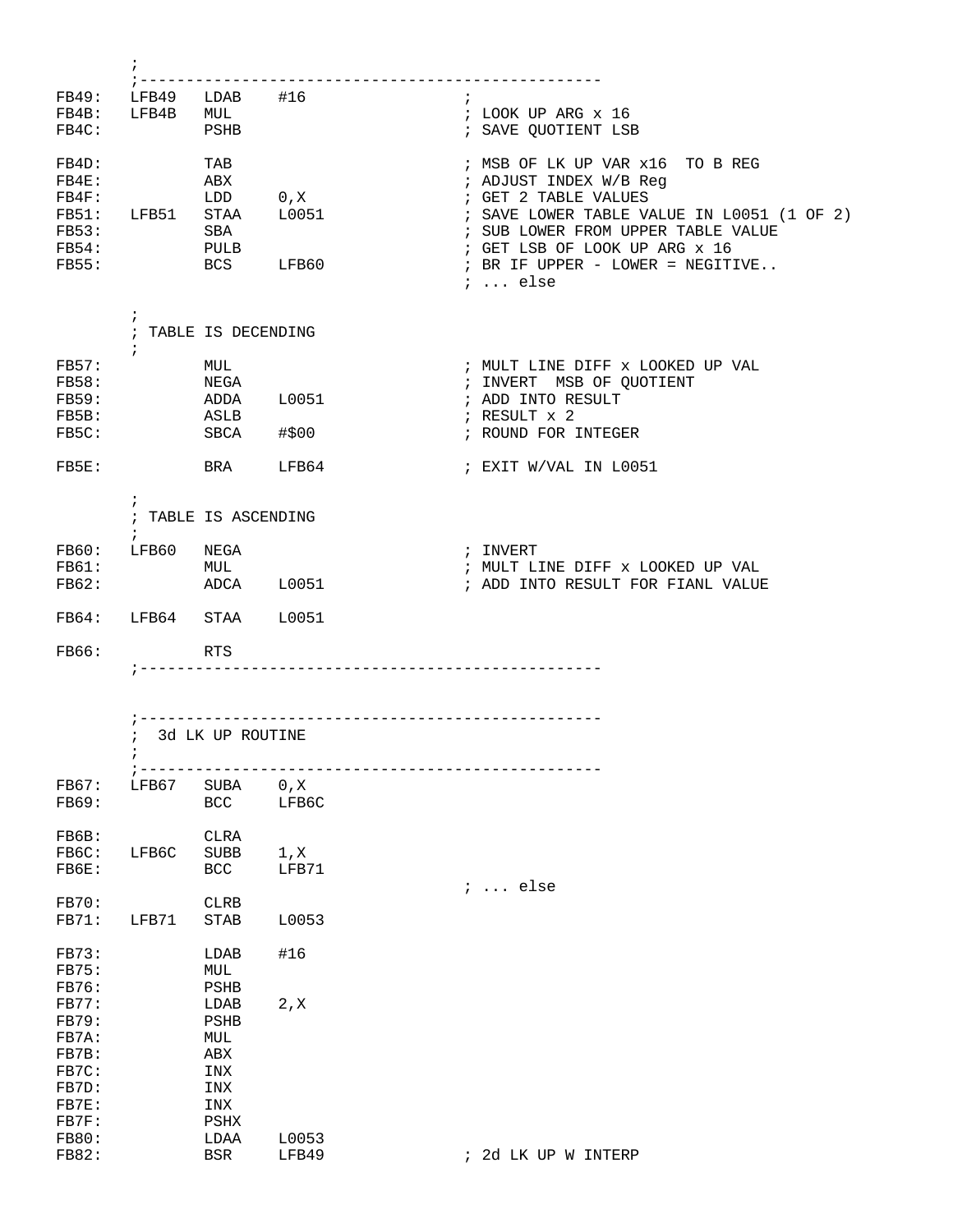```
        ;
        ;--------------------------------------------------
FB49:   LFB49   LDAB    #16                 ;
FB4B:   LFB4B   MUL                         ; LOOK UP ARG x 16
FB4C:           PSHB                        ; SAVE QUOTIENT LSB

FB4D:           TAB                         ; MSB OF LK UP VAR x16  TO B REG
FB4E:           ABX                         ; ADJUST INDEX W/B Reg
FB4F:           LDD     0,X                 ; GET 2 TABLE VALUES
FB51:   LFB51   STAA    L0051               ; SAVE LOWER TABLE VALUE IN L0051 (1 OF 2)
FB53:           SBA                         ; SUB LOWER FROM UPPER TABLE VALUE
FB54:           PULB                        ; GET LSB OF LOOK UP ARG x 16
FB55:           BCS     LFB60               ; BR IF UPPER - LOWER = NEGITIVE..
                                            ; ... else

        ;
        ; TABLE IS DECENDING
        ;
FB57:           MUL                         ; MULT LINE DIFF x LOOKED UP VAL
FB58:           NEGA                        ; INVERT  MSB OF QUOTIENT
FB59:           ADDA    L0051               ; ADD INTO RESULT
FB5B:           ASLB                        ; RESULT x 2
FB5C:           SBCA    #$00                ; ROUND FOR INTEGER

FB5E:           BRA     LFB64               ; EXIT W/VAL IN L0051

        ;
        ; TABLE IS ASCENDING
        ;
FB60:   LFB60   NEGA                        ; INVERT
FB61:           MUL                         ; MULT LINE DIFF x LOOKED UP VAL
FB62:           ADCA    L0051               ; ADD INTO RESULT FOR FIANL VALUE

FB64:   LFB64   STAA    L0051

FB66:           RTS
        ;--------------------------------------------------



        ;--------------------------------------------------
        ;  3d LK UP ROUTINE
        ;
        ;--------------------------------------------------
FB67:   LFB67   SUBA    0,X
FB69:           BCC     LFB6C

FB6B:           CLRA
FB6C:   LFB6C   SUBB    1,X
FB6E:           BCC     LFB71
                                            ; ... else
FB70:           CLRB
FB71:   LFB71   STAB    L0053

FB73:           LDAB    #16
FB75:           MUL
FB76:           PSHB
FB77:           LDAB    2,X
FB79:           PSHB
FB7A:           MUL
FB7B:           ABX
FB7C:           INX
FB7D:           INX
FB7E:           INX
FB7F:           PSHX
FB80:           LDAA    L0053
FB82:           BSR     LFB49               ; 2d LK UP W INTERP
```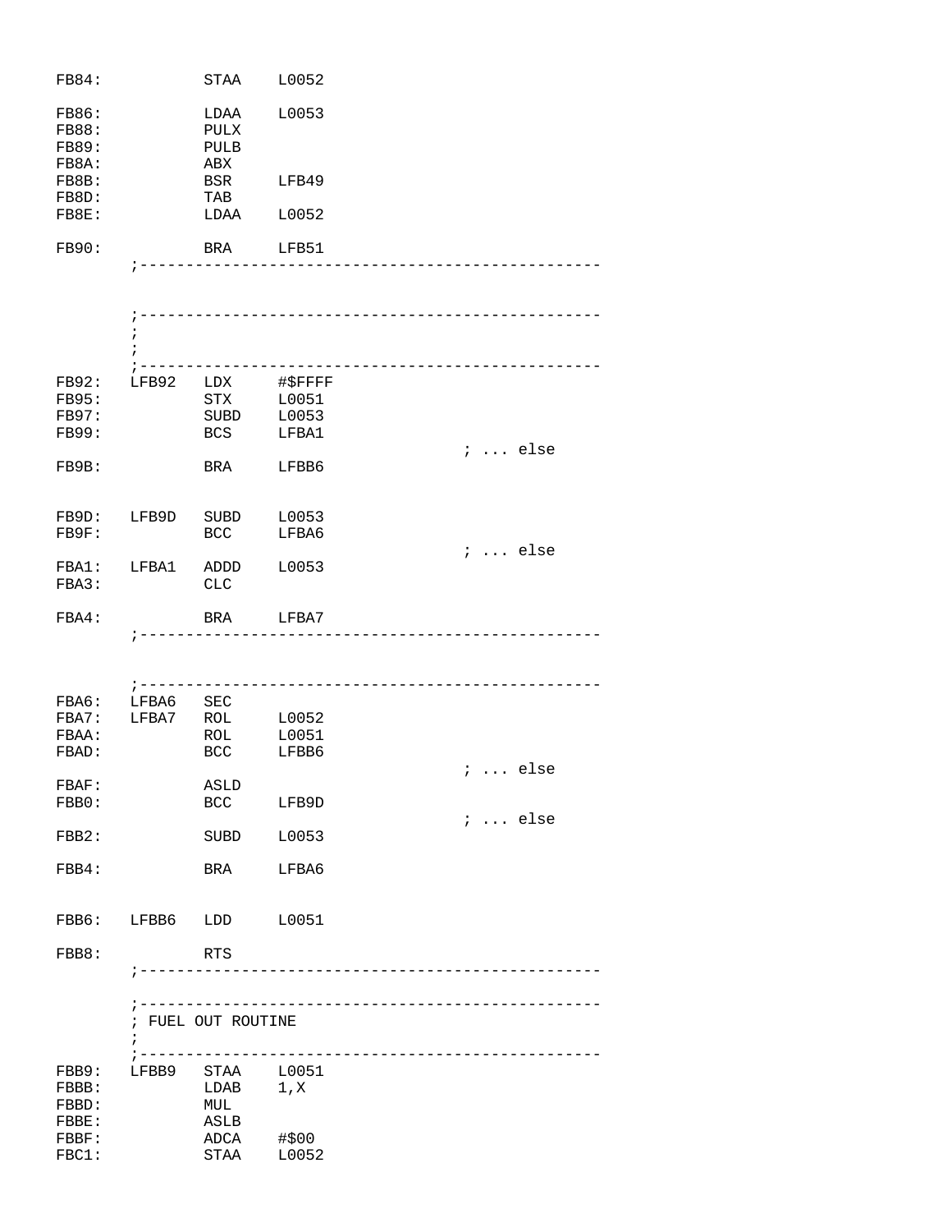```
FB84:           STAA    L0052

FB86:           LDAA    L0053
FB88:           PULX
FB89:           PULB
FB8A:           ABX
FB8B:           BSR     LFB49
FB8D:           TAB
FB8E:           LDAA    L0052

FB90:           BRA     LFB51
        ;--------------------------------------------------


        ;--------------------------------------------------
        ;
        ;
        ;--------------------------------------------------
FB92:   LFB92   LDX     #$FFFF
FB95:           STX     L0051
FB97:           SUBD    L0053
FB99:           BCS     LFBA1
                                                ; ... else
FB9B:           BRA     LFBB6


FB9D:   LFB9D   SUBD    L0053
FB9F:           BCC     LFBA6
                                                ; ... else
FBA1:   LFBA1   ADDD    L0053
FBA3:           CLC

FBA4:           BRA     LFBA7
        ;--------------------------------------------------


        ;--------------------------------------------------
FBA6:   LFBA6   SEC
FBA7:   LFBA7   ROL     L0052
FBAA:           ROL     L0051
FBAD:           BCC     LFBB6
                                                ; ... else
FBAF:           ASLD
FBB0:           BCC     LFB9D
                                                ; ... else
FBB2:           SUBD    L0053

FBB4:           BRA     LFBA6


FBB6:   LFBB6   LDD     L0051

FBB8:           RTS
        ;--------------------------------------------------

        ;--------------------------------------------------
        ; FUEL OUT ROUTINE
        ;
        ;--------------------------------------------------
FBB9:   LFBB9   STAA    L0051
FBBB:           LDAB    1,X
FBBD:           MUL
FBBE:           ASLB
FBBF:           ADCA    #$00
FBC1:           STAA    L0052
```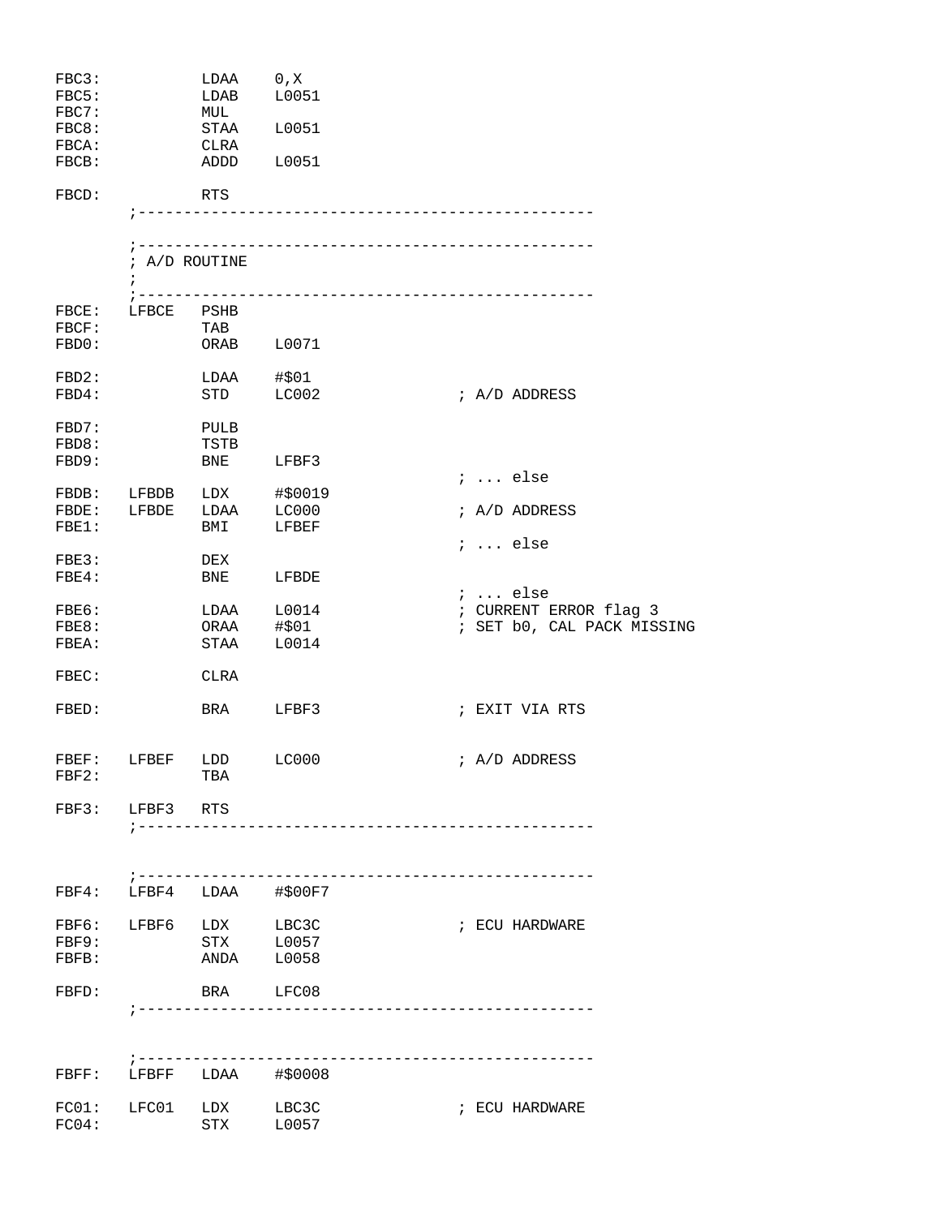```
FBC3:           LDAA    0,X
FBC5:           LDAB    L0051
FBC7:           MUL
FBC8:           STAA    L0051
FBCA:           CLRA
FBCB:           ADDD    L0051

FBCD:           RTS
        ;--------------------------------------------------

        ;--------------------------------------------------
        ; A/D ROUTINE
        ;
        ;--------------------------------------------------
FBCE:   LFBCE   PSHB
FBCF:           TAB
FBD0:           ORAB    L0071

FBD2:           LDAA    #$01
FBD4:           STD     LC002               ; A/D ADDRESS

FBD7:           PULB
FBD8:           TSTB
FBD9:           BNE     LFBF3
                                            ; ... else
FBDB:   LFBDB   LDX     #$0019
FBDE:   LFBDE   LDAA    LC000               ; A/D ADDRESS
FBE1:           BMI     LFBEF
                                            ; ... else
FBE3:           DEX
FBE4:           BNE     LFBDE
                                            ; ... else
FBE6:           LDAA    L0014               ; CURRENT ERROR flag 3
FBE8:           ORAA    #$01                ; SET b0, CAL PACK MISSING
FBEA:           STAA    L0014

FBEC:           CLRA

FBED:           BRA     LFBF3               ; EXIT VIA RTS


FBEF:   LFBEF   LDD     LC000               ; A/D ADDRESS
FBF2:           TBA

FBF3:   LFBF3   RTS
        ;--------------------------------------------------


        ;--------------------------------------------------
FBF4:   LFBF4   LDAA    #$00F7

FBF6:   LFBF6   LDX     LBC3C               ; ECU HARDWARE
FBF9:           STX     L0057
FBFB:           ANDA    L0058

FBFD:           BRA     LFC08
        ;--------------------------------------------------


        ;--------------------------------------------------
FBFF:   LFBFF   LDAA    #$0008

FC01:   LFC01   LDX     LBC3C               ; ECU HARDWARE
FC04:           STX     L0057
```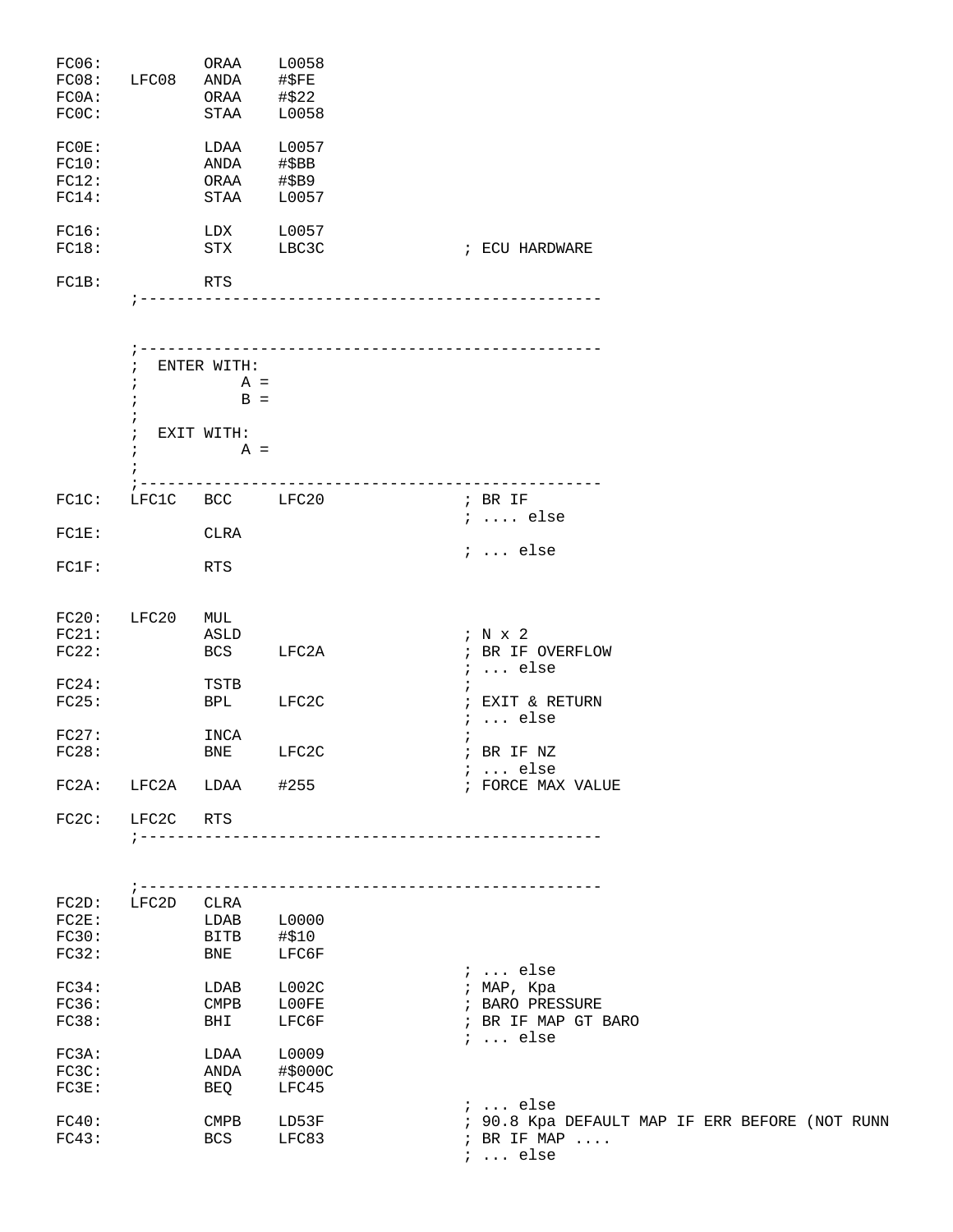```
FC06:           ORAA    L0058
FC08:   LFC08   ANDA    #$FE
FC0A:           ORAA    #$22
FC0C:           STAA    L0058

FC0E:           LDAA    L0057
FC10:           ANDA    #$BB
FC12:           ORAA    #$B9
FC14:           STAA    L0057

FC16:           LDX     L0057
FC18:           STX     LBC3C               ; ECU HARDWARE

FC1B:           RTS
        ;-------------------------------------------------


        ;-------------------------------------------------
        ;  ENTER WITH:
        ;           A =
        ;           B =
        ;
        ;  EXIT WITH:
        ;           A =
        ;
        ;-------------------------------------------------
FC1C:   LFC1C   BCC     LFC20               ; BR IF
                                            ; .... else
FC1E:           CLRA
                                            ; ... else
FC1F:           RTS


FC20:   LFC20   MUL
FC21:           ASLD                        ; N x 2
FC22:           BCS     LFC2A               ; BR IF OVERFLOW
                                            ; ... else
FC24:           TSTB                        ;
FC25:           BPL     LFC2C               ; EXIT & RETURN
                                            ; ... else
FC27:           INCA                        ;
FC28:           BNE     LFC2C               ; BR IF NZ
                                            ; ... else
FC2A:   LFC2A   LDAA    #255                ; FORCE MAX VALUE

FC2C:   LFC2C   RTS
        ;-------------------------------------------------


        ;-------------------------------------------------
FC2D:   LFC2D   CLRA
FC2E:           LDAB    L0000
FC30:           BITB    #$10
FC32:           BNE     LFC6F
                                            ; ... else
FC34:           LDAB    L002C               ; MAP, Kpa
FC36:           CMPB    L00FE               ; BARO PRESSURE
FC38:           BHI     LFC6F               ; BR IF MAP GT BARO
                                            ; ... else
FC3A:           LDAA    L0009
FC3C:           ANDA    #$000C
FC3E:           BEQ     LFC45
                                            ; ... else
FC40:           CMPB    LD53F               ; 90.8 Kpa DEFAULT MAP IF ERR BEFORE (NOT RUNN
FC43:           BCS     LFC83               ; BR IF MAP ....
                                            ; ... else
```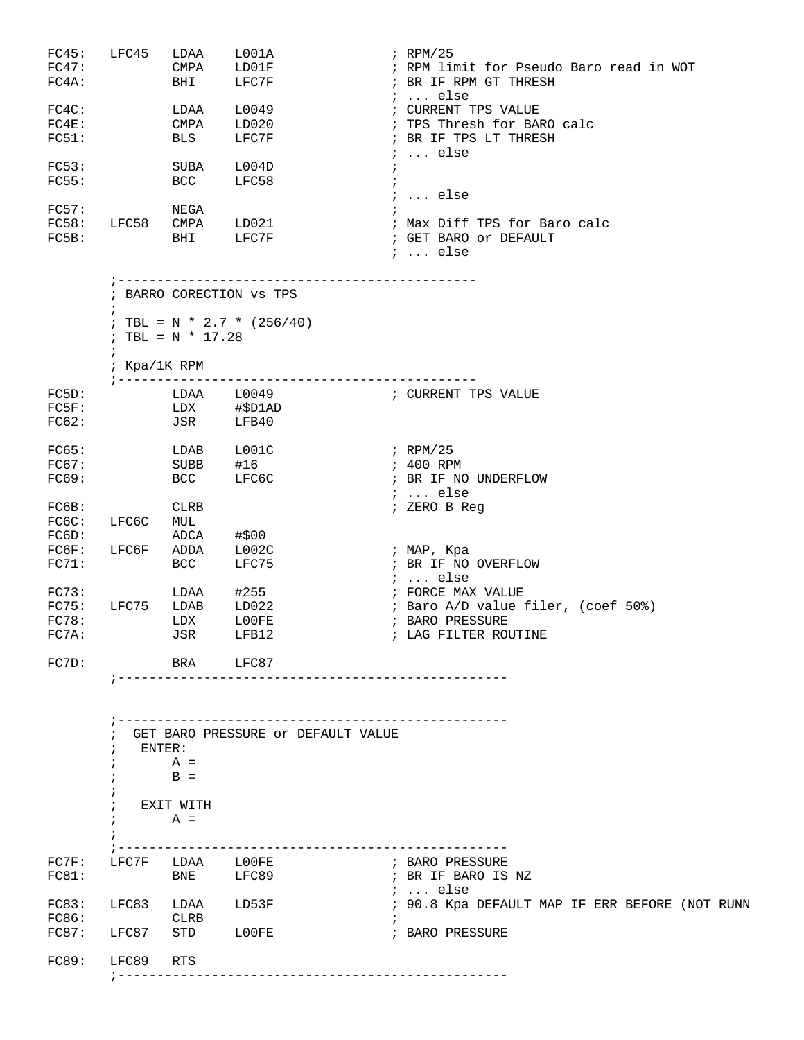```
FC45:   LFC45   LDAA    L001A               ; RPM/25
FC47:           CMPA    LD01F               ; RPM limit for Pseudo Baro read in WOT
FC4A:           BHI     LFC7F               ; BR IF RPM GT THRESH
                                            ; ... else
FC4C:           LDAA    L0049               ; CURRENT TPS VALUE
FC4E:           CMPA    LD020               ; TPS Thresh for BARO calc
FC51:           BLS     LFC7F               ; BR IF TPS LT THRESH
                                            ; ... else
FC53:           SUBA    L004D               ;
FC55:           BCC     LFC58               ;
                                            ; ... else
FC57:           NEGA                        ;
FC58:   LFC58   CMPA    LD021               ; Max Diff TPS for Baro calc
FC5B:           BHI     LFC7F               ; GET BARO or DEFAULT
                                            ; ... else

        ;---------------------------------------------
        ; BARRO CORECTION vs TPS
        ;
        ; TBL = N * 2.7 * (256/40)
        ; TBL = N * 17.28
        ;
        ; Kpa/1K RPM
        ;---------------------------------------------
FC5D:           LDAA    L0049               ; CURRENT TPS VALUE
FC5F:           LDX     #$D1AD
FC62:           JSR     LFB40

FC65:           LDAB    L001C               ; RPM/25
FC67:           SUBB    #16                 ; 400 RPM
FC69:           BCC     LFC6C               ; BR IF NO UNDERFLOW
                                            ; ... else
FC6B:           CLRB                        ; ZERO B Reg
FC6C:   LFC6C   MUL
FC6D:           ADCA    #$00
FC6F:   LFC6F   ADDA    L002C               ; MAP, Kpa
FC71:           BCC     LFC75               ; BR IF NO OVERFLOW
                                            ; ... else
FC73:           LDAA    #255                ; FORCE MAX VALUE
FC75:   LFC75   LDAB    LD022               ; Baro A/D value filer, (coef 50%)
FC78:           LDX     L00FE               ; BARO PRESSURE
FC7A:           JSR     LFB12               ; LAG FILTER ROUTINE

FC7D:           BRA     LFC87
        ;-------------------------------------------------


        ;-------------------------------------------------
        ;  GET BARO PRESSURE or DEFAULT VALUE
        ;   ENTER:
        ;       A =
        ;       B =
        ;
        ;   EXIT WITH
        ;       A =
        ;
        ;-------------------------------------------------
FC7F:   LFC7F   LDAA    L00FE               ; BARO PRESSURE
FC81:           BNE     LFC89               ; BR IF BARO IS NZ
                                            ; ... else
FC83:   LFC83   LDAA    LD53F               ; 90.8 Kpa DEFAULT MAP IF ERR BEFORE (NOT RUNN
FC86:           CLRB                        ;
FC87:   LFC87   STD     L00FE               ; BARO PRESSURE

FC89:   LFC89   RTS
        ;-------------------------------------------------
```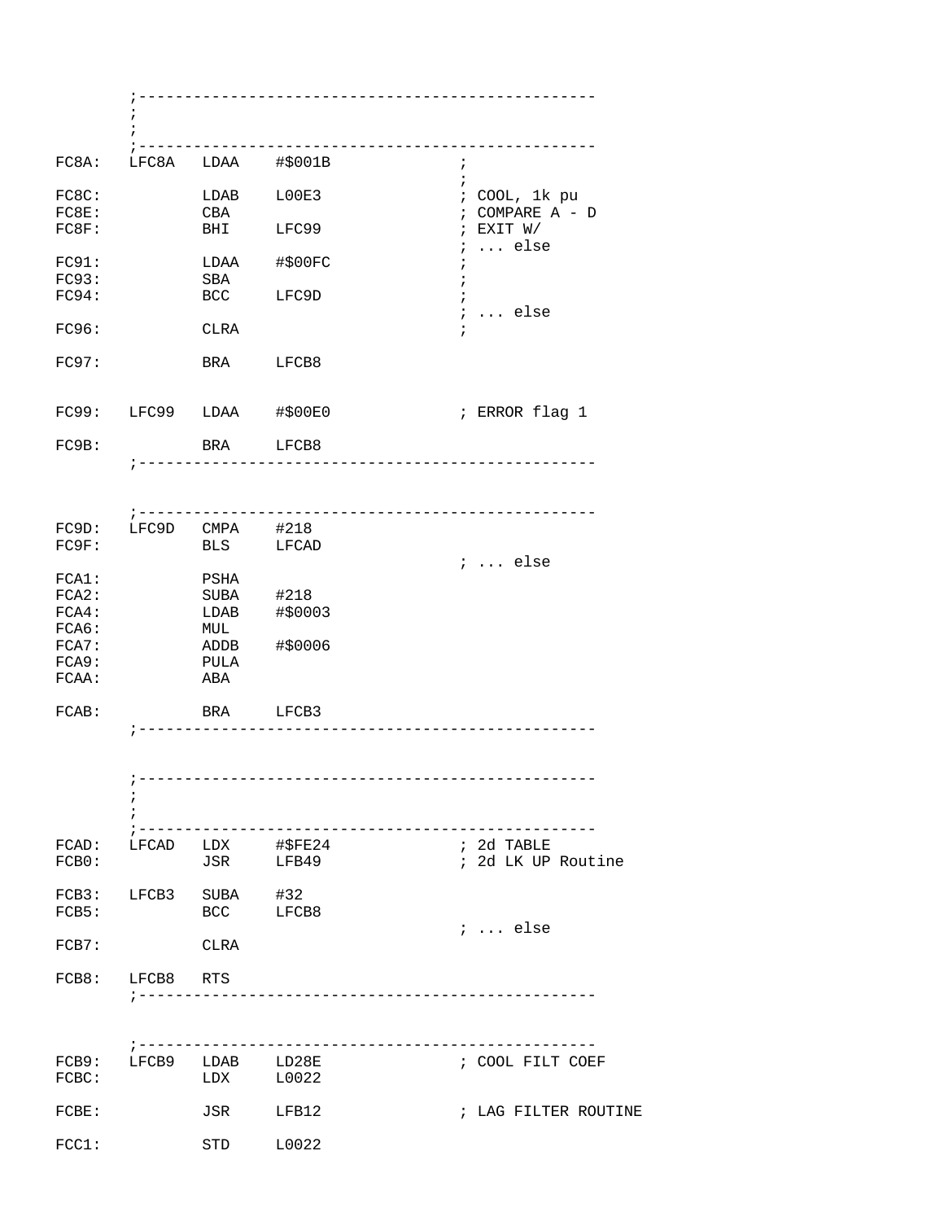```
        ;--------------------------------------------------
        ;
        ;
        ;--------------------------------------------------
FC8A:   LFC8A   LDAA    #$001B              ;
                                            ;
FC8C:           LDAB    L00E3               ; COOL, 1k pu
FC8E:           CBA                         ; COMPARE A - D
FC8F:           BHI     LFC99               ; EXIT W/
                                            ; ... else
FC91:           LDAA    #$00FC              ;
FC93:           SBA                         ;
FC94:           BCC     LFC9D               ;
                                            ; ... else
FC96:           CLRA                        ;

FC97:           BRA     LFCB8


FC99:   LFC99   LDAA    #$00E0              ; ERROR flag 1

FC9B:           BRA     LFCB8
        ;--------------------------------------------------


        ;--------------------------------------------------
FC9D:   LFC9D   CMPA    #218
FC9F:           BLS     LFCAD
                                            ; ... else
FCA1:           PSHA
FCA2:           SUBA    #218
FCA4:           LDAB    #$0003
FCA6:           MUL
FCA7:           ADDB    #$0006
FCA9:           PULA
FCAA:           ABA

FCAB:           BRA     LFCB3
        ;--------------------------------------------------


        ;--------------------------------------------------
        ;
        ;
        ;--------------------------------------------------
FCAD:   LFCAD   LDX     #$FE24              ; 2d TABLE
FCB0:           JSR     LFB49               ; 2d LK UP Routine

FCB3:   LFCB3   SUBA    #32
FCB5:           BCC     LFCB8
                                            ; ... else
FCB7:           CLRA

FCB8:   LFCB8   RTS
        ;--------------------------------------------------


        ;--------------------------------------------------
FCB9:   LFCB9   LDAB    LD28E               ; COOL FILT COEF
FCBC:           LDX     L0022

FCBE:           JSR     LFB12               ; LAG FILTER ROUTINE

FCC1:           STD     L0022
```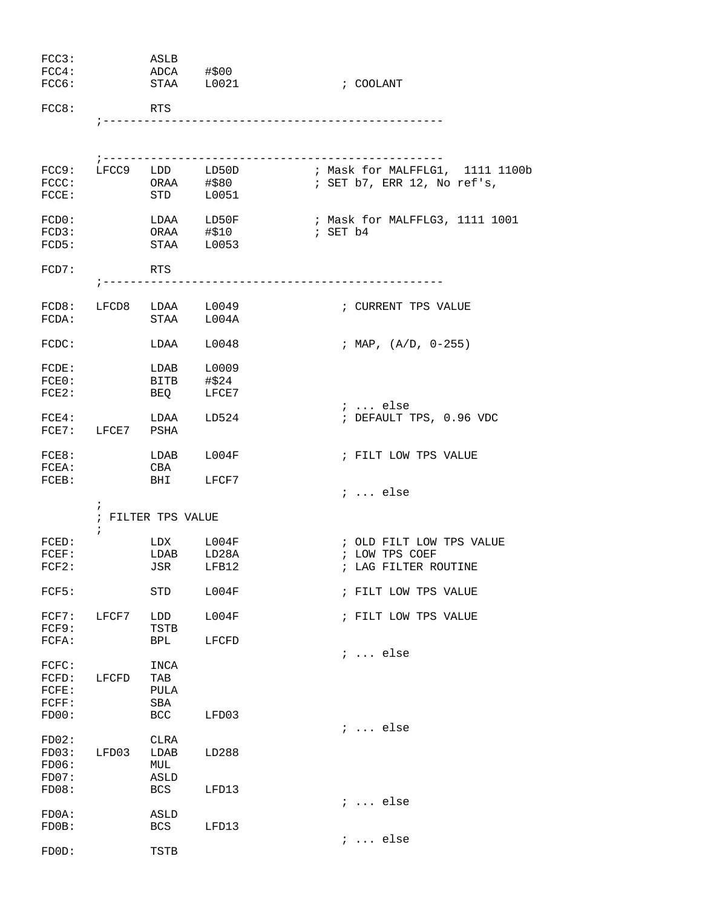```
FCC3:           ASLB
FCC4:           ADCA    #$00
FCC6:           STAA    L0021               ; COOLANT

FCC8:           RTS
        ;-------------------------------------------------


        ;-------------------------------------------------
FCC9:   LFCC9   LDD     LD50D           ; Mask for MALFFLG1,  1111 1100b
FCCC:           ORAA    #$80            ; SET b7, ERR 12, No ref's,
FCCE:           STD     L0051

FCD0:           LDAA    LD50F           ; Mask for MALFFLG3, 1111 1001
FCD3:           ORAA    #$10            ; SET b4
FCD5:           STAA    L0053

FCD7:           RTS
        ;-------------------------------------------------

FCD8:   LFCD8   LDAA    L0049               ; CURRENT TPS VALUE
FCDA:           STAA    L004A

FCDC:           LDAA    L0048               ; MAP, (A/D, 0-255)

FCDE:           LDAB    L0009
FCE0:           BITB    #$24
FCE2:           BEQ     LFCE7
                                            ; ... else
FCE4:           LDAA    LD524               ; DEFAULT TPS, 0.96 VDC
FCE7:   LFCE7   PSHA

FCE8:           LDAB    L004F               ; FILT LOW TPS VALUE
FCEA:           CBA
FCEB:           BHI     LFCF7
                                            ; ... else
        ;
        ; FILTER TPS VALUE
        ;
FCED:           LDX     L004F               ; OLD FILT LOW TPS VALUE
FCEF:           LDAB    LD28A               ; LOW TPS COEF
FCF2:           JSR     LFB12               ; LAG FILTER ROUTINE

FCF5:           STD     L004F               ; FILT LOW TPS VALUE

FCF7:   LFCF7   LDD     L004F               ; FILT LOW TPS VALUE
FCF9:           TSTB
FCFA:           BPL     LFCFD
                                            ; ... else
FCFC:           INCA
FCFD:   LFCFD   TAB
FCFE:           PULA
FCFF:           SBA
FD00:           BCC     LFD03
                                            ; ... else
FD02:           CLRA
FD03:   LFD03   LDAB    LD288
FD06:           MUL
FD07:           ASLD
FD08:           BCS     LFD13
                                            ; ... else
FD0A:           ASLD
FD0B:           BCS     LFD13
                                            ; ... else
FD0D:           TSTB
```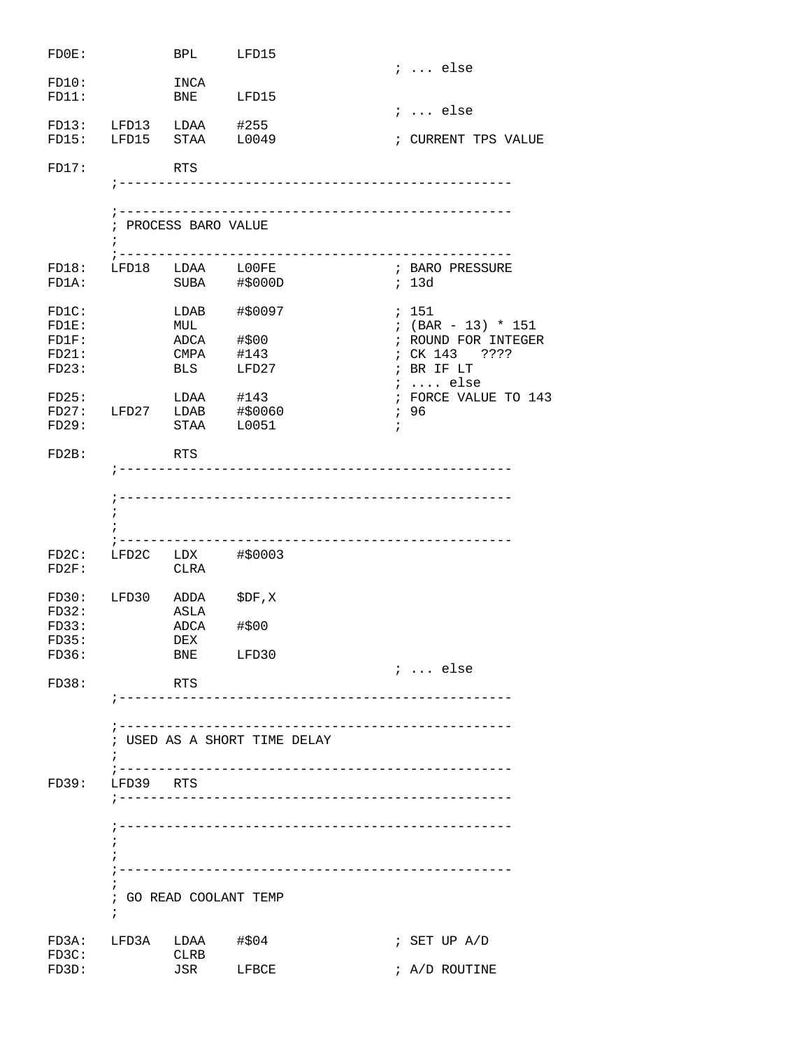```
FD0E:           BPL     LFD15
                                                ; ... else
FD10:           INCA
FD11:           BNE     LFD15
                                                ; ... else
FD13:   LFD13   LDAA    #255
FD15:   LFD15   STAA    L0049                   ; CURRENT TPS VALUE

FD17:           RTS
        ;--------------------------------------------------

        ;--------------------------------------------------
        ; PROCESS BARO VALUE
        ;
        ;--------------------------------------------------
FD18:   LFD18   LDAA    L00FE                   ; BARO PRESSURE
FD1A:           SUBA    #$000D                  ; 13d

FD1C:           LDAB    #$0097                  ; 151
FD1E:           MUL                             ; (BAR - 13) * 151
FD1F:           ADCA    #$00                    ; ROUND FOR INTEGER
FD21:           CMPA    #143                    ; CK 143   ????
FD23:           BLS     LFD27                   ; BR IF LT
                                                ; .... else
FD25:           LDAA    #143                    ; FORCE VALUE TO 143
FD27:   LFD27   LDAB    #$0060                  ; 96
FD29:           STAA    L0051                   ;

FD2B:           RTS
        ;--------------------------------------------------

        ;--------------------------------------------------
        ;
        ;
        ;--------------------------------------------------
FD2C:   LFD2C   LDX     #$0003
FD2F:           CLRA

FD30:   LFD30   ADDA    $DF,X
FD32:           ASLA
FD33:           ADCA    #$00
FD35:           DEX
FD36:           BNE     LFD30
                                                ; ... else
FD38:           RTS
        ;--------------------------------------------------

        ;--------------------------------------------------
        ; USED AS A SHORT TIME DELAY
        ;
        ;--------------------------------------------------
FD39:   LFD39   RTS
        ;--------------------------------------------------

        ;--------------------------------------------------
        ;
        ;
        ;--------------------------------------------------
        ;
        ; GO READ COOLANT TEMP
        ;

FD3A:   LFD3A   LDAA    #$04                    ; SET UP A/D
FD3C:           CLRB
FD3D:           JSR     LFBCE                   ; A/D ROUTINE
```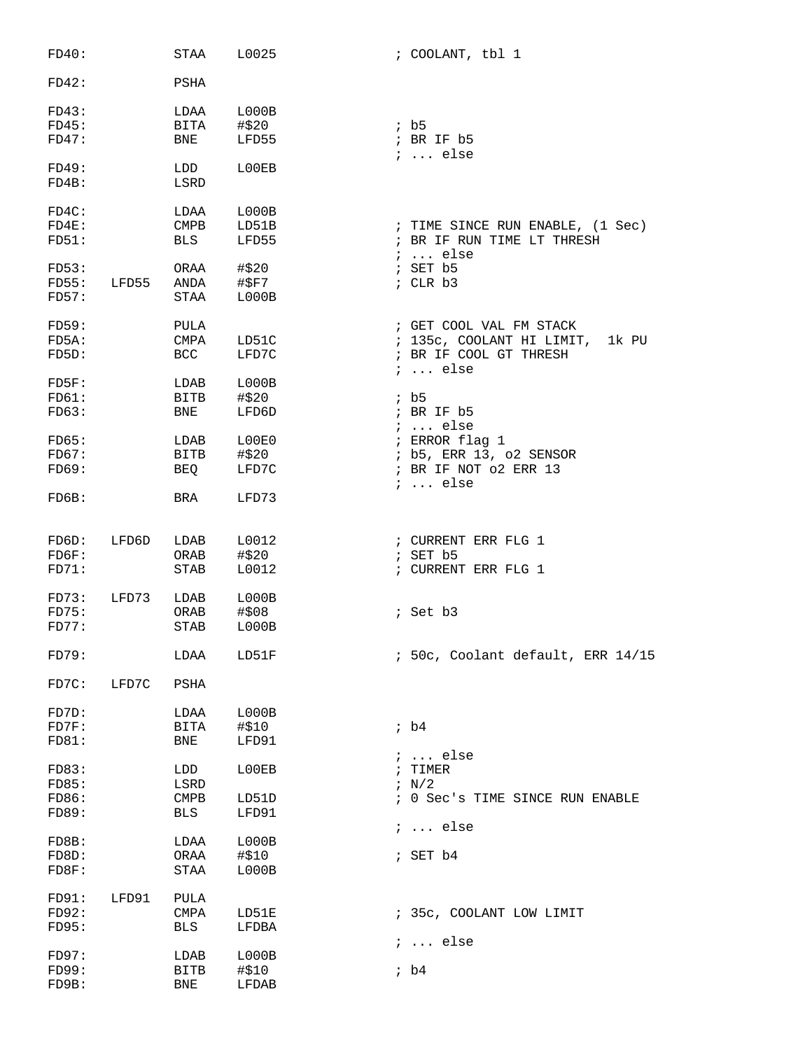```
FD40:           STAA    L0025                ; COOLANT, tbl 1

FD42:           PSHA

FD43:           LDAA    L000B
FD45:           BITA    #$20                 ; b5
FD47:           BNE     LFD55                ; BR IF b5
                                             ; ... else
FD49:           LDD     L00EB
FD4B:           LSRD

FD4C:           LDAA    L000B
FD4E:           CMPB    LD51B                ; TIME SINCE RUN ENABLE, (1 Sec)
FD51:           BLS     LFD55                ; BR IF RUN TIME LT THRESH
                                             ; ... else
FD53:           ORAA    #$20                 ; SET b5
FD55:   LFD55   ANDA    #$F7                 ; CLR b3
FD57:           STAA    L000B

FD59:           PULA                         ; GET COOL VAL FM STACK
FD5A:           CMPA    LD51C                ; 135c, COOLANT HI LIMIT,  1k PU
FD5D:           BCC     LFD7C                ; BR IF COOL GT THRESH
                                             ; ... else
FD5F:           LDAB    L000B
FD61:           BITB    #$20                 ; b5
FD63:           BNE     LFD6D                ; BR IF b5
                                             ; ... else
FD65:           LDAB    L00E0                ; ERROR flag 1
FD67:           BITB    #$20                 ; b5, ERR 13, o2 SENSOR
FD69:           BEQ     LFD7C                ; BR IF NOT o2 ERR 13
                                             ; ... else
FD6B:           BRA     LFD73


FD6D:   LFD6D   LDAB    L0012                ; CURRENT ERR FLG 1
FD6F:           ORAB    #$20                 ; SET b5
FD71:           STAB    L0012                ; CURRENT ERR FLG 1

FD73:   LFD73   LDAB    L000B
FD75:           ORAB    #$08                 ; Set b3
FD77:           STAB    L000B

FD79:           LDAA    LD51F                ; 50c, Coolant default, ERR 14/15

FD7C:   LFD7C   PSHA

FD7D:           LDAA    L000B
FD7F:           BITA    #$10                 ; b4
FD81:           BNE     LFD91
                                             ; ... else
FD83:           LDD     L00EB                ; TIMER
FD85:           LSRD                         ; N/2
FD86:           CMPB    LD51D                ; 0 Sec's TIME SINCE RUN ENABLE
FD89:           BLS     LFD91
                                             ; ... else
FD8B:           LDAA    L000B
FD8D:           ORAA    #$10                 ; SET b4
FD8F:           STAA    L000B

FD91:   LFD91   PULA
FD92:           CMPA    LD51E                ; 35c, COOLANT LOW LIMIT
FD95:           BLS     LFDBA
                                             ; ... else
FD97:           LDAB    L000B
FD99:           BITB    #$10                 ; b4
FD9B:           BNE     LFDAB
```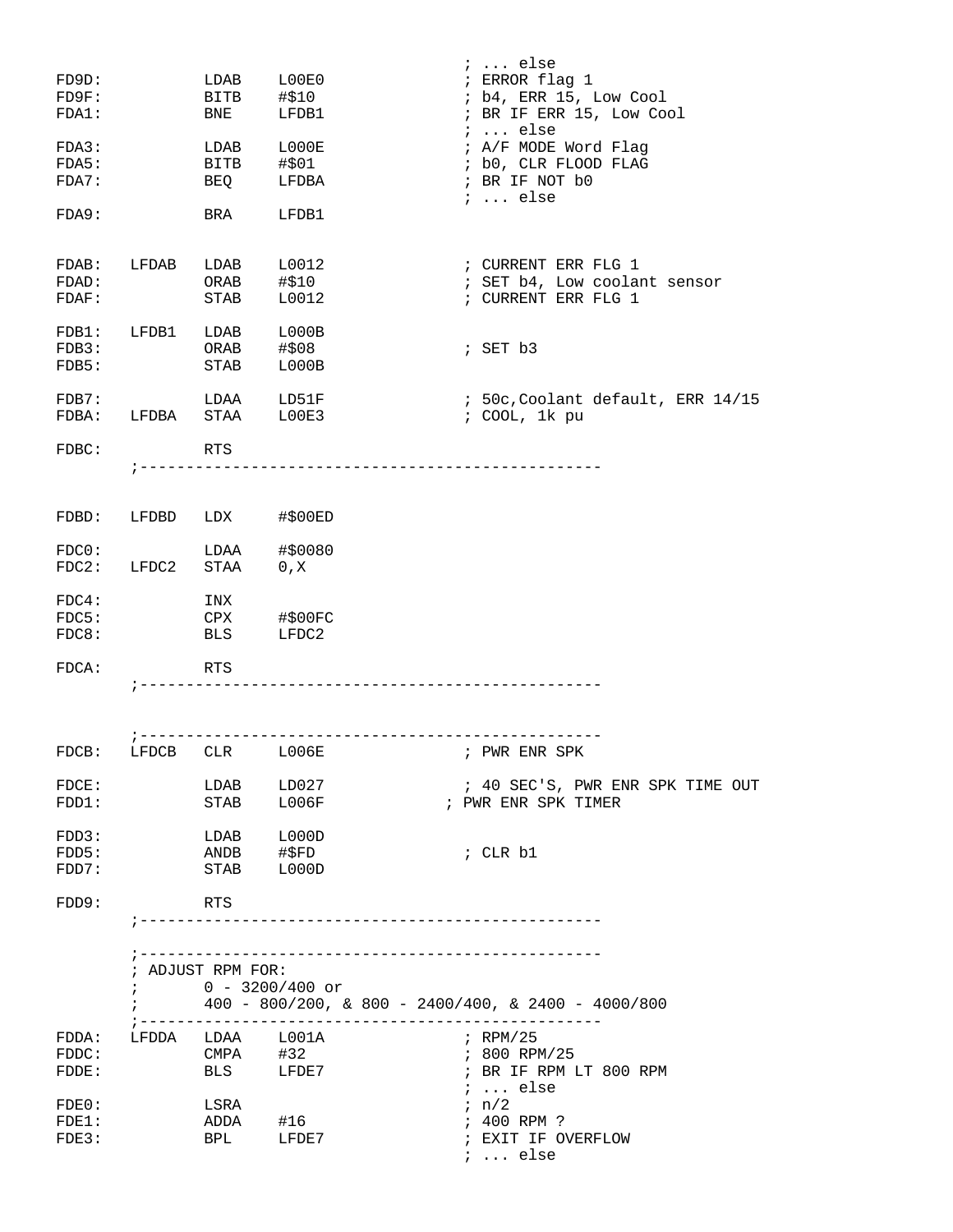```
                                                  ; ... else
FD9D:           LDAB    L00E0                     ; ERROR flag 1
FD9F:           BITB    #$10                      ; b4, ERR 15, Low Cool
FDA1:           BNE     LFDB1                     ; BR IF ERR 15, Low Cool
                                                  ; ... else
FDA3:           LDAB    L000E                     ; A/F MODE Word Flag
FDA5:           BITB    #$01                      ; b0, CLR FLOOD FLAG
FDA7:           BEQ     LFDBA                     ; BR IF NOT b0
                                                  ; ... else
FDA9:           BRA     LFDB1


FDAB:   LFDAB   LDAB    L0012                     ; CURRENT ERR FLG 1
FDAD:           ORAB    #$10                      ; SET b4, Low coolant sensor
FDAF:           STAB    L0012                     ; CURRENT ERR FLG 1

FDB1:   LFDB1   LDAB    L000B
FDB3:           ORAB    #$08                      ; SET b3
FDB5:           STAB    L000B

FDB7:           LDAA    LD51F                     ; 50c,Coolant default, ERR 14/15
FDBA:   LFDBA   STAA    L00E3                     ; COOL, 1k pu

FDBC:           RTS
        ;--------------------------------------------------


FDBD:   LFDBD   LDX     #$00ED

FDC0:           LDAA    #$0080
FDC2:   LFDC2   STAA    0,X

FDC4:           INX
FDC5:           CPX     #$00FC
FDC8:           BLS     LFDC2

FDCA:           RTS
        ;--------------------------------------------------


        ;--------------------------------------------------
FDCB:   LFDCB   CLR     L006E                     ; PWR ENR SPK

FDCE:           LDAB    LD027                     ; 40 SEC'S, PWR ENR SPK TIME OUT
FDD1:           STAB    L006F                   ; PWR ENR SPK TIMER

FDD3:           LDAB    L000D
FDD5:           ANDB    #$FD                      ; CLR b1
FDD7:           STAB    L000D

FDD9:           RTS
        ;--------------------------------------------------


        ;--------------------------------------------------
        ; ADJUST RPM FOR:
        ;       0 - 3200/400 or
        ;       400 - 800/200, & 800 - 2400/400, & 2400 - 4000/800
        ;--------------------------------------------------
FDDA:   LFDDA   LDAA    L001A                     ; RPM/25
FDDC:           CMPA    #32                       ; 800 RPM/25
FDDE:           BLS     LFDE7                     ; BR IF RPM LT 800 RPM
                                                  ; ... else
FDE0:           LSRA                              ; n/2
FDE1:           ADDA    #16                       ; 400 RPM ?
FDE3:           BPL     LFDE7                     ; EXIT IF OVERFLOW
                                                  ; ... else
```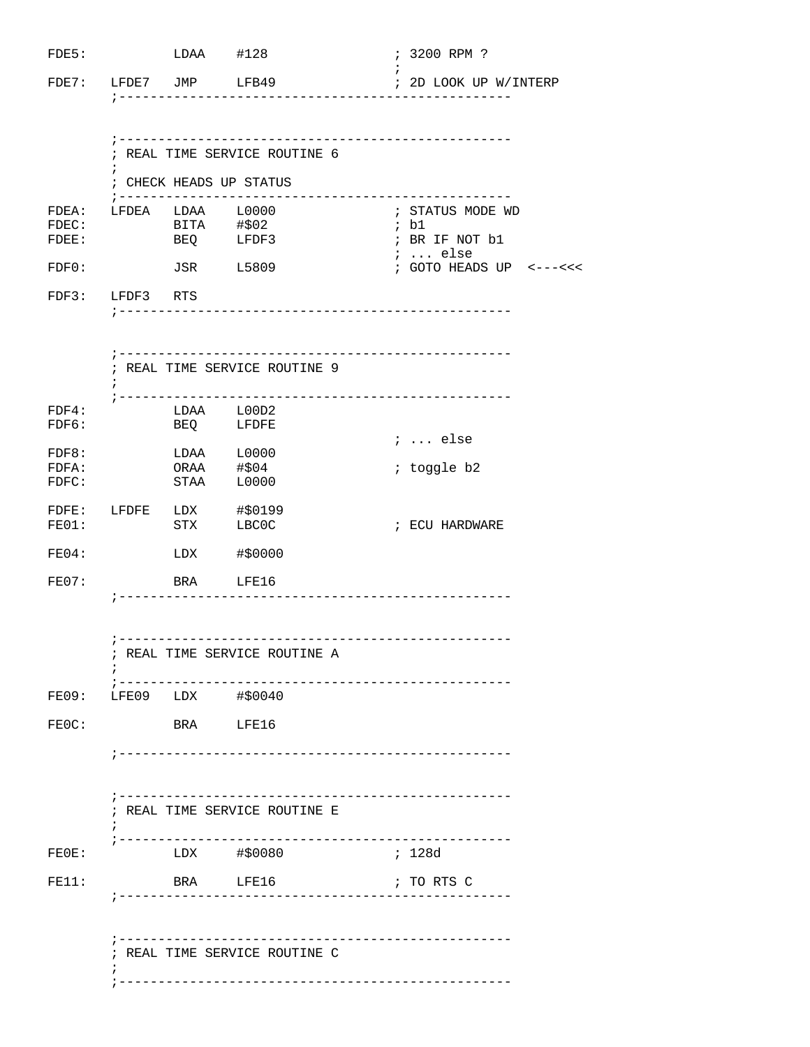```
FDE5:           LDAA    #128                ; 3200 RPM ?
                                            ;
FDE7:   LFDE7   JMP     LFB49               ; 2D LOOK UP W/INTERP
        ;-------------------------------------------------


        ;-------------------------------------------------
        ; REAL TIME SERVICE ROUTINE 6
        ;
        ; CHECK HEADS UP STATUS
        ;-------------------------------------------------
FDEA:   LFDEA   LDAA    L0000               ; STATUS MODE WD
FDEC:           BITA    #$02                ; b1
FDEE:           BEQ     LFDF3               ; BR IF NOT b1
                                            ; ... else
FDF0:           JSR     L5809               ; GOTO HEADS UP  <---<<<

FDF3:   LFDF3   RTS
        ;-------------------------------------------------


        ;-------------------------------------------------
        ; REAL TIME SERVICE ROUTINE 9
        ;
        ;-------------------------------------------------
FDF4:           LDAA    L00D2
FDF6:           BEQ     LFDFE
                                            ; ... else
FDF8:           LDAA    L0000
FDFA:           ORAA    #$04                ; toggle b2
FDFC:           STAA    L0000

FDFE:   LFDFE   LDX     #$0199
FE01:           STX     LBC0C               ; ECU HARDWARE

FE04:           LDX     #$0000

FE07:           BRA     LFE16
        ;-------------------------------------------------


        ;-------------------------------------------------
        ; REAL TIME SERVICE ROUTINE A
        ;
        ;-------------------------------------------------
FE09:   LFE09   LDX     #$0040

FE0C:           BRA     LFE16

        ;-------------------------------------------------


        ;-------------------------------------------------
        ; REAL TIME SERVICE ROUTINE E
        ;
        ;-------------------------------------------------
FE0E:           LDX     #$0080              ; 128d

FE11:           BRA     LFE16               ; TO RTS C
        ;-------------------------------------------------


        ;-------------------------------------------------
        ; REAL TIME SERVICE ROUTINE C
        ;
        ;-------------------------------------------------
```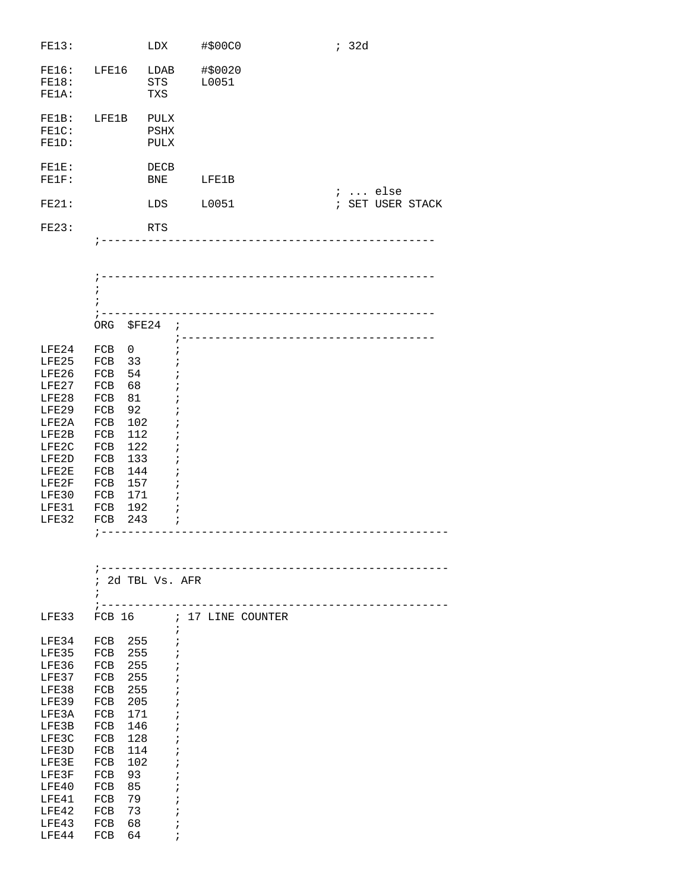```
FE13:           LDX     #$00C0              ; 32d

FE16:   LFE16   LDAB    #$0020
FE18:           STS     L0051
FE1A:           TXS

FE1B:   LFE1B   PULX
FE1C:           PSHX
FE1D:           PULX

FE1E:           DECB
FE1F:           BNE     LFE1B
                                            ; ... else
FE21:           LDS     L0051               ; SET USER STACK

FE23:           RTS
        ;------------------------------------------------


        ;------------------------------------------------
        ;
        ;
        ;------------------------------------------------
        ORG  $FE24  ;
                    ;------------------------------------
LFE24   FCB  0      ;
LFE25   FCB  33     ;
LFE26   FCB  54     ;
LFE27   FCB  68     ;
LFE28   FCB  81     ;
LFE29   FCB  92     ;
LFE2A   FCB  102    ;
LFE2B   FCB  112    ;
LFE2C   FCB  122    ;
LFE2D   FCB  133    ;
LFE2E   FCB  144    ;
LFE2F   FCB  157    ;
LFE30   FCB  171    ;
LFE31   FCB  192    ;
LFE32   FCB  243    ;
        ;--------------------------------------------------


        ;--------------------------------------------------
        ; 2d TBL Vs. AFR
        ;
        ;--------------------------------------------------
LFE33   FCB 16      ; 17 LINE COUNTER
                    ;
LFE34   FCB  255    ;
LFE35   FCB  255    ;
LFE36   FCB  255    ;
LFE37   FCB  255    ;
LFE38   FCB  255    ;
LFE39   FCB  205    ;
LFE3A   FCB  171    ;
LFE3B   FCB  146    ;
LFE3C   FCB  128    ;
LFE3D   FCB  114    ;
LFE3E   FCB  102    ;
LFE3F   FCB  93     ;
LFE40   FCB  85     ;
LFE41   FCB  79     ;
LFE42   FCB  73     ;
LFE43   FCB  68     ;
LFE44   FCB  64     ;
```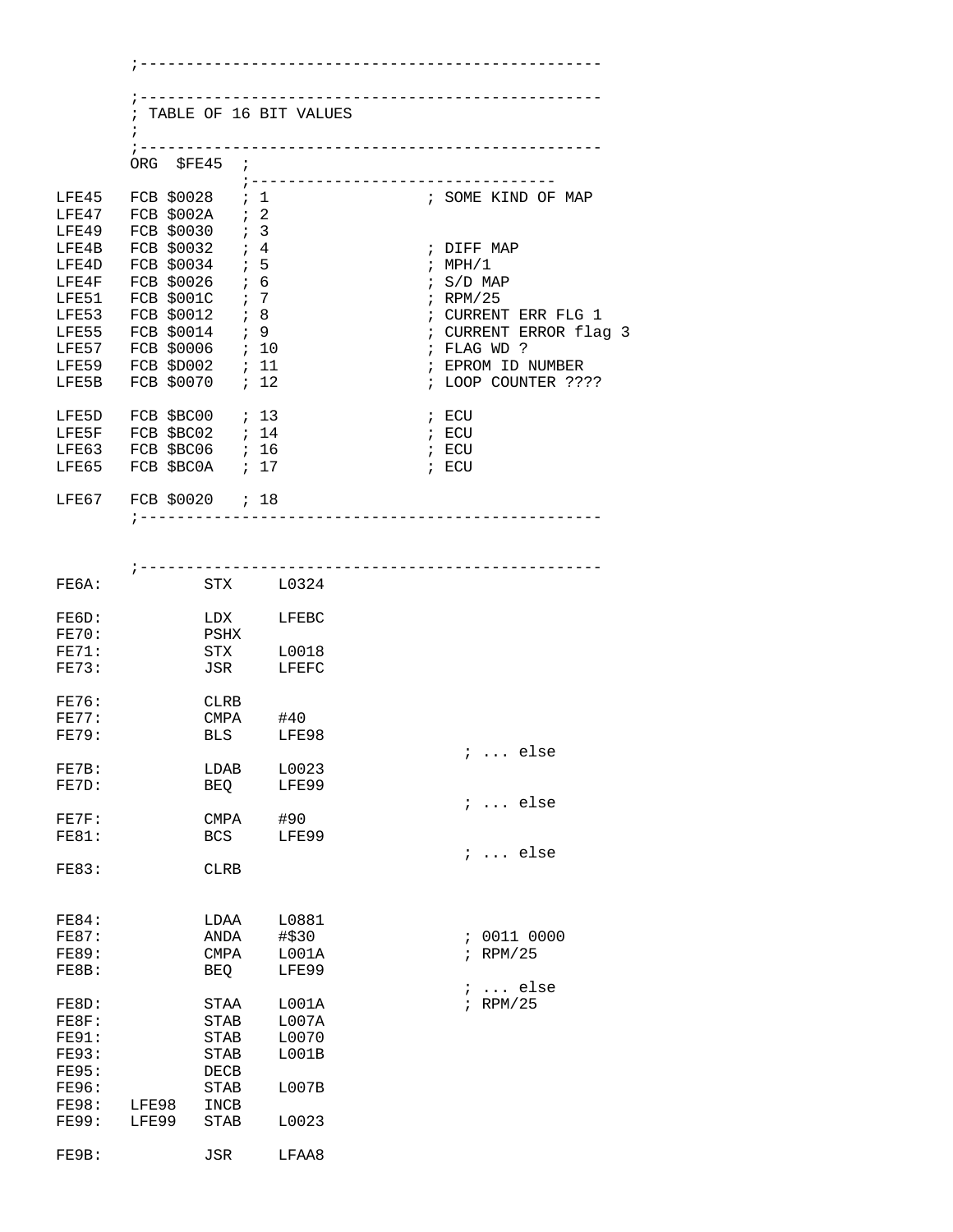```
        ;-------------------------------------------------

        ;-------------------------------------------------
        ; TABLE OF 16 BIT VALUES
        ;
        ;-------------------------------------------------
        ORG  $FE45  ;
                    ;--------------------------------
LFE45   FCB $0028   ; 1                 ; SOME KIND OF MAP
LFE47   FCB $002A   ; 2
LFE49   FCB $0030   ; 3
LFE4B   FCB $0032   ; 4                 ; DIFF MAP
LFE4D   FCB $0034   ; 5                 ; MPH/1
LFE4F   FCB $0026   ; 6                 ; S/D MAP
LFE51   FCB $001C   ; 7                 ; RPM/25
LFE53   FCB $0012   ; 8                 ; CURRENT ERR FLG 1
LFE55   FCB $0014   ; 9                 ; CURRENT ERROR flag 3
LFE57   FCB $0006   ; 10                ; FLAG WD ?
LFE59   FCB $D002   ; 11                ; EPROM ID NUMBER
LFE5B   FCB $0070   ; 12                ; LOOP COUNTER ????

LFE5D   FCB $BC00   ; 13                ; ECU
LFE5F   FCB $BC02   ; 14                ; ECU
LFE63   FCB $BC06   ; 16                ; ECU
LFE65   FCB $BC0A   ; 17                ; ECU

LFE67   FCB $0020   ; 18
        ;-------------------------------------------------


        ;-------------------------------------------------
FE6A:           STX     L0324

FE6D:           LDX     LFEBC
FE70:           PSHX
FE71:           STX     L0018
FE73:           JSR     LFEFC

FE76:           CLRB
FE77:           CMPA    #40
FE79:           BLS     LFE98
                                            ; ... else
FE7B:           LDAB    L0023
FE7D:           BEQ     LFE99
                                            ; ... else
FE7F:           CMPA    #90
FE81:           BCS     LFE99
                                            ; ... else
FE83:           CLRB


FE84:           LDAA    L0881
FE87:           ANDA    #$30                ; 0011 0000
FE89:           CMPA    L001A               ; RPM/25
FE8B:           BEQ     LFE99
                                            ; ... else
FE8D:           STAA    L001A               ; RPM/25
FE8F:           STAB    L007A
FE91:           STAB    L0070
FE93:           STAB    L001B
FE95:           DECB
FE96:           STAB    L007B
FE98:   LFE98   INCB
FE99:   LFE99   STAB    L0023

FE9B:           JSR     LFAA8
```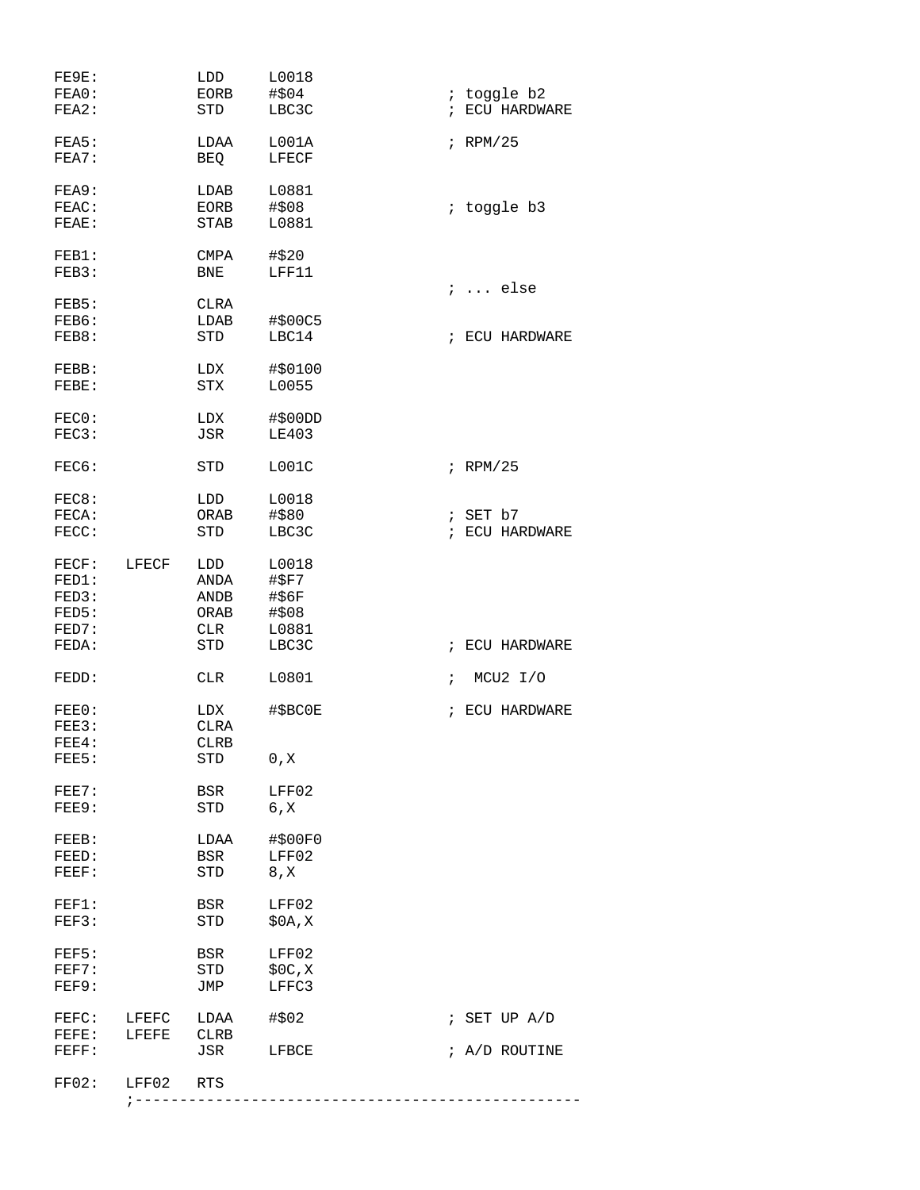```
FE9E:           LDD     L0018
FEA0:           EORB    #$04                    ; toggle b2
FEA2:           STD     LBC3C                   ; ECU HARDWARE

FEA5:           LDAA    L001A                   ; RPM/25
FEA7:           BEQ     LFECF

FEA9:           LDAB    L0881
FEAC:           EORB    #$08                    ; toggle b3
FEAE:           STAB    L0881

FEB1:           CMPA    #$20
FEB3:           BNE     LFF11
                                                ; ... else
FEB5:           CLRA
FEB6:           LDAB    #$00C5
FEB8:           STD     LBC14                   ; ECU HARDWARE

FEBB:           LDX     #$0100
FEBE:           STX     L0055

FEC0:           LDX     #$00DD
FEC3:           JSR     LE403

FEC6:           STD     L001C                   ; RPM/25

FEC8:           LDD     L0018
FECA:           ORAB    #$80                    ; SET b7
FECC:           STD     LBC3C                   ; ECU HARDWARE

FECF:   LFECF   LDD     L0018
FED1:           ANDA    #$F7
FED3:           ANDB    #$6F
FED5:           ORAB    #$08
FED7:           CLR     L0881
FEDA:           STD     LBC3C                   ; ECU HARDWARE

FEDD:           CLR     L0801                   ;  MCU2 I/O

FEE0:           LDX     #$BC0E                  ; ECU HARDWARE
FEE3:           CLRA
FEE4:           CLRB
FEE5:           STD     0,X

FEE7:           BSR     LFF02
FEE9:           STD     6,X

FEEB:           LDAA    #$00F0
FEED:           BSR     LFF02
FEEF:           STD     8,X

FEF1:           BSR     LFF02
FEF3:           STD     $0A,X

FEF5:           BSR     LFF02
FEF7:           STD     $0C,X
FEF9:           JMP     LFFC3

FEFC:   LFEFC   LDAA    #$02                    ; SET UP A/D
FEFE:   LFEFE   CLRB
FEFF:           JSR     LFBCE                   ; A/D ROUTINE

FF02:   LFF02   RTS
        ;--------------------------------------------------
```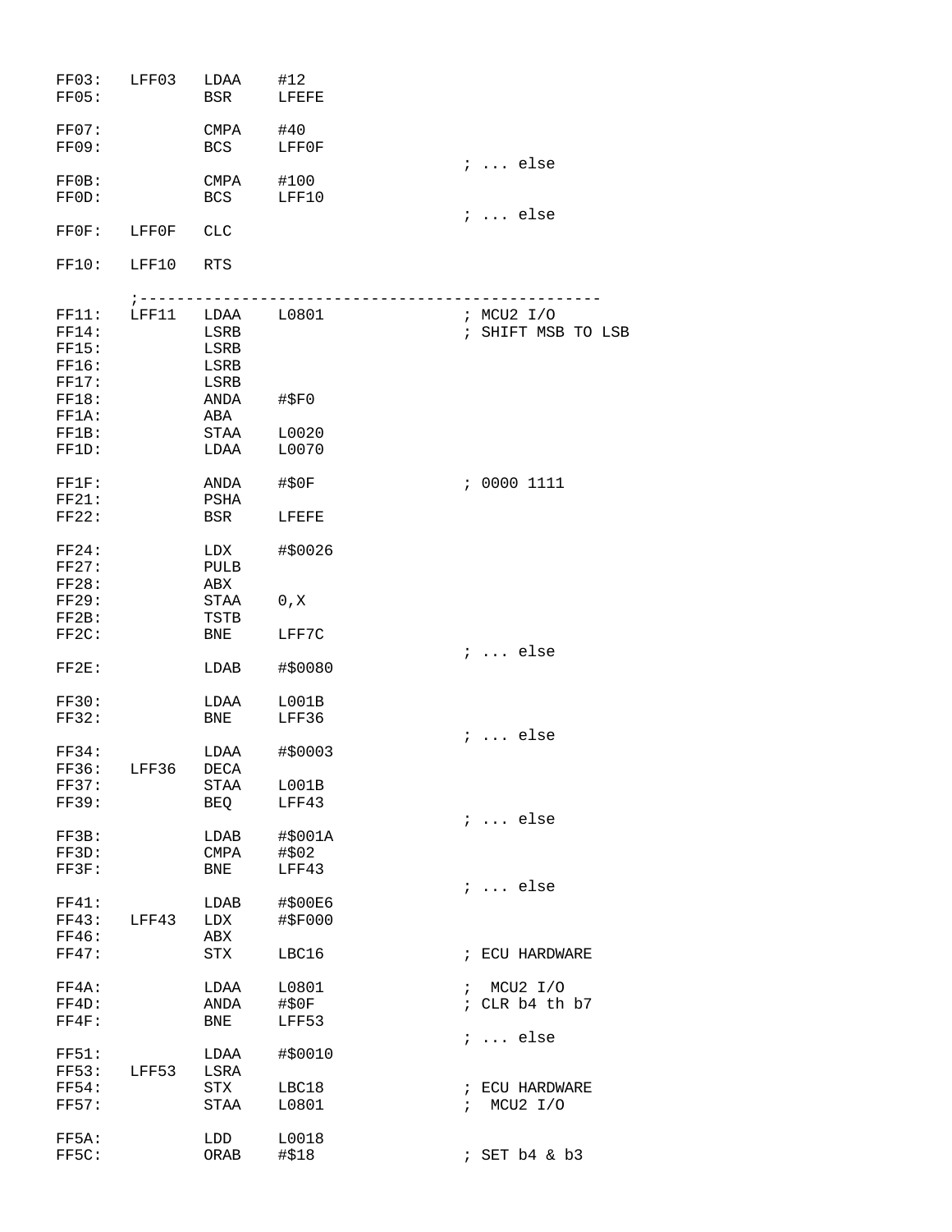```
FF03:   LFF03   LDAA    #12
FF05:           BSR     LFEFE

FF07:           CMPA    #40
FF09:           BCS     LFF0F
                                                ; ... else
FF0B:           CMPA    #100
FF0D:           BCS     LFF10
                                                ; ... else
FF0F:   LFF0F   CLC

FF10:   LFF10   RTS

        ;--------------------------------------------------
FF11:   LFF11   LDAA    L0801                   ; MCU2 I/O
FF14:           LSRB                            ; SHIFT MSB TO LSB
FF15:           LSRB
FF16:           LSRB
FF17:           LSRB
FF18:           ANDA    #$F0
FF1A:           ABA
FF1B:           STAA    L0020
FF1D:           LDAA    L0070

FF1F:           ANDA    #$0F                    ; 0000 1111
FF21:           PSHA
FF22:           BSR     LFEFE

FF24:           LDX     #$0026
FF27:           PULB
FF28:           ABX
FF29:           STAA    0,X
FF2B:           TSTB
FF2C:           BNE     LFF7C
                                                ; ... else
FF2E:           LDAB    #$0080

FF30:           LDAA    L001B
FF32:           BNE     LFF36
                                                ; ... else
FF34:           LDAA    #$0003
FF36:   LFF36   DECA
FF37:           STAA    L001B
FF39:           BEQ     LFF43
                                                ; ... else
FF3B:           LDAB    #$001A
FF3D:           CMPA    #$02
FF3F:           BNE     LFF43
                                                ; ... else
FF41:           LDAB    #$00E6
FF43:   LFF43   LDX     #$F000
FF46:           ABX
FF47:           STX     LBC16                   ; ECU HARDWARE

FF4A:           LDAA    L0801                   ;  MCU2 I/O
FF4D:           ANDA    #$0F                    ; CLR b4 th b7
FF4F:           BNE     LFF53
                                                ; ... else
FF51:           LDAA    #$0010
FF53:   LFF53   LSRA
FF54:           STX     LBC18                   ; ECU HARDWARE
FF57:           STAA    L0801                   ;  MCU2 I/O

FF5A:           LDD     L0018
FF5C:           ORAB    #$18                    ; SET b4 & b3
```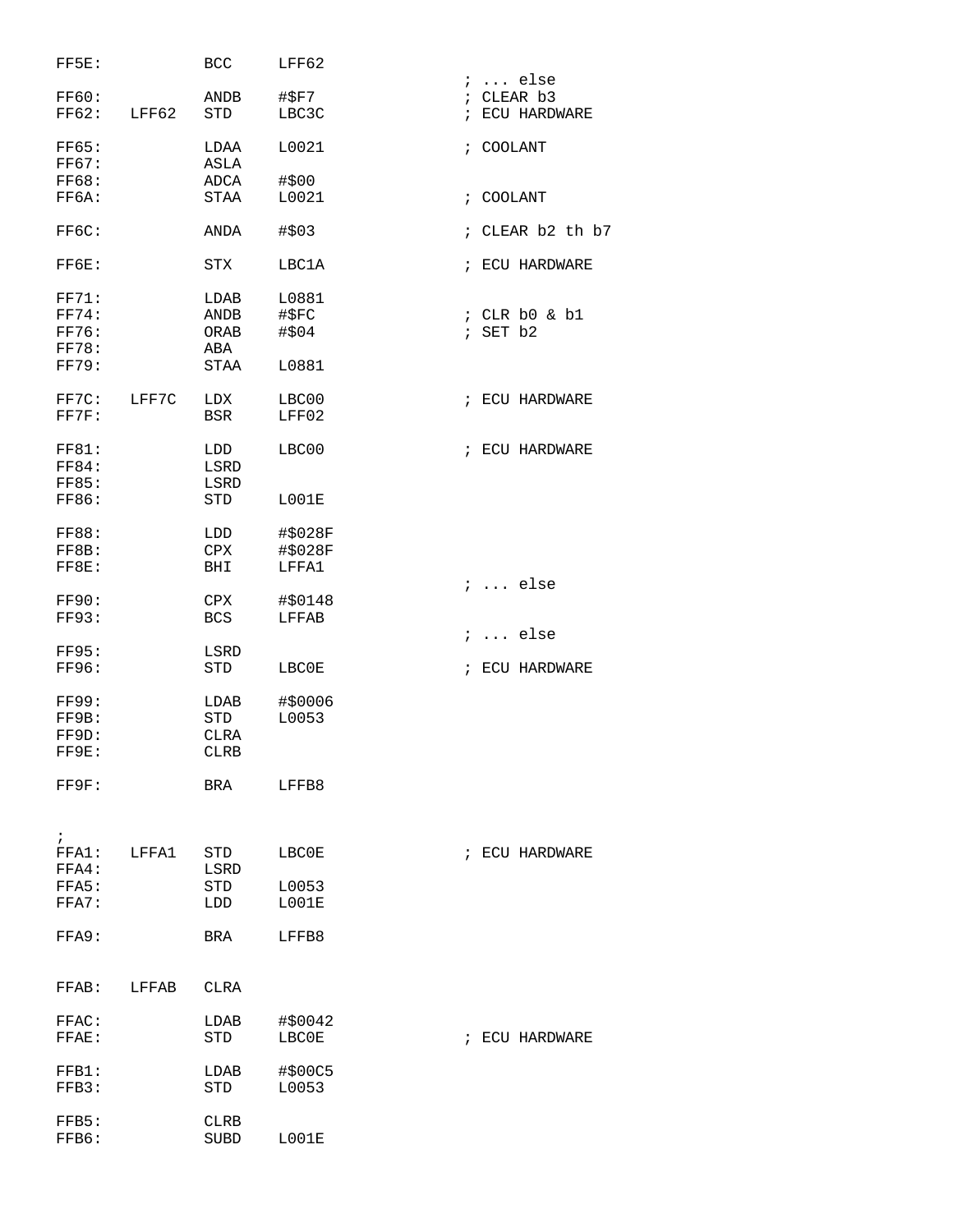```
FF5E:           BCC     LFF62
                                        ; ... else
FF60:           ANDB    #$F7            ; CLEAR b3
FF62:   LFF62   STD     LBC3C           ; ECU HARDWARE

FF65:           LDAA    L0021           ; COOLANT
FF67:           ASLA
FF68:           ADCA    #$00
FF6A:           STAA    L0021           ; COOLANT

FF6C:           ANDA    #$03            ; CLEAR b2 th b7

FF6E:           STX     LBC1A           ; ECU HARDWARE

FF71:           LDAB    L0881
FF74:           ANDB    #$FC            ; CLR b0 & b1
FF76:           ORAB    #$04            ; SET b2
FF78:           ABA
FF79:           STAA    L0881

FF7C:   LFF7C   LDX     LBC00           ; ECU HARDWARE
FF7F:           BSR     LFF02

FF81:           LDD     LBC00           ; ECU HARDWARE
FF84:           LSRD
FF85:           LSRD
FF86:           STD     L001E

FF88:           LDD     #$028F
FF8B:           CPX     #$028F
FF8E:           BHI     LFFA1
                                        ; ... else
FF90:           CPX     #$0148
FF93:           BCS     LFFAB
                                        ; ... else
FF95:           LSRD
FF96:           STD     LBC0E           ; ECU HARDWARE

FF99:           LDAB    #$0006
FF9B:           STD     L0053
FF9D:           CLRA
FF9E:           CLRB

FF9F:           BRA     LFFB8


;
FFA1:   LFFA1   STD     LBC0E           ; ECU HARDWARE
FFA4:           LSRD
FFA5:           STD     L0053
FFA7:           LDD     L001E

FFA9:           BRA     LFFB8


FFAB:   LFFAB   CLRA

FFAC:           LDAB    #$0042
FFAE:           STD     LBC0E           ; ECU HARDWARE

FFB1:           LDAB    #$00C5
FFB3:           STD     L0053

FFB5:           CLRB
FFB6:           SUBD    L001E
```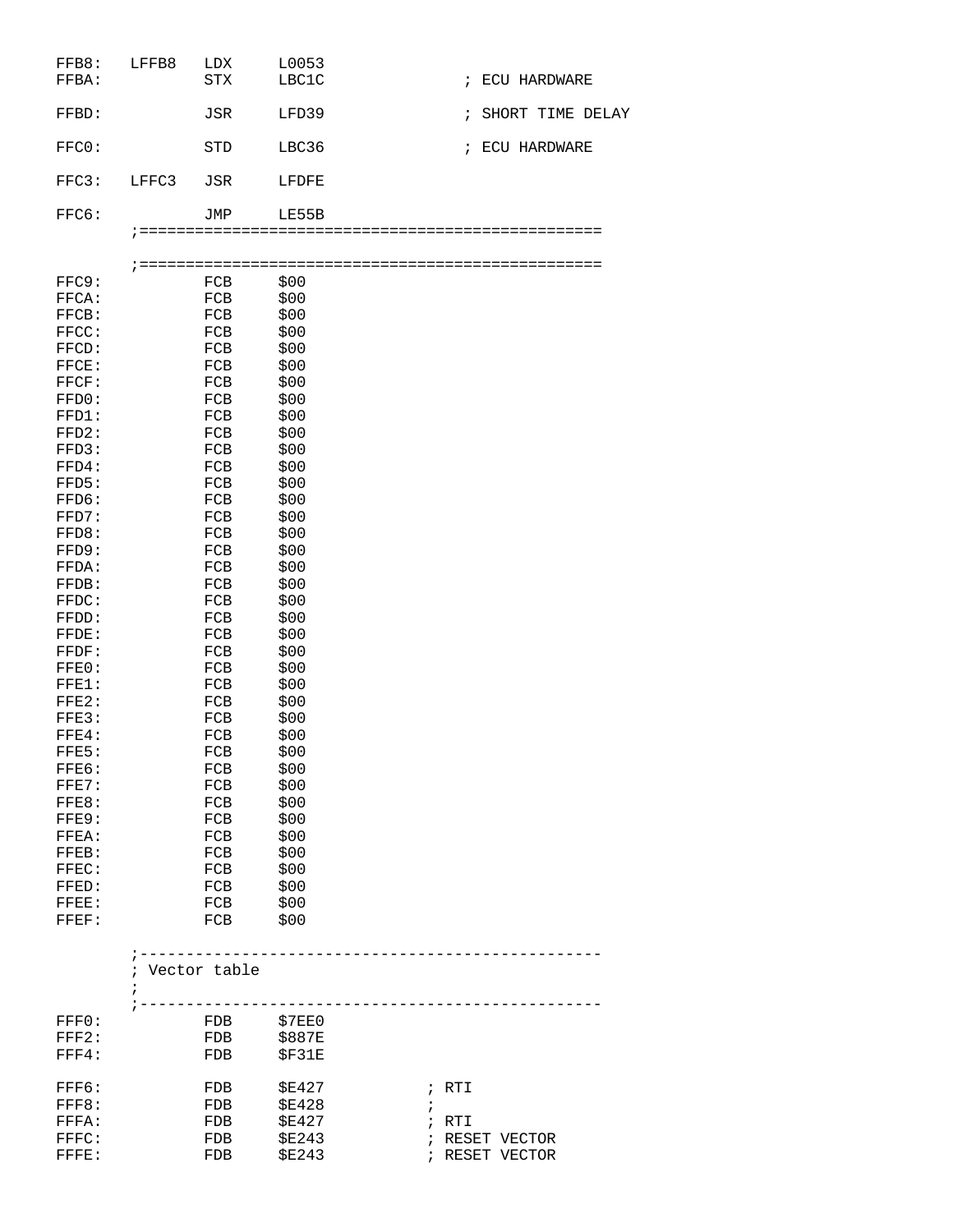```
FFB8:   LFFB8   LDX     L0053
FFBA:           STX     LBC1C               ; ECU HARDWARE

FFBD:           JSR     LFD39               ; SHORT TIME DELAY

FFC0:           STD     LBC36               ; ECU HARDWARE

FFC3:   LFFC3   JSR     LFDFE

FFC6:           JMP     LE55B
        ;==================================================

        ;==================================================
FFC9:           FCB     $00
FFCA:           FCB     $00
FFCB:           FCB     $00
FFCC:           FCB     $00
FFCD:           FCB     $00
FFCE:           FCB     $00
FFCF:           FCB     $00
FFD0:           FCB     $00
FFD1:           FCB     $00
FFD2:           FCB     $00
FFD3:           FCB     $00
FFD4:           FCB     $00
FFD5:           FCB     $00
FFD6:           FCB     $00
FFD7:           FCB     $00
FFD8:           FCB     $00
FFD9:           FCB     $00
FFDA:           FCB     $00
FFDB:           FCB     $00
FFDC:           FCB     $00
FFDD:           FCB     $00
FFDE:           FCB     $00
FFDF:           FCB     $00
FFE0:           FCB     $00
FFE1:           FCB     $00
FFE2:           FCB     $00
FFE3:           FCB     $00
FFE4:           FCB     $00
FFE5:           FCB     $00
FFE6:           FCB     $00
FFE7:           FCB     $00
FFE8:           FCB     $00
FFE9:           FCB     $00
FFEA:           FCB     $00
FFEB:           FCB     $00
FFEC:           FCB     $00
FFED:           FCB     $00
FFEE:           FCB     $00
FFEF:           FCB     $00

        ;--------------------------------------------------
        ; Vector table
        ;
        ;--------------------------------------------------
FFF0:           FDB     $7EE0
FFF2:           FDB     $887E
FFF4:           FDB     $F31E

FFF6:           FDB     $E427          ; RTI
FFF8:           FDB     $E428          ;
FFFA:           FDB     $E427          ; RTI
FFFC:           FDB     $E243          ; RESET VECTOR
FFFE:           FDB     $E243          ; RESET VECTOR
```